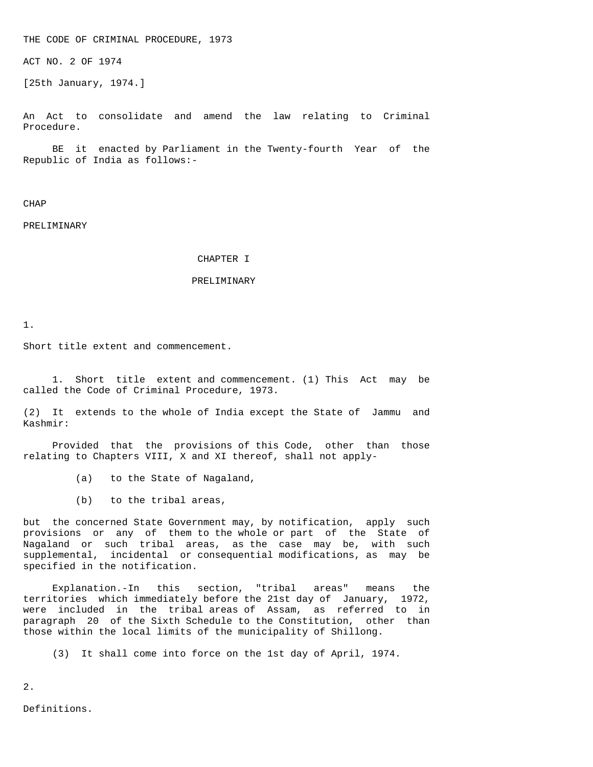THE CODE OF CRIMINAL PROCEDURE, 1973

ACT NO. 2 OF 1974

[25th January, 1974.]

An Act to consolidate and amend the law relating to Criminal Procedure.

BE it enacted by Parliament in the Twenty-fourth Year of the Republic of India as follows:-

CHAP

PRELIMINARY

# CHAPTER I

## PRELIMINARY

1.

Short title extent and commencement.

1. Short title extent and commencement. (1) This Act may be called the Code of Criminal Procedure, 1973.

(2) It extends to the whole of India except the State of Jammu and Kashmir:

Provided that the provisions of this Code, other than those relating to Chapters VIII, X and XI thereof, shall not apply-

(a) to the State of Nagaland,

(b) to the tribal areas,

but the concerned State Government may, by notification, apply such provisions or any of them to the whole or part of the State of Nagaland or such tribal areas, as the case may be, with such supplemental, incidental or consequential modifications, as may be specified in the notification.

Explanation.-In this section, "tribal areas" means the territories which immediately before the 21st day of January, 1972, were included in the tribal areas of Assam, as referred to in paragraph 20 of the Sixth Schedule to the Constitution, other than those within the local limits of the municipality of Shillong.

(3) It shall come into force on the 1st day of April, 1974.

2.

Definitions.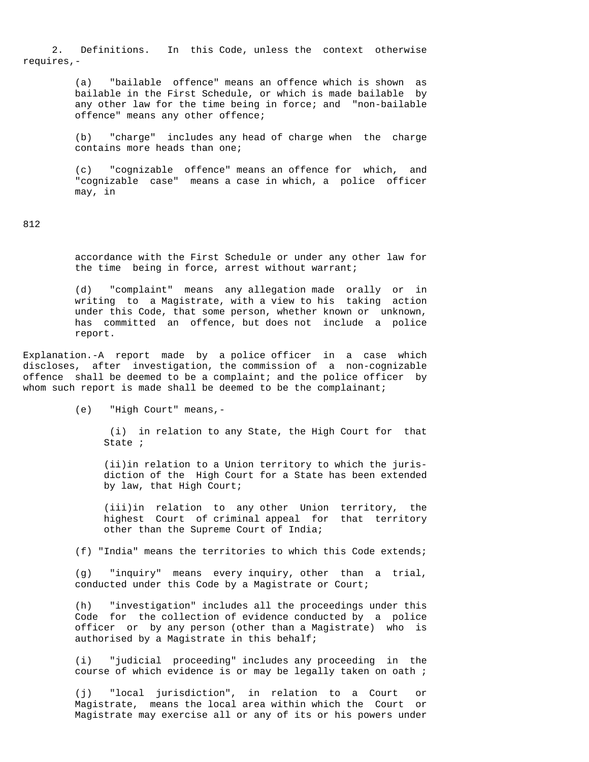2. Definitions. In this Code, unless the context otherwise requires,-

(a) "bailable offence" means an offence which is shown as bailable in the First Schedule, or which is made bailable by any other law for the time being in force; and "non-bailable offence" means any other offence;

(b) "charge" includes any head of charge when the charge contains more heads than one;

(c) "cognizable offence" means an offence for which, and "cognizable case" means a case in which, a police officer may, in accordance with the First Schedule or under any other law for the time being in force, arrest without warrant;

(d) "complaint" means any allegation made orally or in writing to a Magistrate, with a view to his taking action under this Code, that some person, whether known or unknown, has committed an offence, but does not include a police report.

Explanation.-A report made by a police officer in a case which discloses, after investigation, the commission of a non-cognizable offence shall be deemed to be a complaint; and the police officer by whom such report is made shall be deemed to be the complainant;

(e) "High Court" means,-

(i) in relation to any State, the High Court for that State ;

(ii) in relation to a Union territory to which the jurisdiction of the High Court for a State has been extended by law, that High Court;

(iii) in relation to any other Union territory, the highest Court of criminal appeal for that territory other than the Supreme Court of India;

(f) "India" means the territories to which this Code extends;

(g) "inquiry" means every inquiry, other than a trial, conducted under this Code by a Magistrate or Court;

(h) "investigation" includes all the proceedings under this Code for the collection of evidence conducted by a police officer or by any person (other than a Magistrate) who is authorised by a Magistrate in this behalf;

(i) "judicial proceeding" includes any proceeding in the course of which evidence is or may be legally taken on oath ;

(j) "local jurisdiction", in relation to a Court or Magistrate, means the local area within which the Court or Magistrate may exercise all or any of its or his powers under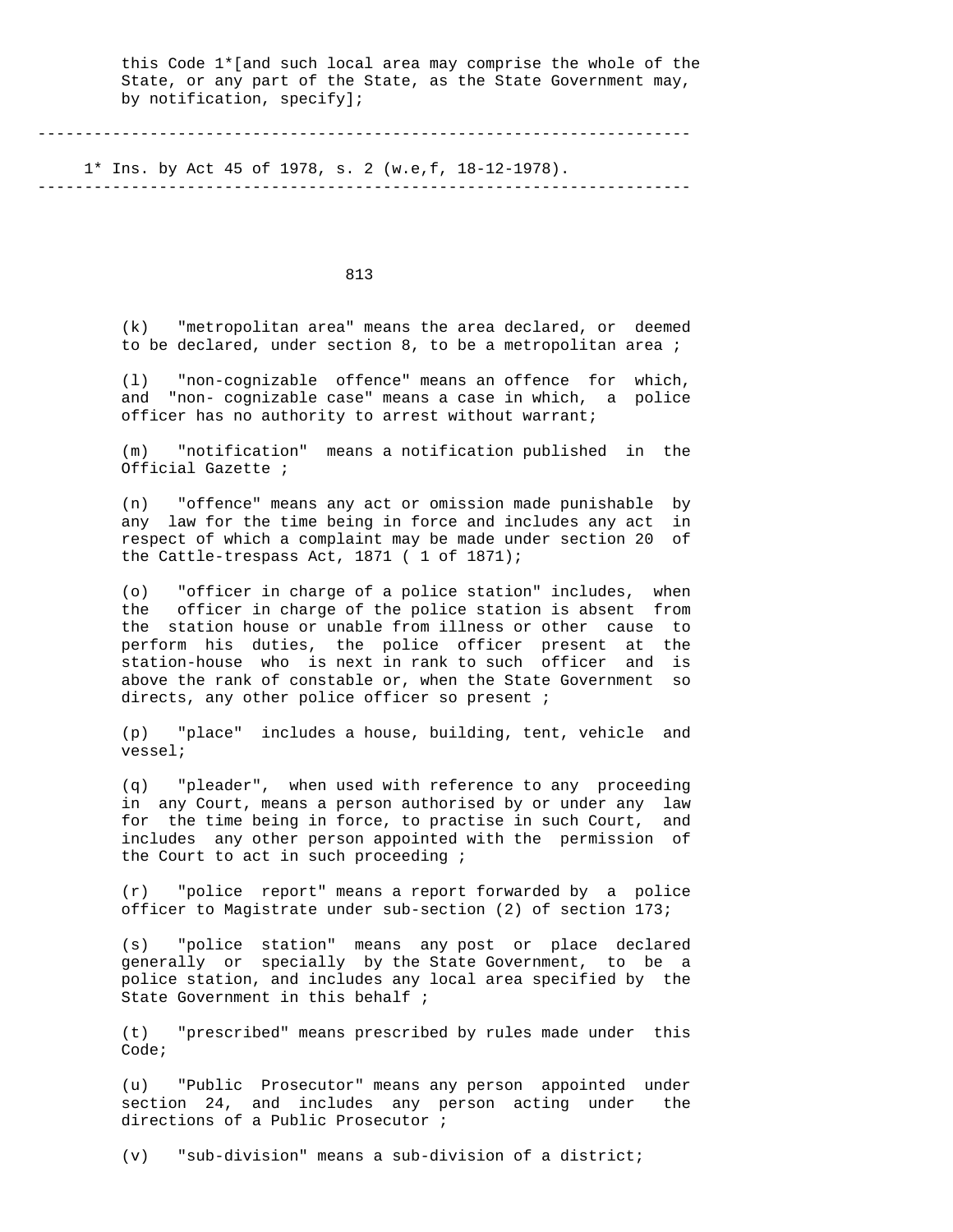this Code 1*[and such local area may comprise the whole of the State, or any part of the State, as the State Government may, by notification, specify];

---

1* Ins. by Act 45 of 1978, s. 2 (w.e,f, 18-12-1978).

---

(k) "metropolitan area" means the area declared, or deemed to be declared, under section 8, to be a metropolitan area ;

(l) "non-cognizable offence" means an offence for which, and "non- cognizable case" means a case in which, a police officer has no authority to arrest without warrant;

(m) "notification" means a notification published in the Official Gazette ;

(n) "offence" means any act or omission made punishable by any law for the time being in force and includes any act in respect of which a complaint may be made under section 20 of the Cattle-trespass Act, 1871 ( 1 of 1871);

(o) "officer in charge of a police station" includes, when the officer in charge of the police station is absent from the station house or unable from illness or other cause to perform his duties, the police officer present at the station-house who is next in rank to such officer and is above the rank of constable or, when the State Government so directs, any other police officer so present ;

(p) "place" includes a house, building, tent, vehicle and vessel;

(q) "pleader", when used with reference to any proceeding in any Court, means a person authorised by or under any law for the time being in force, to practise in such Court, and includes any other person appointed with the permission of the Court to act in such proceeding ;

(r) "police report" means a report forwarded by a police officer to Magistrate under sub-section (2) of section 173;

(s) "police station" means any post or place declared generally or specially by the State Government, to be a police station, and includes any local area specified by the State Government in this behalf ;

(t) "prescribed" means prescribed by rules made under this Code;

(u) "Public Prosecutor" means any person appointed under section 24, and includes any person acting under the directions of a Public Prosecutor ;

(v) "sub-division" means a sub-division of a district;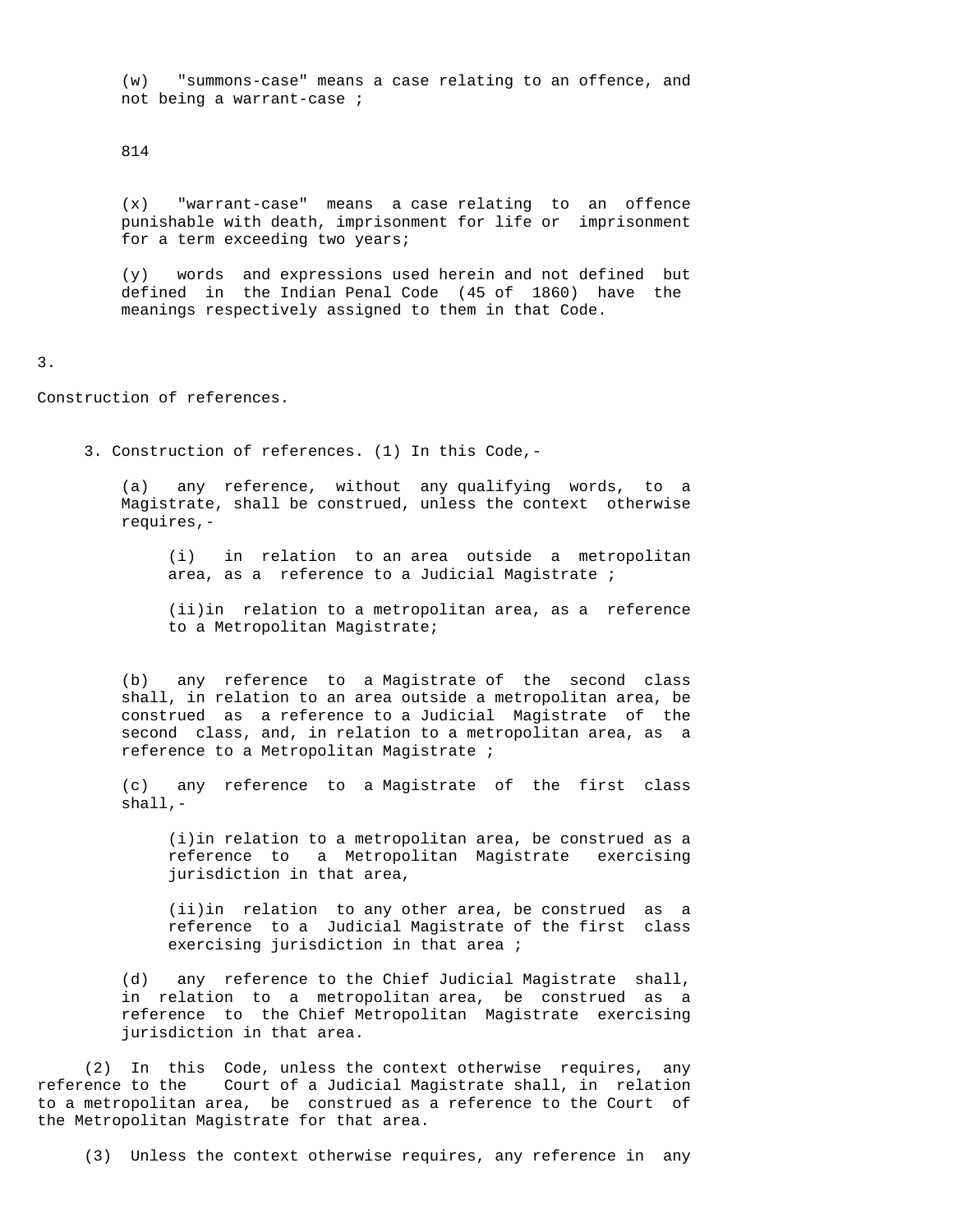(w) "summons-case" means a case relating to an offence, and not being a warrant-case ;

(x) "warrant-case" means a case relating to an offence punishable with death, imprisonment for life or imprisonment for a term exceeding two years;

(y) words and expressions used herein and not defined but defined in the Indian Penal Code (45 of 1860) have the meanings respectively assigned to them in that Code.

3.

Construction of references.

3. Construction of references. (1) In this Code,-

(a) any reference, without any qualifying words, to a Magistrate, shall be construed, unless the context otherwise requires,-

(i) in relation to an area outside a metropolitan area, as a reference to a Judicial Magistrate ;

(ii) in relation to a metropolitan area, as a reference to a Metropolitan Magistrate;

(b) any reference to a Magistrate of the second class shall, in relation to an area outside a metropolitan area, be construed as a reference to a Judicial Magistrate of the second class, and, in relation to a metropolitan area, as a reference to a Metropolitan Magistrate ;

(c) any reference to a Magistrate of the first class shall,-

(i) in relation to a metropolitan area, be construed as a reference to a Metropolitan Magistrate exercising jurisdiction in that area,

(ii) in relation to any other area, be construed as a reference to a Judicial Magistrate of the first class exercising jurisdiction in that area ;

(d) any reference to the Chief Judicial Magistrate shall, in relation to a metropolitan area, be construed as a reference to the Chief Metropolitan Magistrate exercising jurisdiction in that area.

(2) In this Code, unless the context otherwise requires, any reference to the Court of a Judicial Magistrate shall, in relation to a metropolitan area, be construed as a reference to the Court of the Metropolitan Magistrate for that area.

(3) Unless the context otherwise requires, any reference in any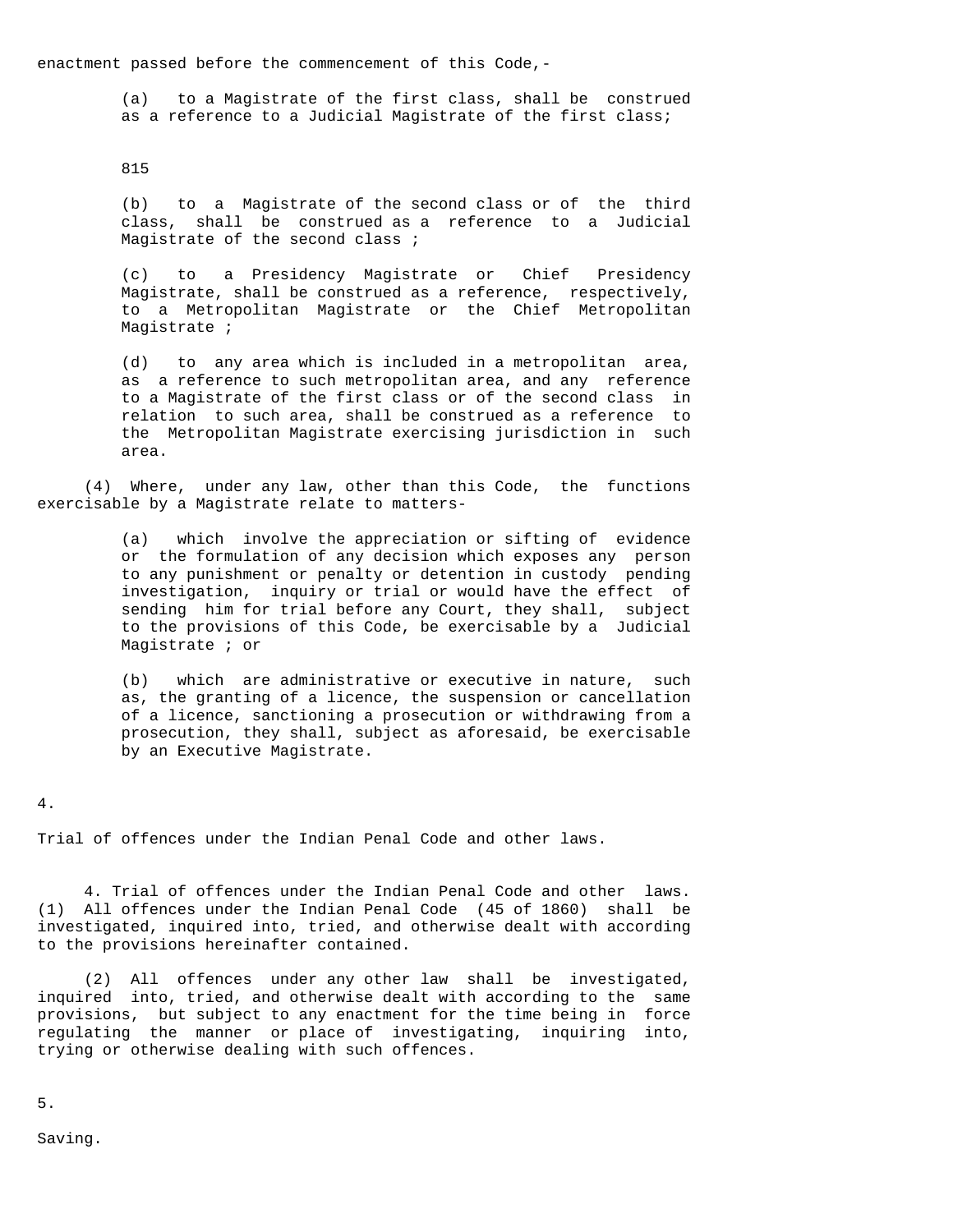enactment passed before the commencement of this Code,-

(a) to a Magistrate of the first class, shall be construed as a reference to a Judicial Magistrate of the first class;

(b) to a Magistrate of the second class or of the third class, shall be construed as a reference to a Judicial Magistrate of the second class ;

(c) to a Presidency Magistrate or Chief Presidency Magistrate, shall be construed as a reference, respectively, to a Metropolitan Magistrate or the Chief Metropolitan Magistrate ;

(d) to any area which is included in a metropolitan area, as a reference to such metropolitan area, and any reference to a Magistrate of the first class or of the second class in relation to such area, shall be construed as a reference to the Metropolitan Magistrate exercising jurisdiction in such area.

(4) Where, under any law, other than this Code, the functions exercisable by a Magistrate relate to matters-

(a) which involve the appreciation or sifting of evidence or the formulation of any decision which exposes any person to any punishment or penalty or detention in custody pending investigation, inquiry or trial or would have the effect of sending him for trial before any Court, they shall, subject to the provisions of this Code, be exercisable by a Judicial Magistrate ; or

(b) which are administrative or executive in nature, such as, the granting of a licence, the suspension or cancellation of a licence, sanctioning a prosecution or withdrawing from a prosecution, they shall, subject as aforesaid, be exercisable by an Executive Magistrate.

4.

Trial of offences under the Indian Penal Code and other laws.

4. Trial of offences under the Indian Penal Code and other laws. (1) All offences under the Indian Penal Code (45 of 1860) shall be investigated, inquired into, tried, and otherwise dealt with according to the provisions hereinafter contained.

(2) All offences under any other law shall be investigated, inquired into, tried, and otherwise dealt with according to the same provisions, but subject to any enactment for the time being in force regulating the manner or place of investigating, inquiring into, trying or otherwise dealing with such offences.

5.

Saving.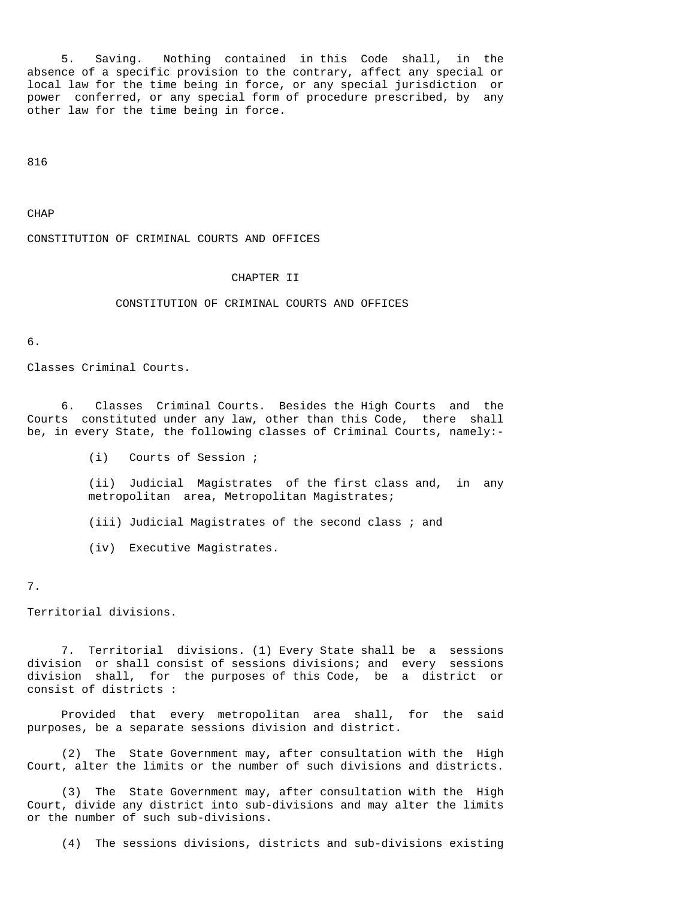5. Saving. Nothing contained in this Code shall, in the absence of a specific provision to the contrary, affect any special or local law for the time being in force, or any special jurisdiction or power conferred, or any special form of procedure prescribed, by any other law for the time being in force.

CHAP

CONSTITUTION OF CRIMINAL COURTS AND OFFICES

## CHAPTER II

## CONSTITUTION OF CRIMINAL COURTS AND OFFICES

6.

Classes Criminal Courts.

6. Classes Criminal Courts. Besides the High Courts and the Courts constituted under any law, other than this Code, there shall be, in every State, the following classes of Criminal Courts, namely:-

(i) Courts of Session ;

(ii) Judicial Magistrates of the first class and, in any metropolitan area, Metropolitan Magistrates;

(iii) Judicial Magistrates of the second class ; and

(iv) Executive Magistrates.

7.

Territorial divisions.

7. Territorial divisions. (1) Every State shall be a sessions division or shall consist of sessions divisions; and every sessions division shall, for the purposes of this Code, be a district or consist of districts :

Provided that every metropolitan area shall, for the said purposes, be a separate sessions division and district.

(2) The State Government may, after consultation with the High Court, alter the limits or the number of such divisions and districts.

(3) The State Government may, after consultation with the High Court, divide any district into sub-divisions and may alter the limits or the number of such sub-divisions.

(4) The sessions divisions, districts and sub-divisions existing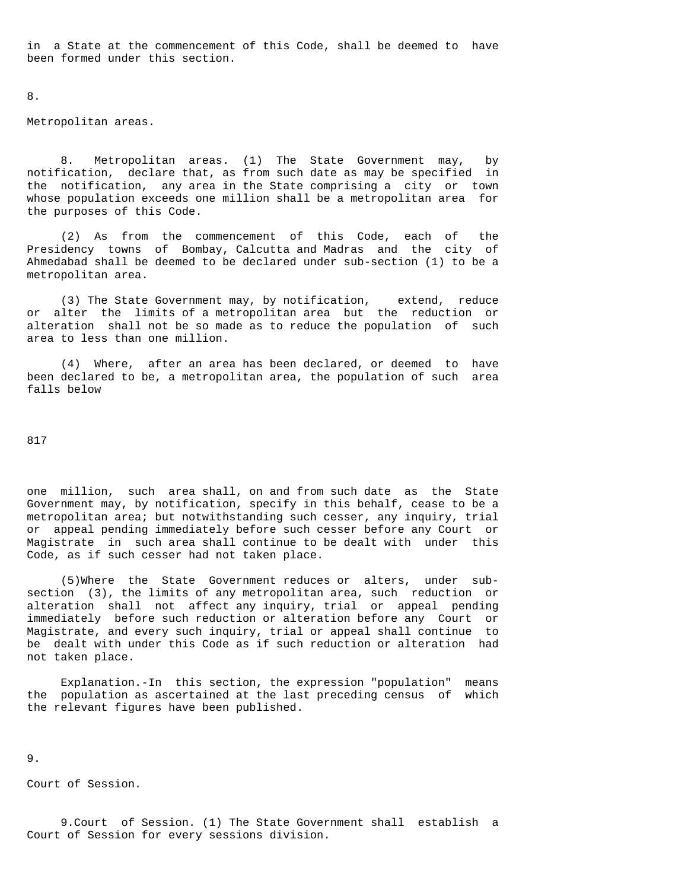in a State at the commencement of this Code, shall be deemed to have been formed under this section.

8.

Metropolitan areas.

8. Metropolitan areas. (1) The State Government may, by notification, declare that, as from such date as may be specified in the notification, any area in the State comprising a city or town whose population exceeds one million shall be a metropolitan area for the purposes of this Code.

(2) As from the commencement of this Code, each of the Presidency towns of Bombay, Calcutta and Madras and the city of Ahmedabad shall be deemed to be declared under sub-section (1) to be a metropolitan area.

(3) The State Government may, by notification, extend, reduce or alter the limits of a metropolitan area but the reduction or alteration shall not be so made as to reduce the population of such area to less than one million.

(4) Where, after an area has been declared, or deemed to have been declared to be, a metropolitan area, the population of such area falls below one million, such area shall, on and from such date as the State Government may, by notification, specify in this behalf, cease to be a metropolitan area; but notwithstanding such cesser, any inquiry, trial or appeal pending immediately before such cesser before any Court or Magistrate in such area shall continue to be dealt with under this Code, as if such cesser had not taken place.

(5)Where the State Government reduces or alters, under sub-section (3), the limits of any metropolitan area, such reduction or alteration shall not affect any inquiry, trial or appeal pending immediately before such reduction or alteration before any Court or Magistrate, and every such inquiry, trial or appeal shall continue to be dealt with under this Code as if such reduction or alteration had not taken place.

Explanation.-In this section, the expression "population" means the population as ascertained at the last preceding census of which the relevant figures have been published.

9.

Court of Session.

9.Court of Session. (1) The State Government shall establish a Court of Session for every sessions division.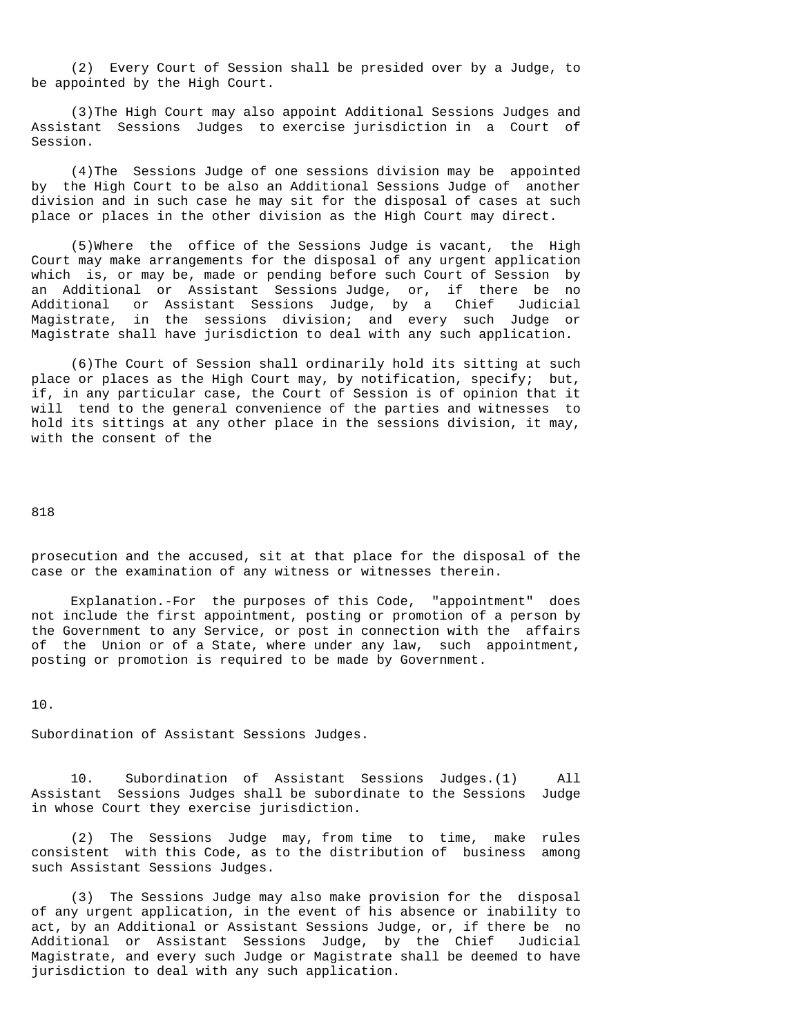(2) Every Court of Session shall be presided over by a Judge, to be appointed by the High Court.

(3) The High Court may also appoint Additional Sessions Judges and Assistant Sessions Judges to exercise jurisdiction in a Court of Session.

(4) The Sessions Judge of one sessions division may be appointed by the High Court to be also an Additional Sessions Judge of another division and in such case he may sit for the disposal of cases at such place or places in the other division as the High Court may direct.

(5) Where the office of the Sessions Judge is vacant, the High Court may make arrangements for the disposal of any urgent application which is, or may be, made or pending before such Court of Session by an Additional or Assistant Sessions Judge, or, if there be no Additional or Assistant Sessions Judge, by a Chief Judicial Magistrate, in the sessions division; and every such Judge or Magistrate shall have jurisdiction to deal with any such application.

(6) The Court of Session shall ordinarily hold its sitting at such place or places as the High Court may, by notification, specify; but, if, in any particular case, the Court of Session is of opinion that it will tend to the general convenience of the parties and witnesses to hold its sittings at any other place in the sessions division, it may, with the consent of the prosecution and the accused, sit at that place for the disposal of the case or the examination of any witness or witnesses therein.

Explanation.-For the purposes of this Code, "appointment" does not include the first appointment, posting or promotion of a person by the Government to any Service, or post in connection with the affairs of the Union or of a State, where under any law, such appointment, posting or promotion is required to be made by Government.

10.

Subordination of Assistant Sessions Judges.

10. Subordination of Assistant Sessions Judges.(1) All Assistant Sessions Judges shall be subordinate to the Sessions Judge in whose Court they exercise jurisdiction.

(2) The Sessions Judge may, from time to time, make rules consistent with this Code, as to the distribution of business among such Assistant Sessions Judges.

(3) The Sessions Judge may also make provision for the disposal of any urgent application, in the event of his absence or inability to act, by an Additional or Assistant Sessions Judge, or, if there be no Additional or Assistant Sessions Judge, by the Chief Judicial Magistrate, and every such Judge or Magistrate shall be deemed to have jurisdiction to deal with any such application.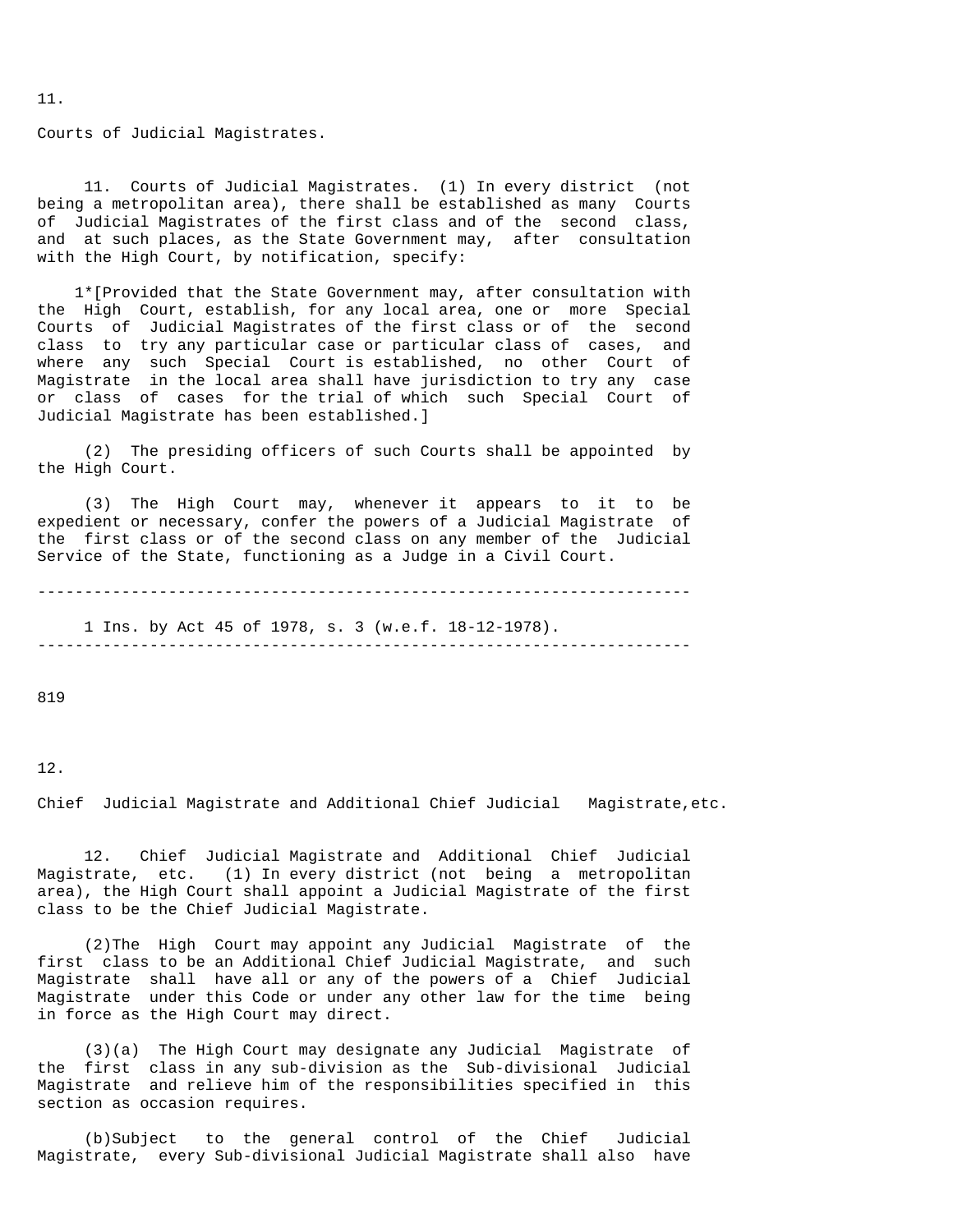11.

## Courts of Judicial Magistrates.

11. Courts of Judicial Magistrates. (1) In every district (not being a metropolitan area), there shall be established as many Courts of Judicial Magistrates of the first class and of the second class, and at such places, as the State Government may, after consultation with the High Court, by notification, specify:

1*[Provided that the State Government may, after consultation with the High Court, establish, for any local area, one or more Special Courts of Judicial Magistrates of the first class or of the second class to try any particular case or particular class of cases, and where any such Special Court is established, no other Court of Magistrate in the local area shall have jurisdiction to try any case or class of cases for the trial of which such Special Court of Judicial Magistrate has been established.]

(2) The presiding officers of such Courts shall be appointed by the High Court.

(3) The High Court may, whenever it appears to it to be expedient or necessary, confer the powers of a Judicial Magistrate of the first class or of the second class on any member of the Judicial Service of the State, functioning as a Judge in a Civil Court.

---

1 Ins. by Act 45 of 1978, s. 3 (w.e.f. 18-12-1978).

---

819

12.

## Chief Judicial Magistrate and Additional Chief Judicial Magistrate,etc.

12. Chief Judicial Magistrate and Additional Chief Judicial Magistrate, etc. (1) In every district (not being a metropolitan area), the High Court shall appoint a Judicial Magistrate of the first class to be the Chief Judicial Magistrate.

(2)The High Court may appoint any Judicial Magistrate of the first class to be an Additional Chief Judicial Magistrate, and such Magistrate shall have all or any of the powers of a Chief Judicial Magistrate under this Code or under any other law for the time being in force as the High Court may direct.

(3)(a) The High Court may designate any Judicial Magistrate of the first class in any sub-division as the Sub-divisional Judicial Magistrate and relieve him of the responsibilities specified in this section as occasion requires.

(b)Subject to the general control of the Chief Judicial Magistrate, every Sub-divisional Judicial Magistrate shall also have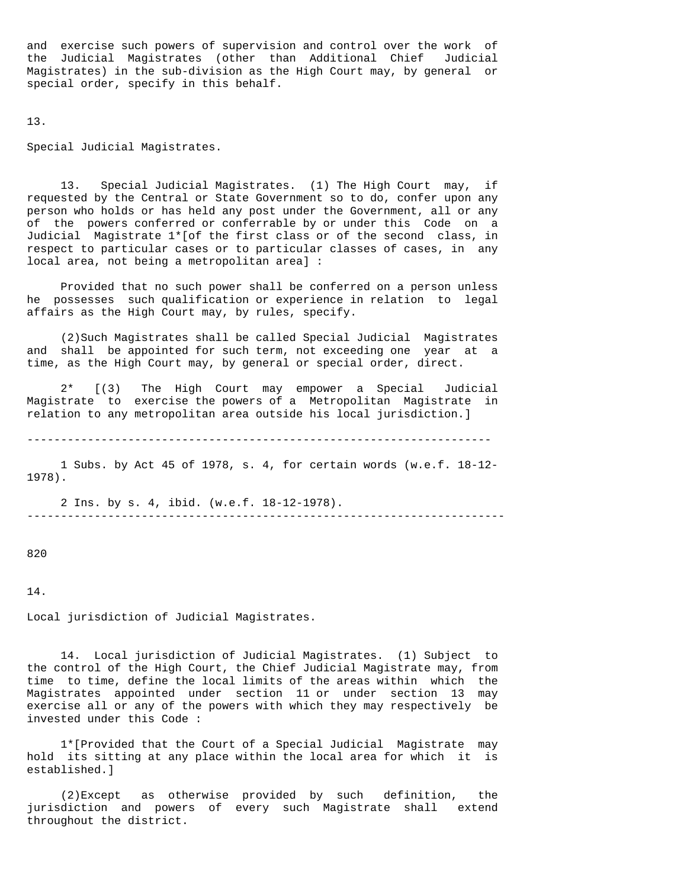and exercise such powers of supervision and control over the work of the Judicial Magistrates (other than Additional Chief Judicial Magistrates) in the sub-division as the High Court may, by general or special order, specify in this behalf.

13.

Special Judicial Magistrates.

13. Special Judicial Magistrates. (1) The High Court may, if requested by the Central or State Government so to do, confer upon any person who holds or has held any post under the Government, all or any of the powers conferred or conferrable by or under this Code on a Judicial Magistrate 1*[of the first class or of the second class, in respect to particular cases or to particular classes of cases, in any local area, not being a metropolitan area] :

Provided that no such power shall be conferred on a person unless he possesses such qualification or experience in relation to legal affairs as the High Court may, by rules, specify.

(2)Such Magistrates shall be called Special Judicial Magistrates and shall be appointed for such term, not exceeding one year at a time, as the High Court may, by general or special order, direct.

2* [(3) The High Court may empower a Special Judicial Magistrate to exercise the powers of a Metropolitan Magistrate in relation to any metropolitan area outside his local jurisdiction.]

---

1 Subs. by Act 45 of 1978, s. 4, for certain words (w.e.f. 18-12-1978).

2 Ins. by s. 4, ibid. (w.e.f. 18-12-1978).

---

14.

Local jurisdiction of Judicial Magistrates.

14. Local jurisdiction of Judicial Magistrates. (1) Subject to the control of the High Court, the Chief Judicial Magistrate may, from time to time, define the local limits of the areas within which the Magistrates appointed under section 11 or under section 13 may exercise all or any of the powers with which they may respectively be invested under this Code :

1*[Provided that the Court of a Special Judicial Magistrate may hold its sitting at any place within the local area for which it is established.]

(2)Except as otherwise provided by such definition, the jurisdiction and powers of every such Magistrate shall extend throughout the district.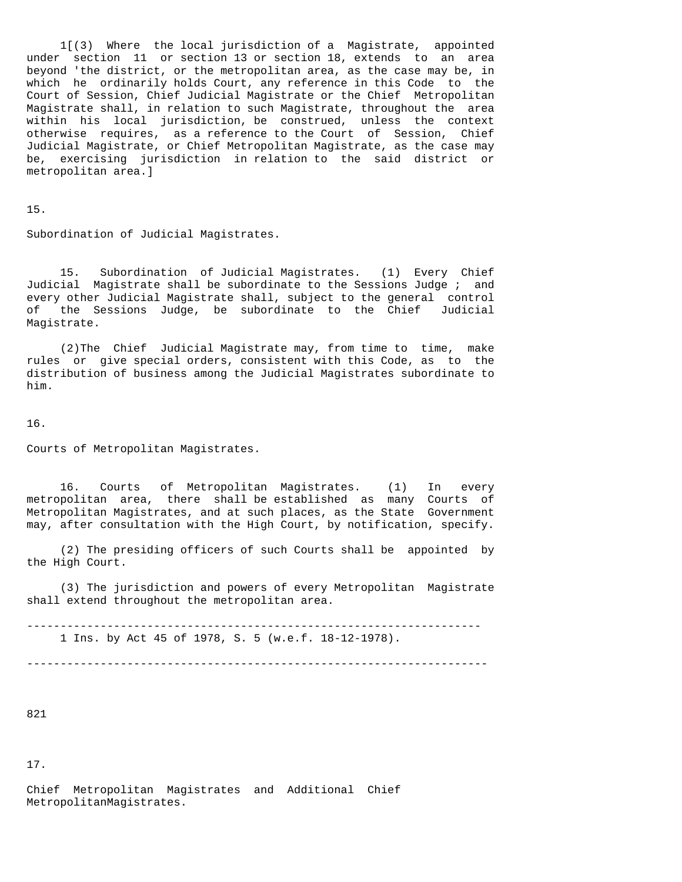1[(3) Where the local jurisdiction of a Magistrate, appointed under section 11 or section 13 or section 18, extends to an area beyond 'the district, or the metropolitan area, as the case may be, in which he ordinarily holds Court, any reference in this Code to the Court of Session, Chief Judicial Magistrate or the Chief Metropolitan Magistrate shall, in relation to such Magistrate, throughout the area within his local jurisdiction, be construed, unless the context otherwise requires, as a reference to the Court of Session, Chief Judicial Magistrate, or Chief Metropolitan Magistrate, as the case may be, exercising jurisdiction in relation to the said district or metropolitan area.]

15.

Subordination of Judicial Magistrates.

15. Subordination of Judicial Magistrates. (1) Every Chief Judicial Magistrate shall be subordinate to the Sessions Judge ; and every other Judicial Magistrate shall, subject to the general control of the Sessions Judge, be subordinate to the Chief Judicial Magistrate.

(2)The Chief Judicial Magistrate may, from time to time, make rules or give special orders, consistent with this Code, as to the distribution of business among the Judicial Magistrates subordinate to him.

16.

Courts of Metropolitan Magistrates.

16. Courts of Metropolitan Magistrates. (1) In every metropolitan area, there shall be established as many Courts of Metropolitan Magistrates, and at such places, as the State Government may, after consultation with the High Court, by notification, specify.

(2) The presiding officers of such Courts shall be appointed by the High Court.

(3) The jurisdiction and powers of every Metropolitan Magistrate shall extend throughout the metropolitan area.

---

1 Ins. by Act 45 of 1978, S. 5 (w.e.f. 18-12-1978).

---

17.

Chief Metropolitan Magistrates and Additional Chief MetropolitanMagistrates.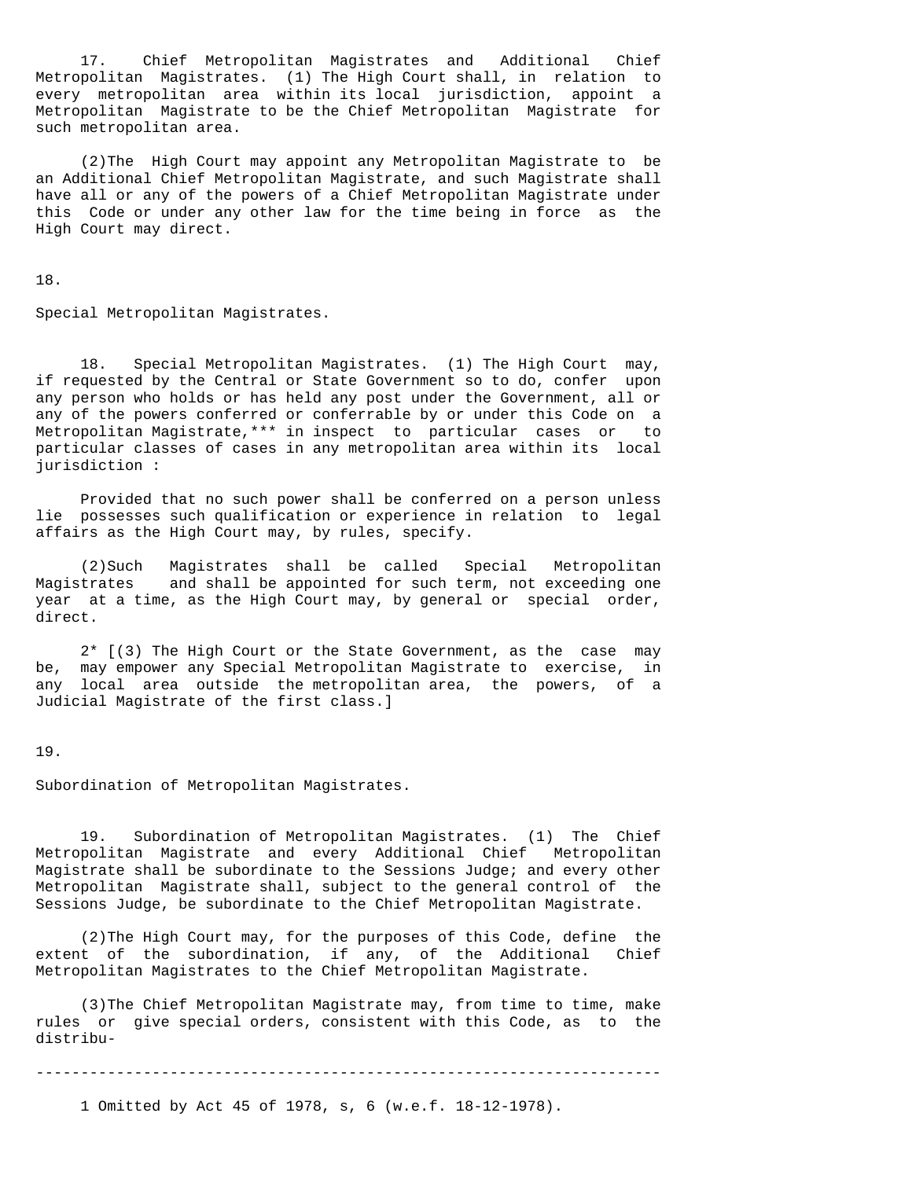17. Chief Metropolitan Magistrates and Additional Chief Metropolitan Magistrates. (1) The High Court shall, in relation to every metropolitan area within its local jurisdiction, appoint a Metropolitan Magistrate to be the Chief Metropolitan Magistrate for such metropolitan area.

(2)The High Court may appoint any Metropolitan Magistrate to be an Additional Chief Metropolitan Magistrate, and such Magistrate shall have all or any of the powers of a Chief Metropolitan Magistrate under this Code or under any other law for the time being in force as the High Court may direct.

18.

Special Metropolitan Magistrates.

18. Special Metropolitan Magistrates. (1) The High Court may, if requested by the Central or State Government so to do, confer upon any person who holds or has held any post under the Government, all or any of the powers conferred or conferrable by or under this Code on a Metropolitan Magistrate,*** in inspect to particular cases or to particular classes of cases in any metropolitan area within its local jurisdiction :

Provided that no such power shall be conferred on a person unless lie possesses such qualification or experience in relation to legal affairs as the High Court may, by rules, specify.

(2)Such Magistrates shall be called Special Metropolitan Magistrates and shall be appointed for such term, not exceeding one year at a time, as the High Court may, by general or special order, direct.

2* [(3) The High Court or the State Government, as the case may be, may empower any Special Metropolitan Magistrate to exercise, in any local area outside the metropolitan area, the powers, of a Judicial Magistrate of the first class.]

19.

Subordination of Metropolitan Magistrates.

19. Subordination of Metropolitan Magistrates. (1) The Chief Metropolitan Magistrate and every Additional Chief Metropolitan Magistrate shall be subordinate to the Sessions Judge; and every other Metropolitan Magistrate shall, subject to the general control of the Sessions Judge, be subordinate to the Chief Metropolitan Magistrate.

(2)The High Court may, for the purposes of this Code, define the extent of the subordination, if any, of the Additional Chief Metropolitan Magistrates to the Chief Metropolitan Magistrate.

(3)The Chief Metropolitan Magistrate may, from time to time, make rules or give special orders, consistent with this Code, as to the distribu-

---

1 Omitted by Act 45 of 1978, s, 6 (w.e.f. 18-12-1978).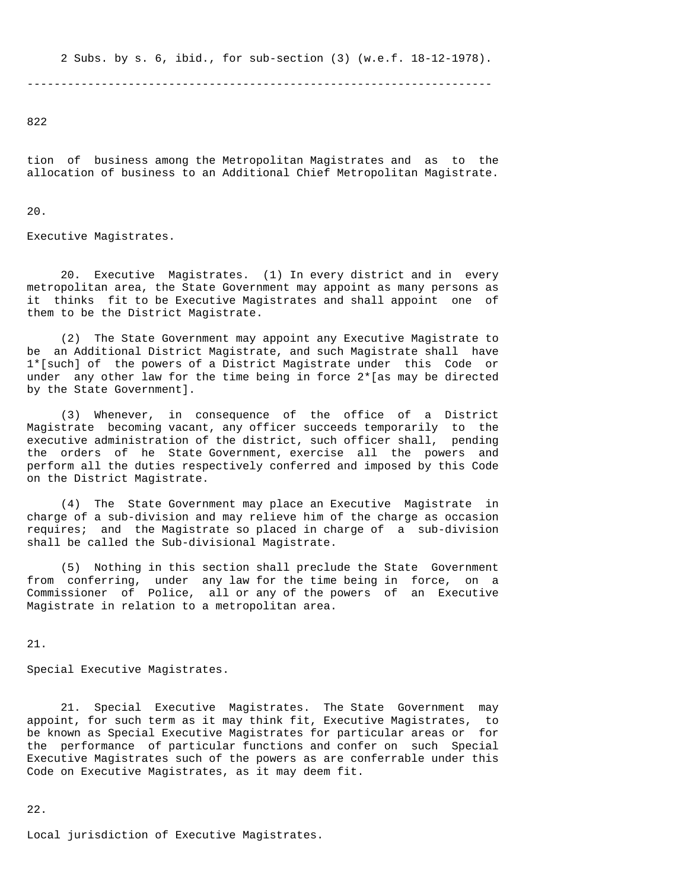2 Subs. by s. 6, ibid., for sub-section (3) (w.e.f. 18-12-1978).

---

tion of business among the Metropolitan Magistrates and as to the allocation of business to an Additional Chief Metropolitan Magistrate.

20.

Executive Magistrates.

20. Executive Magistrates. (1) In every district and in every metropolitan area, the State Government may appoint as many persons as it thinks fit to be Executive Magistrates and shall appoint one of them to be the District Magistrate.

(2) The State Government may appoint any Executive Magistrate to be an Additional District Magistrate, and such Magistrate shall have 1*[such] of the powers of a District Magistrate under this Code or under any other law for the time being in force 2*[as may be directed by the State Government].

(3) Whenever, in consequence of the office of a District Magistrate becoming vacant, any officer succeeds temporarily to the executive administration of the district, such officer shall, pending the orders of he State Government, exercise all the powers and perform all the duties respectively conferred and imposed by this Code on the District Magistrate.

(4) The State Government may place an Executive Magistrate in charge of a sub-division and may relieve him of the charge as occasion requires; and the Magistrate so placed in charge of a sub-division shall be called the Sub-divisional Magistrate.

(5) Nothing in this section shall preclude the State Government from conferring, under any law for the time being in force, on a Commissioner of Police, all or any of the powers of an Executive Magistrate in relation to a metropolitan area.

21.

Special Executive Magistrates.

21. Special Executive Magistrates. The State Government may appoint, for such term as it may think fit, Executive Magistrates, to be known as Special Executive Magistrates for particular areas or for the performance of particular functions and confer on such Special Executive Magistrates such of the powers as are conferrable under this Code on Executive Magistrates, as it may deem fit.

22.

Local jurisdiction of Executive Magistrates.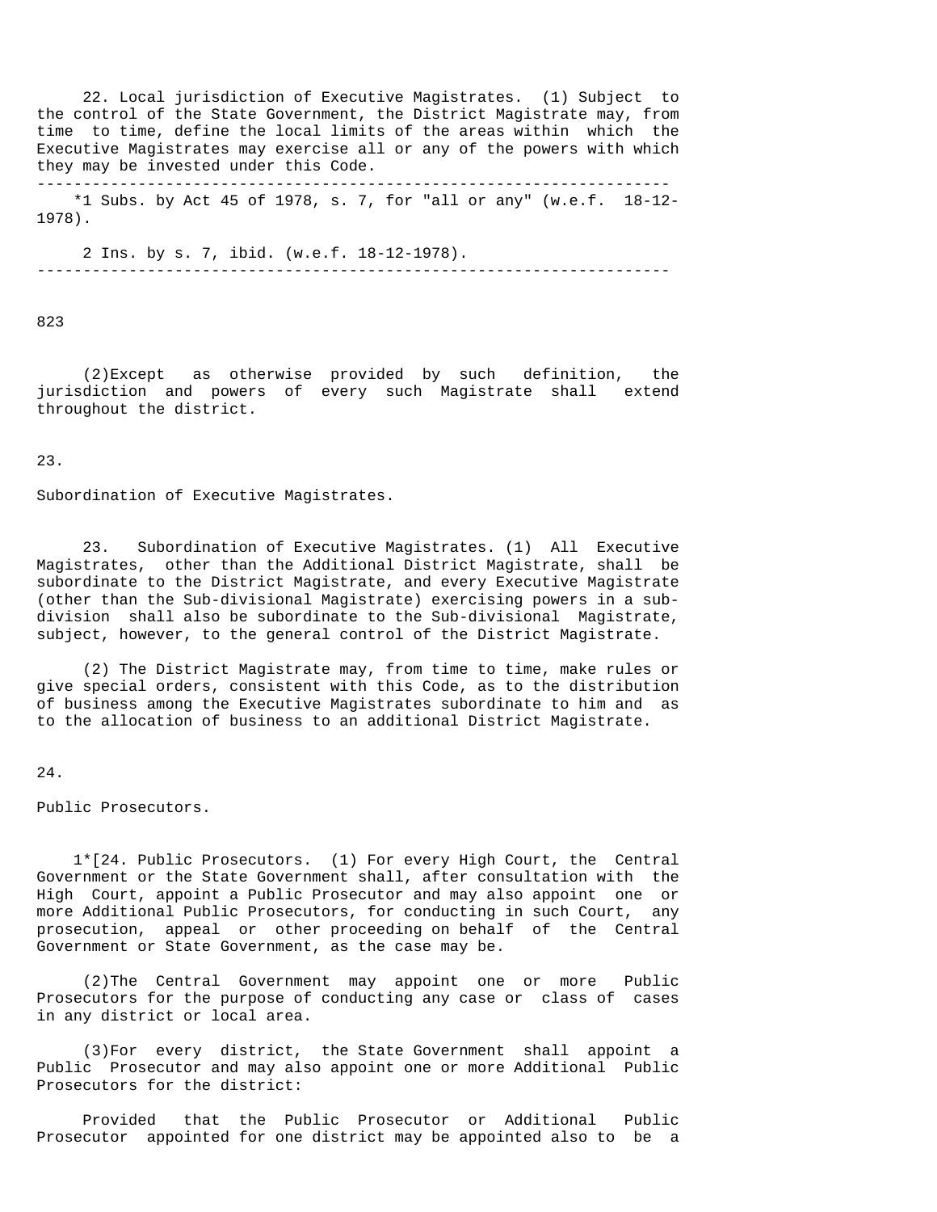22. Local jurisdiction of Executive Magistrates. (1) Subject to the control of the State Government, the District Magistrate may, from time to time, define the local limits of the areas within which the Executive Magistrates may exercise all or any of the powers with which they may be invested under this Code.

---

*1 Subs. by Act 45 of 1978, s. 7, for "all or any" (w.e.f. 18-12-1978).

2 Ins. by s. 7, ibid. (w.e.f. 18-12-1978).

---

(2) Except as otherwise provided by such definition, the jurisdiction and powers of every such Magistrate shall extend throughout the district.

23.

Subordination of Executive Magistrates.

23. Subordination of Executive Magistrates. (1) All Executive Magistrates, other than the Additional District Magistrate, shall be subordinate to the District Magistrate, and every Executive Magistrate (other than the Sub-divisional Magistrate) exercising powers in a sub-division shall also be subordinate to the Sub-divisional Magistrate, subject, however, to the general control of the District Magistrate.

(2) The District Magistrate may, from time to time, make rules or give special orders, consistent with this Code, as to the distribution of business among the Executive Magistrates subordinate to him and as to the allocation of business to an additional District Magistrate.

24.

Public Prosecutors.

1*[24. Public Prosecutors. (1) For every High Court, the Central Government or the State Government shall, after consultation with the High Court, appoint a Public Prosecutor and may also appoint one or more Additional Public Prosecutors, for conducting in such Court, any prosecution, appeal or other proceeding on behalf of the Central Government or State Government, as the case may be.

(2) The Central Government may appoint one or more Public Prosecutors for the purpose of conducting any case or class of cases in any district or local area.

(3) For every district, the State Government shall appoint a Public Prosecutor and may also appoint one or more Additional Public Prosecutors for the district:

Provided that the Public Prosecutor or Additional Public Prosecutor appointed for one district may be appointed also to be a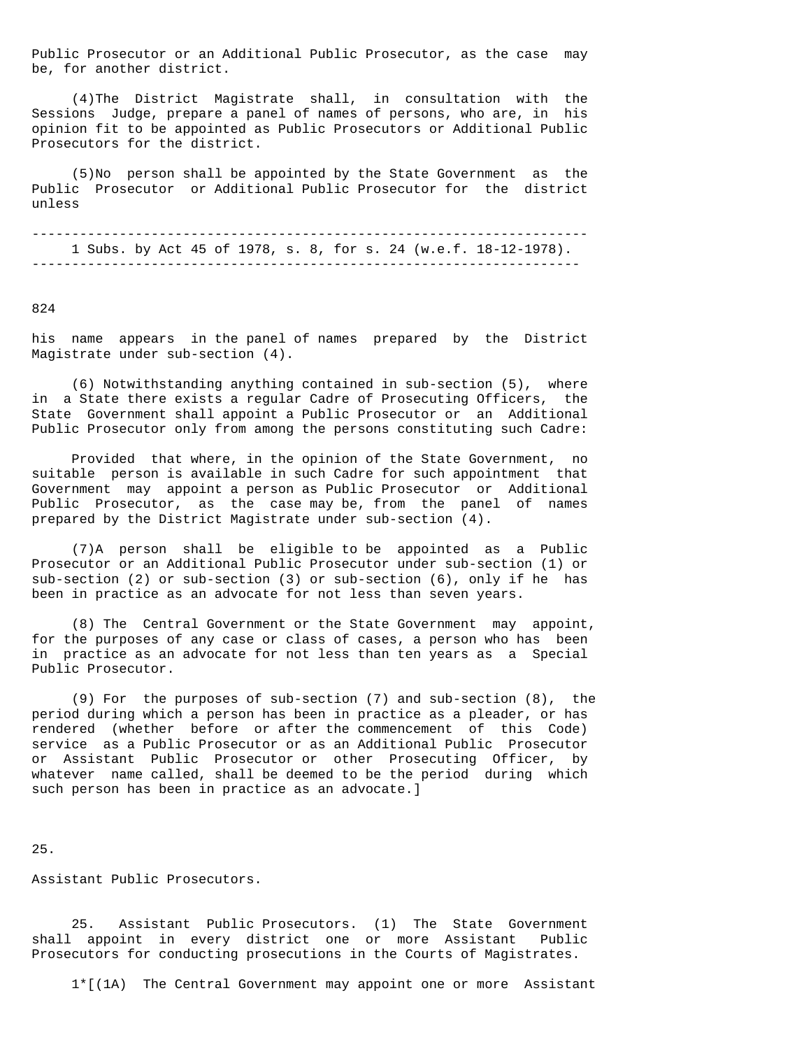Public Prosecutor or an Additional Public Prosecutor, as the case may be, for another district.

(4) The District Magistrate shall, in consultation with the Sessions Judge, prepare a panel of names of persons, who are, in his opinion fit to be appointed as Public Prosecutors or Additional Public Prosecutors for the district.

(5) No person shall be appointed by the State Government as the Public Prosecutor or Additional Public Prosecutor for the district unless

---

1 Subs. by Act 45 of 1978, s. 8, for s. 24 (w.e.f. 18-12-1978).

---

his name appears in the panel of names prepared by the District Magistrate under sub-section (4).

(6) Notwithstanding anything contained in sub-section (5), where in a State there exists a regular Cadre of Prosecuting Officers, the State Government shall appoint a Public Prosecutor or an Additional Public Prosecutor only from among the persons constituting such Cadre:

Provided that where, in the opinion of the State Government, no suitable person is available in such Cadre for such appointment that Government may appoint a person as Public Prosecutor or Additional Public Prosecutor, as the case may be, from the panel of names prepared by the District Magistrate under sub-section (4).

(7) A person shall be eligible to be appointed as a Public Prosecutor or an Additional Public Prosecutor under sub-section (1) or sub-section (2) or sub-section (3) or sub-section (6), only if he has been in practice as an advocate for not less than seven years.

(8) The Central Government or the State Government may appoint, for the purposes of any case or class of cases, a person who has been in practice as an advocate for not less than ten years as a Special Public Prosecutor.

(9) For the purposes of sub-section (7) and sub-section (8), the period during which a person has been in practice as a pleader, or has rendered (whether before or after the commencement of this Code) service as a Public Prosecutor or as an Additional Public Prosecutor or Assistant Public Prosecutor or other Prosecuting Officer, by whatever name called, shall be deemed to be the period during which such person has been in practice as an advocate.]

25.

Assistant Public Prosecutors.

25. Assistant Public Prosecutors. (1) The State Government shall appoint in every district one or more Assistant Public Prosecutors for conducting prosecutions in the Courts of Magistrates.

1*[(1A) The Central Government may appoint one or more Assistant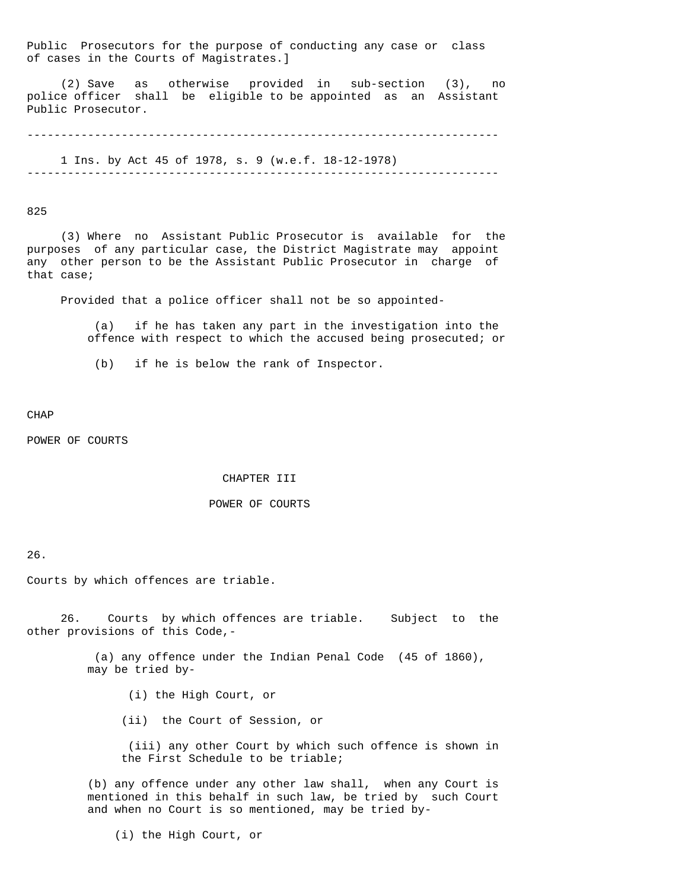Public Prosecutors for the purpose of conducting any case or class of cases in the Courts of Magistrates.]

(2) Save as otherwise provided in sub-section (3), no police officer shall be eligible to be appointed as an Assistant Public Prosecutor.

---

1 Ins. by Act 45 of 1978, s. 9 (w.e.f. 18-12-1978)

---

825

(3) Where no Assistant Public Prosecutor is available for the purposes of any particular case, the District Magistrate may appoint any other person to be the Assistant Public Prosecutor in charge of that case;

Provided that a police officer shall not be so appointed-

(a) if he has taken any part in the investigation into the offence with respect to which the accused being prosecuted; or

(b) if he is below the rank of Inspector.

CHAP

POWER OF COURTS

## CHAPTER III

## POWER OF COURTS

26.

Courts by which offences are triable.

26. Courts by which offences are triable. Subject to the other provisions of this Code,-

(a) any offence under the Indian Penal Code (45 of 1860), may be tried by-

(i) the High Court, or

(ii) the Court of Session, or

(iii) any other Court by which such offence is shown in the First Schedule to be triable;

(b) any offence under any other law shall, when any Court is mentioned in this behalf in such law, be tried by such Court and when no Court is so mentioned, may be tried by-

(i) the High Court, or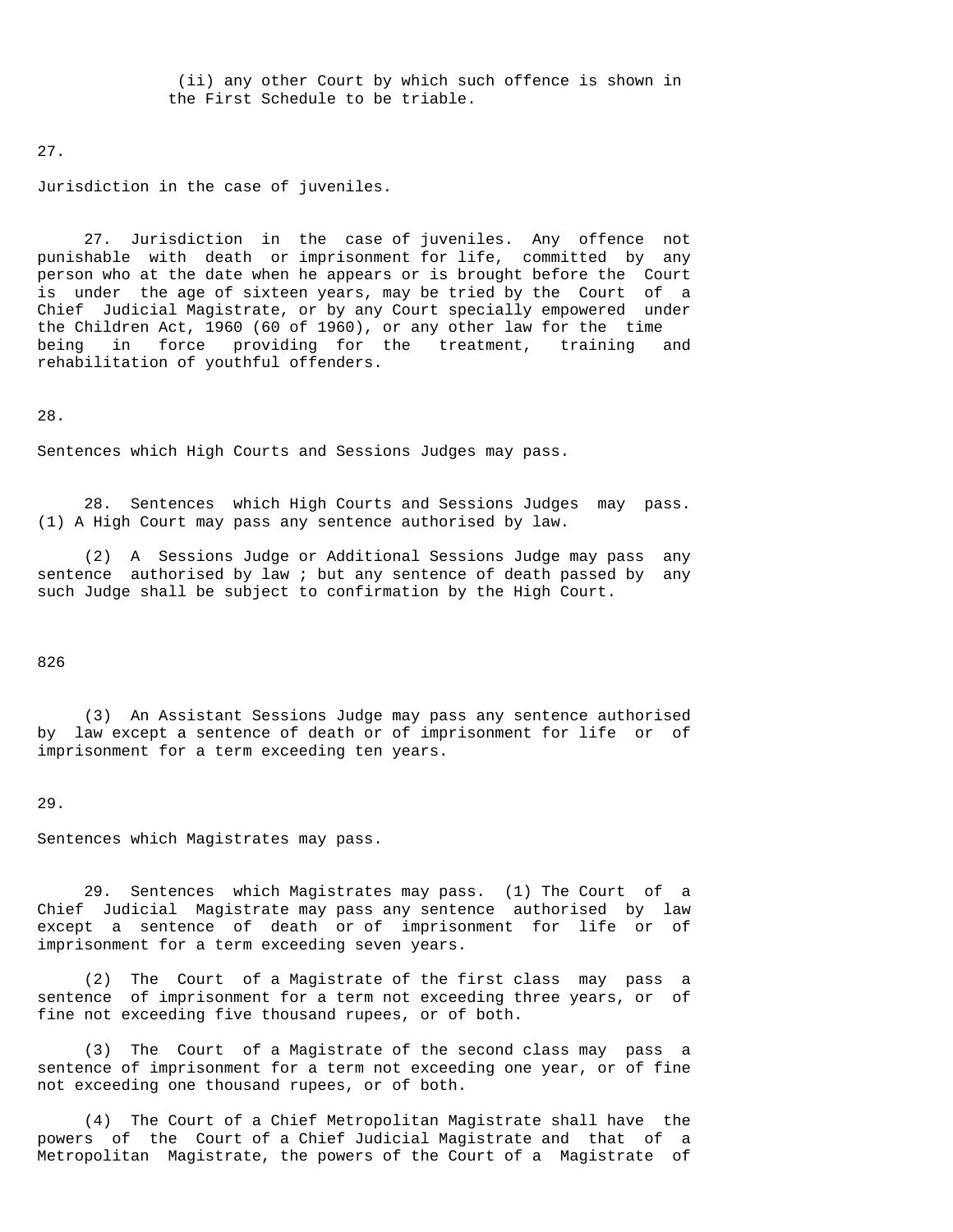(ii) any other Court by which such offence is shown in the First Schedule to be triable.

27.

Jurisdiction in the case of juveniles.

27. Jurisdiction in the case of juveniles. Any offence not punishable with death or imprisonment for life, committed by any person who at the date when he appears or is brought before the Court is under the age of sixteen years, may be tried by the Court of a Chief Judicial Magistrate, or by any Court specially empowered under the Children Act, 1960 (60 of 1960), or any other law for the time being in force providing for the treatment, training and rehabilitation of youthful offenders.

28.

Sentences which High Courts and Sessions Judges may pass.

28. Sentences which High Courts and Sessions Judges may pass. (1) A High Court may pass any sentence authorised by law.

(2) A Sessions Judge or Additional Sessions Judge may pass any sentence authorised by law ; but any sentence of death passed by any such Judge shall be subject to confirmation by the High Court.

826

(3) An Assistant Sessions Judge may pass any sentence authorised by law except a sentence of death or of imprisonment for life or of imprisonment for a term exceeding ten years.

29.

Sentences which Magistrates may pass.

29. Sentences which Magistrates may pass. (1) The Court of a Chief Judicial Magistrate may pass any sentence authorised by law except a sentence of death or of imprisonment for life or of imprisonment for a term exceeding seven years.

(2) The Court of a Magistrate of the first class may pass a sentence of imprisonment for a term not exceeding three years, or of fine not exceeding five thousand rupees, or of both.

(3) The Court of a Magistrate of the second class may pass a sentence of imprisonment for a term not exceeding one year, or of fine not exceeding one thousand rupees, or of both.

(4) The Court of a Chief Metropolitan Magistrate shall have the powers of the Court of a Chief Judicial Magistrate and that of a Metropolitan Magistrate, the powers of the Court of a Magistrate of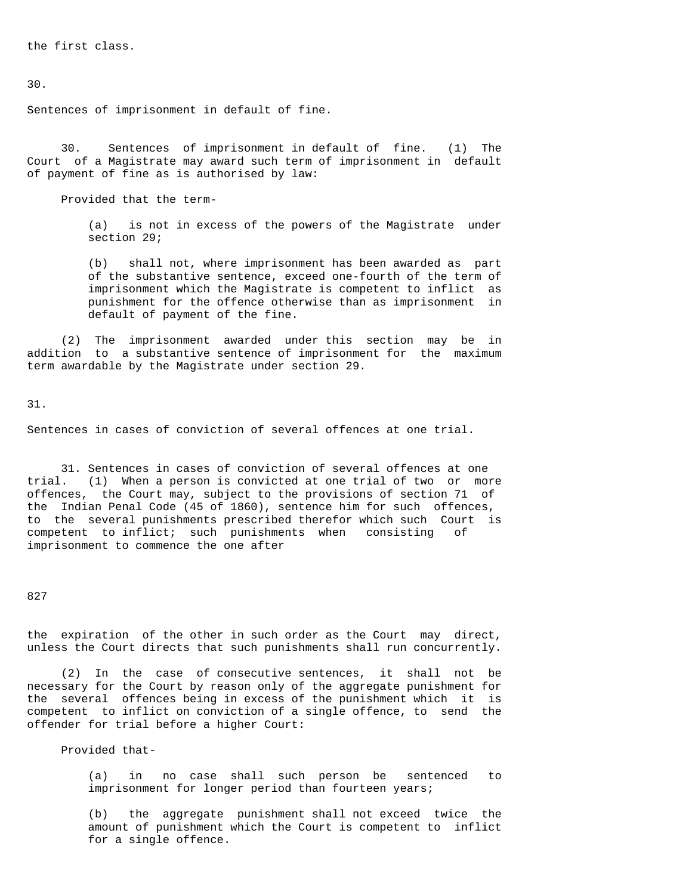the first class.

30.

Sentences of imprisonment in default of fine.

30. Sentences of imprisonment in default of fine. (1) The Court of a Magistrate may award such term of imprisonment in default of payment of fine as is authorised by law:

Provided that the term-

(a) is not in excess of the powers of the Magistrate under section 29;

(b) shall not, where imprisonment has been awarded as part of the substantive sentence, exceed one-fourth of the term of imprisonment which the Magistrate is competent to inflict as punishment for the offence otherwise than as imprisonment in default of payment of the fine.

(2) The imprisonment awarded under this section may be in addition to a substantive sentence of imprisonment for the maximum term awardable by the Magistrate under section 29.

31.

Sentences in cases of conviction of several offences at one trial.

31. Sentences in cases of conviction of several offences at one trial. (1) When a person is convicted at one trial of two or more offences, the Court may, subject to the provisions of section 71 of the Indian Penal Code (45 of 1860), sentence him for such offences, to the several punishments prescribed therefor which such Court is competent to inflict; such punishments when consisting of imprisonment to commence the one after the expiration of the other in such order as the Court may direct, unless the Court directs that such punishments shall run concurrently.

(2) In the case of consecutive sentences, it shall not be necessary for the Court by reason only of the aggregate punishment for the several offences being in excess of the punishment which it is competent to inflict on conviction of a single offence, to send the offender for trial before a higher Court:

Provided that-

(a) in no case shall such person be sentenced to imprisonment for longer period than fourteen years;

(b) the aggregate punishment shall not exceed twice the amount of punishment which the Court is competent to inflict for a single offence.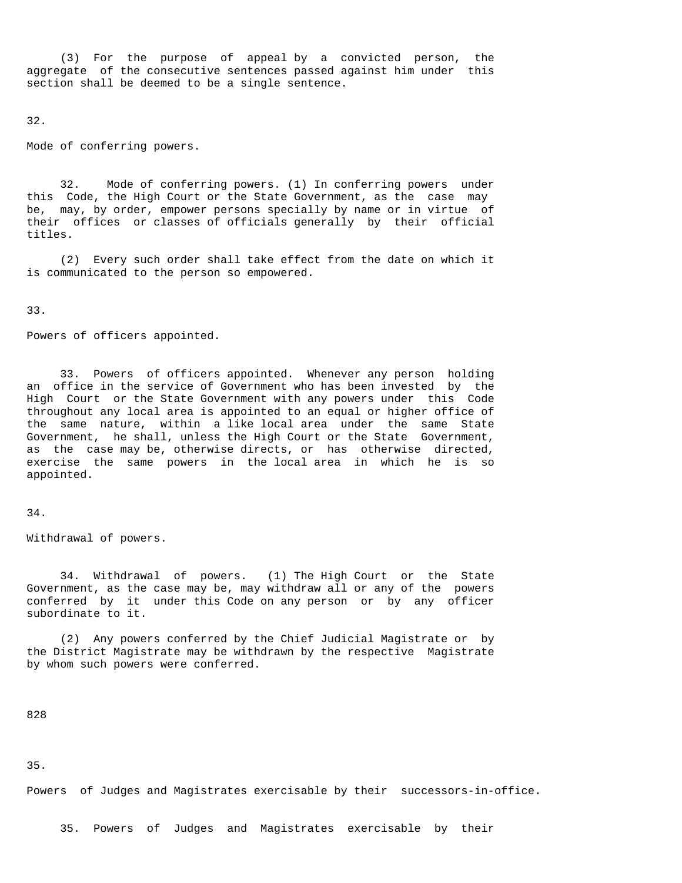(3) For the purpose of appeal by a convicted person, the aggregate of the consecutive sentences passed against him under this section shall be deemed to be a single sentence.

32.

Mode of conferring powers.

32. Mode of conferring powers. (1) In conferring powers under this Code, the High Court or the State Government, as the case may be, may, by order, empower persons specially by name or in virtue of their offices or classes of officials generally by their official titles.

(2) Every such order shall take effect from the date on which it is communicated to the person so empowered.

33.

Powers of officers appointed.

33. Powers of officers appointed. Whenever any person holding an office in the service of Government who has been invested by the High Court or the State Government with any powers under this Code throughout any local area is appointed to an equal or higher office of the same nature, within a like local area under the same State Government, he shall, unless the High Court or the State Government, as the case may be, otherwise directs, or has otherwise directed, exercise the same powers in the local area in which he is so appointed.

34.

Withdrawal of powers.

34. Withdrawal of powers. (1) The High Court or the State Government, as the case may be, may withdraw all or any of the powers conferred by it under this Code on any person or by any officer subordinate to it.

(2) Any powers conferred by the Chief Judicial Magistrate or by the District Magistrate may be withdrawn by the respective Magistrate by whom such powers were conferred.

828

35.

Powers of Judges and Magistrates exercisable by their successors-in-office.

35. Powers of Judges and Magistrates exercisable by their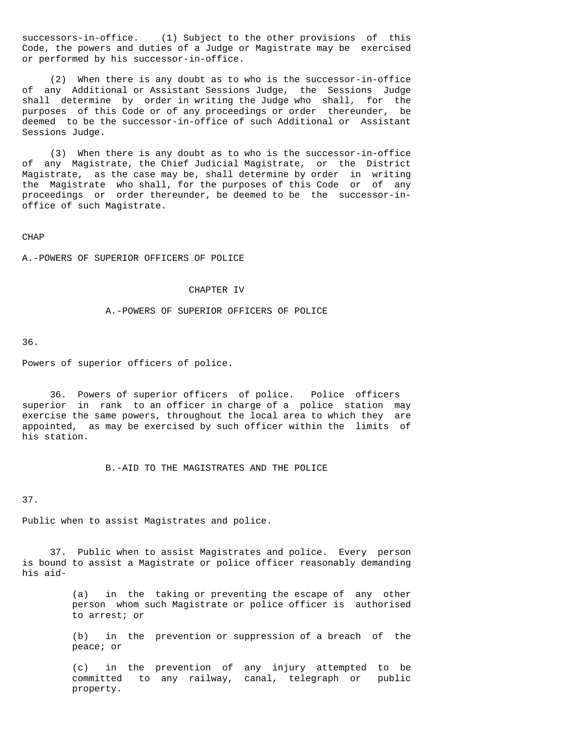successors-in-office. (1) Subject to the other provisions of this Code, the powers and duties of a Judge or Magistrate may be exercised or performed by his successor-in-office.

(2) When there is any doubt as to who is the successor-in-office of any Additional or Assistant Sessions Judge, the Sessions Judge shall determine by order in writing the Judge who shall, for the purposes of this Code or of any proceedings or order thereunder, be deemed to be the successor-in-office of such Additional or Assistant Sessions Judge.

(3) When there is any doubt as to who is the successor-in-office of any Magistrate, the Chief Judicial Magistrate, or the District Magistrate, as the case may be, shall determine by order in writing the Magistrate who shall, for the purposes of this Code or of any proceedings or order thereunder, be deemed to be the successor-in-office of such Magistrate.

CHAP

A.-POWERS OF SUPERIOR OFFICERS OF POLICE

## CHAPTER IV

### A.-POWERS OF SUPERIOR OFFICERS OF POLICE

36.

Powers of superior officers of police.

36. Powers of superior officers of police. Police officers superior in rank to an officer in charge of a police station may exercise the same powers, throughout the local area to which they are appointed, as may be exercised by such officer within the limits of his station.

### B.-AID TO THE MAGISTRATES AND THE POLICE

37.

Public when to assist Magistrates and police.

37. Public when to assist Magistrates and police. Every person is bound to assist a Magistrate or police officer reasonably demanding his aid-

(a) in the taking or preventing the escape of any other person whom such Magistrate or police officer is authorised to arrest; or

(b) in the prevention or suppression of a breach of the peace; or

(c) in the prevention of any injury attempted to be committed to any railway, canal, telegraph or public property.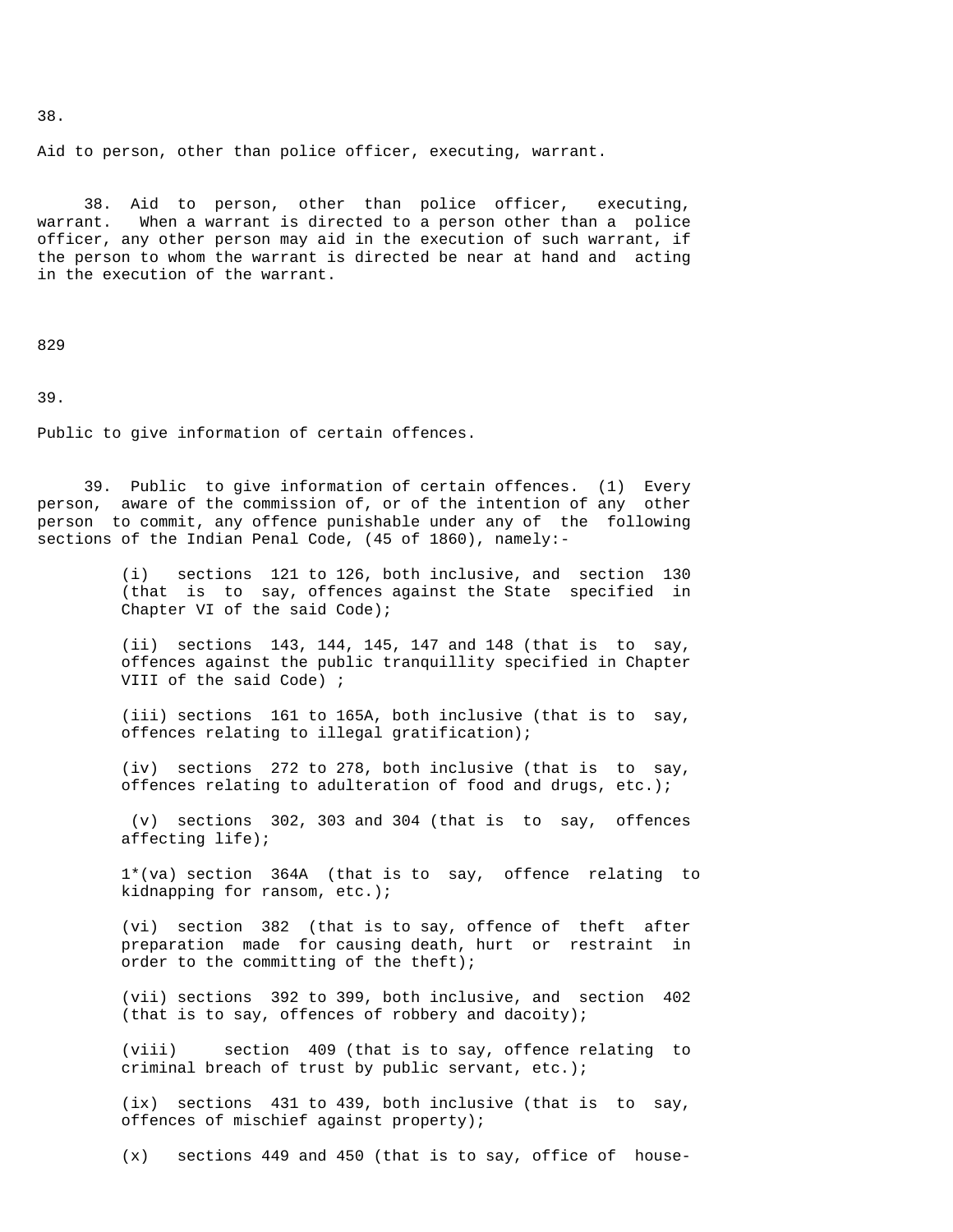38.

Aid to person, other than police officer, executing, warrant.

38. Aid to person, other than police officer, executing, warrant. When a warrant is directed to a person other than a police officer, any other person may aid in the execution of such warrant, if the person to whom the warrant is directed be near at hand and acting in the execution of the warrant.

829

39.

Public to give information of certain offences.

39. Public to give information of certain offences. (1) Every person, aware of the commission of, or of the intention of any other person to commit, any offence punishable under any of the following sections of the Indian Penal Code, (45 of 1860), namely:-

(i) sections 121 to 126, both inclusive, and section 130 (that is to say, offences against the State specified in Chapter VI of the said Code);

(ii) sections 143, 144, 145, 147 and 148 (that is to say, offences against the public tranquillity specified in Chapter VIII of the said Code) ;

(iii) sections 161 to 165A, both inclusive (that is to say, offences relating to illegal gratification);

(iv) sections 272 to 278, both inclusive (that is to say, offences relating to adulteration of food and drugs, etc.);

(v) sections 302, 303 and 304 (that is to say, offences affecting life);

1*(va) section 364A (that is to say, offence relating to kidnapping for ransom, etc.);

(vi) section 382 (that is to say, offence of theft after preparation made for causing death, hurt or restraint in order to the committing of the theft);

(vii) sections 392 to 399, both inclusive, and section 402 (that is to say, offences of robbery and dacoity);

(viii) section 409 (that is to say, offence relating to criminal breach of trust by public servant, etc.);

(ix) sections 431 to 439, both inclusive (that is to say, offences of mischief against property);

(x) sections 449 and 450 (that is to say, office of house-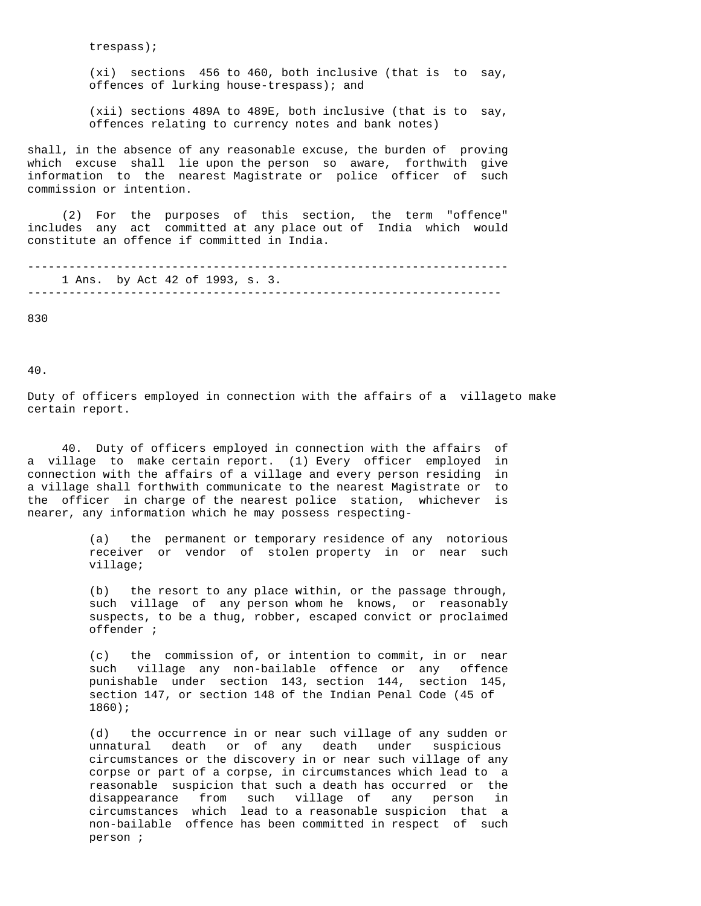trespass);

(xi) sections 456 to 460, both inclusive (that is to say, offences of lurking house-trespass); and

(xii) sections 489A to 489E, both inclusive (that is to say, offences relating to currency notes and bank notes)

shall, in the absence of any reasonable excuse, the burden of proving which excuse shall lie upon the person so aware, forthwith give information to the nearest Magistrate or police officer of such commission or intention.

(2) For the purposes of this section, the term "offence" includes any act committed at any place out of India which would constitute an offence if committed in India.

---

1 Ans. by Act 42 of 1993, s. 3.

---

830

40.

Duty of officers employed in connection with the affairs of a villageto make certain report.

**40. Duty of officers employed in connection with the affairs of a village to make certain report.** (1) Every officer employed in connection with the affairs of a village and every person residing in a village shall forthwith communicate to the nearest Magistrate or to the officer in charge of the nearest police station, whichever is nearer, any information which he may possess respecting-

(a) the permanent or temporary residence of any notorious receiver or vendor of stolen property in or near such village;

(b) the resort to any place within, or the passage through, such village of any person whom he knows, or reasonably suspects, to be a thug, robber, escaped convict or proclaimed offender ;

(c) the commission of, or intention to commit, in or near such village any non-bailable offence or any offence punishable under section 143, section 144, section 145, section 147, or section 148 of the Indian Penal Code (45 of 1860);

(d) the occurrence in or near such village of any sudden or unnatural death or of any death under suspicious circumstances or the discovery in or near such village of any corpse or part of a corpse, in circumstances which lead to a reasonable suspicion that such a death has occurred or the disappearance from such village of any person in circumstances which lead to a reasonable suspicion that a non-bailable offence has been committed in respect of such person ;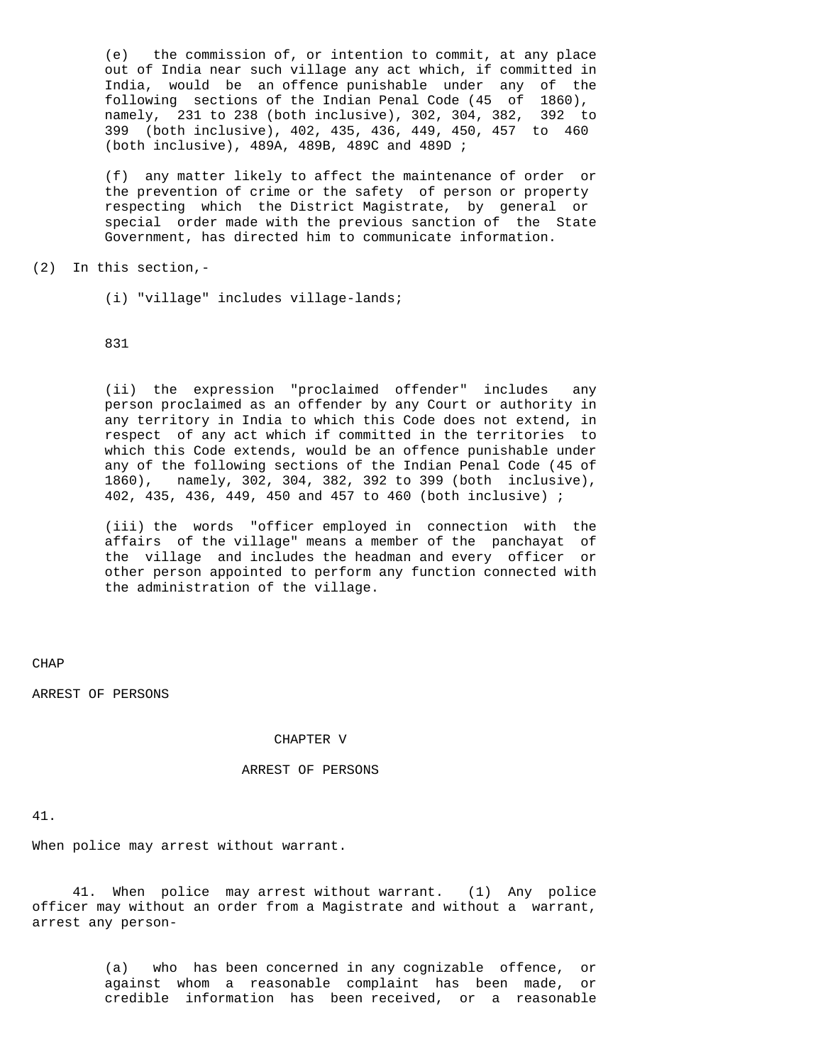(e) the commission of, or intention to commit, at any place out of India near such village any act which, if committed in India, would be an offence punishable under any of the following sections of the Indian Penal Code (45 of 1860), namely, 231 to 238 (both inclusive), 302, 304, 382, 392 to 399 (both inclusive), 402, 435, 436, 449, 450, 457 to 460 (both inclusive), 489A, 489B, 489C and 489D ;

(f) any matter likely to affect the maintenance of order or the prevention of crime or the safety of person or property respecting which the District Magistrate, by general or special order made with the previous sanction of the State Government, has directed him to communicate information.

(2) In this section,-

(i) "village" includes village-lands;

831

(ii) the expression "proclaimed offender" includes any person proclaimed as an offender by any Court or authority in any territory in India to which this Code does not extend, in respect of any act which if committed in the territories to which this Code extends, would be an offence punishable under any of the following sections of the Indian Penal Code (45 of 1860), namely, 302, 304, 382, 392 to 399 (both inclusive), 402, 435, 436, 449, 450 and 457 to 460 (both inclusive) ;

(iii) the words "officer employed in connection with the affairs of the village" means a member of the panchayat of the village and includes the headman and every officer or other person appointed to perform any function connected with the administration of the village.

CHAP

ARREST OF PERSONS

## CHAPTER V

## ARREST OF PERSONS

41.

When police may arrest without warrant.

41. When police may arrest without warrant. (1) Any police officer may without an order from a Magistrate and without a warrant, arrest any person-

(a) who has been concerned in any cognizable offence, or against whom a reasonable complaint has been made, or credible information has been received, or a reasonable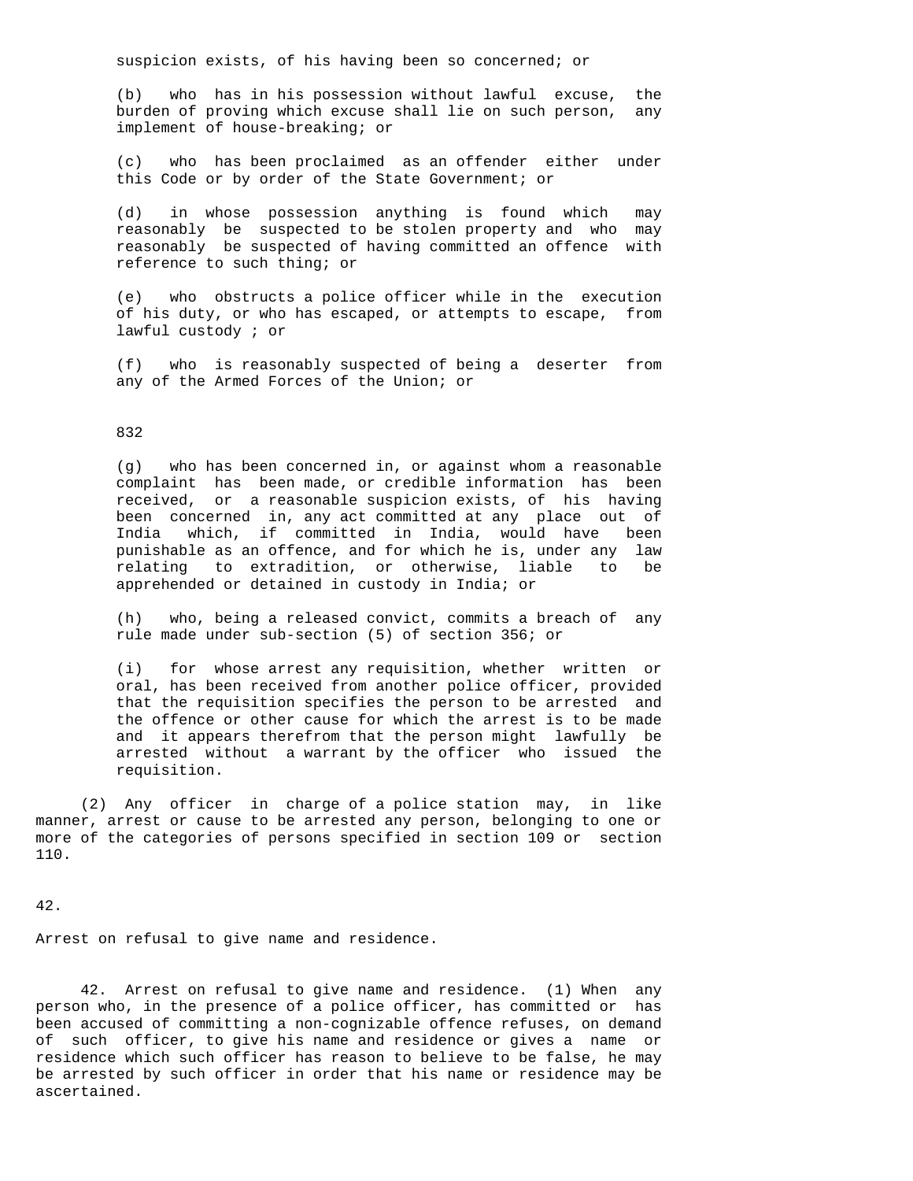suspicion exists, of his having been so concerned; or

(b) who has in his possession without lawful excuse, the burden of proving which excuse shall lie on such person, any implement of house-breaking; or

(c) who has been proclaimed as an offender either under this Code or by order of the State Government; or

(d) in whose possession anything is found which may reasonably be suspected to be stolen property and who may reasonably be suspected of having committed an offence with reference to such thing; or

(e) who obstructs a police officer while in the execution of his duty, or who has escaped, or attempts to escape, from lawful custody ; or

(f) who is reasonably suspected of being a deserter from any of the Armed Forces of the Union; or

(g) who has been concerned in, or against whom a reasonable complaint has been made, or credible information has been received, or a reasonable suspicion exists, of his having been concerned in, any act committed at any place out of India which, if committed in India, would have been punishable as an offence, and for which he is, under any law relating to extradition, or otherwise, liable to be apprehended or detained in custody in India; or

(h) who, being a released convict, commits a breach of any rule made under sub-section (5) of section 356; or

(i) for whose arrest any requisition, whether written or oral, has been received from another police officer, provided that the requisition specifies the person to be arrested and the offence or other cause for which the arrest is to be made and it appears therefrom that the person might lawfully be arrested without a warrant by the officer who issued the requisition.

(2) Any officer in charge of a police station may, in like manner, arrest or cause to be arrested any person, belonging to one or more of the categories of persons specified in section 109 or section 110.

42.

Arrest on refusal to give name and residence.

42. Arrest on refusal to give name and residence. (1) When any person who, in the presence of a police officer, has committed or has been accused of committing a non-cognizable offence refuses, on demand of such officer, to give his name and residence or gives a name or residence which such officer has reason to believe to be false, he may be arrested by such officer in order that his name or residence may be ascertained.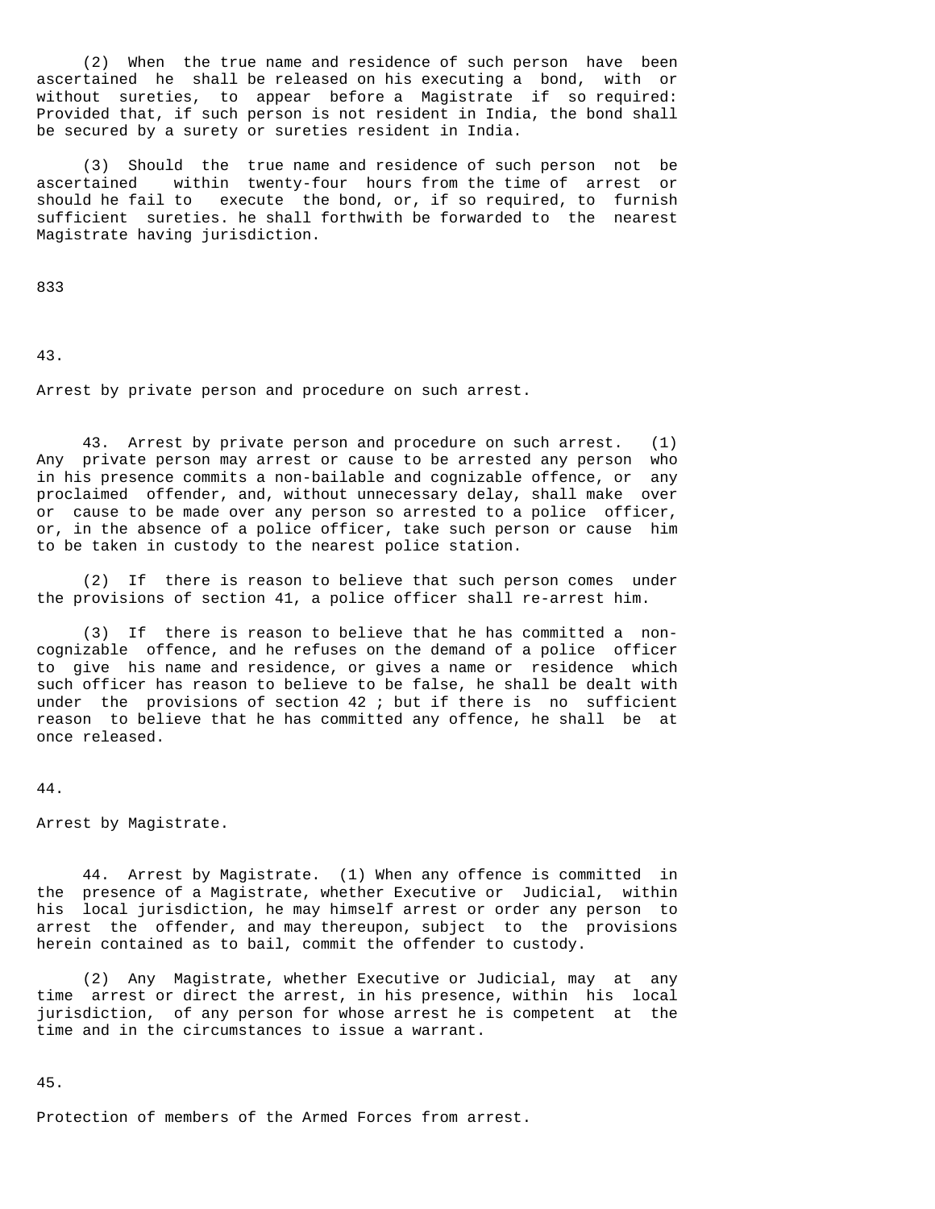(2) When the true name and residence of such person have been ascertained he shall be released on his executing a bond, with or without sureties, to appear before a Magistrate if so required: Provided that, if such person is not resident in India, the bond shall be secured by a surety or sureties resident in India.

(3) Should the true name and residence of such person not be ascertained within twenty-four hours from the time of arrest or should he fail to execute the bond, or, if so required, to furnish sufficient sureties. he shall forthwith be forwarded to the nearest Magistrate having jurisdiction.

833

43.

Arrest by private person and procedure on such arrest.

43. Arrest by private person and procedure on such arrest. (1) Any private person may arrest or cause to be arrested any person who in his presence commits a non-bailable and cognizable offence, or any proclaimed offender, and, without unnecessary delay, shall make over or cause to be made over any person so arrested to a police officer, or, in the absence of a police officer, take such person or cause him to be taken in custody to the nearest police station.

(2) If there is reason to believe that such person comes under the provisions of section 41, a police officer shall re-arrest him.

(3) If there is reason to believe that he has committed a non-cognizable offence, and he refuses on the demand of a police officer to give his name and residence, or gives a name or residence which such officer has reason to believe to be false, he shall be dealt with under the provisions of section 42 ; but if there is no sufficient reason to believe that he has committed any offence, he shall be at once released.

44.

Arrest by Magistrate.

44. Arrest by Magistrate. (1) When any offence is committed in the presence of a Magistrate, whether Executive or Judicial, within his local jurisdiction, he may himself arrest or order any person to arrest the offender, and may thereupon, subject to the provisions herein contained as to bail, commit the offender to custody.

(2) Any Magistrate, whether Executive or Judicial, may at any time arrest or direct the arrest, in his presence, within his local jurisdiction, of any person for whose arrest he is competent at the time and in the circumstances to issue a warrant.

45.

Protection of members of the Armed Forces from arrest.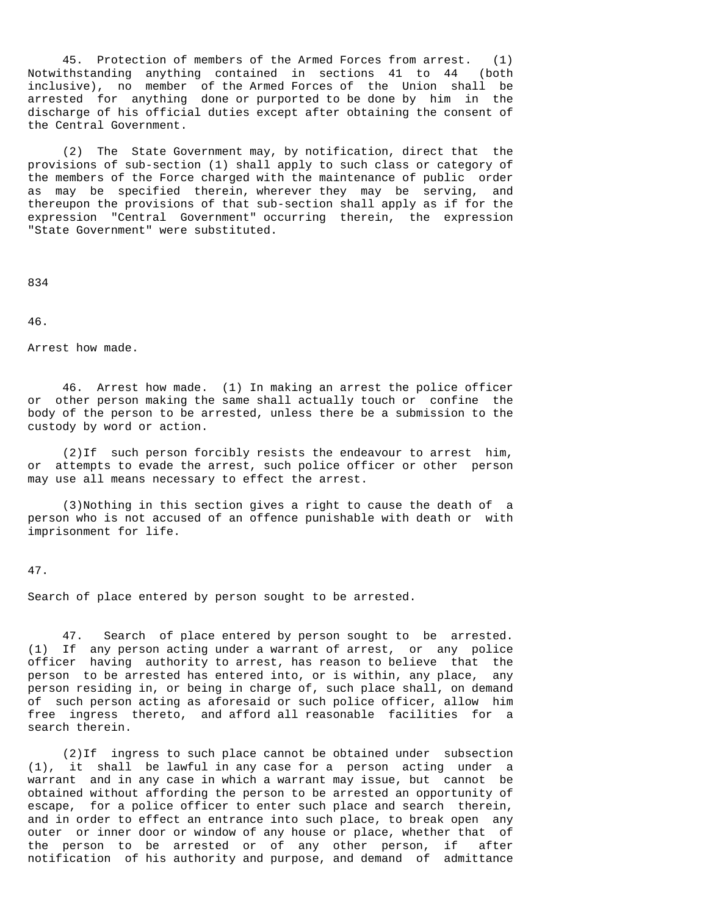45. Protection of members of the Armed Forces from arrest. (1) Notwithstanding anything contained in sections 41 to 44 (both inclusive), no member of the Armed Forces of the Union shall be arrested for anything done or purported to be done by him in the discharge of his official duties except after obtaining the consent of the Central Government.

(2) The State Government may, by notification, direct that the provisions of sub-section (1) shall apply to such class or category of the members of the Force charged with the maintenance of public order as may be specified therein, wherever they may be serving, and thereupon the provisions of that sub-section shall apply as if for the expression "Central Government" occurring therein, the expression "State Government" were substituted.

834

46.

Arrest how made.

46. Arrest how made. (1) In making an arrest the police officer or other person making the same shall actually touch or confine the body of the person to be arrested, unless there be a submission to the custody by word or action.

(2) If such person forcibly resists the endeavour to arrest him, or attempts to evade the arrest, such police officer or other person may use all means necessary to effect the arrest.

(3) Nothing in this section gives a right to cause the death of a person who is not accused of an offence punishable with death or with imprisonment for life.

47.

Search of place entered by person sought to be arrested.

47. Search of place entered by person sought to be arrested. (1) If any person acting under a warrant of arrest, or any police officer having authority to arrest, has reason to believe that the person to be arrested has entered into, or is within, any place, any person residing in, or being in charge of, such place shall, on demand of such person acting as aforesaid or such police officer, allow him free ingress thereto, and afford all reasonable facilities for a search therein.

(2) If ingress to such place cannot be obtained under subsection (1), it shall be lawful in any case for a person acting under a warrant and in any case in which a warrant may issue, but cannot be obtained without affording the person to be arrested an opportunity of escape, for a police officer to enter such place and search therein, and in order to effect an entrance into such place, to break open any outer or inner door or window of any house or place, whether that of the person to be arrested or of any other person, if after notification of his authority and purpose, and demand of admittance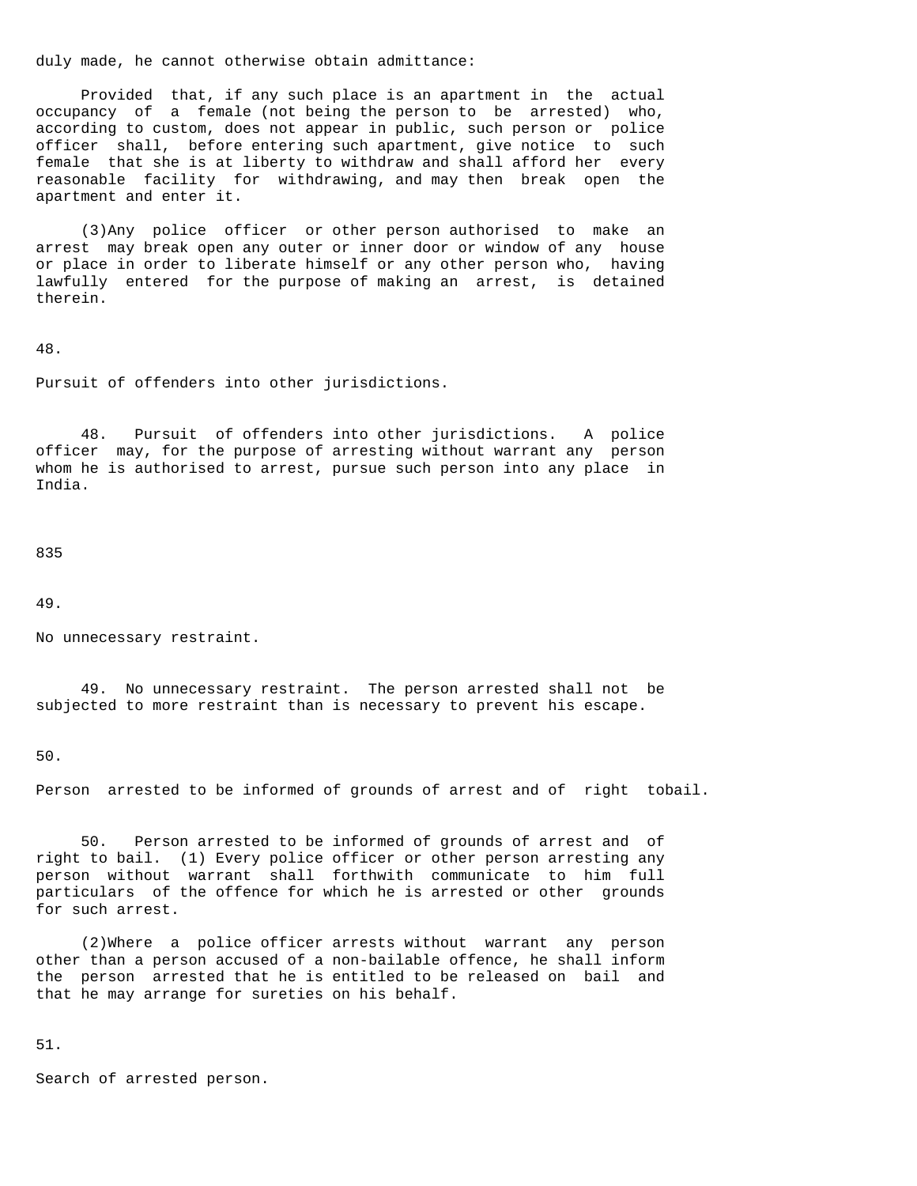duly made, he cannot otherwise obtain admittance:

Provided that, if any such place is an apartment in the actual occupancy of a female (not being the person to be arrested) who, according to custom, does not appear in public, such person or police officer shall, before entering such apartment, give notice to such female that she is at liberty to withdraw and shall afford her every reasonable facility for withdrawing, and may then break open the apartment and enter it.

(3)Any police officer or other person authorised to make an arrest may break open any outer or inner door or window of any house or place in order to liberate himself or any other person who, having lawfully entered for the purpose of making an arrest, is detained therein.

48.

Pursuit of offenders into other jurisdictions.

48. Pursuit of offenders into other jurisdictions. A police officer may, for the purpose of arresting without warrant any person whom he is authorised to arrest, pursue such person into any place in India.

835

49.

No unnecessary restraint.

49. No unnecessary restraint. The person arrested shall not be subjected to more restraint than is necessary to prevent his escape.

50.

Person arrested to be informed of grounds of arrest and of right tobail.

50. Person arrested to be informed of grounds of arrest and of right to bail. (1) Every police officer or other person arresting any person without warrant shall forthwith communicate to him full particulars of the offence for which he is arrested or other grounds for such arrest.

(2)Where a police officer arrests without warrant any person other than a person accused of a non-bailable offence, he shall inform the person arrested that he is entitled to be released on bail and that he may arrange for sureties on his behalf.

51.

Search of arrested person.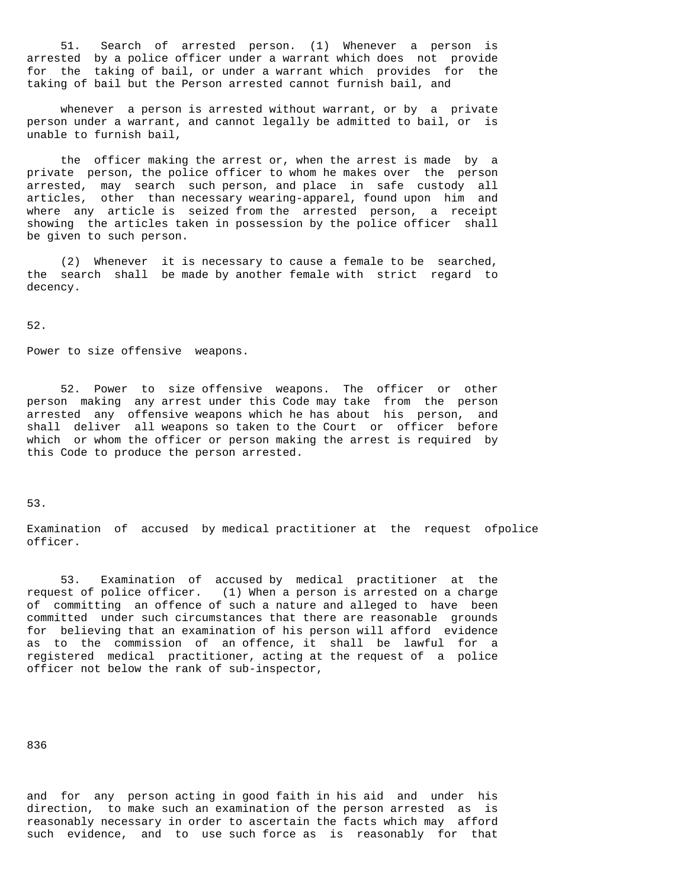51. Search of arrested person. (1) Whenever a person is arrested by a police officer under a warrant which does not provide for the taking of bail, or under a warrant which provides for the taking of bail but the Person arrested cannot furnish bail, and

whenever a person is arrested without warrant, or by a private person under a warrant, and cannot legally be admitted to bail, or is unable to furnish bail,

the officer making the arrest or, when the arrest is made by a private person, the police officer to whom he makes over the person arrested, may search such person, and place in safe custody all articles, other than necessary wearing-apparel, found upon him and where any article is seized from the arrested person, a receipt showing the articles taken in possession by the police officer shall be given to such person.

(2) Whenever it is necessary to cause a female to be searched, the search shall be made by another female with strict regard to decency.

52.

Power to size offensive weapons.

52. Power to size offensive weapons. The officer or other person making any arrest under this Code may take from the person arrested any offensive weapons which he has about his person, and shall deliver all weapons so taken to the Court or officer before which or whom the officer or person making the arrest is required by this Code to produce the person arrested.

53.

Examination of accused by medical practitioner at the request ofpolice officer.

53. Examination of accused by medical practitioner at the request of police officer. (1) When a person is arrested on a charge of committing an offence of such a nature and alleged to have been committed under such circumstances that there are reasonable grounds for believing that an examination of his person will afford evidence as to the commission of an offence, it shall be lawful for a registered medical practitioner, acting at the request of a police officer not below the rank of sub-inspector,

and for any person acting in good faith in his aid and under his direction, to make such an examination of the person arrested as is reasonably necessary in order to ascertain the facts which may afford such evidence, and to use such force as is reasonably for that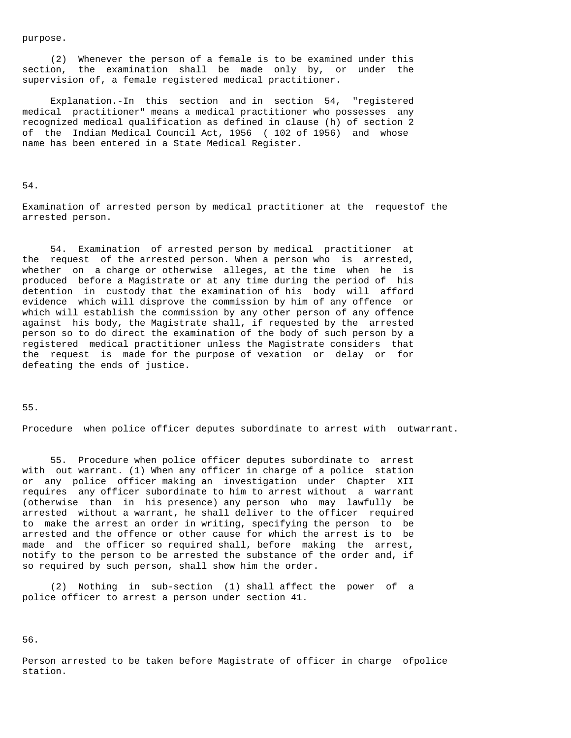purpose.

(2) Whenever the person of a female is to be examined under this section, the examination shall be made only by, or under the supervision of, a female registered medical practitioner.

Explanation.-In this section and in section 54, "registered medical practitioner" means a medical practitioner who possesses any recognized medical qualification as defined in clause (h) of section 2 of the Indian Medical Council Act, 1956 ( 102 of 1956) and whose name has been entered in a State Medical Register.

54.

Examination of arrested person by medical practitioner at the requestof the arrested person.

54. Examination of arrested person by medical practitioner at the request of the arrested person. When a person who is arrested, whether on a charge or otherwise alleges, at the time when he is produced before a Magistrate or at any time during the period of his detention in custody that the examination of his body will afford evidence which will disprove the commission by him of any offence or which will establish the commission by any other person of any offence against his body, the Magistrate shall, if requested by the arrested person so to do direct the examination of the body of such person by a registered medical practitioner unless the Magistrate considers that the request is made for the purpose of vexation or delay or for defeating the ends of justice.

55.

Procedure when police officer deputes subordinate to arrest with outwarrant.

55. Procedure when police officer deputes subordinate to arrest with out warrant. (1) When any officer in charge of a police station or any police officer making an investigation under Chapter XII requires any officer subordinate to him to arrest without a warrant (otherwise than in his presence) any person who may lawfully be arrested without a warrant, he shall deliver to the officer required to make the arrest an order in writing, specifying the person to be arrested and the offence or other cause for which the arrest is to be made and the officer so required shall, before making the arrest, notify to the person to be arrested the substance of the order and, if so required by such person, shall show him the order.

(2) Nothing in sub-section (1) shall affect the power of a police officer to arrest a person under section 41.

56.

Person arrested to be taken before Magistrate of officer in charge ofpolice station.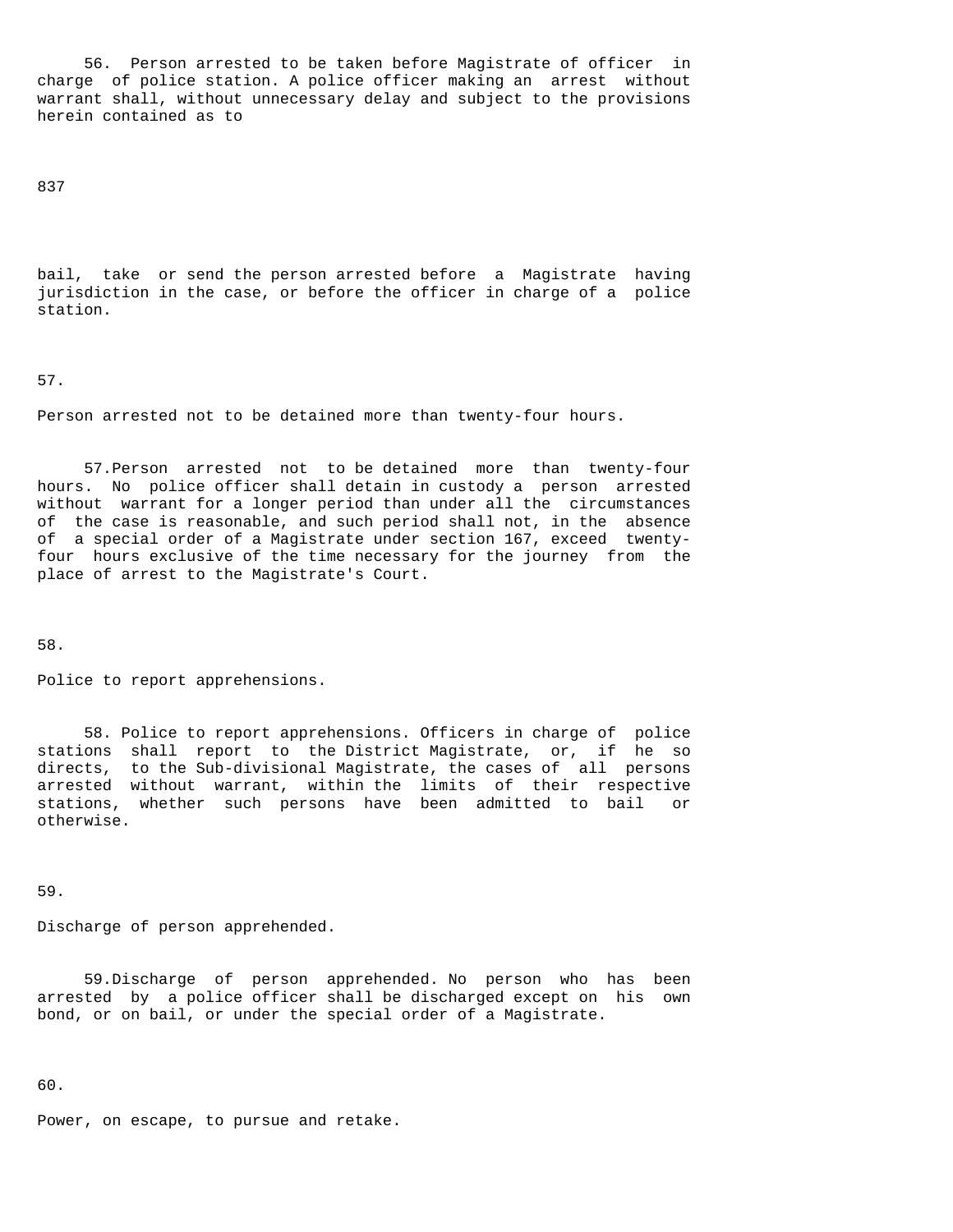56. Person arrested to be taken before Magistrate of officer in charge of police station. A police officer making an arrest without warrant shall, without unnecessary delay and subject to the provisions herein contained as to

bail, take or send the person arrested before a Magistrate having jurisdiction in the case, or before the officer in charge of a police station.

57.

Person arrested not to be detained more than twenty-four hours.

57.Person arrested not to be detained more than twenty-four hours. No police officer shall detain in custody a person arrested without warrant for a longer period than under all the circumstances of the case is reasonable, and such period shall not, in the absence of a special order of a Magistrate under section 167, exceed twenty-four hours exclusive of the time necessary for the journey from the place of arrest to the Magistrate's Court.

58.

Police to report apprehensions.

58. Police to report apprehensions. Officers in charge of police stations shall report to the District Magistrate, or, if he so directs, to the Sub-divisional Magistrate, the cases of all persons arrested without warrant, within the limits of their respective stations, whether such persons have been admitted to bail or otherwise.

59.

Discharge of person apprehended.

59.Discharge of person apprehended. No person who has been arrested by a police officer shall be discharged except on his own bond, or on bail, or under the special order of a Magistrate.

60.

Power, on escape, to pursue and retake.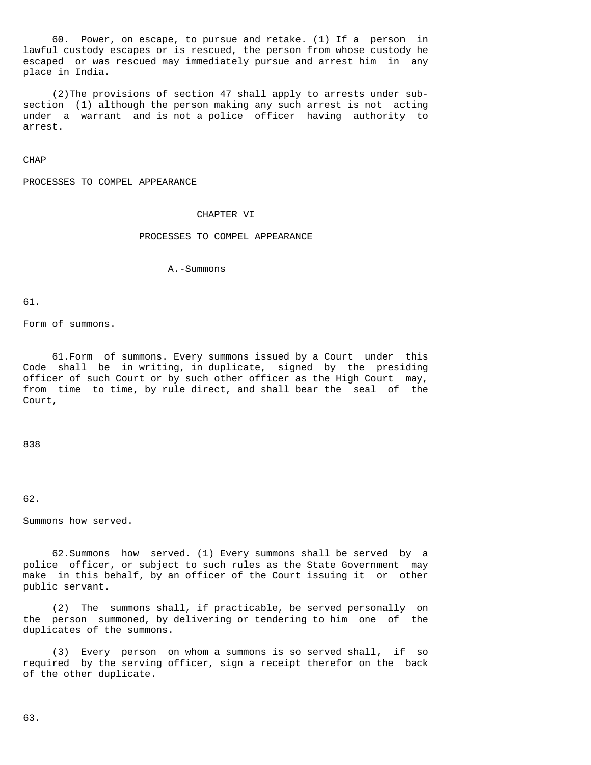60. Power, on escape, to pursue and retake. (1) If a person in lawful custody escapes or is rescued, the person from whose custody he escaped or was rescued may immediately pursue and arrest him in any place in India.

(2)The provisions of section 47 shall apply to arrests under sub-section (1) although the person making any such arrest is not acting under a warrant and is not a police officer having authority to arrest.

CHAP

PROCESSES TO COMPEL APPEARANCE

## CHAPTER VI

## PROCESSES TO COMPEL APPEARANCE

### A.-Summons

61.

Form of summons.

61.Form of summons. Every summons issued by a Court under this Code shall be in writing, in duplicate, signed by the presiding officer of such Court or by such other officer as the High Court may, from time to time, by rule direct, and shall bear the seal of the Court,

62.

Summons how served.

62.Summons how served. (1) Every summons shall be served by a police officer, or subject to such rules as the State Government may make in this behalf, by an officer of the Court issuing it or other public servant.

(2) The summons shall, if practicable, be served personally on the person summoned, by delivering or tendering to him one of the duplicates of the summons.

(3) Every person on whom a summons is so served shall, if so required by the serving officer, sign a receipt therefor on the back of the other duplicate.

63.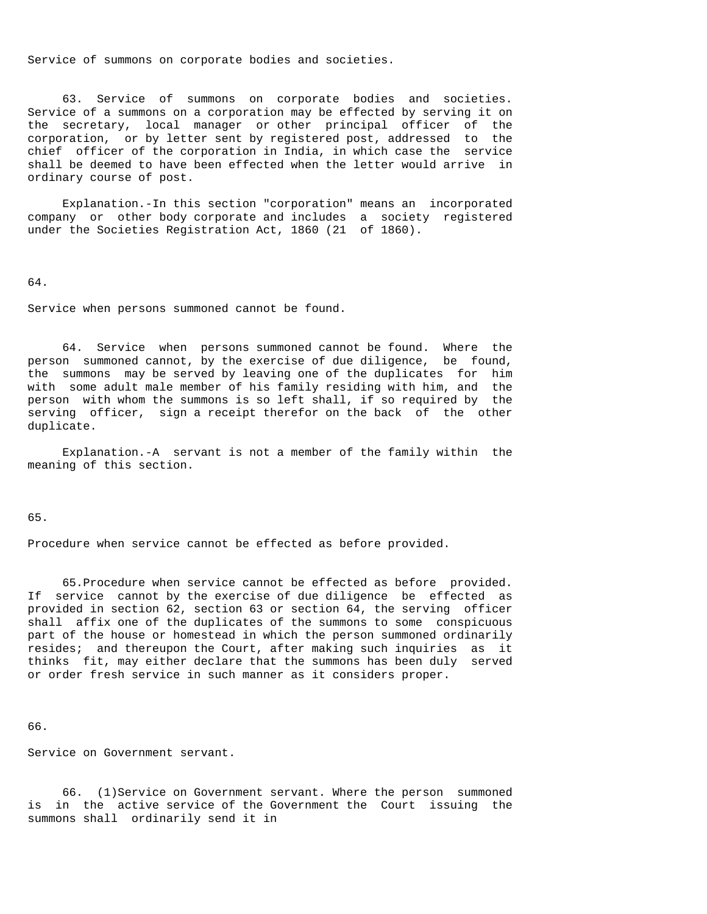Service of summons on corporate bodies and societies.

63. Service of summons on corporate bodies and societies. Service of a summons on a corporation may be effected by serving it on the secretary, local manager or other principal officer of the corporation, or by letter sent by registered post, addressed to the chief officer of the corporation in India, in which case the service shall be deemed to have been effected when the letter would arrive in ordinary course of post.

Explanation.-In this section "corporation" means an incorporated company or other body corporate and includes a society registered under the Societies Registration Act, 1860 (21 of 1860).

64.

Service when persons summoned cannot be found.

64. Service when persons summoned cannot be found. Where the person summoned cannot, by the exercise of due diligence, be found, the summons may be served by leaving one of the duplicates for him with some adult male member of his family residing with him, and the person with whom the summons is so left shall, if so required by the serving officer, sign a receipt therefor on the back of the other duplicate.

Explanation.-A servant is not a member of the family within the meaning of this section.

65.

Procedure when service cannot be effected as before provided.

65.Procedure when service cannot be effected as before provided. If service cannot by the exercise of due diligence be effected as provided in section 62, section 63 or section 64, the serving officer shall affix one of the duplicates of the summons to some conspicuous part of the house or homestead in which the person summoned ordinarily resides; and thereupon the Court, after making such inquiries as it thinks fit, may either declare that the summons has been duly served or order fresh service in such manner as it considers proper.

66.

Service on Government servant.

66. (1)Service on Government servant. Where the person summoned is in the active service of the Government the Court issuing the summons shall ordinarily send it in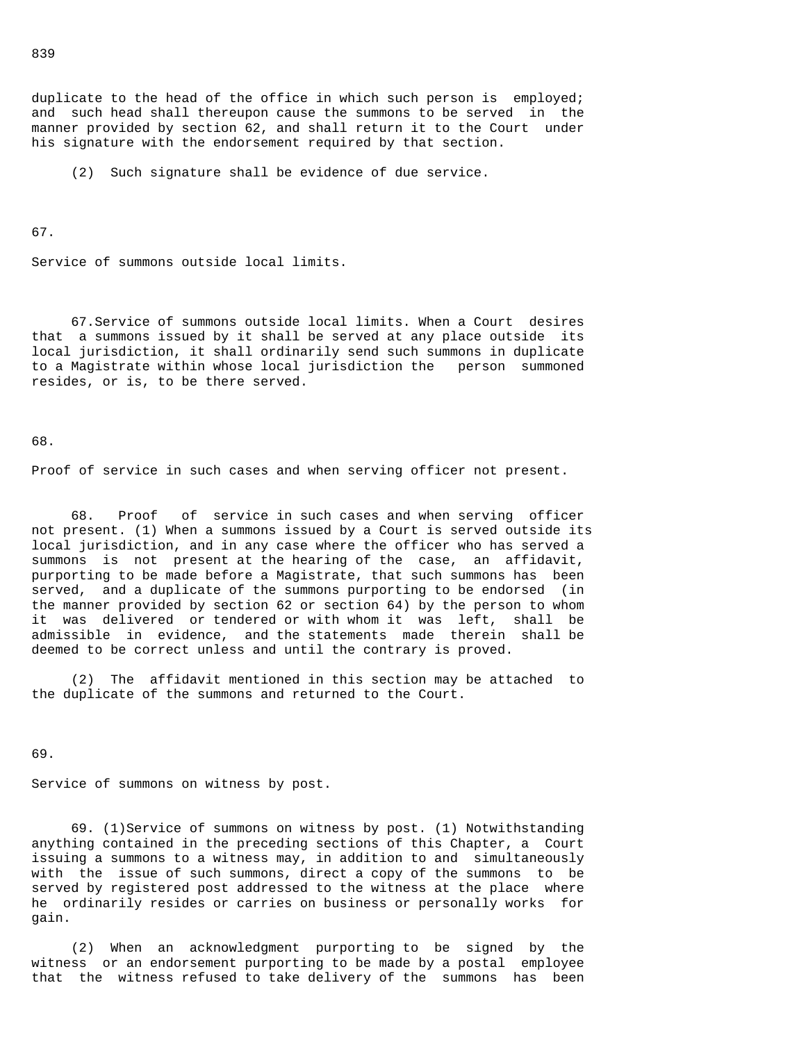duplicate to the head of the office in which such person is employed; and such head shall thereupon cause the summons to be served in the manner provided by section 62, and shall return it to the Court under his signature with the endorsement required by that section.

(2) Such signature shall be evidence of due service.

67.

Service of summons outside local limits.

67.Service of summons outside local limits. When a Court desires that a summons issued by it shall be served at any place outside its local jurisdiction, it shall ordinarily send such summons in duplicate to a Magistrate within whose local jurisdiction the person summoned resides, or is, to be there served.

68.

Proof of service in such cases and when serving officer not present.

68. Proof of service in such cases and when serving officer not present. (1) When a summons issued by a Court is served outside its local jurisdiction, and in any case where the officer who has served a summons is not present at the hearing of the case, an affidavit, purporting to be made before a Magistrate, that such summons has been served, and a duplicate of the summons purporting to be endorsed (in the manner provided by section 62 or section 64) by the person to whom it was delivered or tendered or with whom it was left, shall be admissible in evidence, and the statements made therein shall be deemed to be correct unless and until the contrary is proved.

(2) The affidavit mentioned in this section may be attached to the duplicate of the summons and returned to the Court.

69.

Service of summons on witness by post.

69. (1)Service of summons on witness by post. (1) Notwithstanding anything contained in the preceding sections of this Chapter, a Court issuing a summons to a witness may, in addition to and simultaneously with the issue of such summons, direct a copy of the summons to be served by registered post addressed to the witness at the place where he ordinarily resides or carries on business or personally works for gain.

(2) When an acknowledgment purporting to be signed by the witness or an endorsement purporting to be made by a postal employee that the witness refused to take delivery of the summons has been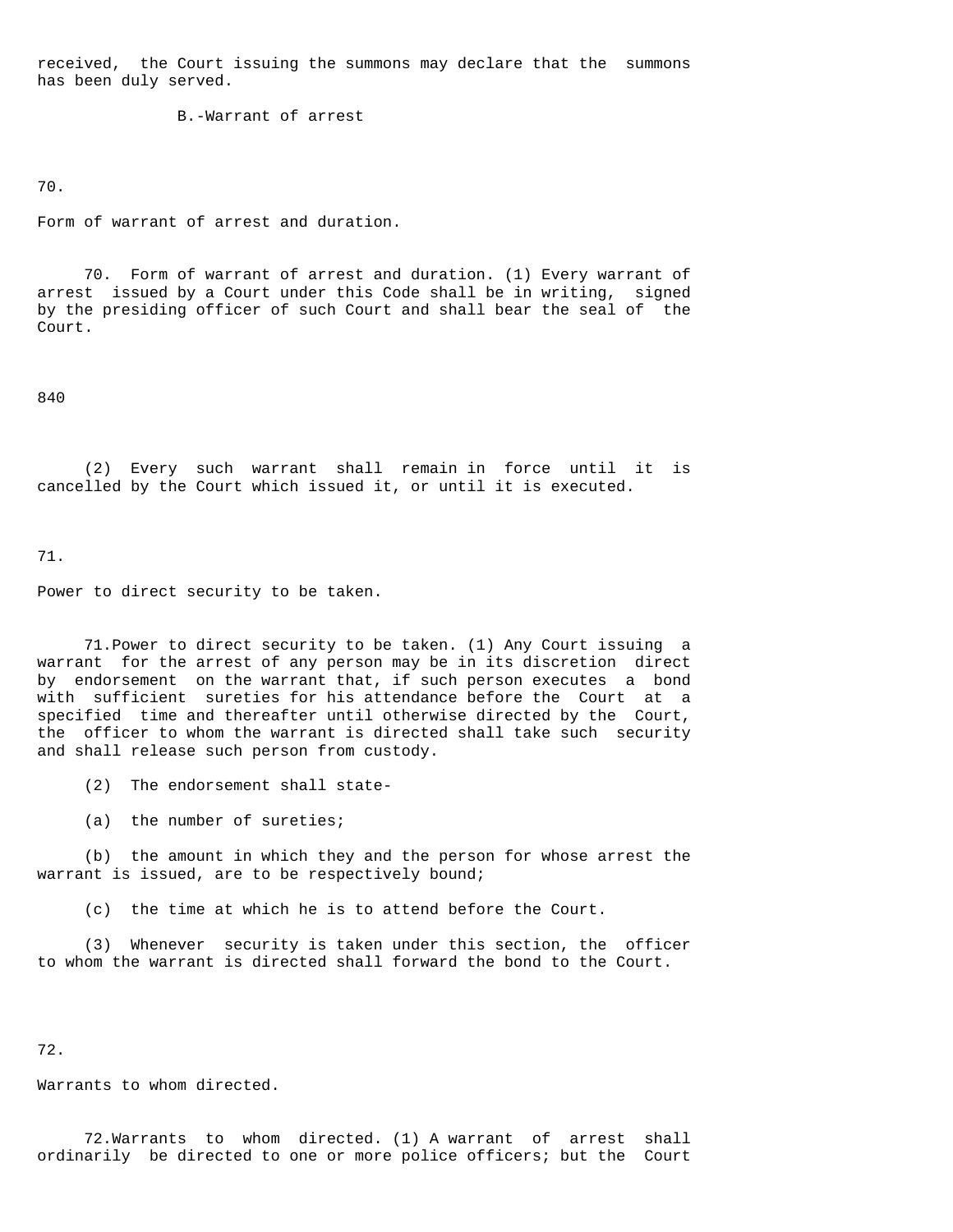received, the Court issuing the summons may declare that the summons has been duly served.

### B.-Warrant of arrest

70.

Form of warrant of arrest and duration.

70. Form of warrant of arrest and duration. (1) Every warrant of arrest issued by a Court under this Code shall be in writing, signed by the presiding officer of such Court and shall bear the seal of the Court.

(2) Every such warrant shall remain in force until it is cancelled by the Court which issued it, or until it is executed.

71.

Power to direct security to be taken.

71.Power to direct security to be taken. (1) Any Court issuing a warrant for the arrest of any person may be in its discretion direct by endorsement on the warrant that, if such person executes a bond with sufficient sureties for his attendance before the Court at a specified time and thereafter until otherwise directed by the Court, the officer to whom the warrant is directed shall take such security and shall release such person from custody.

(2) The endorsement shall state-

(a) the number of sureties;

(b) the amount in which they and the person for whose arrest the warrant is issued, are to be respectively bound;

(c) the time at which he is to attend before the Court.

(3) Whenever security is taken under this section, the officer to whom the warrant is directed shall forward the bond to the Court.

72.

Warrants to whom directed.

72.Warrants to whom directed. (1) A warrant of arrest shall ordinarily be directed to one or more police officers; but the Court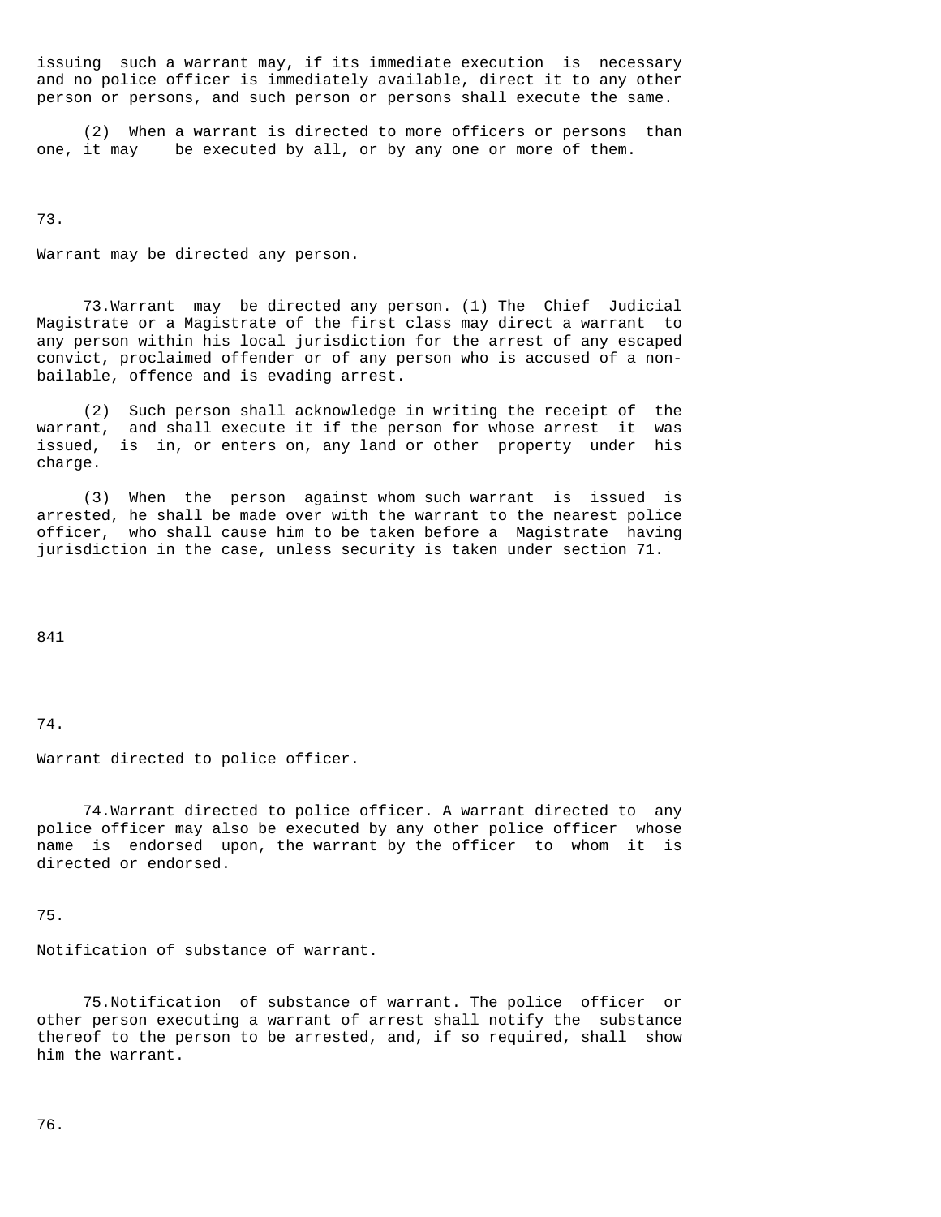issuing such a warrant may, if its immediate execution is necessary and no police officer is immediately available, direct it to any other person or persons, and such person or persons shall execute the same.

(2) When a warrant is directed to more officers or persons than one, it may be executed by all, or by any one or more of them.

73.

Warrant may be directed any person.

73.Warrant may be directed any person. (1) The Chief Judicial Magistrate or a Magistrate of the first class may direct a warrant to any person within his local jurisdiction for the arrest of any escaped convict, proclaimed offender or of any person who is accused of a non-bailable, offence and is evading arrest.

(2) Such person shall acknowledge in writing the receipt of the warrant, and shall execute it if the person for whose arrest it was issued, is in, or enters on, any land or other property under his charge.

(3) When the person against whom such warrant is issued is arrested, he shall be made over with the warrant to the nearest police officer, who shall cause him to be taken before a Magistrate having jurisdiction in the case, unless security is taken under section 71.

841

74.

Warrant directed to police officer.

74.Warrant directed to police officer. A warrant directed to any police officer may also be executed by any other police officer whose name is endorsed upon, the warrant by the officer to whom it is directed or endorsed.

75.

Notification of substance of warrant.

75.Notification of substance of warrant. The police officer or other person executing a warrant of arrest shall notify the substance thereof to the person to be arrested, and, if so required, shall show him the warrant.

76.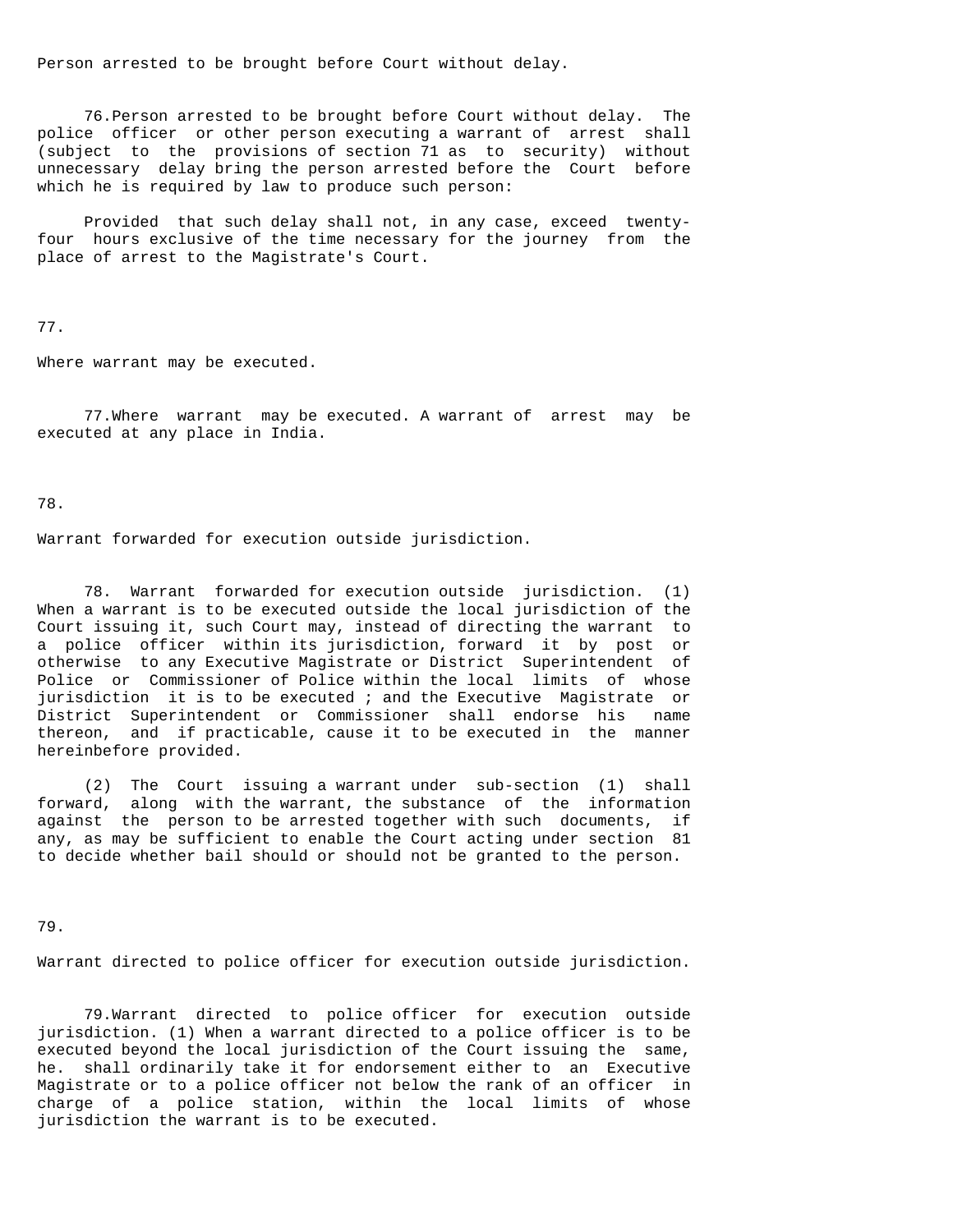Person arrested to be brought before Court without delay.

76.Person arrested to be brought before Court without delay. The police officer or other person executing a warrant of arrest shall (subject to the provisions of section 71 as to security) without unnecessary delay bring the person arrested before the Court before which he is required by law to produce such person:

Provided that such delay shall not, in any case, exceed twenty-four hours exclusive of the time necessary for the journey from the place of arrest to the Magistrate's Court.

77.

Where warrant may be executed.

77.Where warrant may be executed. A warrant of arrest may be executed at any place in India.

78.

Warrant forwarded for execution outside jurisdiction.

78. Warrant forwarded for execution outside jurisdiction. (1) When a warrant is to be executed outside the local jurisdiction of the Court issuing it, such Court may, instead of directing the warrant to a police officer within its jurisdiction, forward it by post or otherwise to any Executive Magistrate or District Superintendent of Police or Commissioner of Police within the local limits of whose jurisdiction it is to be executed ; and the Executive Magistrate or District Superintendent or Commissioner shall endorse his name thereon, and if practicable, cause it to be executed in the manner hereinbefore provided.

(2) The Court issuing a warrant under sub-section (1) shall forward, along with the warrant, the substance of the information against the person to be arrested together with such documents, if any, as may be sufficient to enable the Court acting under section 81 to decide whether bail should or should not be granted to the person.

79.

Warrant directed to police officer for execution outside jurisdiction.

79.Warrant directed to police officer for execution outside jurisdiction. (1) When a warrant directed to a police officer is to be executed beyond the local jurisdiction of the Court issuing the same, he. shall ordinarily take it for endorsement either to an Executive Magistrate or to a police officer not below the rank of an officer in charge of a police station, within the local limits of whose jurisdiction the warrant is to be executed.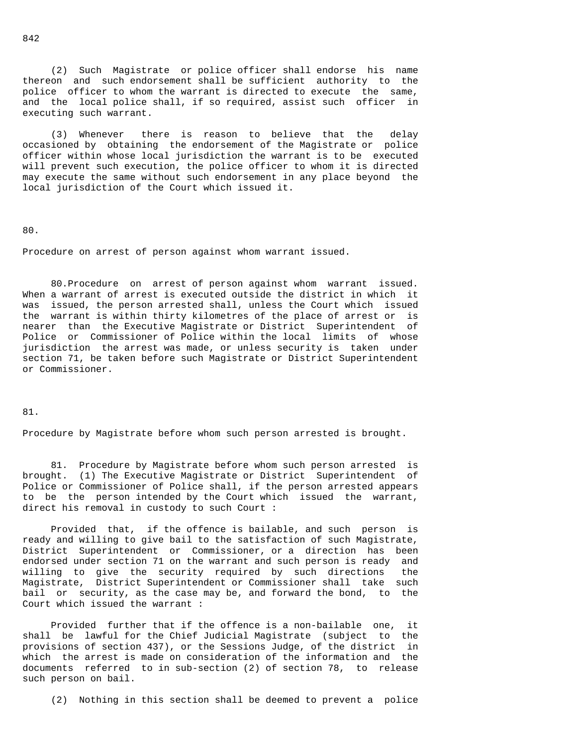(2) Such Magistrate or police officer shall endorse his name thereon and such endorsement shall be sufficient authority to the police officer to whom the warrant is directed to execute the same, and the local police shall, if so required, assist such officer in executing such warrant.

(3) Whenever there is reason to believe that the delay occasioned by obtaining the endorsement of the Magistrate or police officer within whose local jurisdiction the warrant is to be executed will prevent such execution, the police officer to whom it is directed may execute the same without such endorsement in any place beyond the local jurisdiction of the Court which issued it.

80.

Procedure on arrest of person against whom warrant issued.

80.Procedure on arrest of person against whom warrant issued. When a warrant of arrest is executed outside the district in which it was issued, the person arrested shall, unless the Court which issued the warrant is within thirty kilometres of the place of arrest or is nearer than the Executive Magistrate or District Superintendent of Police or Commissioner of Police within the local limits of whose jurisdiction the arrest was made, or unless security is taken under section 71, be taken before such Magistrate or District Superintendent or Commissioner.

81.

Procedure by Magistrate before whom such person arrested is brought.

81. Procedure by Magistrate before whom such person arrested is brought. (1) The Executive Magistrate or District Superintendent of Police or Commissioner of Police shall, if the person arrested appears to be the person intended by the Court which issued the warrant, direct his removal in custody to such Court :

Provided that, if the offence is bailable, and such person is ready and willing to give bail to the satisfaction of such Magistrate, District Superintendent or Commissioner, or a direction has been endorsed under section 71 on the warrant and such person is ready and willing to give the security required by such directions the Magistrate, District Superintendent or Commissioner shall take such bail or security, as the case may be, and forward the bond, to the Court which issued the warrant :

Provided further that if the offence is a non-bailable one, it shall be lawful for the Chief Judicial Magistrate (subject to the provisions of section 437), or the Sessions Judge, of the district in which the arrest is made on consideration of the information and the documents referred to in sub-section (2) of section 78, to release such person on bail.

(2) Nothing in this section shall be deemed to prevent a police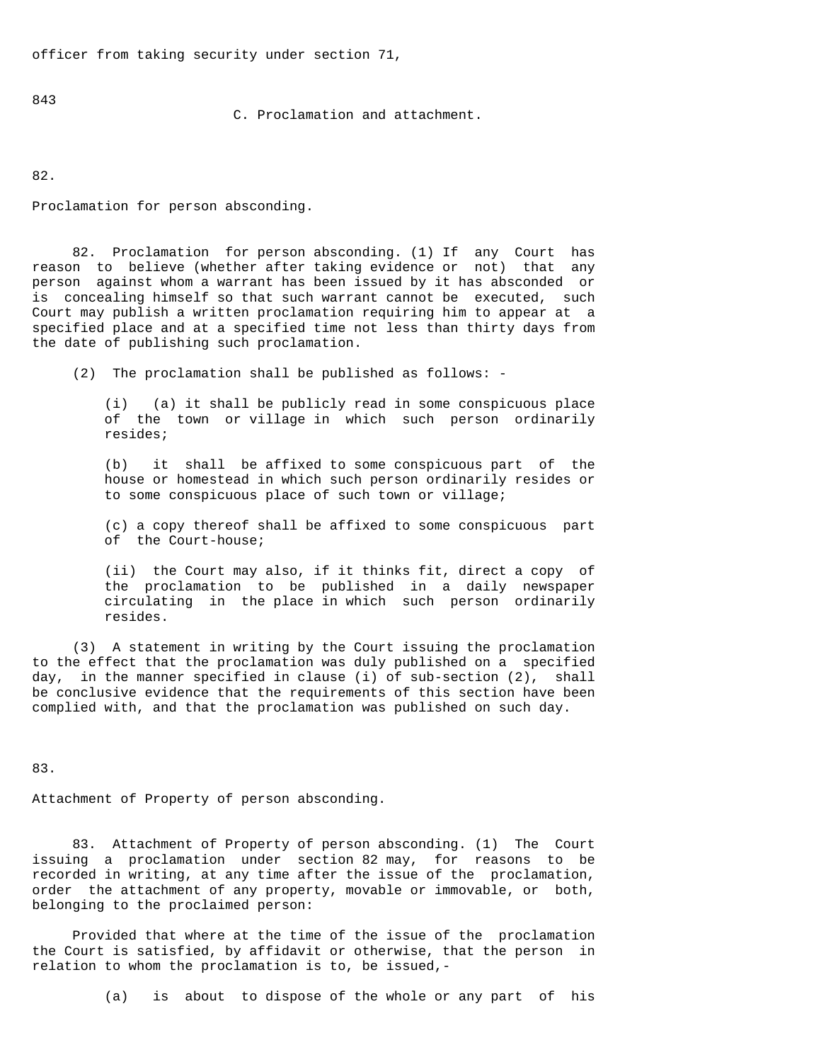officer from taking security under section 71,

C. Proclamation and attachment.

82.

Proclamation for person absconding.

82. Proclamation for person absconding. (1) If any Court has reason to believe (whether after taking evidence or not) that any person against whom a warrant has been issued by it has absconded or is concealing himself so that such warrant cannot be executed, such Court may publish a written proclamation requiring him to appear at a specified place and at a specified time not less than thirty days from the date of publishing such proclamation.

(2) The proclamation shall be published as follows: -

(i) (a) it shall be publicly read in some conspicuous place of the town or village in which such person ordinarily resides;

(b) it shall be affixed to some conspicuous part of the house or homestead in which such person ordinarily resides or to some conspicuous place of such town or village;

(c) a copy thereof shall be affixed to some conspicuous part of the Court-house;

(ii) the Court may also, if it thinks fit, direct a copy of the proclamation to be published in a daily newspaper circulating in the place in which such person ordinarily resides.

(3) A statement in writing by the Court issuing the proclamation to the effect that the proclamation was duly published on a specified day, in the manner specified in clause (i) of sub-section (2), shall be conclusive evidence that the requirements of this section have been complied with, and that the proclamation was published on such day.

83.

Attachment of Property of person absconding.

83. Attachment of Property of person absconding. (1) The Court issuing a proclamation under section 82 may, for reasons to be recorded in writing, at any time after the issue of the proclamation, order the attachment of any property, movable or immovable, or both, belonging to the proclaimed person:

Provided that where at the time of the issue of the proclamation the Court is satisfied, by affidavit or otherwise, that the person in relation to whom the proclamation is to, be issued,-

(a) is about to dispose of the whole or any part of his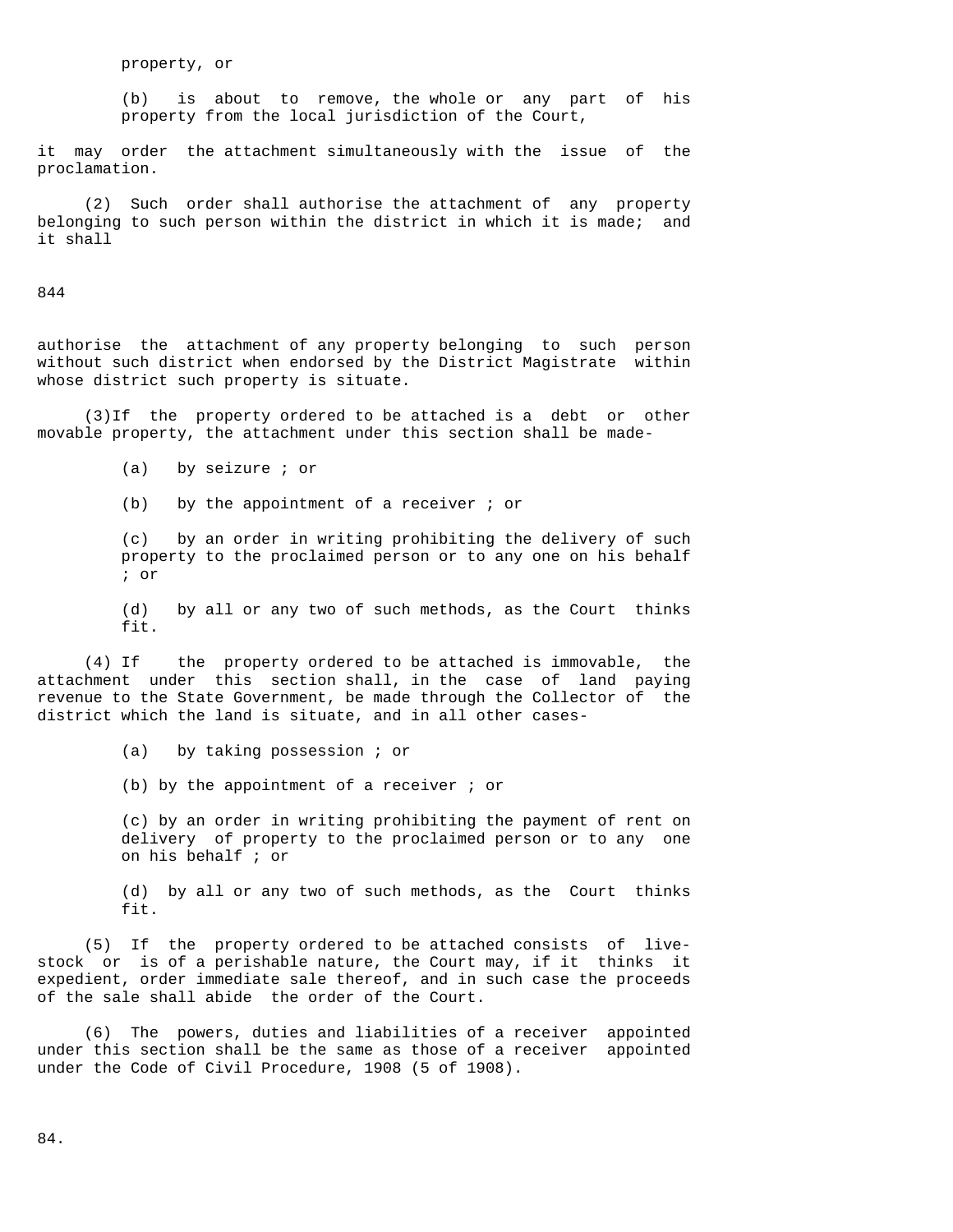property, or

(b) is about to remove, the whole or any part of his property from the local jurisdiction of the Court,

it may order the attachment simultaneously with the issue of the proclamation.

(2) Such order shall authorise the attachment of any property belonging to such person within the district in which it is made; and it shall authorise the attachment of any property belonging to such person without such district when endorsed by the District Magistrate within whose district such property is situate.

(3) If the property ordered to be attached is a debt or other movable property, the attachment under this section shall be made-

(a) by seizure ; or

(b) by the appointment of a receiver ; or

(c) by an order in writing prohibiting the delivery of such property to the proclaimed person or to any one on his behalf ; or

(d) by all or any two of such methods, as the Court thinks fit.

(4) If the property ordered to be attached is immovable, the attachment under this section shall, in the case of land paying revenue to the State Government, be made through the Collector of the district which the land is situate, and in all other cases-

(a) by taking possession ; or

(b) by the appointment of a receiver ; or

(c) by an order in writing prohibiting the payment of rent on delivery of property to the proclaimed person or to any one on his behalf ; or

(d) by all or any two of such methods, as the Court thinks fit.

(5) If the property ordered to be attached consists of live-stock or is of a perishable nature, the Court may, if it thinks it expedient, order immediate sale thereof, and in such case the proceeds of the sale shall abide the order of the Court.

(6) The powers, duties and liabilities of a receiver appointed under this section shall be the same as those of a receiver appointed under the Code of Civil Procedure, 1908 (5 of 1908).

84.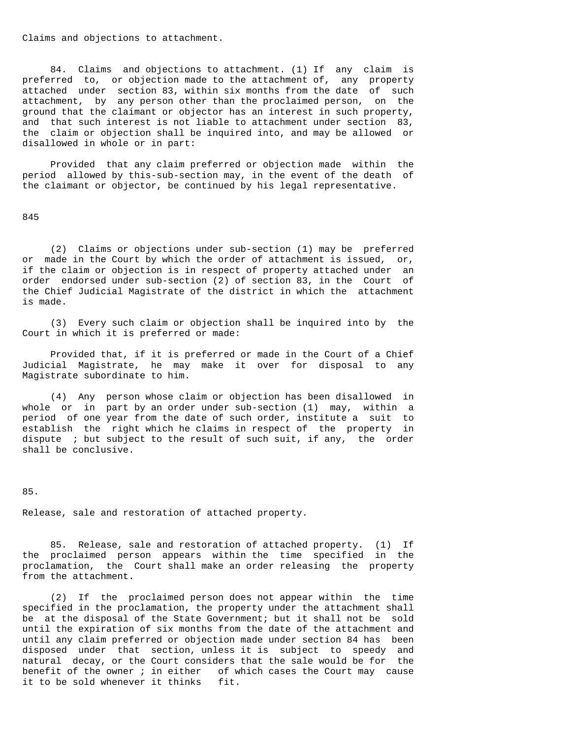Claims and objections to attachment.

84. Claims and objections to attachment. (1) If any claim is preferred to, or objection made to the attachment of, any property attached under section 83, within six months from the date of such attachment, by any person other than the proclaimed person, on the ground that the claimant or objector has an interest in such property, and that such interest is not liable to attachment under section 83, the claim or objection shall be inquired into, and may be allowed or disallowed in whole or in part:

Provided that any claim preferred or objection made within the period allowed by this-sub-section may, in the event of the death of the claimant or objector, be continued by his legal representative.

845

(2) Claims or objections under sub-section (1) may be preferred or made in the Court by which the order of attachment is issued, or, if the claim or objection is in respect of property attached under an order endorsed under sub-section (2) of section 83, in the Court of the Chief Judicial Magistrate of the district in which the attachment is made.

(3) Every such claim or objection shall be inquired into by the Court in which it is preferred or made:

Provided that, if it is preferred or made in the Court of a Chief Judicial Magistrate, he may make it over for disposal to any Magistrate subordinate to him.

(4) Any person whose claim or objection has been disallowed in whole or in part by an order under sub-section (1) may, within a period of one year from the date of such order, institute a suit to establish the right which he claims in respect of the property in dispute ; but subject to the result of such suit, if any, the order shall be conclusive.

85.

Release, sale and restoration of attached property.

85. Release, sale and restoration of attached property. (1) If the proclaimed person appears within the time specified in the proclamation, the Court shall make an order releasing the property from the attachment.

(2) If the proclaimed person does not appear within the time specified in the proclamation, the property under the attachment shall be at the disposal of the State Government; but it shall not be sold until the expiration of six months from the date of the attachment and until any claim preferred or objection made under section 84 has been disposed under that section, unless it is subject to speedy and natural decay, or the Court considers that the sale would be for the benefit of the owner ; in either of which cases the Court may cause it to be sold whenever it thinks fit.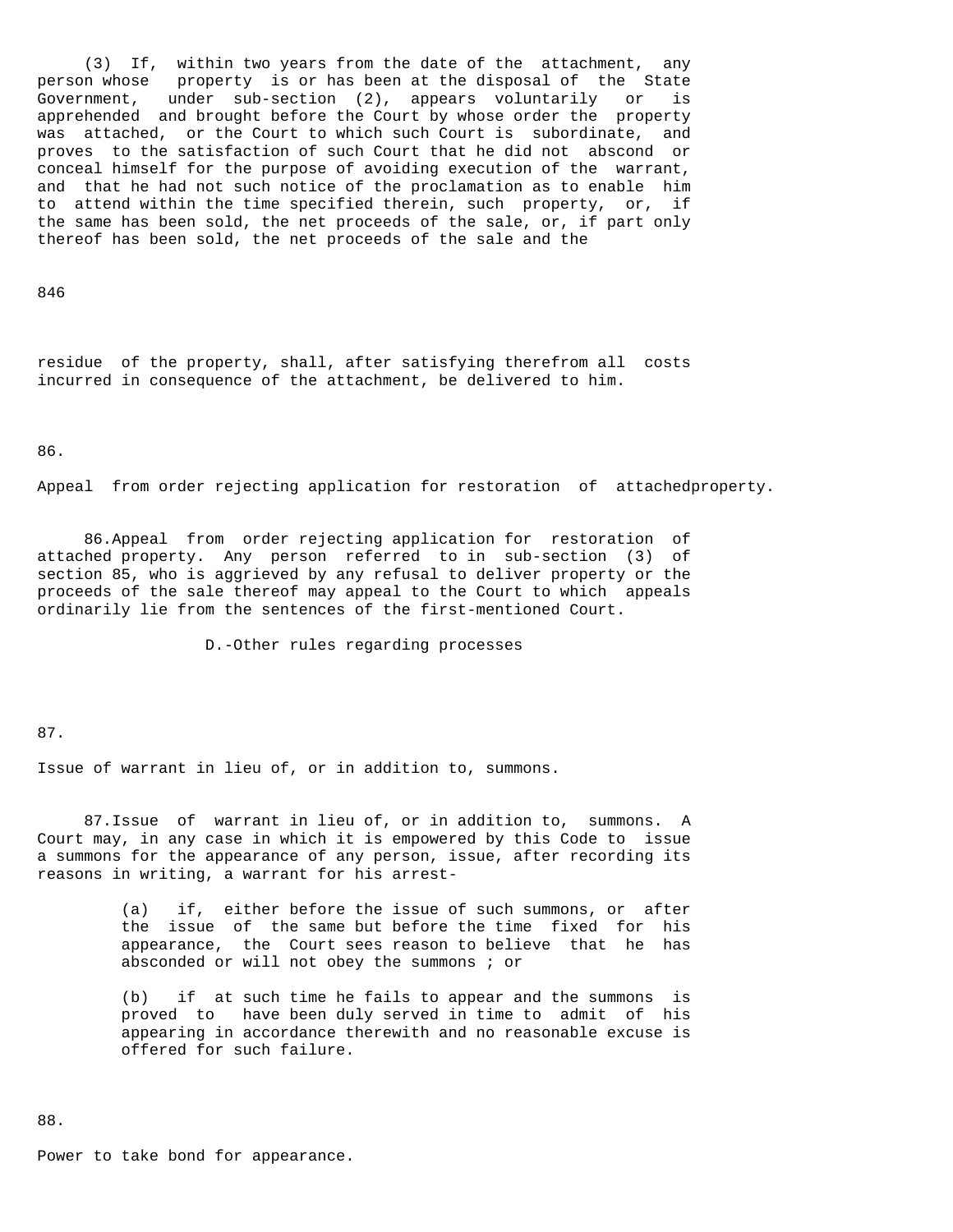(3) If, within two years from the date of the attachment, any person whose property is or has been at the disposal of the State Government, under sub-section (2), appears voluntarily or is apprehended and brought before the Court by whose order the property was attached, or the Court to which such Court is subordinate, and proves to the satisfaction of such Court that he did not abscond or conceal himself for the purpose of avoiding execution of the warrant, and that he had not such notice of the proclamation as to enable him to attend within the time specified therein, such property, or, if the same has been sold, the net proceeds of the sale, or, if part only thereof has been sold, the net proceeds of the sale and the

846

residue of the property, shall, after satisfying therefrom all costs incurred in consequence of the attachment, be delivered to him.

86.

Appeal from order rejecting application for restoration of attachedproperty.

86.Appeal from order rejecting application for restoration of attached property. Any person referred to in sub-section (3) of section 85, who is aggrieved by any refusal to deliver property or the proceeds of the sale thereof may appeal to the Court to which appeals ordinarily lie from the sentences of the first-mentioned Court.

D.-Other rules regarding processes

87.

Issue of warrant in lieu of, or in addition to, summons.

87.Issue of warrant in lieu of, or in addition to, summons. A Court may, in any case in which it is empowered by this Code to issue a summons for the appearance of any person, issue, after recording its reasons in writing, a warrant for his arrest-

(a) if, either before the issue of such summons, or after the issue of the same but before the time fixed for his appearance, the Court sees reason to believe that he has absconded or will not obey the summons ; or

(b) if at such time he fails to appear and the summons is proved to have been duly served in time to admit of his appearing in accordance therewith and no reasonable excuse is offered for such failure.

88.

Power to take bond for appearance.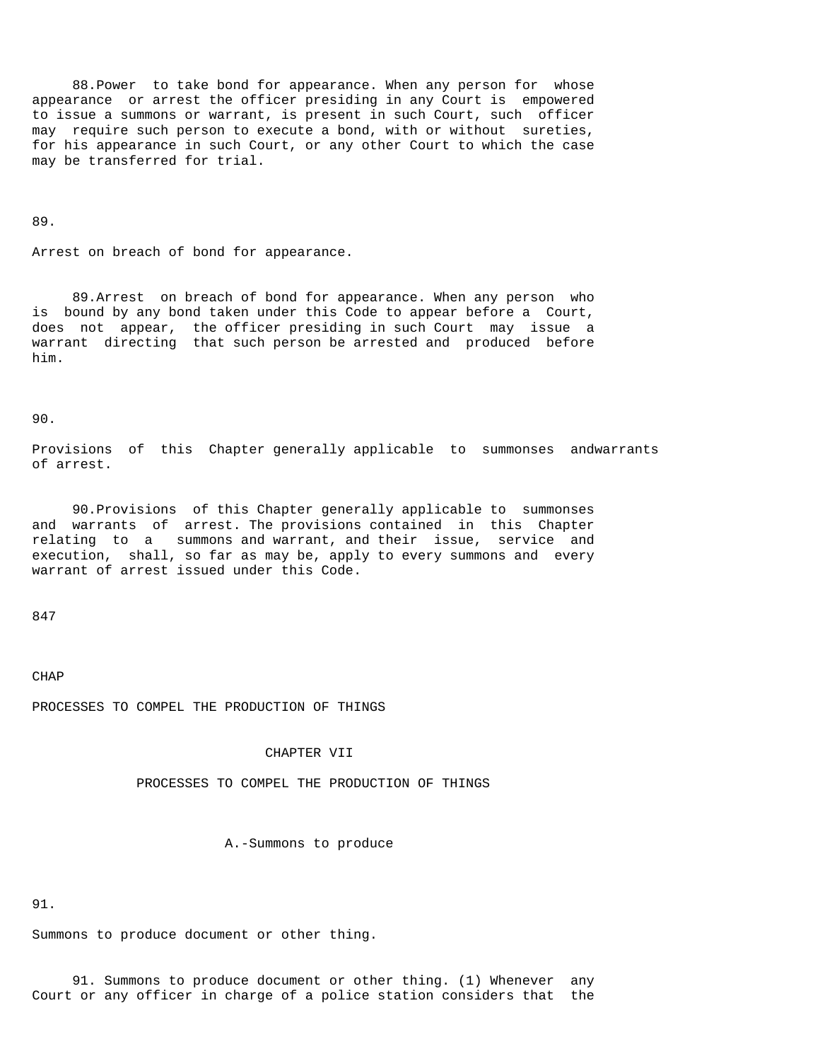88.Power to take bond for appearance. When any person for whose appearance or arrest the officer presiding in any Court is empowered to issue a summons or warrant, is present in such Court, such officer may require such person to execute a bond, with or without sureties, for his appearance in such Court, or any other Court to which the case may be transferred for trial.

89.

Arrest on breach of bond for appearance.

89.Arrest on breach of bond for appearance. When any person who is bound by any bond taken under this Code to appear before a Court, does not appear, the officer presiding in such Court may issue a warrant directing that such person be arrested and produced before him.

90.

Provisions of this Chapter generally applicable to summonses andwarrants of arrest.

90.Provisions of this Chapter generally applicable to summonses and warrants of arrest. The provisions contained in this Chapter relating to a summons and warrant, and their issue, service and execution, shall, so far as may be, apply to every summons and every warrant of arrest issued under this Code.

847

CHAP

PROCESSES TO COMPEL THE PRODUCTION OF THINGS

# CHAPTER VII

## PROCESSES TO COMPEL THE PRODUCTION OF THINGS

### A.-Summons to produce

91.

Summons to produce document or other thing.

91. Summons to produce document or other thing. (1) Whenever any Court or any officer in charge of a police station considers that the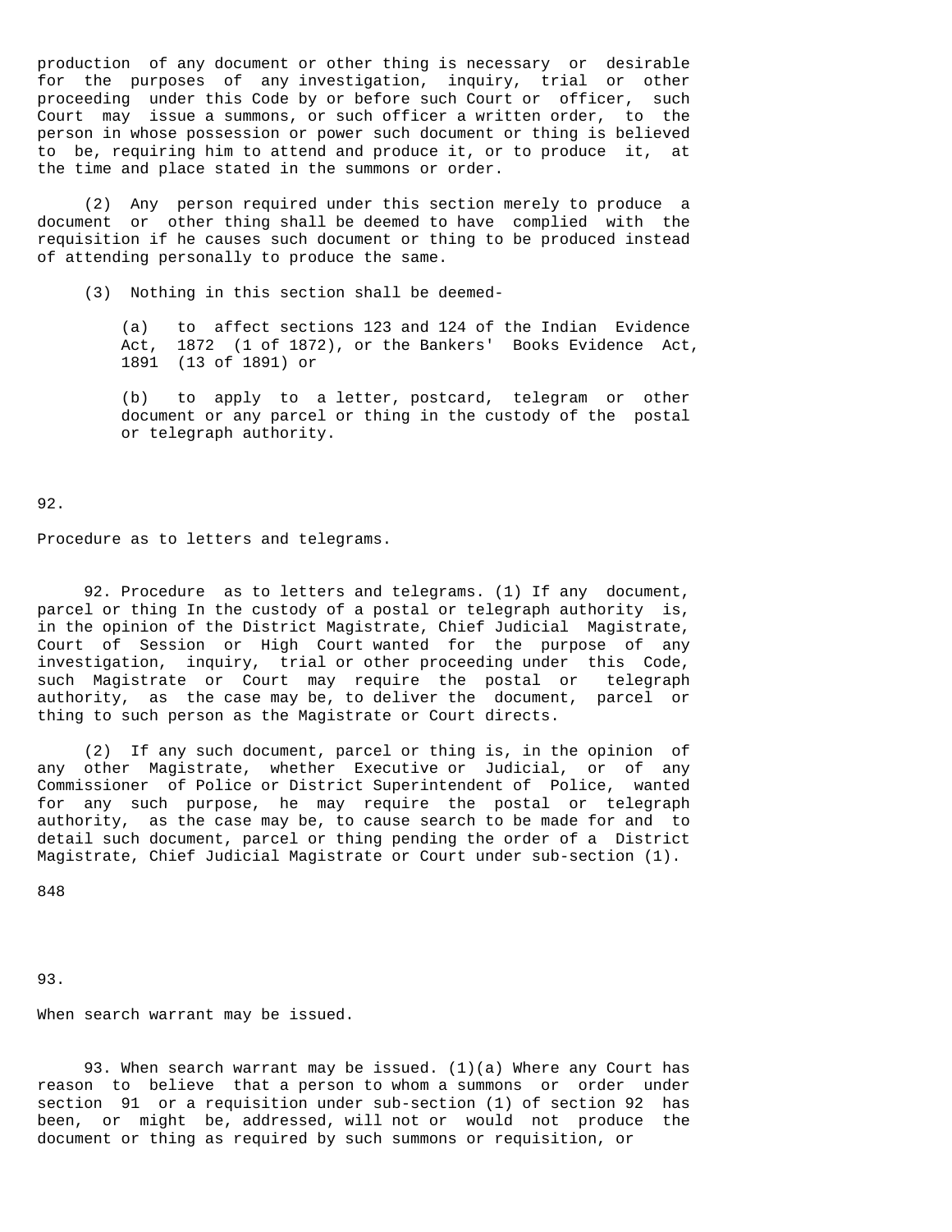production of any document or other thing is necessary or desirable for the purposes of any investigation, inquiry, trial or other proceeding under this Code by or before such Court or officer, such Court may issue a summons, or such officer a written order, to the person in whose possession or power such document or thing is believed to be, requiring him to attend and produce it, or to produce it, at the time and place stated in the summons or order.

(2) Any person required under this section merely to produce a document or other thing shall be deemed to have complied with the requisition if he causes such document or thing to be produced instead of attending personally to produce the same.

(3) Nothing in this section shall be deemed-

(a) to affect sections 123 and 124 of the Indian Evidence Act, 1872 (1 of 1872), or the Bankers' Books Evidence Act, 1891 (13 of 1891) or

(b) to apply to a letter, postcard, telegram or other document or any parcel or thing in the custody of the postal or telegraph authority.

92.

Procedure as to letters and telegrams.

92. Procedure as to letters and telegrams. (1) If any document, parcel or thing In the custody of a postal or telegraph authority is, in the opinion of the District Magistrate, Chief Judicial Magistrate, Court of Session or High Court wanted for the purpose of any investigation, inquiry, trial or other proceeding under this Code, such Magistrate or Court may require the postal or telegraph authority, as the case may be, to deliver the document, parcel or thing to such person as the Magistrate or Court directs.

(2) If any such document, parcel or thing is, in the opinion of any other Magistrate, whether Executive or Judicial, or of any Commissioner of Police or District Superintendent of Police, wanted for any such purpose, he may require the postal or telegraph authority, as the case may be, to cause search to be made for and to detail such document, parcel or thing pending the order of a District Magistrate, Chief Judicial Magistrate or Court under sub-section (1).

93.

When search warrant may be issued.

93. When search warrant may be issued. (1)(a) Where any Court has reason to believe that a person to whom a summons or order under section 91 or a requisition under sub-section (1) of section 92 has been, or might be, addressed, will not or would not produce the document or thing as required by such summons or requisition, or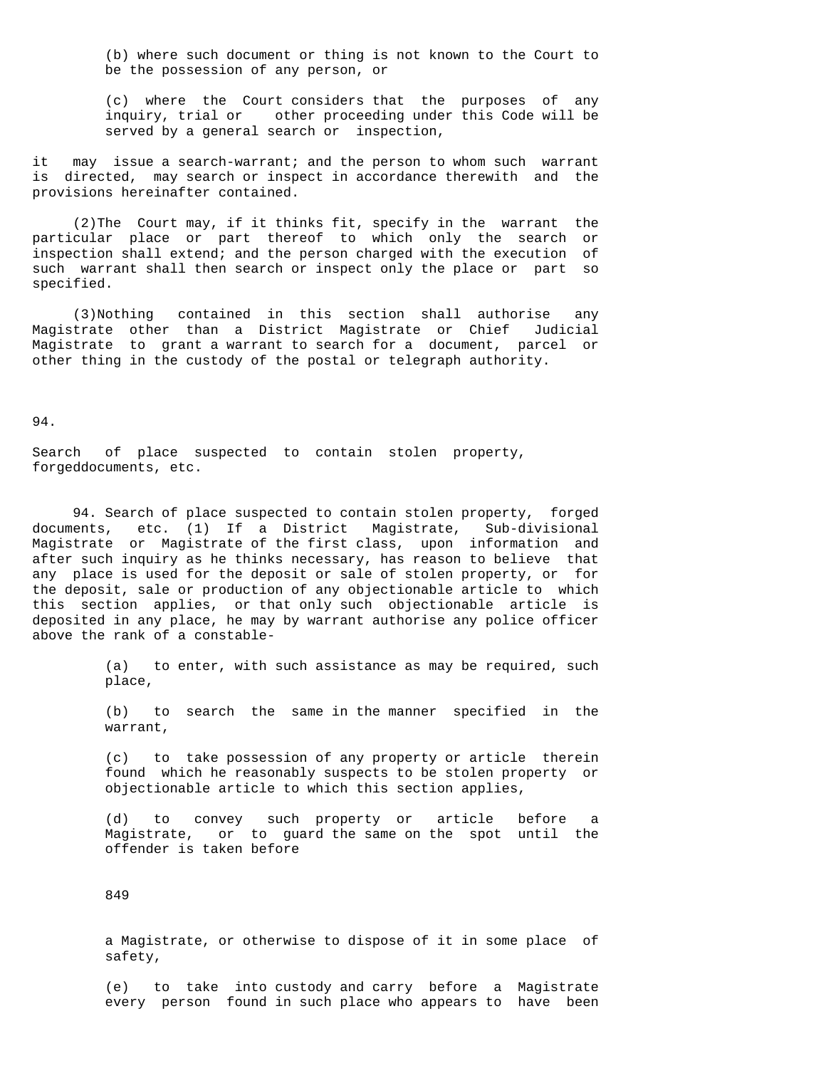(b) where such document or thing is not known to the Court to be the possession of any person, or

(c) where the Court considers that the purposes of any inquiry, trial or other proceeding under this Code will be served by a general search or inspection,

it may issue a search-warrant; and the person to whom such warrant is directed, may search or inspect in accordance therewith and the provisions hereinafter contained.

(2)The Court may, if it thinks fit, specify in the warrant the particular place or part thereof to which only the search or inspection shall extend; and the person charged with the execution of such warrant shall then search or inspect only the place or part so specified.

(3)Nothing contained in this section shall authorise any Magistrate other than a District Magistrate or Chief Judicial Magistrate to grant a warrant to search for a document, parcel or other thing in the custody of the postal or telegraph authority.

94.

Search of place suspected to contain stolen property, forgeddocuments, etc.

94. Search of place suspected to contain stolen property, forged documents, etc. (1) If a District Magistrate, Sub-divisional Magistrate or Magistrate of the first class, upon information and after such inquiry as he thinks necessary, has reason to believe that any place is used for the deposit or sale of stolen property, or for the deposit, sale or production of any objectionable article to which this section applies, or that only such objectionable article is deposited in any place, he may by warrant authorise any police officer above the rank of a constable-

(a) to enter, with such assistance as may be required, such place,

(b) to search the same in the manner specified in the warrant,

(c) to take possession of any property or article therein found which he reasonably suspects to be stolen property or objectionable article to which this section applies,

(d) to convey such property or article before a Magistrate, or to guard the same on the spot until the offender is taken before

a Magistrate, or otherwise to dispose of it in some place of safety,

(e) to take into custody and carry before a Magistrate every person found in such place who appears to have been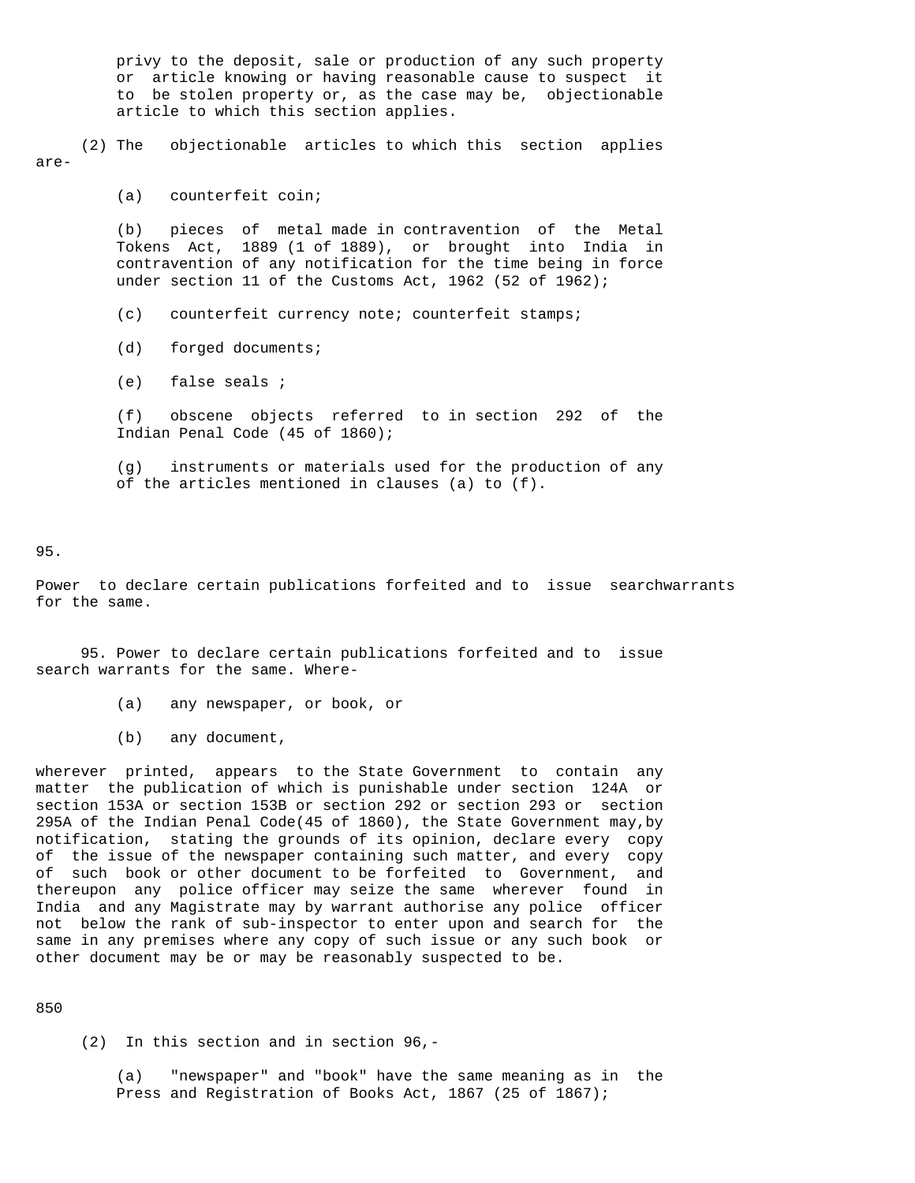privy to the deposit, sale or production of any such property or article knowing or having reasonable cause to suspect it to be stolen property or, as the case may be, objectionable article to which this section applies.

(2) The objectionable articles to which this section applies are-

(a) counterfeit coin;

(b) pieces of metal made in contravention of the Metal Tokens Act, 1889 (1 of 1889), or brought into India in contravention of any notification for the time being in force under section 11 of the Customs Act, 1962 (52 of 1962);

(c) counterfeit currency note; counterfeit stamps;

(d) forged documents;

(e) false seals ;

(f) obscene objects referred to in section 292 of the Indian Penal Code (45 of 1860);

(g) instruments or materials used for the production of any of the articles mentioned in clauses (a) to (f).

95.

Power to declare certain publications forfeited and to issue searchwarrants for the same.

95. Power to declare certain publications forfeited and to issue search warrants for the same. Where-

(a) any newspaper, or book, or

(b) any document,

wherever printed, appears to the State Government to contain any matter the publication of which is punishable under section 124A or section 153A or section 153B or section 292 or section 293 or section 295A of the Indian Penal Code(45 of 1860), the State Government may,by notification, stating the grounds of its opinion, declare every copy of the issue of the newspaper containing such matter, and every copy of such book or other document to be forfeited to Government, and thereupon any police officer may seize the same wherever found in India and any Magistrate may by warrant authorise any police officer not below the rank of sub-inspector to enter upon and search for the same in any premises where any copy of such issue or any such book or other document may be or may be reasonably suspected to be.

850

(2) In this section and in section 96,-

(a) "newspaper" and "book" have the same meaning as in the Press and Registration of Books Act, 1867 (25 of 1867);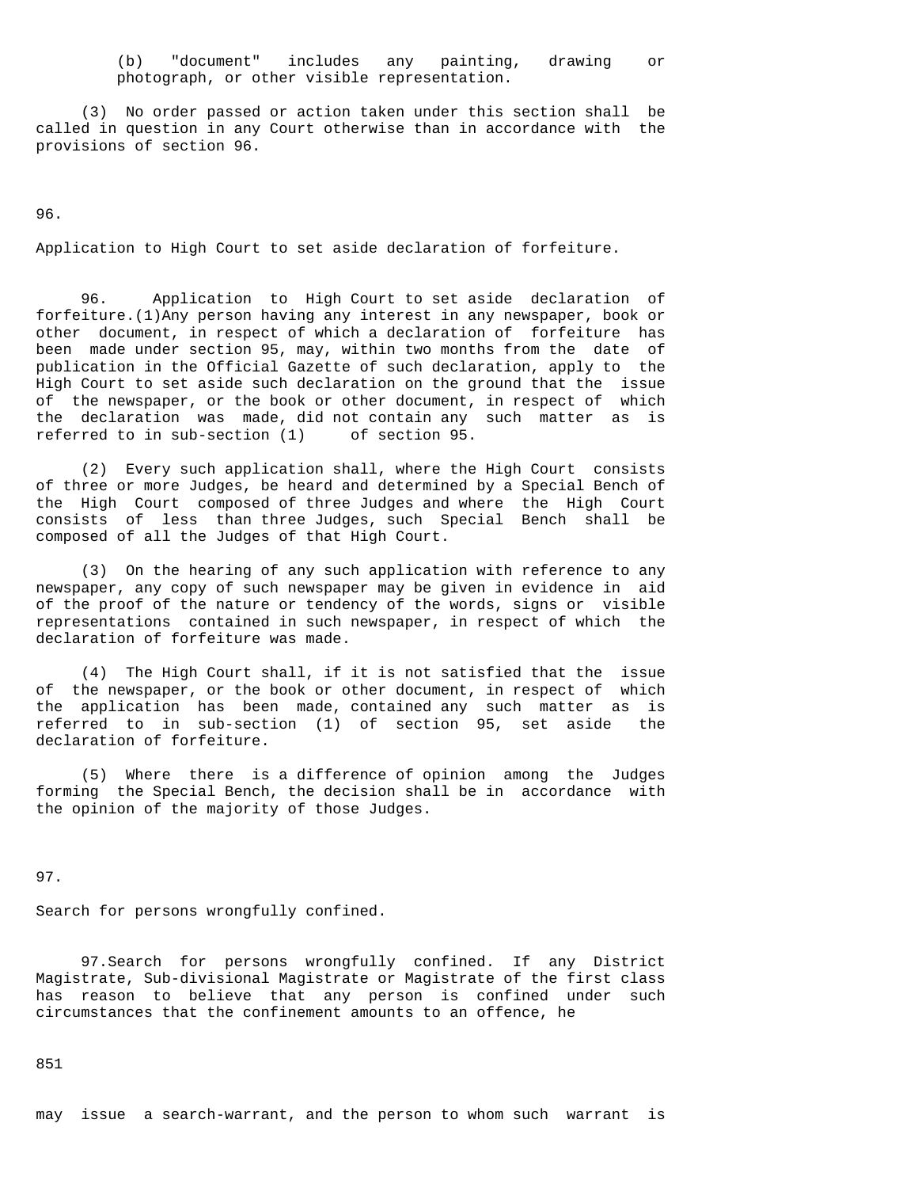(b) "document" includes any painting, drawing or photograph, or other visible representation.

(3) No order passed or action taken under this section shall be called in question in any Court otherwise than in accordance with the provisions of section 96.

96.

Application to High Court to set aside declaration of forfeiture.

96. Application to High Court to set aside declaration of forfeiture.(1)Any person having any interest in any newspaper, book or other document, in respect of which a declaration of forfeiture has been made under section 95, may, within two months from the date of publication in the Official Gazette of such declaration, apply to the High Court to set aside such declaration on the ground that the issue of the newspaper, or the book or other document, in respect of which the declaration was made, did not contain any such matter as is referred to in sub-section (1) of section 95.

(2) Every such application shall, where the High Court consists of three or more Judges, be heard and determined by a Special Bench of the High Court composed of three Judges and where the High Court consists of less than three Judges, such Special Bench shall be composed of all the Judges of that High Court.

(3) On the hearing of any such application with reference to any newspaper, any copy of such newspaper may be given in evidence in aid of the proof of the nature or tendency of the words, signs or visible representations contained in such newspaper, in respect of which the declaration of forfeiture was made.

(4) The High Court shall, if it is not satisfied that the issue of the newspaper, or the book or other document, in respect of which the application has been made, contained any such matter as is referred to in sub-section (1) of section 95, set aside the declaration of forfeiture.

(5) Where there is a difference of opinion among the Judges forming the Special Bench, the decision shall be in accordance with the opinion of the majority of those Judges.

97.

Search for persons wrongfully confined.

97.Search for persons wrongfully confined. If any District Magistrate, Sub-divisional Magistrate or Magistrate of the first class has reason to believe that any person is confined under such circumstances that the confinement amounts to an offence, he

may issue a search-warrant, and the person to whom such warrant is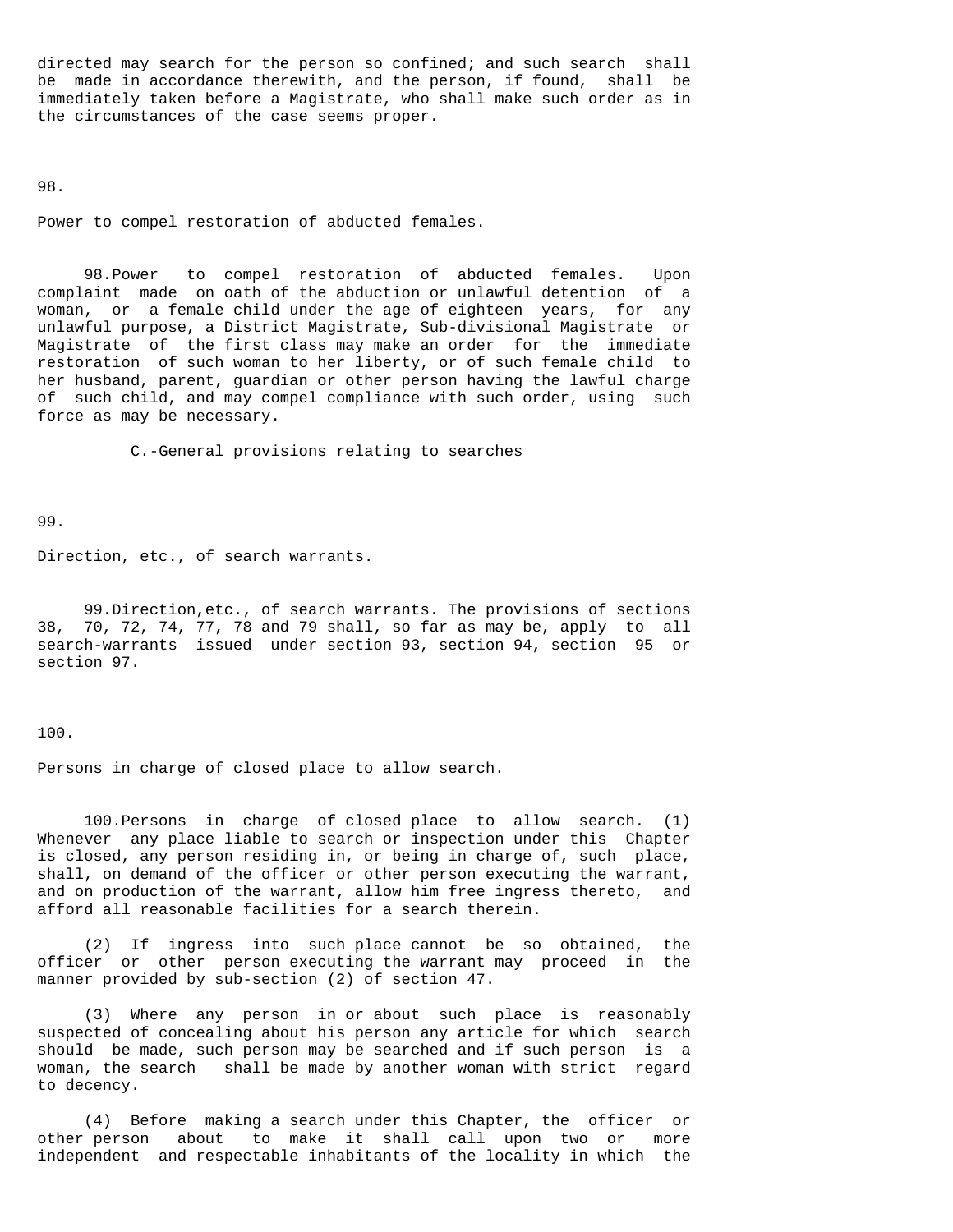directed may search for the person so confined; and such search shall be made in accordance therewith, and the person, if found, shall be immediately taken before a Magistrate, who shall make such order as in the circumstances of the case seems proper.

98.

Power to compel restoration of abducted females.

98.Power to compel restoration of abducted females. Upon complaint made on oath of the abduction or unlawful detention of a woman, or a female child under the age of eighteen years, for any unlawful purpose, a District Magistrate, Sub-divisional Magistrate or Magistrate of the first class may make an order for the immediate restoration of such woman to her liberty, or of such female child to her husband, parent, guardian or other person having the lawful charge of such child, and may compel compliance with such order, using such force as may be necessary.

C.-General provisions relating to searches

99.

Direction, etc., of search warrants.

99.Direction,etc., of search warrants. The provisions of sections 38, 70, 72, 74, 77, 78 and 79 shall, so far as may be, apply to all search-warrants issued under section 93, section 94, section 95 or section 97.

100.

Persons in charge of closed place to allow search.

100.Persons in charge of closed place to allow search. (1) Whenever any place liable to search or inspection under this Chapter is closed, any person residing in, or being in charge of, such place, shall, on demand of the officer or other person executing the warrant, and on production of the warrant, allow him free ingress thereto, and afford all reasonable facilities for a search therein.

(2) If ingress into such place cannot be so obtained, the officer or other person executing the warrant may proceed in the manner provided by sub-section (2) of section 47.

(3) Where any person in or about such place is reasonably suspected of concealing about his person any article for which search should be made, such person may be searched and if such person is a woman, the search shall be made by another woman with strict regard to decency.

(4) Before making a search under this Chapter, the officer or other person about to make it shall call upon two or more independent and respectable inhabitants of the locality in which the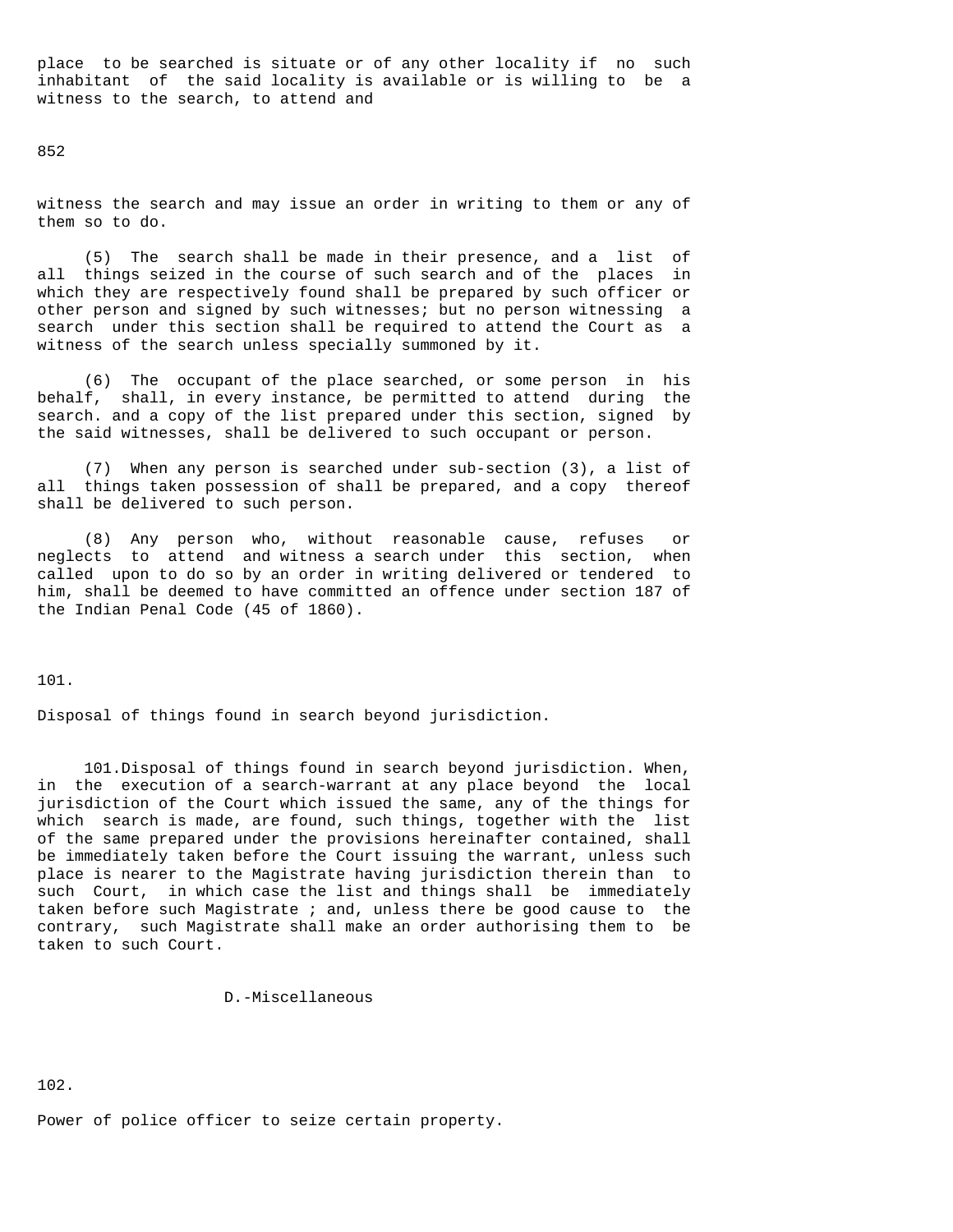place to be searched is situate or of any other locality if no such inhabitant of the said locality is available or is willing to be a witness to the search, to attend and

witness the search and may issue an order in writing to them or any of them so to do.

(5) The search shall be made in their presence, and a list of all things seized in the course of such search and of the places in which they are respectively found shall be prepared by such officer or other person and signed by such witnesses; but no person witnessing a search under this section shall be required to attend the Court as a witness of the search unless specially summoned by it.

(6) The occupant of the place searched, or some person in his behalf, shall, in every instance, be permitted to attend during the search. and a copy of the list prepared under this section, signed by the said witnesses, shall be delivered to such occupant or person.

(7) When any person is searched under sub-section (3), a list of all things taken possession of shall be prepared, and a copy thereof shall be delivered to such person.

(8) Any person who, without reasonable cause, refuses or neglects to attend and witness a search under this section, when called upon to do so by an order in writing delivered or tendered to him, shall be deemed to have committed an offence under section 187 of the Indian Penal Code (45 of 1860).

101.

Disposal of things found in search beyond jurisdiction.

101.Disposal of things found in search beyond jurisdiction. When, in the execution of a search-warrant at any place beyond the local jurisdiction of the Court which issued the same, any of the things for which search is made, are found, such things, together with the list of the same prepared under the provisions hereinafter contained, shall be immediately taken before the Court issuing the warrant, unless such place is nearer to the Magistrate having jurisdiction therein than to such Court, in which case the list and things shall be immediately taken before such Magistrate ; and, unless there be good cause to the contrary, such Magistrate shall make an order authorising them to be taken to such Court.

D.-Miscellaneous

102.

Power of police officer to seize certain property.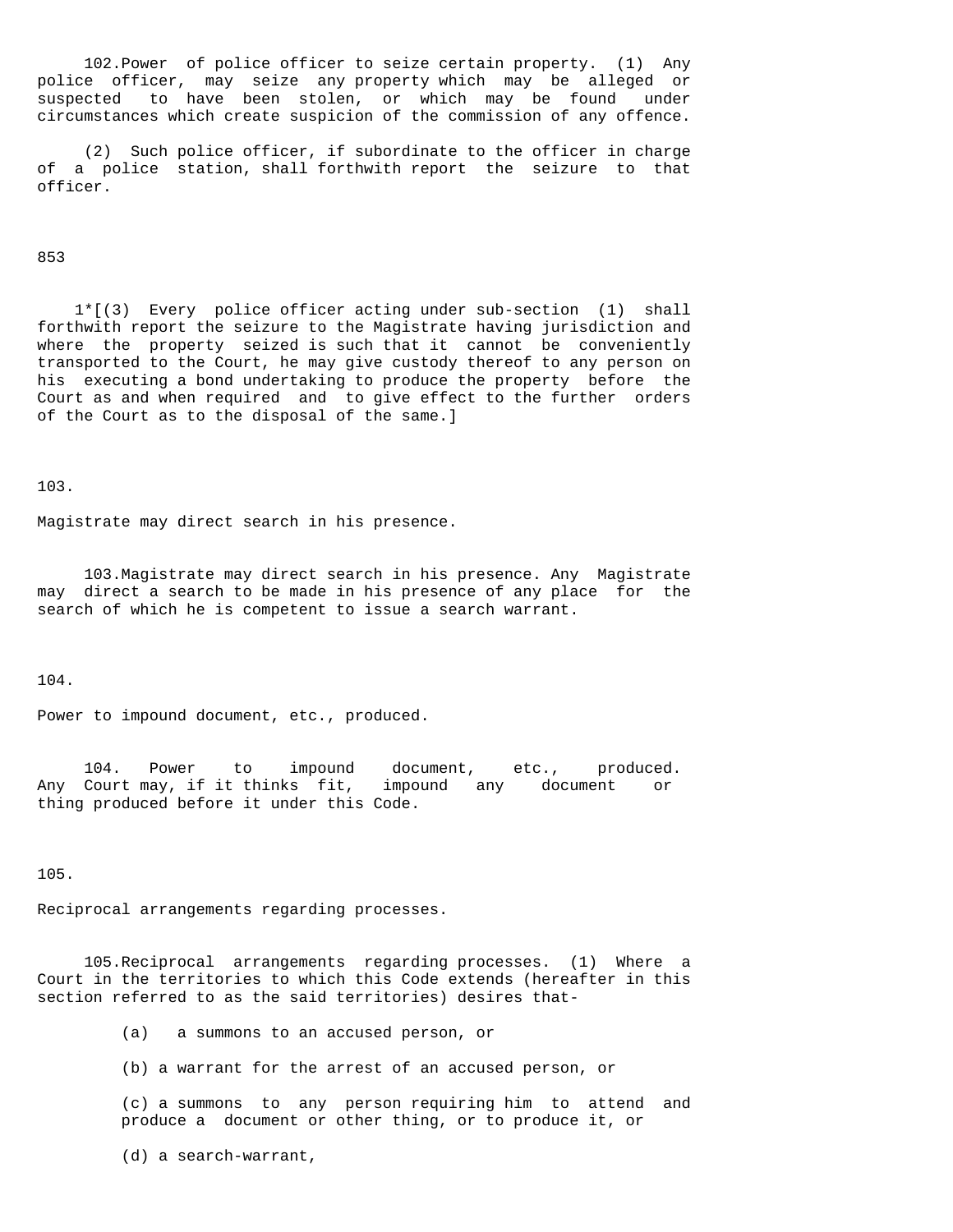102.Power of police officer to seize certain property. (1) Any police officer, may seize any property which may be alleged or suspected to have been stolen, or which may be found under circumstances which create suspicion of the commission of any offence.

(2) Such police officer, if subordinate to the officer in charge of a police station, shall forthwith report the seizure to that officer.

1*[(3) Every police officer acting under sub-section (1) shall forthwith report the seizure to the Magistrate having jurisdiction and where the property seized is such that it cannot be conveniently transported to the Court, he may give custody thereof to any person on his executing a bond undertaking to produce the property before the Court as and when required and to give effect to the further orders of the Court as to the disposal of the same.]

103.

Magistrate may direct search in his presence.

103.Magistrate may direct search in his presence. Any Magistrate may direct a search to be made in his presence of any place for the search of which he is competent to issue a search warrant.

104.

Power to impound document, etc., produced.

104. Power to impound document, etc., produced. Any Court may, if it thinks fit, impound any document or thing produced before it under this Code.

105.

Reciprocal arrangements regarding processes.

105.Reciprocal arrangements regarding processes. (1) Where a Court in the territories to which this Code extends (hereafter in this section referred to as the said territories) desires that-

(a) a summons to an accused person, or

(b) a warrant for the arrest of an accused person, or

(c) a summons to any person requiring him to attend and produce a document or other thing, or to produce it, or

(d) a search-warrant,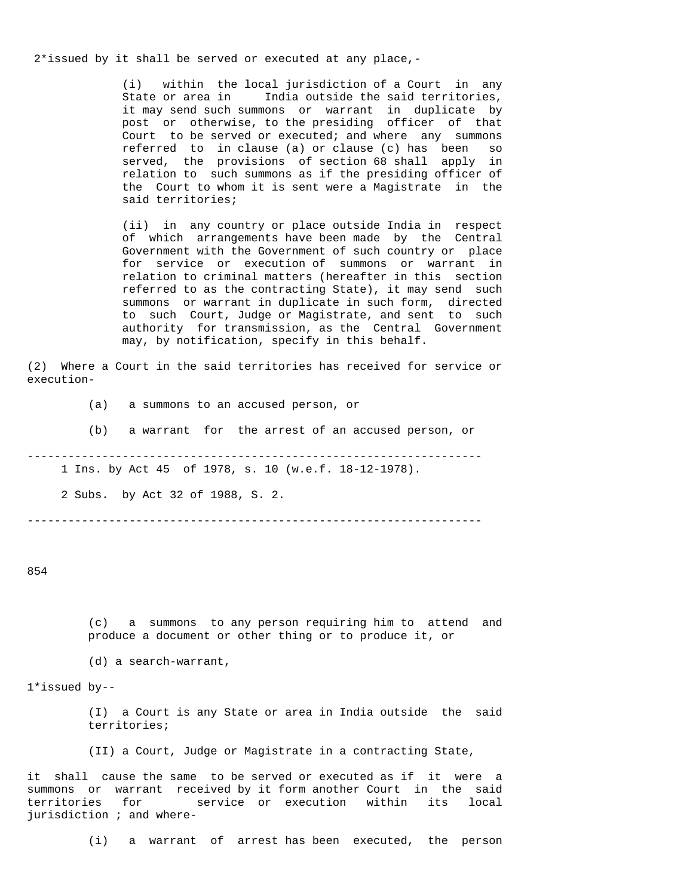2*issued by it shall be served or executed at any place,-

(i) within the local jurisdiction of a Court in any State or area in India outside the said territories, it may send such summons or warrant in duplicate by post or otherwise, to the presiding officer of that Court to be served or executed; and where any summons referred to in clause (a) or clause (c) has been so served, the provisions of section 68 shall apply in relation to such summons as if the presiding officer of the Court to whom it is sent were a Magistrate in the said territories;

(ii) in any country or place outside India in respect of which arrangements have been made by the Central Government with the Government of such country or place for service or execution of summons or warrant in relation to criminal matters (hereafter in this section referred to as the contracting State), it may send such summons or warrant in duplicate in such form, directed to such Court, Judge or Magistrate, and sent to such authority for transmission, as the Central Government may, by notification, specify in this behalf.

(2) Where a Court in the said territories has received for service or execution-

(a) a summons to an accused person, or

(b) a warrant for the arrest of an accused person, or

---

1 Ins. by Act 45 of 1978, s. 10 (w.e.f. 18-12-1978).

2 Subs. by Act 32 of 1988, S. 2.

---

(c) a summons to any person requiring him to attend and produce a document or other thing or to produce it, or

(d) a search-warrant,

1*issued by--

(I) a Court is any State or area in India outside the said territories;

(II) a Court, Judge or Magistrate in a contracting State,

it shall cause the same to be served or executed as if it were a summons or warrant received by it form another Court in the said territories for service or execution within its local jurisdiction ; and where-

(i) a warrant of arrest has been executed, the person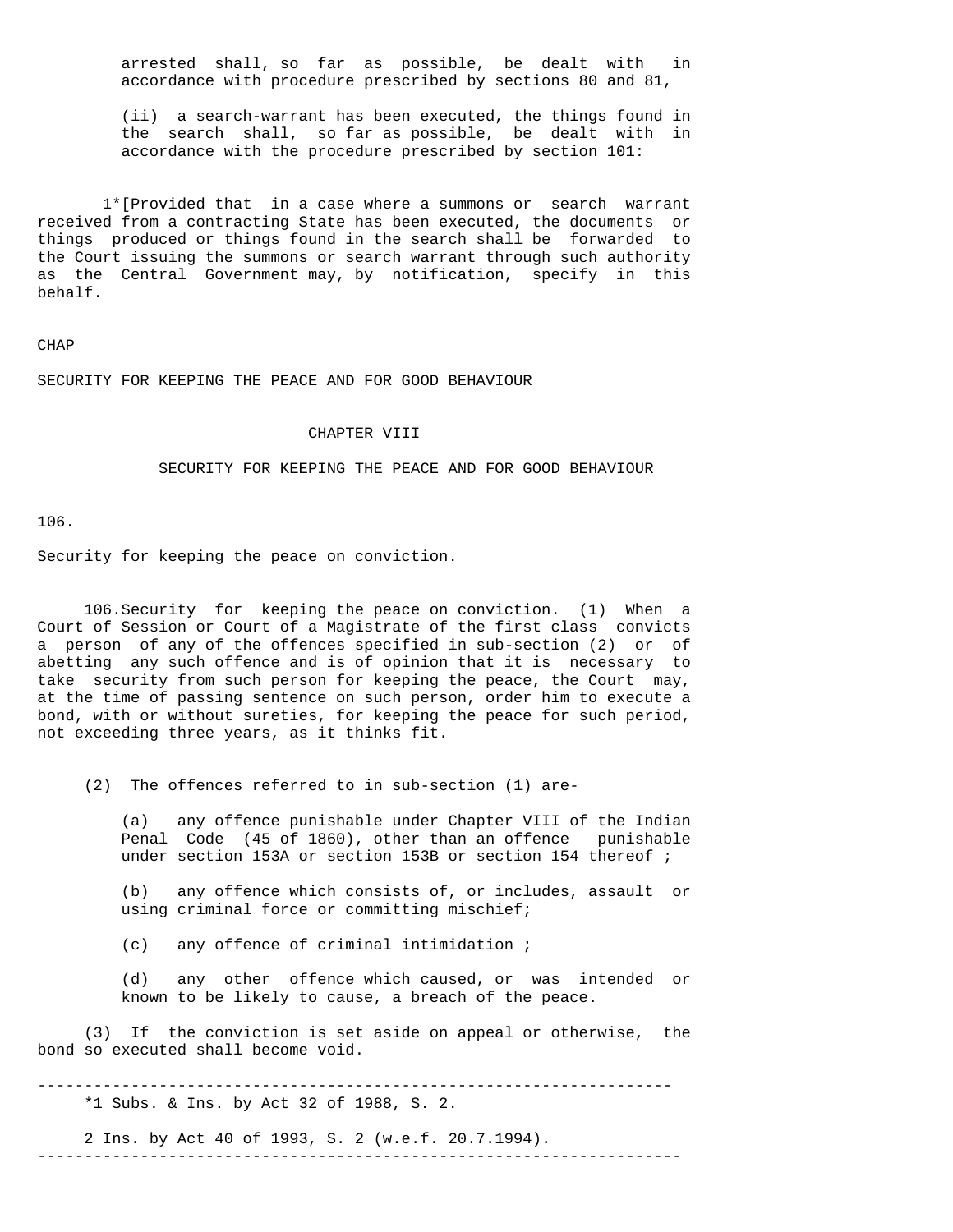arrested shall, so far as possible, be dealt with in accordance with procedure prescribed by sections 80 and 81,

(ii) a search-warrant has been executed, the things found in the search shall, so far as possible, be dealt with in accordance with the procedure prescribed by section 101:

1*[Provided that in a case where a summons or search warrant received from a contracting State has been executed, the documents or things produced or things found in the search shall be forwarded to the Court issuing the summons or search warrant through such authority as the Central Government may, by notification, specify in this behalf.

CHAP

SECURITY FOR KEEPING THE PEACE AND FOR GOOD BEHAVIOUR

## CHAPTER VIII

## SECURITY FOR KEEPING THE PEACE AND FOR GOOD BEHAVIOUR

106.

Security for keeping the peace on conviction.

106.Security for keeping the peace on conviction. (1) When a Court of Session or Court of a Magistrate of the first class convicts a person of any of the offences specified in sub-section (2) or of abetting any such offence and is of opinion that it is necessary to take security from such person for keeping the peace, the Court may, at the time of passing sentence on such person, order him to execute a bond, with or without sureties, for keeping the peace for such period, not exceeding three years, as it thinks fit.

(2) The offences referred to in sub-section (1) are-

(a) any offence punishable under Chapter VIII of the Indian Penal Code (45 of 1860), other than an offence punishable under section 153A or section 153B or section 154 thereof ;

(b) any offence which consists of, or includes, assault or using criminal force or committing mischief;

(c) any offence of criminal intimidation ;

(d) any other offence which caused, or was intended or known to be likely to cause, a breach of the peace.

(3) If the conviction is set aside on appeal or otherwise, the bond so executed shall become void.

---

*1 Subs. & Ins. by Act 32 of 1988, S. 2.

2 Ins. by Act 40 of 1993, S. 2 (w.e.f. 20.7.1994).

---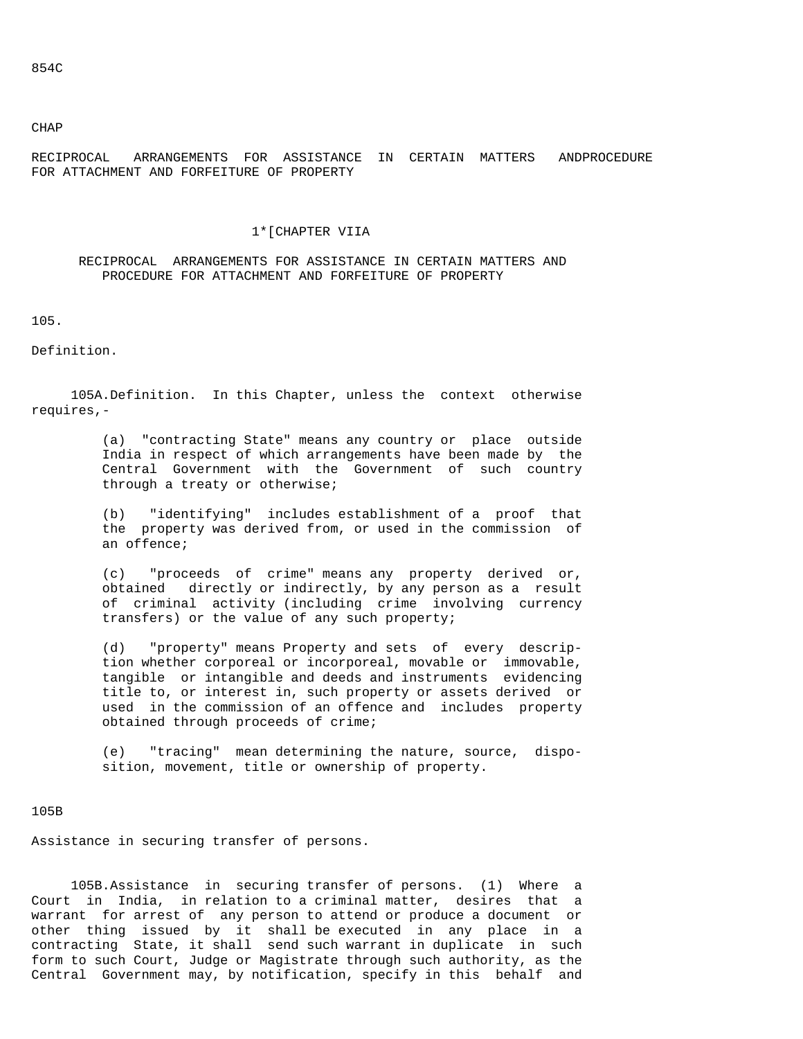854C

CHAP

RECIPROCAL ARRANGEMENTS FOR ASSISTANCE IN CERTAIN MATTERS ANDPROCEDURE FOR ATTACHMENT AND FORFEITURE OF PROPERTY

1*[CHAPTER VIIA

RECIPROCAL ARRANGEMENTS FOR ASSISTANCE IN CERTAIN MATTERS AND PROCEDURE FOR ATTACHMENT AND FORFEITURE OF PROPERTY

105.

Definition.

105A.Definition. In this Chapter, unless the context otherwise requires,-

(a) "contracting State" means any country or place outside India in respect of which arrangements have been made by the Central Government with the Government of such country through a treaty or otherwise;

(b) "identifying" includes establishment of a proof that the property was derived from, or used in the commission of an offence;

(c) "proceeds of crime" means any property derived or, obtained directly or indirectly, by any person as a result of criminal activity (including crime involving currency transfers) or the value of any such property;

(d) "property" means Property and sets of every description whether corporeal or incorporeal, movable or immovable, tangible or intangible and deeds and instruments evidencing title to, or interest in, such property or assets derived or used in the commission of an offence and includes property obtained through proceeds of crime;

(e) "tracing" mean determining the nature, source, disposition, movement, title or ownership of property.

105B

Assistance in securing transfer of persons.

105B.Assistance in securing transfer of persons. (1) Where a Court in India, in relation to a criminal matter, desires that a warrant for arrest of any person to attend or produce a document or other thing issued by it shall be executed in any place in a contracting State, it shall send such warrant in duplicate in such form to such Court, Judge or Magistrate through such authority, as the Central Government may, by notification, specify in this behalf and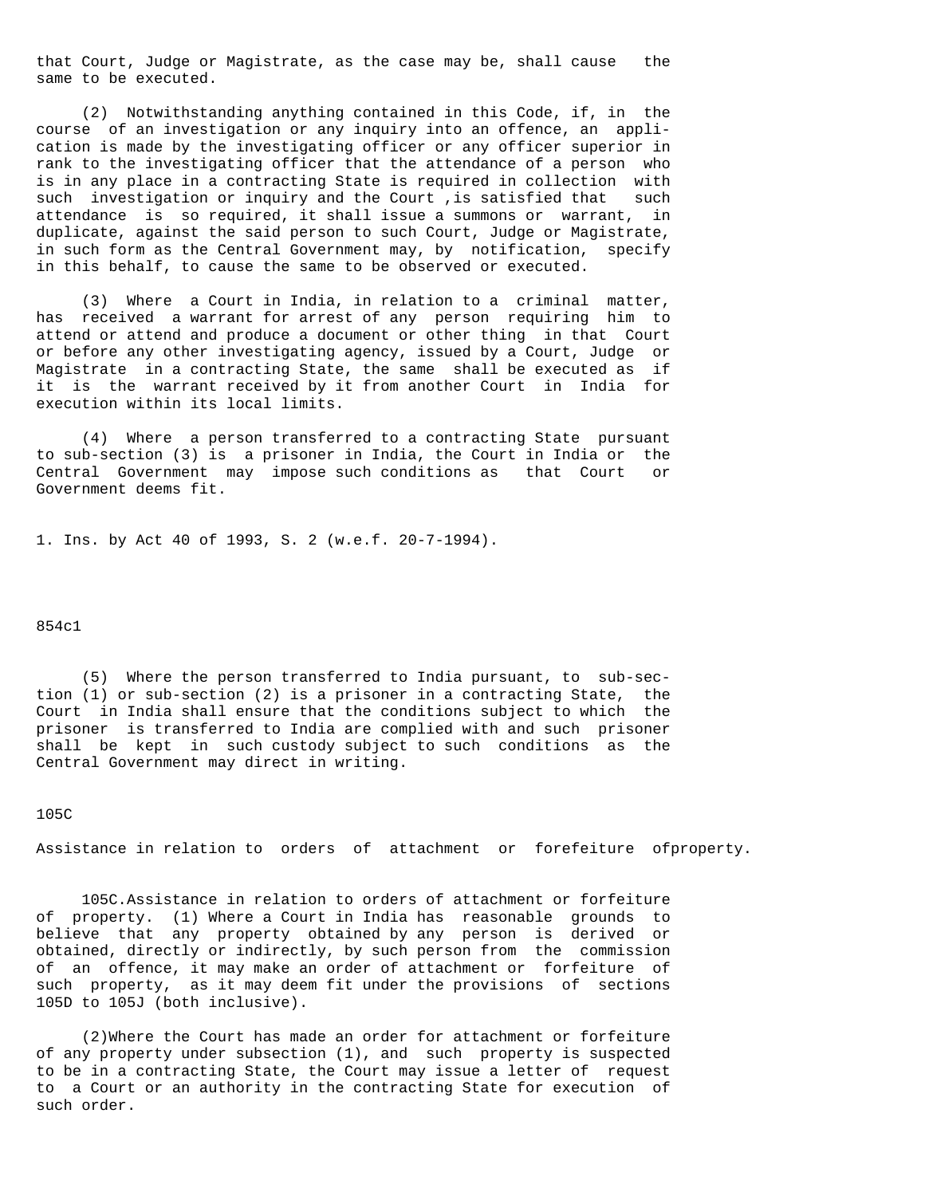that Court, Judge or Magistrate, as the case may be, shall cause the same to be executed.

(2) Notwithstanding anything contained in this Code, if, in the course of an investigation or any inquiry into an offence, an application is made by the investigating officer or any officer superior in rank to the investigating officer that the attendance of a person who is in any place in a contracting State is required in collection with such investigation or inquiry and the Court ,is satisfied that such attendance is so required, it shall issue a summons or warrant, in duplicate, against the said person to such Court, Judge or Magistrate, in such form as the Central Government may, by notification, specify in this behalf, to cause the same to be observed or executed.

(3) Where a Court in India, in relation to a criminal matter, has received a warrant for arrest of any person requiring him to attend or attend and produce a document or other thing in that Court or before any other investigating agency, issued by a Court, Judge or Magistrate in a contracting State, the same shall be executed as if it is the warrant received by it from another Court in India for execution within its local limits.

(4) Where a person transferred to a contracting State pursuant to sub-section (3) is a prisoner in India, the Court in India or the Central Government may impose such conditions as that Court or Government deems fit.

1. Ins. by Act 40 of 1993, S. 2 (w.e.f. 20-7-1994).

854c1

(5) Where the person transferred to India pursuant, to sub-section (1) or sub-section (2) is a prisoner in a contracting State, the Court in India shall ensure that the conditions subject to which the prisoner is transferred to India are complied with and such prisoner shall be kept in such custody subject to such conditions as the Central Government may direct in writing.

105C

Assistance in relation to orders of attachment or forefeiture ofproperty.

105C.Assistance in relation to orders of attachment or forfeiture of property. (1) Where a Court in India has reasonable grounds to believe that any property obtained by any person is derived or obtained, directly or indirectly, by such person from the commission of an offence, it may make an order of attachment or forfeiture of such property, as it may deem fit under the provisions of sections 105D to 105J (both inclusive).

(2)Where the Court has made an order for attachment or forfeiture of any property under subsection (1), and such property is suspected to be in a contracting State, the Court may issue a letter of request to a Court or an authority in the contracting State for execution of such order.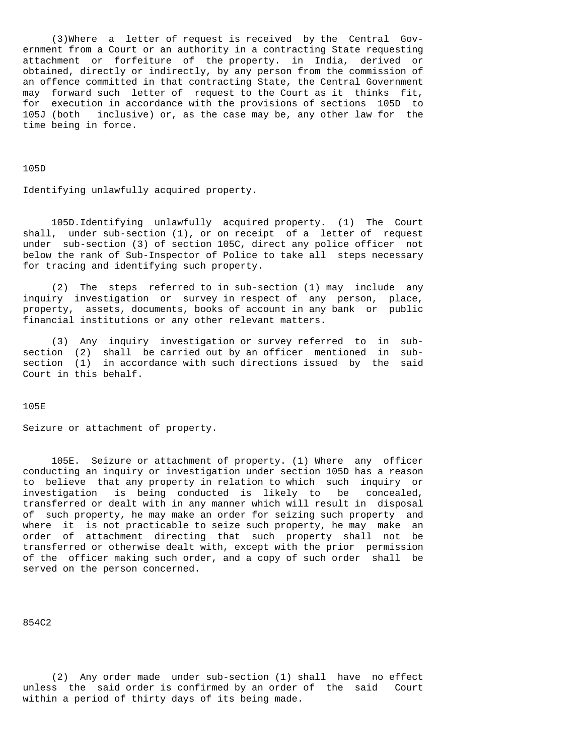(3) Where a letter of request is received by the Central Government from a Court or an authority in a contracting State requesting attachment or forfeiture of the property. in India, derived or obtained, directly or indirectly, by any person from the commission of an offence committed in that contracting State, the Central Government may forward such letter of request to the Court as it thinks fit, for execution in accordance with the provisions of sections 105D to 105J (both inclusive) or, as the case may be, any other law for the time being in force.

105D

Identifying unlawfully acquired property.

105D. Identifying unlawfully acquired property. (1) The Court shall, under sub-section (1), or on receipt of a letter of request under sub-section (3) of section 105C, direct any police officer not below the rank of Sub-Inspector of Police to take all steps necessary for tracing and identifying such property.

(2) The steps referred to in sub-section (1) may include any inquiry investigation or survey in respect of any person, place, property, assets, documents, books of account in any bank or public financial institutions or any other relevant matters.

(3) Any inquiry investigation or survey referred to in sub-section (2) shall be carried out by an officer mentioned in sub-section (1) in accordance with such directions issued by the said Court in this behalf.

105E

Seizure or attachment of property.

105E. Seizure or attachment of property. (1) Where any officer conducting an inquiry or investigation under section 105D has a reason to believe that any property in relation to which such inquiry or investigation is being conducted is likely to be concealed, transferred or dealt with in any manner which will result in disposal of such property, he may make an order for seizing such property and where it is not practicable to seize such property, he may make an order of attachment directing that such property shall not be transferred or otherwise dealt with, except with the prior permission of the officer making such order, and a copy of such order shall be served on the person concerned.

854C2

(2) Any order made under sub-section (1) shall have no effect unless the said order is confirmed by an order of the said Court within a period of thirty days of its being made.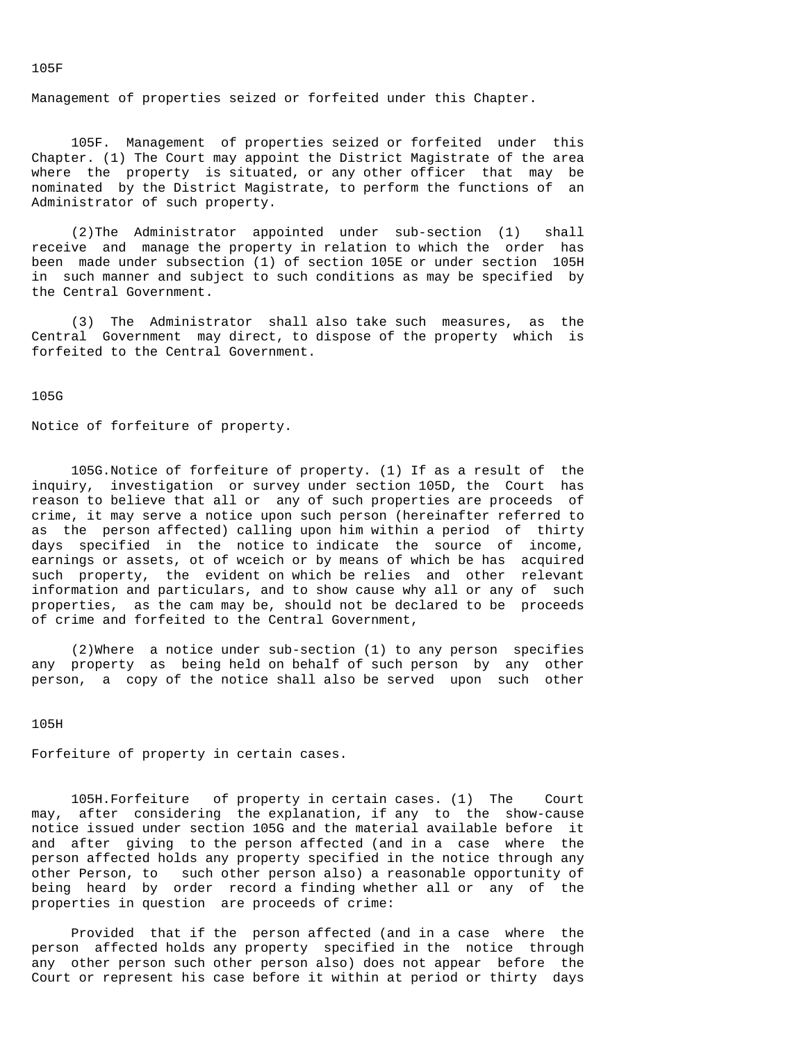105F

Management of properties seized or forfeited under this Chapter.

105F. Management of properties seized or forfeited under this Chapter. (1) The Court may appoint the District Magistrate of the area where the property is situated, or any other officer that may be nominated by the District Magistrate, to perform the functions of an Administrator of such property.

(2)The Administrator appointed under sub-section (1) shall receive and manage the property in relation to which the order has been made under subsection (1) of section 105E or under section 105H in such manner and subject to such conditions as may be specified by the Central Government.

(3) The Administrator shall also take such measures, as the Central Government may direct, to dispose of the property which is forfeited to the Central Government.

105G

Notice of forfeiture of property.

105G.Notice of forfeiture of property. (1) If as a result of the inquiry, investigation or survey under section 105D, the Court has reason to believe that all or any of such properties are proceeds of crime, it may serve a notice upon such person (hereinafter referred to as the person affected) calling upon him within a period of thirty days specified in the notice to indicate the source of income, earnings or assets, ot of wceich or by means of which be has acquired such property, the evident on which be relies and other relevant information and particulars, and to show cause why all or any of such properties, as the cam may be, should not be declared to be proceeds of crime and forfeited to the Central Government,

(2)Where a notice under sub-section (1) to any person specifies any property as being held on behalf of such person by any other person, a copy of the notice shall also be served upon such other

105H

Forfeiture of property in certain cases.

105H.Forfeiture of property in certain cases. (1) The Court may, after considering the explanation, if any to the show-cause notice issued under section 105G and the material available before it and after giving to the person affected (and in a case where the person affected holds any property specified in the notice through any other Person, to such other person also) a reasonable opportunity of being heard by order record a finding whether all or any of the properties in question are proceeds of crime:

Provided that if the person affected (and in a case where the person affected holds any property specified in the notice through any other person such other person also) does not appear before the Court or represent his case before it within at period or thirty days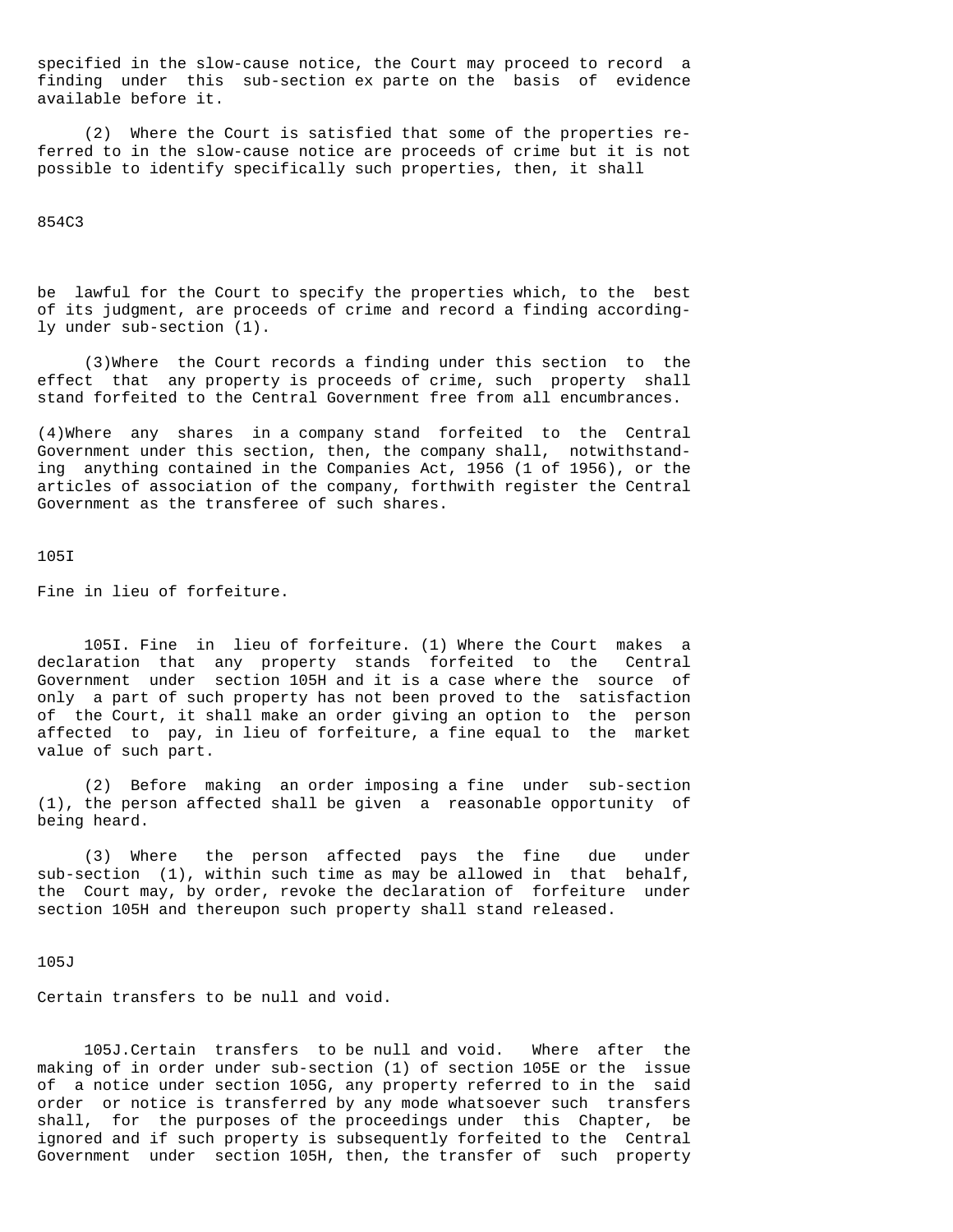specified in the slow-cause notice, the Court may proceed to record a finding under this sub-section ex parte on the basis of evidence available before it.

(2) Where the Court is satisfied that some of the properties referred to in the slow-cause notice are proceeds of crime but it is not possible to identify specifically such properties, then, it shall

854C3

be lawful for the Court to specify the properties which, to the best of its judgment, are proceeds of crime and record a finding accordingly under sub-section (1).

(3)Where the Court records a finding under this section to the effect that any property is proceeds of crime, such property shall stand forfeited to the Central Government free from all encumbrances.

(4)Where any shares in a company stand forfeited to the Central Government under this section, then, the company shall, notwithstanding anything contained in the Companies Act, 1956 (1 of 1956), or the articles of association of the company, forthwith register the Central Government as the transferee of such shares.

105I

Fine in lieu of forfeiture.

105I. Fine in lieu of forfeiture. (1) Where the Court makes a declaration that any property stands forfeited to the Central Government under section 105H and it is a case where the source of only a part of such property has not been proved to the satisfaction of the Court, it shall make an order giving an option to the person affected to pay, in lieu of forfeiture, a fine equal to the market value of such part.

(2) Before making an order imposing a fine under sub-section (1), the person affected shall be given a reasonable opportunity of being heard.

(3) Where the person affected pays the fine due under sub-section (1), within such time as may be allowed in that behalf, the Court may, by order, revoke the declaration of forfeiture under section 105H and thereupon such property shall stand released.

105J

Certain transfers to be null and void.

105J.Certain transfers to be null and void. Where after the making of in order under sub-section (1) of section 105E or the issue of a notice under section 105G, any property referred to in the said order or notice is transferred by any mode whatsoever such transfers shall, for the purposes of the proceedings under this Chapter, be ignored and if such property is subsequently forfeited to the Central Government under section 105H, then, the transfer of such property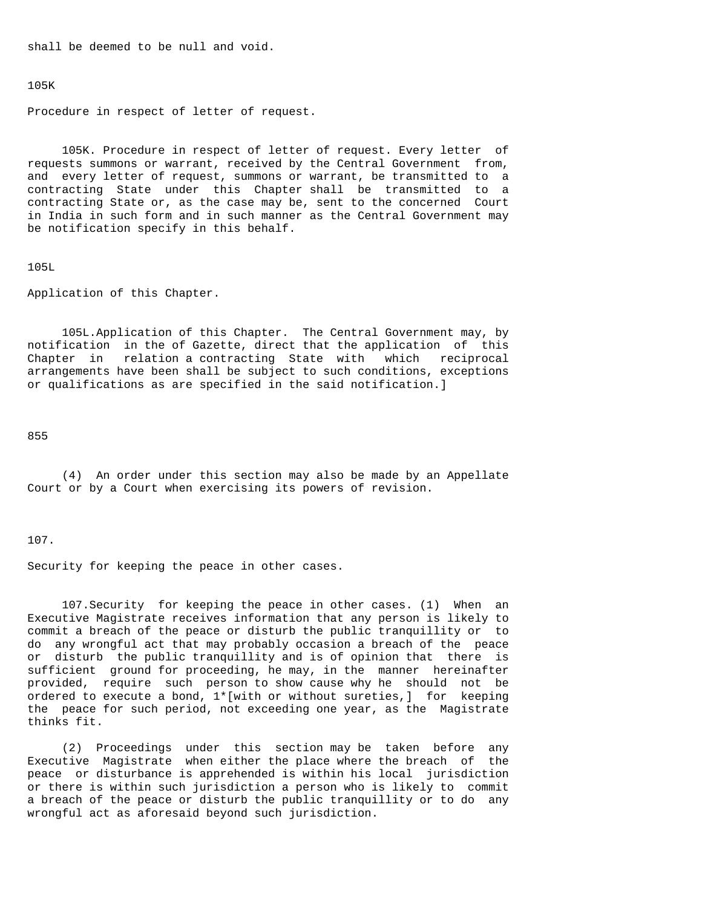shall be deemed to be null and void.

105K

Procedure in respect of letter of request.

105K. Procedure in respect of letter of request. Every letter of requests summons or warrant, received by the Central Government from, and every letter of request, summons or warrant, be transmitted to a contracting State under this Chapter shall be transmitted to a contracting State or, as the case may be, sent to the concerned Court in India in such form and in such manner as the Central Government may be notification specify in this behalf.

105L

Application of this Chapter.

105L.Application of this Chapter. The Central Government may, by notification in the of Gazette, direct that the application of this Chapter in relation a contracting State with which reciprocal arrangements have been shall be subject to such conditions, exceptions or qualifications as are specified in the said notification.]

855

(4) An order under this section may also be made by an Appellate Court or by a Court when exercising its powers of revision.

107.

Security for keeping the peace in other cases.

107.Security for keeping the peace in other cases. (1) When an Executive Magistrate receives information that any person is likely to commit a breach of the peace or disturb the public tranquillity or to do any wrongful act that may probably occasion a breach of the peace or disturb the public tranquillity and is of opinion that there is sufficient ground for proceeding, he may, in the manner hereinafter provided, require such person to show cause why he should not be ordered to execute a bond, 1*[with or without sureties,] for keeping the peace for such period, not exceeding one year, as the Magistrate thinks fit.

(2) Proceedings under this section may be taken before any Executive Magistrate when either the place where the breach of the peace or disturbance is apprehended is within his local jurisdiction or there is within such jurisdiction a person who is likely to commit a breach of the peace or disturb the public tranquillity or to do any wrongful act as aforesaid beyond such jurisdiction.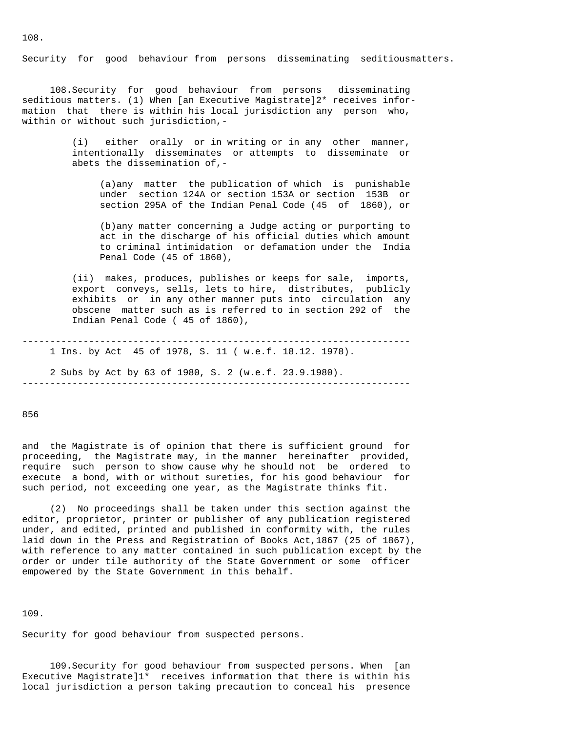108.

Security for good behaviour from persons disseminating seditiousmatters.

108.Security for good behaviour from persons disseminating seditious matters. (1) When [an Executive Magistrate]2* receives information that there is within his local jurisdiction any person who, within or without such jurisdiction,-

(i) either orally or in writing or in any other manner, intentionally disseminates or attempts to disseminate or abets the dissemination of,-

(a)any matter the publication of which is punishable under section 124A or section 153A or section 153B or section 295A of the Indian Penal Code (45 of 1860), or

(b)any matter concerning a Judge acting or purporting to act in the discharge of his official duties which amount to criminal intimidation or defamation under the India Penal Code (45 of 1860),

(ii) makes, produces, publishes or keeps for sale, imports, export conveys, sells, lets to hire, distributes, publicly exhibits or in any other manner puts into circulation any obscene matter such as is referred to in section 292 of the Indian Penal Code ( 45 of 1860),

---

1 Ins. by Act 45 of 1978, S. 11 ( w.e.f. 18.12. 1978).

2 Subs by Act by 63 of 1980, S. 2 (w.e.f. 23.9.1980).

---

and the Magistrate is of opinion that there is sufficient ground for proceeding, the Magistrate may, in the manner hereinafter provided, require such person to show cause why he should not be ordered to execute a bond, with or without sureties, for his good behaviour for such period, not exceeding one year, as the Magistrate thinks fit.

(2) No proceedings shall be taken under this section against the editor, proprietor, printer or publisher of any publication registered under, and edited, printed and published in conformity with, the rules laid down in the Press and Registration of Books Act,1867 (25 of 1867), with reference to any matter contained in such publication except by the order or under tile authority of the State Government or some officer empowered by the State Government in this behalf.

109.

Security for good behaviour from suspected persons.

109.Security for good behaviour from suspected persons. When [an Executive Magistrate]1* receives information that there is within his local jurisdiction a person taking precaution to conceal his presence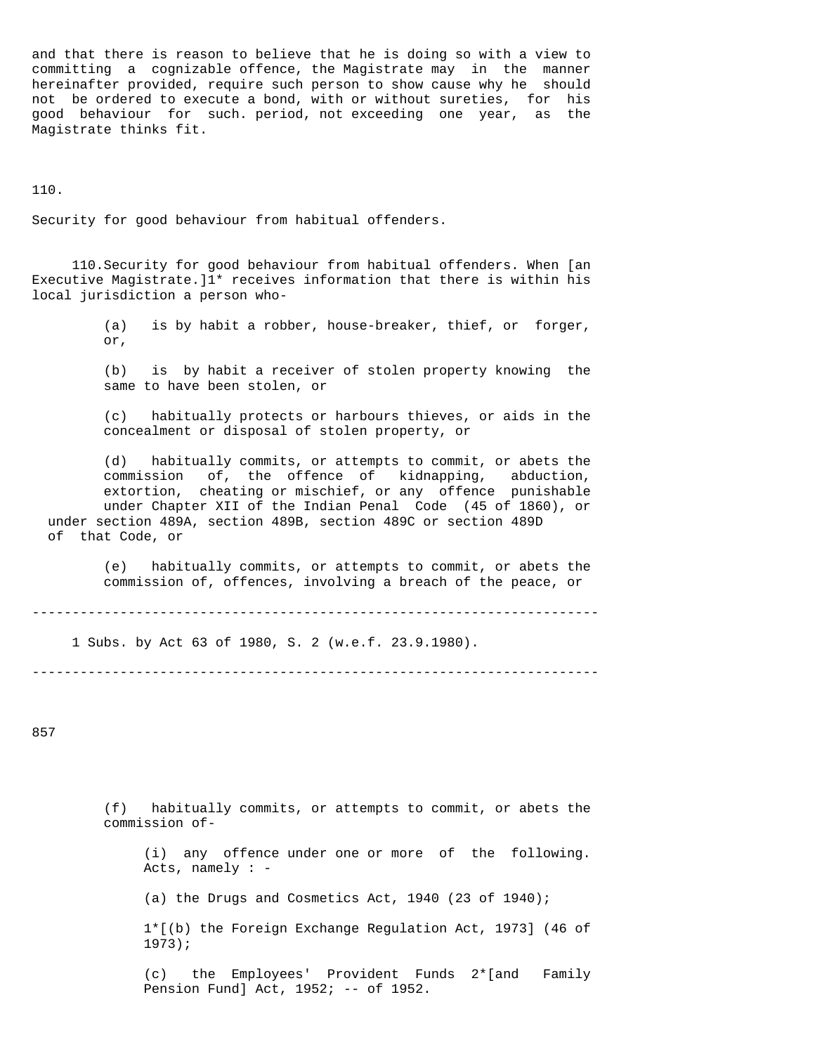and that there is reason to believe that he is doing so with a view to committing a cognizable offence, the Magistrate may in the manner hereinafter provided, require such person to show cause why he should not be ordered to execute a bond, with or without sureties, for his good behaviour for such. period, not exceeding one year, as the Magistrate thinks fit.

110.

Security for good behaviour from habitual offenders.

110.Security for good behaviour from habitual offenders. When [an Executive Magistrate.]1* receives information that there is within his local jurisdiction a person who-

(a) is by habit a robber, house-breaker, thief, or forger, or,

(b) is by habit a receiver of stolen property knowing the same to have been stolen, or

(c) habitually protects or harbours thieves, or aids in the concealment or disposal of stolen property, or

(d) habitually commits, or attempts to commit, or abets the commission of, the offence of kidnapping, abduction, extortion, cheating or mischief, or any offence punishable under Chapter XII of the Indian Penal Code (45 of 1860), or under section 489A, section 489B, section 489C or section 489D of that Code, or

(e) habitually commits, or attempts to commit, or abets the commission of, offences, involving a breach of the peace, or

---

1 Subs. by Act 63 of 1980, S. 2 (w.e.f. 23.9.1980).

---

(f) habitually commits, or attempts to commit, or abets the commission of-

(i) any offence under one or more of the following. Acts, namely : -

(a) the Drugs and Cosmetics Act, 1940 (23 of 1940);

1*[(b) the Foreign Exchange Regulation Act, 1973] (46 of 1973);

(c) the Employees' Provident Funds 2*[and Family Pension Fund] Act, 1952; -- of 1952.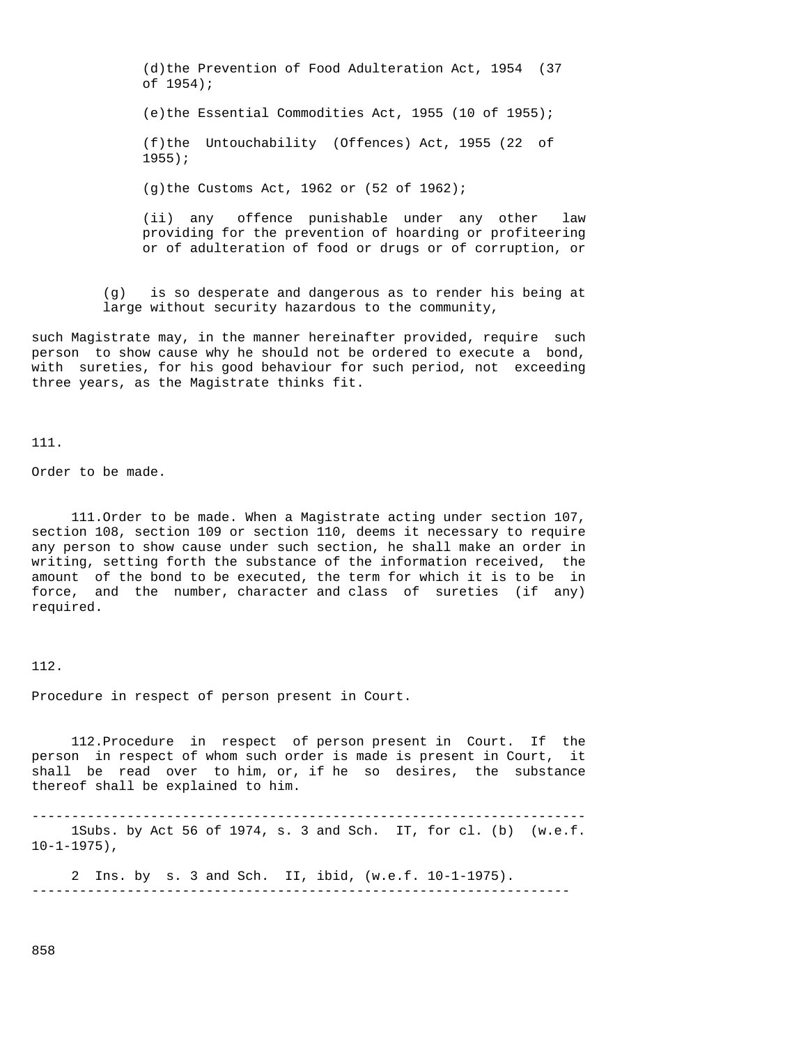(d) the Prevention of Food Adulteration Act, 1954 (37 of 1954);

(e) the Essential Commodities Act, 1955 (10 of 1955);

(f) the Untouchability (Offences) Act, 1955 (22 of 1955);

(g) the Customs Act, 1962 or (52 of 1962);

(ii) any offence punishable under any other law providing for the prevention of hoarding or profiteering or of adulteration of food or drugs or of corruption, or

(g) is so desperate and dangerous as to render his being at large without security hazardous to the community,

such Magistrate may, in the manner hereinafter provided, require such person to show cause why he should not be ordered to execute a bond, with sureties, for his good behaviour for such period, not exceeding three years, as the Magistrate thinks fit.

111.

Order to be made.

111. Order to be made. When a Magistrate acting under section 107, section 108, section 109 or section 110, deems it necessary to require any person to show cause under such section, he shall make an order in writing, setting forth the substance of the information received, the amount of the bond to be executed, the term for which it is to be in force, and the number, character and class of sureties (if any) required.

112.

Procedure in respect of person present in Court.

112. Procedure in respect of person present in Court. If the person in respect of whom such order is made is present in Court, it shall be read over to him, or, if he so desires, the substance thereof shall be explained to him.

---

1Subs. by Act 56 of 1974, s. 3 and Sch. IT, for cl. (b) (w.e.f. 10-1-1975),

2 Ins. by s. 3 and Sch. II, ibid, (w.e.f. 10-1-1975).

---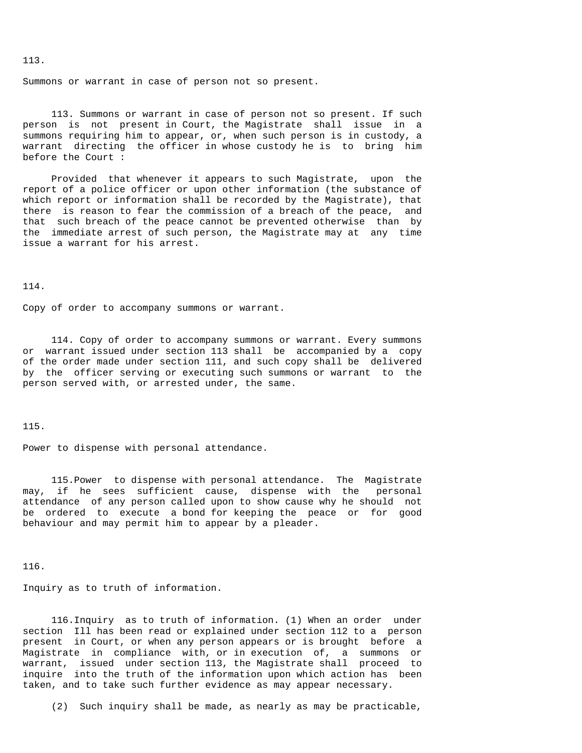113.

Summons or warrant in case of person not so present.

113. Summons or warrant in case of person not so present. If such person is not present in Court, the Magistrate shall issue in a summons requiring him to appear, or, when such person is in custody, a warrant directing the officer in whose custody he is to bring him before the Court :

Provided that whenever it appears to such Magistrate, upon the report of a police officer or upon other information (the substance of which report or information shall be recorded by the Magistrate), that there is reason to fear the commission of a breach of the peace, and that such breach of the peace cannot be prevented otherwise than by the immediate arrest of such person, the Magistrate may at any time issue a warrant for his arrest.

114.

Copy of order to accompany summons or warrant.

114. Copy of order to accompany summons or warrant. Every summons or warrant issued under section 113 shall be accompanied by a copy of the order made under section 111, and such copy shall be delivered by the officer serving or executing such summons or warrant to the person served with, or arrested under, the same.

115.

Power to dispense with personal attendance.

115.Power to dispense with personal attendance. The Magistrate may, if he sees sufficient cause, dispense with the personal attendance of any person called upon to show cause why he should not be ordered to execute a bond for keeping the peace or for good behaviour and may permit him to appear by a pleader.

116.

Inquiry as to truth of information.

116.Inquiry as to truth of information. (1) When an order under section Ill has been read or explained under section 112 to a person present in Court, or when any person appears or is brought before a Magistrate in compliance with, or in execution of, a summons or warrant, issued under section 113, the Magistrate shall proceed to inquire into the truth of the information upon which action has been taken, and to take such further evidence as may appear necessary.

(2) Such inquiry shall be made, as nearly as may be practicable,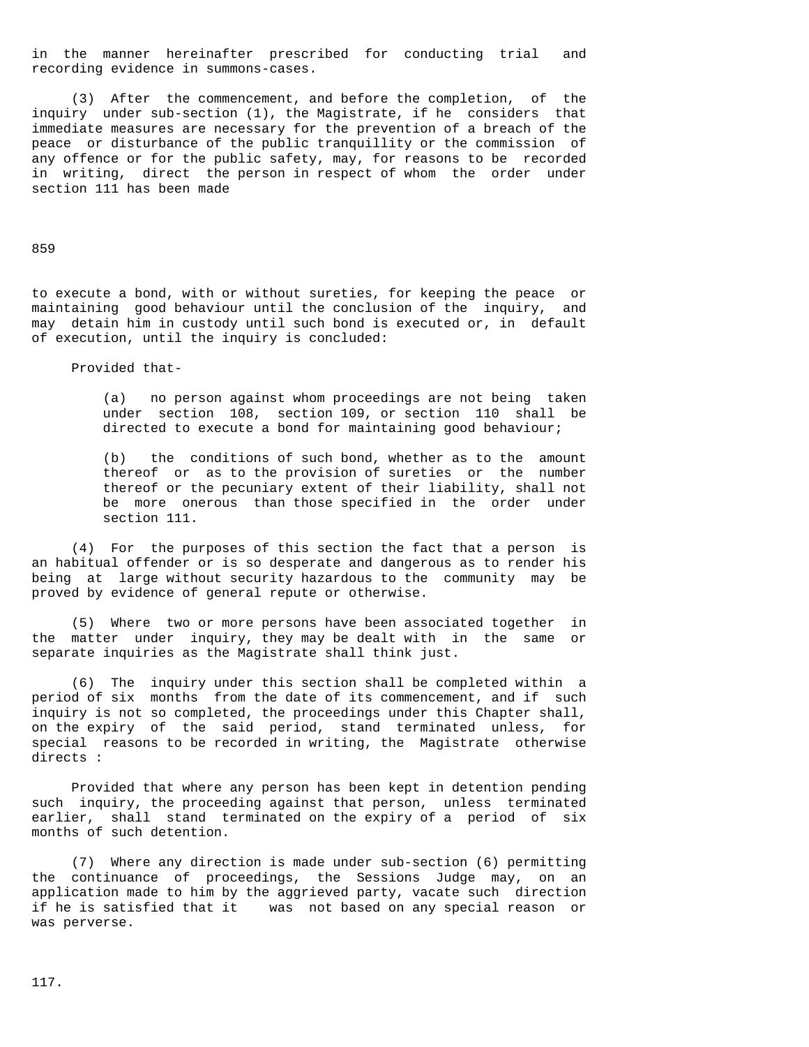in the manner hereinafter prescribed for conducting trial and recording evidence in summons-cases.

(3) After the commencement, and before the completion, of the inquiry under sub-section (1), the Magistrate, if he considers that immediate measures are necessary for the prevention of a breach of the peace or disturbance of the public tranquillity or the commission of any offence or for the public safety, may, for reasons to be recorded in writing, direct the person in respect of whom the order under section 111 has been made

to execute a bond, with or without sureties, for keeping the peace or maintaining good behaviour until the conclusion of the inquiry, and may detain him in custody until such bond is executed or, in default of execution, until the inquiry is concluded:

Provided that-

(a) no person against whom proceedings are not being taken under section 108, section 109, or section 110 shall be directed to execute a bond for maintaining good behaviour;

(b) the conditions of such bond, whether as to the amount thereof or as to the provision of sureties or the number thereof or the pecuniary extent of their liability, shall not be more onerous than those specified in the order under section 111.

(4) For the purposes of this section the fact that a person is an habitual offender or is so desperate and dangerous as to render his being at large without security hazardous to the community may be proved by evidence of general repute or otherwise.

(5) Where two or more persons have been associated together in the matter under inquiry, they may be dealt with in the same or separate inquiries as the Magistrate shall think just.

(6) The inquiry under this section shall be completed within a period of six months from the date of its commencement, and if such inquiry is not so completed, the proceedings under this Chapter shall, on the expiry of the said period, stand terminated unless, for special reasons to be recorded in writing, the Magistrate otherwise directs :

Provided that where any person has been kept in detention pending such inquiry, the proceeding against that person, unless terminated earlier, shall stand terminated on the expiry of a period of six months of such detention.

(7) Where any direction is made under sub-section (6) permitting the continuance of proceedings, the Sessions Judge may, on an application made to him by the aggrieved party, vacate such direction if he is satisfied that it was not based on any special reason or was perverse.

117.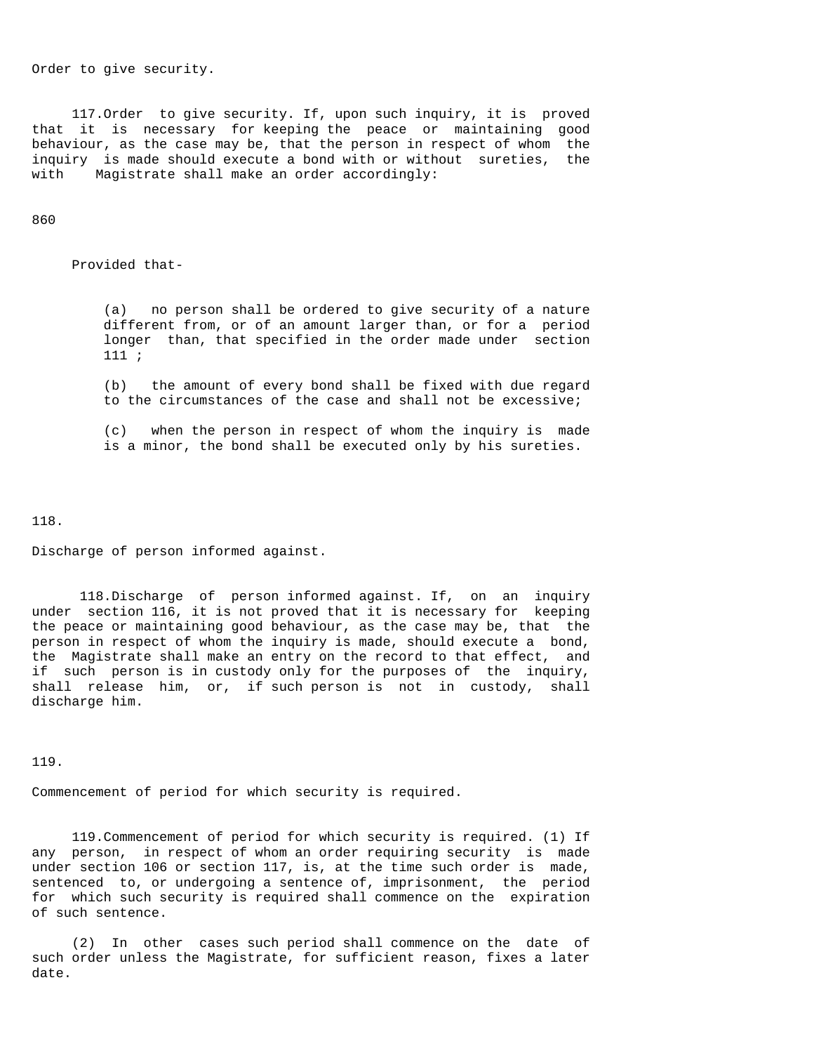Order to give security.

117.Order to give security. If, upon such inquiry, it is proved that it is necessary for keeping the peace or maintaining good behaviour, as the case may be, that the person in respect of whom the inquiry is made should execute a bond with or without sureties, the with Magistrate shall make an order accordingly:

860

Provided that-

(a) no person shall be ordered to give security of a nature different from, or of an amount larger than, or for a period longer than, that specified in the order made under section 111 ;

(b) the amount of every bond shall be fixed with due regard to the circumstances of the case and shall not be excessive;

(c) when the person in respect of whom the inquiry is made is a minor, the bond shall be executed only by his sureties.

118.

Discharge of person informed against.

118.Discharge of person informed against. If, on an inquiry under section 116, it is not proved that it is necessary for keeping the peace or maintaining good behaviour, as the case may be, that the person in respect of whom the inquiry is made, should execute a bond, the Magistrate shall make an entry on the record to that effect, and if such person is in custody only for the purposes of the inquiry, shall release him, or, if such person is not in custody, shall discharge him.

119.

Commencement of period for which security is required.

119.Commencement of period for which security is required. (1) If any person, in respect of whom an order requiring security is made under section 106 or section 117, is, at the time such order is made, sentenced to, or undergoing a sentence of, imprisonment, the period for which such security is required shall commence on the expiration of such sentence.

(2) In other cases such period shall commence on the date of such order unless the Magistrate, for sufficient reason, fixes a later date.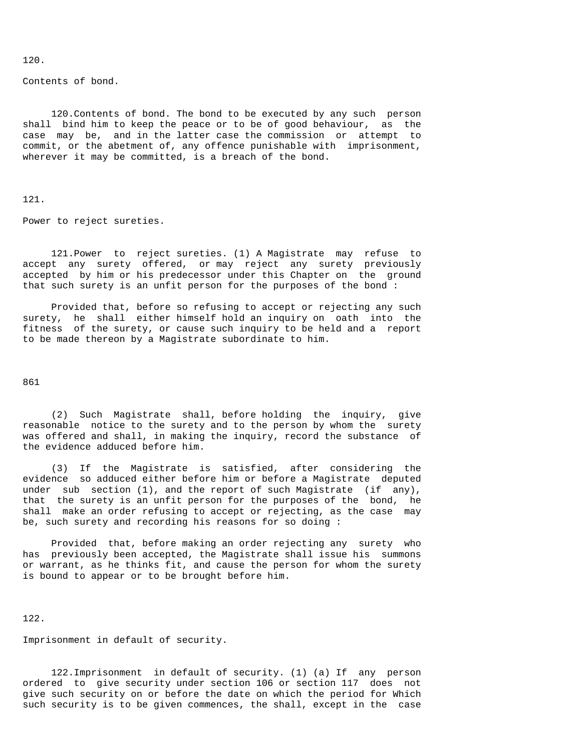120.

Contents of bond.

120.Contents of bond. The bond to be executed by any such person shall bind him to keep the peace or to be of good behaviour, as the case may be, and in the latter case the commission or attempt to commit, or the abetment of, any offence punishable with imprisonment, wherever it may be committed, is a breach of the bond.

121.

Power to reject sureties.

121.Power to reject sureties. (1) A Magistrate may refuse to accept any surety offered, or may reject any surety previously accepted by him or his predecessor under this Chapter on the ground that such surety is an unfit person for the purposes of the bond :

Provided that, before so refusing to accept or rejecting any such surety, he shall either himself hold an inquiry on oath into the fitness of the surety, or cause such inquiry to be held and a report to be made thereon by a Magistrate subordinate to him.

861

(2) Such Magistrate shall, before holding the inquiry, give reasonable notice to the surety and to the person by whom the surety was offered and shall, in making the inquiry, record the substance of the evidence adduced before him.

(3) If the Magistrate is satisfied, after considering the evidence so adduced either before him or before a Magistrate deputed under sub section (1), and the report of such Magistrate (if any), that the surety is an unfit person for the purposes of the bond, he shall make an order refusing to accept or rejecting, as the case may be, such surety and recording his reasons for so doing :

Provided that, before making an order rejecting any surety who has previously been accepted, the Magistrate shall issue his summons or warrant, as he thinks fit, and cause the person for whom the surety is bound to appear or to be brought before him.

122.

Imprisonment in default of security.

122.Imprisonment in default of security. (1) (a) If any person ordered to give security under section 106 or section 117 does not give such security on or before the date on which the period for Which such security is to be given commences, the shall, except in the case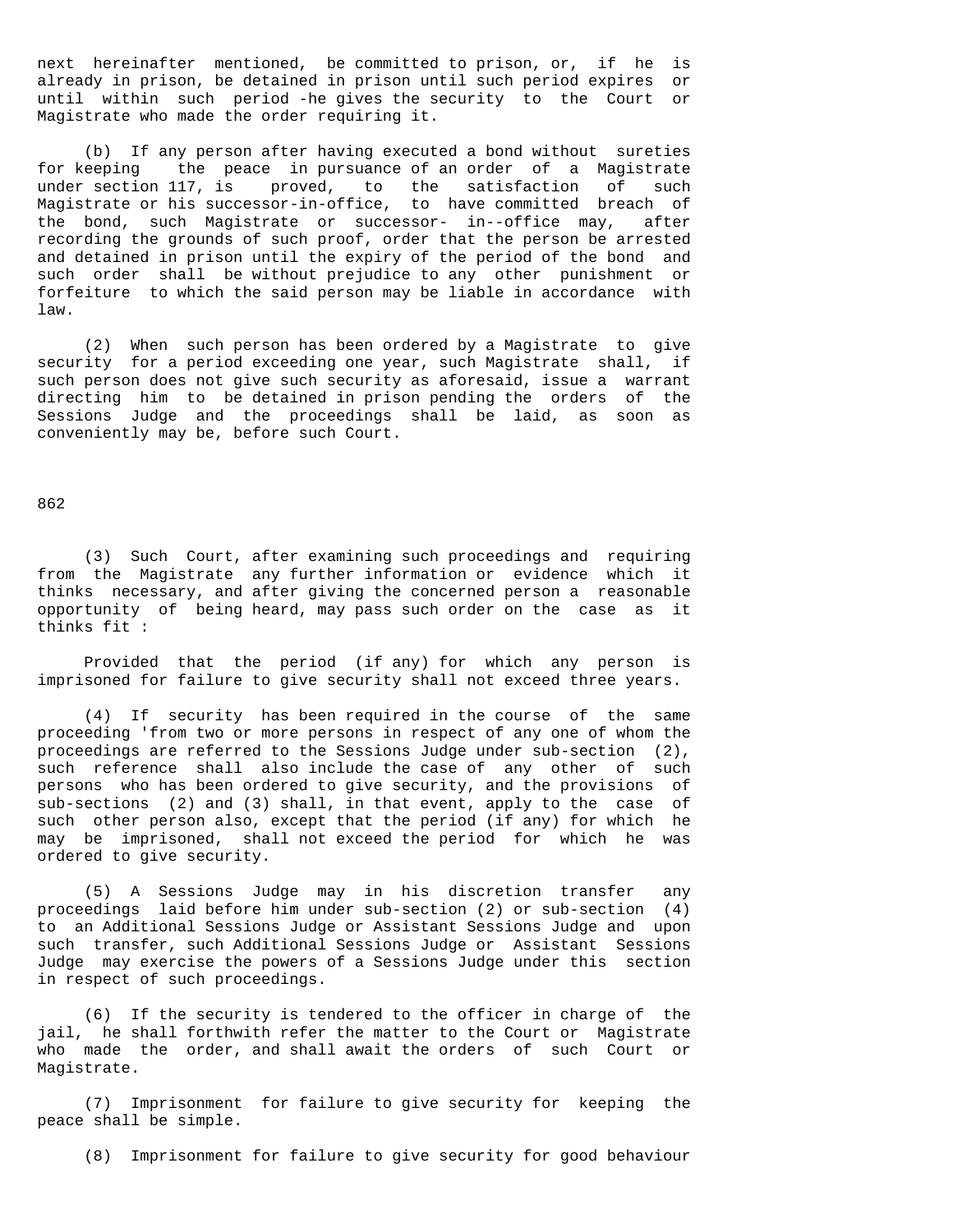next hereinafter mentioned, be committed to prison, or, if he is already in prison, be detained in prison until such period expires or until within such period -he gives the security to the Court or Magistrate who made the order requiring it.

(b) If any person after having executed a bond without sureties for keeping the peace in pursuance of an order of a Magistrate under section 117, is proved, to the satisfaction of such Magistrate or his successor-in-office, to have committed breach of the bond, such Magistrate or successor- in--office may, after recording the grounds of such proof, order that the person be arrested and detained in prison until the expiry of the period of the bond and such order shall be without prejudice to any other punishment or forfeiture to which the said person may be liable in accordance with law.

(2) When such person has been ordered by a Magistrate to give security for a period exceeding one year, such Magistrate shall, if such person does not give such security as aforesaid, issue a warrant directing him to be detained in prison pending the orders of the Sessions Judge and the proceedings shall be laid, as soon as conveniently may be, before such Court.

(3) Such Court, after examining such proceedings and requiring from the Magistrate any further information or evidence which it thinks necessary, and after giving the concerned person a reasonable opportunity of being heard, may pass such order on the case as it thinks fit :

Provided that the period (if any) for which any person is imprisoned for failure to give security shall not exceed three years.

(4) If security has been required in the course of the same proceeding 'from two or more persons in respect of any one of whom the proceedings are referred to the Sessions Judge under sub-section (2), such reference shall also include the case of any other of such persons who has been ordered to give security, and the provisions of sub-sections (2) and (3) shall, in that event, apply to the case of such other person also, except that the period (if any) for which he may be imprisoned, shall not exceed the period for which he was ordered to give security.

(5) A Sessions Judge may in his discretion transfer any proceedings laid before him under sub-section (2) or sub-section (4) to an Additional Sessions Judge or Assistant Sessions Judge and upon such transfer, such Additional Sessions Judge or Assistant Sessions Judge may exercise the powers of a Sessions Judge under this section in respect of such proceedings.

(6) If the security is tendered to the officer in charge of the jail, he shall forthwith refer the matter to the Court or Magistrate who made the order, and shall await the orders of such Court or Magistrate.

(7) Imprisonment for failure to give security for keeping the peace shall be simple.

(8) Imprisonment for failure to give security for good behaviour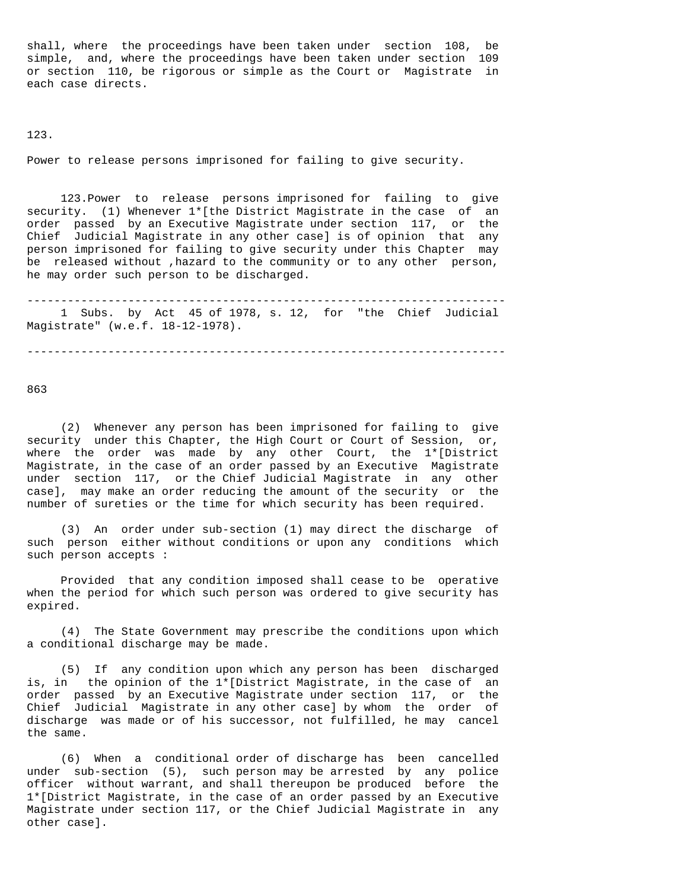shall, where the proceedings have been taken under section 108, be simple, and, where the proceedings have been taken under section 109 or section 110, be rigorous or simple as the Court or Magistrate in each case directs.

123.

Power to release persons imprisoned for failing to give security.

123.Power to release persons imprisoned for failing to give security. (1) Whenever 1*[the District Magistrate in the case of an order passed by an Executive Magistrate under section 117, or the Chief Judicial Magistrate in any other case] is of opinion that any person imprisoned for failing to give security under this Chapter may be released without ,hazard to the community or to any other person, he may order such person to be discharged.

---

1 Subs. by Act 45 of 1978, s. 12, for "the Chief Judicial Magistrate" (w.e.f. 18-12-1978).

---

(2) Whenever any person has been imprisoned for failing to give security under this Chapter, the High Court or Court of Session, or, where the order was made by any other Court, the 1*[District Magistrate, in the case of an order passed by an Executive Magistrate under section 117, or the Chief Judicial Magistrate in any other case], may make an order reducing the amount of the security or the number of sureties or the time for which security has been required.

(3) An order under sub-section (1) may direct the discharge of such person either without conditions or upon any conditions which such person accepts :

Provided that any condition imposed shall cease to be operative when the period for which such person was ordered to give security has expired.

(4) The State Government may prescribe the conditions upon which a conditional discharge may be made.

(5) If any condition upon which any person has been discharged is, in the opinion of the 1*[District Magistrate, in the case of an order passed by an Executive Magistrate under section 117, or the Chief Judicial Magistrate in any other case] by whom the order of discharge was made or of his successor, not fulfilled, he may cancel the same.

(6) When a conditional order of discharge has been cancelled under sub-section (5), such person may be arrested by any police officer without warrant, and shall thereupon be produced before the 1*[District Magistrate, in the case of an order passed by an Executive Magistrate under section 117, or the Chief Judicial Magistrate in any other case].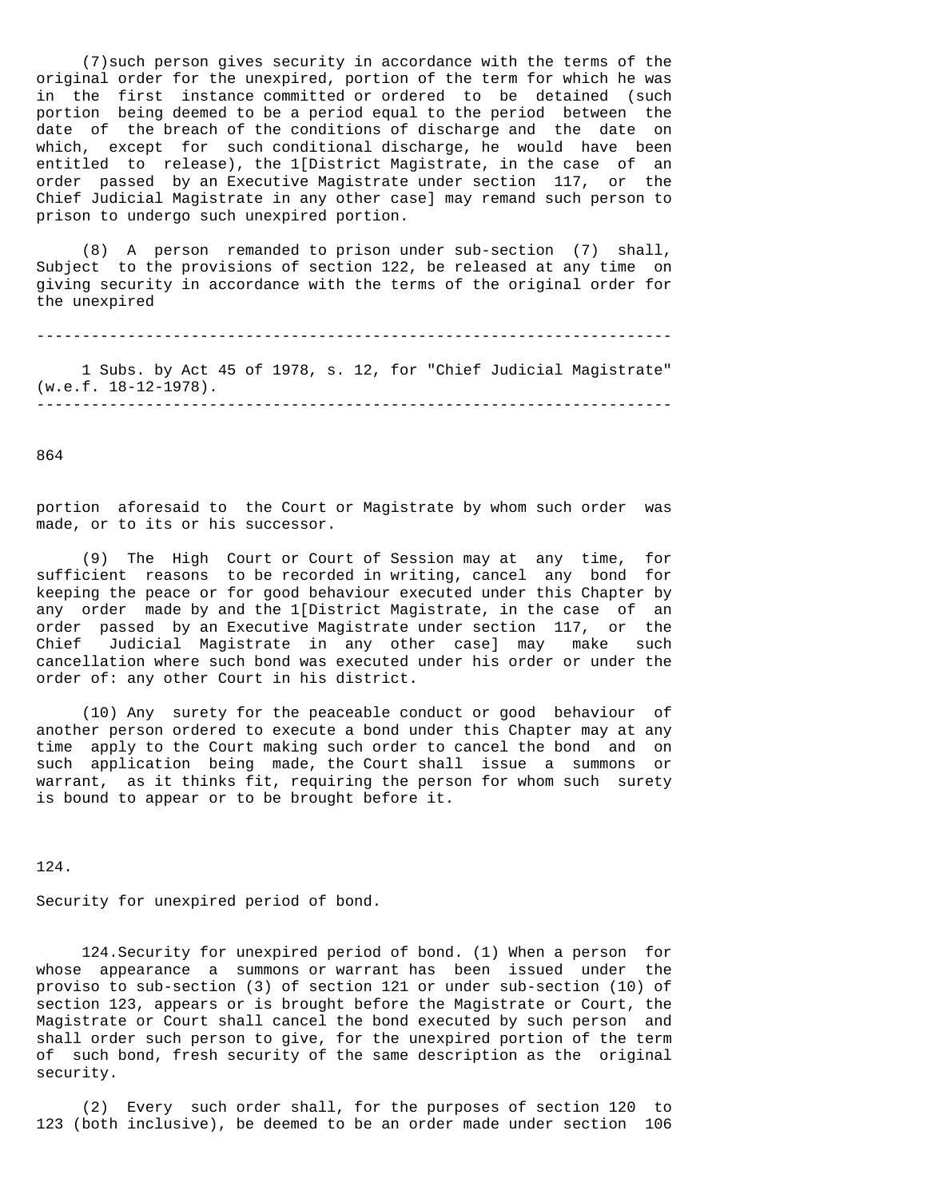(7) such person gives security in accordance with the terms of the original order for the unexpired, portion of the term for which he was in the first instance committed or ordered to be detained (such portion being deemed to be a period equal to the period between the date of the breach of the conditions of discharge and the date on which, except for such conditional discharge, he would have been entitled to release), the 1[District Magistrate, in the case of an order passed by an Executive Magistrate under section 117, or the Chief Judicial Magistrate in any other case] may remand such person to prison to undergo such unexpired portion.

(8) A person remanded to prison under sub-section (7) shall, Subject to the provisions of section 122, be released at any time on giving security in accordance with the terms of the original order for the unexpired

---

1 Subs. by Act 45 of 1978, s. 12, for "Chief Judicial Magistrate" (w.e.f. 18-12-1978).

---

portion aforesaid to the Court or Magistrate by whom such order was made, or to its or his successor.

(9) The High Court or Court of Session may at any time, for sufficient reasons to be recorded in writing, cancel any bond for keeping the peace or for good behaviour executed under this Chapter by any order made by and the 1[District Magistrate, in the case of an order passed by an Executive Magistrate under section 117, or the Chief Judicial Magistrate in any other case] may make such cancellation where such bond was executed under his order or under the order of: any other Court in his district.

(10) Any surety for the peaceable conduct or good behaviour of another person ordered to execute a bond under this Chapter may at any time apply to the Court making such order to cancel the bond and on such application being made, the Court shall issue a summons or warrant, as it thinks fit, requiring the person for whom such surety is bound to appear or to be brought before it.

124.

Security for unexpired period of bond.

124. Security for unexpired period of bond. (1) When a person for whose appearance a summons or warrant has been issued under the proviso to sub-section (3) of section 121 or under sub-section (10) of section 123, appears or is brought before the Magistrate or Court, the Magistrate or Court shall cancel the bond executed by such person and shall order such person to give, for the unexpired portion of the term of such bond, fresh security of the same description as the original security.

(2) Every such order shall, for the purposes of section 120 to 123 (both inclusive), be deemed to be an order made under section 106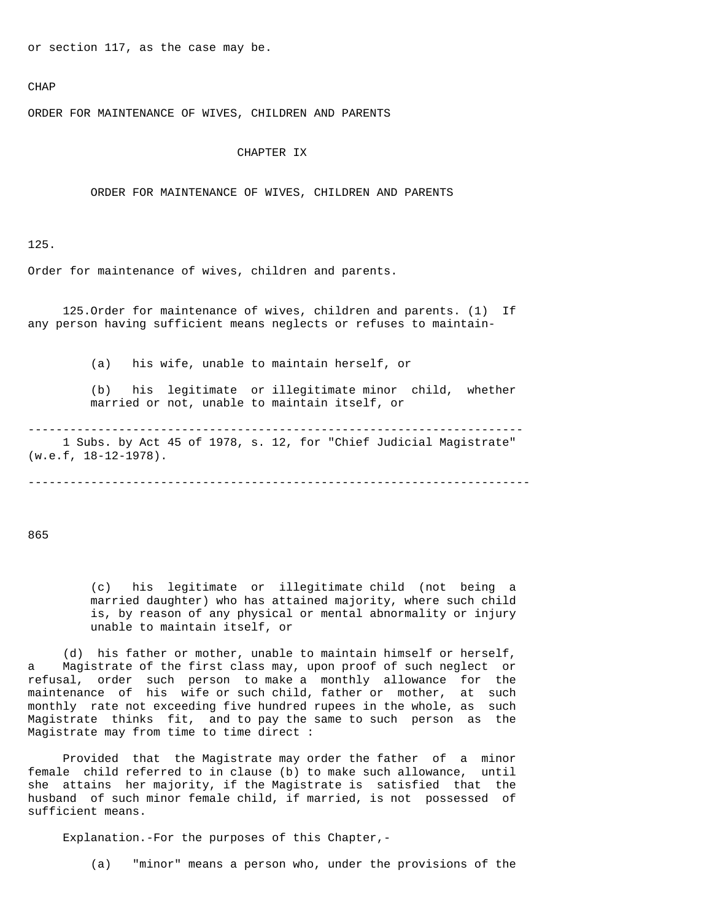or section 117, as the case may be.

CHAP

ORDER FOR MAINTENANCE OF WIVES, CHILDREN AND PARENTS

# CHAPTER IX

## ORDER FOR MAINTENANCE OF WIVES, CHILDREN AND PARENTS

125.

Order for maintenance of wives, children and parents.

**125.Order for maintenance of wives, children and parents.** (1) If any person having sufficient means neglects or refuses to maintain-

(a) his wife, unable to maintain herself, or

(b) his legitimate or illegitimate minor child, whether married or not, unable to maintain itself, or

---

1 Subs. by Act 45 of 1978, s. 12, for "Chief Judicial Magistrate" (w.e.f, 18-12-1978).

---

(c) his legitimate or illegitimate child (not being a married daughter) who has attained majority, where such child is, by reason of any physical or mental abnormality or injury unable to maintain itself, or

(d) his father or mother, unable to maintain himself or herself, a Magistrate of the first class may, upon proof of such neglect or refusal, order such person to make a monthly allowance for the maintenance of his wife or such child, father or mother, at such monthly rate not exceeding five hundred rupees in the whole, as such Magistrate thinks fit, and to pay the same to such person as the Magistrate may from time to time direct :

Provided that the Magistrate may order the father of a minor female child referred to in clause (b) to make such allowance, until she attains her majority, if the Magistrate is satisfied that the husband of such minor female child, if married, is not possessed of sufficient means.

Explanation.-For the purposes of this Chapter,-

(a) "minor" means a person who, under the provisions of the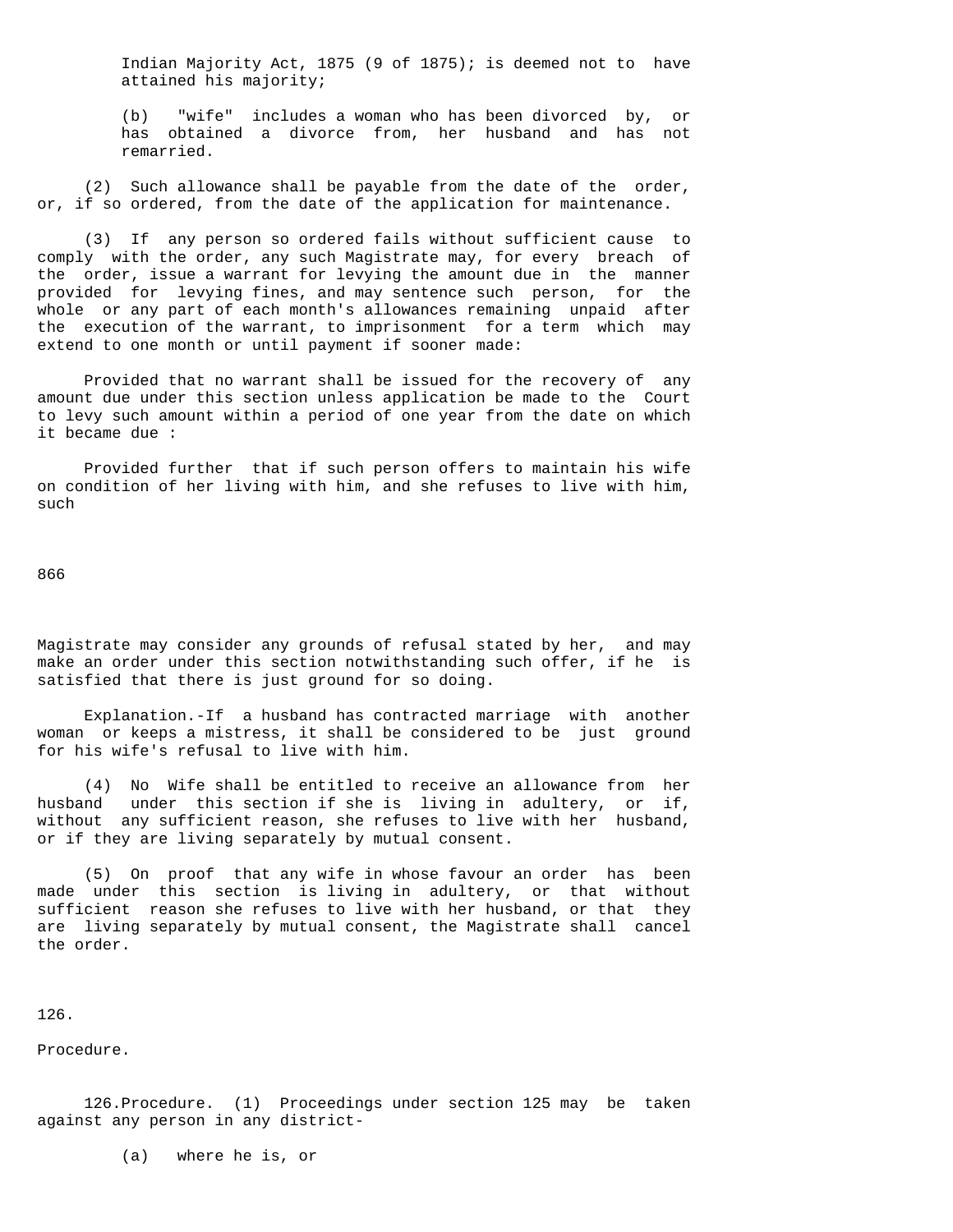Indian Majority Act, 1875 (9 of 1875); is deemed not to have attained his majority;

(b) "wife" includes a woman who has been divorced by, or has obtained a divorce from, her husband and has not remarried.

(2) Such allowance shall be payable from the date of the order, or, if so ordered, from the date of the application for maintenance.

(3) If any person so ordered fails without sufficient cause to comply with the order, any such Magistrate may, for every breach of the order, issue a warrant for levying the amount due in the manner provided for levying fines, and may sentence such person, for the whole or any part of each month's allowances remaining unpaid after the execution of the warrant, to imprisonment for a term which may extend to one month or until payment if sooner made:

Provided that no warrant shall be issued for the recovery of any amount due under this section unless application be made to the Court to levy such amount within a period of one year from the date on which it became due :

Provided further that if such person offers to maintain his wife on condition of her living with him, and she refuses to live with him, such Magistrate may consider any grounds of refusal stated by her, and may make an order under this section notwithstanding such offer, if he is satisfied that there is just ground for so doing.

Explanation.-If a husband has contracted marriage with another woman or keeps a mistress, it shall be considered to be just ground for his wife's refusal to live with him.

(4) No Wife shall be entitled to receive an allowance from her husband under this section if she is living in adultery, or if, without any sufficient reason, she refuses to live with her husband, or if they are living separately by mutual consent.

(5) On proof that any wife in whose favour an order has been made under this section is living in adultery, or that without sufficient reason she refuses to live with her husband, or that they are living separately by mutual consent, the Magistrate shall cancel the order.

126.

Procedure.

126.Procedure. (1) Proceedings under section 125 may be taken against any person in any district-

(a) where he is, or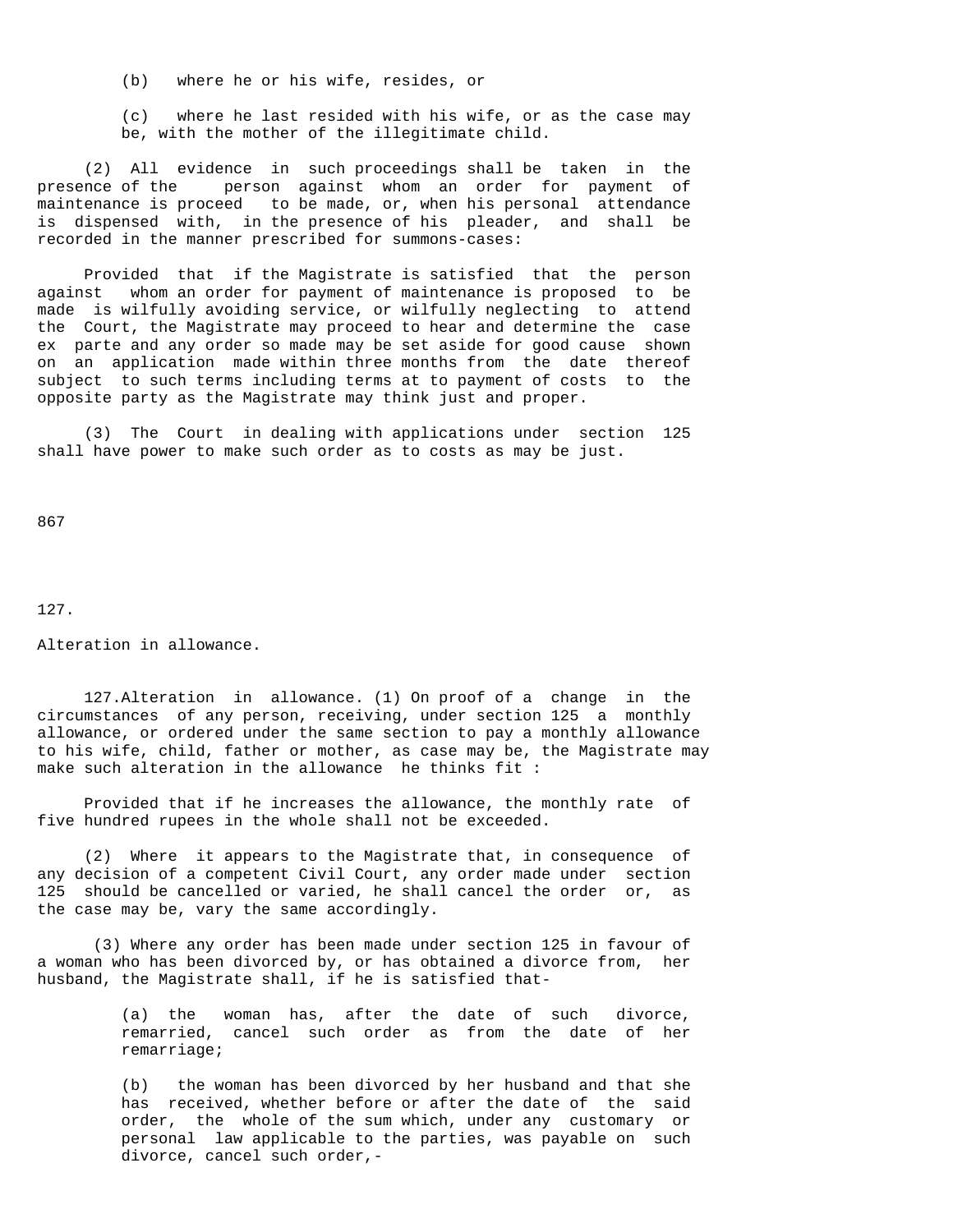(b) where he or his wife, resides, or

(c) where he last resided with his wife, or as the case may be, with the mother of the illegitimate child.

(2) All evidence in such proceedings shall be taken in the presence of the person against whom an order for payment of maintenance is proceed to be made, or, when his personal attendance is dispensed with, in the presence of his pleader, and shall be recorded in the manner prescribed for summons-cases:

Provided that if the Magistrate is satisfied that the person against whom an order for payment of maintenance is proposed to be made is wilfully avoiding service, or wilfully neglecting to attend the Court, the Magistrate may proceed to hear and determine the case ex parte and any order so made may be set aside for good cause shown on an application made within three months from the date thereof subject to such terms including terms at to payment of costs to the opposite party as the Magistrate may think just and proper.

(3) The Court in dealing with applications under section 125 shall have power to make such order as to costs as may be just.

867

127.

Alteration in allowance.

127.Alteration in allowance. (1) On proof of a change in the circumstances of any person, receiving, under section 125 a monthly allowance, or ordered under the same section to pay a monthly allowance to his wife, child, father or mother, as case may be, the Magistrate may make such alteration in the allowance he thinks fit :

Provided that if he increases the allowance, the monthly rate of five hundred rupees in the whole shall not be exceeded.

(2) Where it appears to the Magistrate that, in consequence of any decision of a competent Civil Court, any order made under section 125 should be cancelled or varied, he shall cancel the order or, as the case may be, vary the same accordingly.

(3) Where any order has been made under section 125 in favour of a woman who has been divorced by, or has obtained a divorce from, her husband, the Magistrate shall, if he is satisfied that-

(a) the woman has, after the date of such divorce, remarried, cancel such order as from the date of her remarriage;

(b) the woman has been divorced by her husband and that she has received, whether before or after the date of the said order, the whole of the sum which, under any customary or personal law applicable to the parties, was payable on such divorce, cancel such order,-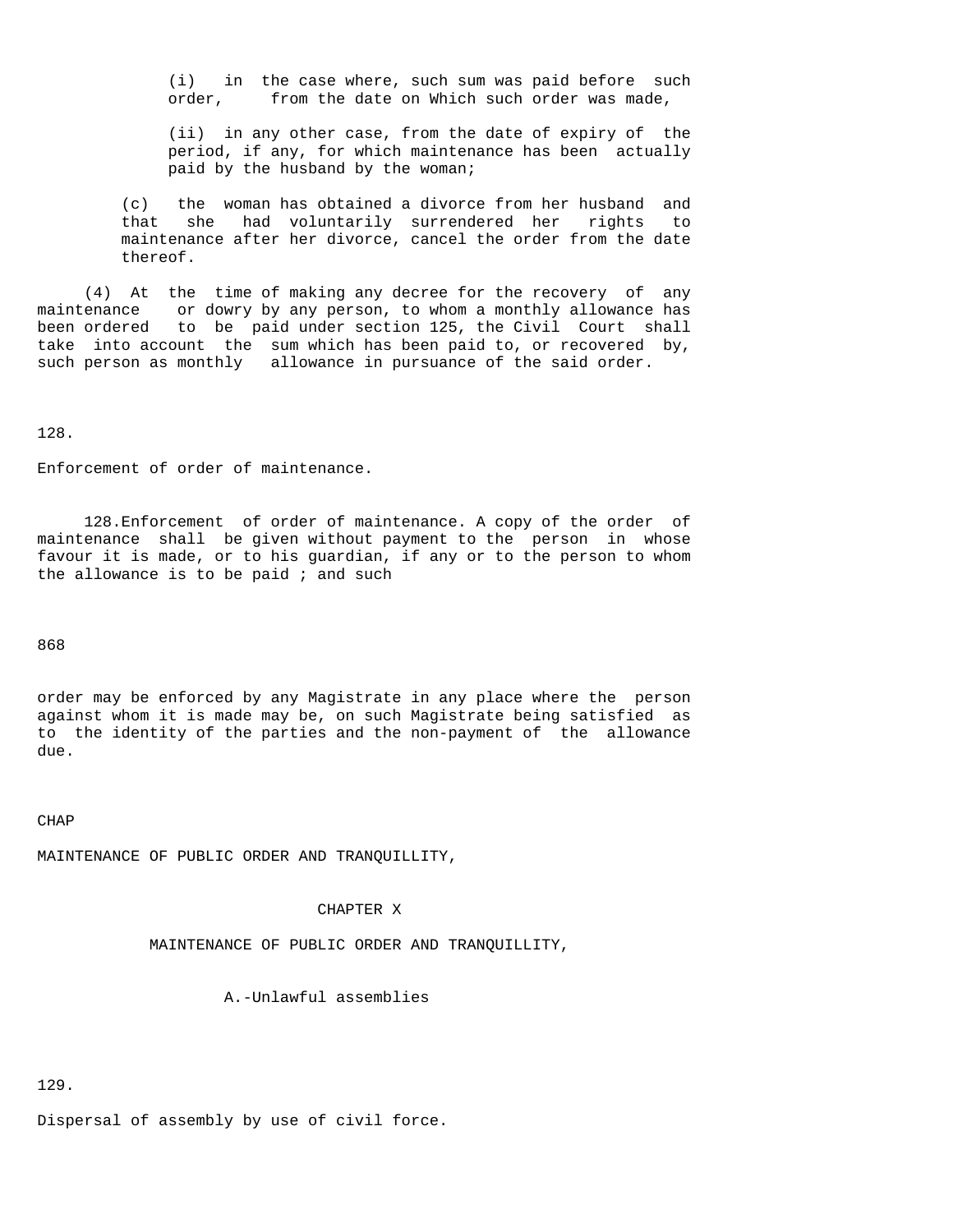(i) in the case where, such sum was paid before such order, from the date on Which such order was made,

(ii) in any other case, from the date of expiry of the period, if any, for which maintenance has been actually paid by the husband by the woman;

(c) the woman has obtained a divorce from her husband and that she had voluntarily surrendered her rights to maintenance after her divorce, cancel the order from the date thereof.

(4) At the time of making any decree for the recovery of any maintenance or dowry by any person, to whom a monthly allowance has been ordered to be paid under section 125, the Civil Court shall take into account the sum which has been paid to, or recovered by, such person as monthly allowance in pursuance of the said order.

128.

Enforcement of order of maintenance.

128.Enforcement of order of maintenance. A copy of the order of maintenance shall be given without payment to the person in whose favour it is made, or to his guardian, if any or to the person to whom the allowance is to be paid ; and such

order may be enforced by any Magistrate in any place where the person against whom it is made may be, on such Magistrate being satisfied as to the identity of the parties and the non-payment of the allowance due.

CHAP

MAINTENANCE OF PUBLIC ORDER AND TRANQUILLITY,

## CHAPTER X

## MAINTENANCE OF PUBLIC ORDER AND TRANQUILLITY,

### A.-Unlawful assemblies

129.

Dispersal of assembly by use of civil force.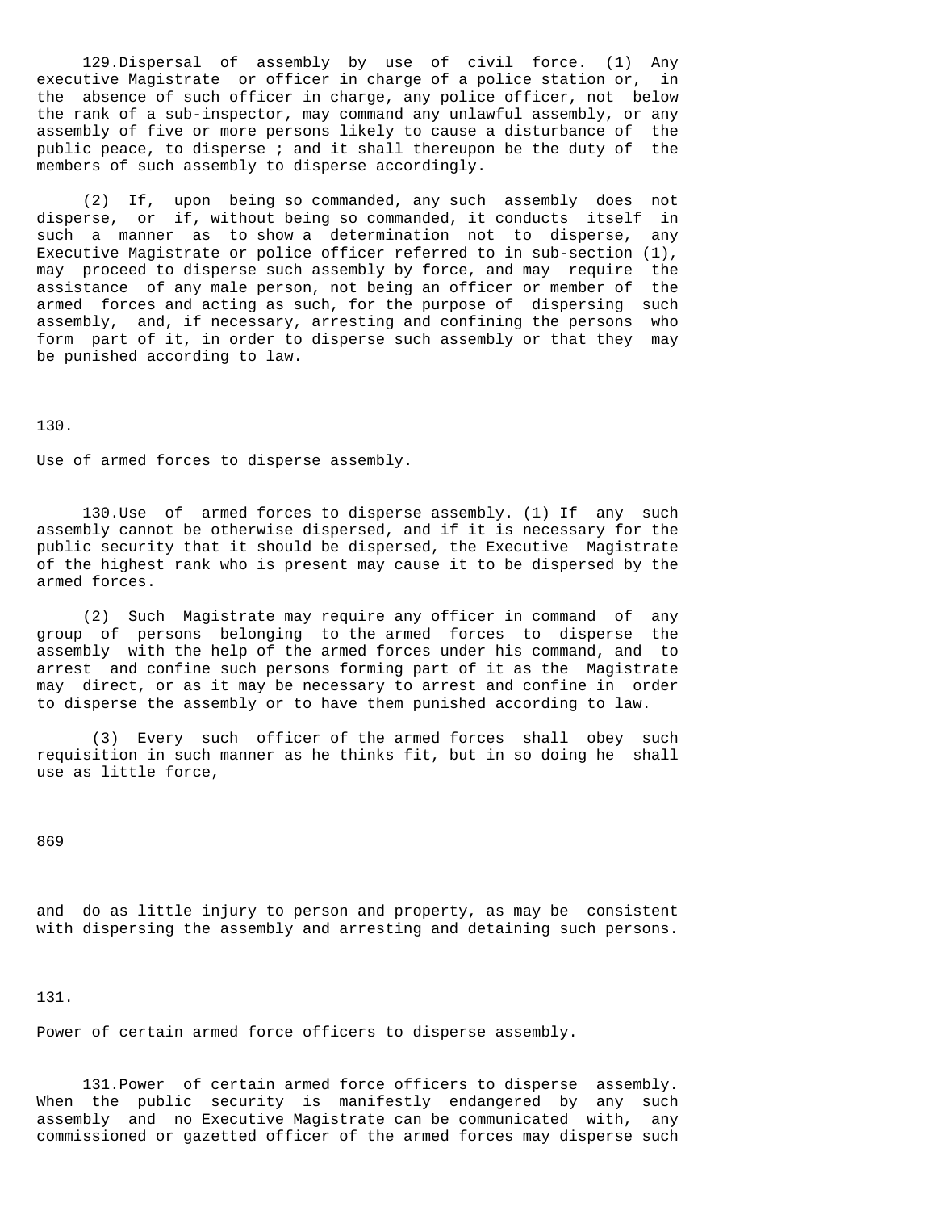129.Dispersal of assembly by use of civil force. (1) Any executive Magistrate or officer in charge of a police station or, in the absence of such officer in charge, any police officer, not below the rank of a sub-inspector, may command any unlawful assembly, or any assembly of five or more persons likely to cause a disturbance of the public peace, to disperse ; and it shall thereupon be the duty of the members of such assembly to disperse accordingly.

(2) If, upon being so commanded, any such assembly does not disperse, or if, without being so commanded, it conducts itself in such a manner as to show a determination not to disperse, any Executive Magistrate or police officer referred to in sub-section (1), may proceed to disperse such assembly by force, and may require the assistance of any male person, not being an officer or member of the armed forces and acting as such, for the purpose of dispersing such assembly, and, if necessary, arresting and confining the persons who form part of it, in order to disperse such assembly or that they may be punished according to law.

130.

Use of armed forces to disperse assembly.

130.Use of armed forces to disperse assembly. (1) If any such assembly cannot be otherwise dispersed, and if it is necessary for the public security that it should be dispersed, the Executive Magistrate of the highest rank who is present may cause it to be dispersed by the armed forces.

(2) Such Magistrate may require any officer in command of any group of persons belonging to the armed forces to disperse the assembly with the help of the armed forces under his command, and to arrest and confine such persons forming part of it as the Magistrate may direct, or as it may be necessary to arrest and confine in order to disperse the assembly or to have them punished according to law.

(3) Every such officer of the armed forces shall obey such requisition in such manner as he thinks fit, but in so doing he shall use as little force, and do as little injury to person and property, as may be consistent with dispersing the assembly and arresting and detaining such persons.

131.

Power of certain armed force officers to disperse assembly.

131.Power of certain armed force officers to disperse assembly. When the public security is manifestly endangered by any such assembly and no Executive Magistrate can be communicated with, any commissioned or gazetted officer of the armed forces may disperse such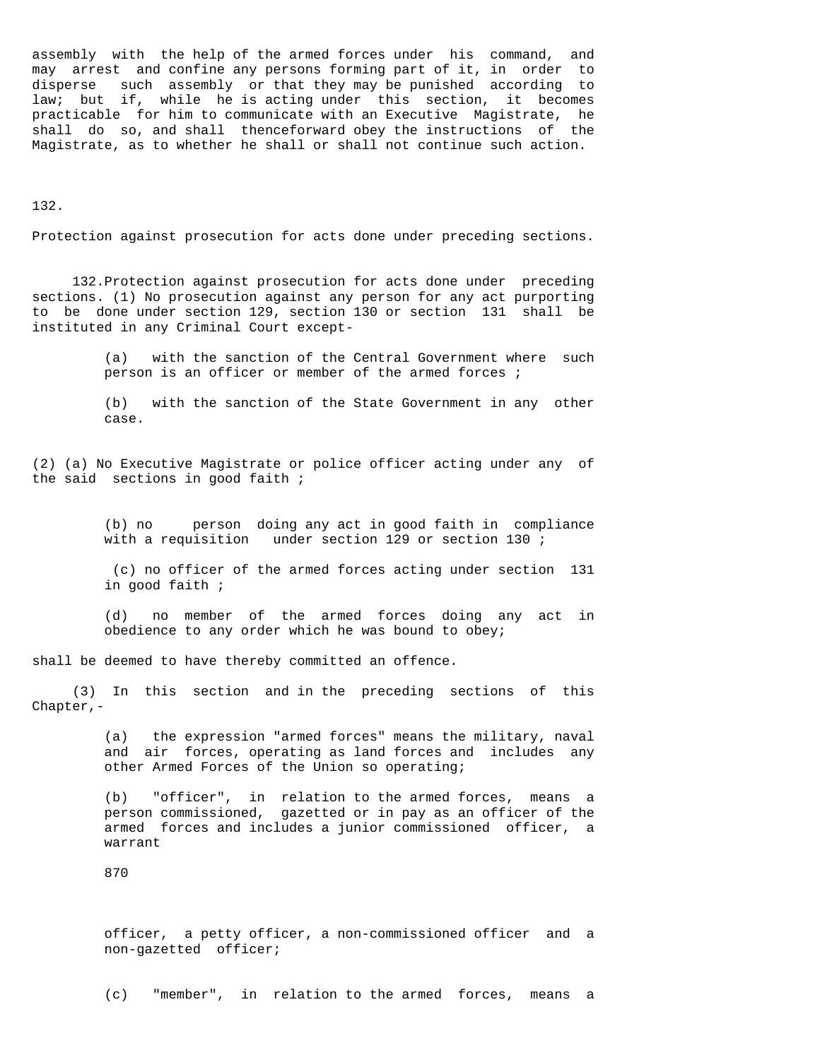assembly with the help of the armed forces under his command, and may arrest and confine any persons forming part of it, in order to disperse such assembly or that they may be punished according to law; but if, while he is acting under this section, it becomes practicable for him to communicate with an Executive Magistrate, he shall do so, and shall thenceforward obey the instructions of the Magistrate, as to whether he shall or shall not continue such action.

132.

Protection against prosecution for acts done under preceding sections.

132. Protection against prosecution for acts done under preceding sections. (1) No prosecution against any person for any act purporting to be done under section 129, section 130 or section 131 shall be instituted in any Criminal Court except-

(a) with the sanction of the Central Government where such person is an officer or member of the armed forces ;

(b) with the sanction of the State Government in any other case.

(2) (a) No Executive Magistrate or police officer acting under any of the said sections in good faith ;

(b) no person doing any act in good faith in compliance with a requisition under section 129 or section 130 ;

(c) no officer of the armed forces acting under section 131 in good faith ;

(d) no member of the armed forces doing any act in obedience to any order which he was bound to obey;

shall be deemed to have thereby committed an offence.

(3) In this section and in the preceding sections of this Chapter,-

(a) the expression "armed forces" means the military, naval and air forces, operating as land forces and includes any other Armed Forces of the Union so operating;

(b) "officer", in relation to the armed forces, means a person commissioned, gazetted or in pay as an officer of the armed forces and includes a junior commissioned officer, a warrant

870

officer, a petty officer, a non-commissioned officer and a non-gazetted officer;

(c) "member", in relation to the armed forces, means a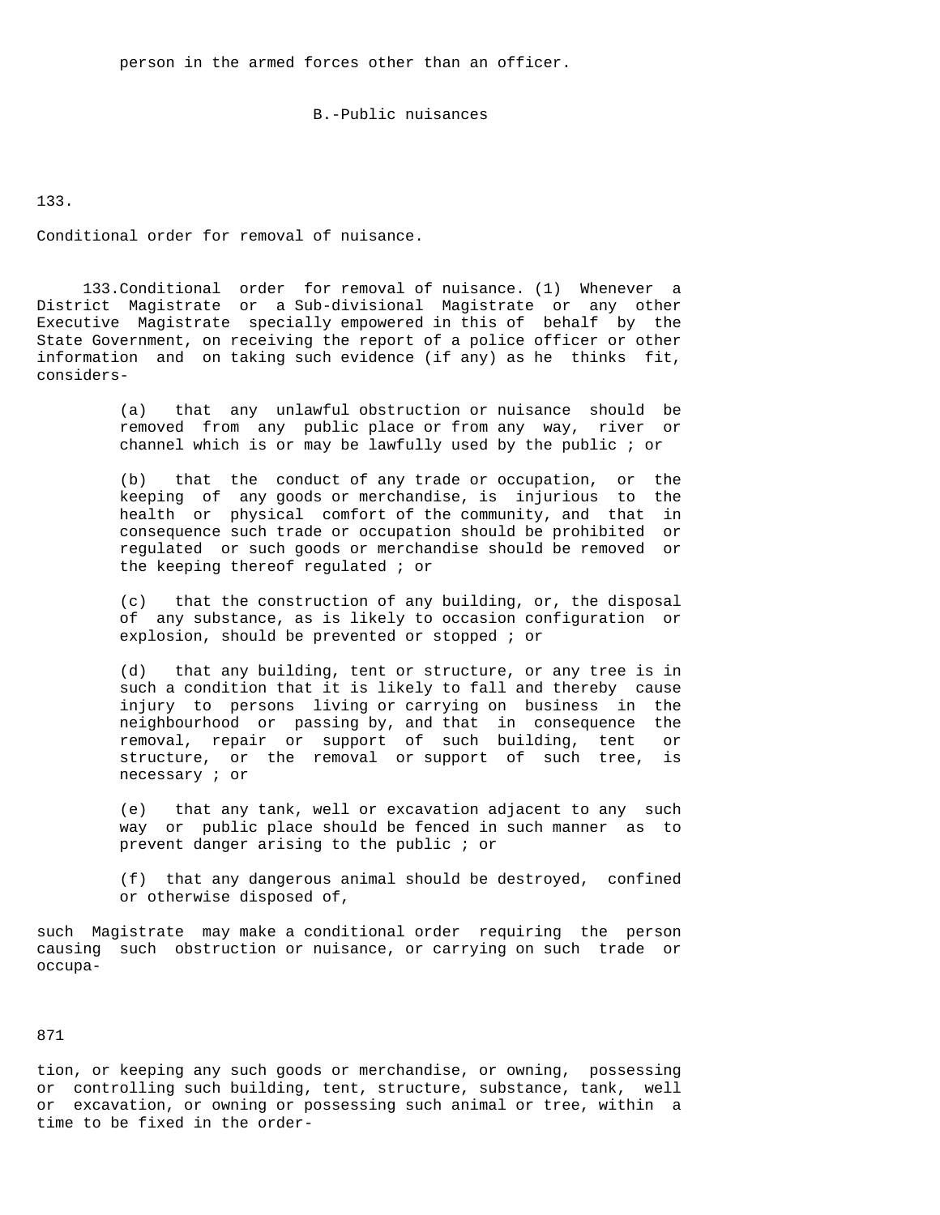person in the armed forces other than an officer.

## B.-Public nuisances

133.

Conditional order for removal of nuisance.

133.Conditional order for removal of nuisance. (1) Whenever a District Magistrate or a Sub-divisional Magistrate or any other Executive Magistrate specially empowered in this of behalf by the State Government, on receiving the report of a police officer or other information and on taking such evidence (if any) as he thinks fit, considers-

(a) that any unlawful obstruction or nuisance should be removed from any public place or from any way, river or channel which is or may be lawfully used by the public ; or

(b) that the conduct of any trade or occupation, or the keeping of any goods or merchandise, is injurious to the health or physical comfort of the community, and that in consequence such trade or occupation should be prohibited or regulated or such goods or merchandise should be removed or the keeping thereof regulated ; or

(c) that the construction of any building, or, the disposal of any substance, as is likely to occasion configuration or explosion, should be prevented or stopped ; or

(d) that any building, tent or structure, or any tree is in such a condition that it is likely to fall and thereby cause injury to persons living or carrying on business in the neighbourhood or passing by, and that in consequence the removal, repair or support of such building, tent or structure, or the removal or support of such tree, is necessary ; or

(e) that any tank, well or excavation adjacent to any such way or public place should be fenced in such manner as to prevent danger arising to the public ; or

(f) that any dangerous animal should be destroyed, confined or otherwise disposed of,

such Magistrate may make a conditional order requiring the person causing such obstruction or nuisance, or carrying on such trade or occupation, or keeping any such goods or merchandise, or owning, possessing or controlling such building, tent, structure, substance, tank, well or excavation, or owning or possessing such animal or tree, within a time to be fixed in the order-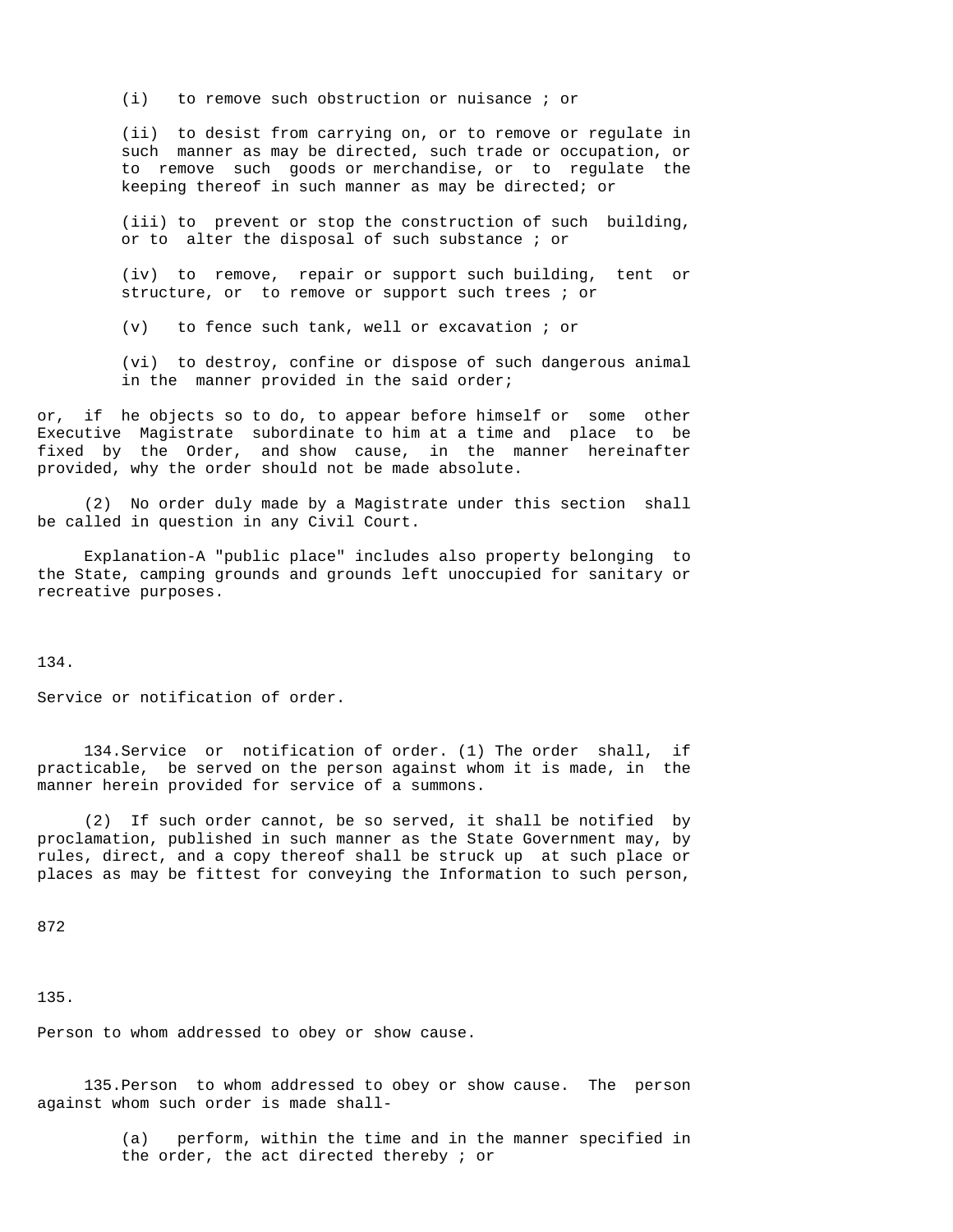(i) to remove such obstruction or nuisance ; or

(ii) to desist from carrying on, or to remove or regulate in such manner as may be directed, such trade or occupation, or to remove such goods or merchandise, or to regulate the keeping thereof in such manner as may be directed; or

(iii) to prevent or stop the construction of such building, or to alter the disposal of such substance ; or

(iv) to remove, repair or support such building, tent or structure, or to remove or support such trees ; or

(v) to fence such tank, well or excavation ; or

(vi) to destroy, confine or dispose of such dangerous animal in the manner provided in the said order;

or, if he objects so to do, to appear before himself or some other Executive Magistrate subordinate to him at a time and place to be fixed by the Order, and show cause, in the manner hereinafter provided, why the order should not be made absolute.

(2) No order duly made by a Magistrate under this section shall be called in question in any Civil Court.

Explanation-A "public place" includes also property belonging to the State, camping grounds and grounds left unoccupied for sanitary or recreative purposes.

134.

Service or notification of order.

134.Service or notification of order. (1) The order shall, if practicable, be served on the person against whom it is made, in the manner herein provided for service of a summons.

(2) If such order cannot, be so served, it shall be notified by proclamation, published in such manner as the State Government may, by rules, direct, and a copy thereof shall be struck up at such place or places as may be fittest for conveying the Information to such person,

135.

Person to whom addressed to obey or show cause.

135.Person to whom addressed to obey or show cause. The person against whom such order is made shall-

(a) perform, within the time and in the manner specified in the order, the act directed thereby ; or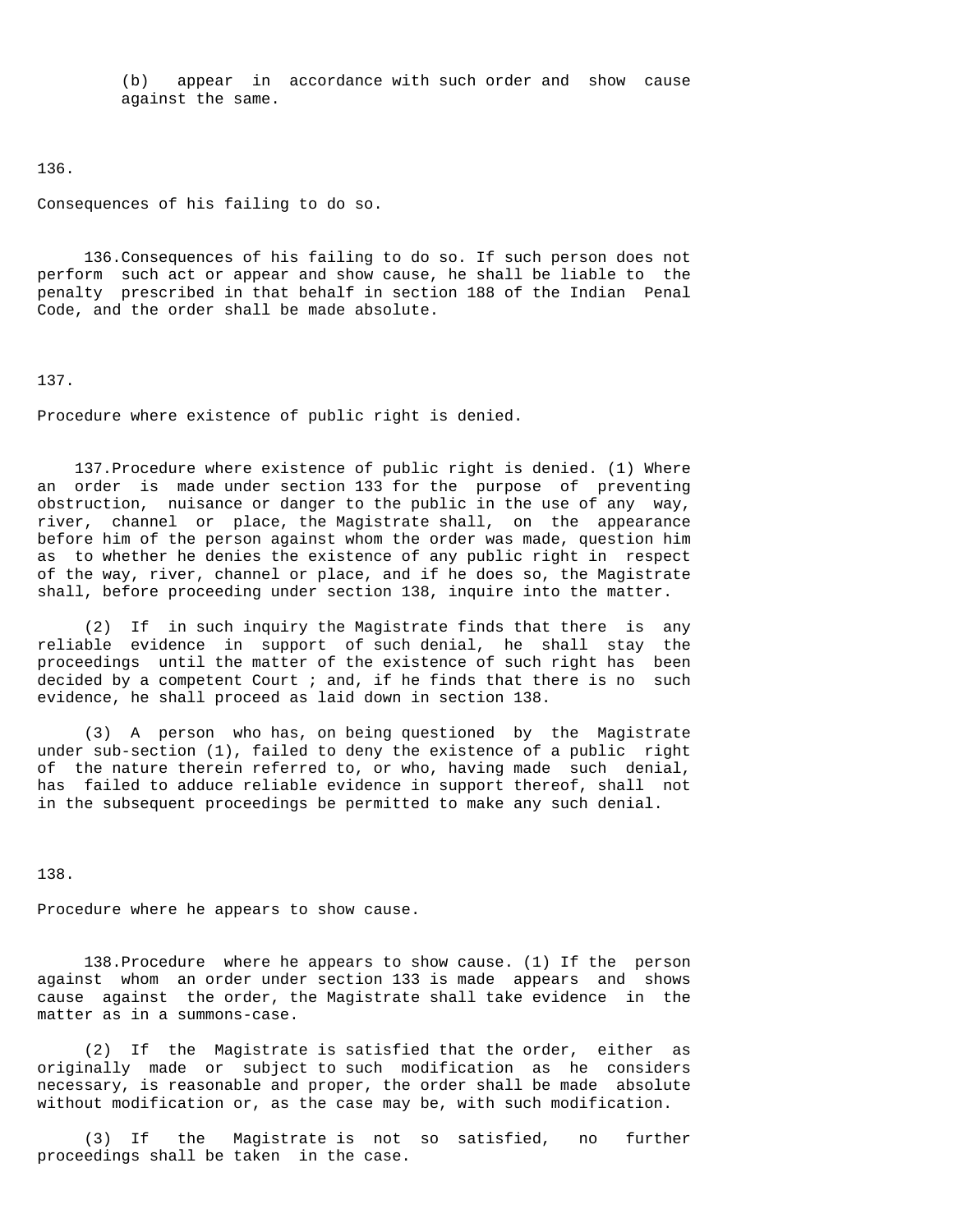(b) appear in accordance with such order and show cause against the same.

136.

Consequences of his failing to do so.

136.Consequences of his failing to do so. If such person does not perform such act or appear and show cause, he shall be liable to the penalty prescribed in that behalf in section 188 of the Indian Penal Code, and the order shall be made absolute.

137.

Procedure where existence of public right is denied.

137.Procedure where existence of public right is denied. (1) Where an order is made under section 133 for the purpose of preventing obstruction, nuisance or danger to the public in the use of any way, river, channel or place, the Magistrate shall, on the appearance before him of the person against whom the order was made, question him as to whether he denies the existence of any public right in respect of the way, river, channel or place, and if he does so, the Magistrate shall, before proceeding under section 138, inquire into the matter.

(2) If in such inquiry the Magistrate finds that there is any reliable evidence in support of such denial, he shall stay the proceedings until the matter of the existence of such right has been decided by a competent Court ; and, if he finds that there is no such evidence, he shall proceed as laid down in section 138.

(3) A person who has, on being questioned by the Magistrate under sub-section (1), failed to deny the existence of a public right of the nature therein referred to, or who, having made such denial, has failed to adduce reliable evidence in support thereof, shall not in the subsequent proceedings be permitted to make any such denial.

138.

Procedure where he appears to show cause.

138.Procedure where he appears to show cause. (1) If the person against whom an order under section 133 is made appears and shows cause against the order, the Magistrate shall take evidence in the matter as in a summons-case.

(2) If the Magistrate is satisfied that the order, either as originally made or subject to such modification as he considers necessary, is reasonable and proper, the order shall be made absolute without modification or, as the case may be, with such modification.

(3) If the Magistrate is not so satisfied, no further proceedings shall be taken in the case.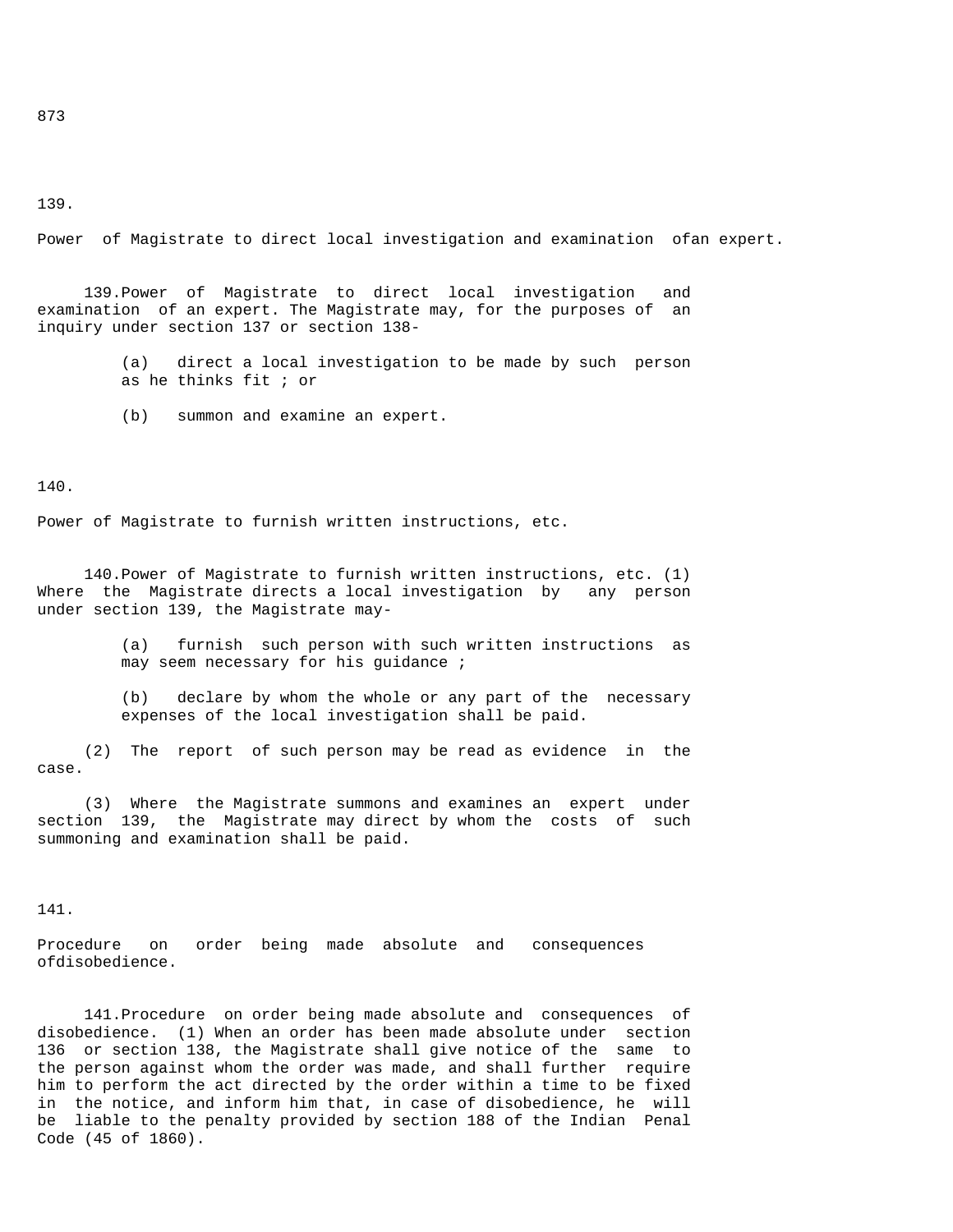## 139.

Power of Magistrate to direct local investigation and examination ofan expert.

139.Power of Magistrate to direct local investigation and examination of an expert. The Magistrate may, for the purposes of an inquiry under section 137 or section 138-

(a) direct a local investigation to be made by such person as he thinks fit ; or

(b) summon and examine an expert.

## 140.

Power of Magistrate to furnish written instructions, etc.

140.Power of Magistrate to furnish written instructions, etc. (1) Where the Magistrate directs a local investigation by any person under section 139, the Magistrate may-

(a) furnish such person with such written instructions as may seem necessary for his guidance ;

(b) declare by whom the whole or any part of the necessary expenses of the local investigation shall be paid.

(2) The report of such person may be read as evidence in the case.

(3) Where the Magistrate summons and examines an expert under section 139, the Magistrate may direct by whom the costs of such summoning and examination shall be paid.

## 141.

Procedure on order being made absolute and consequences ofdisobedience.

141.Procedure on order being made absolute and consequences of disobedience. (1) When an order has been made absolute under section 136 or section 138, the Magistrate shall give notice of the same to the person against whom the order was made, and shall further require him to perform the act directed by the order within a time to be fixed in the notice, and inform him that, in case of disobedience, he will be liable to the penalty provided by section 188 of the Indian Penal Code (45 of 1860).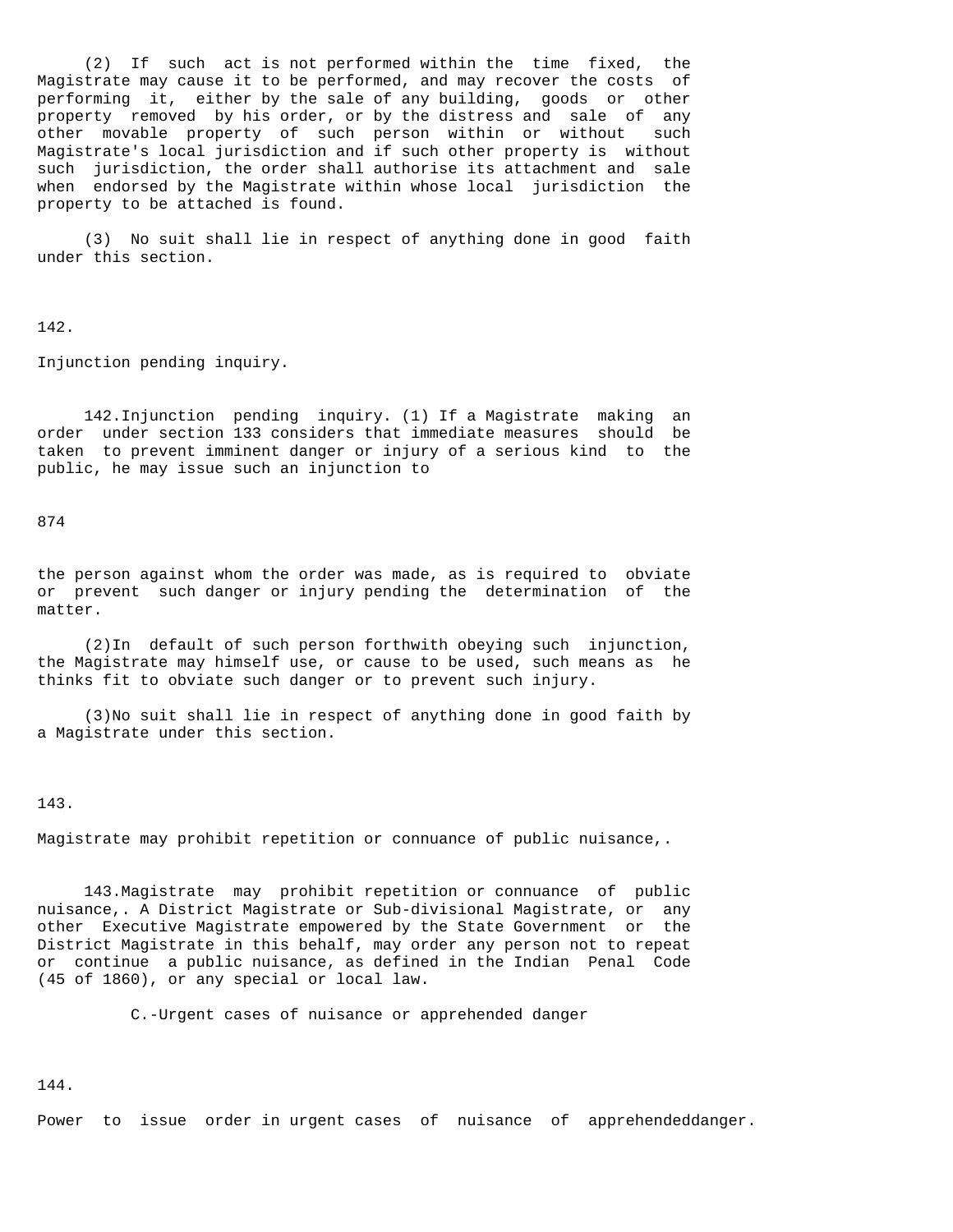(2) If such act is not performed within the time fixed, the Magistrate may cause it to be performed, and may recover the costs of performing it, either by the sale of any building, goods or other property removed by his order, or by the distress and sale of any other movable property of such person within or without such Magistrate's local jurisdiction and if such other property is without such jurisdiction, the order shall authorise its attachment and sale when endorsed by the Magistrate within whose local jurisdiction the property to be attached is found.

(3) No suit shall lie in respect of anything done in good faith under this section.

142.

Injunction pending inquiry.

142.Injunction pending inquiry. (1) If a Magistrate making an order under section 133 considers that immediate measures should be taken to prevent imminent danger or injury of a serious kind to the public, he may issue such an injunction to

the person against whom the order was made, as is required to obviate or prevent such danger or injury pending the determination of the matter.

(2)In default of such person forthwith obeying such injunction, the Magistrate may himself use, or cause to be used, such means as he thinks fit to obviate such danger or to prevent such injury.

(3)No suit shall lie in respect of anything done in good faith by a Magistrate under this section.

143.

Magistrate may prohibit repetition or connuance of public nuisance,.

143.Magistrate may prohibit repetition or connuance of public nuisance,. A District Magistrate or Sub-divisional Magistrate, or any other Executive Magistrate empowered by the State Government or the District Magistrate in this behalf, may order any person not to repeat or continue a public nuisance, as defined in the Indian Penal Code (45 of 1860), or any special or local law.

C.-Urgent cases of nuisance or apprehended danger

144.

Power to issue order in urgent cases of nuisance of apprehendeddanger.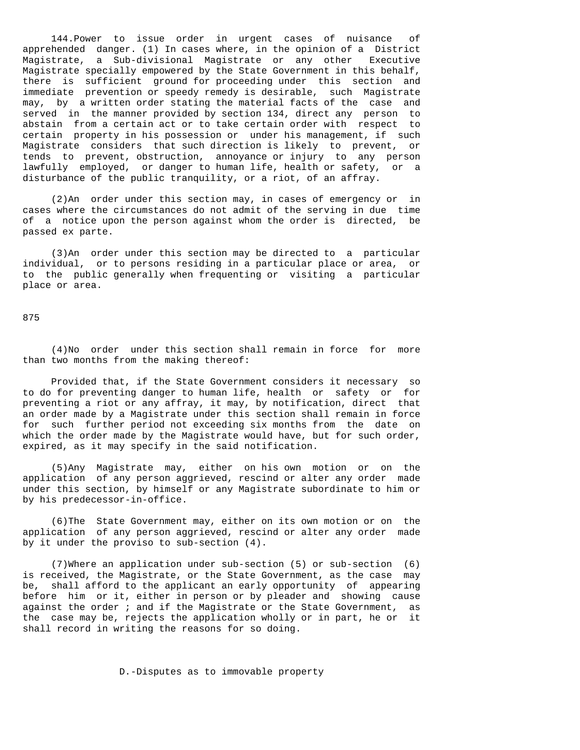144.Power to issue order in urgent cases of nuisance of apprehended danger. (1) In cases where, in the opinion of a District Magistrate, a Sub-divisional Magistrate or any other Executive Magistrate specially empowered by the State Government in this behalf, there is sufficient ground for proceeding under this section and immediate prevention or speedy remedy is desirable, such Magistrate may, by a written order stating the material facts of the case and served in the manner provided by section 134, direct any person to abstain from a certain act or to take certain order with respect to certain property in his possession or under his management, if such Magistrate considers that such direction is likely to prevent, or tends to prevent, obstruction, annoyance or injury to any person lawfully employed, or danger to human life, health or safety, or a disturbance of the public tranquility, or a riot, of an affray.

(2)An order under this section may, in cases of emergency or in cases where the circumstances do not admit of the serving in due time of a notice upon the person against whom the order is directed, be passed ex parte.

(3)An order under this section may be directed to a particular individual, or to persons residing in a particular place or area, or to the public generally when frequenting or visiting a particular place or area.

(4)No order under this section shall remain in force for more than two months from the making thereof:

Provided that, if the State Government considers it necessary so to do for preventing danger to human life, health or safety or for preventing a riot or any affray, it may, by notification, direct that an order made by a Magistrate under this section shall remain in force for such further period not exceeding six months from the date on which the order made by the Magistrate would have, but for such order, expired, as it may specify in the said notification.

(5)Any Magistrate may, either on his own motion or on the application of any person aggrieved, rescind or alter any order made under this section, by himself or any Magistrate subordinate to him or by his predecessor-in-office.

(6)The State Government may, either on its own motion or on the application of any person aggrieved, rescind or alter any order made by it under the proviso to sub-section (4).

(7)Where an application under sub-section (5) or sub-section (6) is received, the Magistrate, or the State Government, as the case may be, shall afford to the applicant an early opportunity of appearing before him or it, either in person or by pleader and showing cause against the order ; and if the Magistrate or the State Government, as the case may be, rejects the application wholly or in part, he or it shall record in writing the reasons for so doing.

## D.-Disputes as to immovable property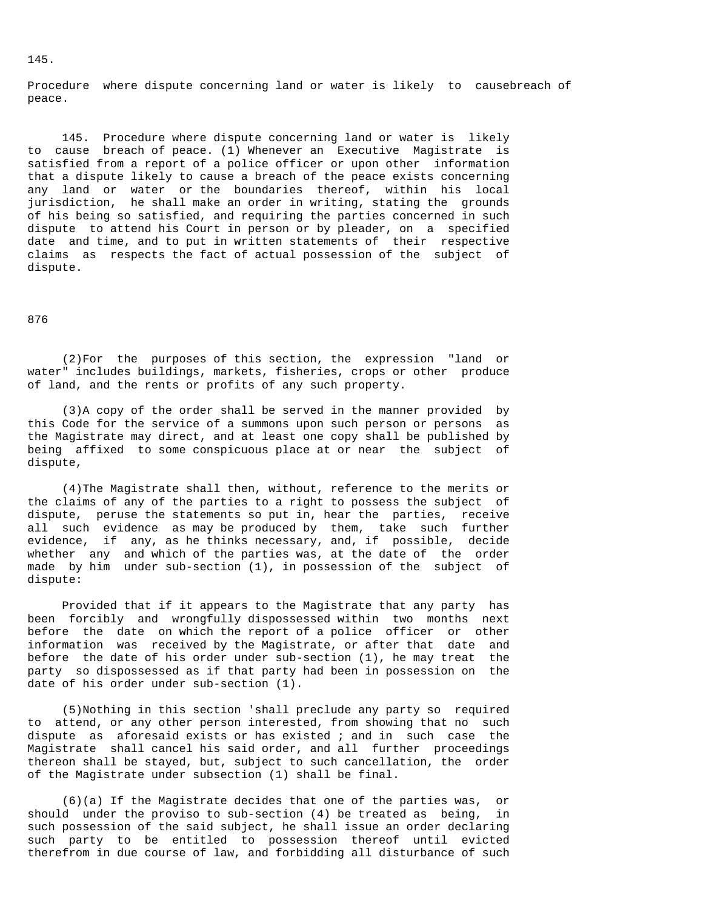145.

Procedure where dispute concerning land or water is likely to causebreach of peace.

145. Procedure where dispute concerning land or water is likely to cause breach of peace. (1) Whenever an Executive Magistrate is satisfied from a report of a police officer or upon other information that a dispute likely to cause a breach of the peace exists concerning any land or water or the boundaries thereof, within his local jurisdiction, he shall make an order in writing, stating the grounds of his being so satisfied, and requiring the parties concerned in such dispute to attend his Court in person or by pleader, on a specified date and time, and to put in written statements of their respective claims as respects the fact of actual possession of the subject of dispute.

876

(2)For the purposes of this section, the expression "land or water" includes buildings, markets, fisheries, crops or other produce of land, and the rents or profits of any such property.

(3)A copy of the order shall be served in the manner provided by this Code for the service of a summons upon such person or persons as the Magistrate may direct, and at least one copy shall be published by being affixed to some conspicuous place at or near the subject of dispute,

(4)The Magistrate shall then, without, reference to the merits or the claims of any of the parties to a right to possess the subject of dispute, peruse the statements so put in, hear the parties, receive all such evidence as may be produced by them, take such further evidence, if any, as he thinks necessary, and, if possible, decide whether any and which of the parties was, at the date of the order made by him under sub-section (1), in possession of the subject of dispute:

Provided that if it appears to the Magistrate that any party has been forcibly and wrongfully dispossessed within two months next before the date on which the report of a police officer or other information was received by the Magistrate, or after that date and before the date of his order under sub-section (1), he may treat the party so dispossessed as if that party had been in possession on the date of his order under sub-section (1).

(5)Nothing in this section 'shall preclude any party so required to attend, or any other person interested, from showing that no such dispute as aforesaid exists or has existed ; and in such case the Magistrate shall cancel his said order, and all further proceedings thereon shall be stayed, but, subject to such cancellation, the order of the Magistrate under subsection (1) shall be final.

(6)(a) If the Magistrate decides that one of the parties was, or should under the proviso to sub-section (4) be treated as being, in such possession of the said subject, he shall issue an order declaring such party to be entitled to possession thereof until evicted therefrom in due course of law, and forbidding all disturbance of such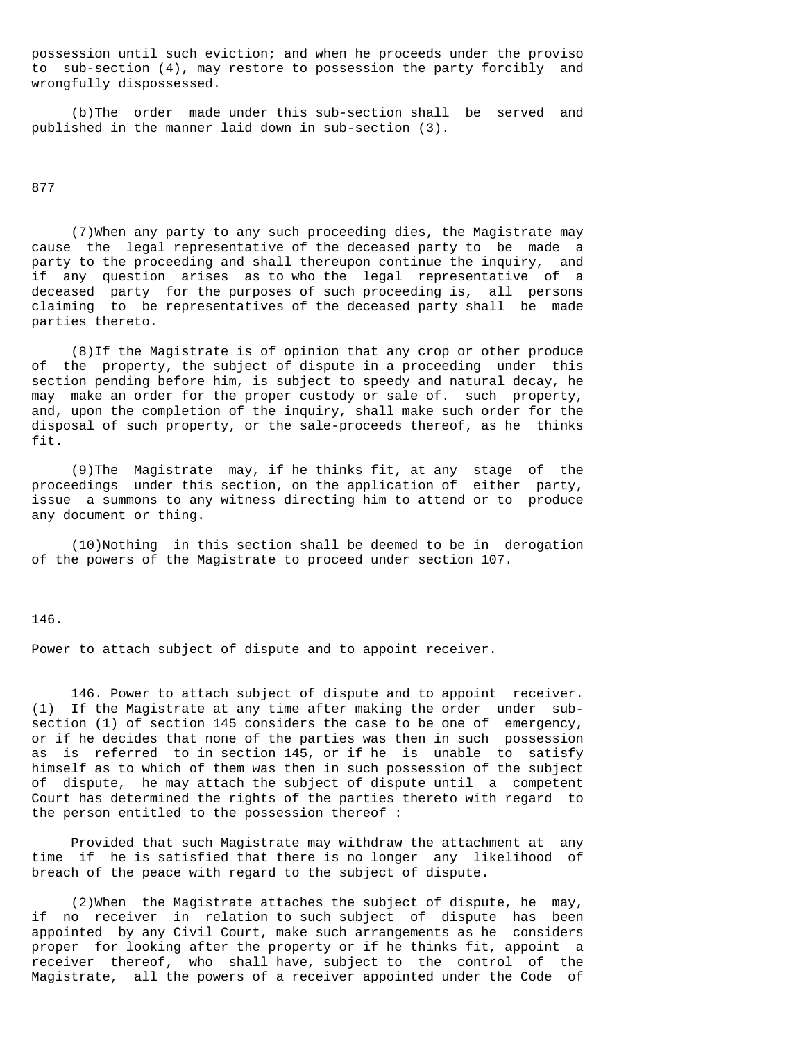possession until such eviction; and when he proceeds under the proviso to sub-section (4), may restore to possession the party forcibly and wrongfully dispossessed.

(b) The order made under this sub-section shall be served and published in the manner laid down in sub-section (3).

(7) When any party to any such proceeding dies, the Magistrate may cause the legal representative of the deceased party to be made a party to the proceeding and shall thereupon continue the inquiry, and if any question arises as to who the legal representative of a deceased party for the purposes of such proceeding is, all persons claiming to be representatives of the deceased party shall be made parties thereto.

(8) If the Magistrate is of opinion that any crop or other produce of the property, the subject of dispute in a proceeding under this section pending before him, is subject to speedy and natural decay, he may make an order for the proper custody or sale of. such property, and, upon the completion of the inquiry, shall make such order for the disposal of such property, or the sale-proceeds thereof, as he thinks fit.

(9) The Magistrate may, if he thinks fit, at any stage of the proceedings under this section, on the application of either party, issue a summons to any witness directing him to attend or to produce any document or thing.

(10) Nothing in this section shall be deemed to be in derogation of the powers of the Magistrate to proceed under section 107.

146.

Power to attach subject of dispute and to appoint receiver.

146. Power to attach subject of dispute and to appoint receiver. (1) If the Magistrate at any time after making the order under sub-section (1) of section 145 considers the case to be one of emergency, or if he decides that none of the parties was then in such possession as is referred to in section 145, or if he is unable to satisfy himself as to which of them was then in such possession of the subject of dispute, he may attach the subject of dispute until a competent Court has determined the rights of the parties thereto with regard to the person entitled to the possession thereof :

Provided that such Magistrate may withdraw the attachment at any time if he is satisfied that there is no longer any likelihood of breach of the peace with regard to the subject of dispute.

(2) When the Magistrate attaches the subject of dispute, he may, if no receiver in relation to such subject of dispute has been appointed by any Civil Court, make such arrangements as he considers proper for looking after the property or if he thinks fit, appoint a receiver thereof, who shall have, subject to the control of the Magistrate, all the powers of a receiver appointed under the Code of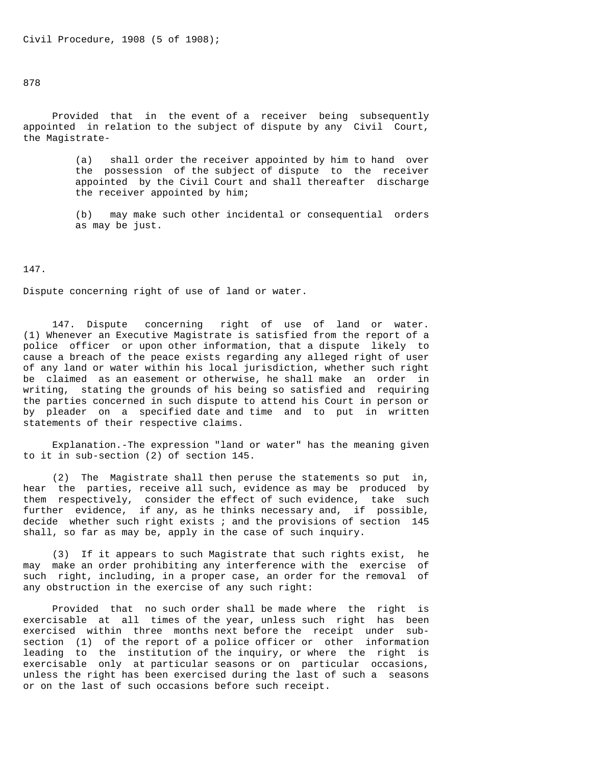Civil Procedure, 1908 (5 of 1908);

878

Provided that in the event of a receiver being subsequently appointed in relation to the subject of dispute by any Civil Court, the Magistrate-

(a) shall order the receiver appointed by him to hand over the possession of the subject of dispute to the receiver appointed by the Civil Court and shall thereafter discharge the receiver appointed by him;

(b) may make such other incidental or consequential orders as may be just.

147.

Dispute concerning right of use of land or water.

147. Dispute concerning right of use of land or water. (1) Whenever an Executive Magistrate is satisfied from the report of a police officer or upon other information, that a dispute likely to cause a breach of the peace exists regarding any alleged right of user of any land or water within his local jurisdiction, whether such right be claimed as an easement or otherwise, he shall make an order in writing, stating the grounds of his being so satisfied and requiring the parties concerned in such dispute to attend his Court in person or by pleader on a specified date and time and to put in written statements of their respective claims.

Explanation.-The expression "land or water" has the meaning given to it in sub-section (2) of section 145.

(2) The Magistrate shall then peruse the statements so put in, hear the parties, receive all such, evidence as may be produced by them respectively, consider the effect of such evidence, take such further evidence, if any, as he thinks necessary and, if possible, decide whether such right exists ; and the provisions of section 145 shall, so far as may be, apply in the case of such inquiry.

(3) If it appears to such Magistrate that such rights exist, he may make an order prohibiting any interference with the exercise of such right, including, in a proper case, an order for the removal of any obstruction in the exercise of any such right:

Provided that no such order shall be made where the right is exercisable at all times of the year, unless such right has been exercised within three months next before the receipt under sub-section (1) of the report of a police officer or other information leading to the institution of the inquiry, or where the right is exercisable only at particular seasons or on particular occasions, unless the right has been exercised during the last of such a seasons or on the last of such occasions before such receipt.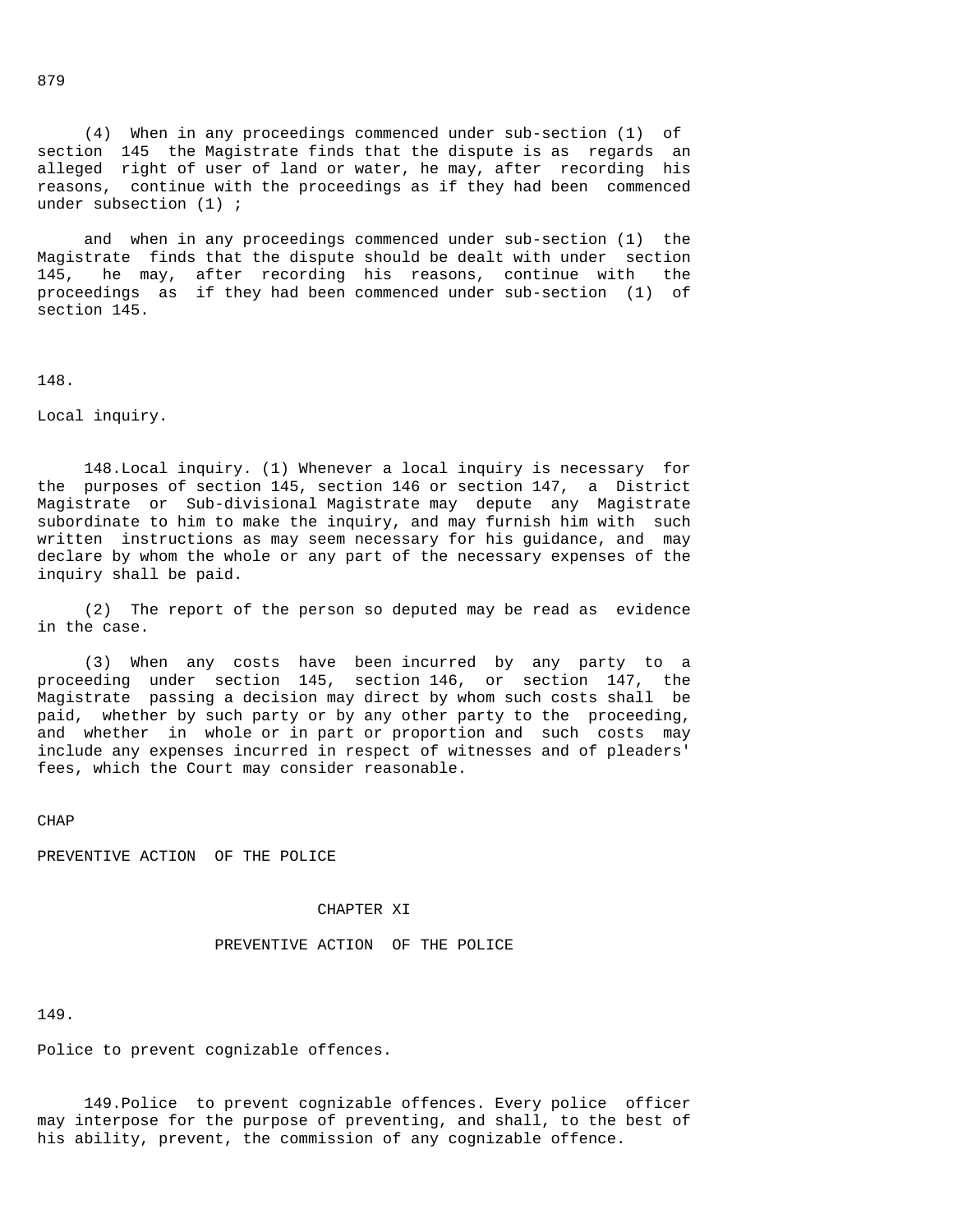(4) When in any proceedings commenced under sub-section (1) of section 145 the Magistrate finds that the dispute is as regards an alleged right of user of land or water, he may, after recording his reasons, continue with the proceedings as if they had been commenced under subsection (1) ;

and when in any proceedings commenced under sub-section (1) the Magistrate finds that the dispute should be dealt with under section 145, he may, after recording his reasons, continue with the proceedings as if they had been commenced under sub-section (1) of section 145.

148.

Local inquiry.

148.Local inquiry. (1) Whenever a local inquiry is necessary for the purposes of section 145, section 146 or section 147, a District Magistrate or Sub-divisional Magistrate may depute any Magistrate subordinate to him to make the inquiry, and may furnish him with such written instructions as may seem necessary for his guidance, and may declare by whom the whole or any part of the necessary expenses of the inquiry shall be paid.

(2) The report of the person so deputed may be read as evidence in the case.

(3) When any costs have been incurred by any party to a proceeding under section 145, section 146, or section 147, the Magistrate passing a decision may direct by whom such costs shall be paid, whether by such party or by any other party to the proceeding, and whether in whole or in part or proportion and such costs may include any expenses incurred in respect of witnesses and of pleaders' fees, which the Court may consider reasonable.

CHAP

PREVENTIVE ACTION OF THE POLICE

## CHAPTER XI

## PREVENTIVE ACTION OF THE POLICE

149.

Police to prevent cognizable offences.

149.Police to prevent cognizable offences. Every police officer may interpose for the purpose of preventing, and shall, to the best of his ability, prevent, the commission of any cognizable offence.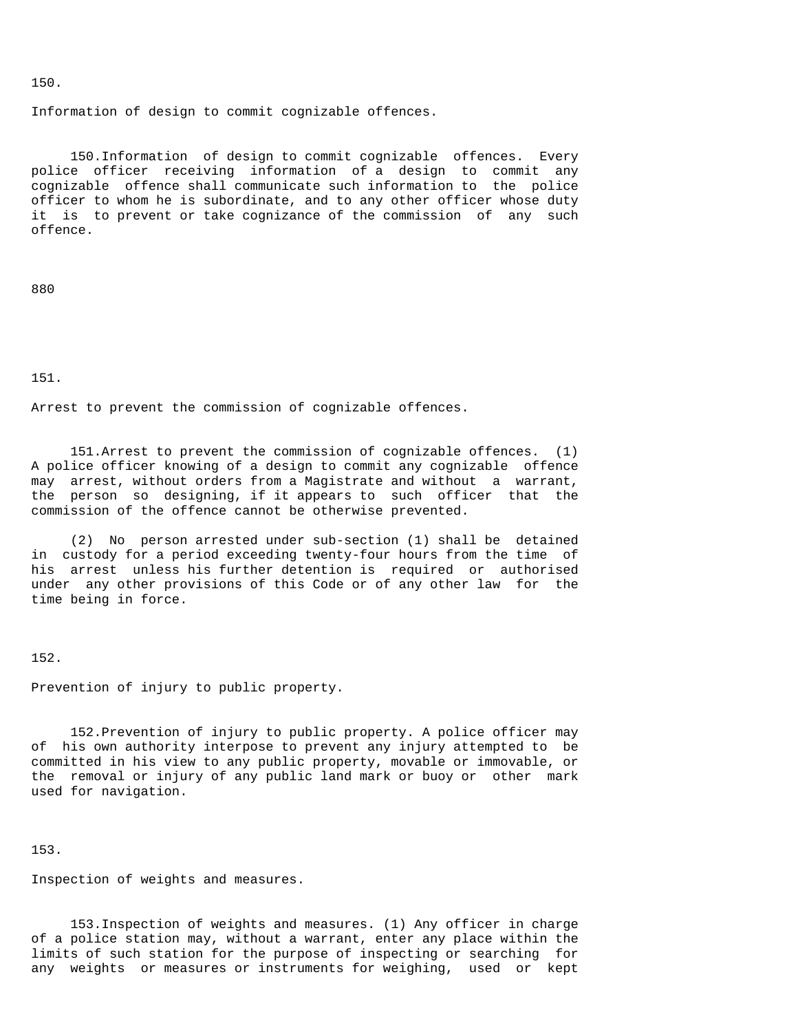150.

Information of design to commit cognizable offences.

150.Information of design to commit cognizable offences. Every police officer receiving information of a design to commit any cognizable offence shall communicate such information to the police officer to whom he is subordinate, and to any other officer whose duty it is to prevent or take cognizance of the commission of any such offence.

880

151.

Arrest to prevent the commission of cognizable offences.

151.Arrest to prevent the commission of cognizable offences. (1) A police officer knowing of a design to commit any cognizable offence may arrest, without orders from a Magistrate and without a warrant, the person so designing, if it appears to such officer that the commission of the offence cannot be otherwise prevented.

(2) No person arrested under sub-section (1) shall be detained in custody for a period exceeding twenty-four hours from the time of his arrest unless his further detention is required or authorised under any other provisions of this Code or of any other law for the time being in force.

152.

Prevention of injury to public property.

152.Prevention of injury to public property. A police officer may of his own authority interpose to prevent any injury attempted to be committed in his view to any public property, movable or immovable, or the removal or injury of any public land mark or buoy or other mark used for navigation.

153.

Inspection of weights and measures.

153.Inspection of weights and measures. (1) Any officer in charge of a police station may, without a warrant, enter any place within the limits of such station for the purpose of inspecting or searching for any weights or measures or instruments for weighing, used or kept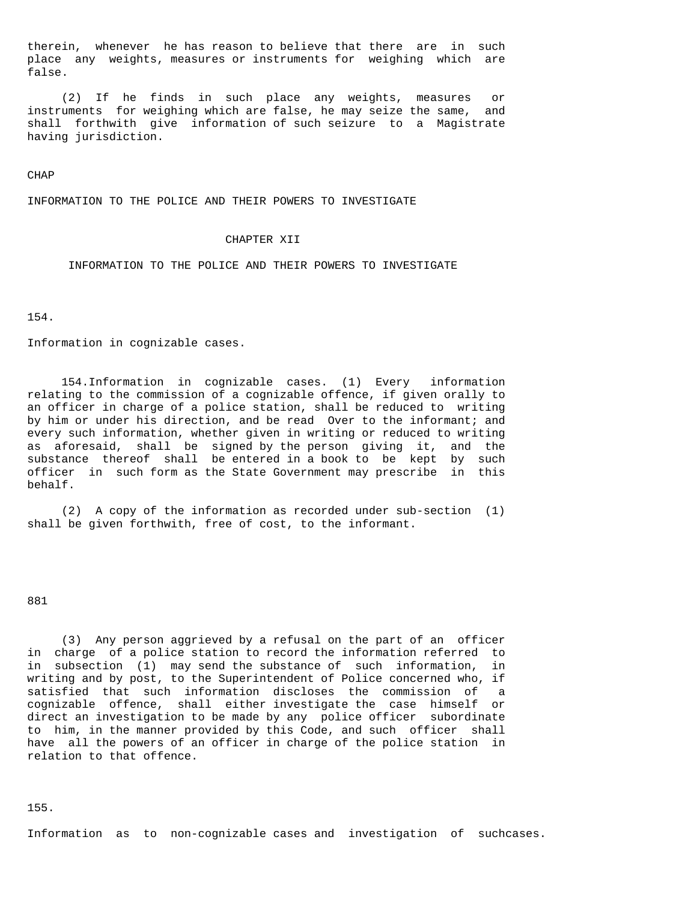therein, whenever he has reason to believe that there are in such place any weights, measures or instruments for weighing which are false.

(2) If he finds in such place any weights, measures or instruments for weighing which are false, he may seize the same, and shall forthwith give information of such seizure to a Magistrate having jurisdiction.

CHAP

INFORMATION TO THE POLICE AND THEIR POWERS TO INVESTIGATE

## CHAPTER XII

## INFORMATION TO THE POLICE AND THEIR POWERS TO INVESTIGATE

154.

Information in cognizable cases.

154.Information in cognizable cases. (1) Every information relating to the commission of a cognizable offence, if given orally to an officer in charge of a police station, shall be reduced to writing by him or under his direction, and be read Over to the informant; and every such information, whether given in writing or reduced to writing as aforesaid, shall be signed by the person giving it, and the substance thereof shall be entered in a book to be kept by such officer in such form as the State Government may prescribe in this behalf.

(2) A copy of the information as recorded under sub-section (1) shall be given forthwith, free of cost, to the informant.

881

(3) Any person aggrieved by a refusal on the part of an officer in charge of a police station to record the information referred to in subsection (1) may send the substance of such information, in writing and by post, to the Superintendent of Police concerned who, if satisfied that such information discloses the commission of a cognizable offence, shall either investigate the case himself or direct an investigation to be made by any police officer subordinate to him, in the manner provided by this Code, and such officer shall have all the powers of an officer in charge of the police station in relation to that offence.

155.

Information as to non-cognizable cases and investigation of suchcases.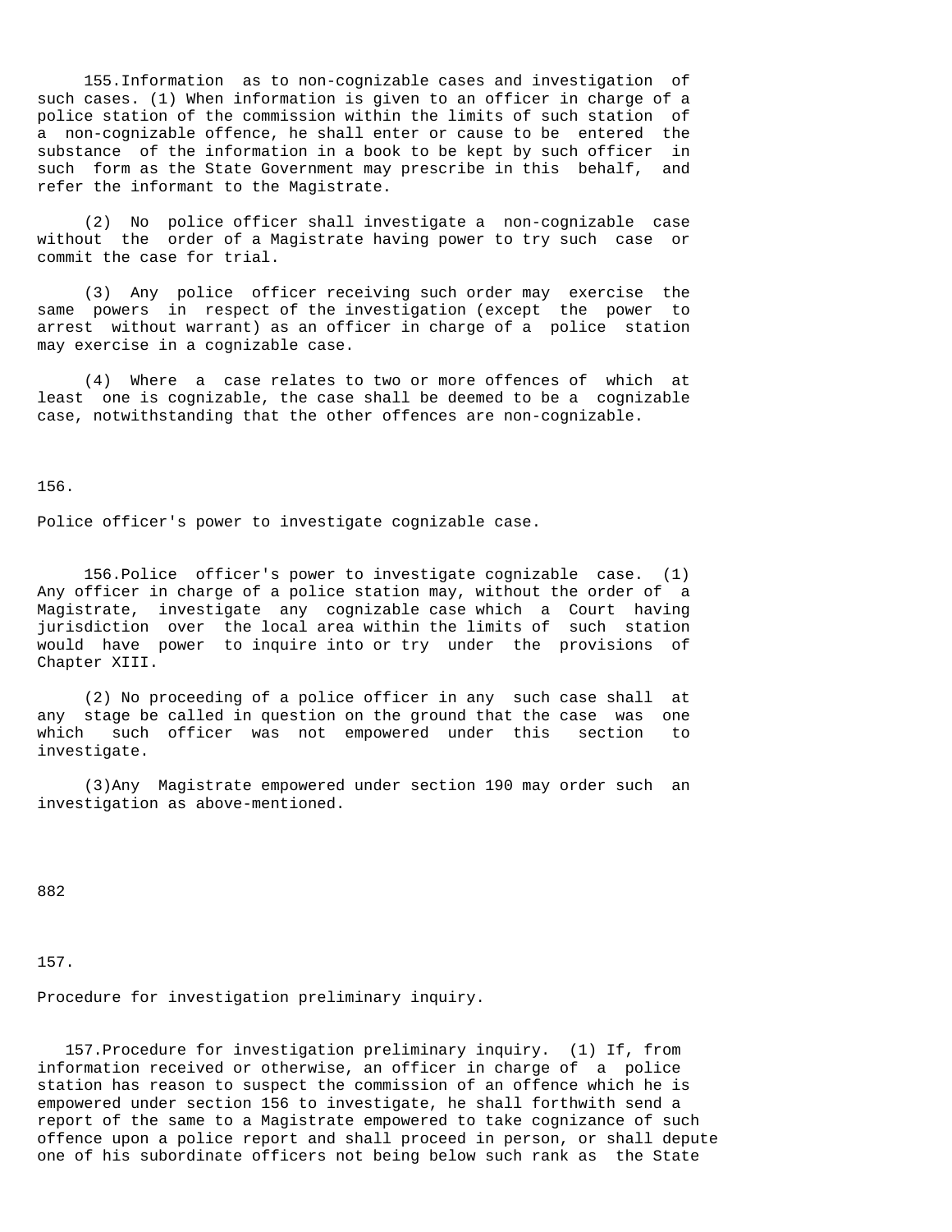155.Information as to non-cognizable cases and investigation of such cases. (1) When information is given to an officer in charge of a police station of the commission within the limits of such station of a non-cognizable offence, he shall enter or cause to be entered the substance of the information in a book to be kept by such officer in such form as the State Government may prescribe in this behalf, and refer the informant to the Magistrate.

(2) No police officer shall investigate a non-cognizable case without the order of a Magistrate having power to try such case or commit the case for trial.

(3) Any police officer receiving such order may exercise the same powers in respect of the investigation (except the power to arrest without warrant) as an officer in charge of a police station may exercise in a cognizable case.

(4) Where a case relates to two or more offences of which at least one is cognizable, the case shall be deemed to be a cognizable case, notwithstanding that the other offences are non-cognizable.

156.

Police officer's power to investigate cognizable case.

156.Police officer's power to investigate cognizable case. (1) Any officer in charge of a police station may, without the order of a Magistrate, investigate any cognizable case which a Court having jurisdiction over the local area within the limits of such station would have power to inquire into or try under the provisions of Chapter XIII.

(2) No proceeding of a police officer in any such case shall at any stage be called in question on the ground that the case was one which such officer was not empowered under this section to investigate.

(3)Any Magistrate empowered under section 190 may order such an investigation as above-mentioned.

882

157.

Procedure for investigation preliminary inquiry.

157.Procedure for investigation preliminary inquiry. (1) If, from information received or otherwise, an officer in charge of a police station has reason to suspect the commission of an offence which he is empowered under section 156 to investigate, he shall forthwith send a report of the same to a Magistrate empowered to take cognizance of such offence upon a police report and shall proceed in person, or shall depute one of his subordinate officers not being below such rank as the State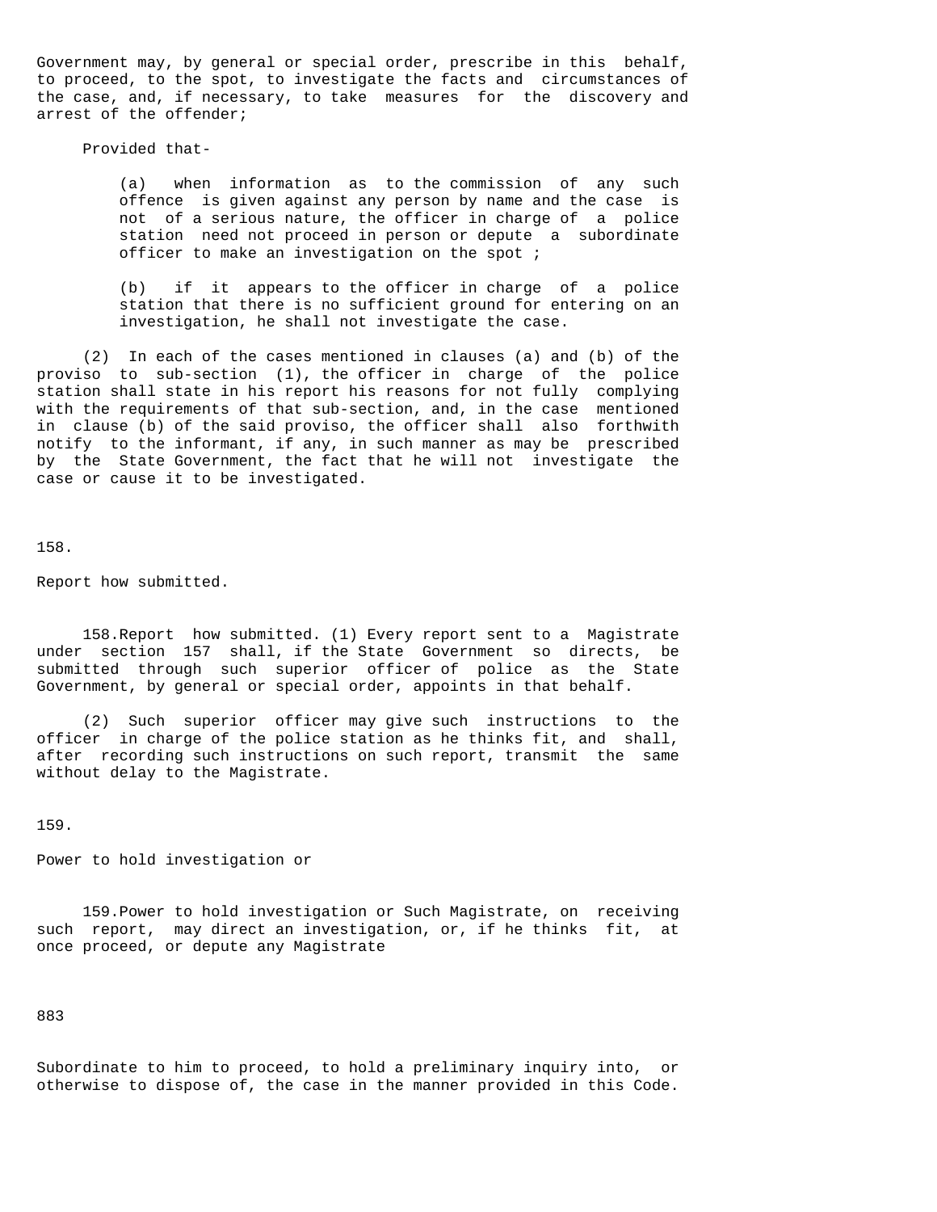Government may, by general or special order, prescribe in this behalf, to proceed, to the spot, to investigate the facts and circumstances of the case, and, if necessary, to take measures for the discovery and arrest of the offender;

Provided that-

(a) when information as to the commission of any such offence is given against any person by name and the case is not of a serious nature, the officer in charge of a police station need not proceed in person or depute a subordinate officer to make an investigation on the spot ;

(b) if it appears to the officer in charge of a police station that there is no sufficient ground for entering on an investigation, he shall not investigate the case.

(2) In each of the cases mentioned in clauses (a) and (b) of the proviso to sub-section (1), the officer in charge of the police station shall state in his report his reasons for not fully complying with the requirements of that sub-section, and, in the case mentioned in clause (b) of the said proviso, the officer shall also forthwith notify to the informant, if any, in such manner as may be prescribed by the State Government, the fact that he will not investigate the case or cause it to be investigated.

158.

Report how submitted.

158.Report how submitted. (1) Every report sent to a Magistrate under section 157 shall, if the State Government so directs, be submitted through such superior officer of police as the State Government, by general or special order, appoints in that behalf.

(2) Such superior officer may give such instructions to the officer in charge of the police station as he thinks fit, and shall, after recording such instructions on such report, transmit the same without delay to the Magistrate.

159.

Power to hold investigation or

159.Power to hold investigation or Such Magistrate, on receiving such report, may direct an investigation, or, if he thinks fit, at once proceed, or depute any Magistrate

Subordinate to him to proceed, to hold a preliminary inquiry into, or otherwise to dispose of, the case in the manner provided in this Code.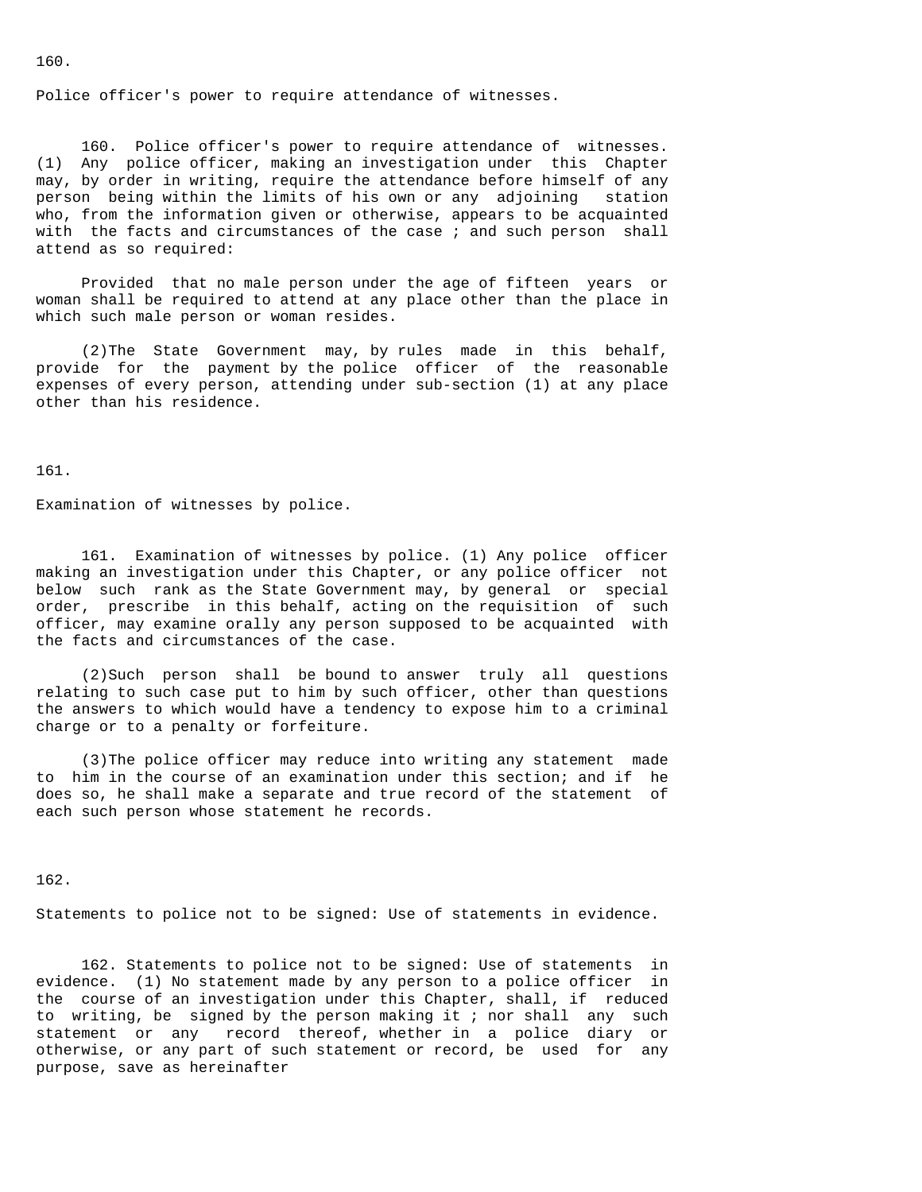160.

Police officer's power to require attendance of witnesses.

160. Police officer's power to require attendance of witnesses. (1) Any police officer, making an investigation under this Chapter may, by order in writing, require the attendance before himself of any person being within the limits of his own or any adjoining station who, from the information given or otherwise, appears to be acquainted with the facts and circumstances of the case ; and such person shall attend as so required:

Provided that no male person under the age of fifteen years or woman shall be required to attend at any place other than the place in which such male person or woman resides.

(2)The State Government may, by rules made in this behalf, provide for the payment by the police officer of the reasonable expenses of every person, attending under sub-section (1) at any place other than his residence.

161.

Examination of witnesses by police.

161. Examination of witnesses by police. (1) Any police officer making an investigation under this Chapter, or any police officer not below such rank as the State Government may, by general or special order, prescribe in this behalf, acting on the requisition of such officer, may examine orally any person supposed to be acquainted with the facts and circumstances of the case.

(2)Such person shall be bound to answer truly all questions relating to such case put to him by such officer, other than questions the answers to which would have a tendency to expose him to a criminal charge or to a penalty or forfeiture.

(3)The police officer may reduce into writing any statement made to him in the course of an examination under this section; and if he does so, he shall make a separate and true record of the statement of each such person whose statement he records.

162.

Statements to police not to be signed: Use of statements in evidence.

162. Statements to police not to be signed: Use of statements in evidence. (1) No statement made by any person to a police officer in the course of an investigation under this Chapter, shall, if reduced to writing, be signed by the person making it ; nor shall any such statement or any record thereof, whether in a police diary or otherwise, or any part of such statement or record, be used for any purpose, save as hereinafter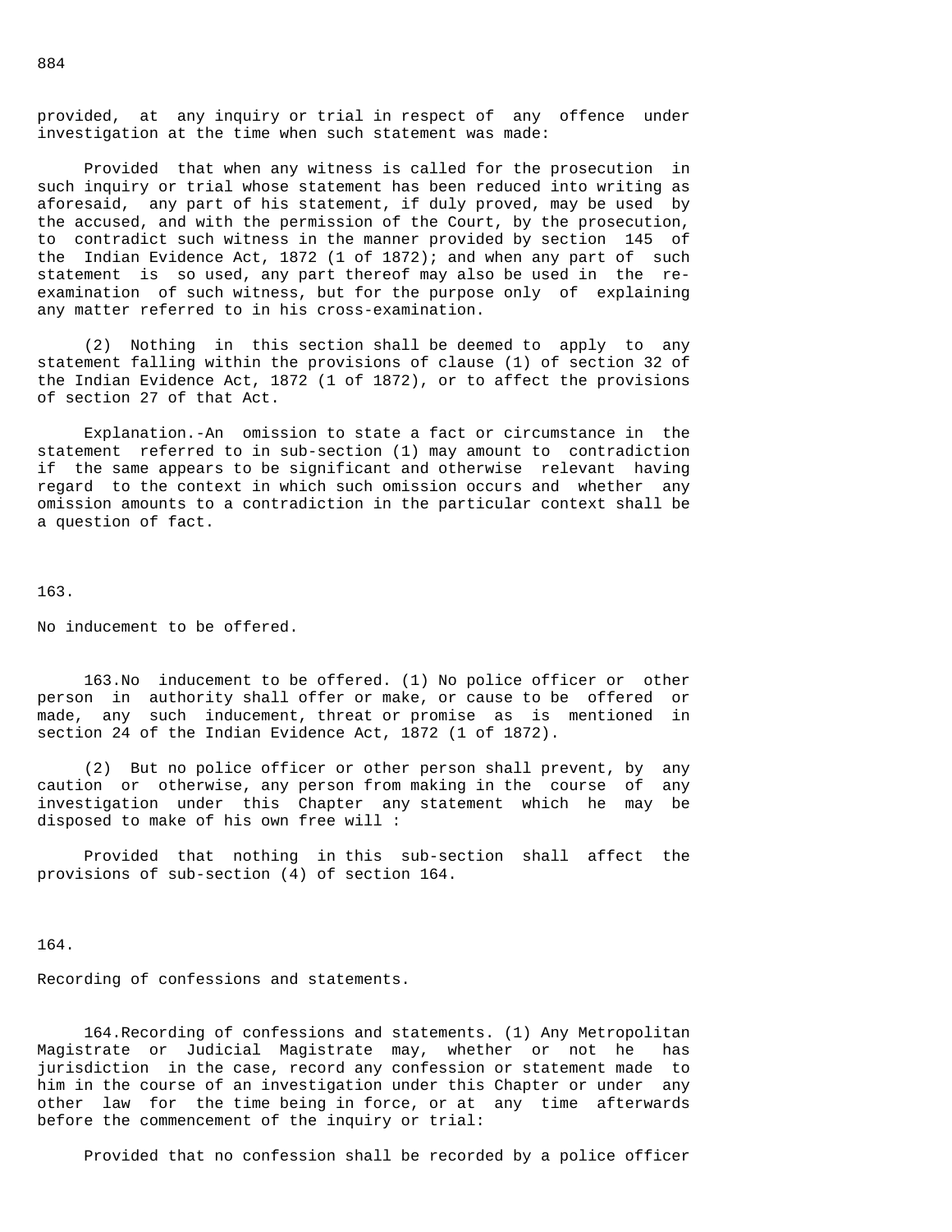provided, at any inquiry or trial in respect of any offence under investigation at the time when such statement was made:

Provided that when any witness is called for the prosecution in such inquiry or trial whose statement has been reduced into writing as aforesaid, any part of his statement, if duly proved, may be used by the accused, and with the permission of the Court, by the prosecution, to contradict such witness in the manner provided by section 145 of the Indian Evidence Act, 1872 (1 of 1872); and when any part of such statement is so used, any part thereof may also be used in the re-examination of such witness, but for the purpose only of explaining any matter referred to in his cross-examination.

(2) Nothing in this section shall be deemed to apply to any statement falling within the provisions of clause (1) of section 32 of the Indian Evidence Act, 1872 (1 of 1872), or to affect the provisions of section 27 of that Act.

Explanation.-An omission to state a fact or circumstance in the statement referred to in sub-section (1) may amount to contradiction if the same appears to be significant and otherwise relevant having regard to the context in which such omission occurs and whether any omission amounts to a contradiction in the particular context shall be a question of fact.

163.

No inducement to be offered.

163.No inducement to be offered. (1) No police officer or other person in authority shall offer or make, or cause to be offered or made, any such inducement, threat or promise as is mentioned in section 24 of the Indian Evidence Act, 1872 (1 of 1872).

(2) But no police officer or other person shall prevent, by any caution or otherwise, any person from making in the course of any investigation under this Chapter any statement which he may be disposed to make of his own free will :

Provided that nothing in this sub-section shall affect the provisions of sub-section (4) of section 164.

164.

Recording of confessions and statements.

164.Recording of confessions and statements. (1) Any Metropolitan Magistrate or Judicial Magistrate may, whether or not he has jurisdiction in the case, record any confession or statement made to him in the course of an investigation under this Chapter or under any other law for the time being in force, or at any time afterwards before the commencement of the inquiry or trial:

Provided that no confession shall be recorded by a police officer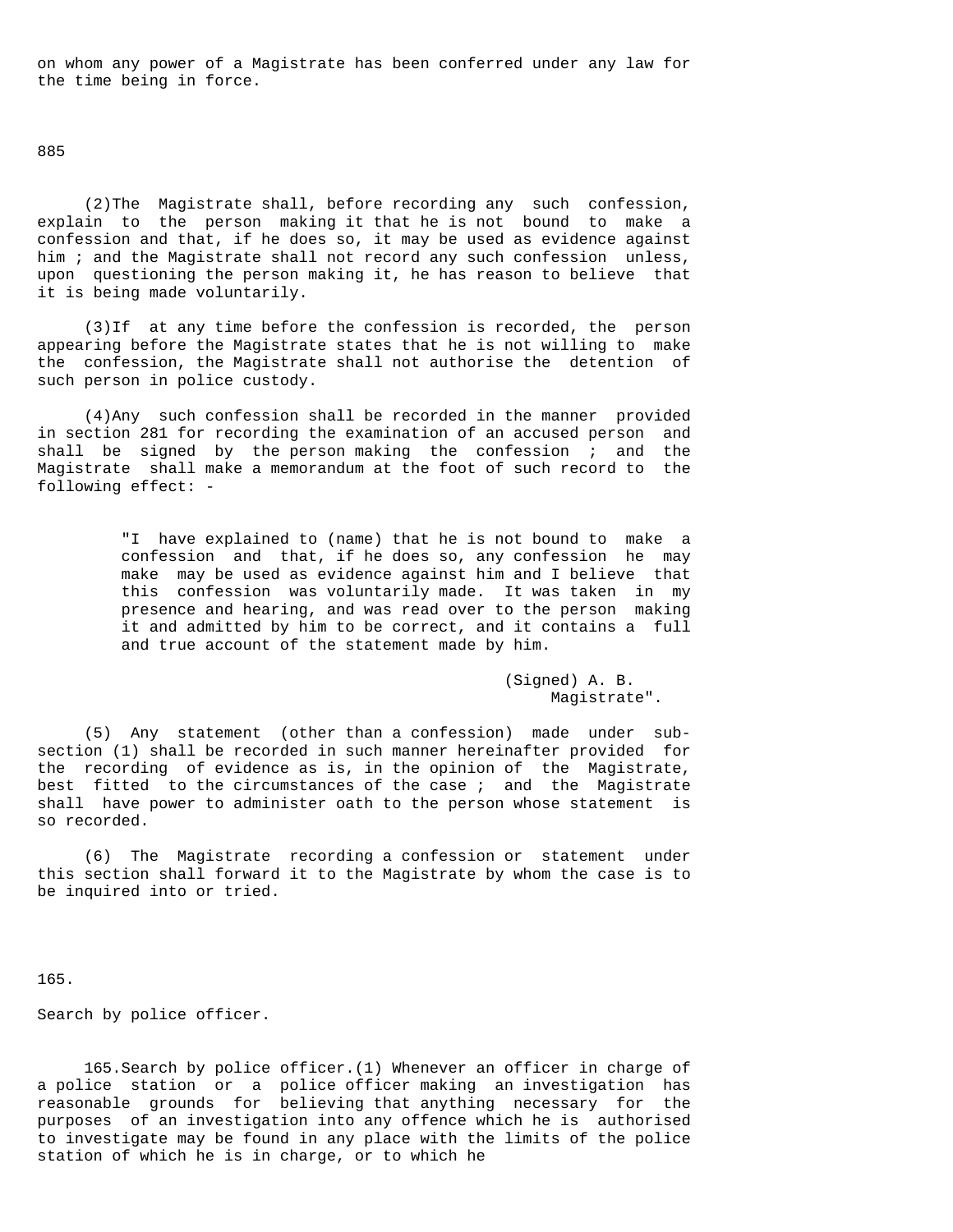on whom any power of a Magistrate has been conferred under any law for the time being in force.

(2) The Magistrate shall, before recording any such confession, explain to the person making it that he is not bound to make a confession and that, if he does so, it may be used as evidence against him ; and the Magistrate shall not record any such confession unless, upon questioning the person making it, he has reason to believe that it is being made voluntarily.

(3) If at any time before the confession is recorded, the person appearing before the Magistrate states that he is not willing to make the confession, the Magistrate shall not authorise the detention of such person in police custody.

(4) Any such confession shall be recorded in the manner provided in section 281 for recording the examination of an accused person and shall be signed by the person making the confession ; and the Magistrate shall make a memorandum at the foot of such record to the following effect: -

> "I have explained to (name) that he is not bound to make a confession and that, if he does so, any confession he may make may be used as evidence against him and I believe that this confession was voluntarily made. It was taken in my presence and hearing, and was read over to the person making it and admitted by him to be correct, and it contains a full and true account of the statement made by him.
>
> (Signed) A. B.
> Magistrate".

(5) Any statement (other than a confession) made under sub-section (1) shall be recorded in such manner hereinafter provided for the recording of evidence as is, in the opinion of the Magistrate, best fitted to the circumstances of the case ; and the Magistrate shall have power to administer oath to the person whose statement is so recorded.

(6) The Magistrate recording a confession or statement under this section shall forward it to the Magistrate by whom the case is to be inquired into or tried.

165.

Search by police officer.

165. Search by police officer.(1) Whenever an officer in charge of a police station or a police officer making an investigation has reasonable grounds for believing that anything necessary for the purposes of an investigation into any offence which he is authorised to investigate may be found in any place with the limits of the police station of which he is in charge, or to which he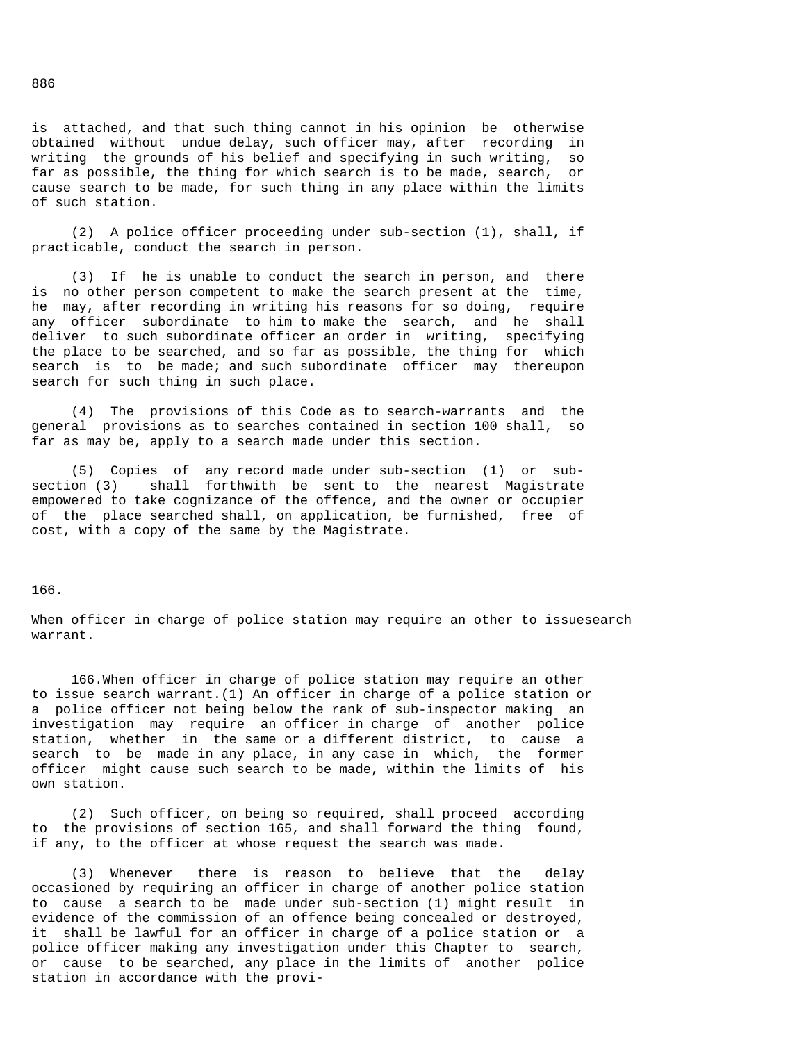is attached, and that such thing cannot in his opinion be otherwise obtained without undue delay, such officer may, after recording in writing the grounds of his belief and specifying in such writing, so far as possible, the thing for which search is to be made, search, or cause search to be made, for such thing in any place within the limits of such station.

(2) A police officer proceeding under sub-section (1), shall, if practicable, conduct the search in person.

(3) If he is unable to conduct the search in person, and there is no other person competent to make the search present at the time, he may, after recording in writing his reasons for so doing, require any officer subordinate to him to make the search, and he shall deliver to such subordinate officer an order in writing, specifying the place to be searched, and so far as possible, the thing for which search is to be made; and such subordinate officer may thereupon search for such thing in such place.

(4) The provisions of this Code as to search-warrants and the general provisions as to searches contained in section 100 shall, so far as may be, apply to a search made under this section.

(5) Copies of any record made under sub-section (1) or sub-section (3) shall forthwith be sent to the nearest Magistrate empowered to take cognizance of the offence, and the owner or occupier of the place searched shall, on application, be furnished, free of cost, with a copy of the same by the Magistrate.

166.

When officer in charge of police station may require an other to issuesearch warrant.

166.When officer in charge of police station may require an other to issue search warrant.(1) An officer in charge of a police station or a police officer not being below the rank of sub-inspector making an investigation may require an officer in charge of another police station, whether in the same or a different district, to cause a search to be made in any place, in any case in which, the former officer might cause such search to be made, within the limits of his own station.

(2) Such officer, on being so required, shall proceed according to the provisions of section 165, and shall forward the thing found, if any, to the officer at whose request the search was made.

(3) Whenever there is reason to believe that the delay occasioned by requiring an officer in charge of another police station to cause a search to be made under sub-section (1) might result in evidence of the commission of an offence being concealed or destroyed, it shall be lawful for an officer in charge of a police station or a police officer making any investigation under this Chapter to search, or cause to be searched, any place in the limits of another police station in accordance with the provi-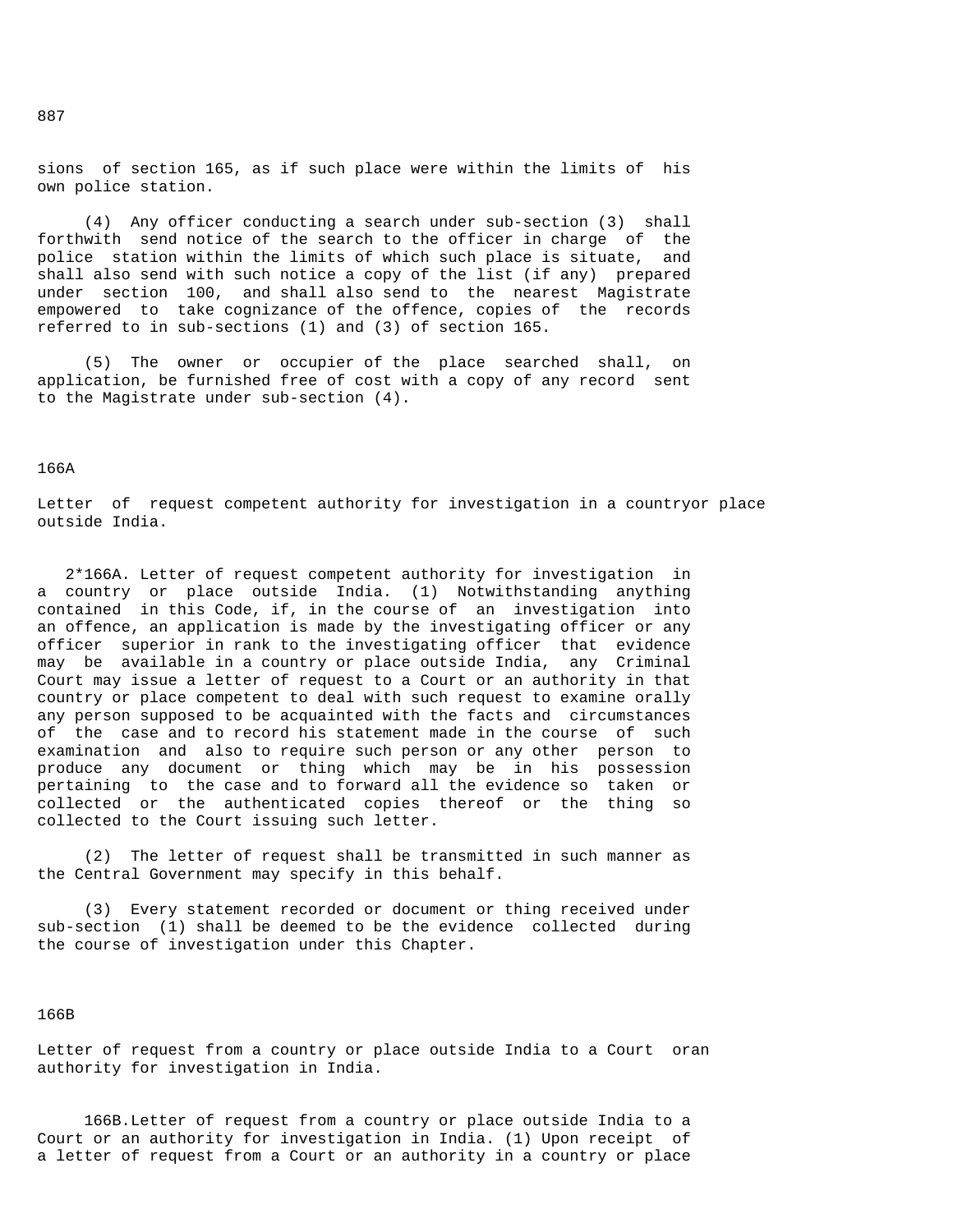sions of section 165, as if such place were within the limits of his own police station.

(4) Any officer conducting a search under sub-section (3) shall forthwith send notice of the search to the officer in charge of the police station within the limits of which such place is situate, and shall also send with such notice a copy of the list (if any) prepared under section 100, and shall also send to the nearest Magistrate empowered to take cognizance of the offence, copies of the records referred to in sub-sections (1) and (3) of section 165.

(5) The owner or occupier of the place searched shall, on application, be furnished free of cost with a copy of any record sent to the Magistrate under sub-section (4).

166A

Letter of request competent authority for investigation in a countryor place outside India.

2*166A. Letter of request competent authority for investigation in a country or place outside India. (1) Notwithstanding anything contained in this Code, if, in the course of an investigation into an offence, an application is made by the investigating officer or any officer superior in rank to the investigating officer that evidence may be available in a country or place outside India, any Criminal Court may issue a letter of request to a Court or an authority in that country or place competent to deal with such request to examine orally any person supposed to be acquainted with the facts and circumstances of the case and to record his statement made in the course of such examination and also to require such person or any other person to produce any document or thing which may be in his possession pertaining to the case and to forward all the evidence so taken or collected or the authenticated copies thereof or the thing so collected to the Court issuing such letter.

(2) The letter of request shall be transmitted in such manner as the Central Government may specify in this behalf.

(3) Every statement recorded or document or thing received under sub-section (1) shall be deemed to be the evidence collected during the course of investigation under this Chapter.

166B

Letter of request from a country or place outside India to a Court oran authority for investigation in India.

166B.Letter of request from a country or place outside India to a Court or an authority for investigation in India. (1) Upon receipt of a letter of request from a Court or an authority in a country or place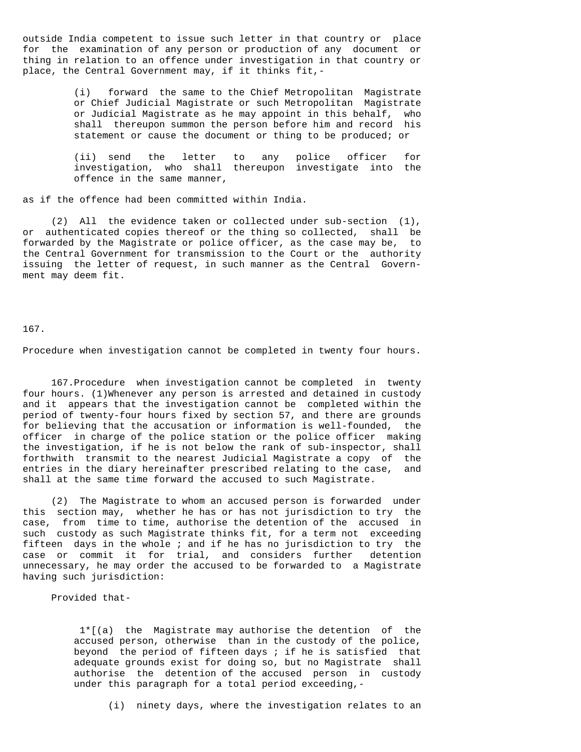outside India competent to issue such letter in that country or place for the examination of any person or production of any document or thing in relation to an offence under investigation in that country or place, the Central Government may, if it thinks fit,-

(i) forward the same to the Chief Metropolitan Magistrate or Chief Judicial Magistrate or such Metropolitan Magistrate or Judicial Magistrate as he may appoint in this behalf, who shall thereupon summon the person before him and record his statement or cause the document or thing to be produced; or

(ii) send the letter to any police officer for investigation, who shall thereupon investigate into the offence in the same manner,

as if the offence had been committed within India.

(2) All the evidence taken or collected under sub-section (1), or authenticated copies thereof or the thing so collected, shall be forwarded by the Magistrate or police officer, as the case may be, to the Central Government for transmission to the Court or the authority issuing the letter of request, in such manner as the Central Government may deem fit.

167.

Procedure when investigation cannot be completed in twenty four hours.

167.Procedure when investigation cannot be completed in twenty four hours. (1)Whenever any person is arrested and detained in custody and it appears that the investigation cannot be completed within the period of twenty-four hours fixed by section 57, and there are grounds for believing that the accusation or information is well-founded, the officer in charge of the police station or the police officer making the investigation, if he is not below the rank of sub-inspector, shall forthwith transmit to the nearest Judicial Magistrate a copy of the entries in the diary hereinafter prescribed relating to the case, and shall at the same time forward the accused to such Magistrate.

(2) The Magistrate to whom an accused person is forwarded under this section may, whether he has or has not jurisdiction to try the case, from time to time, authorise the detention of the accused in such custody as such Magistrate thinks fit, for a term not exceeding fifteen days in the whole ; and if he has no jurisdiction to try the case or commit it for trial, and considers further detention unnecessary, he may order the accused to be forwarded to a Magistrate having such jurisdiction:

Provided that-

1*[(a) the Magistrate may authorise the detention of the accused person, otherwise than in the custody of the police, beyond the period of fifteen days ; if he is satisfied that adequate grounds exist for doing so, but no Magistrate shall authorise the detention of the accused person in custody under this paragraph for a total period exceeding,-

(i) ninety days, where the investigation relates to an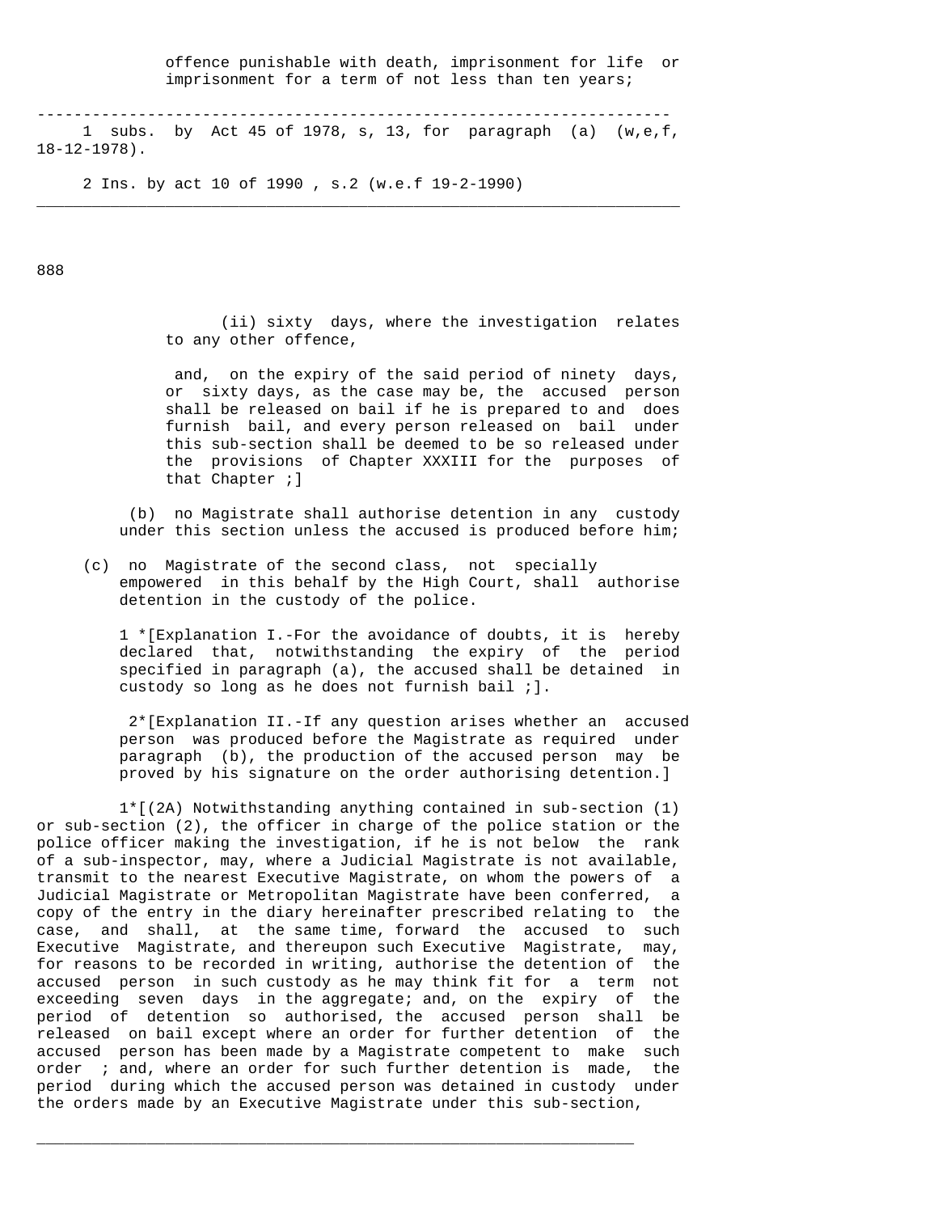offence punishable with death, imprisonment for life or imprisonment for a term of not less than ten years;

---

1 subs. by Act 45 of 1978, s, 13, for paragraph (a) (w,e,f, 18-12-1978).

2 Ins. by act 10 of 1990 , s.2 (w.e.f 19-2-1990)

---

(ii) sixty days, where the investigation relates to any other offence,

and, on the expiry of the said period of ninety days, or sixty days, as the case may be, the accused person shall be released on bail if he is prepared to and does furnish bail, and every person released on bail under this sub-section shall be deemed to be so released under the provisions of Chapter XXXIII for the purposes of that Chapter ;]

(b) no Magistrate shall authorise detention in any custody under this section unless the accused is produced before him;

(c) no Magistrate of the second class, not specially empowered in this behalf by the High Court, shall authorise detention in the custody of the police.

1 *[Explanation I.-For the avoidance of doubts, it is hereby declared that, notwithstanding the expiry of the period specified in paragraph (a), the accused shall be detained in custody so long as he does not furnish bail ;].

2*[Explanation II.-If any question arises whether an accused person was produced before the Magistrate as required under paragraph (b), the production of the accused person may be proved by his signature on the order authorising detention.]

1*[(2A) Notwithstanding anything contained in sub-section (1) or sub-section (2), the officer in charge of the police station or the police officer making the investigation, if he is not below the rank of a sub-inspector, may, where a Judicial Magistrate is not available, transmit to the nearest Executive Magistrate, on whom the powers of a Judicial Magistrate or Metropolitan Magistrate have been conferred, a copy of the entry in the diary hereinafter prescribed relating to the case, and shall, at the same time, forward the accused to such Executive Magistrate, and thereupon such Executive Magistrate, may, for reasons to be recorded in writing, authorise the detention of the accused person in such custody as he may think fit for a term not exceeding seven days in the aggregate; and, on the expiry of the period of detention so authorised, the accused person shall be released on bail except where an order for further detention of the accused person has been made by a Magistrate competent to make such order ; and, where an order for such further detention is made, the period during which the accused person was detained in custody under the orders made by an Executive Magistrate under this sub-section,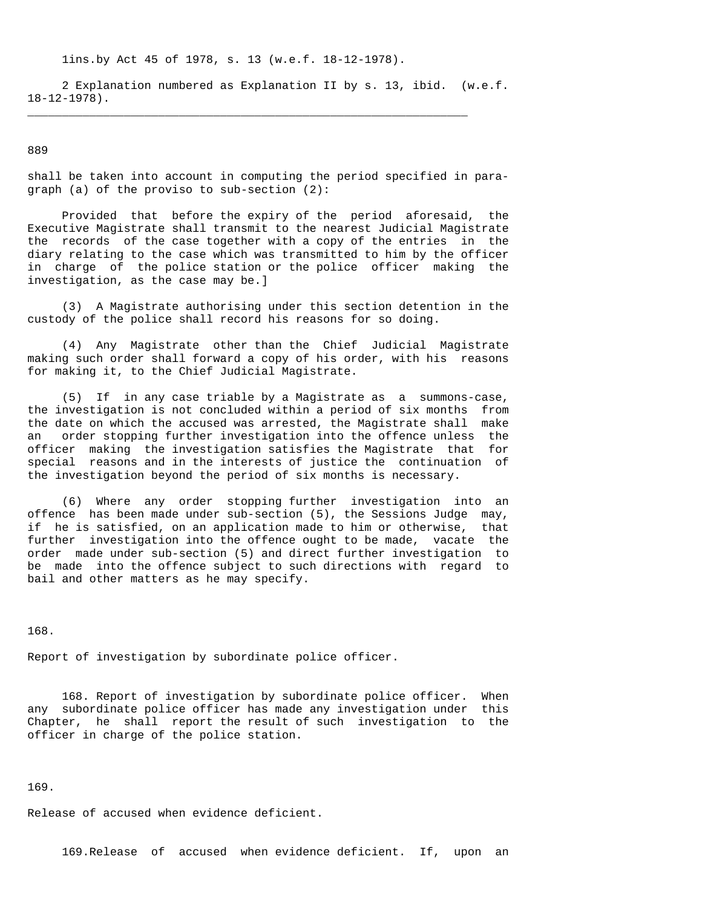1ins.by Act 45 of 1978, s. 13 (w.e.f. 18-12-1978).

2 Explanation numbered as Explanation II by s. 13, ibid. (w.e.f. 18-12-1978).

---

shall be taken into account in computing the period specified in paragraph (a) of the proviso to sub-section (2):

Provided that before the expiry of the period aforesaid, the Executive Magistrate shall transmit to the nearest Judicial Magistrate the records of the case together with a copy of the entries in the diary relating to the case which was transmitted to him by the officer in charge of the police station or the police officer making the investigation, as the case may be.]

(3) A Magistrate authorising under this section detention in the custody of the police shall record his reasons for so doing.

(4) Any Magistrate other than the Chief Judicial Magistrate making such order shall forward a copy of his order, with his reasons for making it, to the Chief Judicial Magistrate.

(5) If in any case triable by a Magistrate as a summons-case, the investigation is not concluded within a period of six months from the date on which the accused was arrested, the Magistrate shall make an order stopping further investigation into the offence unless the officer making the investigation satisfies the Magistrate that for special reasons and in the interests of justice the continuation of the investigation beyond the period of six months is necessary.

(6) Where any order stopping further investigation into an offence has been made under sub-section (5), the Sessions Judge may, if he is satisfied, on an application made to him or otherwise, that further investigation into the offence ought to be made, vacate the order made under sub-section (5) and direct further investigation to be made into the offence subject to such directions with regard to bail and other matters as he may specify.

168.

Report of investigation by subordinate police officer.

168. Report of investigation by subordinate police officer. When any subordinate police officer has made any investigation under this Chapter, he shall report the result of such investigation to the officer in charge of the police station.

169.

Release of accused when evidence deficient.

169.Release of accused when evidence deficient. If, upon an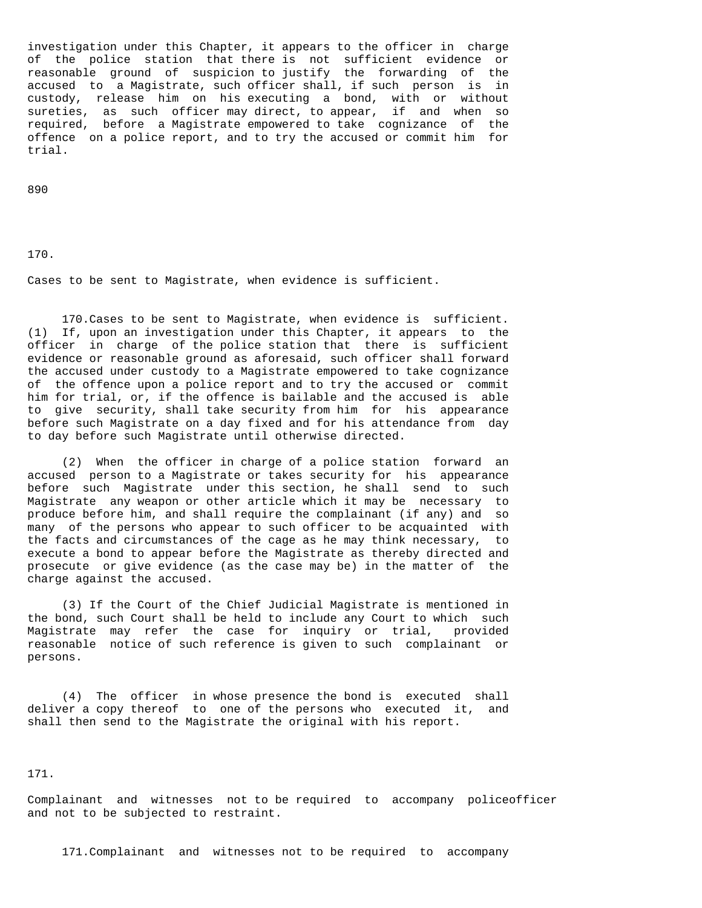investigation under this Chapter, it appears to the officer in charge of the police station that there is not sufficient evidence or reasonable ground of suspicion to justify the forwarding of the accused to a Magistrate, such officer shall, if such person is in custody, release him on his executing a bond, with or without sureties, as such officer may direct, to appear, if and when so required, before a Magistrate empowered to take cognizance of the offence on a police report, and to try the accused or commit him for trial.

890

170.

Cases to be sent to Magistrate, when evidence is sufficient.

170.Cases to be sent to Magistrate, when evidence is sufficient. (1) If, upon an investigation under this Chapter, it appears to the officer in charge of the police station that there is sufficient evidence or reasonable ground as aforesaid, such officer shall forward the accused under custody to a Magistrate empowered to take cognizance of the offence upon a police report and to try the accused or commit him for trial, or, if the offence is bailable and the accused is able to give security, shall take security from him for his appearance before such Magistrate on a day fixed and for his attendance from day to day before such Magistrate until otherwise directed.

(2) When the officer in charge of a police station forward an accused person to a Magistrate or takes security for his appearance before such Magistrate under this section, he shall send to such Magistrate any weapon or other article which it may be necessary to produce before him, and shall require the complainant (if any) and so many of the persons who appear to such officer to be acquainted with the facts and circumstances of the cage as he may think necessary, to execute a bond to appear before the Magistrate as thereby directed and prosecute or give evidence (as the case may be) in the matter of the charge against the accused.

(3) If the Court of the Chief Judicial Magistrate is mentioned in the bond, such Court shall be held to include any Court to which such Magistrate may refer the case for inquiry or trial, provided reasonable notice of such reference is given to such complainant or persons.

(4) The officer in whose presence the bond is executed shall deliver a copy thereof to one of the persons who executed it, and shall then send to the Magistrate the original with his report.

171.

Complainant and witnesses not to be required to accompany policeofficer and not to be subjected to restraint.

171.Complainant and witnesses not to be required to accompany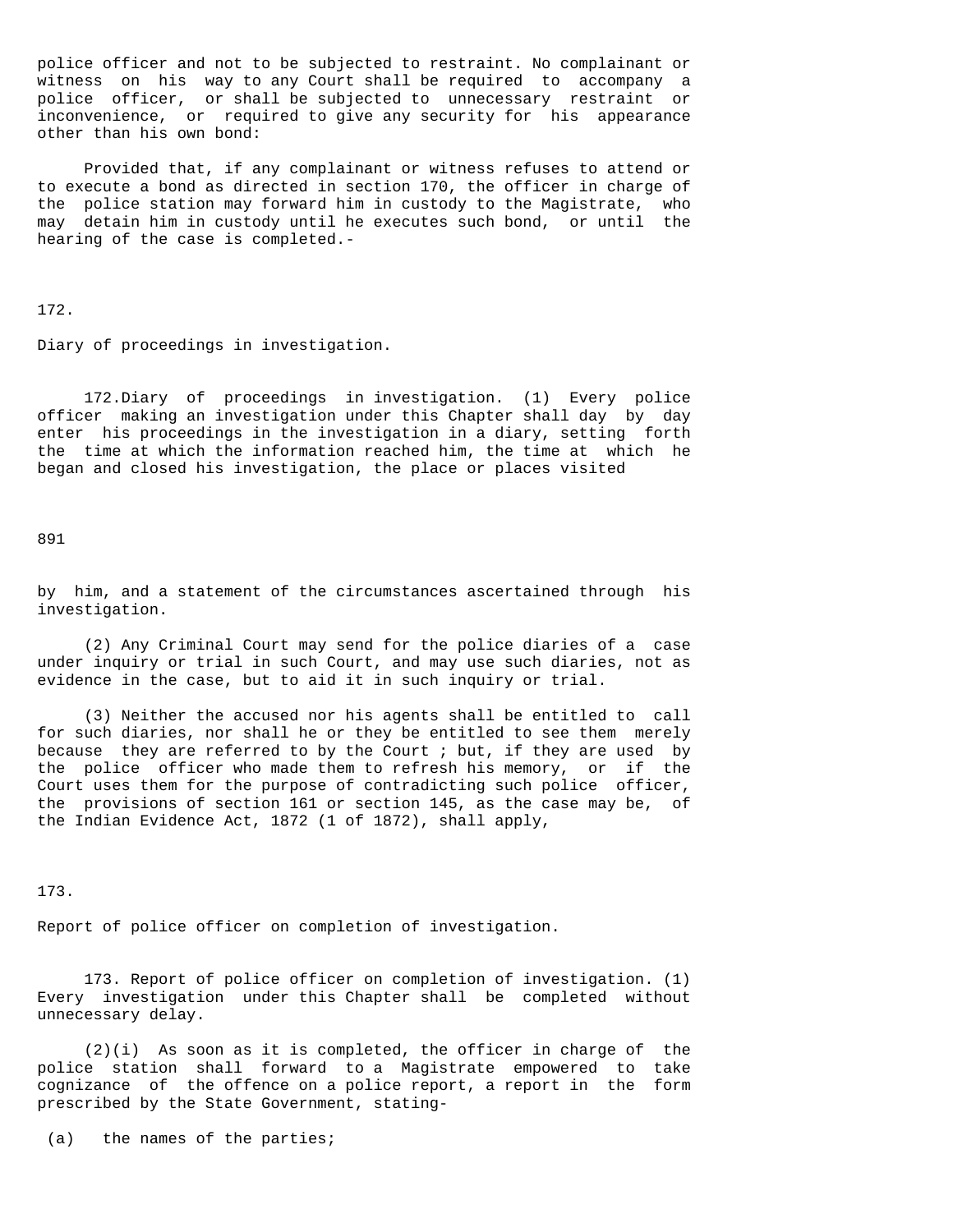police officer and not to be subjected to restraint. No complainant or witness on his way to any Court shall be required to accompany a police officer, or shall be subjected to unnecessary restraint or inconvenience, or required to give any security for his appearance other than his own bond:

Provided that, if any complainant or witness refuses to attend or to execute a bond as directed in section 170, the officer in charge of the police station may forward him in custody to the Magistrate, who may detain him in custody until he executes such bond, or until the hearing of the case is completed.-

172.

Diary of proceedings in investigation.

172.Diary of proceedings in investigation. (1) Every police officer making an investigation under this Chapter shall day by day enter his proceedings in the investigation in a diary, setting forth the time at which the information reached him, the time at which he began and closed his investigation, the place or places visited

891

by him, and a statement of the circumstances ascertained through his investigation.

(2) Any Criminal Court may send for the police diaries of a case under inquiry or trial in such Court, and may use such diaries, not as evidence in the case, but to aid it in such inquiry or trial.

(3) Neither the accused nor his agents shall be entitled to call for such diaries, nor shall he or they be entitled to see them merely because they are referred to by the Court ; but, if they are used by the police officer who made them to refresh his memory, or if the Court uses them for the purpose of contradicting such police officer, the provisions of section 161 or section 145, as the case may be, of the Indian Evidence Act, 1872 (1 of 1872), shall apply,

173.

Report of police officer on completion of investigation.

173. Report of police officer on completion of investigation. (1) Every investigation under this Chapter shall be completed without unnecessary delay.

(2)(i) As soon as it is completed, the officer in charge of the police station shall forward to a Magistrate empowered to take cognizance of the offence on a police report, a report in the form prescribed by the State Government, stating-

(a) the names of the parties;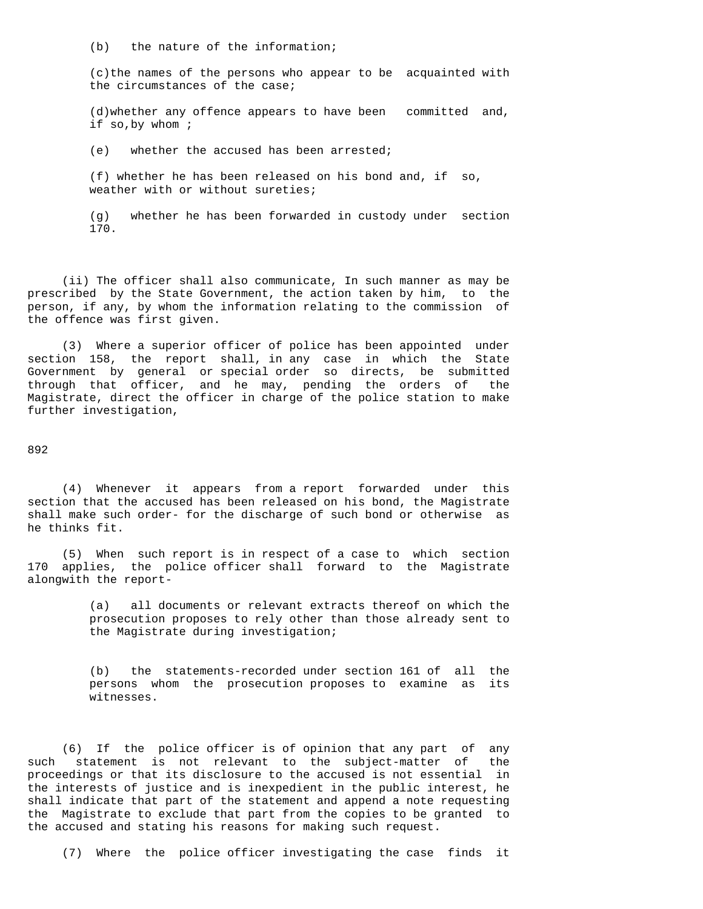(b) the nature of the information;

(c)the names of the persons who appear to be acquainted with the circumstances of the case;

(d)whether any offence appears to have been committed and, if so,by whom ;

(e) whether the accused has been arrested;

(f) whether he has been released on his bond and, if so, weather with or without sureties;

(g) whether he has been forwarded in custody under section 170.

(ii) The officer shall also communicate, In such manner as may be prescribed by the State Government, the action taken by him, to the person, if any, by whom the information relating to the commission of the offence was first given.

(3) Where a superior officer of police has been appointed under section 158, the report shall, in any case in which the State Government by general or special order so directs, be submitted through that officer, and he may, pending the orders of the Magistrate, direct the officer in charge of the police station to make further investigation,

(4) Whenever it appears from a report forwarded under this section that the accused has been released on his bond, the Magistrate shall make such order- for the discharge of such bond or otherwise as he thinks fit.

(5) When such report is in respect of a case to which section 170 applies, the police officer shall forward to the Magistrate alongwith the report-

(a) all documents or relevant extracts thereof on which the prosecution proposes to rely other than those already sent to the Magistrate during investigation;

(b) the statements-recorded under section 161 of all the persons whom the prosecution proposes to examine as its witnesses.

(6) If the police officer is of opinion that any part of any such statement is not relevant to the subject-matter of the proceedings or that its disclosure to the accused is not essential in the interests of justice and is inexpedient in the public interest, he shall indicate that part of the statement and append a note requesting the Magistrate to exclude that part from the copies to be granted to the accused and stating his reasons for making such request.

(7) Where the police officer investigating the case finds it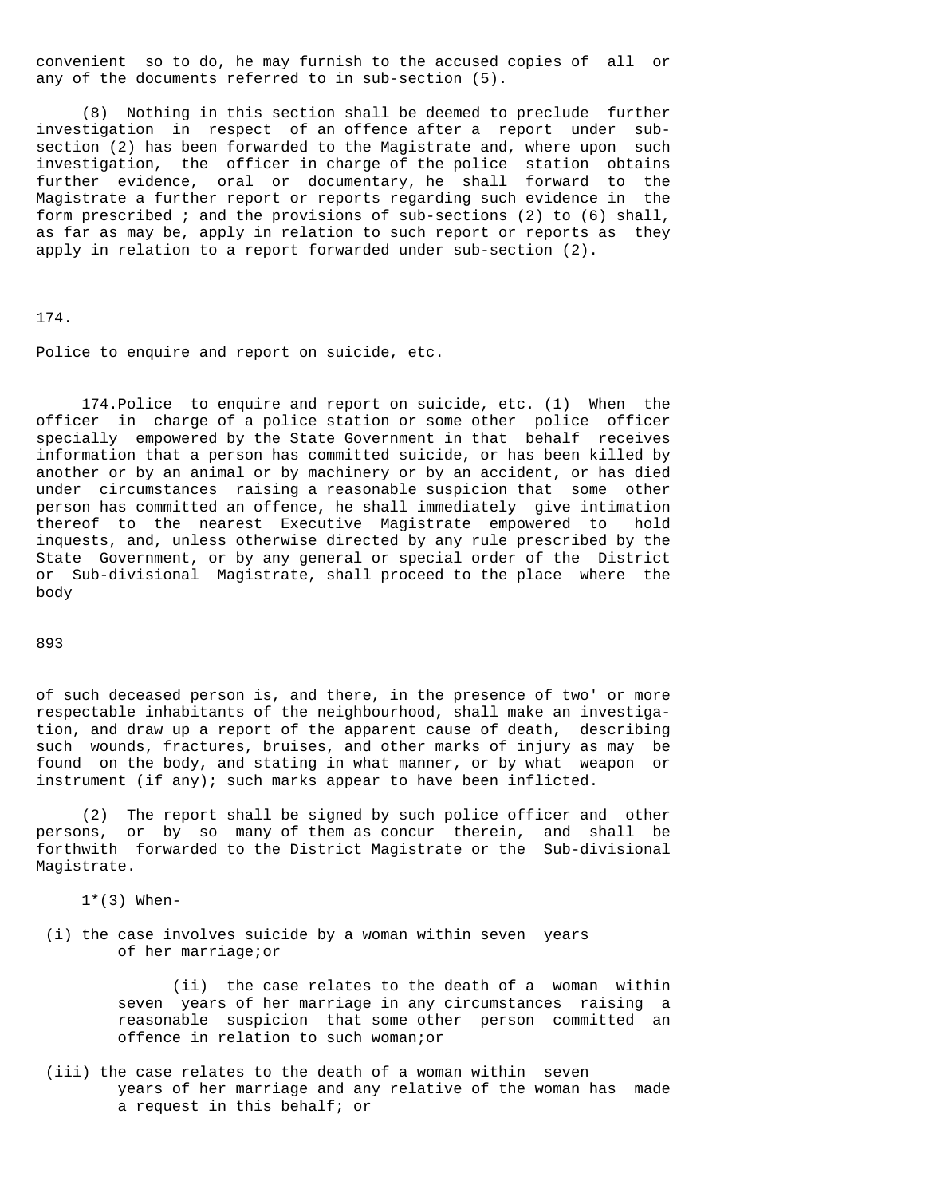convenient so to do, he may furnish to the accused copies of all or any of the documents referred to in sub-section (5).

(8) Nothing in this section shall be deemed to preclude further investigation in respect of an offence after a report under sub-section (2) has been forwarded to the Magistrate and, where upon such investigation, the officer in charge of the police station obtains further evidence, oral or documentary, he shall forward to the Magistrate a further report or reports regarding such evidence in the form prescribed ; and the provisions of sub-sections (2) to (6) shall, as far as may be, apply in relation to such report or reports as they apply in relation to a report forwarded under sub-section (2).

174.

Police to enquire and report on suicide, etc.

174.Police to enquire and report on suicide, etc. (1) When the officer in charge of a police station or some other police officer specially empowered by the State Government in that behalf receives information that a person has committed suicide, or has been killed by another or by an animal or by machinery or by an accident, or has died under circumstances raising a reasonable suspicion that some other person has committed an offence, he shall immediately give intimation thereof to the nearest Executive Magistrate empowered to hold inquests, and, unless otherwise directed by any rule prescribed by the State Government, or by any general or special order of the District or Sub-divisional Magistrate, shall proceed to the place where the body of such deceased person is, and there, in the presence of two' or more respectable inhabitants of the neighbourhood, shall make an investigation, and draw up a report of the apparent cause of death, describing such wounds, fractures, bruises, and other marks of injury as may be found on the body, and stating in what manner, or by what weapon or instrument (if any); such marks appear to have been inflicted.

(2) The report shall be signed by such police officer and other persons, or by so many of them as concur therein, and shall be forthwith forwarded to the District Magistrate or the Sub-divisional Magistrate.

1*(3) When-

(i) the case involves suicide by a woman within seven years of her marriage;or

(ii) the case relates to the death of a woman within seven years of her marriage in any circumstances raising a reasonable suspicion that some other person committed an offence in relation to such woman;or

(iii) the case relates to the death of a woman within seven years of her marriage and any relative of the woman has made a request in this behalf; or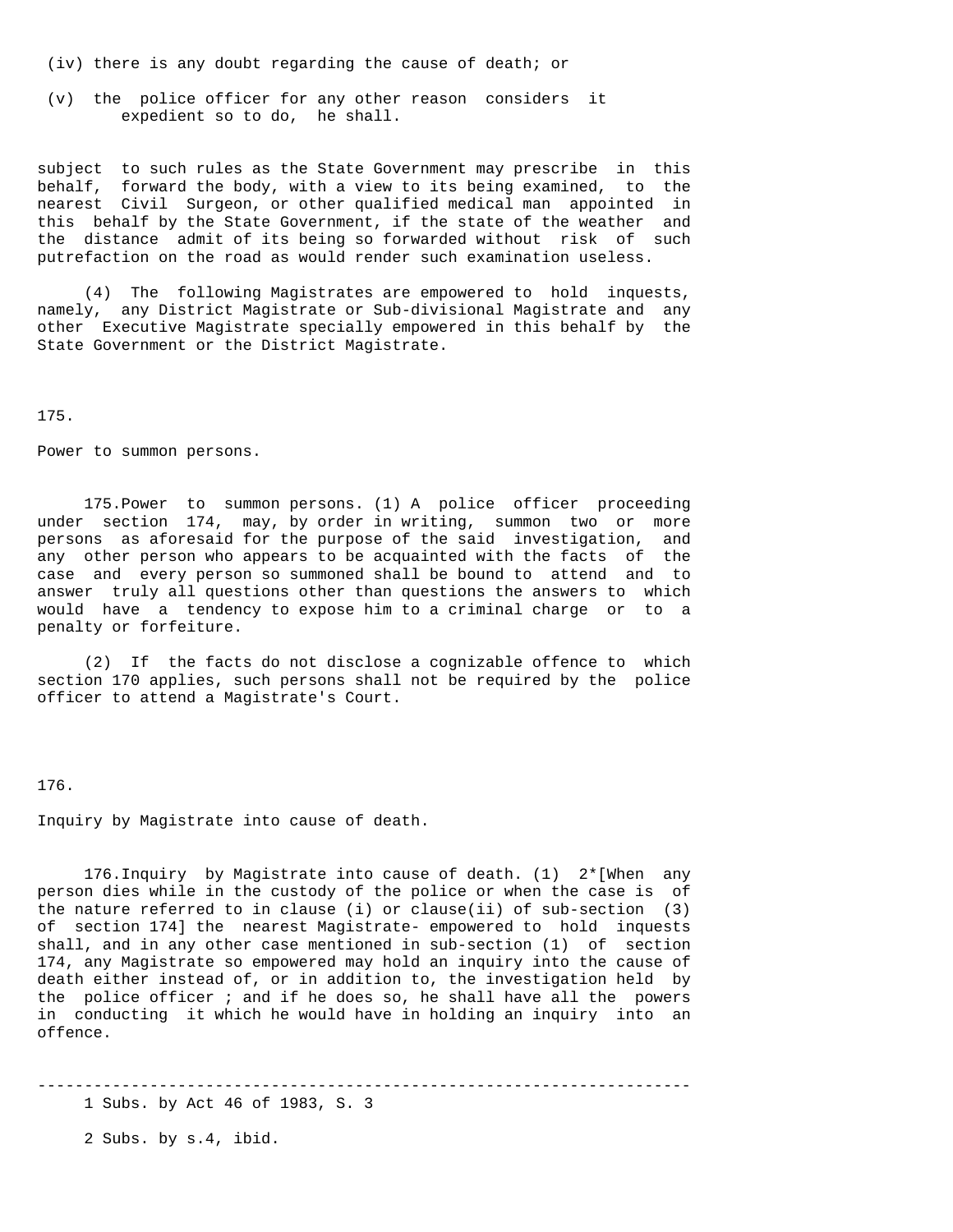(iv) there is any doubt regarding the cause of death; or

(v) the police officer for any other reason considers it expedient so to do, he shall.

subject to such rules as the State Government may prescribe in this behalf, forward the body, with a view to its being examined, to the nearest Civil Surgeon, or other qualified medical man appointed in this behalf by the State Government, if the state of the weather and the distance admit of its being so forwarded without risk of such putrefaction on the road as would render such examination useless.

(4) The following Magistrates are empowered to hold inquests, namely, any District Magistrate or Sub-divisional Magistrate and any other Executive Magistrate specially empowered in this behalf by the State Government or the District Magistrate.

175.

Power to summon persons.

175.Power to summon persons. (1) A police officer proceeding under section 174, may, by order in writing, summon two or more persons as aforesaid for the purpose of the said investigation, and any other person who appears to be acquainted with the facts of the case and every person so summoned shall be bound to attend and to answer truly all questions other than questions the answers to which would have a tendency to expose him to a criminal charge or to a penalty or forfeiture.

(2) If the facts do not disclose a cognizable offence to which section 170 applies, such persons shall not be required by the police officer to attend a Magistrate's Court.

176.

Inquiry by Magistrate into cause of death.

176.Inquiry by Magistrate into cause of death. (1) 2*[When any person dies while in the custody of the police or when the case is of the nature referred to in clause (i) or clause(ii) of sub-section (3) of section 174] the nearest Magistrate- empowered to hold inquests shall, and in any other case mentioned in sub-section (1) of section 174, any Magistrate so empowered may hold an inquiry into the cause of death either instead of, or in addition to, the investigation held by the police officer ; and if he does so, he shall have all the powers in conducting it which he would have in holding an inquiry into an offence.

---

1 Subs. by Act 46 of 1983, S. 3

2 Subs. by s.4, ibid.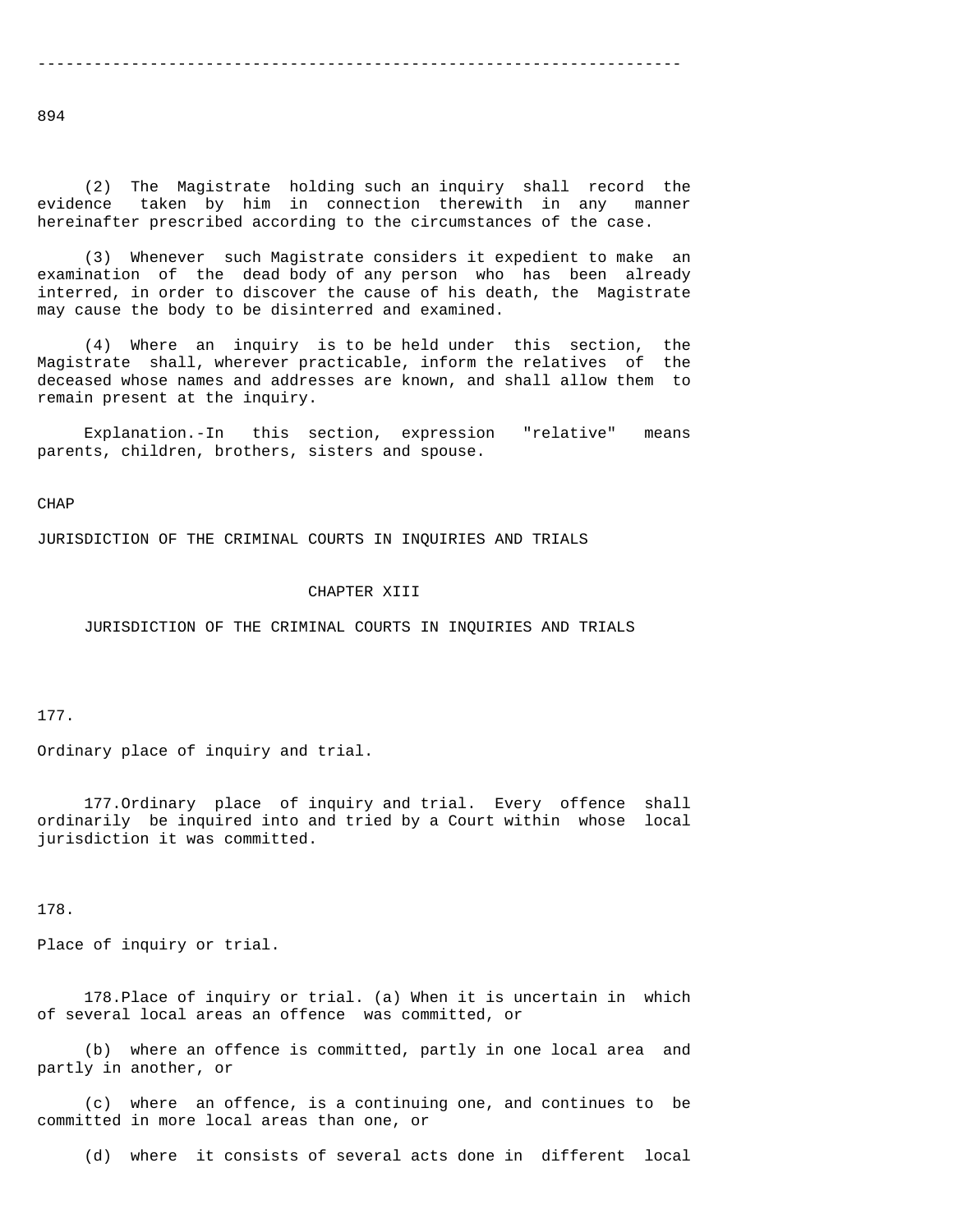(2) The Magistrate holding such an inquiry shall record the evidence taken by him in connection therewith in any manner hereinafter prescribed according to the circumstances of the case.

(3) Whenever such Magistrate considers it expedient to make an examination of the dead body of any person who has been already interred, in order to discover the cause of his death, the Magistrate may cause the body to be disinterred and examined.

(4) Where an inquiry is to be held under this section, the Magistrate shall, wherever practicable, inform the relatives of the deceased whose names and addresses are known, and shall allow them to remain present at the inquiry.

Explanation.-In this section, expression "relative" means parents, children, brothers, sisters and spouse.

CHAP

JURISDICTION OF THE CRIMINAL COURTS IN INQUIRIES AND TRIALS

## CHAPTER XIII

## JURISDICTION OF THE CRIMINAL COURTS IN INQUIRIES AND TRIALS

177.

Ordinary place of inquiry and trial.

177.Ordinary place of inquiry and trial. Every offence shall ordinarily be inquired into and tried by a Court within whose local jurisdiction it was committed.

178.

Place of inquiry or trial.

178.Place of inquiry or trial. (a) When it is uncertain in which of several local areas an offence was committed, or

(b) where an offence is committed, partly in one local area and partly in another, or

(c) where an offence, is a continuing one, and continues to be committed in more local areas than one, or

(d) where it consists of several acts done in different local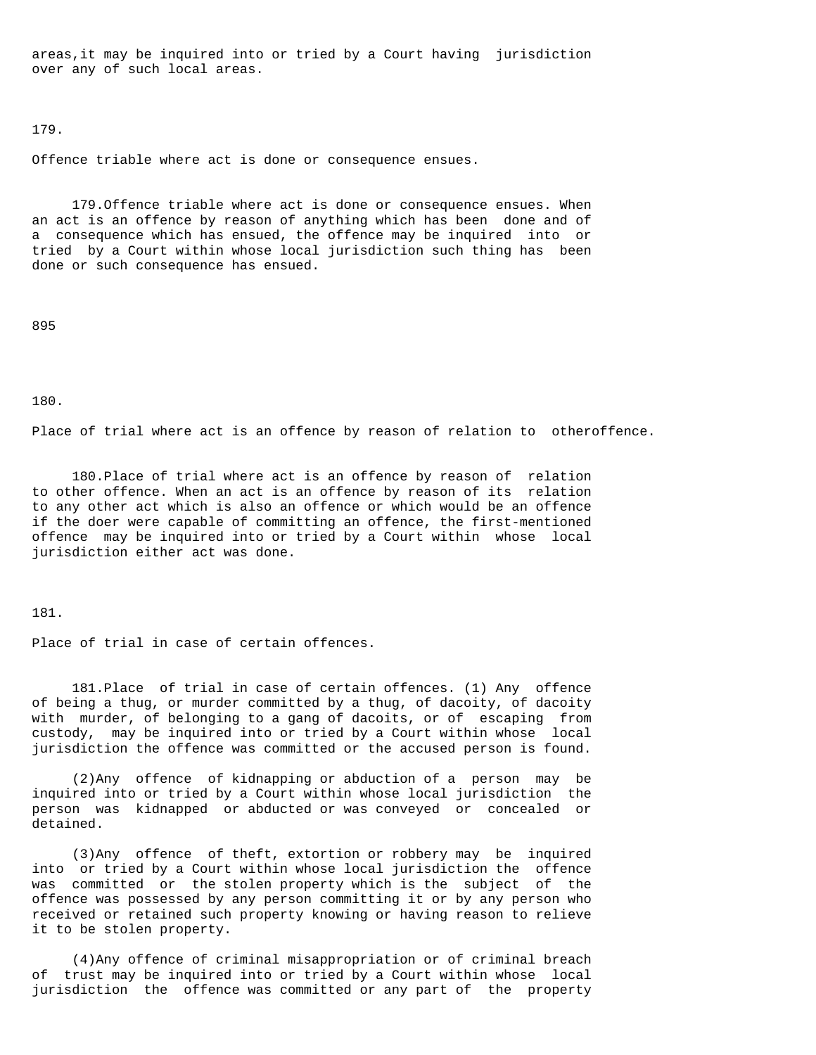areas,it may be inquired into or tried by a Court having jurisdiction over any of such local areas.

179.

Offence triable where act is done or consequence ensues.

179.Offence triable where act is done or consequence ensues. When an act is an offence by reason of anything which has been done and of a consequence which has ensued, the offence may be inquired into or tried by a Court within whose local jurisdiction such thing has been done or such consequence has ensued.

180.

Place of trial where act is an offence by reason of relation to otheroffence.

180.Place of trial where act is an offence by reason of relation to other offence. When an act is an offence by reason of its relation to any other act which is also an offence or which would be an offence if the doer were capable of committing an offence, the first-mentioned offence may be inquired into or tried by a Court within whose local jurisdiction either act was done.

181.

Place of trial in case of certain offences.

181.Place of trial in case of certain offences. (1) Any offence of being a thug, or murder committed by a thug, of dacoity, of dacoity with murder, of belonging to a gang of dacoits, or of escaping from custody, may be inquired into or tried by a Court within whose local jurisdiction the offence was committed or the accused person is found.

(2)Any offence of kidnapping or abduction of a person may be inquired into or tried by a Court within whose local jurisdiction the person was kidnapped or abducted or was conveyed or concealed or detained.

(3)Any offence of theft, extortion or robbery may be inquired into or tried by a Court within whose local jurisdiction the offence was committed or the stolen property which is the subject of the offence was possessed by any person committing it or by any person who received or retained such property knowing or having reason to relieve it to be stolen property.

(4)Any offence of criminal misappropriation or of criminal breach of trust may be inquired into or tried by a Court within whose local jurisdiction the offence was committed or any part of the property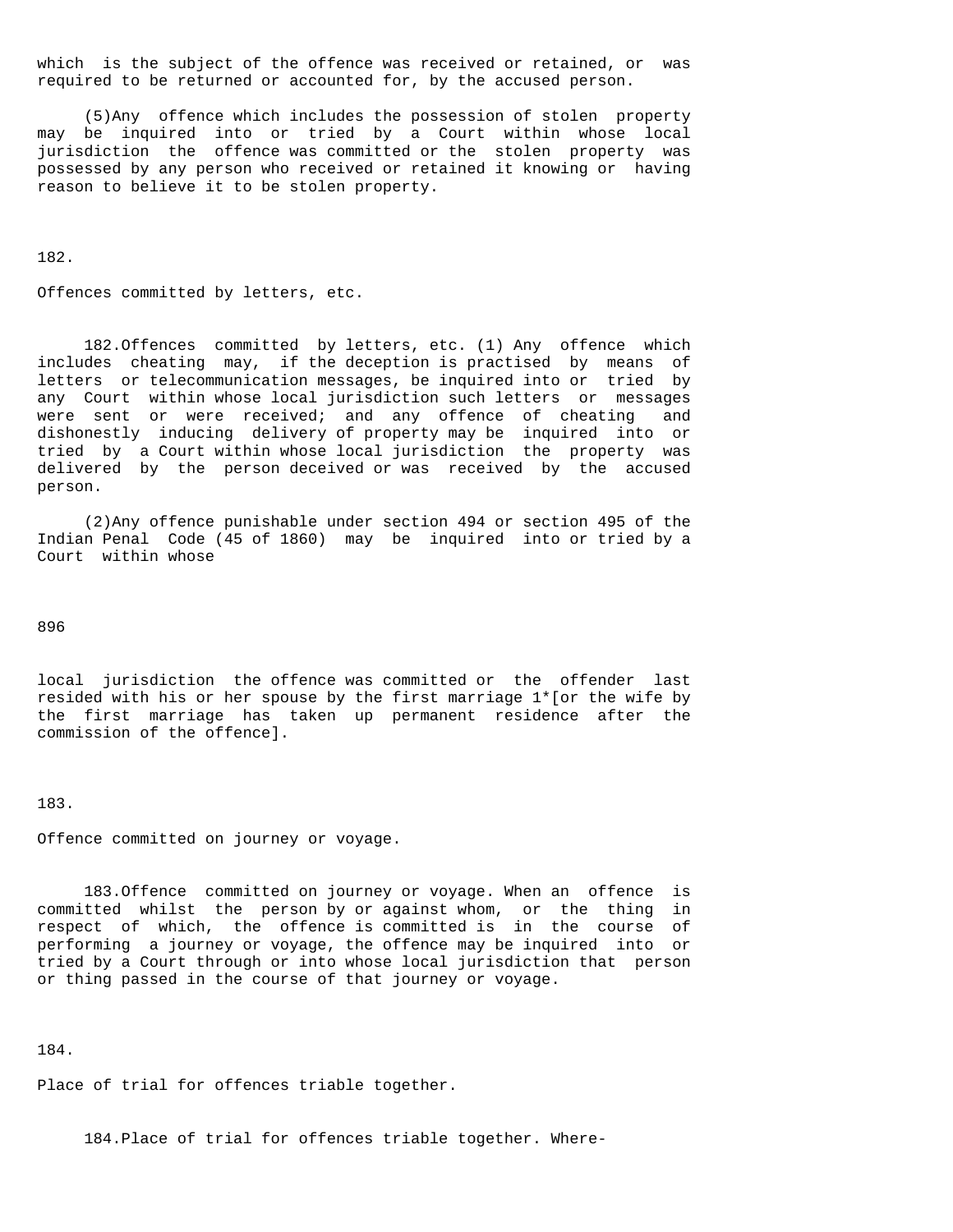which is the subject of the offence was received or retained, or was required to be returned or accounted for, by the accused person.

(5) Any offence which includes the possession of stolen property may be inquired into or tried by a Court within whose local jurisdiction the offence was committed or the stolen property was possessed by any person who received or retained it knowing or having reason to believe it to be stolen property.

182.

Offences committed by letters, etc.

182. Offences committed by letters, etc. (1) Any offence which includes cheating may, if the deception is practised by means of letters or telecommunication messages, be inquired into or tried by any Court within whose local jurisdiction such letters or messages were sent or were received; and any offence of cheating and dishonestly inducing delivery of property may be inquired into or tried by a Court within whose local jurisdiction the property was delivered by the person deceived or was received by the accused person.

(2) Any offence punishable under section 494 or section 495 of the Indian Penal Code (45 of 1860) may be inquired into or tried by a Court within whose local jurisdiction the offence was committed or the offender last resided with his or her spouse by the first marriage 1*[or the wife by the first marriage has taken up permanent residence after the commission of the offence].

183.

Offence committed on journey or voyage.

183. Offence committed on journey or voyage. When an offence is committed whilst the person by or against whom, or the thing in respect of which, the offence is committed is in the course of performing a journey or voyage, the offence may be inquired into or tried by a Court through or into whose local jurisdiction that person or thing passed in the course of that journey or voyage.

184.

Place of trial for offences triable together.

184. Place of trial for offences triable together. Where-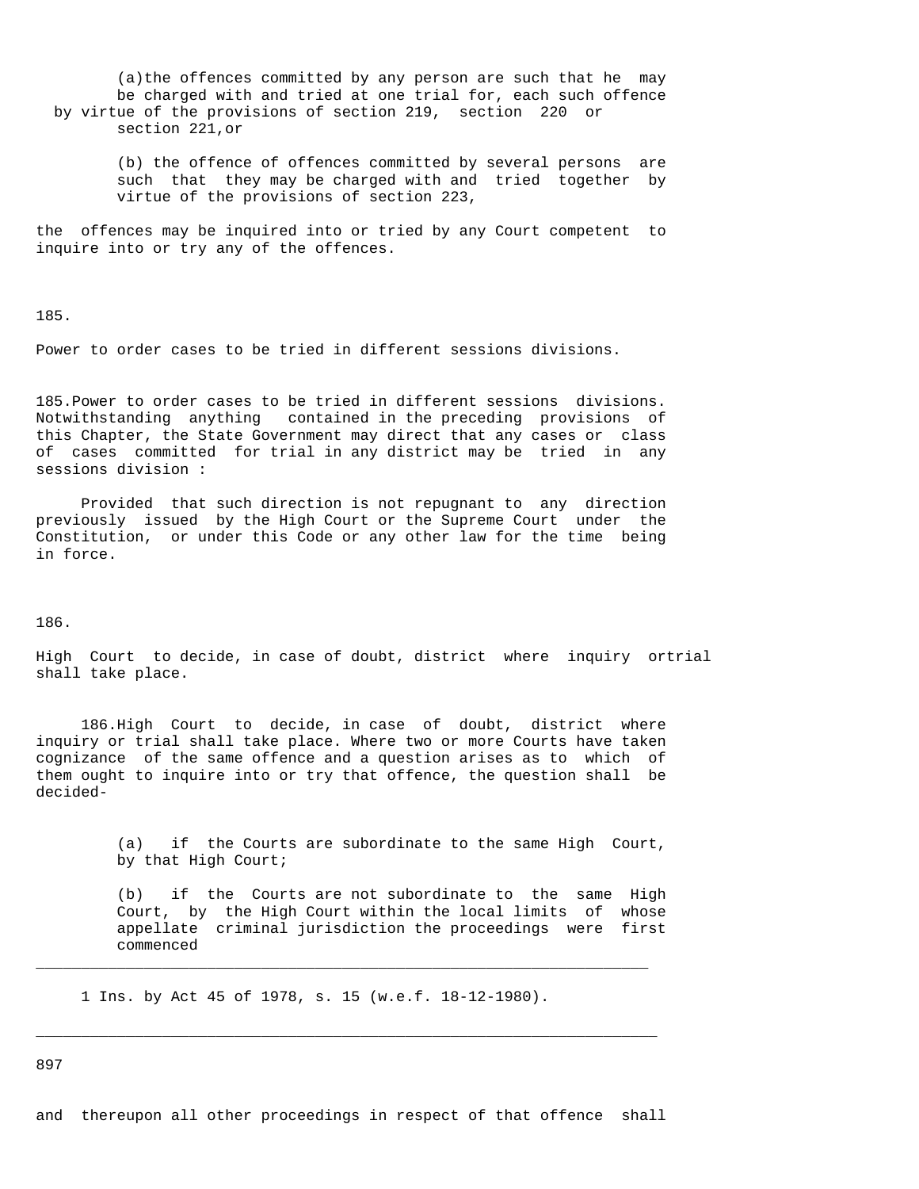(a) the offences committed by any person are such that he may be charged with and tried at one trial for, each such offence by virtue of the provisions of section 219, section 220 or section 221, or

(b) the offence of offences committed by several persons are such that they may be charged with and tried together by virtue of the provisions of section 223,

the offences may be inquired into or tried by any Court competent to inquire into or try any of the offences.

185.

Power to order cases to be tried in different sessions divisions.

185. Power to order cases to be tried in different sessions divisions. Notwithstanding anything contained in the preceding provisions of this Chapter, the State Government may direct that any cases or class of cases committed for trial in any district may be tried in any sessions division :

Provided that such direction is not repugnant to any direction previously issued by the High Court or the Supreme Court under the Constitution, or under this Code or any other law for the time being in force.

186.

High Court to decide, in case of doubt, district where inquiry ortrial shall take place.

186. High Court to decide, in case of doubt, district where inquiry or trial shall take place. Where two or more Courts have taken cognizance of the same offence and a question arises as to which of them ought to inquire into or try that offence, the question shall be decided-

(a) if the Courts are subordinate to the same High Court, by that High Court;

(b) if the Courts are not subordinate to the same High Court, by the High Court within the local limits of whose appellate criminal jurisdiction the proceedings were first commenced

---

1 Ins. by Act 45 of 1978, s. 15 (w.e.f. 18-12-1980).

---

and thereupon all other proceedings in respect of that offence shall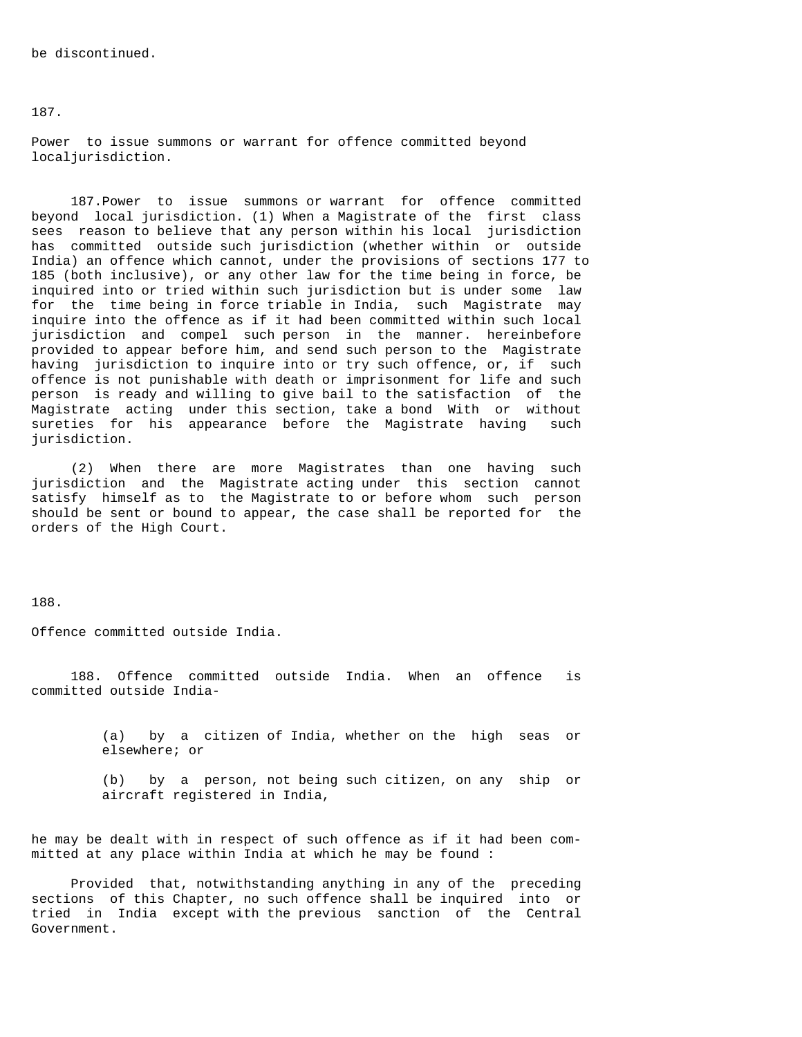be discontinued.

187.

Power to issue summons or warrant for offence committed beyond localjurisdiction.

187.Power to issue summons or warrant for offence committed beyond local jurisdiction. (1) When a Magistrate of the first class sees reason to believe that any person within his local jurisdiction has committed outside such jurisdiction (whether within or outside India) an offence which cannot, under the provisions of sections 177 to 185 (both inclusive), or any other law for the time being in force, be inquired into or tried within such jurisdiction but is under some law for the time being in force triable in India, such Magistrate may inquire into the offence as if it had been committed within such local jurisdiction and compel such person in the manner. hereinbefore provided to appear before him, and send such person to the Magistrate having jurisdiction to inquire into or try such offence, or, if such offence is not punishable with death or imprisonment for life and such person is ready and willing to give bail to the satisfaction of the Magistrate acting under this section, take a bond With or without sureties for his appearance before the Magistrate having such jurisdiction.

(2) When there are more Magistrates than one having such jurisdiction and the Magistrate acting under this section cannot satisfy himself as to the Magistrate to or before whom such person should be sent or bound to appear, the case shall be reported for the orders of the High Court.

188.

Offence committed outside India.

188. Offence committed outside India. When an offence is committed outside India-

(a) by a citizen of India, whether on the high seas or elsewhere; or

(b) by a person, not being such citizen, on any ship or aircraft registered in India,

he may be dealt with in respect of such offence as if it had been committed at any place within India at which he may be found :

Provided that, notwithstanding anything in any of the preceding sections of this Chapter, no such offence shall be inquired into or tried in India except with the previous sanction of the Central Government.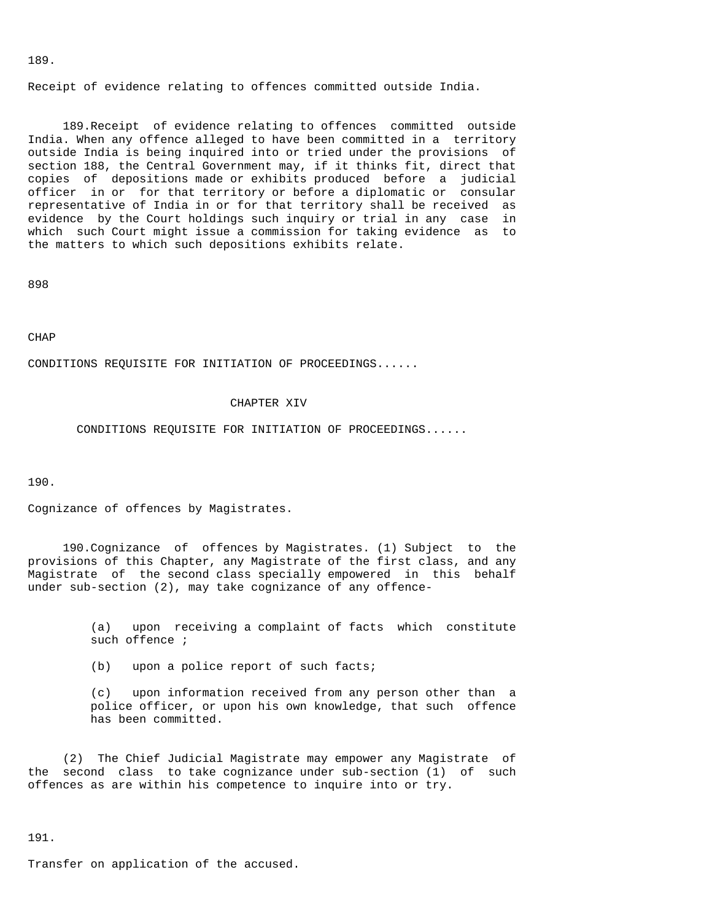189.

Receipt of evidence relating to offences committed outside India.

189.Receipt of evidence relating to offences committed outside India. When any offence alleged to have been committed in a territory outside India is being inquired into or tried under the provisions of section 188, the Central Government may, if it thinks fit, direct that copies of depositions made or exhibits produced before a judicial officer in or for that territory or before a diplomatic or consular representative of India in or for that territory shall be received as evidence by the Court holdings such inquiry or trial in any case in which such Court might issue a commission for taking evidence as to the matters to which such depositions exhibits relate.

898

CHAP

CONDITIONS REQUISITE FOR INITIATION OF PROCEEDINGS......

## CHAPTER XIV

## CONDITIONS REQUISITE FOR INITIATION OF PROCEEDINGS......

190.

Cognizance of offences by Magistrates.

190.Cognizance of offences by Magistrates. (1) Subject to the provisions of this Chapter, any Magistrate of the first class, and any Magistrate of the second class specially empowered in this behalf under sub-section (2), may take cognizance of any offence-

(a) upon receiving a complaint of facts which constitute such offence ;

(b) upon a police report of such facts;

(c) upon information received from any person other than a police officer, or upon his own knowledge, that such offence has been committed.

(2) The Chief Judicial Magistrate may empower any Magistrate of the second class to take cognizance under sub-section (1) of such offences as are within his competence to inquire into or try.

191.

Transfer on application of the accused.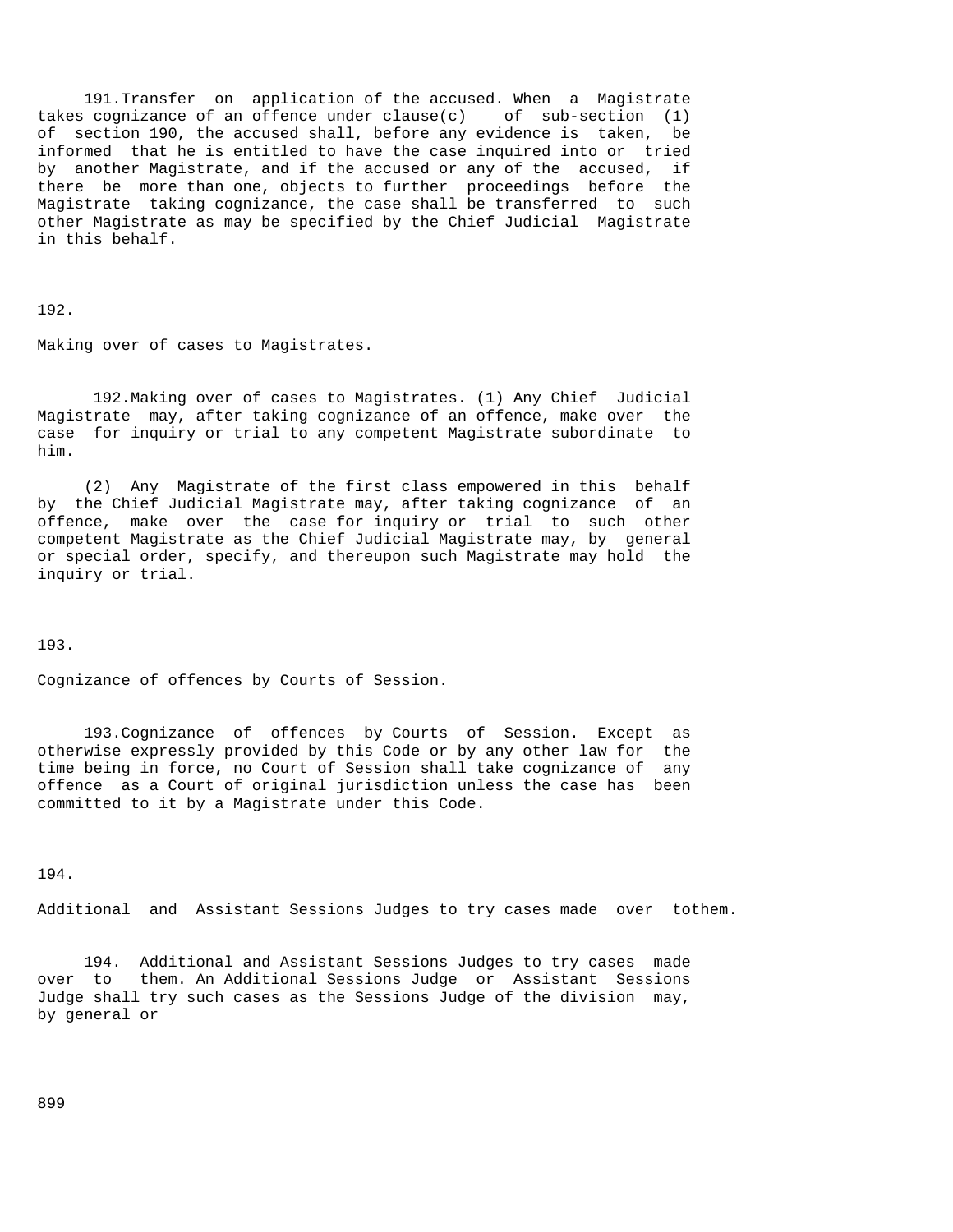191.Transfer on application of the accused. When a Magistrate takes cognizance of an offence under clause(c) of sub-section (1) of section 190, the accused shall, before any evidence is taken, be informed that he is entitled to have the case inquired into or tried by another Magistrate, and if the accused or any of the accused, if there be more than one, objects to further proceedings before the Magistrate taking cognizance, the case shall be transferred to such other Magistrate as may be specified by the Chief Judicial Magistrate in this behalf.

192.

Making over of cases to Magistrates.

192.Making over of cases to Magistrates. (1) Any Chief Judicial Magistrate may, after taking cognizance of an offence, make over the case for inquiry or trial to any competent Magistrate subordinate to him.

(2) Any Magistrate of the first class empowered in this behalf by the Chief Judicial Magistrate may, after taking cognizance of an offence, make over the case for inquiry or trial to such other competent Magistrate as the Chief Judicial Magistrate may, by general or special order, specify, and thereupon such Magistrate may hold the inquiry or trial.

193.

Cognizance of offences by Courts of Session.

193.Cognizance of offences by Courts of Session. Except as otherwise expressly provided by this Code or by any other law for the time being in force, no Court of Session shall take cognizance of any offence as a Court of original jurisdiction unless the case has been committed to it by a Magistrate under this Code.

194.

Additional and Assistant Sessions Judges to try cases made over tothem.

194. Additional and Assistant Sessions Judges to try cases made over to them. An Additional Sessions Judge or Assistant Sessions Judge shall try such cases as the Sessions Judge of the division may, by general or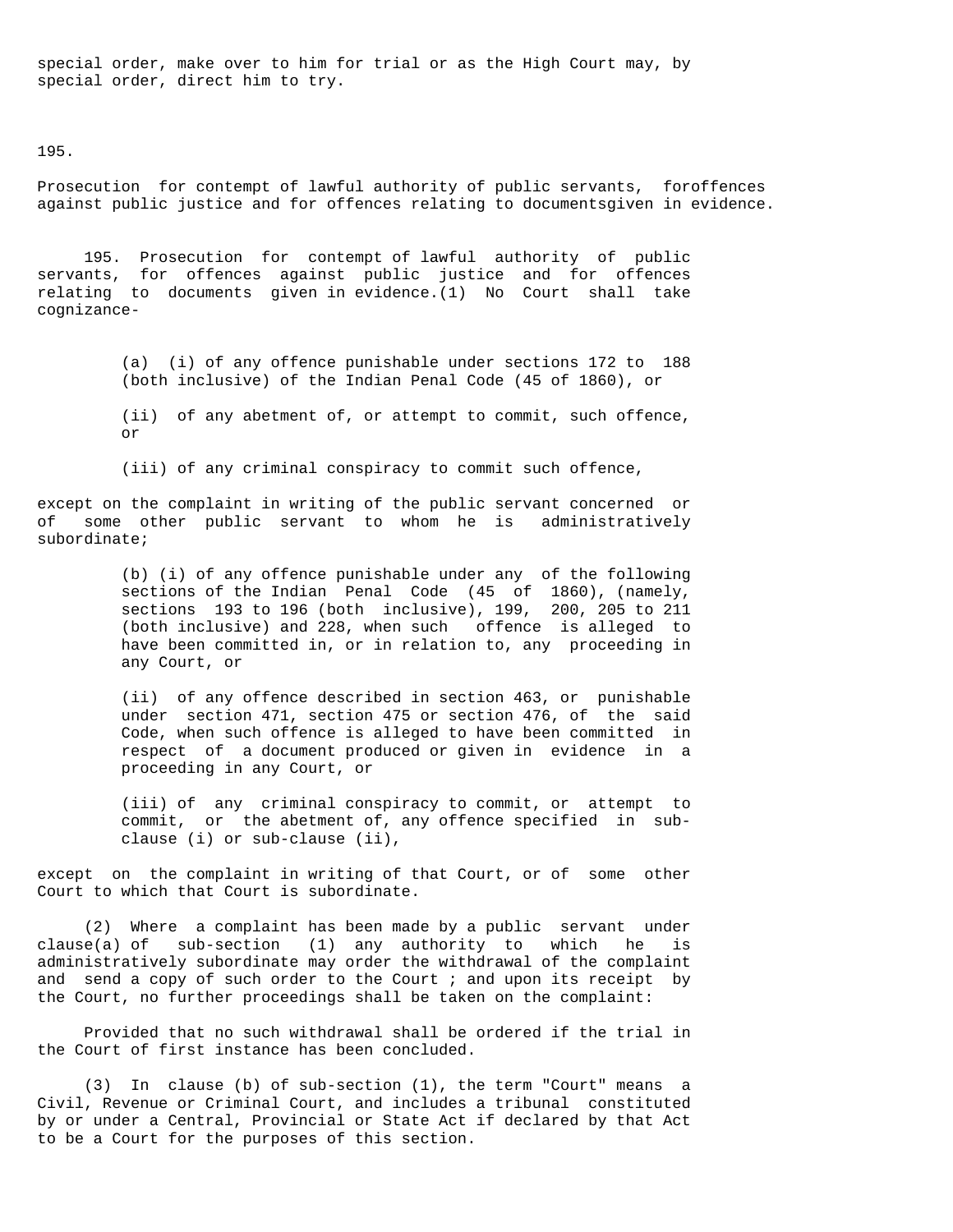special order, make over to him for trial or as the High Court may, by special order, direct him to try.

195.

## Prosecution for contempt of lawful authority of public servants, foroffences against public justice and for offences relating to documentsgiven in evidence.

195. Prosecution for contempt of lawful authority of public servants, for offences against public justice and for offences relating to documents given in evidence.(1) No Court shall take cognizance-

(a) (i) of any offence punishable under sections 172 to 188 (both inclusive) of the Indian Penal Code (45 of 1860), or

(ii) of any abetment of, or attempt to commit, such offence, or

(iii) of any criminal conspiracy to commit such offence,

except on the complaint in writing of the public servant concerned or of some other public servant to whom he is administratively subordinate;

(b) (i) of any offence punishable under any of the following sections of the Indian Penal Code (45 of 1860), (namely, sections 193 to 196 (both inclusive), 199, 200, 205 to 211 (both inclusive) and 228, when such offence is alleged to have been committed in, or in relation to, any proceeding in any Court, or

(ii) of any offence described in section 463, or punishable under section 471, section 475 or section 476, of the said Code, when such offence is alleged to have been committed in respect of a document produced or given in evidence in a proceeding in any Court, or

(iii) of any criminal conspiracy to commit, or attempt to commit, or the abetment of, any offence specified in sub-clause (i) or sub-clause (ii),

except on the complaint in writing of that Court, or of some other Court to which that Court is subordinate.

(2) Where a complaint has been made by a public servant under clause(a) of sub-section (1) any authority to which he is administratively subordinate may order the withdrawal of the complaint and send a copy of such order to the Court ; and upon its receipt by the Court, no further proceedings shall be taken on the complaint:

Provided that no such withdrawal shall be ordered if the trial in the Court of first instance has been concluded.

(3) In clause (b) of sub-section (1), the term "Court" means a Civil, Revenue or Criminal Court, and includes a tribunal constituted by or under a Central, Provincial or State Act if declared by that Act to be a Court for the purposes of this section.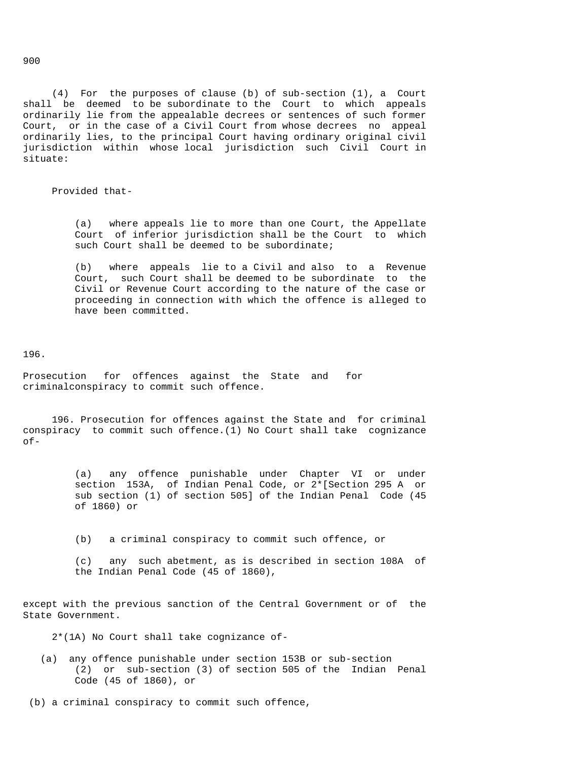(4) For the purposes of clause (b) of sub-section (1), a Court shall be deemed to be subordinate to the Court to which appeals ordinarily lie from the appealable decrees or sentences of such former Court, or in the case of a Civil Court from whose decrees no appeal ordinarily lies, to the principal Court having ordinary original civil jurisdiction within whose local jurisdiction such Civil Court in situate:

Provided that-

(a) where appeals lie to more than one Court, the Appellate Court of inferior jurisdiction shall be the Court to which such Court shall be deemed to be subordinate;

(b) where appeals lie to a Civil and also to a Revenue Court, such Court shall be deemed to be subordinate to the Civil or Revenue Court according to the nature of the case or proceeding in connection with which the offence is alleged to have been committed.

196.

Prosecution for offences against the State and for criminalconspiracy to commit such offence.

196. Prosecution for offences against the State and for criminal conspiracy to commit such offence.(1) No Court shall take cognizance of-

(a) any offence punishable under Chapter VI or under section 153A, of Indian Penal Code, or 2*[Section 295 A or sub section (1) of section 505] of the Indian Penal Code (45 of 1860) or

(b) a criminal conspiracy to commit such offence, or

(c) any such abetment, as is described in section 108A of the Indian Penal Code (45 of 1860),

except with the previous sanction of the Central Government or of the State Government.

2*(1A) No Court shall take cognizance of-

(a) any offence punishable under section 153B or sub-section (2) or sub-section (3) of section 505 of the Indian Penal Code (45 of 1860), or

(b) a criminal conspiracy to commit such offence,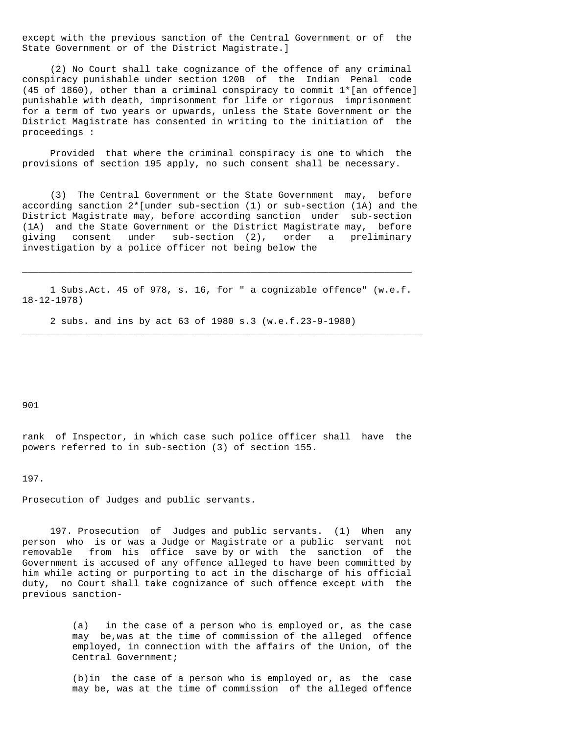except with the previous sanction of the Central Government or of the State Government or of the District Magistrate.]

(2) No Court shall take cognizance of the offence of any criminal conspiracy punishable under section 120B of the Indian Penal code (45 of 1860), other than a criminal conspiracy to commit 1*[an offence] punishable with death, imprisonment for life or rigorous imprisonment for a term of two years or upwards, unless the State Government or the District Magistrate has consented in writing to the initiation of the proceedings :

Provided that where the criminal conspiracy is one to which the provisions of section 195 apply, no such consent shall be necessary.

(3) The Central Government or the State Government may, before according sanction 2*[under sub-section (1) or sub-section (1A) and the District Magistrate may, before according sanction under sub-section (1A) and the State Government or the District Magistrate may, before giving consent under sub-section (2), order a preliminary investigation by a police officer not being below the

---

1 Subs.Act. 45 of 978, s. 16, for " a cognizable offence" (w.e.f. 18-12-1978)

2 subs. and ins by act 63 of 1980 s.3 (w.e.f.23-9-1980)

---

rank of Inspector, in which case such police officer shall have the powers referred to in sub-section (3) of section 155.

197.

Prosecution of Judges and public servants.

197. Prosecution of Judges and public servants. (1) When any person who is or was a Judge or Magistrate or a public servant not removable from his office save by or with the sanction of the Government is accused of any offence alleged to have been committed by him while acting or purporting to act in the discharge of his official duty, no Court shall take cognizance of such offence except with the previous sanction-

(a) in the case of a person who is employed or, as the case may be,was at the time of commission of the alleged offence employed, in connection with the affairs of the Union, of the Central Government;

(b)in the case of a person who is employed or, as the case may be, was at the time of commission of the alleged offence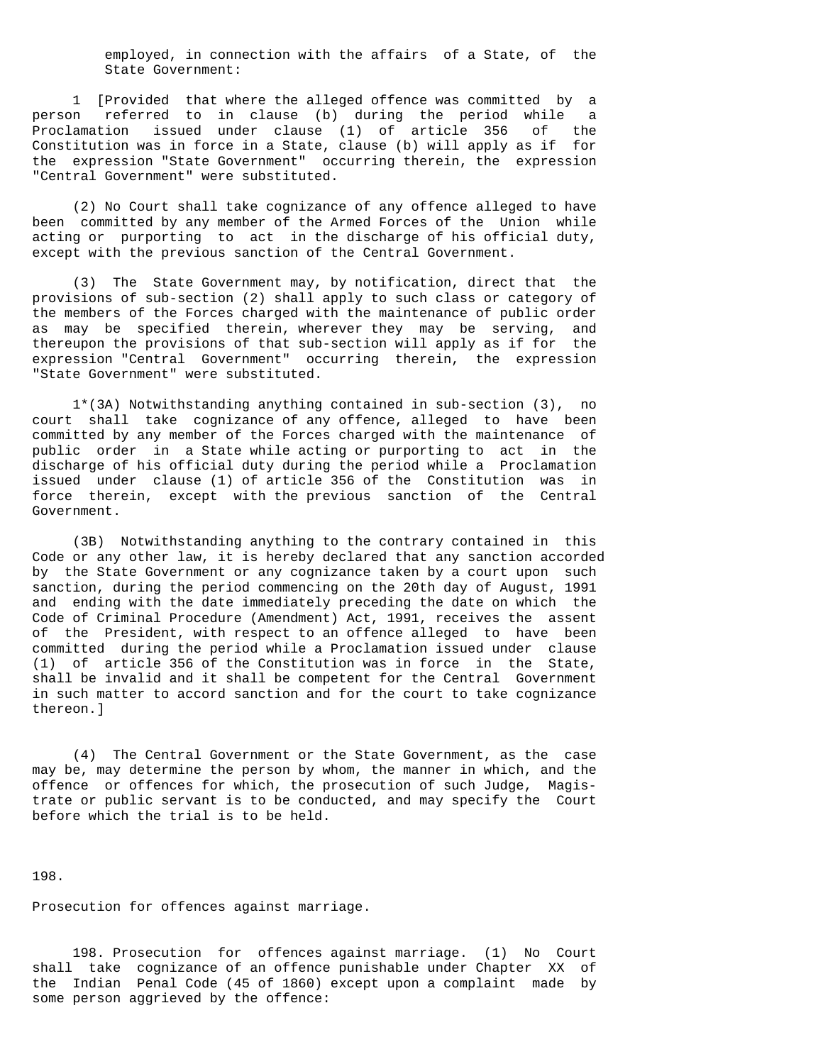employed, in connection with the affairs of a State, of the State Government:

1 [Provided that where the alleged offence was committed by a person referred to in clause (b) during the period while a Proclamation issued under clause (1) of article 356 of the Constitution was in force in a State, clause (b) will apply as if for the expression "State Government" occurring therein, the expression "Central Government" were substituted.

(2) No Court shall take cognizance of any offence alleged to have been committed by any member of the Armed Forces of the Union while acting or purporting to act in the discharge of his official duty, except with the previous sanction of the Central Government.

(3) The State Government may, by notification, direct that the provisions of sub-section (2) shall apply to such class or category of the members of the Forces charged with the maintenance of public order as may be specified therein, wherever they may be serving, and thereupon the provisions of that sub-section will apply as if for the expression "Central Government" occurring therein, the expression "State Government" were substituted.

1*(3A) Notwithstanding anything contained in sub-section (3), no court shall take cognizance of any offence, alleged to have been committed by any member of the Forces charged with the maintenance of public order in a State while acting or purporting to act in the discharge of his official duty during the period while a Proclamation issued under clause (1) of article 356 of the Constitution was in force therein, except with the previous sanction of the Central Government.

(3B) Notwithstanding anything to the contrary contained in this Code or any other law, it is hereby declared that any sanction accorded by the State Government or any cognizance taken by a court upon such sanction, during the period commencing on the 20th day of August, 1991 and ending with the date immediately preceding the date on which the Code of Criminal Procedure (Amendment) Act, 1991, receives the assent of the President, with respect to an offence alleged to have been committed during the period while a Proclamation issued under clause (1) of article 356 of the Constitution was in force in the State, shall be invalid and it shall be competent for the Central Government in such matter to accord sanction and for the court to take cognizance thereon.]

(4) The Central Government or the State Government, as the case may be, may determine the person by whom, the manner in which, and the offence or offences for which, the prosecution of such Judge, Magistrate or public servant is to be conducted, and may specify the Court before which the trial is to be held.

198.

Prosecution for offences against marriage.

198. Prosecution for offences against marriage. (1) No Court shall take cognizance of an offence punishable under Chapter XX of the Indian Penal Code (45 of 1860) except upon a complaint made by some person aggrieved by the offence: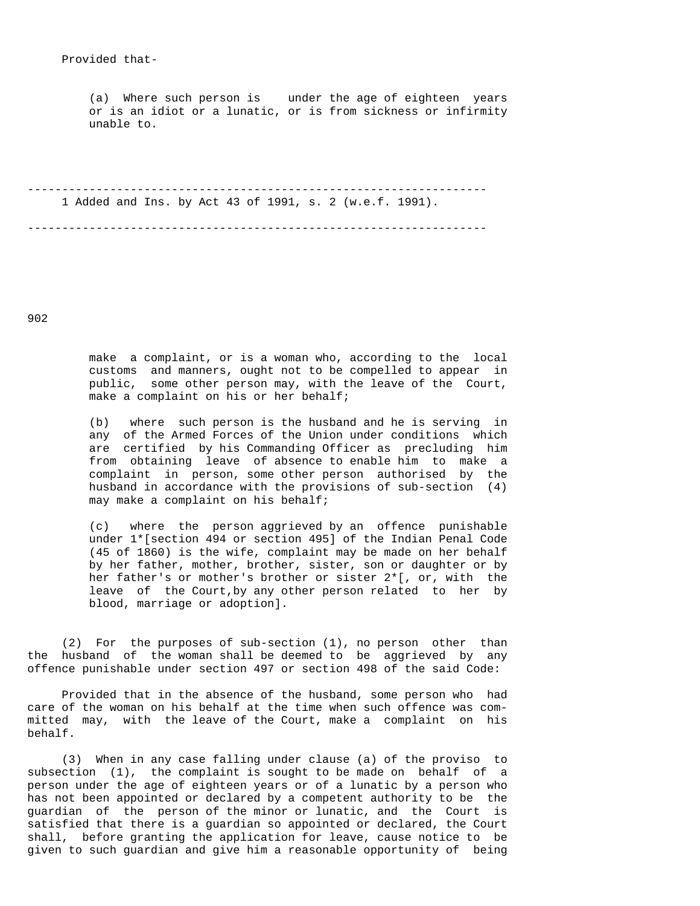Provided that-

(a) Where such person is under the age of eighteen years or is an idiot or a lunatic, or is from sickness or infirmity unable to.

---

1 Added and Ins. by Act 43 of 1991, s. 2 (w.e.f. 1991).

---

make a complaint, or is a woman who, according to the local customs and manners, ought not to be compelled to appear in public, some other person may, with the leave of the Court, make a complaint on his or her behalf;

(b) where such person is the husband and he is serving in any of the Armed Forces of the Union under conditions which are certified by his Commanding Officer as precluding him from obtaining leave of absence to enable him to make a complaint in person, some other person authorised by the husband in accordance with the provisions of sub-section (4) may make a complaint on his behalf;

(c) where the person aggrieved by an offence punishable under 1*[section 494 or section 495] of the Indian Penal Code (45 of 1860) is the wife, complaint may be made on her behalf by her father, mother, brother, sister, son or daughter or by her father's or mother's brother or sister 2*[, or, with the leave of the Court,by any other person related to her by blood, marriage or adoption].

(2) For the purposes of sub-section (1), no person other than the husband of the woman shall be deemed to be aggrieved by any offence punishable under section 497 or section 498 of the said Code:

Provided that in the absence of the husband, some person who had care of the woman on his behalf at the time when such offence was committed may, with the leave of the Court, make a complaint on his behalf.

(3) When in any case falling under clause (a) of the proviso to subsection (1), the complaint is sought to be made on behalf of a person under the age of eighteen years or of a lunatic by a person who has not been appointed or declared by a competent authority to be the guardian of the person of the minor or lunatic, and the Court is satisfied that there is a guardian so appointed or declared, the Court shall, before granting the application for leave, cause notice to be given to such guardian and give him a reasonable opportunity of being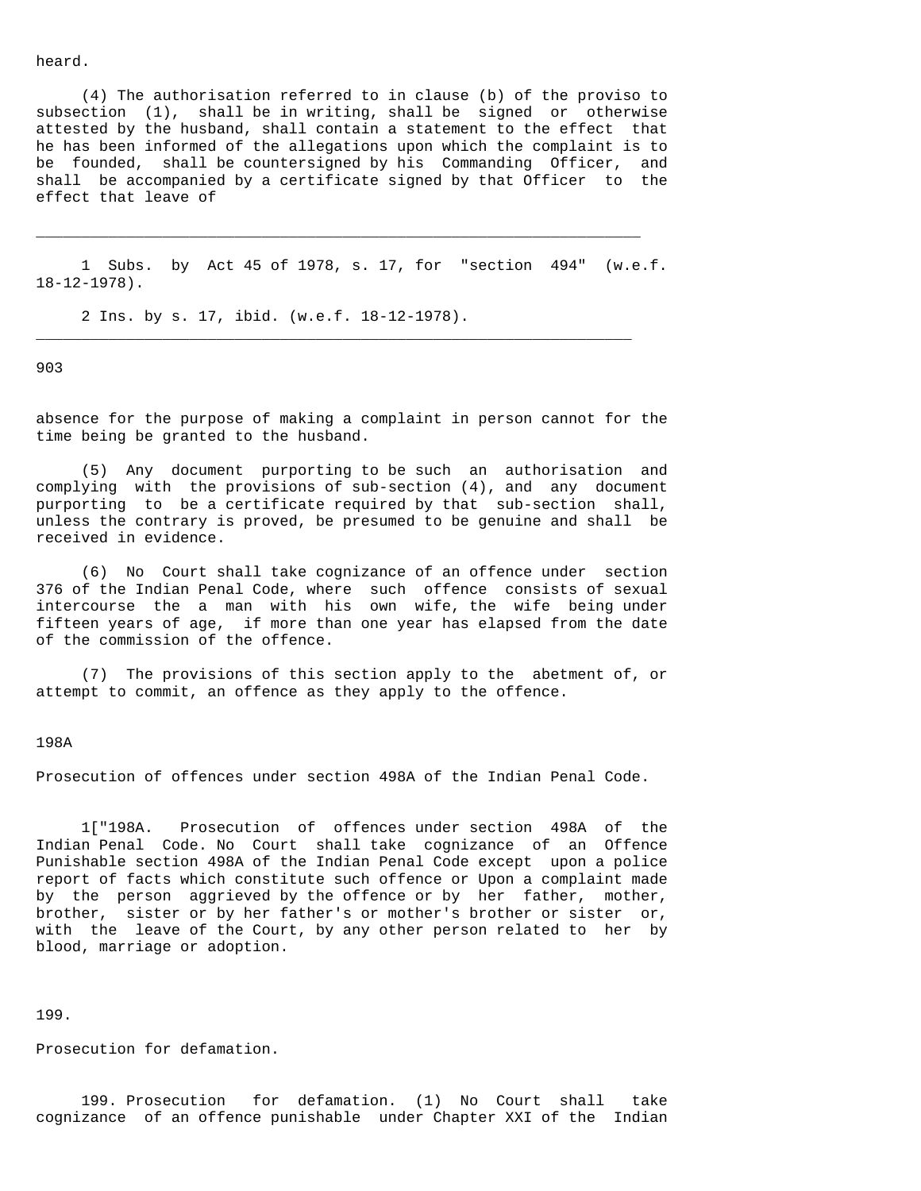heard.

(4) The authorisation referred to in clause (b) of the proviso to subsection (1), shall be in writing, shall be signed or otherwise attested by the husband, shall contain a statement to the effect that he has been informed of the allegations upon which the complaint is to be founded, shall be countersigned by his Commanding Officer, and shall be accompanied by a certificate signed by that Officer to the effect that leave of

---

1 Subs. by Act 45 of 1978, s. 17, for "section 494" (w.e.f. 18-12-1978).

2 Ins. by s. 17, ibid. (w.e.f. 18-12-1978).

---

absence for the purpose of making a complaint in person cannot for the time being be granted to the husband.

(5) Any document purporting to be such an authorisation and complying with the provisions of sub-section (4), and any document purporting to be a certificate required by that sub-section shall, unless the contrary is proved, be presumed to be genuine and shall be received in evidence.

(6) No Court shall take cognizance of an offence under section 376 of the Indian Penal Code, where such offence consists of sexual intercourse the a man with his own wife, the wife being under fifteen years of age, if more than one year has elapsed from the date of the commission of the offence.

(7) The provisions of this section apply to the abetment of, or attempt to commit, an offence as they apply to the offence.

198A

Prosecution of offences under section 498A of the Indian Penal Code.

1["198A. Prosecution of offences under section 498A of the Indian Penal Code. No Court shall take cognizance of an Offence Punishable section 498A of the Indian Penal Code except upon a police report of facts which constitute such offence or Upon a complaint made by the person aggrieved by the offence or by her father, mother, brother, sister or by her father's or mother's brother or sister or, with the leave of the Court, by any other person related to her by blood, marriage or adoption.

199.

Prosecution for defamation.

199. Prosecution for defamation. (1) No Court shall take cognizance of an offence punishable under Chapter XXI of the Indian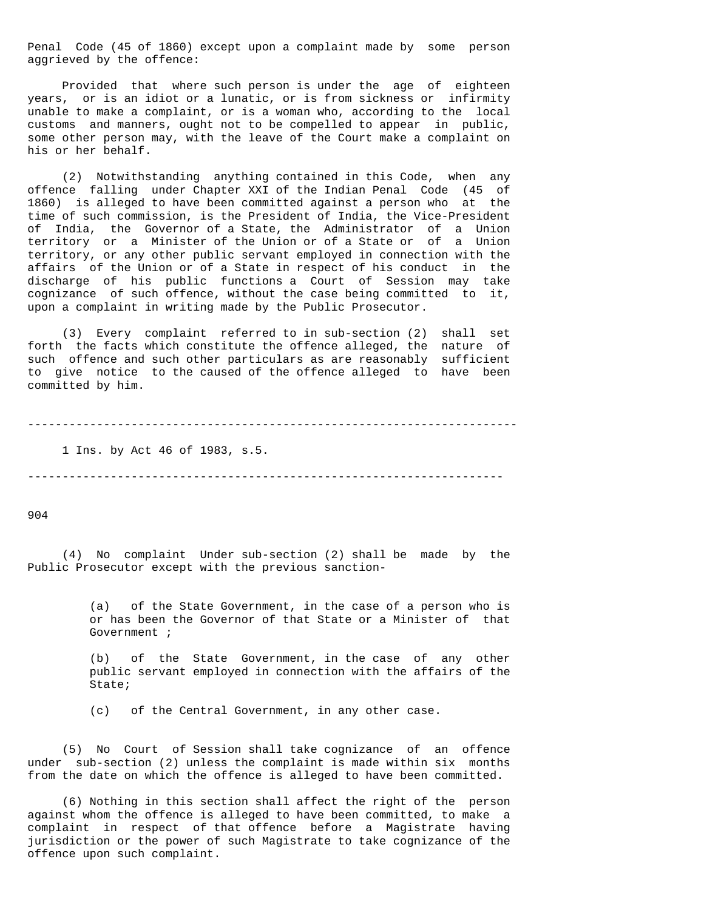Penal Code (45 of 1860) except upon a complaint made by some person aggrieved by the offence:

Provided that where such person is under the age of eighteen years, or is an idiot or a lunatic, or is from sickness or infirmity unable to make a complaint, or is a woman who, according to the local customs and manners, ought not to be compelled to appear in public, some other person may, with the leave of the Court make a complaint on his or her behalf.

(2) Notwithstanding anything contained in this Code, when any offence falling under Chapter XXI of the Indian Penal Code (45 of 1860) is alleged to have been committed against a person who at the time of such commission, is the President of India, the Vice-President of India, the Governor of a State, the Administrator of a Union territory or a Minister of the Union or of a State or of a Union territory, or any other public servant employed in connection with the affairs of the Union or of a State in respect of his conduct in the discharge of his public functions a Court of Session may take cognizance of such offence, without the case being committed to it, upon a complaint in writing made by the Public Prosecutor.

(3) Every complaint referred to in sub-section (2) shall set forth the facts which constitute the offence alleged, the nature of such offence and such other particulars as are reasonably sufficient to give notice to the caused of the offence alleged to have been committed by him.

---

1 Ins. by Act 46 of 1983, s.5.

---

(4) No complaint Under sub-section (2) shall be made by the Public Prosecutor except with the previous sanction-

(a) of the State Government, in the case of a person who is or has been the Governor of that State or a Minister of that Government ;

(b) of the State Government, in the case of any other public servant employed in connection with the affairs of the State;

(c) of the Central Government, in any other case.

(5) No Court of Session shall take cognizance of an offence under sub-section (2) unless the complaint is made within six months from the date on which the offence is alleged to have been committed.

(6) Nothing in this section shall affect the right of the person against whom the offence is alleged to have been committed, to make a complaint in respect of that offence before a Magistrate having jurisdiction or the power of such Magistrate to take cognizance of the offence upon such complaint.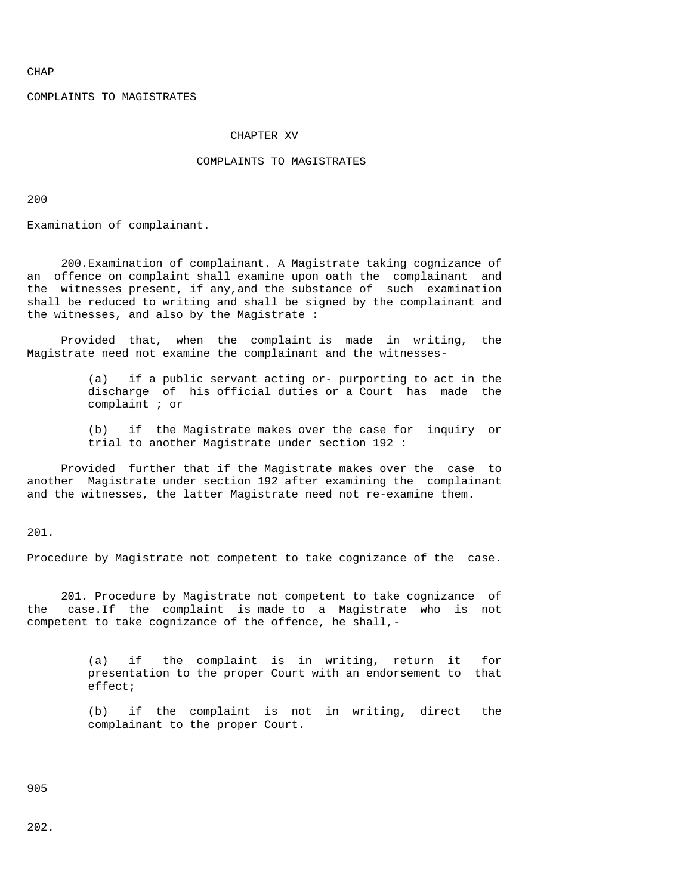CHAP

COMPLAINTS TO MAGISTRATES

# CHAPTER XV

## COMPLAINTS TO MAGISTRATES

200

Examination of complainant.

200.Examination of complainant. A Magistrate taking cognizance of an offence on complaint shall examine upon oath the complainant and the witnesses present, if any,and the substance of such examination shall be reduced to writing and shall be signed by the complainant and the witnesses, and also by the Magistrate :

Provided that, when the complaint is made in writing, the Magistrate need not examine the complainant and the witnesses-

(a) if a public servant acting or- purporting to act in the discharge of his official duties or a Court has made the complaint ; or

(b) if the Magistrate makes over the case for inquiry or trial to another Magistrate under section 192 :

Provided further that if the Magistrate makes over the case to another Magistrate under section 192 after examining the complainant and the witnesses, the latter Magistrate need not re-examine them.

201.

Procedure by Magistrate not competent to take cognizance of the case.

201. Procedure by Magistrate not competent to take cognizance of the case.If the complaint is made to a Magistrate who is not competent to take cognizance of the offence, he shall,-

(a) if the complaint is in writing, return it for presentation to the proper Court with an endorsement to that effect;

(b) if the complaint is not in writing, direct the complainant to the proper Court.

905

202.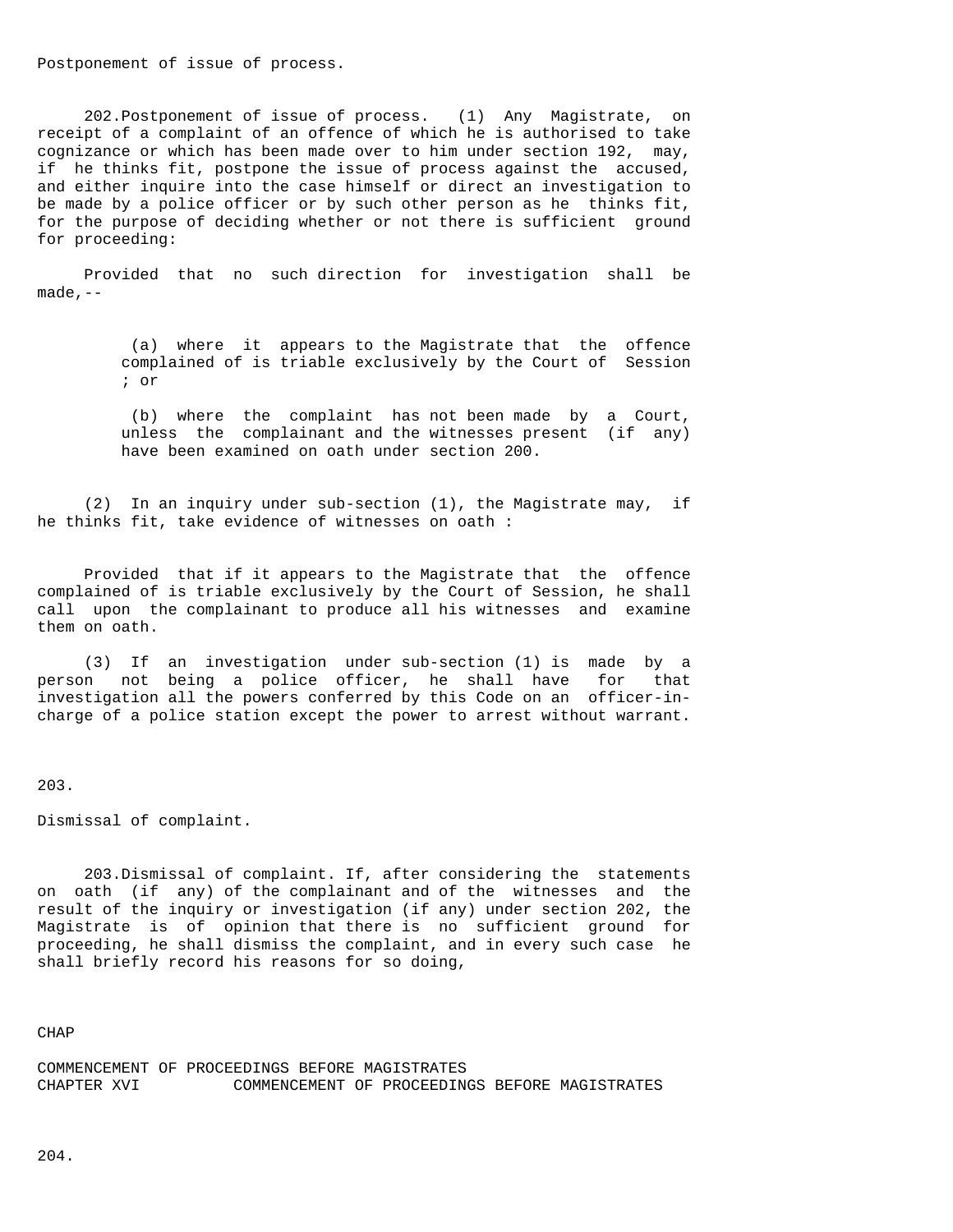Postponement of issue of process.

202.Postponement of issue of process. (1) Any Magistrate, on receipt of a complaint of an offence of which he is authorised to take cognizance or which has been made over to him under section 192, may, if he thinks fit, postpone the issue of process against the accused, and either inquire into the case himself or direct an investigation to be made by a police officer or by such other person as he thinks fit, for the purpose of deciding whether or not there is sufficient ground for proceeding:

Provided that no such direction for investigation shall be made,--

(a) where it appears to the Magistrate that the offence complained of is triable exclusively by the Court of Session ; or

(b) where the complaint has not been made by a Court, unless the complainant and the witnesses present (if any) have been examined on oath under section 200.

(2) In an inquiry under sub-section (1), the Magistrate may, if he thinks fit, take evidence of witnesses on oath :

Provided that if it appears to the Magistrate that the offence complained of is triable exclusively by the Court of Session, he shall call upon the complainant to produce all his witnesses and examine them on oath.

(3) If an investigation under sub-section (1) is made by a person not being a police officer, he shall have for that investigation all the powers conferred by this Code on an officer-in-charge of a police station except the power to arrest without warrant.

203.

Dismissal of complaint.

203.Dismissal of complaint. If, after considering the statements on oath (if any) of the complainant and of the witnesses and the result of the inquiry or investigation (if any) under section 202, the Magistrate is of opinion that there is no sufficient ground for proceeding, he shall dismiss the complaint, and in every such case he shall briefly record his reasons for so doing,

CHAP

COMMENCEMENT OF PROCEEDINGS BEFORE MAGISTRATES
CHAPTER XVI COMMENCEMENT OF PROCEEDINGS BEFORE MAGISTRATES

204.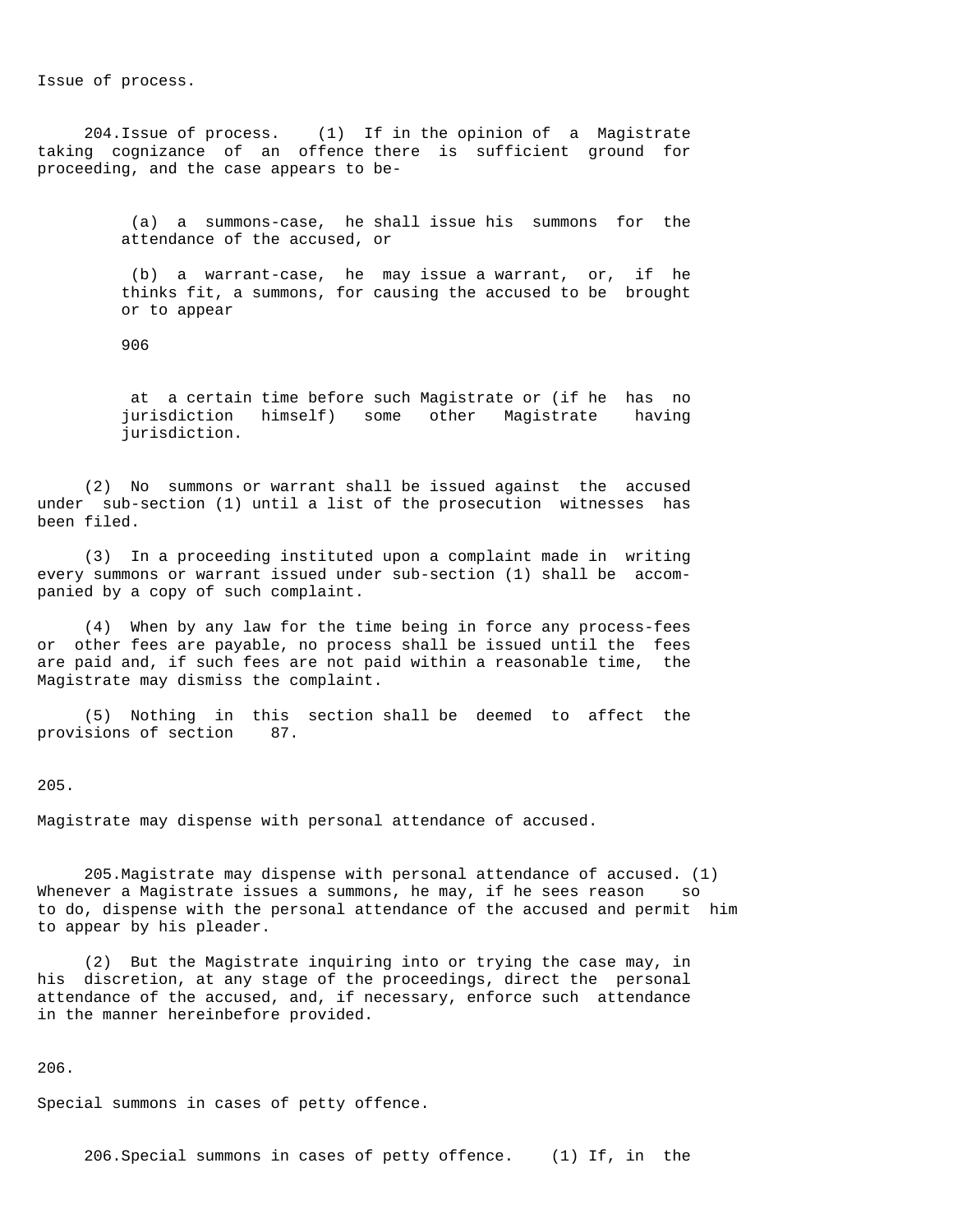Issue of process.

204.Issue of process. (1) If in the opinion of a Magistrate taking cognizance of an offence there is sufficient ground for proceeding, and the case appears to be-

(a) a summons-case, he shall issue his summons for the attendance of the accused, or

(b) a warrant-case, he may issue a warrant, or, if he thinks fit, a summons, for causing the accused to be brought or to appear

906

at a certain time before such Magistrate or (if he has no jurisdiction himself) some other Magistrate having jurisdiction.

(2) No summons or warrant shall be issued against the accused under sub-section (1) until a list of the prosecution witnesses has been filed.

(3) In a proceeding instituted upon a complaint made in writing every summons or warrant issued under sub-section (1) shall be accompanied by a copy of such complaint.

(4) When by any law for the time being in force any process-fees or other fees are payable, no process shall be issued until the fees are paid and, if such fees are not paid within a reasonable time, the Magistrate may dismiss the complaint.

(5) Nothing in this section shall be deemed to affect the provisions of section 87.

205.

Magistrate may dispense with personal attendance of accused.

205.Magistrate may dispense with personal attendance of accused. (1) Whenever a Magistrate issues a summons, he may, if he sees reason so to do, dispense with the personal attendance of the accused and permit him to appear by his pleader.

(2) But the Magistrate inquiring into or trying the case may, in his discretion, at any stage of the proceedings, direct the personal attendance of the accused, and, if necessary, enforce such attendance in the manner hereinbefore provided.

206.

Special summons in cases of petty offence.

206.Special summons in cases of petty offence. (1) If, in the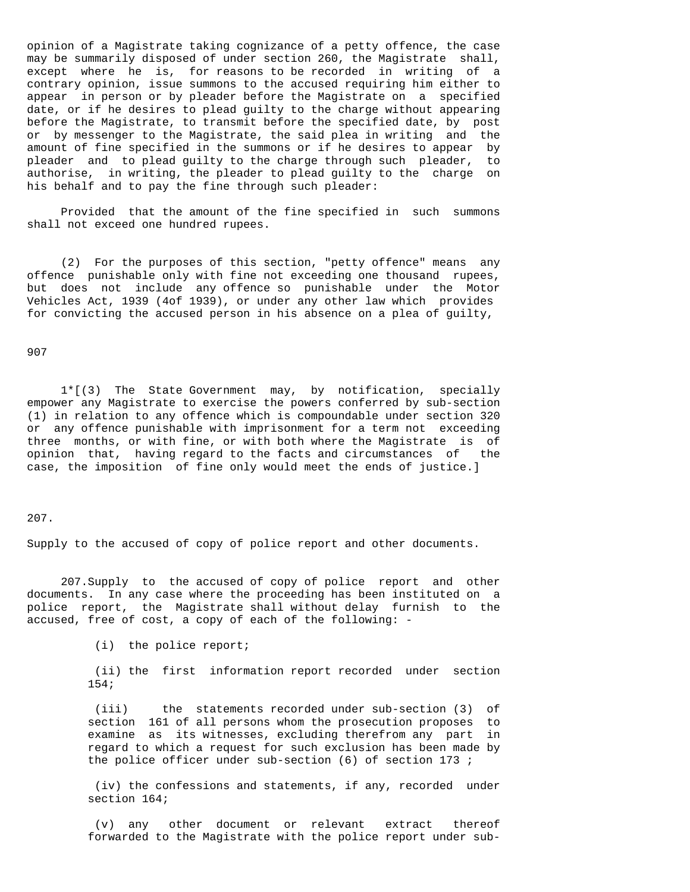opinion of a Magistrate taking cognizance of a petty offence, the case may be summarily disposed of under section 260, the Magistrate shall, except where he is, for reasons to be recorded in writing of a contrary opinion, issue summons to the accused requiring him either to appear in person or by pleader before the Magistrate on a specified date, or if he desires to plead guilty to the charge without appearing before the Magistrate, to transmit before the specified date, by post or by messenger to the Magistrate, the said plea in writing and the amount of fine specified in the summons or if he desires to appear by pleader and to plead guilty to the charge through such pleader, to authorise, in writing, the pleader to plead guilty to the charge on his behalf and to pay the fine through such pleader:

Provided that the amount of the fine specified in such summons shall not exceed one hundred rupees.

(2) For the purposes of this section, "petty offence" means any offence punishable only with fine not exceeding one thousand rupees, but does not include any offence so punishable under the Motor Vehicles Act, 1939 (4of 1939), or under any other law which provides for convicting the accused person in his absence on a plea of guilty,

907

1*[(3) The State Government may, by notification, specially empower any Magistrate to exercise the powers conferred by sub-section (1) in relation to any offence which is compoundable under section 320 or any offence punishable with imprisonment for a term not exceeding three months, or with fine, or with both where the Magistrate is of opinion that, having regard to the facts and circumstances of the case, the imposition of fine only would meet the ends of justice.]

207.

Supply to the accused of copy of police report and other documents.

207.Supply to the accused of copy of police report and other documents. In any case where the proceeding has been instituted on a police report, the Magistrate shall without delay furnish to the accused, free of cost, a copy of each of the following: -

(i) the police report;

(ii) the first information report recorded under section 154;

(iii) the statements recorded under sub-section (3) of section 161 of all persons whom the prosecution proposes to examine as its witnesses, excluding therefrom any part in regard to which a request for such exclusion has been made by the police officer under sub-section (6) of section 173 ;

(iv) the confessions and statements, if any, recorded under section 164;

(v) any other document or relevant extract thereof forwarded to the Magistrate with the police report under sub-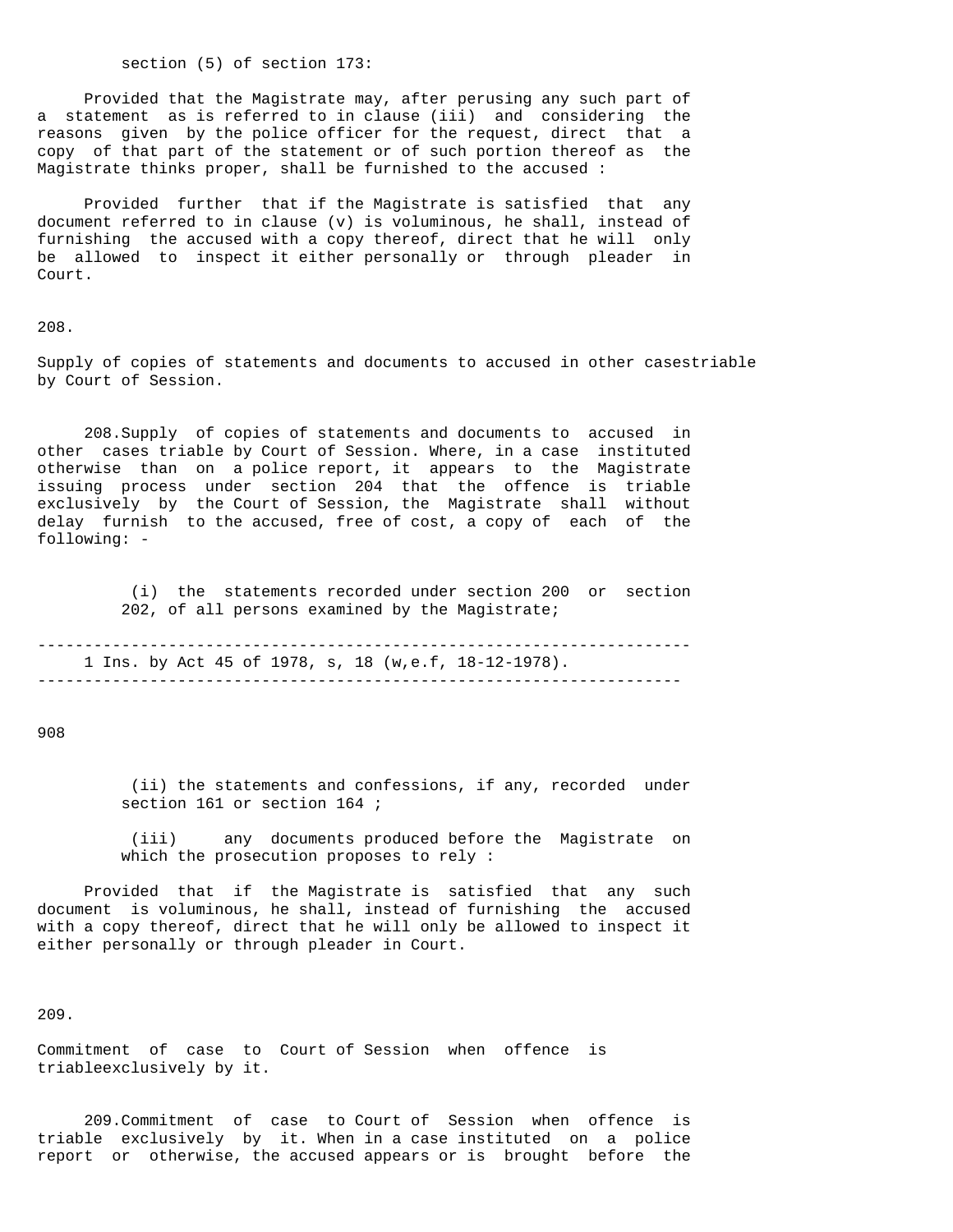section (5) of section 173:

Provided that the Magistrate may, after perusing any such part of a statement as is referred to in clause (iii) and considering the reasons given by the police officer for the request, direct that a copy of that part of the statement or of such portion thereof as the Magistrate thinks proper, shall be furnished to the accused :

Provided further that if the Magistrate is satisfied that any document referred to in clause (v) is voluminous, he shall, instead of furnishing the accused with a copy thereof, direct that he will only be allowed to inspect it either personally or through pleader in Court.

208.

Supply of copies of statements and documents to accused in other casestriable by Court of Session.

208.Supply of copies of statements and documents to accused in other cases triable by Court of Session. Where, in a case instituted otherwise than on a police report, it appears to the Magistrate issuing process under section 204 that the offence is triable exclusively by the Court of Session, the Magistrate shall without delay furnish to the accused, free of cost, a copy of each of the following: -

(i) the statements recorded under section 200 or section 202, of all persons examined by the Magistrate;

---

1 Ins. by Act 45 of 1978, s, 18 (w,e.f, 18-12-1978).

---

(ii) the statements and confessions, if any, recorded under section 161 or section 164 ;

(iii) any documents produced before the Magistrate on which the prosecution proposes to rely :

Provided that if the Magistrate is satisfied that any such document is voluminous, he shall, instead of furnishing the accused with a copy thereof, direct that he will only be allowed to inspect it either personally or through pleader in Court.

209.

Commitment of case to Court of Session when offence is triableexclusively by it.

209.Commitment of case to Court of Session when offence is triable exclusively by it. When in a case instituted on a police report or otherwise, the accused appears or is brought before the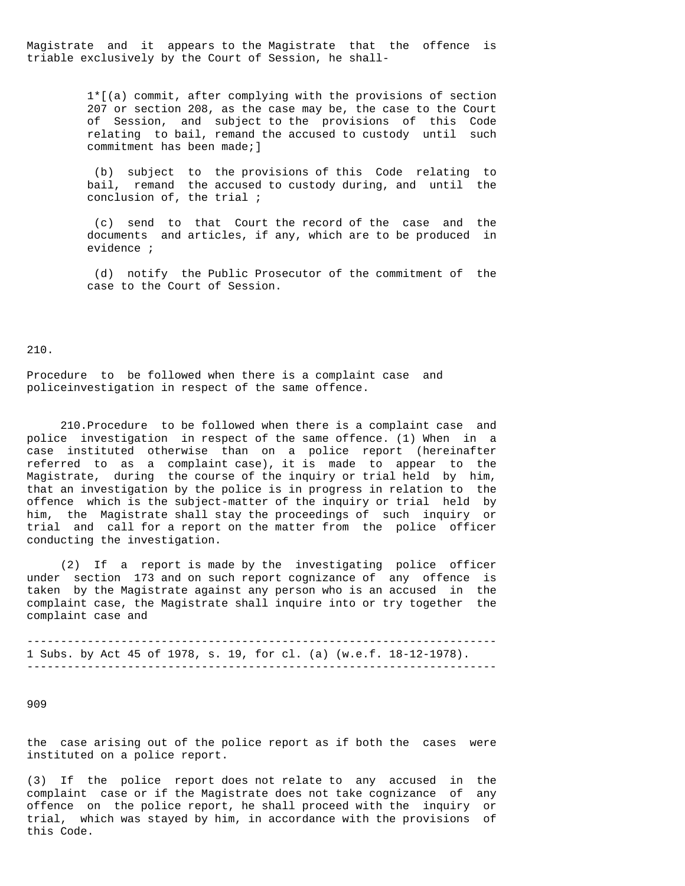Magistrate and it appears to the Magistrate that the offence is triable exclusively by the Court of Session, he shall-

1*[(a) commit, after complying with the provisions of section 207 or section 208, as the case may be, the case to the Court of Session, and subject to the provisions of this Code relating to bail, remand the accused to custody until such commitment has been made;]

(b) subject to the provisions of this Code relating to bail, remand the accused to custody during, and until the conclusion of, the trial ;

(c) send to that Court the record of the case and the documents and articles, if any, which are to be produced in evidence ;

(d) notify the Public Prosecutor of the commitment of the case to the Court of Session.

210.

Procedure to be followed when there is a complaint case and policeinvestigation in respect of the same offence.

210.Procedure to be followed when there is a complaint case and police investigation in respect of the same offence. (1) When in a case instituted otherwise than on a police report (hereinafter referred to as a complaint case), it is made to appear to the Magistrate, during the course of the inquiry or trial held by him, that an investigation by the police is in progress in relation to the offence which is the subject-matter of the inquiry or trial held by him, the Magistrate shall stay the proceedings of such inquiry or trial and call for a report on the matter from the police officer conducting the investigation.

(2) If a report is made by the investigating police officer under section 173 and on such report cognizance of any offence is taken by the Magistrate against any person who is an accused in the complaint case, the Magistrate shall inquire into or try together the complaint case and

---

1 Subs. by Act 45 of 1978, s. 19, for cl. (a) (w.e.f. 18-12-1978).

---

the case arising out of the police report as if both the cases were instituted on a police report.

(3) If the police report does not relate to any accused in the complaint case or if the Magistrate does not take cognizance of any offence on the police report, he shall proceed with the inquiry or trial, which was stayed by him, in accordance with the provisions of this Code.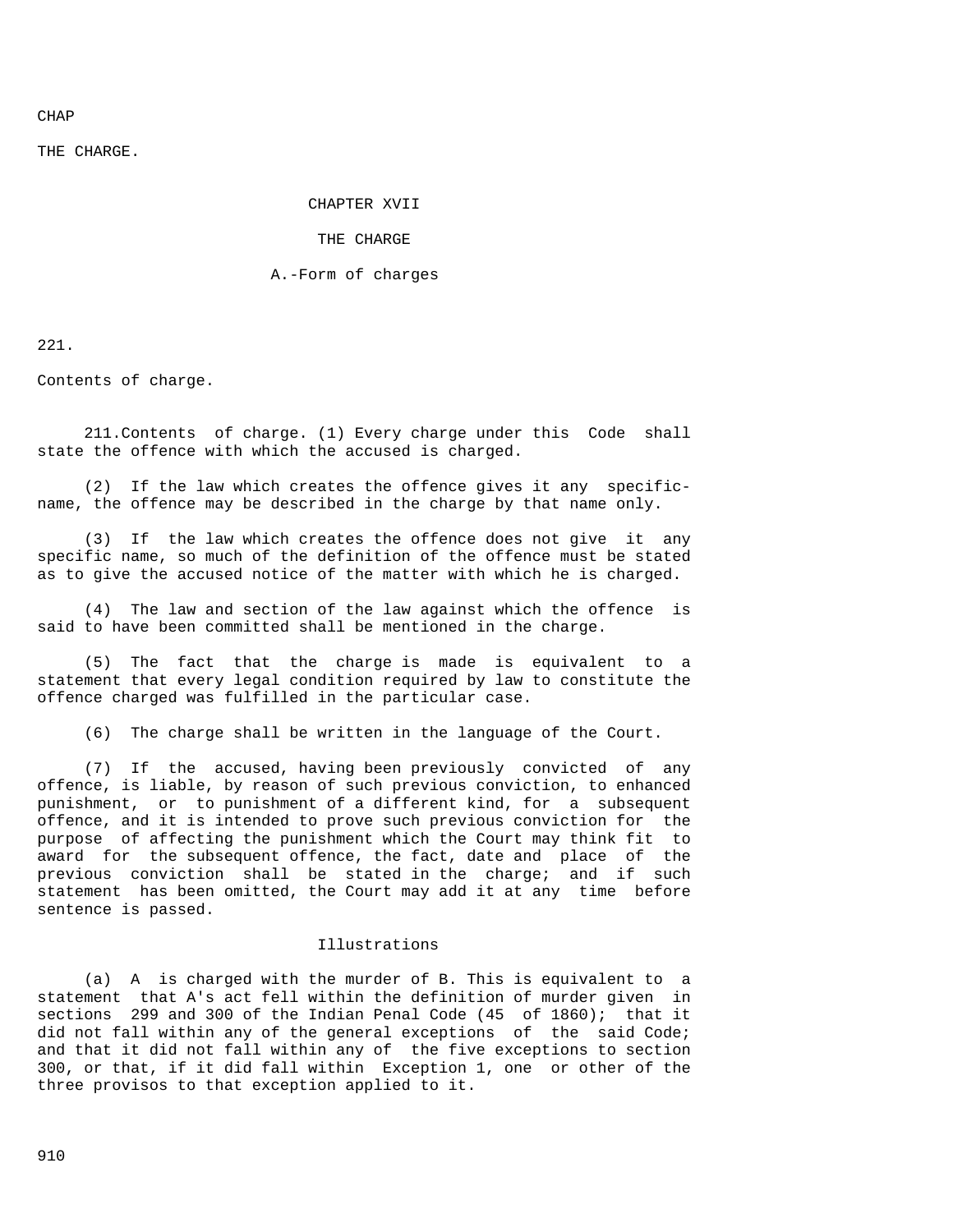CHAP

THE CHARGE.

# CHAPTER XVII

## THE CHARGE

### A.-Form of charges

221.

Contents of charge.

211.Contents of charge. (1) Every charge under this Code shall state the offence with which the accused is charged.

(2) If the law which creates the offence gives it any specific-name, the offence may be described in the charge by that name only.

(3) If the law which creates the offence does not give it any specific name, so much of the definition of the offence must be stated as to give the accused notice of the matter with which he is charged.

(4) The law and section of the law against which the offence is said to have been committed shall be mentioned in the charge.

(5) The fact that the charge is made is equivalent to a statement that every legal condition required by law to constitute the offence charged was fulfilled in the particular case.

(6) The charge shall be written in the language of the Court.

(7) If the accused, having been previously convicted of any offence, is liable, by reason of such previous conviction, to enhanced punishment, or to punishment of a different kind, for a subsequent offence, and it is intended to prove such previous conviction for the purpose of affecting the punishment which the Court may think fit to award for the subsequent offence, the fact, date and place of the previous conviction shall be stated in the charge; and if such statement has been omitted, the Court may add it at any time before sentence is passed.

Illustrations

(a) A is charged with the murder of B. This is equivalent to a statement that A's act fell within the definition of murder given in sections 299 and 300 of the Indian Penal Code (45 of 1860); that it did not fall within any of the general exceptions of the said Code; and that it did not fall within any of the five exceptions to section 300, or that, if it did fall within Exception 1, one or other of the three provisos to that exception applied to it.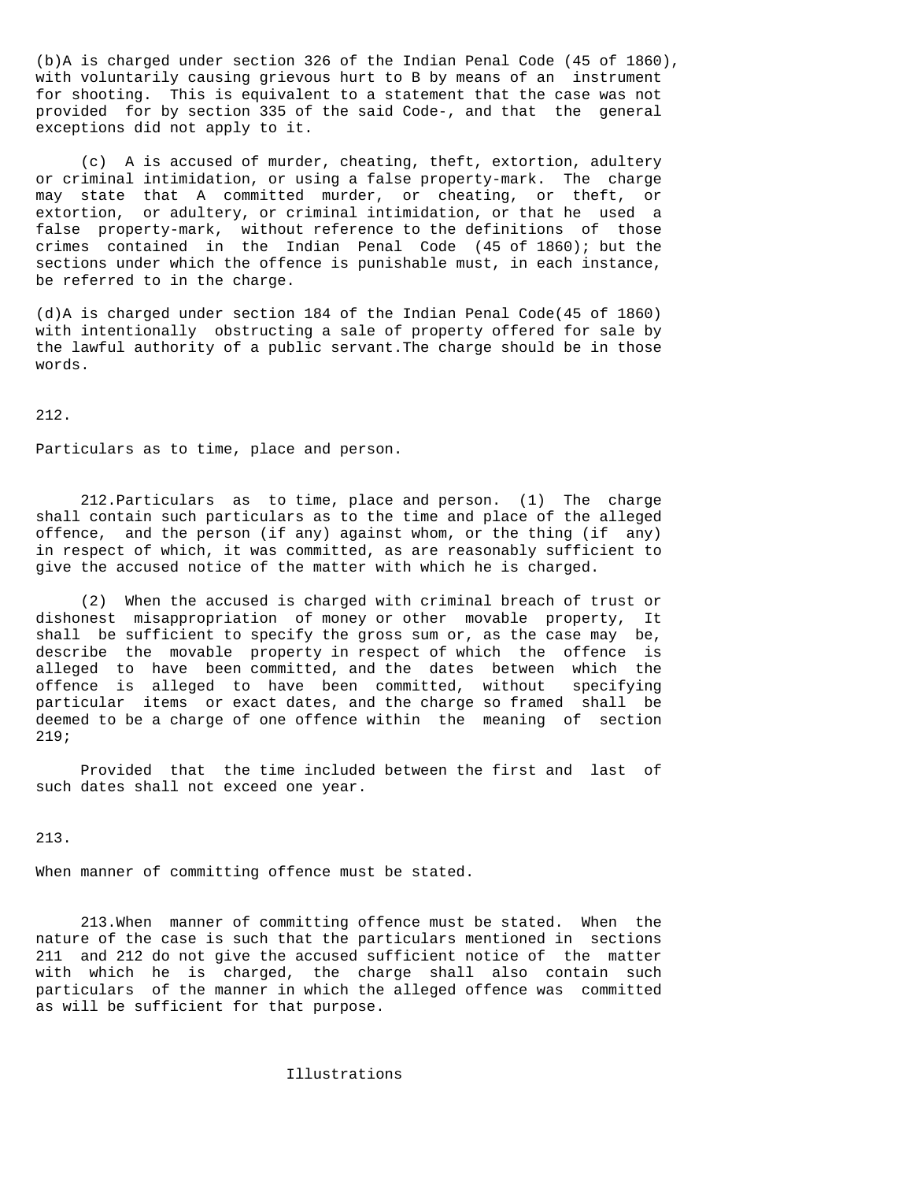(b)A is charged under section 326 of the Indian Penal Code (45 of 1860), with voluntarily causing grievous hurt to B by means of an instrument for shooting. This is equivalent to a statement that the case was not provided for by section 335 of the said Code-, and that the general exceptions did not apply to it.

(c) A is accused of murder, cheating, theft, extortion, adultery or criminal intimidation, or using a false property-mark. The charge may state that A committed murder, or cheating, or theft, or extortion, or adultery, or criminal intimidation, or that he used a false property-mark, without reference to the definitions of those crimes contained in the Indian Penal Code (45 of 1860); but the sections under which the offence is punishable must, in each instance, be referred to in the charge.

(d)A is charged under section 184 of the Indian Penal Code(45 of 1860) with intentionally obstructing a sale of property offered for sale by the lawful authority of a public servant.The charge should be in those words.

212.

Particulars as to time, place and person.

212.Particulars as to time, place and person. (1) The charge shall contain such particulars as to the time and place of the alleged offence, and the person (if any) against whom, or the thing (if any) in respect of which, it was committed, as are reasonably sufficient to give the accused notice of the matter with which he is charged.

(2) When the accused is charged with criminal breach of trust or dishonest misappropriation of money or other movable property, It shall be sufficient to specify the gross sum or, as the case may be, describe the movable property in respect of which the offence is alleged to have been committed, and the dates between which the offence is alleged to have been committed, without specifying particular items or exact dates, and the charge so framed shall be deemed to be a charge of one offence within the meaning of section 219;

Provided that the time included between the first and last of such dates shall not exceed one year.

213.

When manner of committing offence must be stated.

213.When manner of committing offence must be stated. When the nature of the case is such that the particulars mentioned in sections 211 and 212 do not give the accused sufficient notice of the matter with which he is charged, the charge shall also contain such particulars of the manner in which the alleged offence was committed as will be sufficient for that purpose.

Illustrations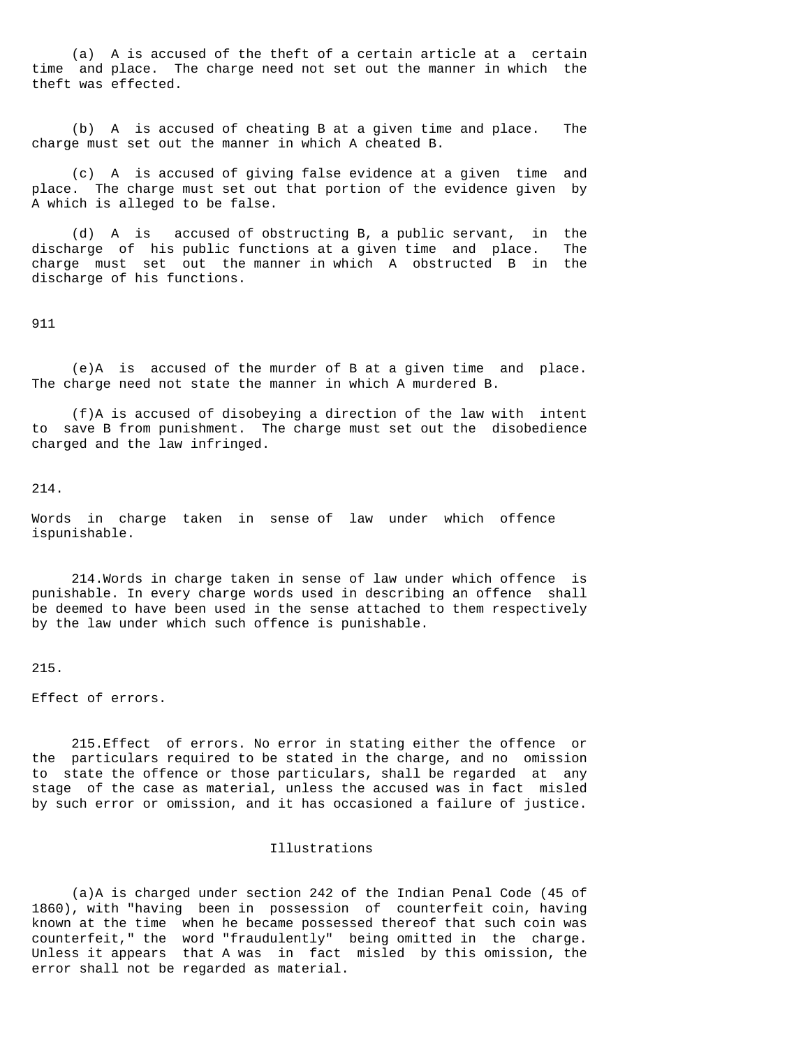(a) A is accused of the theft of a certain article at a certain time and place. The charge need not set out the manner in which the theft was effected.

(b) A is accused of cheating B at a given time and place. The charge must set out the manner in which A cheated B.

(c) A is accused of giving false evidence at a given time and place. The charge must set out that portion of the evidence given by A which is alleged to be false.

(d) A is accused of obstructing B, a public servant, in the discharge of his public functions at a given time and place. The charge must set out the manner in which A obstructed B in the discharge of his functions.

911

(e) A is accused of the murder of B at a given time and place. The charge need not state the manner in which A murdered B.

(f) A is accused of disobeying a direction of the law with intent to save B from punishment. The charge must set out the disobedience charged and the law infringed.

214.

Words in charge taken in sense of law under which offence ispunishable.

214. Words in charge taken in sense of law under which offence is punishable. In every charge words used in describing an offence shall be deemed to have been used in the sense attached to them respectively by the law under which such offence is punishable.

215.

Effect of errors.

215. Effect of errors. No error in stating either the offence or the particulars required to be stated in the charge, and no omission to state the offence or those particulars, shall be regarded at any stage of the case as material, unless the accused was in fact misled by such error or omission, and it has occasioned a failure of justice.

Illustrations

(a) A is charged under section 242 of the Indian Penal Code (45 of 1860), with "having been in possession of counterfeit coin, having known at the time when he became possessed thereof that such coin was counterfeit," the word "fraudulently" being omitted in the charge. Unless it appears that A was in fact misled by this omission, the error shall not be regarded as material.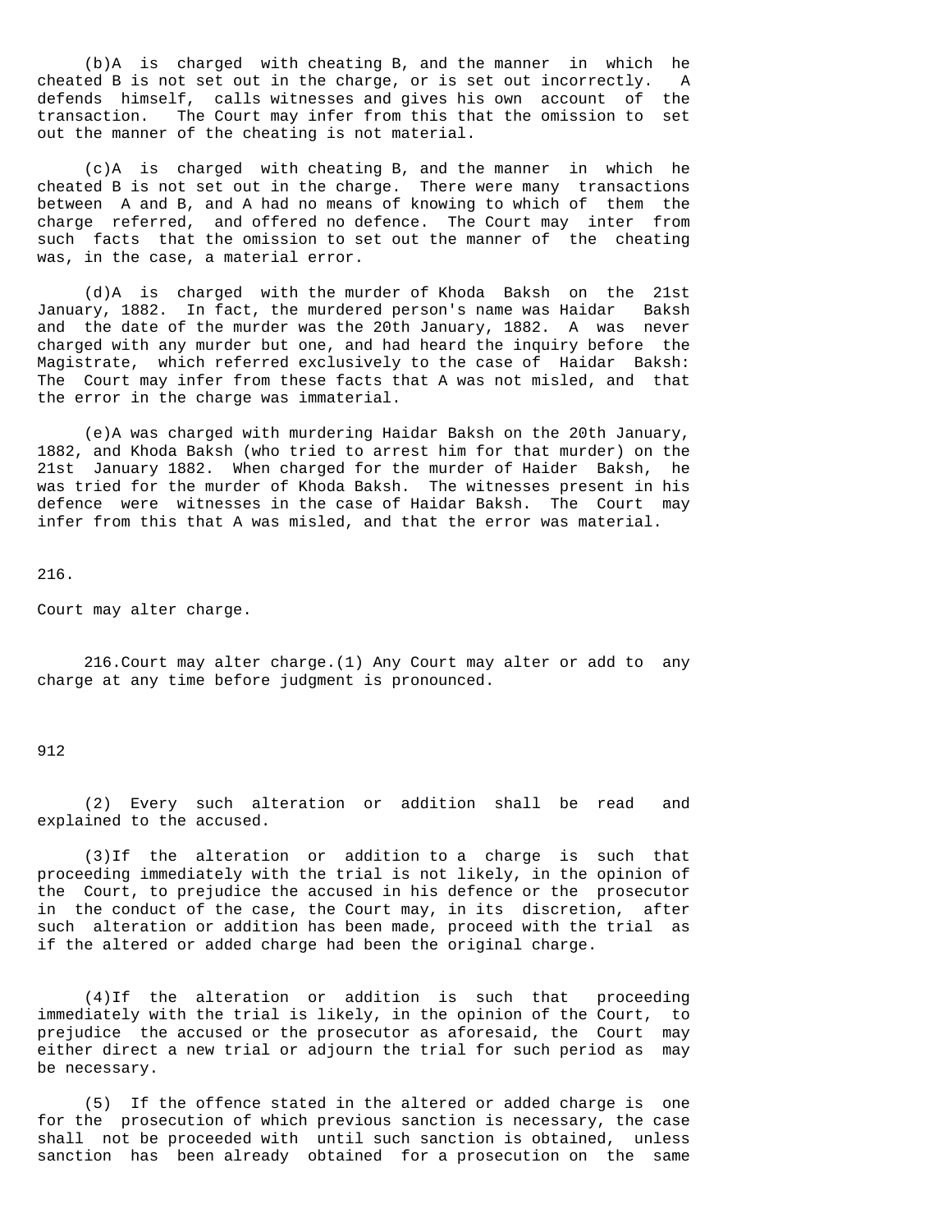(b) A is charged with cheating B, and the manner in which he cheated B is not set out in the charge, or is set out incorrectly. A defends himself, calls witnesses and gives his own account of the transaction. The Court may infer from this that the omission to set out the manner of the cheating is not material.

(c) A is charged with cheating B, and the manner in which he cheated B is not set out in the charge. There were many transactions between A and B, and A had no means of knowing to which of them the charge referred, and offered no defence. The Court may inter from such facts that the omission to set out the manner of the cheating was, in the case, a material error.

(d) A is charged with the murder of Khoda Baksh on the 21st January, 1882. In fact, the murdered person's name was Haidar Baksh and the date of the murder was the 20th January, 1882. A was never charged with any murder but one, and had heard the inquiry before the Magistrate, which referred exclusively to the case of Haidar Baksh: The Court may infer from these facts that A was not misled, and that the error in the charge was immaterial.

(e) A was charged with murdering Haidar Baksh on the 20th January, 1882, and Khoda Baksh (who tried to arrest him for that murder) on the 21st January 1882. When charged for the murder of Haider Baksh, he was tried for the murder of Khoda Baksh. The witnesses present in his defence were witnesses in the case of Haidar Baksh. The Court may infer from this that A was misled, and that the error was material.

216.

Court may alter charge.

216. Court may alter charge. (1) Any Court may alter or add to any charge at any time before judgment is pronounced.

912

(2) Every such alteration or addition shall be read and explained to the accused.

(3) If the alteration or addition to a charge is such that proceeding immediately with the trial is not likely, in the opinion of the Court, to prejudice the accused in his defence or the prosecutor in the conduct of the case, the Court may, in its discretion, after such alteration or addition has been made, proceed with the trial as if the altered or added charge had been the original charge.

(4) If the alteration or addition is such that proceeding immediately with the trial is likely, in the opinion of the Court, to prejudice the accused or the prosecutor as aforesaid, the Court may either direct a new trial or adjourn the trial for such period as may be necessary.

(5) If the offence stated in the altered or added charge is one for the prosecution of which previous sanction is necessary, the case shall not be proceeded with until such sanction is obtained, unless sanction has been already obtained for a prosecution on the same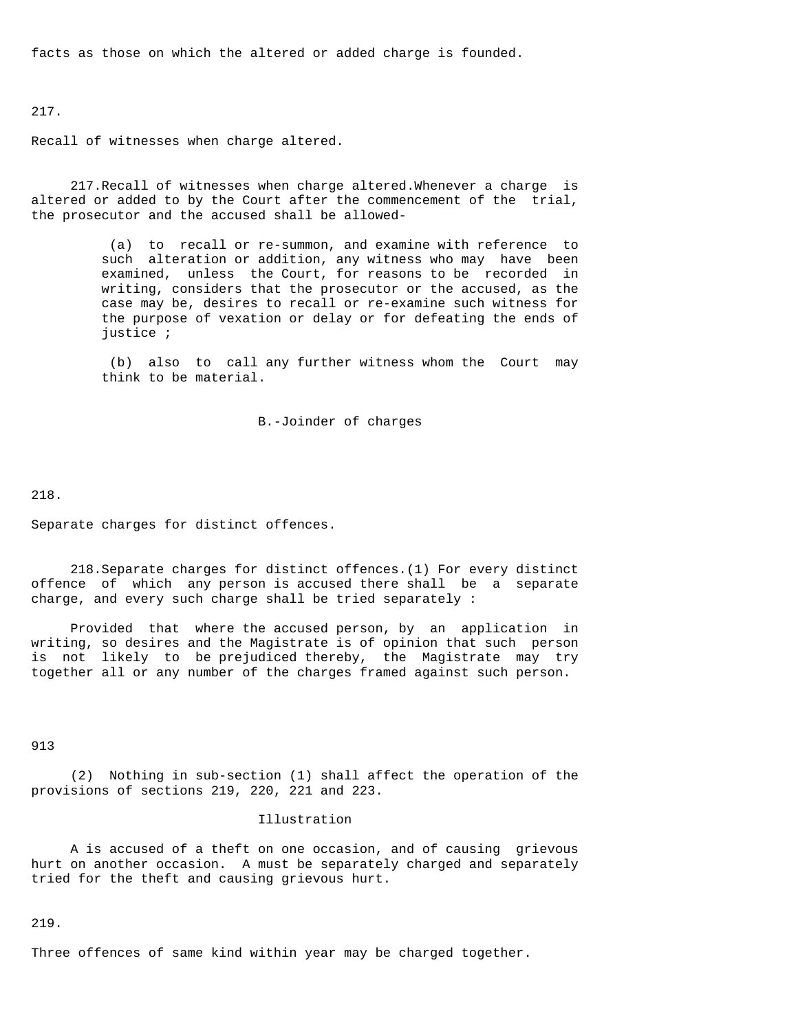facts as those on which the altered or added charge is founded.

217.

Recall of witnesses when charge altered.

217.Recall of witnesses when charge altered.Whenever a charge is altered or added to by the Court after the commencement of the trial, the prosecutor and the accused shall be allowed-

(a) to recall or re-summon, and examine with reference to such alteration or addition, any witness who may have been examined, unless the Court, for reasons to be recorded in writing, considers that the prosecutor or the accused, as the case may be, desires to recall or re-examine such witness for the purpose of vexation or delay or for defeating the ends of justice ;

(b) also to call any further witness whom the Court may think to be material.

B.-Joinder of charges

218.

Separate charges for distinct offences.

218.Separate charges for distinct offences.(1) For every distinct offence of which any person is accused there shall be a separate charge, and every such charge shall be tried separately :

Provided that where the accused person, by an application in writing, so desires and the Magistrate is of opinion that such person is not likely to be prejudiced thereby, the Magistrate may try together all or any number of the charges framed against such person.

913

(2) Nothing in sub-section (1) shall affect the operation of the provisions of sections 219, 220, 221 and 223.

Illustration

A is accused of a theft on one occasion, and of causing grievous hurt on another occasion. A must be separately charged and separately tried for the theft and causing grievous hurt.

219.

Three offences of same kind within year may be charged together.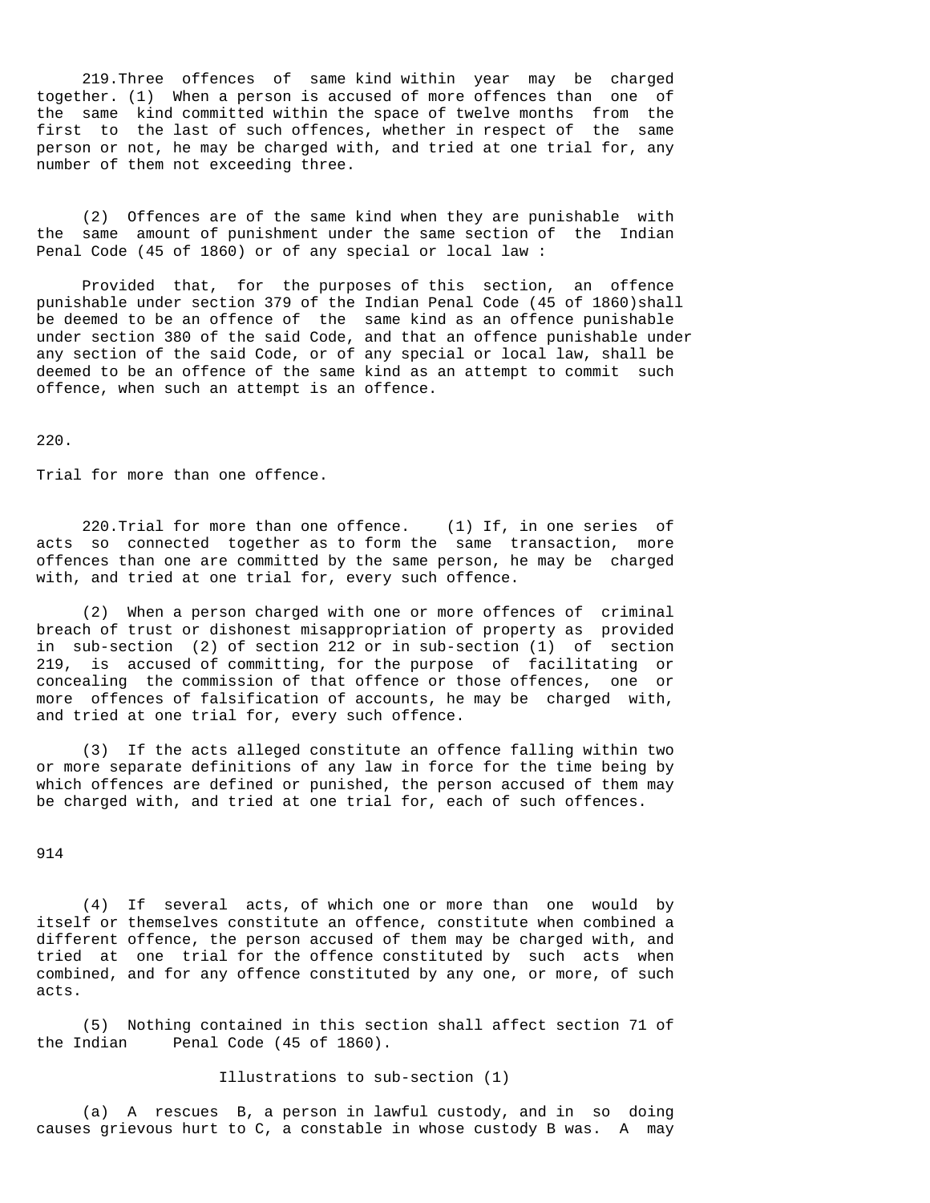219.Three offences of same kind within year may be charged together. (1) When a person is accused of more offences than one of the same kind committed within the space of twelve months from the first to the last of such offences, whether in respect of the same person or not, he may be charged with, and tried at one trial for, any number of them not exceeding three.

(2) Offences are of the same kind when they are punishable with the same amount of punishment under the same section of the Indian Penal Code (45 of 1860) or of any special or local law :

Provided that, for the purposes of this section, an offence punishable under section 379 of the Indian Penal Code (45 of 1860)shall be deemed to be an offence of the same kind as an offence punishable under section 380 of the said Code, and that an offence punishable under any section of the said Code, or of any special or local law, shall be deemed to be an offence of the same kind as an attempt to commit such offence, when such an attempt is an offence.

220.

Trial for more than one offence.

220.Trial for more than one offence. (1) If, in one series of acts so connected together as to form the same transaction, more offences than one are committed by the same person, he may be charged with, and tried at one trial for, every such offence.

(2) When a person charged with one or more offences of criminal breach of trust or dishonest misappropriation of property as provided in sub-section (2) of section 212 or in sub-section (1) of section 219, is accused of committing, for the purpose of facilitating or concealing the commission of that offence or those offences, one or more offences of falsification of accounts, he may be charged with, and tried at one trial for, every such offence.

(3) If the acts alleged constitute an offence falling within two or more separate definitions of any law in force for the time being by which offences are defined or punished, the person accused of them may be charged with, and tried at one trial for, each of such offences.

(4) If several acts, of which one or more than one would by itself or themselves constitute an offence, constitute when combined a different offence, the person accused of them may be charged with, and tried at one trial for the offence constituted by such acts when combined, and for any offence constituted by any one, or more, of such acts.

(5) Nothing contained in this section shall affect section 71 of the Indian Penal Code (45 of 1860).

Illustrations to sub-section (1)

(a) A rescues B, a person in lawful custody, and in so doing causes grievous hurt to C, a constable in whose custody B was. A may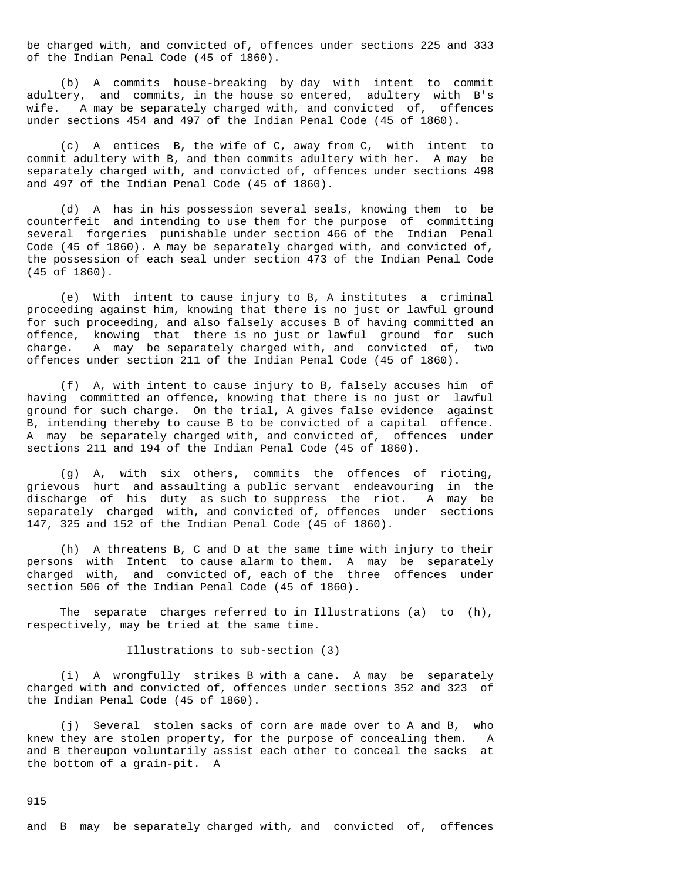be charged with, and convicted of, offences under sections 225 and 333 of the Indian Penal Code (45 of 1860).

(b) A commits house-breaking by day with intent to commit adultery, and commits, in the house so entered, adultery with B's wife. A may be separately charged with, and convicted of, offences under sections 454 and 497 of the Indian Penal Code (45 of 1860).

(c) A entices B, the wife of C, away from C, with intent to commit adultery with B, and then commits adultery with her. A may be separately charged with, and convicted of, offences under sections 498 and 497 of the Indian Penal Code (45 of 1860).

(d) A has in his possession several seals, knowing them to be counterfeit and intending to use them for the purpose of committing several forgeries punishable under section 466 of the Indian Penal Code (45 of 1860). A may be separately charged with, and convicted of, the possession of each seal under section 473 of the Indian Penal Code (45 of 1860).

(e) With intent to cause injury to B, A institutes a criminal proceeding against him, knowing that there is no just or lawful ground for such proceeding, and also falsely accuses B of having committed an offence, knowing that there is no just or lawful ground for such charge. A may be separately charged with, and convicted of, two offences under section 211 of the Indian Penal Code (45 of 1860).

(f) A, with intent to cause injury to B, falsely accuses him of having committed an offence, knowing that there is no just or lawful ground for such charge. On the trial, A gives false evidence against B, intending thereby to cause B to be convicted of a capital offence. A may be separately charged with, and convicted of, offences under sections 211 and 194 of the Indian Penal Code (45 of 1860).

(g) A, with six others, commits the offences of rioting, grievous hurt and assaulting a public servant endeavouring in the discharge of his duty as such to suppress the riot. A may be separately charged with, and convicted of, offences under sections 147, 325 and 152 of the Indian Penal Code (45 of 1860).

(h) A threatens B, C and D at the same time with injury to their persons with Intent to cause alarm to them. A may be separately charged with, and convicted of, each of the three offences under section 506 of the Indian Penal Code (45 of 1860).

The separate charges referred to in Illustrations (a) to (h), respectively, may be tried at the same time.

Illustrations to sub-section (3)

(i) A wrongfully strikes B with a cane. A may be separately charged with and convicted of, offences under sections 352 and 323 of the Indian Penal Code (45 of 1860).

(j) Several stolen sacks of corn are made over to A and B, who knew they are stolen property, for the purpose of concealing them. A and B thereupon voluntarily assist each other to conceal the sacks at the bottom of a grain-pit. A

and B may be separately charged with, and convicted of, offences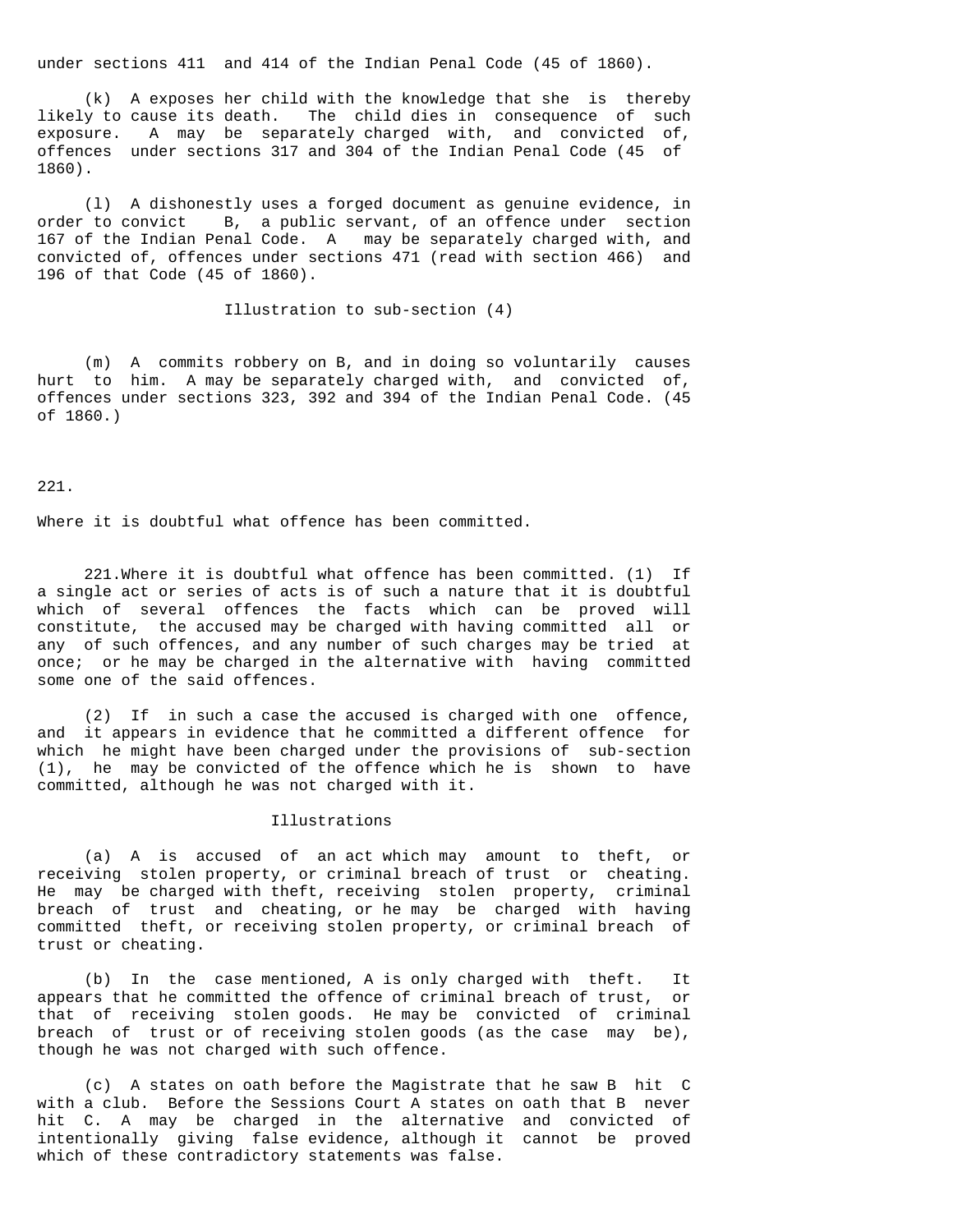under sections 411 and 414 of the Indian Penal Code (45 of 1860).

(k) A exposes her child with the knowledge that she is thereby likely to cause its death. The child dies in consequence of such exposure. A may be separately charged with, and convicted of, offences under sections 317 and 304 of the Indian Penal Code (45 of 1860).

(l) A dishonestly uses a forged document as genuine evidence, in order to convict B, a public servant, of an offence under section 167 of the Indian Penal Code. A may be separately charged with, and convicted of, offences under sections 471 (read with section 466) and 196 of that Code (45 of 1860).

Illustration to sub-section (4)

(m) A commits robbery on B, and in doing so voluntarily causes hurt to him. A may be separately charged with, and convicted of, offences under sections 323, 392 and 394 of the Indian Penal Code. (45 of 1860.)

221.

Where it is doubtful what offence has been committed.

221.Where it is doubtful what offence has been committed. (1) If a single act or series of acts is of such a nature that it is doubtful which of several offences the facts which can be proved will constitute, the accused may be charged with having committed all or any of such offences, and any number of such charges may be tried at once; or he may be charged in the alternative with having committed some one of the said offences.

(2) If in such a case the accused is charged with one offence, and it appears in evidence that he committed a different offence for which he might have been charged under the provisions of sub-section (1), he may be convicted of the offence which he is shown to have committed, although he was not charged with it.

Illustrations

(a) A is accused of an act which may amount to theft, or receiving stolen property, or criminal breach of trust or cheating. He may be charged with theft, receiving stolen property, criminal breach of trust and cheating, or he may be charged with having committed theft, or receiving stolen property, or criminal breach of trust or cheating.

(b) In the case mentioned, A is only charged with theft. It appears that he committed the offence of criminal breach of trust, or that of receiving stolen goods. He may be convicted of criminal breach of trust or of receiving stolen goods (as the case may be), though he was not charged with such offence.

(c) A states on oath before the Magistrate that he saw B hit C with a club. Before the Sessions Court A states on oath that B never hit C. A may be charged in the alternative and convicted of intentionally giving false evidence, although it cannot be proved which of these contradictory statements was false.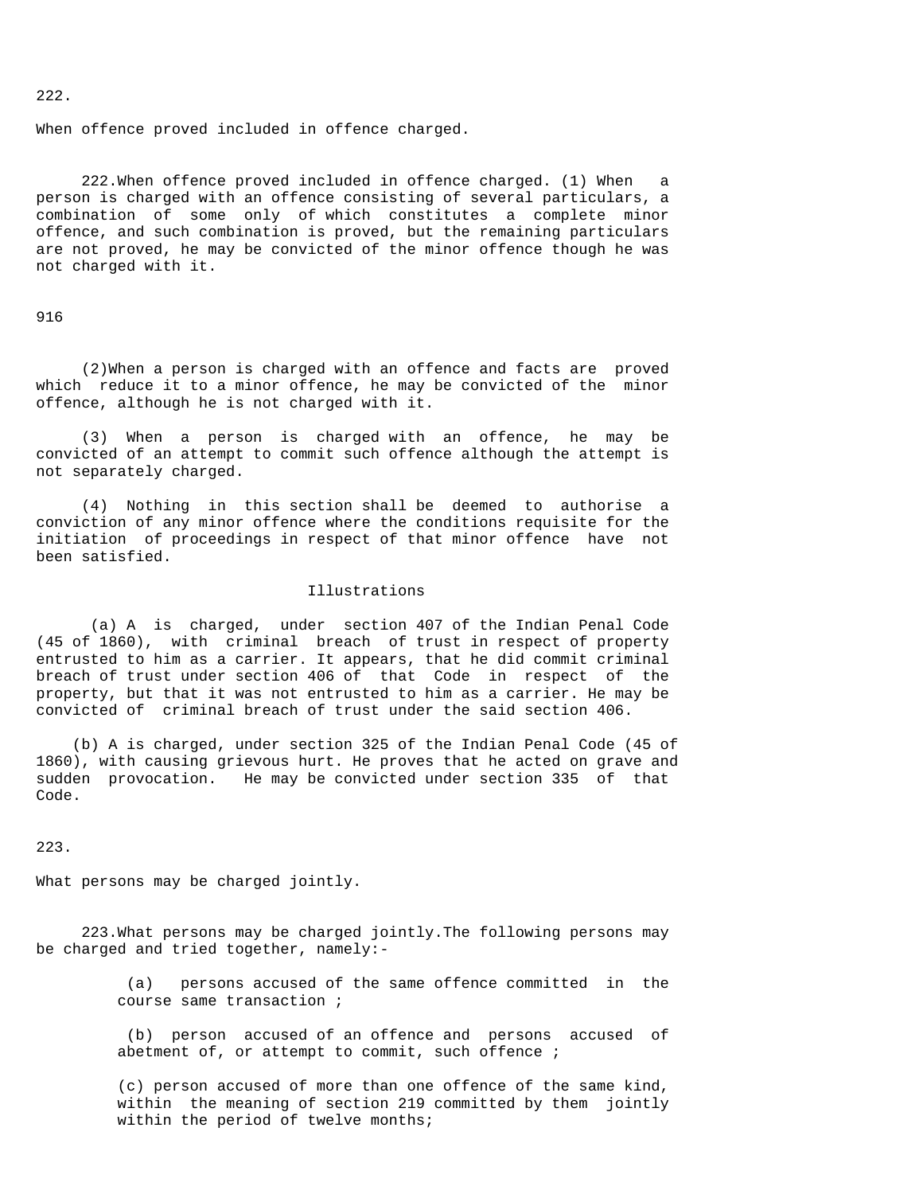222.

When offence proved included in offence charged.

222.When offence proved included in offence charged. (1) When a person is charged with an offence consisting of several particulars, a combination of some only of which constitutes a complete minor offence, and such combination is proved, but the remaining particulars are not proved, he may be convicted of the minor offence though he was not charged with it.

916

(2)When a person is charged with an offence and facts are proved which reduce it to a minor offence, he may be convicted of the minor offence, although he is not charged with it.

(3) When a person is charged with an offence, he may be convicted of an attempt to commit such offence although the attempt is not separately charged.

(4) Nothing in this section shall be deemed to authorise a conviction of any minor offence where the conditions requisite for the initiation of proceedings in respect of that minor offence have not been satisfied.

Illustrations

(a) A is charged, under section 407 of the Indian Penal Code (45 of 1860), with criminal breach of trust in respect of property entrusted to him as a carrier. It appears, that he did commit criminal breach of trust under section 406 of that Code in respect of the property, but that it was not entrusted to him as a carrier. He may be convicted of criminal breach of trust under the said section 406.

(b) A is charged, under section 325 of the Indian Penal Code (45 of 1860), with causing grievous hurt. He proves that he acted on grave and sudden provocation. He may be convicted under section 335 of that Code.

223.

What persons may be charged jointly.

223.What persons may be charged jointly.The following persons may be charged and tried together, namely:-

(a) persons accused of the same offence committed in the course same transaction ;

(b) person accused of an offence and persons accused of abetment of, or attempt to commit, such offence ;

(c) person accused of more than one offence of the same kind, within the meaning of section 219 committed by them jointly within the period of twelve months;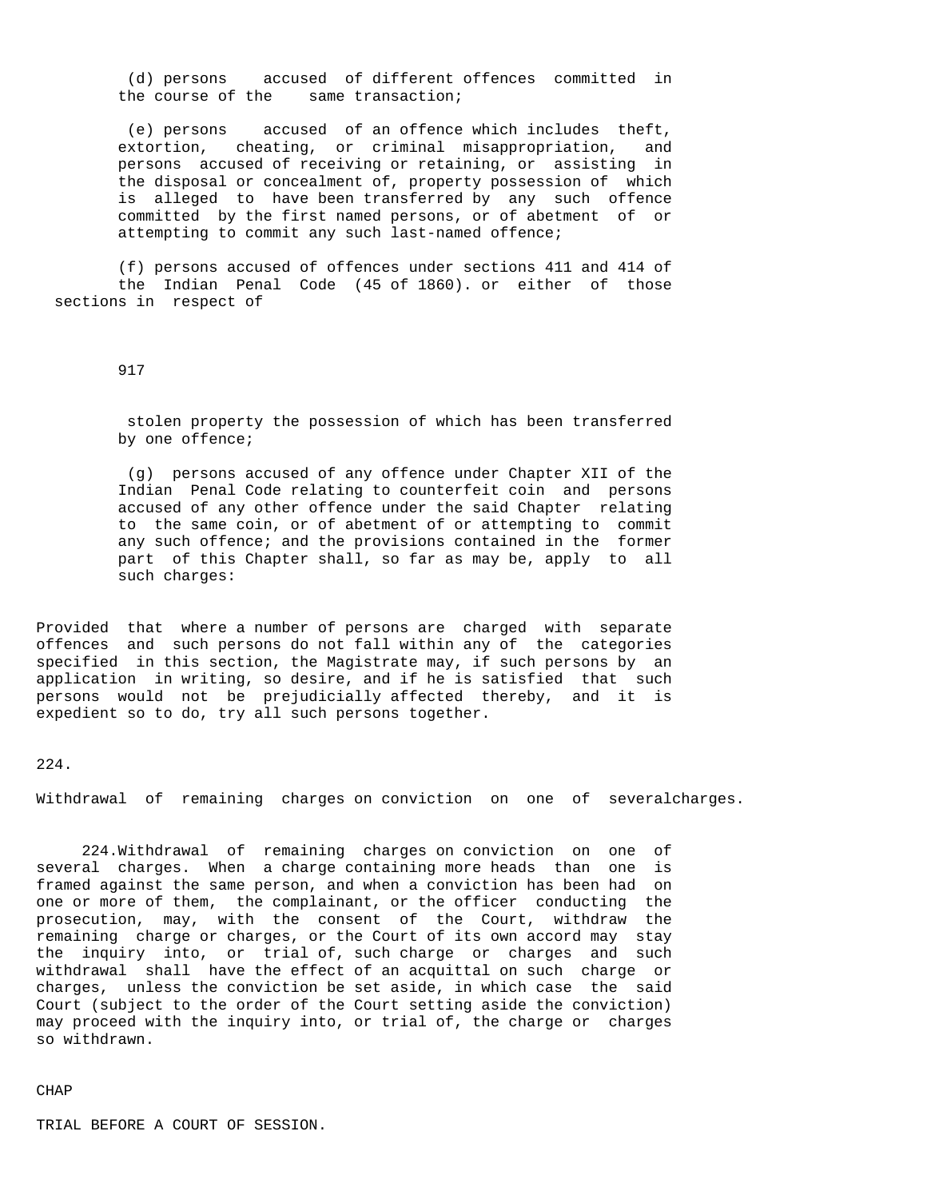(d) persons accused of different offences committed in the course of the same transaction;

(e) persons accused of an offence which includes theft, extortion, cheating, or criminal misappropriation, and persons accused of receiving or retaining, or assisting in the disposal or concealment of, property possession of which is alleged to have been transferred by any such offence committed by the first named persons, or of abetment of or attempting to commit any such last-named offence;

(f) persons accused of offences under sections 411 and 414 of the Indian Penal Code (45 of 1860). or either of those sections in respect of stolen property the possession of which has been transferred by one offence;

(g) persons accused of any offence under Chapter XII of the Indian Penal Code relating to counterfeit coin and persons accused of any other offence under the said Chapter relating to the same coin, or of abetment of or attempting to commit any such offence; and the provisions contained in the former part of this Chapter shall, so far as may be, apply to all such charges:

Provided that where a number of persons are charged with separate offences and such persons do not fall within any of the categories specified in this section, the Magistrate may, if such persons by an application in writing, so desire, and if he is satisfied that such persons would not be prejudicially affected thereby, and it is expedient so to do, try all such persons together.

224.

Withdrawal of remaining charges on conviction on one of severalcharges.

224.Withdrawal of remaining charges on conviction on one of several charges. When a charge containing more heads than one is framed against the same person, and when a conviction has been had on one or more of them, the complainant, or the officer conducting the prosecution, may, with the consent of the Court, withdraw the remaining charge or charges, or the Court of its own accord may stay the inquiry into, or trial of, such charge or charges and such withdrawal shall have the effect of an acquittal on such charge or charges, unless the conviction be set aside, in which case the said Court (subject to the order of the Court setting aside the conviction) may proceed with the inquiry into, or trial of, the charge or charges so withdrawn.

CHAP

TRIAL BEFORE A COURT OF SESSION.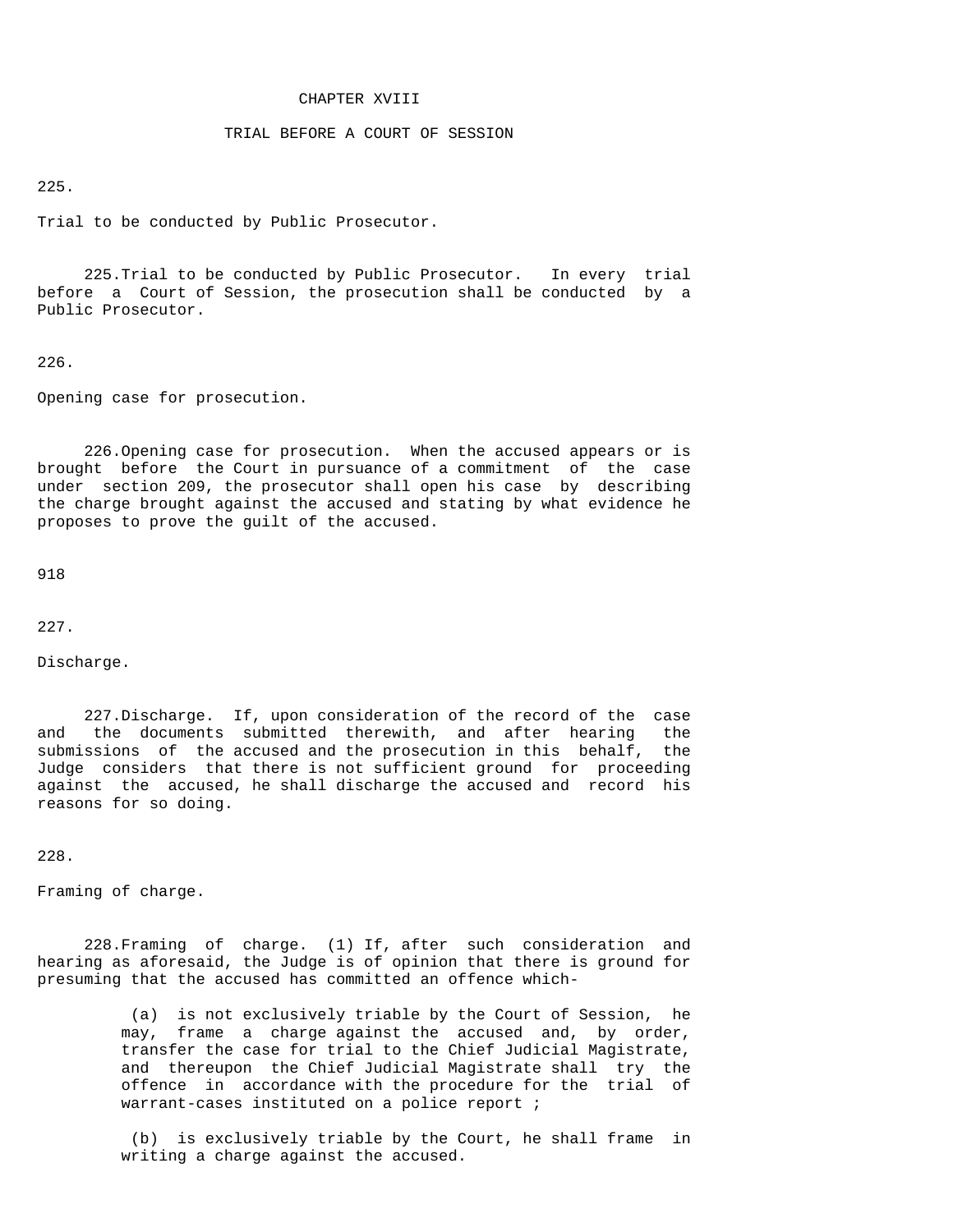# CHAPTER XVIII

## TRIAL BEFORE A COURT OF SESSION

225.

Trial to be conducted by Public Prosecutor.

225.Trial to be conducted by Public Prosecutor. In every trial before a Court of Session, the prosecution shall be conducted by a Public Prosecutor.

226.

Opening case for prosecution.

226.Opening case for prosecution. When the accused appears or is brought before the Court in pursuance of a commitment of the case under section 209, the prosecutor shall open his case by describing the charge brought against the accused and stating by what evidence he proposes to prove the guilt of the accused.

918

227.

Discharge.

227.Discharge. If, upon consideration of the record of the case and the documents submitted therewith, and after hearing the submissions of the accused and the prosecution in this behalf, the Judge considers that there is not sufficient ground for proceeding against the accused, he shall discharge the accused and record his reasons for so doing.

228.

Framing of charge.

228.Framing of charge. (1) If, after such consideration and hearing as aforesaid, the Judge is of opinion that there is ground for presuming that the accused has committed an offence which-

(a) is not exclusively triable by the Court of Session, he may, frame a charge against the accused and, by order, transfer the case for trial to the Chief Judicial Magistrate, and thereupon the Chief Judicial Magistrate shall try the offence in accordance with the procedure for the trial of warrant-cases instituted on a police report ;

(b) is exclusively triable by the Court, he shall frame in writing a charge against the accused.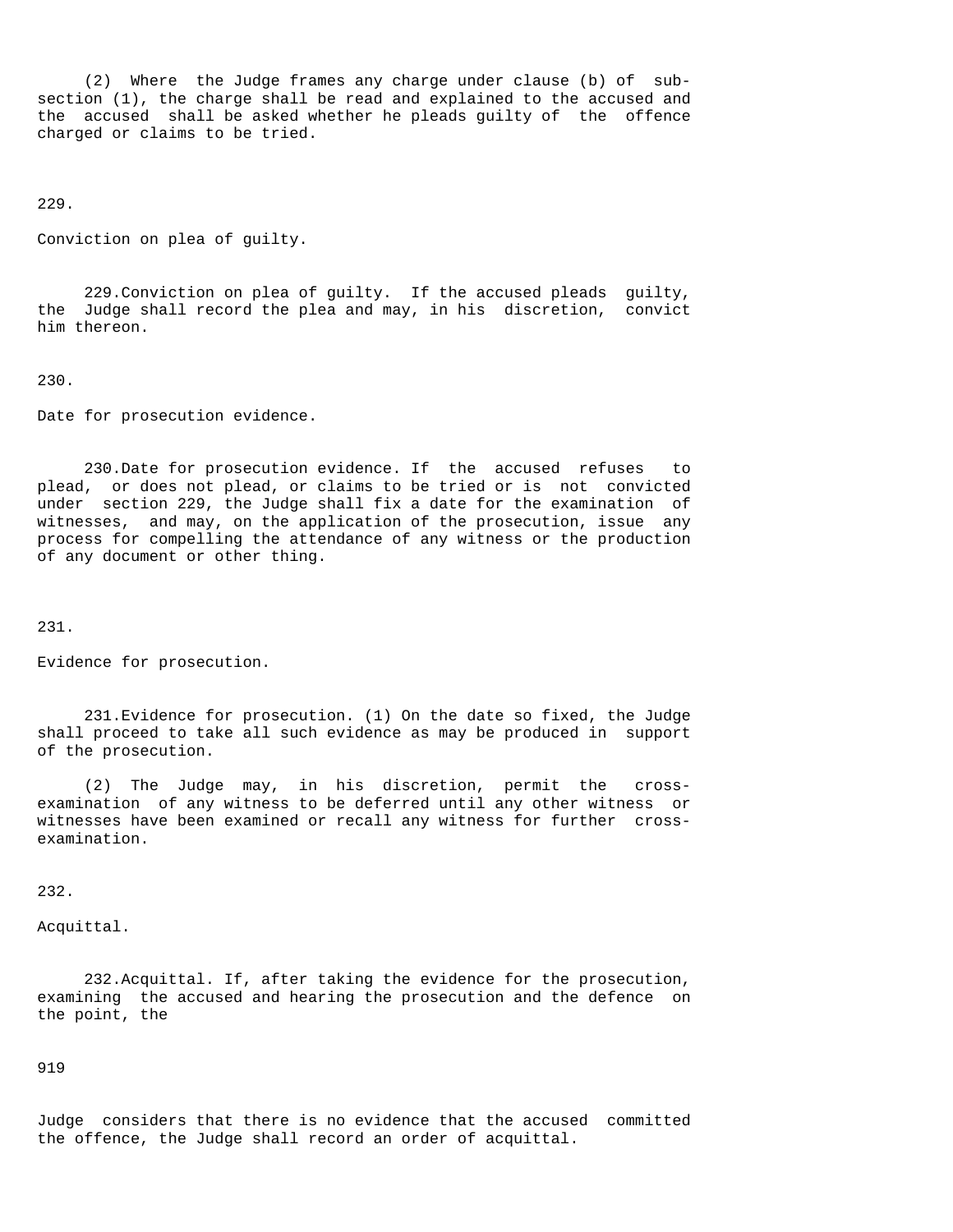(2) Where the Judge frames any charge under clause (b) of sub-section (1), the charge shall be read and explained to the accused and the accused shall be asked whether he pleads guilty of the offence charged or claims to be tried.

229.

Conviction on plea of guilty.

229.Conviction on plea of guilty. If the accused pleads guilty, the Judge shall record the plea and may, in his discretion, convict him thereon.

230.

Date for prosecution evidence.

230.Date for prosecution evidence. If the accused refuses to plead, or does not plead, or claims to be tried or is not convicted under section 229, the Judge shall fix a date for the examination of witnesses, and may, on the application of the prosecution, issue any process for compelling the attendance of any witness or the production of any document or other thing.

231.

Evidence for prosecution.

231.Evidence for prosecution. (1) On the date so fixed, the Judge shall proceed to take all such evidence as may be produced in support of the prosecution.

(2) The Judge may, in his discretion, permit the cross-examination of any witness to be deferred until any other witness or witnesses have been examined or recall any witness for further cross-examination.

232.

Acquittal.

232.Acquittal. If, after taking the evidence for the prosecution, examining the accused and hearing the prosecution and the defence on the point, the

Judge considers that there is no evidence that the accused committed the offence, the Judge shall record an order of acquittal.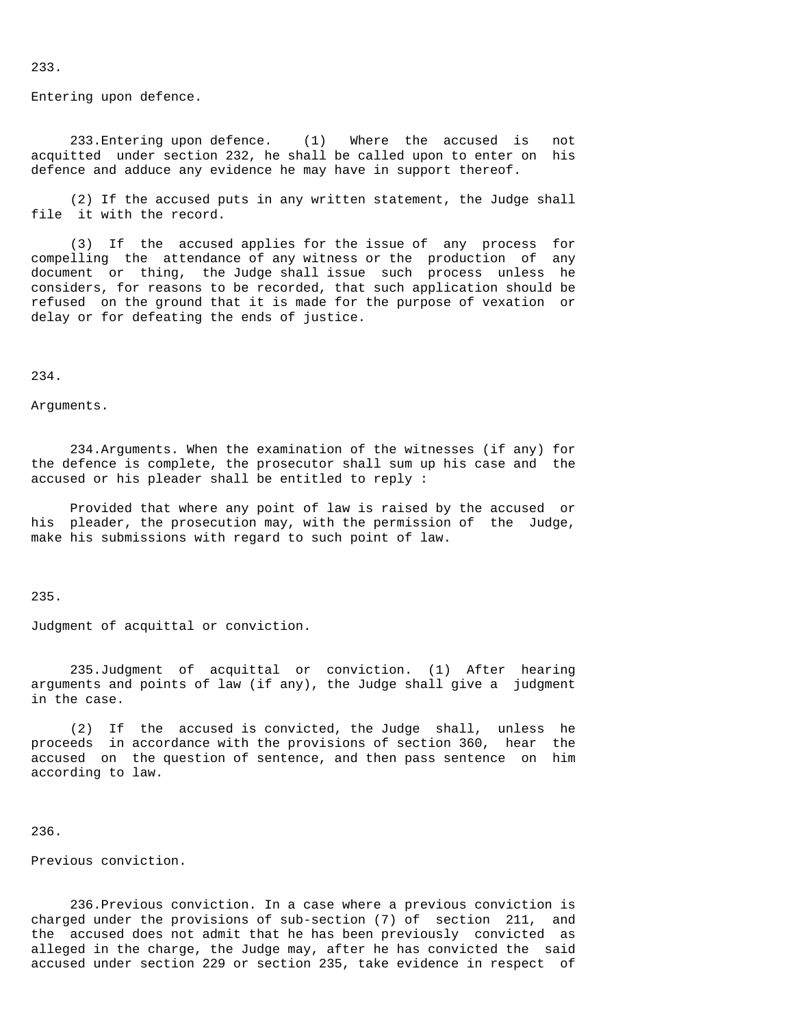233.

Entering upon defence.

233.Entering upon defence. (1) Where the accused is not acquitted under section 232, he shall be called upon to enter on his defence and adduce any evidence he may have in support thereof.

(2) If the accused puts in any written statement, the Judge shall file it with the record.

(3) If the accused applies for the issue of any process for compelling the attendance of any witness or the production of any document or thing, the Judge shall issue such process unless he considers, for reasons to be recorded, that such application should be refused on the ground that it is made for the purpose of vexation or delay or for defeating the ends of justice.

234.

Arguments.

234.Arguments. When the examination of the witnesses (if any) for the defence is complete, the prosecutor shall sum up his case and the accused or his pleader shall be entitled to reply :

Provided that where any point of law is raised by the accused or his pleader, the prosecution may, with the permission of the Judge, make his submissions with regard to such point of law.

235.

Judgment of acquittal or conviction.

235.Judgment of acquittal or conviction. (1) After hearing arguments and points of law (if any), the Judge shall give a judgment in the case.

(2) If the accused is convicted, the Judge shall, unless he proceeds in accordance with the provisions of section 360, hear the accused on the question of sentence, and then pass sentence on him according to law.

236.

Previous conviction.

236.Previous conviction. In a case where a previous conviction is charged under the provisions of sub-section (7) of section 211, and the accused does not admit that he has been previously convicted as alleged in the charge, the Judge may, after he has convicted the said accused under section 229 or section 235, take evidence in respect of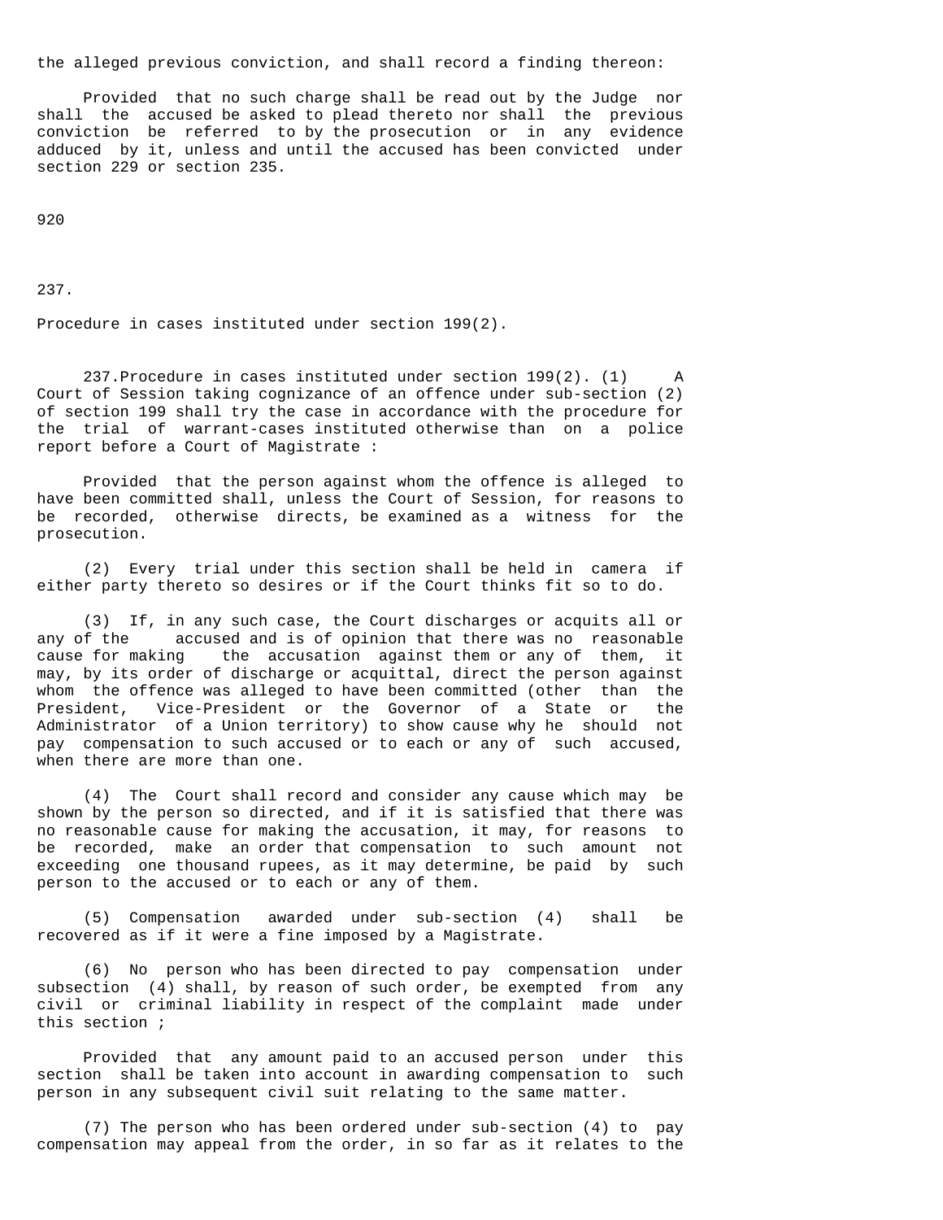the alleged previous conviction, and shall record a finding thereon:

Provided that no such charge shall be read out by the Judge nor shall the accused be asked to plead thereto nor shall the previous conviction be referred to by the prosecution or in any evidence adduced by it, unless and until the accused has been convicted under section 229 or section 235.

920

237.

Procedure in cases instituted under section 199(2).

237.Procedure in cases instituted under section 199(2). (1) A Court of Session taking cognizance of an offence under sub-section (2) of section 199 shall try the case in accordance with the procedure for the trial of warrant-cases instituted otherwise than on a police report before a Court of Magistrate :

Provided that the person against whom the offence is alleged to have been committed shall, unless the Court of Session, for reasons to be recorded, otherwise directs, be examined as a witness for the prosecution.

(2) Every trial under this section shall be held in camera if either party thereto so desires or if the Court thinks fit so to do.

(3) If, in any such case, the Court discharges or acquits all or any of the accused and is of opinion that there was no reasonable cause for making the accusation against them or any of them, it may, by its order of discharge or acquittal, direct the person against whom the offence was alleged to have been committed (other than the President, Vice-President or the Governor of a State or the Administrator of a Union territory) to show cause why he should not pay compensation to such accused or to each or any of such accused, when there are more than one.

(4) The Court shall record and consider any cause which may be shown by the person so directed, and if it is satisfied that there was no reasonable cause for making the accusation, it may, for reasons to be recorded, make an order that compensation to such amount not exceeding one thousand rupees, as it may determine, be paid by such person to the accused or to each or any of them.

(5) Compensation awarded under sub-section (4) shall be recovered as if it were a fine imposed by a Magistrate.

(6) No person who has been directed to pay compensation under subsection (4) shall, by reason of such order, be exempted from any civil or criminal liability in respect of the complaint made under this section ;

Provided that any amount paid to an accused person under this section shall be taken into account in awarding compensation to such person in any subsequent civil suit relating to the same matter.

(7) The person who has been ordered under sub-section (4) to pay compensation may appeal from the order, in so far as it relates to the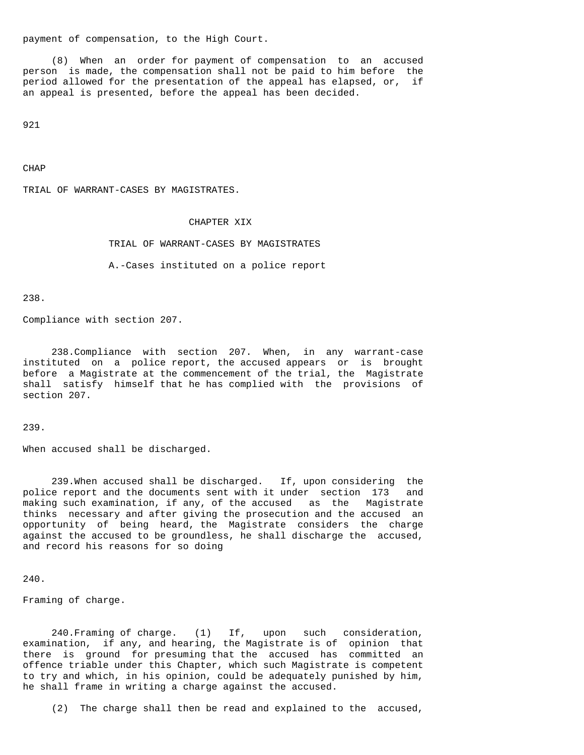payment of compensation, to the High Court.

(8) When an order for payment of compensation to an accused person is made, the compensation shall not be paid to him before the period allowed for the presentation of the appeal has elapsed, or, if an appeal is presented, before the appeal has been decided.

921

CHAP

TRIAL OF WARRANT-CASES BY MAGISTRATES.

## CHAPTER XIX

## TRIAL OF WARRANT-CASES BY MAGISTRATES

### A.-Cases instituted on a police report

238.

Compliance with section 207.

238.Compliance with section 207. When, in any warrant-case instituted on a police report, the accused appears or is brought before a Magistrate at the commencement of the trial, the Magistrate shall satisfy himself that he has complied with the provisions of section 207.

239.

When accused shall be discharged.

239.When accused shall be discharged. If, upon considering the police report and the documents sent with it under section 173 and making such examination, if any, of the accused as the Magistrate thinks necessary and after giving the prosecution and the accused an opportunity of being heard, the Magistrate considers the charge against the accused to be groundless, he shall discharge the accused, and record his reasons for so doing

240.

Framing of charge.

240.Framing of charge. (1) If, upon such consideration, examination, if any, and hearing, the Magistrate is of opinion that there is ground for presuming that the accused has committed an offence triable under this Chapter, which such Magistrate is competent to try and which, in his opinion, could be adequately punished by him, he shall frame in writing a charge against the accused.

(2) The charge shall then be read and explained to the accused,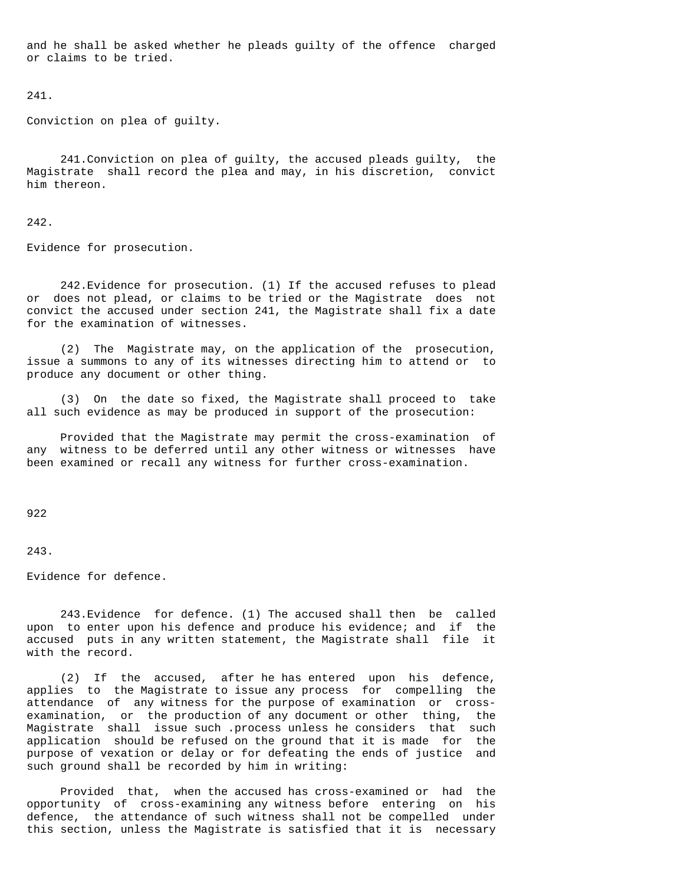and he shall be asked whether he pleads guilty of the offence charged or claims to be tried.

241.

Conviction on plea of guilty.

241.Conviction on plea of guilty, the accused pleads guilty, the Magistrate shall record the plea and may, in his discretion, convict him thereon.

242.

Evidence for prosecution.

242.Evidence for prosecution. (1) If the accused refuses to plead or does not plead, or claims to be tried or the Magistrate does not convict the accused under section 241, the Magistrate shall fix a date for the examination of witnesses.

(2) The Magistrate may, on the application of the prosecution, issue a summons to any of its witnesses directing him to attend or to produce any document or other thing.

(3) On the date so fixed, the Magistrate shall proceed to take all such evidence as may be produced in support of the prosecution:

Provided that the Magistrate may permit the cross-examination of any witness to be deferred until any other witness or witnesses have been examined or recall any witness for further cross-examination.

922

243.

Evidence for defence.

243.Evidence for defence. (1) The accused shall then be called upon to enter upon his defence and produce his evidence; and if the accused puts in any written statement, the Magistrate shall file it with the record.

(2) If the accused, after he has entered upon his defence, applies to the Magistrate to issue any process for compelling the attendance of any witness for the purpose of examination or cross-examination, or the production of any document or other thing, the Magistrate shall issue such .process unless he considers that such application should be refused on the ground that it is made for the purpose of vexation or delay or for defeating the ends of justice and such ground shall be recorded by him in writing:

Provided that, when the accused has cross-examined or had the opportunity of cross-examining any witness before entering on his defence, the attendance of such witness shall not be compelled under this section, unless the Magistrate is satisfied that it is necessary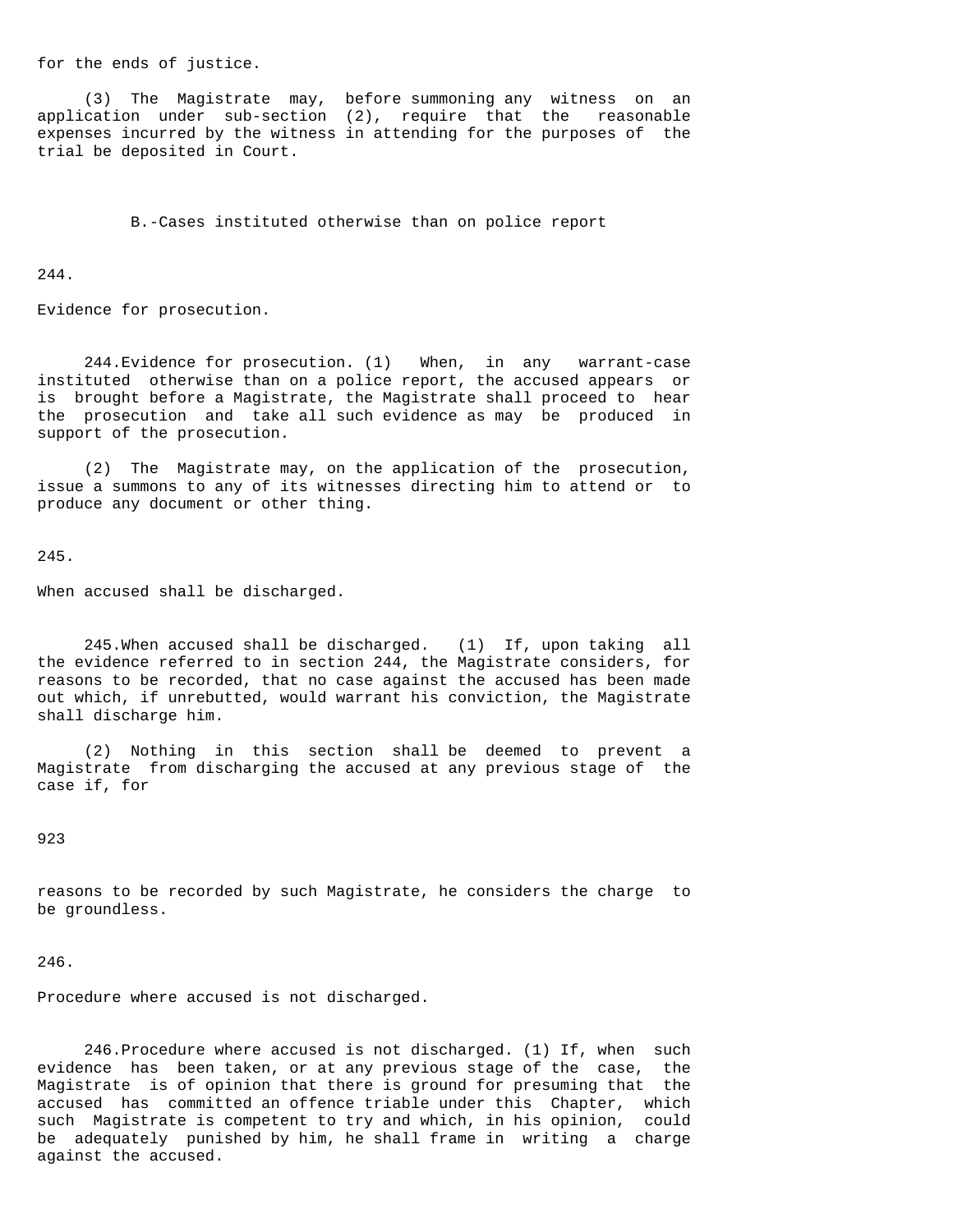for the ends of justice.

(3) The Magistrate may, before summoning any witness on an application under sub-section (2), require that the reasonable expenses incurred by the witness in attending for the purposes of the trial be deposited in Court.

B.-Cases instituted otherwise than on police report

244.

Evidence for prosecution.

244.Evidence for prosecution. (1) When, in any warrant-case instituted otherwise than on a police report, the accused appears or is brought before a Magistrate, the Magistrate shall proceed to hear the prosecution and take all such evidence as may be produced in support of the prosecution.

(2) The Magistrate may, on the application of the prosecution, issue a summons to any of its witnesses directing him to attend or to produce any document or other thing.

245.

When accused shall be discharged.

245.When accused shall be discharged. (1) If, upon taking all the evidence referred to in section 244, the Magistrate considers, for reasons to be recorded, that no case against the accused has been made out which, if unrebutted, would warrant his conviction, the Magistrate shall discharge him.

(2) Nothing in this section shall be deemed to prevent a Magistrate from discharging the accused at any previous stage of the case if, for reasons to be recorded by such Magistrate, he considers the charge to be groundless.

246.

Procedure where accused is not discharged.

246.Procedure where accused is not discharged. (1) If, when such evidence has been taken, or at any previous stage of the case, the Magistrate is of opinion that there is ground for presuming that the accused has committed an offence triable under this Chapter, which such Magistrate is competent to try and which, in his opinion, could be adequately punished by him, he shall frame in writing a charge against the accused.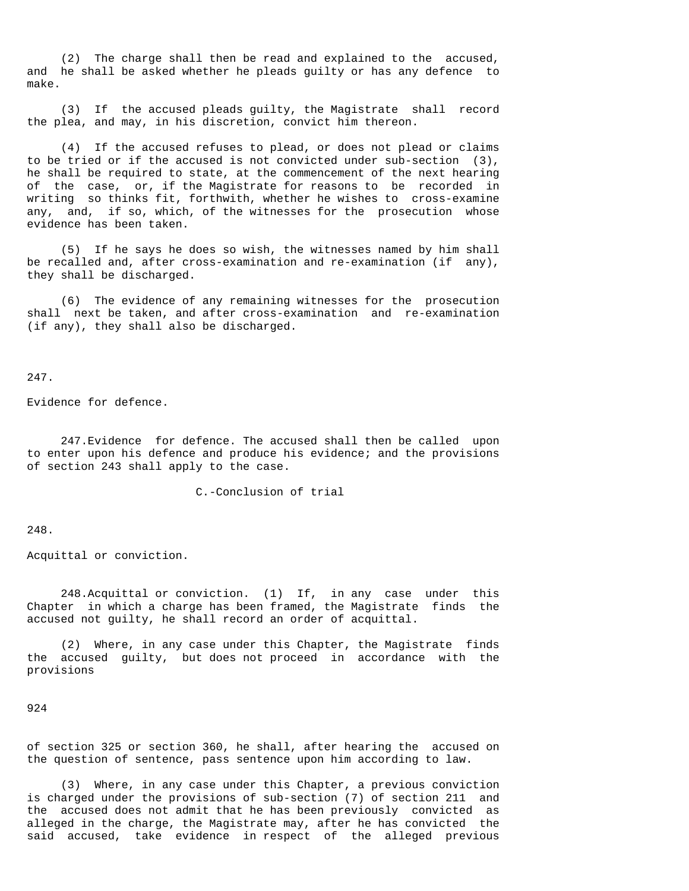(2) The charge shall then be read and explained to the accused, and he shall be asked whether he pleads guilty or has any defence to make.

(3) If the accused pleads guilty, the Magistrate shall record the plea, and may, in his discretion, convict him thereon.

(4) If the accused refuses to plead, or does not plead or claims to be tried or if the accused is not convicted under sub-section (3), he shall be required to state, at the commencement of the next hearing of the case, or, if the Magistrate for reasons to be recorded in writing so thinks fit, forthwith, whether he wishes to cross-examine any, and, if so, which, of the witnesses for the prosecution whose evidence has been taken.

(5) If he says he does so wish, the witnesses named by him shall be recalled and, after cross-examination and re-examination (if any), they shall be discharged.

(6) The evidence of any remaining witnesses for the prosecution shall next be taken, and after cross-examination and re-examination (if any), they shall also be discharged.

247.

Evidence for defence.

247. Evidence for defence. The accused shall then be called upon to enter upon his defence and produce his evidence; and the provisions of section 243 shall apply to the case.

## C.-Conclusion of trial

248.

Acquittal or conviction.

248. Acquittal or conviction. (1) If, in any case under this Chapter in which a charge has been framed, the Magistrate finds the accused not guilty, he shall record an order of acquittal.

(2) Where, in any case under this Chapter, the Magistrate finds the accused guilty, but does not proceed in accordance with the provisions of section 325 or section 360, he shall, after hearing the accused on the question of sentence, pass sentence upon him according to law.

(3) Where, in any case under this Chapter, a previous conviction is charged under the provisions of sub-section (7) of section 211 and the accused does not admit that he has been previously convicted as alleged in the charge, the Magistrate may, after he has convicted the said accused, take evidence in respect of the alleged previous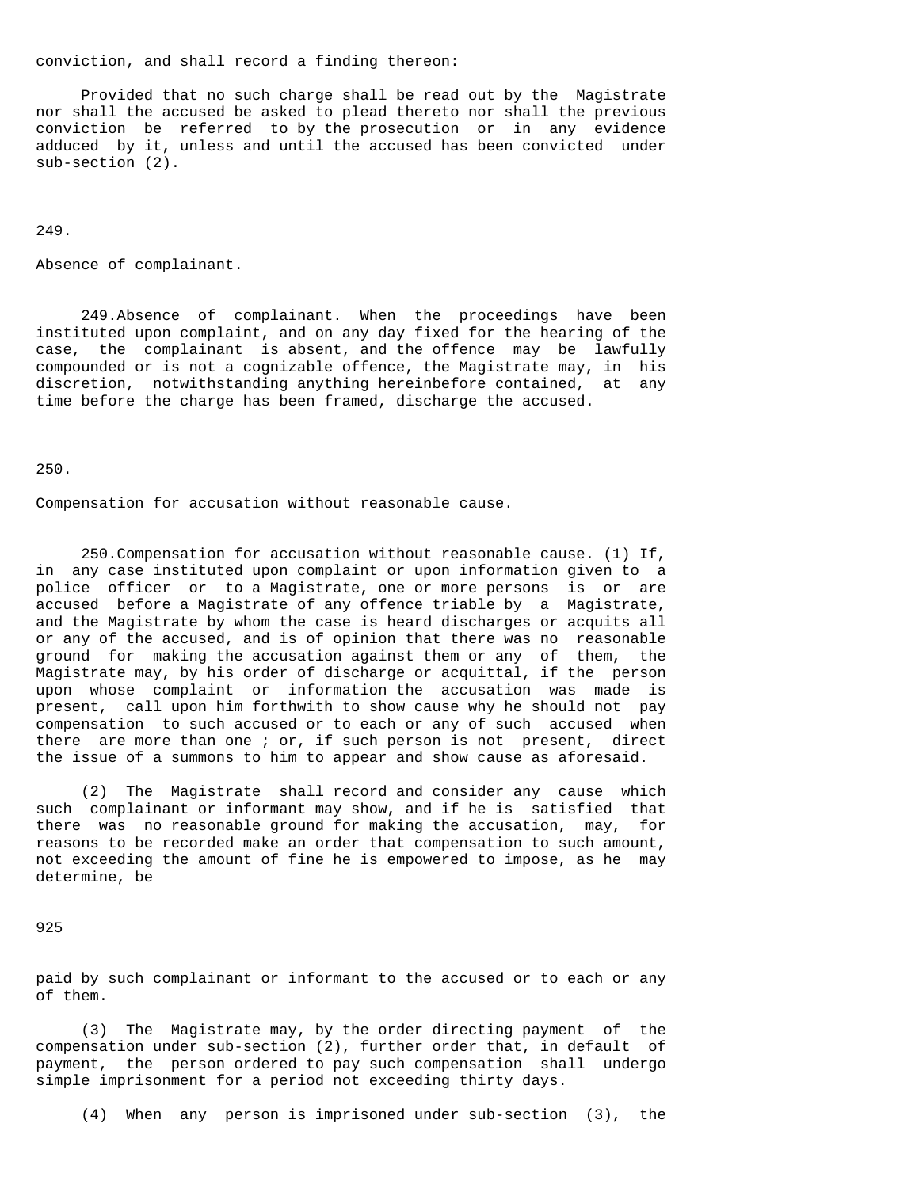conviction, and shall record a finding thereon:

Provided that no such charge shall be read out by the Magistrate nor shall the accused be asked to plead thereto nor shall the previous conviction be referred to by the prosecution or in any evidence adduced by it, unless and until the accused has been convicted under sub-section (2).

249.

Absence of complainant.

249.Absence of complainant. When the proceedings have been instituted upon complaint, and on any day fixed for the hearing of the case, the complainant is absent, and the offence may be lawfully compounded or is not a cognizable offence, the Magistrate may, in his discretion, notwithstanding anything hereinbefore contained, at any time before the charge has been framed, discharge the accused.

250.

Compensation for accusation without reasonable cause.

250.Compensation for accusation without reasonable cause. (1) If, in any case instituted upon complaint or upon information given to a police officer or to a Magistrate, one or more persons is or are accused before a Magistrate of any offence triable by a Magistrate, and the Magistrate by whom the case is heard discharges or acquits all or any of the accused, and is of opinion that there was no reasonable ground for making the accusation against them or any of them, the Magistrate may, by his order of discharge or acquittal, if the person upon whose complaint or information the accusation was made is present, call upon him forthwith to show cause why he should not pay compensation to such accused or to each or any of such accused when there are more than one ; or, if such person is not present, direct the issue of a summons to him to appear and show cause as aforesaid.

(2) The Magistrate shall record and consider any cause which such complainant or informant may show, and if he is satisfied that there was no reasonable ground for making the accusation, may, for reasons to be recorded make an order that compensation to such amount, not exceeding the amount of fine he is empowered to impose, as he may determine, be

paid by such complainant or informant to the accused or to each or any of them.

(3) The Magistrate may, by the order directing payment of the compensation under sub-section (2), further order that, in default of payment, the person ordered to pay such compensation shall undergo simple imprisonment for a period not exceeding thirty days.

(4) When any person is imprisoned under sub-section (3), the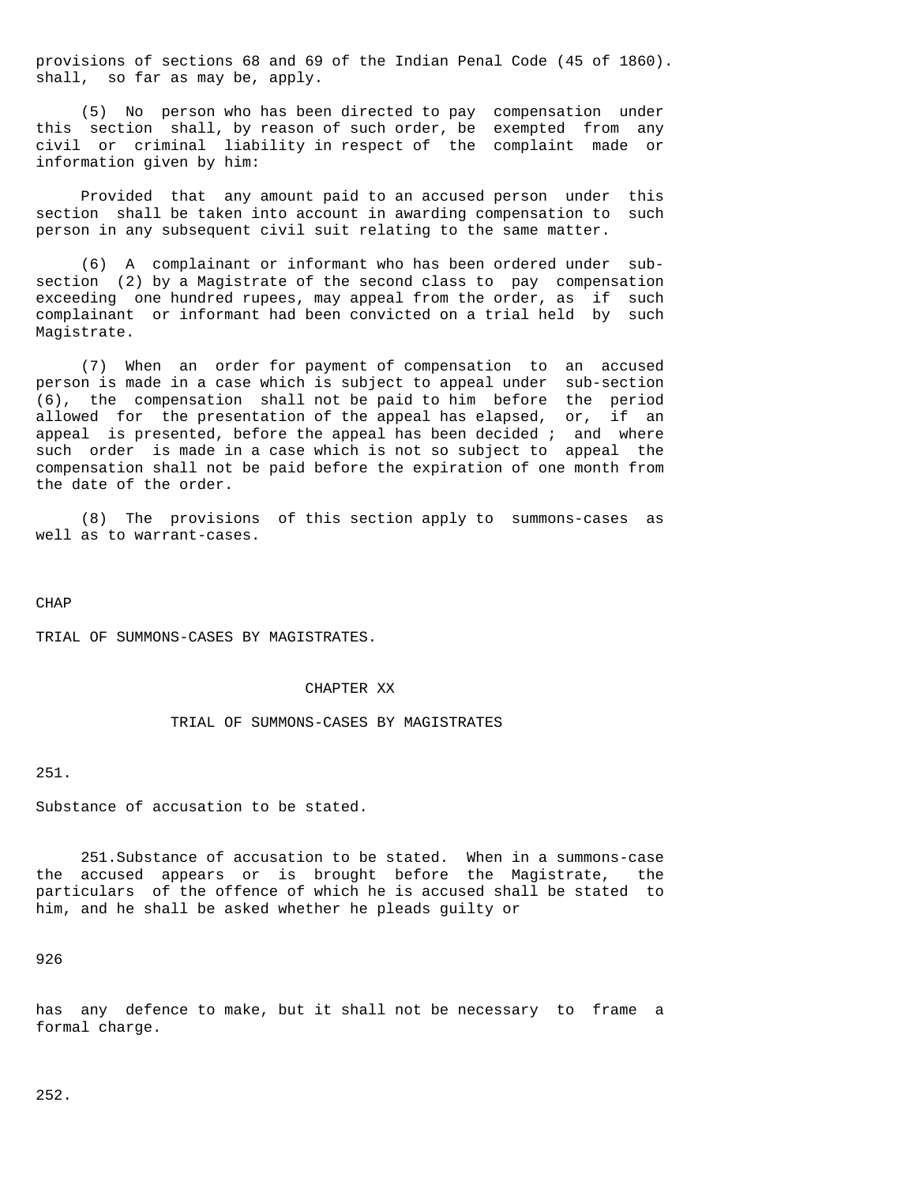provisions of sections 68 and 69 of the Indian Penal Code (45 of 1860). shall, so far as may be, apply.

(5) No person who has been directed to pay compensation under this section shall, by reason of such order, be exempted from any civil or criminal liability in respect of the complaint made or information given by him:

Provided that any amount paid to an accused person under this section shall be taken into account in awarding compensation to such person in any subsequent civil suit relating to the same matter.

(6) A complainant or informant who has been ordered under sub-section (2) by a Magistrate of the second class to pay compensation exceeding one hundred rupees, may appeal from the order, as if such complainant or informant had been convicted on a trial held by such Magistrate.

(7) When an order for payment of compensation to an accused person is made in a case which is subject to appeal under sub-section (6), the compensation shall not be paid to him before the period allowed for the presentation of the appeal has elapsed, or, if an appeal is presented, before the appeal has been decided ; and where such order is made in a case which is not so subject to appeal the compensation shall not be paid before the expiration of one month from the date of the order.

(8) The provisions of this section apply to summons-cases as well as to warrant-cases.

CHAP

TRIAL OF SUMMONS-CASES BY MAGISTRATES.

## CHAPTER XX

## TRIAL OF SUMMONS-CASES BY MAGISTRATES

251.

Substance of accusation to be stated.

251.Substance of accusation to be stated. When in a summons-case the accused appears or is brought before the Magistrate, the particulars of the offence of which he is accused shall be stated to him, and he shall be asked whether he pleads guilty or

has any defence to make, but it shall not be necessary to frame a formal charge.

252.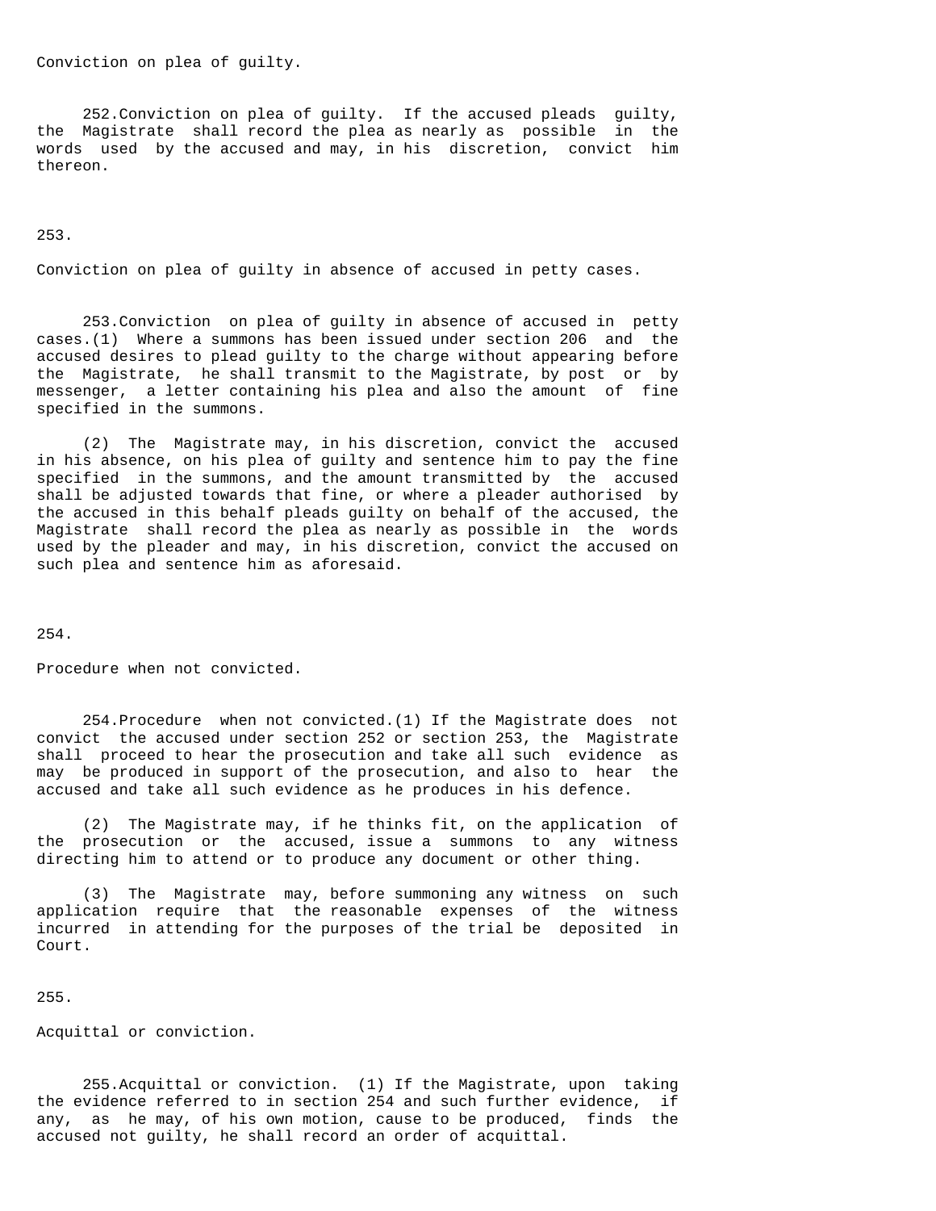Conviction on plea of guilty.

252.Conviction on plea of guilty. If the accused pleads guilty, the Magistrate shall record the plea as nearly as possible in the words used by the accused and may, in his discretion, convict him thereon.

253.

Conviction on plea of guilty in absence of accused in petty cases.

253.Conviction on plea of guilty in absence of accused in petty cases.(1) Where a summons has been issued under section 206 and the accused desires to plead guilty to the charge without appearing before the Magistrate, he shall transmit to the Magistrate, by post or by messenger, a letter containing his plea and also the amount of fine specified in the summons.

(2) The Magistrate may, in his discretion, convict the accused in his absence, on his plea of guilty and sentence him to pay the fine specified in the summons, and the amount transmitted by the accused shall be adjusted towards that fine, or where a pleader authorised by the accused in this behalf pleads guilty on behalf of the accused, the Magistrate shall record the plea as nearly as possible in the words used by the pleader and may, in his discretion, convict the accused on such plea and sentence him as aforesaid.

254.

Procedure when not convicted.

254.Procedure when not convicted.(1) If the Magistrate does not convict the accused under section 252 or section 253, the Magistrate shall proceed to hear the prosecution and take all such evidence as may be produced in support of the prosecution, and also to hear the accused and take all such evidence as he produces in his defence.

(2) The Magistrate may, if he thinks fit, on the application of the prosecution or the accused, issue a summons to any witness directing him to attend or to produce any document or other thing.

(3) The Magistrate may, before summoning any witness on such application require that the reasonable expenses of the witness incurred in attending for the purposes of the trial be deposited in Court.

255.

Acquittal or conviction.

255.Acquittal or conviction. (1) If the Magistrate, upon taking the evidence referred to in section 254 and such further evidence, if any, as he may, of his own motion, cause to be produced, finds the accused not guilty, he shall record an order of acquittal.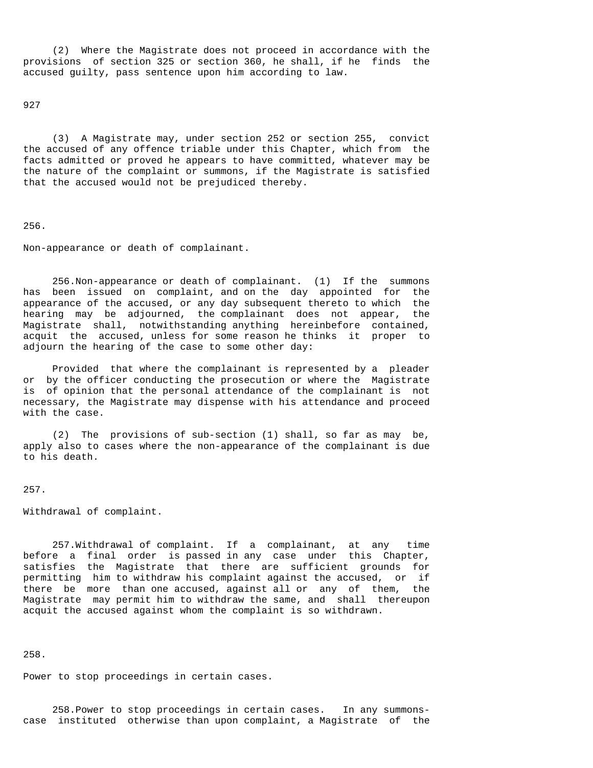(2) Where the Magistrate does not proceed in accordance with the provisions of section 325 or section 360, he shall, if he finds the accused guilty, pass sentence upon him according to law.

(3) A Magistrate may, under section 252 or section 255, convict the accused of any offence triable under this Chapter, which from the facts admitted or proved he appears to have committed, whatever may be the nature of the complaint or summons, if the Magistrate is satisfied that the accused would not be prejudiced thereby.

256.

Non-appearance or death of complainant.

256.Non-appearance or death of complainant. (1) If the summons has been issued on complaint, and on the day appointed for the appearance of the accused, or any day subsequent thereto to which the hearing may be adjourned, the complainant does not appear, the Magistrate shall, notwithstanding anything hereinbefore contained, acquit the accused, unless for some reason he thinks it proper to adjourn the hearing of the case to some other day:

Provided that where the complainant is represented by a pleader or by the officer conducting the prosecution or where the Magistrate is of opinion that the personal attendance of the complainant is not necessary, the Magistrate may dispense with his attendance and proceed with the case.

(2) The provisions of sub-section (1) shall, so far as may be, apply also to cases where the non-appearance of the complainant is due to his death.

257.

Withdrawal of complaint.

257.Withdrawal of complaint. If a complainant, at any time before a final order is passed in any case under this Chapter, satisfies the Magistrate that there are sufficient grounds for permitting him to withdraw his complaint against the accused, or if there be more than one accused, against all or any of them, the Magistrate may permit him to withdraw the same, and shall thereupon acquit the accused against whom the complaint is so withdrawn.

258.

Power to stop proceedings in certain cases.

258.Power to stop proceedings in certain cases. In any summons-case instituted otherwise than upon complaint, a Magistrate of the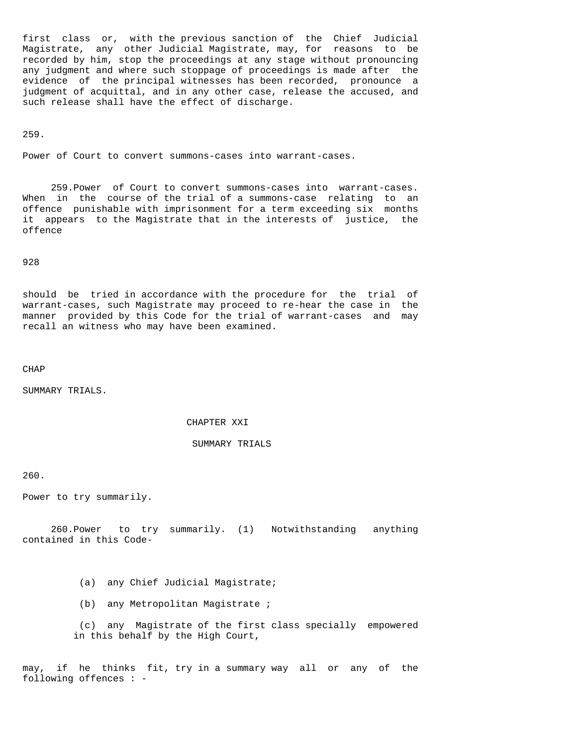first class or, with the previous sanction of the Chief Judicial Magistrate, any other Judicial Magistrate, may, for reasons to be recorded by him, stop the proceedings at any stage without pronouncing any judgment and where such stoppage of proceedings is made after the evidence of the principal witnesses has been recorded, pronounce a judgment of acquittal, and in any other case, release the accused, and such release shall have the effect of discharge.

259.

Power of Court to convert summons-cases into warrant-cases.

259.Power of Court to convert summons-cases into warrant-cases. When in the course of the trial of a summons-case relating to an offence punishable with imprisonment for a term exceeding six months it appears to the Magistrate that in the interests of justice, the offence

928

should be tried in accordance with the procedure for the trial of warrant-cases, such Magistrate may proceed to re-hear the case in the manner provided by this Code for the trial of warrant-cases and may recall an witness who may have been examined.

CHAP

SUMMARY TRIALS.

## CHAPTER XXI

## SUMMARY TRIALS

260.

Power to try summarily.

260.Power to try summarily. (1) Notwithstanding anything contained in this Code-

(a) any Chief Judicial Magistrate;

(b) any Metropolitan Magistrate ;

(c) any Magistrate of the first class specially empowered in this behalf by the High Court,

may, if he thinks fit, try in a summary way all or any of the following offences : -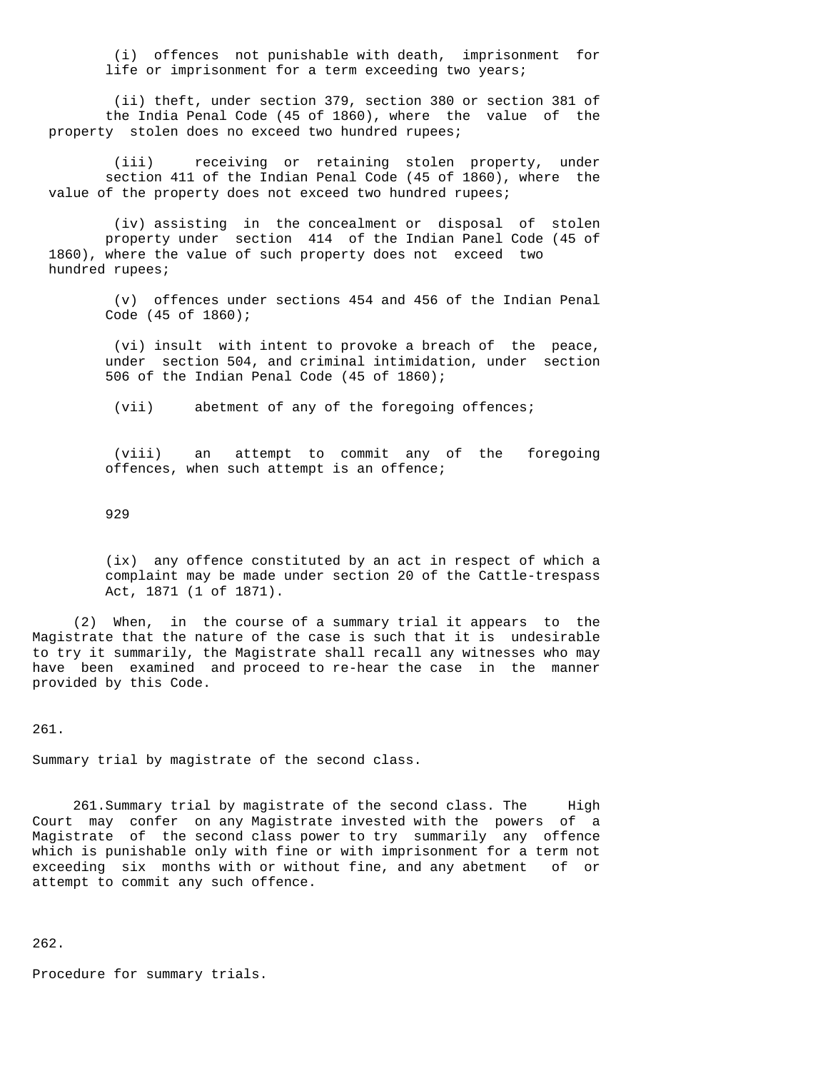(i) offences not punishable with death, imprisonment for life or imprisonment for a term exceeding two years;

(ii) theft, under section 379, section 380 or section 381 of the India Penal Code (45 of 1860), where the value of the property stolen does no exceed two hundred rupees;

(iii) receiving or retaining stolen property, under section 411 of the Indian Penal Code (45 of 1860), where the value of the property does not exceed two hundred rupees;

(iv) assisting in the concealment or disposal of stolen property under section 414 of the Indian Panel Code (45 of 1860), where the value of such property does not exceed two hundred rupees;

(v) offences under sections 454 and 456 of the Indian Penal Code (45 of 1860);

(vi) insult with intent to provoke a breach of the peace, under section 504, and criminal intimidation, under section 506 of the Indian Penal Code (45 of 1860);

(vii) abetment of any of the foregoing offences;

(viii) an attempt to commit any of the foregoing offences, when such attempt is an offence;

929

(ix) any offence constituted by an act in respect of which a complaint may be made under section 20 of the Cattle-trespass Act, 1871 (1 of 1871).

(2) When, in the course of a summary trial it appears to the Magistrate that the nature of the case is such that it is undesirable to try it summarily, the Magistrate shall recall any witnesses who may have been examined and proceed to re-hear the case in the manner provided by this Code.

261.

Summary trial by magistrate of the second class.

261.Summary trial by magistrate of the second class. The High Court may confer on any Magistrate invested with the powers of a Magistrate of the second class power to try summarily any offence which is punishable only with fine or with imprisonment for a term not exceeding six months with or without fine, and any abetment of or attempt to commit any such offence.

262.

Procedure for summary trials.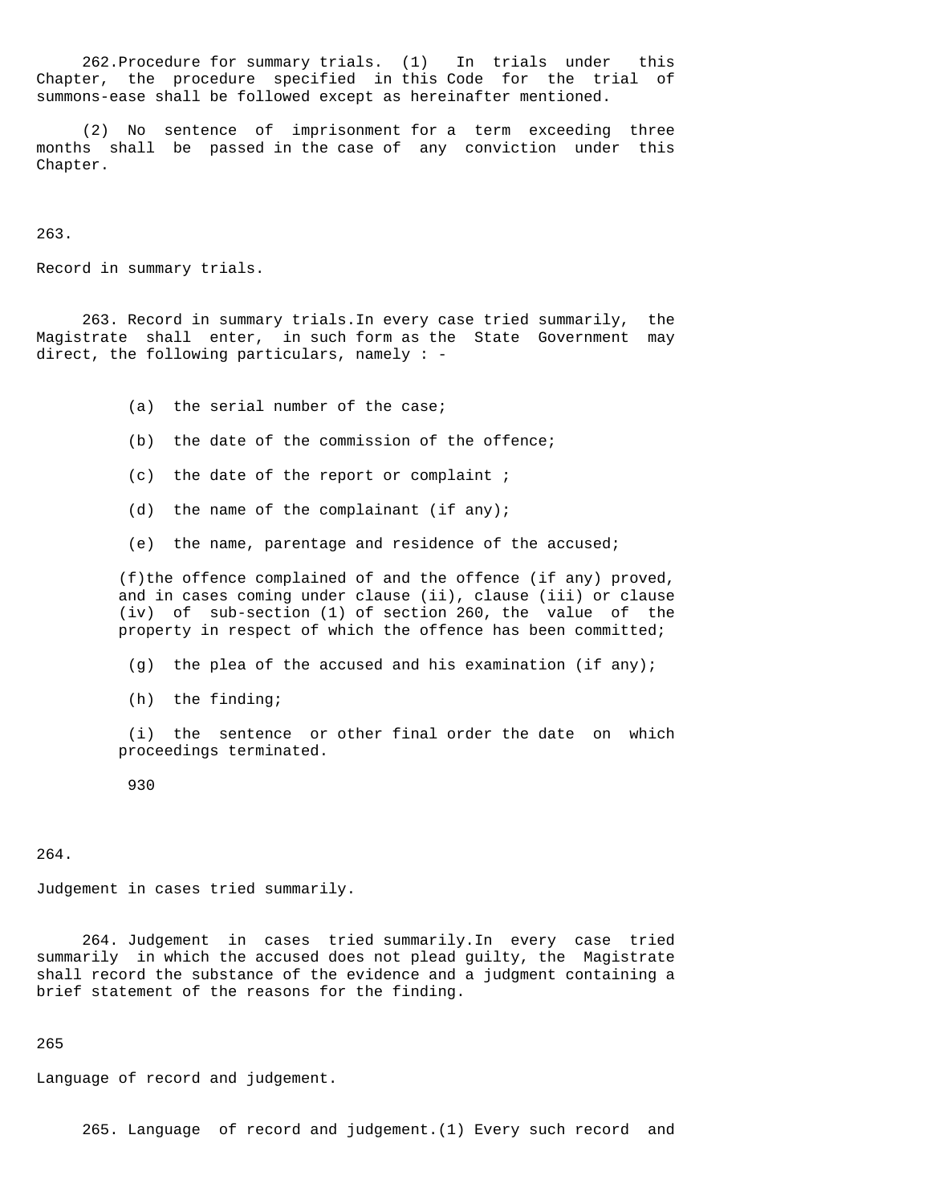262.Procedure for summary trials. (1) In trials under this Chapter, the procedure specified in this Code for the trial of summons-ease shall be followed except as hereinafter mentioned.

(2) No sentence of imprisonment for a term exceeding three months shall be passed in the case of any conviction under this Chapter.

263.

Record in summary trials.

263. Record in summary trials.In every case tried summarily, the Magistrate shall enter, in such form as the State Government may direct, the following particulars, namely : -

(a) the serial number of the case;

(b) the date of the commission of the offence;

(c) the date of the report or complaint ;

(d) the name of the complainant (if any);

(e) the name, parentage and residence of the accused;

(f)the offence complained of and the offence (if any) proved, and in cases coming under clause (ii), clause (iii) or clause (iv) of sub-section (1) of section 260, the value of the property in respect of which the offence has been committed;

(g) the plea of the accused and his examination (if any);

(h) the finding;

(i) the sentence or other final order the date on which proceedings terminated.

930

264.

Judgement in cases tried summarily.

264. Judgement in cases tried summarily.In every case tried summarily in which the accused does not plead guilty, the Magistrate shall record the substance of the evidence and a judgment containing a brief statement of the reasons for the finding.

265

Language of record and judgement.

265. Language of record and judgement.(1) Every such record and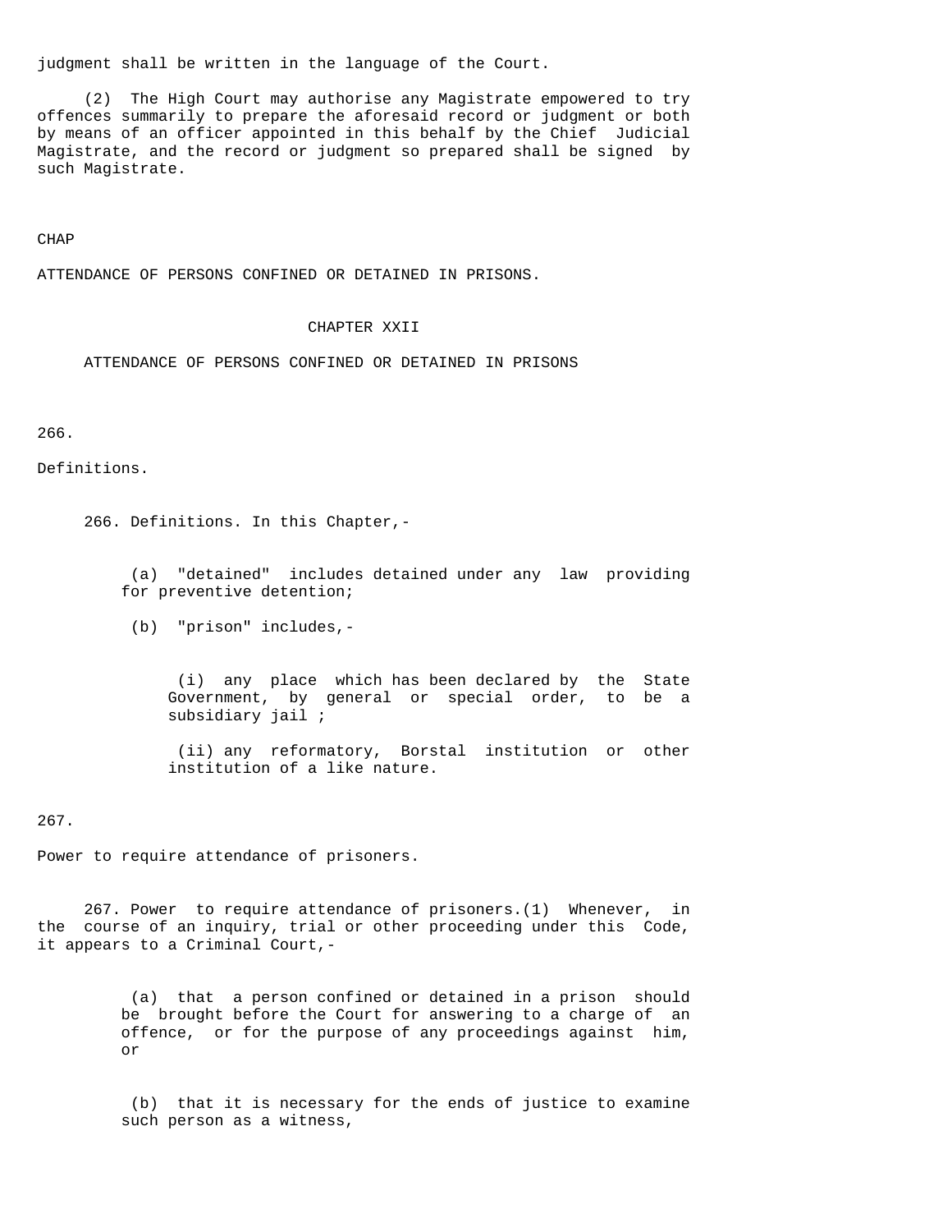judgment shall be written in the language of the Court.

(2) The High Court may authorise any Magistrate empowered to try offences summarily to prepare the aforesaid record or judgment or both by means of an officer appointed in this behalf by the Chief Judicial Magistrate, and the record or judgment so prepared shall be signed by such Magistrate.

CHAP

ATTENDANCE OF PERSONS CONFINED OR DETAINED IN PRISONS.

## CHAPTER XXII

## ATTENDANCE OF PERSONS CONFINED OR DETAINED IN PRISONS

266.

Definitions.

266. Definitions. In this Chapter,-

(a) "detained" includes detained under any law providing for preventive detention;

(b) "prison" includes,-

(i) any place which has been declared by the State Government, by general or special order, to be a subsidiary jail ;

(ii) any reformatory, Borstal institution or other institution of a like nature.

267.

Power to require attendance of prisoners.

267. Power to require attendance of prisoners.(1) Whenever, in the course of an inquiry, trial or other proceeding under this Code, it appears to a Criminal Court,-

(a) that a person confined or detained in a prison should be brought before the Court for answering to a charge of an offence, or for the purpose of any proceedings against him, or

(b) that it is necessary for the ends of justice to examine such person as a witness,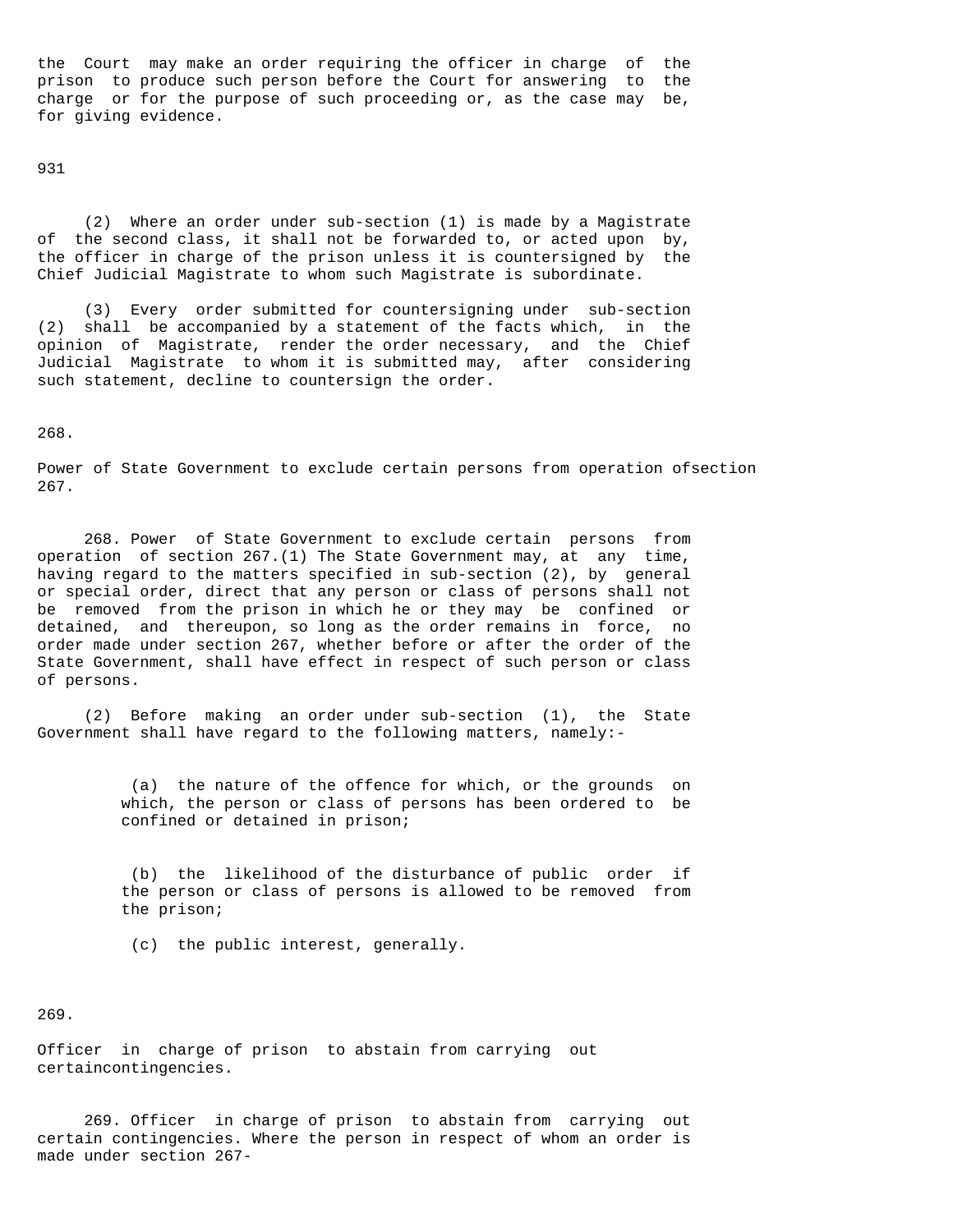the Court may make an order requiring the officer in charge of the prison to produce such person before the Court for answering to the charge or for the purpose of such proceeding or, as the case may be, for giving evidence.

931

(2) Where an order under sub-section (1) is made by a Magistrate of the second class, it shall not be forwarded to, or acted upon by, the officer in charge of the prison unless it is countersigned by the Chief Judicial Magistrate to whom such Magistrate is subordinate.

(3) Every order submitted for countersigning under sub-section (2) shall be accompanied by a statement of the facts which, in the opinion of Magistrate, render the order necessary, and the Chief Judicial Magistrate to whom it is submitted may, after considering such statement, decline to countersign the order.

268.

Power of State Government to exclude certain persons from operation ofsection 267.

268. Power of State Government to exclude certain persons from operation of section 267.(1) The State Government may, at any time, having regard to the matters specified in sub-section (2), by general or special order, direct that any person or class of persons shall not be removed from the prison in which he or they may be confined or detained, and thereupon, so long as the order remains in force, no order made under section 267, whether before or after the order of the State Government, shall have effect in respect of such person or class of persons.

(2) Before making an order under sub-section (1), the State Government shall have regard to the following matters, namely:-

(a) the nature of the offence for which, or the grounds on which, the person or class of persons has been ordered to be confined or detained in prison;

(b) the likelihood of the disturbance of public order if the person or class of persons is allowed to be removed from the prison;

(c) the public interest, generally.

269.

Officer in charge of prison to abstain from carrying out certaincontingencies.

269. Officer in charge of prison to abstain from carrying out certain contingencies. Where the person in respect of whom an order is made under section 267-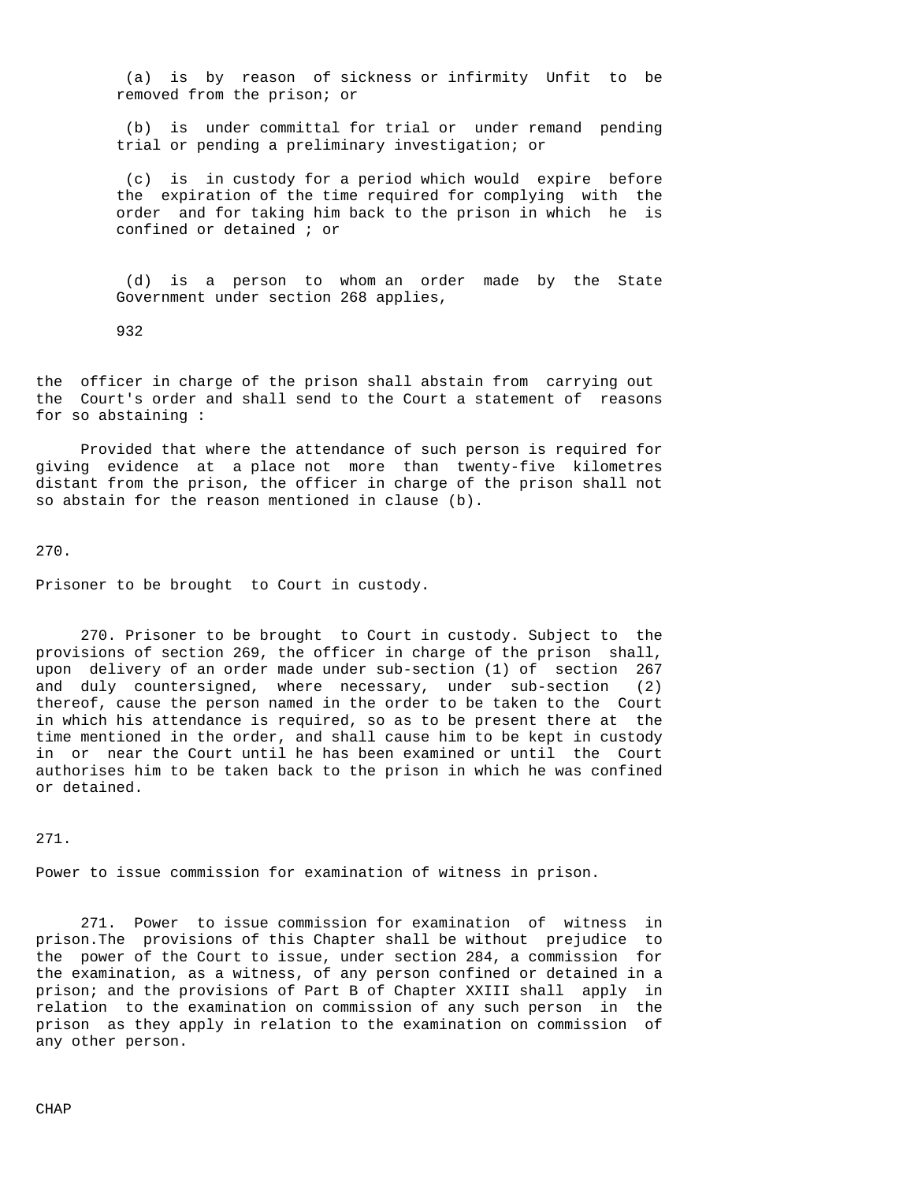(a) is by reason of sickness or infirmity Unfit to be removed from the prison; or

(b) is under committal for trial or under remand pending trial or pending a preliminary investigation; or

(c) is in custody for a period which would expire before the expiration of the time required for complying with the order and for taking him back to the prison in which he is confined or detained ; or

(d) is a person to whom an order made by the State Government under section 268 applies,

the officer in charge of the prison shall abstain from carrying out the Court's order and shall send to the Court a statement of reasons for so abstaining :

Provided that where the attendance of such person is required for giving evidence at a place not more than twenty-five kilometres distant from the prison, the officer in charge of the prison shall not so abstain for the reason mentioned in clause (b).

270.

Prisoner to be brought to Court in custody.

270. Prisoner to be brought to Court in custody. Subject to the provisions of section 269, the officer in charge of the prison shall, upon delivery of an order made under sub-section (1) of section 267 and duly countersigned, where necessary, under sub-section (2) thereof, cause the person named in the order to be taken to the Court in which his attendance is required, so as to be present there at the time mentioned in the order, and shall cause him to be kept in custody in or near the Court until he has been examined or until the Court authorises him to be taken back to the prison in which he was confined or detained.

271.

Power to issue commission for examination of witness in prison.

271. Power to issue commission for examination of witness in prison.The provisions of this Chapter shall be without prejudice to the power of the Court to issue, under section 284, a commission for the examination, as a witness, of any person confined or detained in a prison; and the provisions of Part B of Chapter XXIII shall apply in relation to the examination on commission of any such person in the prison as they apply in relation to the examination on commission of any other person.

CHAP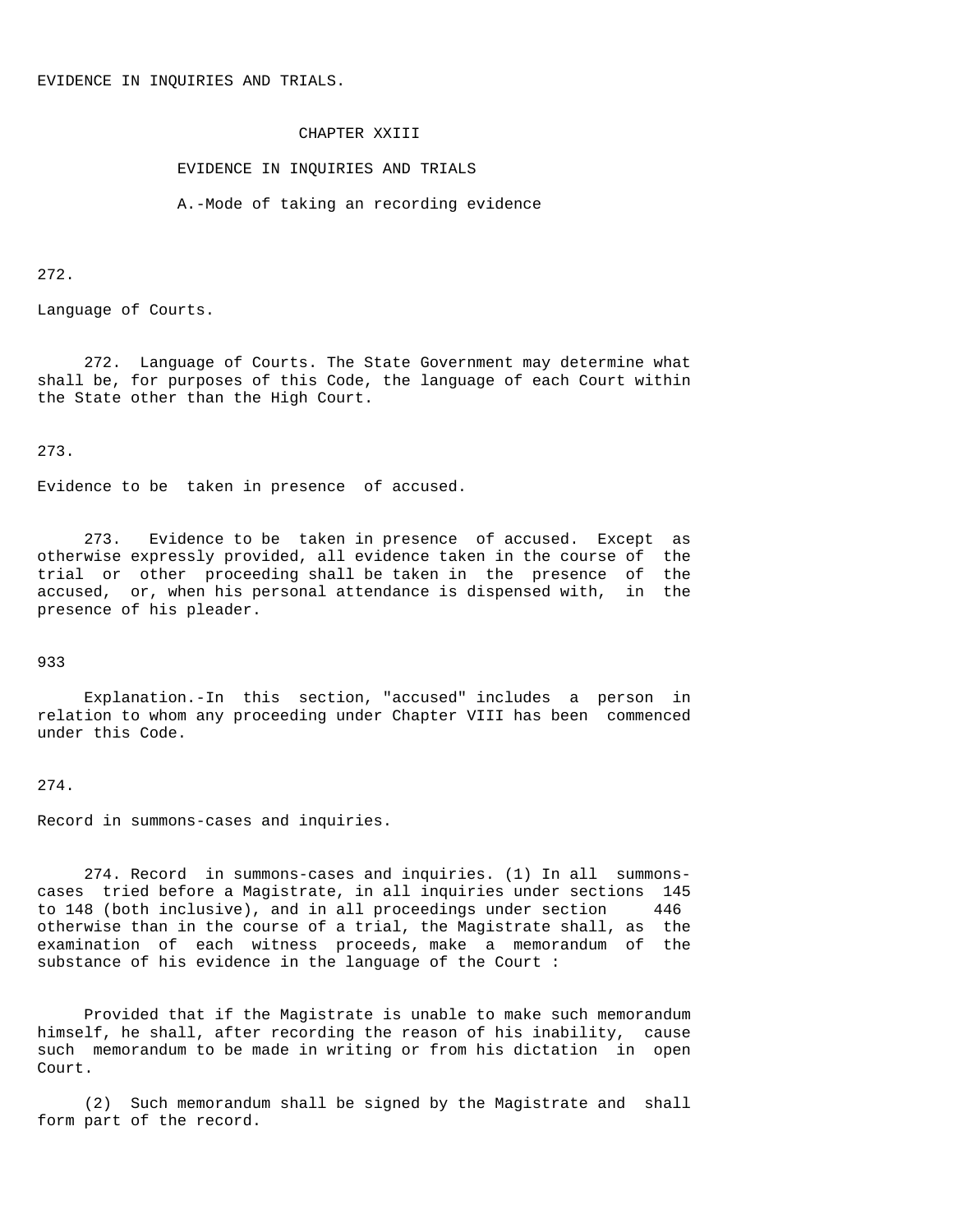EVIDENCE IN INQUIRIES AND TRIALS.

# CHAPTER XXIII

## EVIDENCE IN INQUIRIES AND TRIALS

### A.-Mode of taking an recording evidence

272.

Language of Courts.

272. Language of Courts. The State Government may determine what shall be, for purposes of this Code, the language of each Court within the State other than the High Court.

273.

Evidence to be taken in presence of accused.

273. Evidence to be taken in presence of accused. Except as otherwise expressly provided, all evidence taken in the course of the trial or other proceeding shall be taken in the presence of the accused, or, when his personal attendance is dispensed with, in the presence of his pleader.

933

Explanation.-In this section, "accused" includes a person in relation to whom any proceeding under Chapter VIII has been commenced under this Code.

274.

Record in summons-cases and inquiries.

274. Record in summons-cases and inquiries. (1) In all summons-cases tried before a Magistrate, in all inquiries under sections 145 to 148 (both inclusive), and in all proceedings under section 446 otherwise than in the course of a trial, the Magistrate shall, as the examination of each witness proceeds, make a memorandum of the substance of his evidence in the language of the Court :

Provided that if the Magistrate is unable to make such memorandum himself, he shall, after recording the reason of his inability, cause such memorandum to be made in writing or from his dictation in open Court.

(2) Such memorandum shall be signed by the Magistrate and shall form part of the record.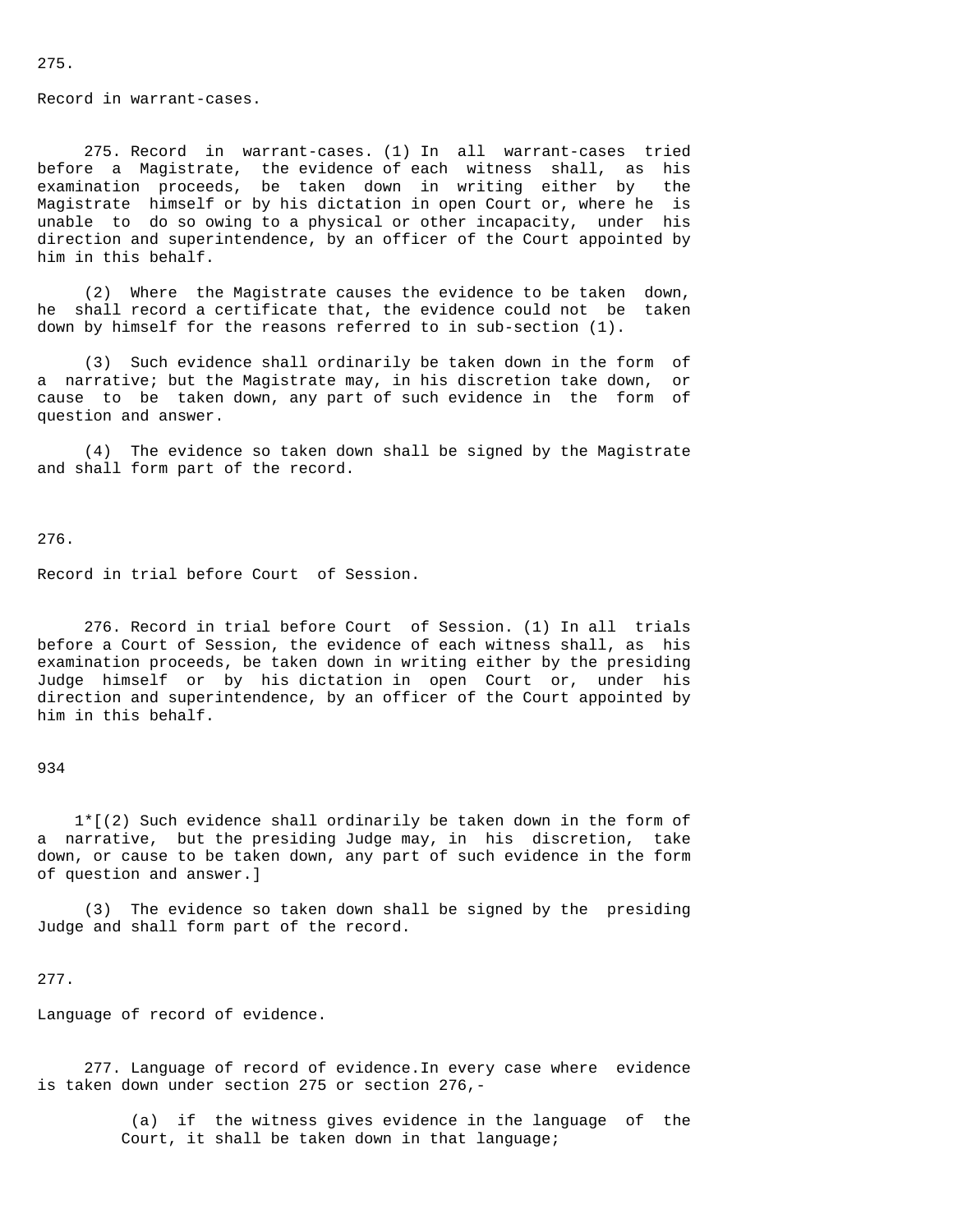275.

Record in warrant-cases.

275. Record in warrant-cases. (1) In all warrant-cases tried before a Magistrate, the evidence of each witness shall, as his examination proceeds, be taken down in writing either by the Magistrate himself or by his dictation in open Court or, where he is unable to do so owing to a physical or other incapacity, under his direction and superintendence, by an officer of the Court appointed by him in this behalf.

(2) Where the Magistrate causes the evidence to be taken down, he shall record a certificate that, the evidence could not be taken down by himself for the reasons referred to in sub-section (1).

(3) Such evidence shall ordinarily be taken down in the form of a narrative; but the Magistrate may, in his discretion take down, or cause to be taken down, any part of such evidence in the form of question and answer.

(4) The evidence so taken down shall be signed by the Magistrate and shall form part of the record.

276.

Record in trial before Court of Session.

276. Record in trial before Court of Session. (1) In all trials before a Court of Session, the evidence of each witness shall, as his examination proceeds, be taken down in writing either by the presiding Judge himself or by his dictation in open Court or, under his direction and superintendence, by an officer of the Court appointed by him in this behalf.

934

1*[(2) Such evidence shall ordinarily be taken down in the form of a narrative, but the presiding Judge may, in his discretion, take down, or cause to be taken down, any part of such evidence in the form of question and answer.]

(3) The evidence so taken down shall be signed by the presiding Judge and shall form part of the record.

277.

Language of record of evidence.

277. Language of record of evidence.In every case where evidence is taken down under section 275 or section 276,-

(a) if the witness gives evidence in the language of the Court, it shall be taken down in that language;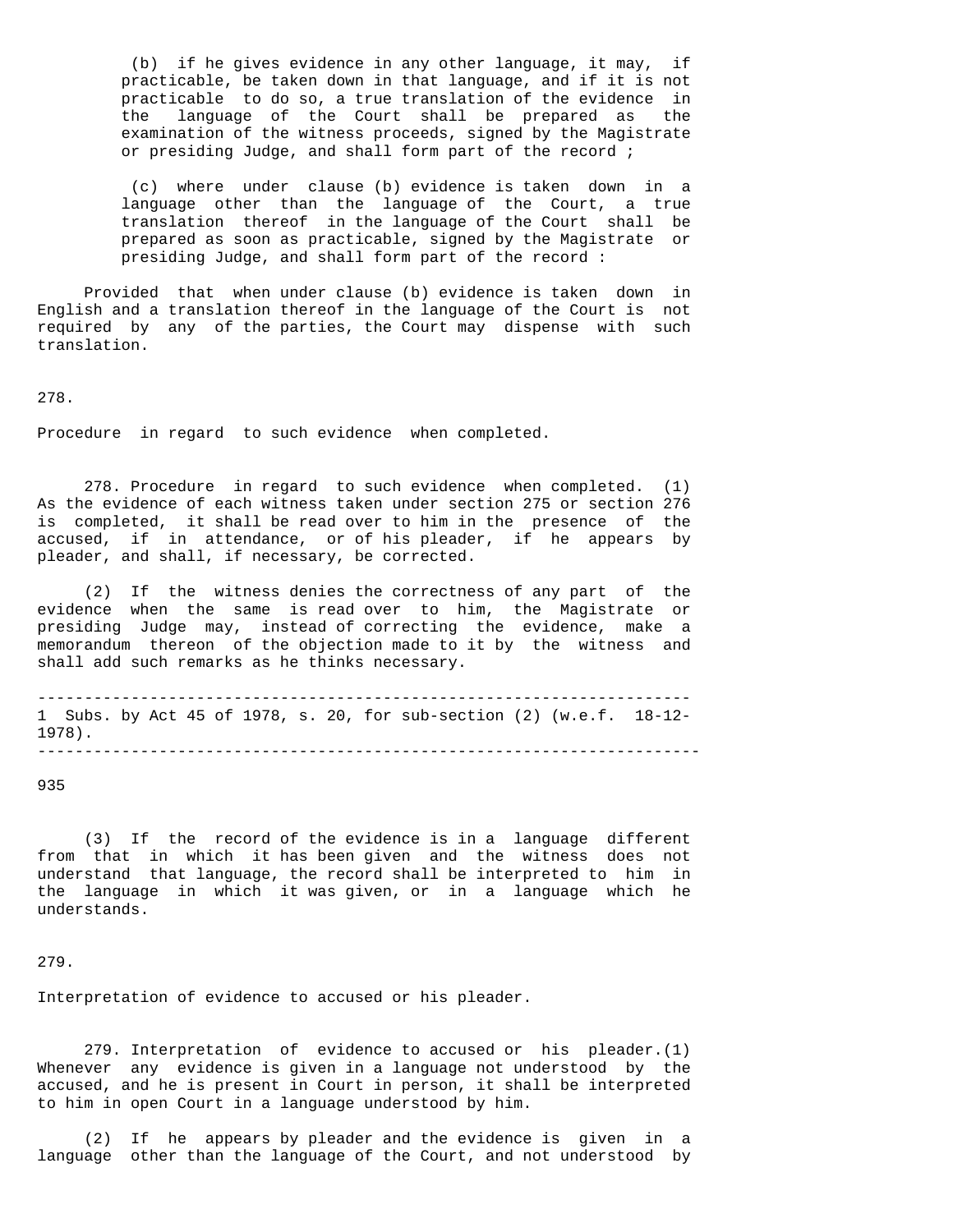(b) if he gives evidence in any other language, it may, if practicable, be taken down in that language, and if it is not practicable to do so, a true translation of the evidence in the language of the Court shall be prepared as the examination of the witness proceeds, signed by the Magistrate or presiding Judge, and shall form part of the record ;

(c) where under clause (b) evidence is taken down in a language other than the language of the Court, a true translation thereof in the language of the Court shall be prepared as soon as practicable, signed by the Magistrate or presiding Judge, and shall form part of the record :

Provided that when under clause (b) evidence is taken down in English and a translation thereof in the language of the Court is not required by any of the parties, the Court may dispense with such translation.

278.

Procedure in regard to such evidence when completed.

278. Procedure in regard to such evidence when completed. (1) As the evidence of each witness taken under section 275 or section 276 is completed, it shall be read over to him in the presence of the accused, if in attendance, or of his pleader, if he appears by pleader, and shall, if necessary, be corrected.

(2) If the witness denies the correctness of any part of the evidence when the same is read over to him, the Magistrate or presiding Judge may, instead of correcting the evidence, make a memorandum thereon of the objection made to it by the witness and shall add such remarks as he thinks necessary.

---

1 Subs. by Act 45 of 1978, s. 20, for sub-section (2) (w.e.f. 18-12-1978).

---

(3) If the record of the evidence is in a language different from that in which it has been given and the witness does not understand that language, the record shall be interpreted to him in the language in which it was given, or in a language which he understands.

279.

Interpretation of evidence to accused or his pleader.

279. Interpretation of evidence to accused or his pleader.(1) Whenever any evidence is given in a language not understood by the accused, and he is present in Court in person, it shall be interpreted to him in open Court in a language understood by him.

(2) If he appears by pleader and the evidence is given in a language other than the language of the Court, and not understood by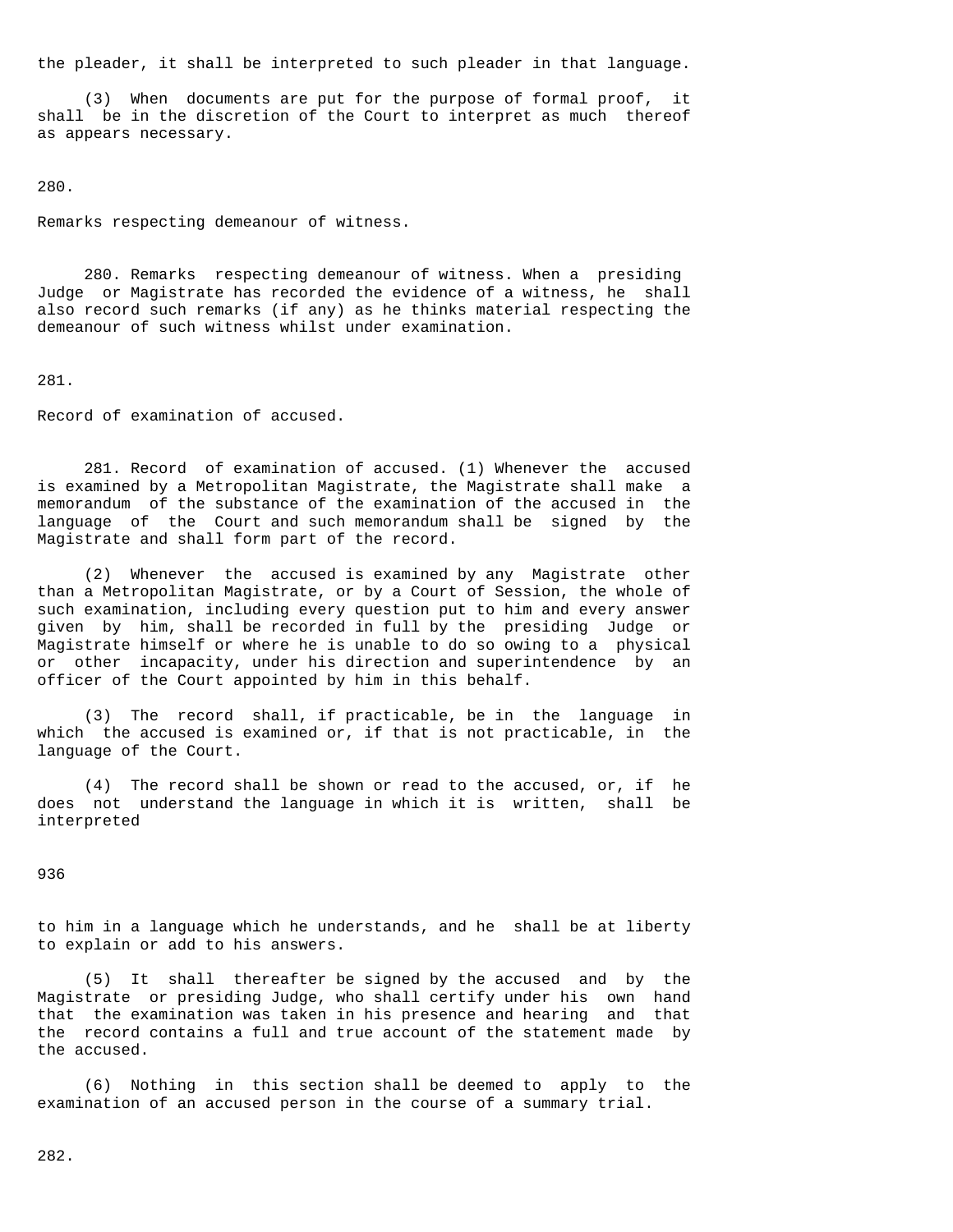the pleader, it shall be interpreted to such pleader in that language.

(3) When documents are put for the purpose of formal proof, it shall be in the discretion of the Court to interpret as much thereof as appears necessary.

280.

Remarks respecting demeanour of witness.

280. Remarks respecting demeanour of witness. When a presiding Judge or Magistrate has recorded the evidence of a witness, he shall also record such remarks (if any) as he thinks material respecting the demeanour of such witness whilst under examination.

281.

Record of examination of accused.

281. Record of examination of accused. (1) Whenever the accused is examined by a Metropolitan Magistrate, the Magistrate shall make a memorandum of the substance of the examination of the accused in the language of the Court and such memorandum shall be signed by the Magistrate and shall form part of the record.

(2) Whenever the accused is examined by any Magistrate other than a Metropolitan Magistrate, or by a Court of Session, the whole of such examination, including every question put to him and every answer given by him, shall be recorded in full by the presiding Judge or Magistrate himself or where he is unable to do so owing to a physical or other incapacity, under his direction and superintendence by an officer of the Court appointed by him in this behalf.

(3) The record shall, if practicable, be in the language in which the accused is examined or, if that is not practicable, in the language of the Court.

(4) The record shall be shown or read to the accused, or, if he does not understand the language in which it is written, shall be interpreted to him in a language which he understands, and he shall be at liberty to explain or add to his answers.

(5) It shall thereafter be signed by the accused and by the Magistrate or presiding Judge, who shall certify under his own hand that the examination was taken in his presence and hearing and that the record contains a full and true account of the statement made by the accused.

(6) Nothing in this section shall be deemed to apply to the examination of an accused person in the course of a summary trial.

282.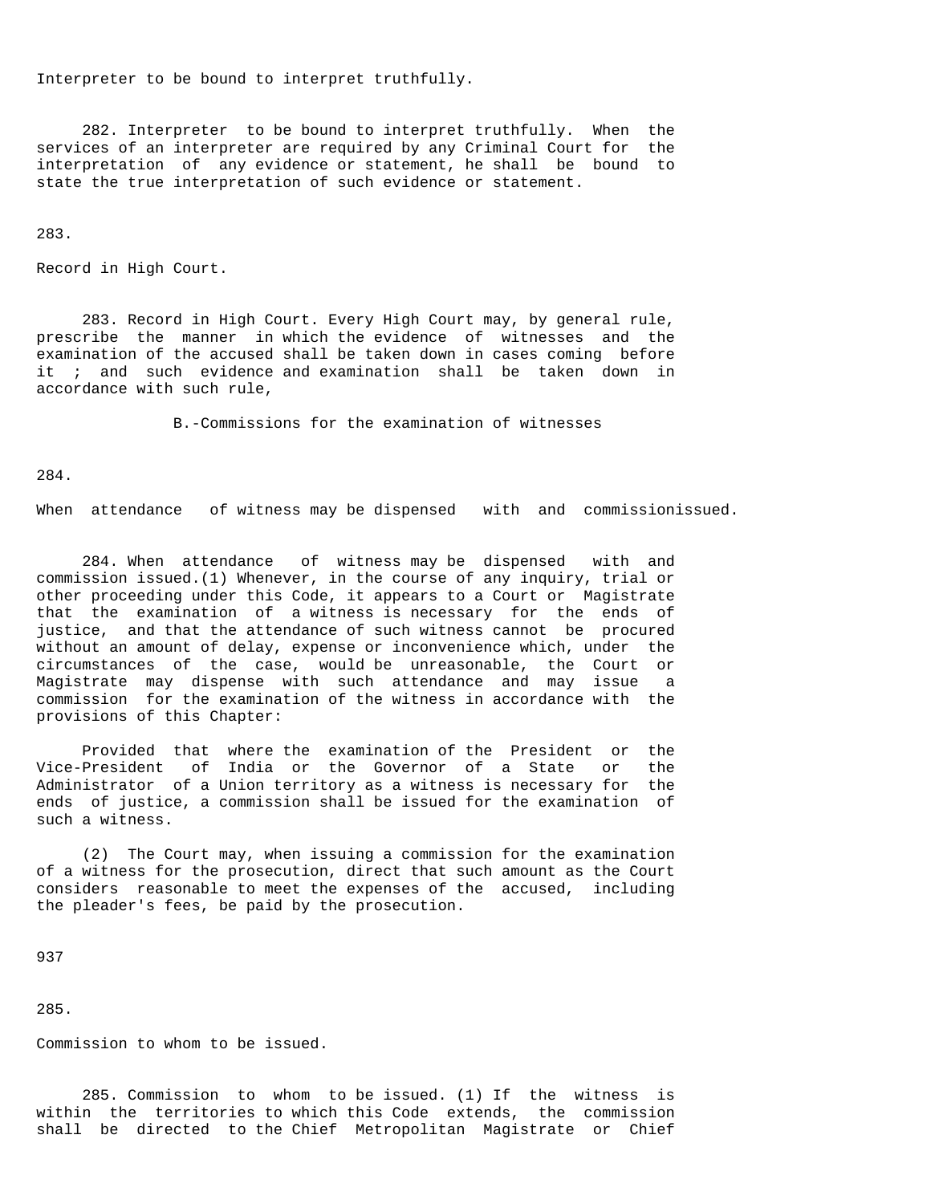Interpreter to be bound to interpret truthfully.

282. Interpreter to be bound to interpret truthfully. When the services of an interpreter are required by any Criminal Court for the interpretation of any evidence or statement, he shall be bound to state the true interpretation of such evidence or statement.

283.

Record in High Court.

283. Record in High Court. Every High Court may, by general rule, prescribe the manner in which the evidence of witnesses and the examination of the accused shall be taken down in cases coming before it ; and such evidence and examination shall be taken down in accordance with such rule,

B.-Commissions for the examination of witnesses

284.

When attendance of witness may be dispensed with and commissionissued.

284. When attendance of witness may be dispensed with and commission issued.(1) Whenever, in the course of any inquiry, trial or other proceeding under this Code, it appears to a Court or Magistrate that the examination of a witness is necessary for the ends of justice, and that the attendance of such witness cannot be procured without an amount of delay, expense or inconvenience which, under the circumstances of the case, would be unreasonable, the Court or Magistrate may dispense with such attendance and may issue a commission for the examination of the witness in accordance with the provisions of this Chapter:

Provided that where the examination of the President or the Vice-President of India or the Governor of a State or the Administrator of a Union territory as a witness is necessary for the ends of justice, a commission shall be issued for the examination of such a witness.

(2) The Court may, when issuing a commission for the examination of a witness for the prosecution, direct that such amount as the Court considers reasonable to meet the expenses of the accused, including the pleader's fees, be paid by the prosecution.

937

285.

Commission to whom to be issued.

285. Commission to whom to be issued. (1) If the witness is within the territories to which this Code extends, the commission shall be directed to the Chief Metropolitan Magistrate or Chief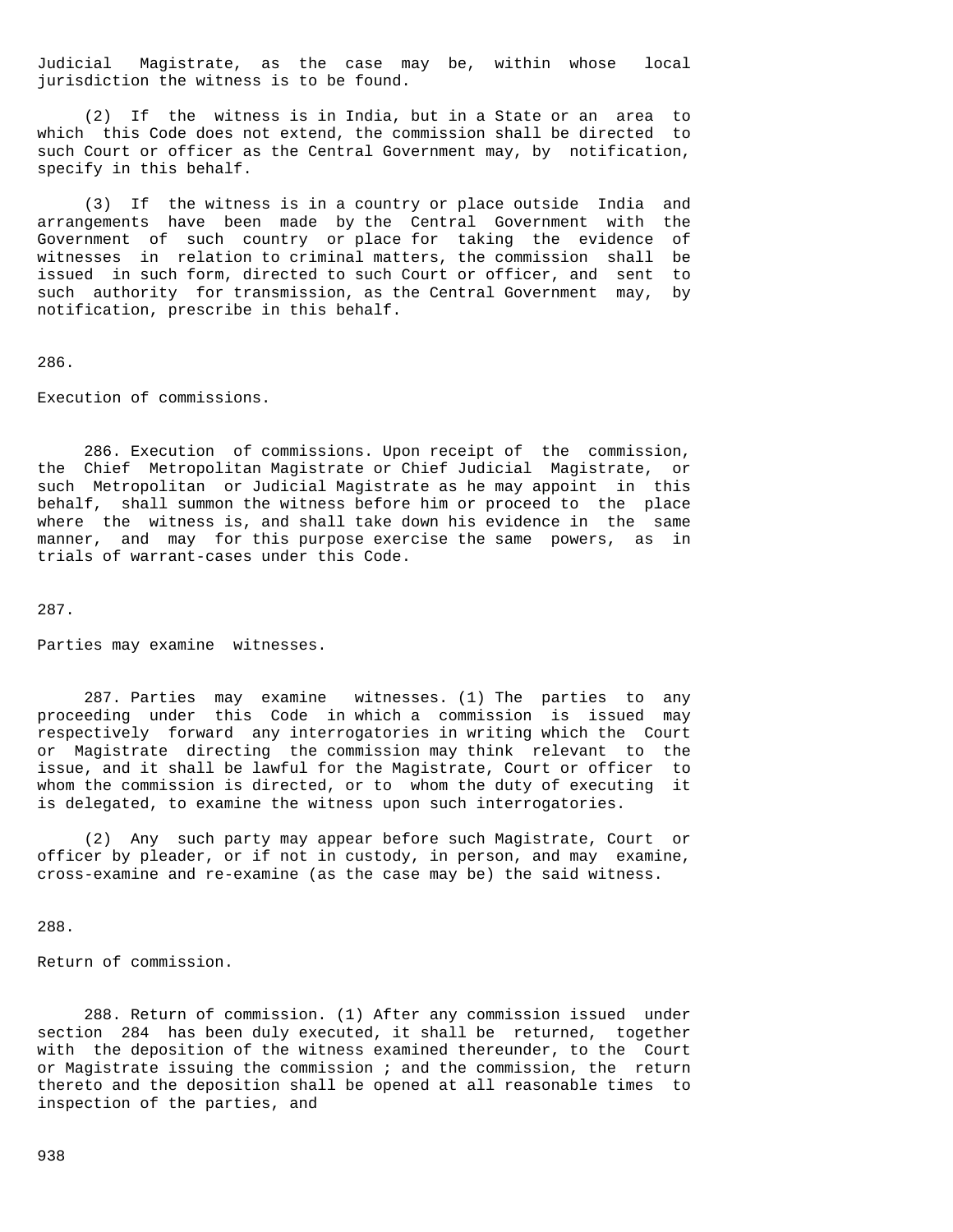Judicial Magistrate, as the case may be, within whose local jurisdiction the witness is to be found.

(2) If the witness is in India, but in a State or an area to which this Code does not extend, the commission shall be directed to such Court or officer as the Central Government may, by notification, specify in this behalf.

(3) If the witness is in a country or place outside India and arrangements have been made by the Central Government with the Government of such country or place for taking the evidence of witnesses in relation to criminal matters, the commission shall be issued in such form, directed to such Court or officer, and sent to such authority for transmission, as the Central Government may, by notification, prescribe in this behalf.

286.

Execution of commissions.

286. Execution of commissions. Upon receipt of the commission, the Chief Metropolitan Magistrate or Chief Judicial Magistrate, or such Metropolitan or Judicial Magistrate as he may appoint in this behalf, shall summon the witness before him or proceed to the place where the witness is, and shall take down his evidence in the same manner, and may for this purpose exercise the same powers, as in trials of warrant-cases under this Code.

287.

Parties may examine witnesses.

287. Parties may examine witnesses. (1) The parties to any proceeding under this Code in which a commission is issued may respectively forward any interrogatories in writing which the Court or Magistrate directing the commission may think relevant to the issue, and it shall be lawful for the Magistrate, Court or officer to whom the commission is directed, or to whom the duty of executing it is delegated, to examine the witness upon such interrogatories.

(2) Any such party may appear before such Magistrate, Court or officer by pleader, or if not in custody, in person, and may examine, cross-examine and re-examine (as the case may be) the said witness.

288.

Return of commission.

288. Return of commission. (1) After any commission issued under section 284 has been duly executed, it shall be returned, together with the deposition of the witness examined thereunder, to the Court or Magistrate issuing the commission ; and the commission, the return thereto and the deposition shall be opened at all reasonable times to inspection of the parties, and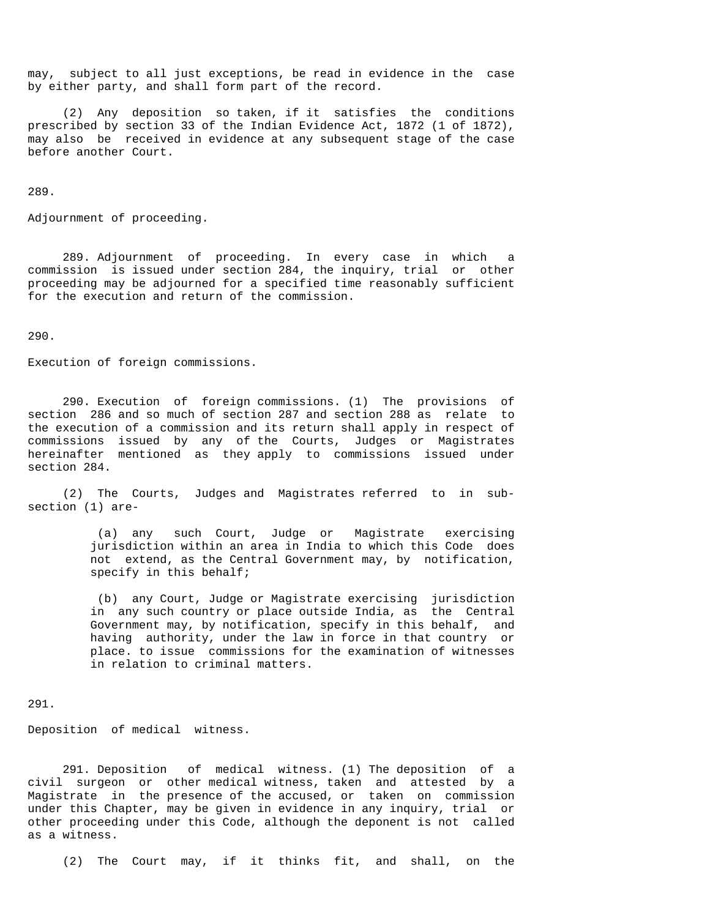may, subject to all just exceptions, be read in evidence in the case by either party, and shall form part of the record.

(2) Any deposition so taken, if it satisfies the conditions prescribed by section 33 of the Indian Evidence Act, 1872 (1 of 1872), may also be received in evidence at any subsequent stage of the case before another Court.

289.

Adjournment of proceeding.

289. Adjournment of proceeding. In every case in which a commission is issued under section 284, the inquiry, trial or other proceeding may be adjourned for a specified time reasonably sufficient for the execution and return of the commission.

290.

Execution of foreign commissions.

290. Execution of foreign commissions. (1) The provisions of section 286 and so much of section 287 and section 288 as relate to the execution of a commission and its return shall apply in respect of commissions issued by any of the Courts, Judges or Magistrates hereinafter mentioned as they apply to commissions issued under section 284.

(2) The Courts, Judges and Magistrates referred to in sub-section (1) are-

(a) any such Court, Judge or Magistrate exercising jurisdiction within an area in India to which this Code does not extend, as the Central Government may, by notification, specify in this behalf;

(b) any Court, Judge or Magistrate exercising jurisdiction in any such country or place outside India, as the Central Government may, by notification, specify in this behalf, and having authority, under the law in force in that country or place. to issue commissions for the examination of witnesses in relation to criminal matters.

291.

Deposition of medical witness.

291. Deposition of medical witness. (1) The deposition of a civil surgeon or other medical witness, taken and attested by a Magistrate in the presence of the accused, or taken on commission under this Chapter, may be given in evidence in any inquiry, trial or other proceeding under this Code, although the deponent is not called as a witness.

(2) The Court may, if it thinks fit, and shall, on the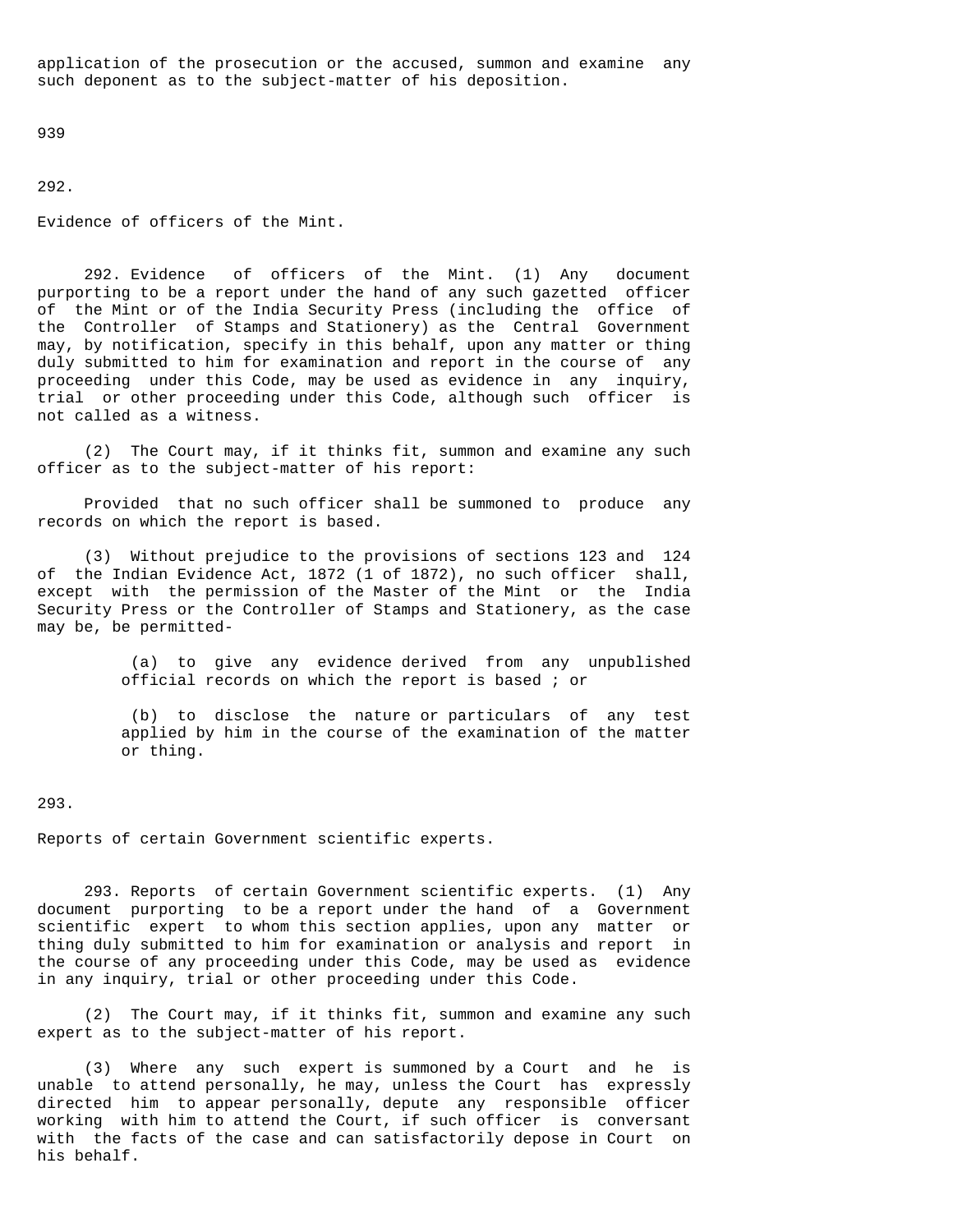application of the prosecution or the accused, summon and examine any such deponent as to the subject-matter of his deposition.

939

292.

Evidence of officers of the Mint.

292. Evidence of officers of the Mint. (1) Any document purporting to be a report under the hand of any such gazetted officer of the Mint or of the India Security Press (including the office of the Controller of Stamps and Stationery) as the Central Government may, by notification, specify in this behalf, upon any matter or thing duly submitted to him for examination and report in the course of any proceeding under this Code, may be used as evidence in any inquiry, trial or other proceeding under this Code, although such officer is not called as a witness.

(2) The Court may, if it thinks fit, summon and examine any such officer as to the subject-matter of his report:

Provided that no such officer shall be summoned to produce any records on which the report is based.

(3) Without prejudice to the provisions of sections 123 and 124 of the Indian Evidence Act, 1872 (1 of 1872), no such officer shall, except with the permission of the Master of the Mint or the India Security Press or the Controller of Stamps and Stationery, as the case may be, be permitted-

(a) to give any evidence derived from any unpublished official records on which the report is based ; or

(b) to disclose the nature or particulars of any test applied by him in the course of the examination of the matter or thing.

293.

Reports of certain Government scientific experts.

293. Reports of certain Government scientific experts. (1) Any document purporting to be a report under the hand of a Government scientific expert to whom this section applies, upon any matter or thing duly submitted to him for examination or analysis and report in the course of any proceeding under this Code, may be used as evidence in any inquiry, trial or other proceeding under this Code.

(2) The Court may, if it thinks fit, summon and examine any such expert as to the subject-matter of his report.

(3) Where any such expert is summoned by a Court and he is unable to attend personally, he may, unless the Court has expressly directed him to appear personally, depute any responsible officer working with him to attend the Court, if such officer is conversant with the facts of the case and can satisfactorily depose in Court on his behalf.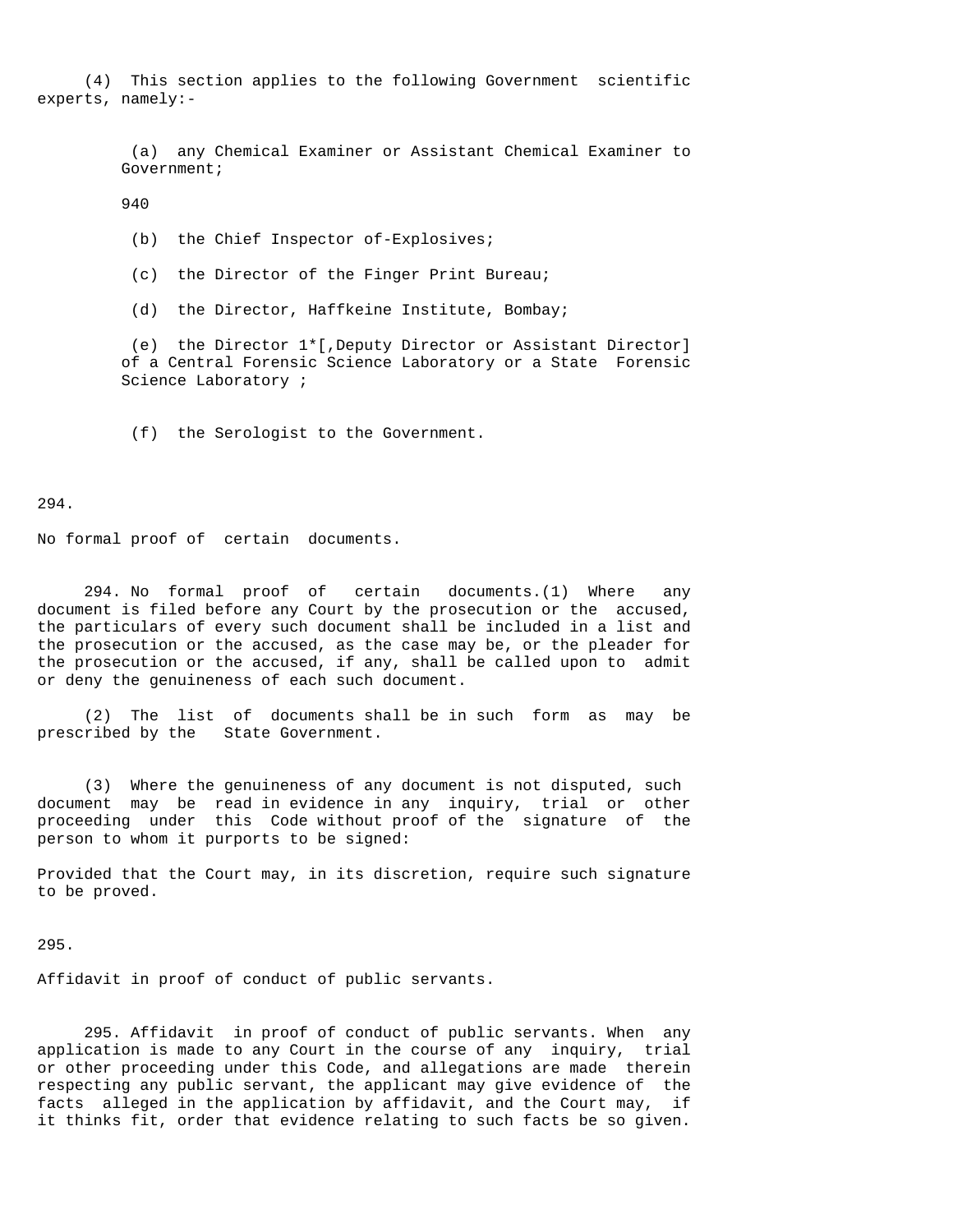(4) This section applies to the following Government scientific experts, namely:-

(a) any Chemical Examiner or Assistant Chemical Examiner to Government;

940

(b) the Chief Inspector of-Explosives;

(c) the Director of the Finger Print Bureau;

(d) the Director, Haffkeine Institute, Bombay;

(e) the Director 1*[,Deputy Director or Assistant Director] of a Central Forensic Science Laboratory or a State Forensic Science Laboratory ;

(f) the Serologist to the Government.

294.

No formal proof of certain documents.

294. No formal proof of certain documents.(1) Where any document is filed before any Court by the prosecution or the accused, the particulars of every such document shall be included in a list and the prosecution or the accused, as the case may be, or the pleader for the prosecution or the accused, if any, shall be called upon to admit or deny the genuineness of each such document.

(2) The list of documents shall be in such form as may be prescribed by the State Government.

(3) Where the genuineness of any document is not disputed, such document may be read in evidence in any inquiry, trial or other proceeding under this Code without proof of the signature of the person to whom it purports to be signed:

Provided that the Court may, in its discretion, require such signature to be proved.

295.

Affidavit in proof of conduct of public servants.

295. Affidavit in proof of conduct of public servants. When any application is made to any Court in the course of any inquiry, trial or other proceeding under this Code, and allegations are made therein respecting any public servant, the applicant may give evidence of the facts alleged in the application by affidavit, and the Court may, if it thinks fit, order that evidence relating to such facts be so given.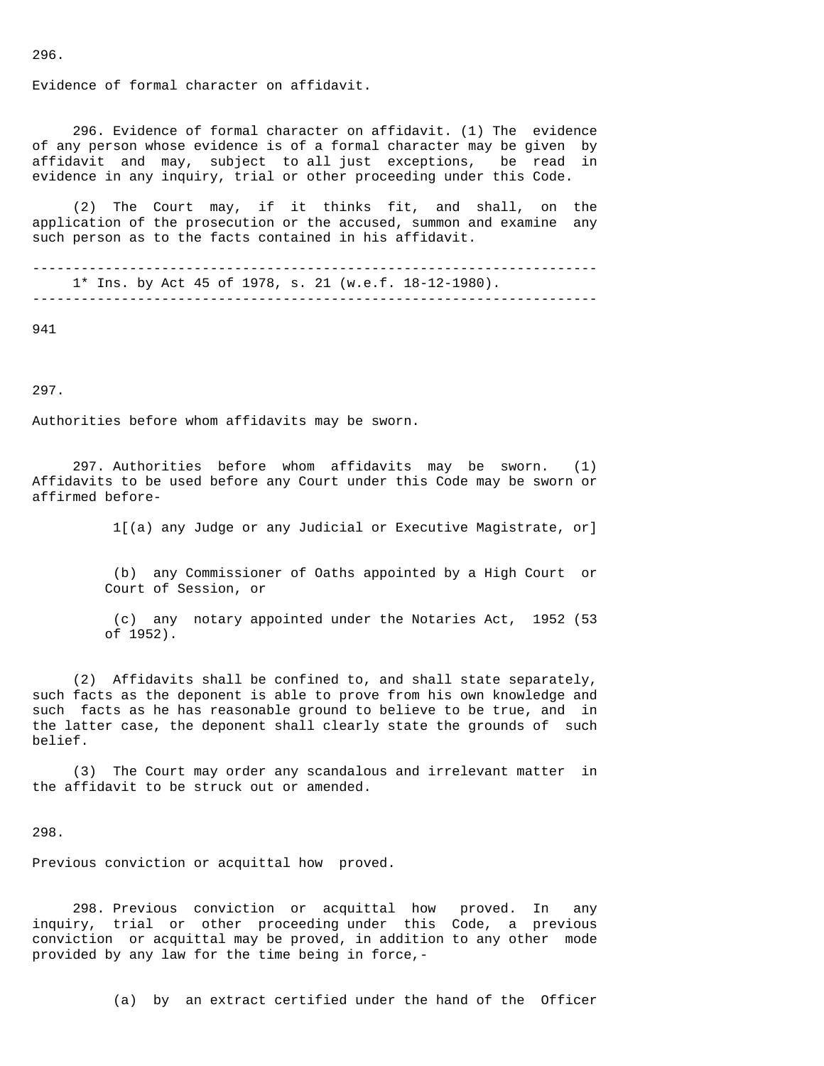296.

Evidence of formal character on affidavit.

296. Evidence of formal character on affidavit. (1) The evidence of any person whose evidence is of a formal character may be given by affidavit and may, subject to all just exceptions, be read in evidence in any inquiry, trial or other proceeding under this Code.

(2) The Court may, if it thinks fit, and shall, on the application of the prosecution or the accused, summon and examine any such person as to the facts contained in his affidavit.

---

1* Ins. by Act 45 of 1978, s. 21 (w.e.f. 18-12-1980).

---

941

297.

Authorities before whom affidavits may be sworn.

297. Authorities before whom affidavits may be sworn. (1) Affidavits to be used before any Court under this Code may be sworn or affirmed before-

1[(a) any Judge or any Judicial or Executive Magistrate, or]

(b) any Commissioner of Oaths appointed by a High Court or Court of Session, or

(c) any notary appointed under the Notaries Act, 1952 (53 of 1952).

(2) Affidavits shall be confined to, and shall state separately, such facts as the deponent is able to prove from his own knowledge and such facts as he has reasonable ground to believe to be true, and in the latter case, the deponent shall clearly state the grounds of such belief.

(3) The Court may order any scandalous and irrelevant matter in the affidavit to be struck out or amended.

298.

Previous conviction or acquittal how proved.

298. Previous conviction or acquittal how proved. In any inquiry, trial or other proceeding under this Code, a previous conviction or acquittal may be proved, in addition to any other mode provided by any law for the time being in force,-

(a) by an extract certified under the hand of the Officer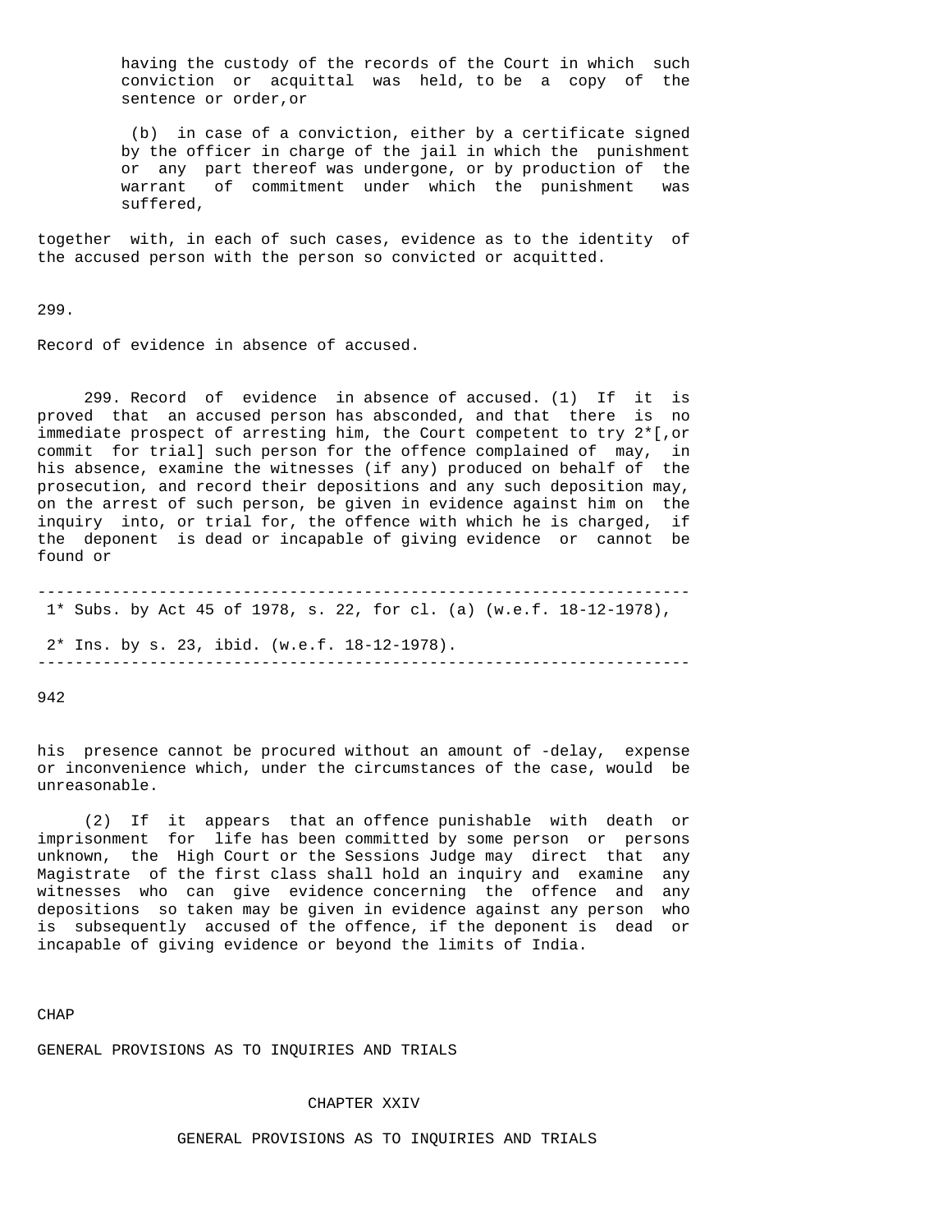having the custody of the records of the Court in which such conviction or acquittal was held, to be a copy of the sentence or order,or

(b) in case of a conviction, either by a certificate signed by the officer in charge of the jail in which the punishment or any part thereof was undergone, or by production of the warrant of commitment under which the punishment was suffered,

together with, in each of such cases, evidence as to the identity of the accused person with the person so convicted or acquitted.

299.

Record of evidence in absence of accused.

299. Record of evidence in absence of accused. (1) If it is proved that an accused person has absconded, and that there is no immediate prospect of arresting him, the Court competent to try 2*[,or commit for trial] such person for the offence complained of may, in his absence, examine the witnesses (if any) produced on behalf of the prosecution, and record their depositions and any such deposition may, on the arrest of such person, be given in evidence against him on the inquiry into, or trial for, the offence with which he is charged, if the deponent is dead or incapable of giving evidence or cannot be found or

---

1* Subs. by Act 45 of 1978, s. 22, for cl. (a) (w.e.f. 18-12-1978),

2* Ins. by s. 23, ibid. (w.e.f. 18-12-1978).

---

942

his presence cannot be procured without an amount of -delay, expense or inconvenience which, under the circumstances of the case, would be unreasonable.

(2) If it appears that an offence punishable with death or imprisonment for life has been committed by some person or persons unknown, the High Court or the Sessions Judge may direct that any Magistrate of the first class shall hold an inquiry and examine any witnesses who can give evidence concerning the offence and any depositions so taken may be given in evidence against any person who is subsequently accused of the offence, if the deponent is dead or incapable of giving evidence or beyond the limits of India.

CHAP

GENERAL PROVISIONS AS TO INQUIRIES AND TRIALS

## CHAPTER XXIV

## GENERAL PROVISIONS AS TO INQUIRIES AND TRIALS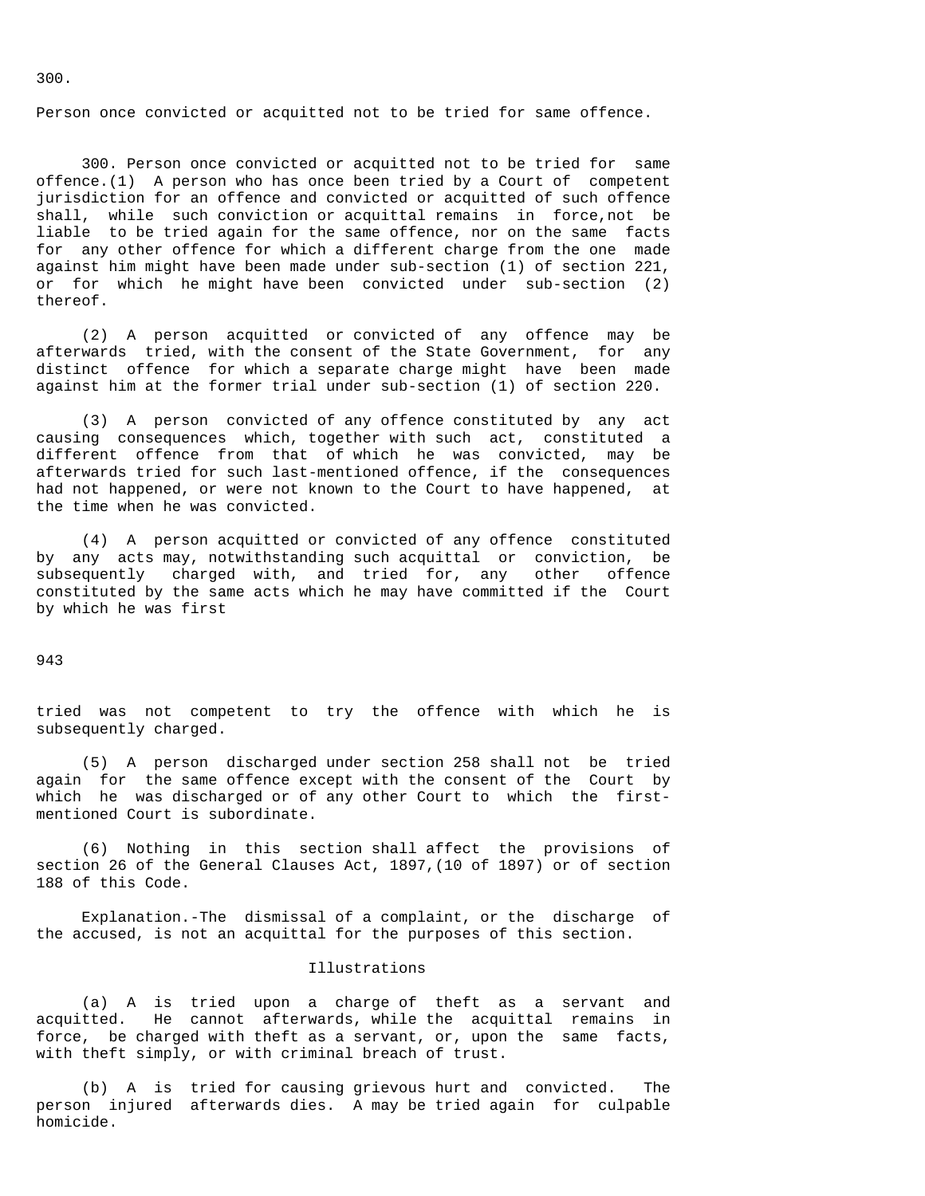300.

Person once convicted or acquitted not to be tried for same offence.

300. Person once convicted or acquitted not to be tried for same offence.(1) A person who has once been tried by a Court of competent jurisdiction for an offence and convicted or acquitted of such offence shall, while such conviction or acquittal remains in force,not be liable to be tried again for the same offence, nor on the same facts for any other offence for which a different charge from the one made against him might have been made under sub-section (1) of section 221, or for which he might have been convicted under sub-section (2) thereof.

(2) A person acquitted or convicted of any offence may be afterwards tried, with the consent of the State Government, for any distinct offence for which a separate charge might have been made against him at the former trial under sub-section (1) of section 220.

(3) A person convicted of any offence constituted by any act causing consequences which, together with such act, constituted a different offence from that of which he was convicted, may be afterwards tried for such last-mentioned offence, if the consequences had not happened, or were not known to the Court to have happened, at the time when he was convicted.

(4) A person acquitted or convicted of any offence constituted by any acts may, notwithstanding such acquittal or conviction, be subsequently charged with, and tried for, any other offence constituted by the same acts which he may have committed if the Court by which he was first tried was not competent to try the offence with which he is subsequently charged.

(5) A person discharged under section 258 shall not be tried again for the same offence except with the consent of the Court by which he was discharged or of any other Court to which the first-mentioned Court is subordinate.

(6) Nothing in this section shall affect the provisions of section 26 of the General Clauses Act, 1897,(10 of 1897) or of section 188 of this Code.

Explanation.-The dismissal of a complaint, or the discharge of the accused, is not an acquittal for the purposes of this section.

Illustrations

(a) A is tried upon a charge of theft as a servant and acquitted. He cannot afterwards, while the acquittal remains in force, be charged with theft as a servant, or, upon the same facts, with theft simply, or with criminal breach of trust.

(b) A is tried for causing grievous hurt and convicted. The person injured afterwards dies. A may be tried again for culpable homicide.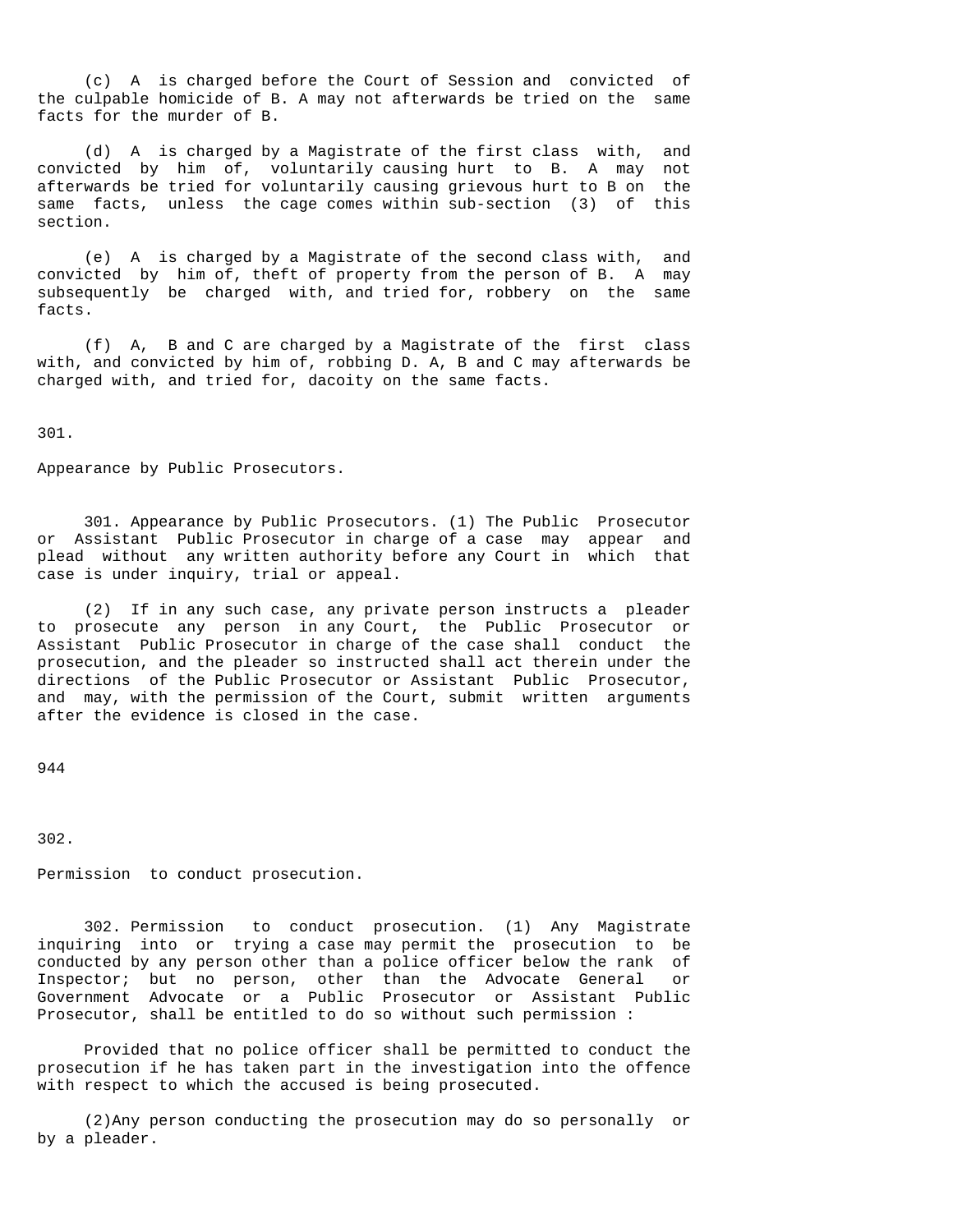(c) A is charged before the Court of Session and convicted of the culpable homicide of B. A may not afterwards be tried on the same facts for the murder of B.

(d) A is charged by a Magistrate of the first class with, and convicted by him of, voluntarily causing hurt to B. A may not afterwards be tried for voluntarily causing grievous hurt to B on the same facts, unless the cage comes within sub-section (3) of this section.

(e) A is charged by a Magistrate of the second class with, and convicted by him of, theft of property from the person of B. A may subsequently be charged with, and tried for, robbery on the same facts.

(f) A, B and C are charged by a Magistrate of the first class with, and convicted by him of, robbing D. A, B and C may afterwards be charged with, and tried for, dacoity on the same facts.

301.

Appearance by Public Prosecutors.

301. Appearance by Public Prosecutors. (1) The Public Prosecutor or Assistant Public Prosecutor in charge of a case may appear and plead without any written authority before any Court in which that case is under inquiry, trial or appeal.

(2) If in any such case, any private person instructs a pleader to prosecute any person in any Court, the Public Prosecutor or Assistant Public Prosecutor in charge of the case shall conduct the prosecution, and the pleader so instructed shall act therein under the directions of the Public Prosecutor or Assistant Public Prosecutor, and may, with the permission of the Court, submit written arguments after the evidence is closed in the case.

944

302.

Permission to conduct prosecution.

302. Permission to conduct prosecution. (1) Any Magistrate inquiring into or trying a case may permit the prosecution to be conducted by any person other than a police officer below the rank of Inspector; but no person, other than the Advocate General or Government Advocate or a Public Prosecutor or Assistant Public Prosecutor, shall be entitled to do so without such permission :

Provided that no police officer shall be permitted to conduct the prosecution if he has taken part in the investigation into the offence with respect to which the accused is being prosecuted.

(2)Any person conducting the prosecution may do so personally or by a pleader.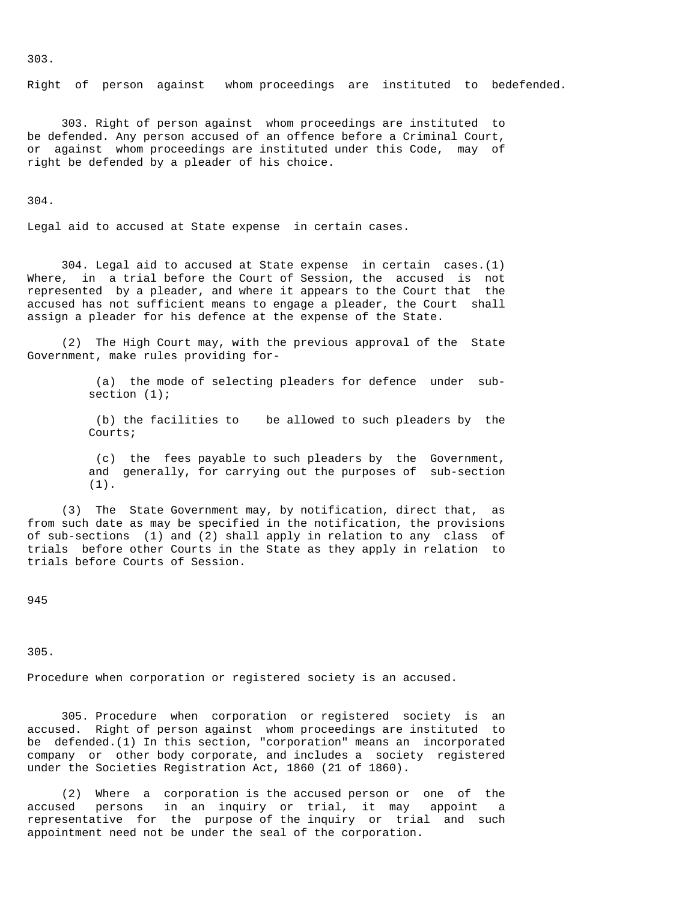303.

Right of person against whom proceedings are instituted to bedefended.

303. Right of person against whom proceedings are instituted to be defended. Any person accused of an offence before a Criminal Court, or against whom proceedings are instituted under this Code, may of right be defended by a pleader of his choice.

304.

Legal aid to accused at State expense in certain cases.

304. Legal aid to accused at State expense in certain cases.(1) Where, in a trial before the Court of Session, the accused is not represented by a pleader, and where it appears to the Court that the accused has not sufficient means to engage a pleader, the Court shall assign a pleader for his defence at the expense of the State.

(2) The High Court may, with the previous approval of the State Government, make rules providing for-

(a) the mode of selecting pleaders for defence under sub-section (1);

(b) the facilities to be allowed to such pleaders by the Courts;

(c) the fees payable to such pleaders by the Government, and generally, for carrying out the purposes of sub-section (1).

(3) The State Government may, by notification, direct that, as from such date as may be specified in the notification, the provisions of sub-sections (1) and (2) shall apply in relation to any class of trials before other Courts in the State as they apply in relation to trials before Courts of Session.

945

305.

Procedure when corporation or registered society is an accused.

305. Procedure when corporation or registered society is an accused. Right of person against whom proceedings are instituted to be defended.(1) In this section, "corporation" means an incorporated company or other body corporate, and includes a society registered under the Societies Registration Act, 1860 (21 of 1860).

(2) Where a corporation is the accused person or one of the accused persons in an inquiry or trial, it may appoint a representative for the purpose of the inquiry or trial and such appointment need not be under the seal of the corporation.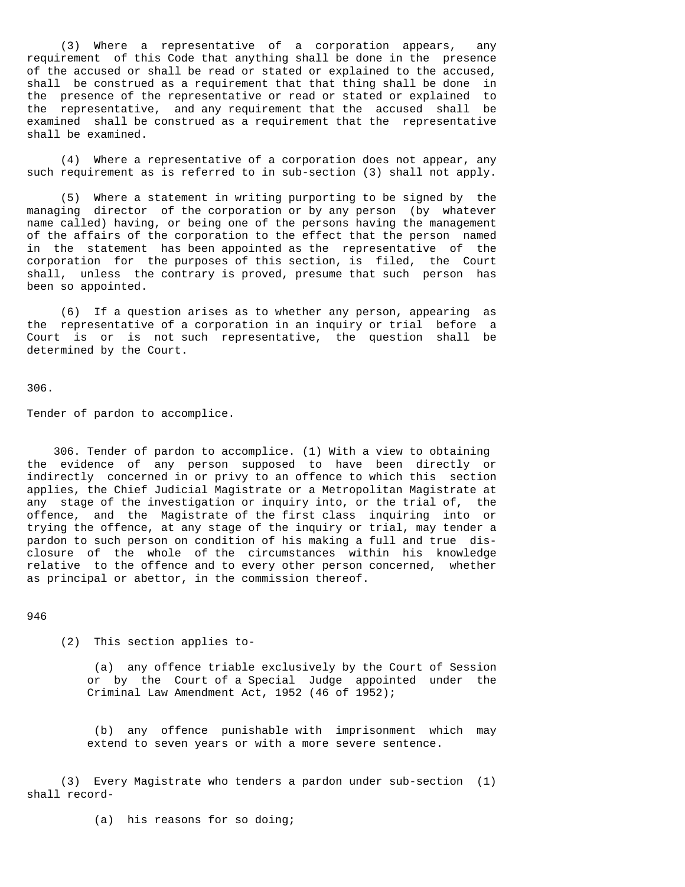(3) Where a representative of a corporation appears, any requirement of this Code that anything shall be done in the presence of the accused or shall be read or stated or explained to the accused, shall be construed as a requirement that that thing shall be done in the presence of the representative or read or stated or explained to the representative, and any requirement that the accused shall be examined shall be construed as a requirement that the representative shall be examined.

(4) Where a representative of a corporation does not appear, any such requirement as is referred to in sub-section (3) shall not apply.

(5) Where a statement in writing purporting to be signed by the managing director of the corporation or by any person (by whatever name called) having, or being one of the persons having the management of the affairs of the corporation to the effect that the person named in the statement has been appointed as the representative of the corporation for the purposes of this section, is filed, the Court shall, unless the contrary is proved, presume that such person has been so appointed.

(6) If a question arises as to whether any person, appearing as the representative of a corporation in an inquiry or trial before a Court is or is not such representative, the question shall be determined by the Court.

306.

Tender of pardon to accomplice.

306. Tender of pardon to accomplice. (1) With a view to obtaining the evidence of any person supposed to have been directly or indirectly concerned in or privy to an offence to which this section applies, the Chief Judicial Magistrate or a Metropolitan Magistrate at any stage of the investigation or inquiry into, or the trial of, the offence, and the Magistrate of the first class inquiring into or trying the offence, at any stage of the inquiry or trial, may tender a pardon to such person on condition of his making a full and true disclosure of the whole of the circumstances within his knowledge relative to the offence and to every other person concerned, whether as principal or abettor, in the commission thereof.

(2) This section applies to-

(a) any offence triable exclusively by the Court of Session or by the Court of a Special Judge appointed under the Criminal Law Amendment Act, 1952 (46 of 1952);

(b) any offence punishable with imprisonment which may extend to seven years or with a more severe sentence.

(3) Every Magistrate who tenders a pardon under sub-section (1) shall record-

(a) his reasons for so doing;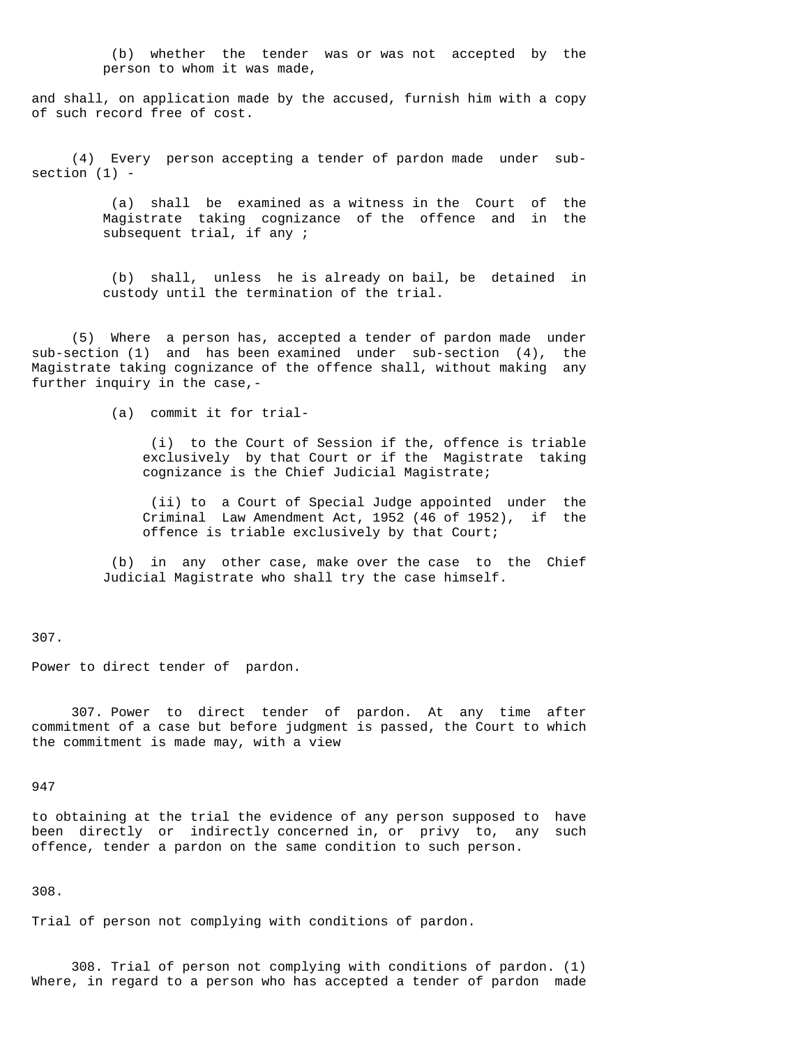(b) whether the tender was or was not accepted by the person to whom it was made,

and shall, on application made by the accused, furnish him with a copy of such record free of cost.

(4) Every person accepting a tender of pardon made under sub-section (1) -

(a) shall be examined as a witness in the Court of the Magistrate taking cognizance of the offence and in the subsequent trial, if any ;

(b) shall, unless he is already on bail, be detained in custody until the termination of the trial.

(5) Where a person has, accepted a tender of pardon made under sub-section (1) and has been examined under sub-section (4), the Magistrate taking cognizance of the offence shall, without making any further inquiry in the case,-

(a) commit it for trial-

(i) to the Court of Session if the, offence is triable exclusively by that Court or if the Magistrate taking cognizance is the Chief Judicial Magistrate;

(ii) to a Court of Special Judge appointed under the Criminal Law Amendment Act, 1952 (46 of 1952), if the offence is triable exclusively by that Court;

(b) in any other case, make over the case to the Chief Judicial Magistrate who shall try the case himself.

307.

Power to direct tender of pardon.

307. Power to direct tender of pardon. At any time after commitment of a case but before judgment is passed, the Court to which the commitment is made may, with a view

947

to obtaining at the trial the evidence of any person supposed to have been directly or indirectly concerned in, or privy to, any such offence, tender a pardon on the same condition to such person.

308.

Trial of person not complying with conditions of pardon.

308. Trial of person not complying with conditions of pardon. (1) Where, in regard to a person who has accepted a tender of pardon made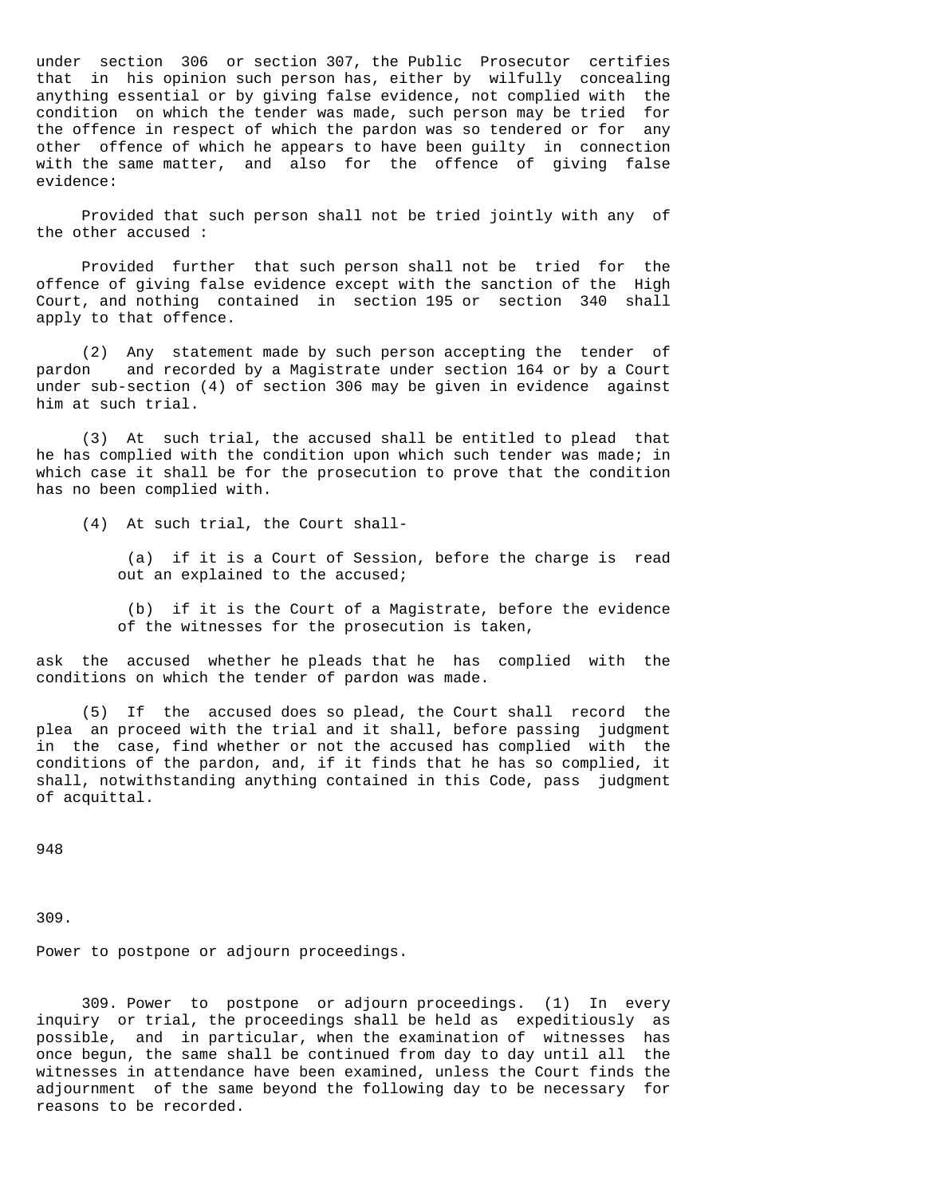under section 306 or section 307, the Public Prosecutor certifies that in his opinion such person has, either by wilfully concealing anything essential or by giving false evidence, not complied with the condition on which the tender was made, such person may be tried for the offence in respect of which the pardon was so tendered or for any other offence of which he appears to have been guilty in connection with the same matter, and also for the offence of giving false evidence:

Provided that such person shall not be tried jointly with any of the other accused :

Provided further that such person shall not be tried for the offence of giving false evidence except with the sanction of the High Court, and nothing contained in section 195 or section 340 shall apply to that offence.

(2) Any statement made by such person accepting the tender of pardon and recorded by a Magistrate under section 164 or by a Court under sub-section (4) of section 306 may be given in evidence against him at such trial.

(3) At such trial, the accused shall be entitled to plead that he has complied with the condition upon which such tender was made; in which case it shall be for the prosecution to prove that the condition has no been complied with.

(4) At such trial, the Court shall-

(a) if it is a Court of Session, before the charge is read out an explained to the accused;

(b) if it is the Court of a Magistrate, before the evidence of the witnesses for the prosecution is taken,

ask the accused whether he pleads that he has complied with the conditions on which the tender of pardon was made.

(5) If the accused does so plead, the Court shall record the plea an proceed with the trial and it shall, before passing judgment in the case, find whether or not the accused has complied with the conditions of the pardon, and, if it finds that he has so complied, it shall, notwithstanding anything contained in this Code, pass judgment of acquittal.

309.

Power to postpone or adjourn proceedings.

309. Power to postpone or adjourn proceedings. (1) In every inquiry or trial, the proceedings shall be held as expeditiously as possible, and in particular, when the examination of witnesses has once begun, the same shall be continued from day to day until all the witnesses in attendance have been examined, unless the Court finds the adjournment of the same beyond the following day to be necessary for reasons to be recorded.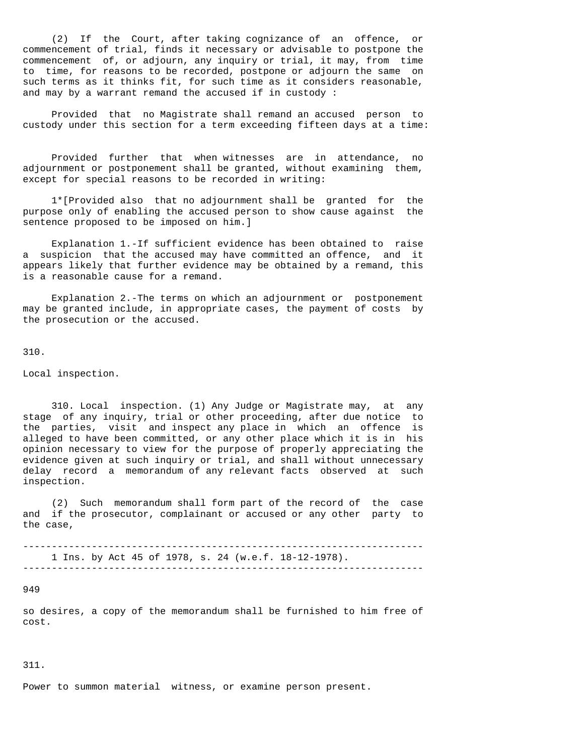(2) If the Court, after taking cognizance of an offence, or commencement of trial, finds it necessary or advisable to postpone the commencement of, or adjourn, any inquiry or trial, it may, from time to time, for reasons to be recorded, postpone or adjourn the same on such terms as it thinks fit, for such time as it considers reasonable, and may by a warrant remand the accused if in custody :

Provided that no Magistrate shall remand an accused person to custody under this section for a term exceeding fifteen days at a time:

Provided further that when witnesses are in attendance, no adjournment or postponement shall be granted, without examining them, except for special reasons to be recorded in writing:

1*[Provided also that no adjournment shall be granted for the purpose only of enabling the accused person to show cause against the sentence proposed to be imposed on him.]

Explanation 1.-If sufficient evidence has been obtained to raise a suspicion that the accused may have committed an offence, and it appears likely that further evidence may be obtained by a remand, this is a reasonable cause for a remand.

Explanation 2.-The terms on which an adjournment or postponement may be granted include, in appropriate cases, the payment of costs by the prosecution or the accused.

310.

Local inspection.

310. Local inspection. (1) Any Judge or Magistrate may, at any stage of any inquiry, trial or other proceeding, after due notice to the parties, visit and inspect any place in which an offence is alleged to have been committed, or any other place which it is in his opinion necessary to view for the purpose of properly appreciating the evidence given at such inquiry or trial, and shall without unnecessary delay record a memorandum of any relevant facts observed at such inspection.

(2) Such memorandum shall form part of the record of the case and if the prosecutor, complainant or accused or any other party to the case, so desires, a copy of the memorandum shall be furnished to him free of cost.

---

1 Ins. by Act 45 of 1978, s. 24 (w.e.f. 18-12-1978).

---

311.

Power to summon material witness, or examine person present.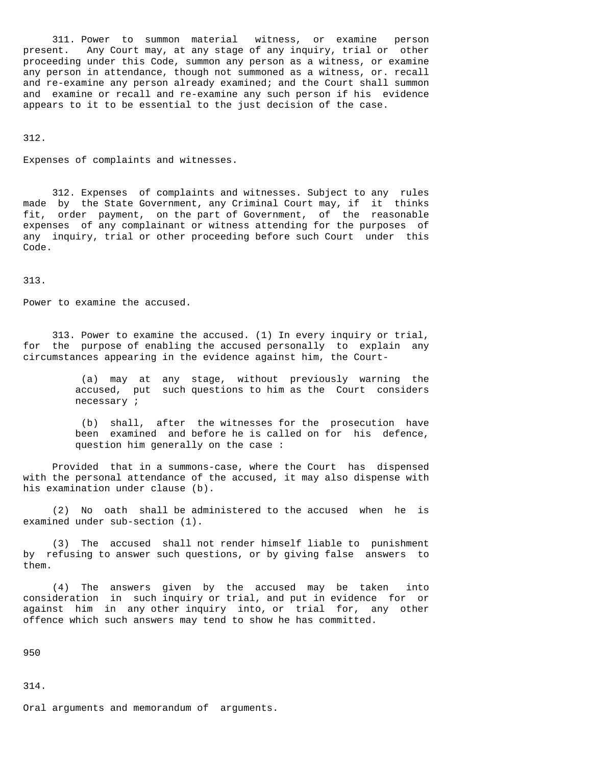311. Power to summon material witness, or examine person present. Any Court may, at any stage of any inquiry, trial or other proceeding under this Code, summon any person as a witness, or examine any person in attendance, though not summoned as a witness, or. recall and re-examine any person already examined; and the Court shall summon and examine or recall and re-examine any such person if his evidence appears to it to be essential to the just decision of the case.

312.

Expenses of complaints and witnesses.

312. Expenses of complaints and witnesses. Subject to any rules made by the State Government, any Criminal Court may, if it thinks fit, order payment, on the part of Government, of the reasonable expenses of any complainant or witness attending for the purposes of any inquiry, trial or other proceeding before such Court under this Code.

313.

Power to examine the accused.

313. Power to examine the accused. (1) In every inquiry or trial, for the purpose of enabling the accused personally to explain any circumstances appearing in the evidence against him, the Court-

(a) may at any stage, without previously warning the accused, put such questions to him as the Court considers necessary ;

(b) shall, after the witnesses for the prosecution have been examined and before he is called on for his defence, question him generally on the case :

Provided that in a summons-case, where the Court has dispensed with the personal attendance of the accused, it may also dispense with his examination under clause (b).

(2) No oath shall be administered to the accused when he is examined under sub-section (1).

(3) The accused shall not render himself liable to punishment by refusing to answer such questions, or by giving false answers to them.

(4) The answers given by the accused may be taken into consideration in such inquiry or trial, and put in evidence for or against him in any other inquiry into, or trial for, any other offence which such answers may tend to show he has committed.

950

314.

Oral arguments and memorandum of arguments.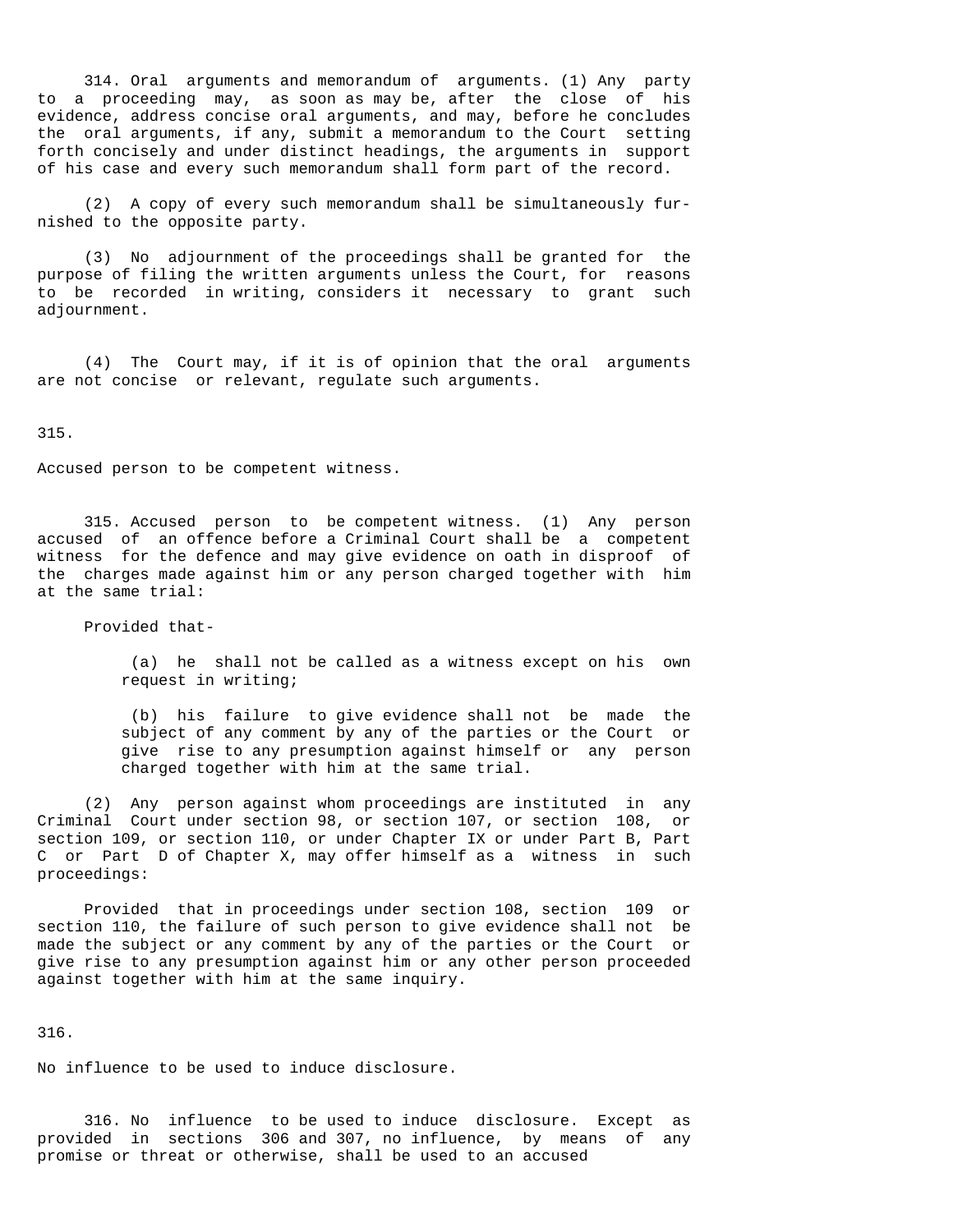314. Oral arguments and memorandum of arguments. (1) Any party to a proceeding may, as soon as may be, after the close of his evidence, address concise oral arguments, and may, before he concludes the oral arguments, if any, submit a memorandum to the Court setting forth concisely and under distinct headings, the arguments in support of his case and every such memorandum shall form part of the record.

(2) A copy of every such memorandum shall be simultaneously furnished to the opposite party.

(3) No adjournment of the proceedings shall be granted for the purpose of filing the written arguments unless the Court, for reasons to be recorded in writing, considers it necessary to grant such adjournment.

(4) The Court may, if it is of opinion that the oral arguments are not concise or relevant, regulate such arguments.

315.

Accused person to be competent witness.

315. Accused person to be competent witness. (1) Any person accused of an offence before a Criminal Court shall be a competent witness for the defence and may give evidence on oath in disproof of the charges made against him or any person charged together with him at the same trial:

Provided that-

(a) he shall not be called as a witness except on his own request in writing;

(b) his failure to give evidence shall not be made the subject of any comment by any of the parties or the Court or give rise to any presumption against himself or any person charged together with him at the same trial.

(2) Any person against whom proceedings are instituted in any Criminal Court under section 98, or section 107, or section 108, or section 109, or section 110, or under Chapter IX or under Part B, Part C or Part D of Chapter X, may offer himself as a witness in such proceedings:

Provided that in proceedings under section 108, section 109 or section 110, the failure of such person to give evidence shall not be made the subject or any comment by any of the parties or the Court or give rise to any presumption against him or any other person proceeded against together with him at the same inquiry.

316.

No influence to be used to induce disclosure.

316. No influence to be used to induce disclosure. Except as provided in sections 306 and 307, no influence, by means of any promise or threat or otherwise, shall be used to an accused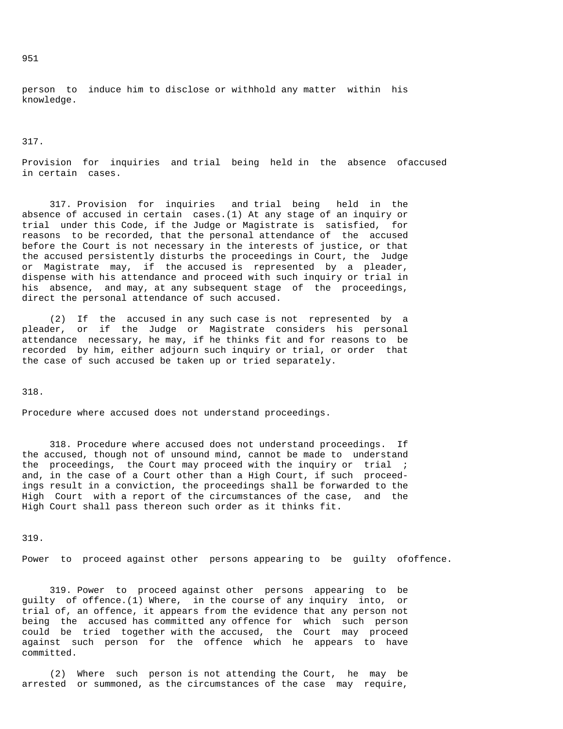person to induce him to disclose or withhold any matter within his knowledge.

317.

Provision for inquiries and trial being held in the absence ofaccused in certain cases.

317. Provision for inquiries and trial being held in the absence of accused in certain cases.(1) At any stage of an inquiry or trial under this Code, if the Judge or Magistrate is satisfied, for reasons to be recorded, that the personal attendance of the accused before the Court is not necessary in the interests of justice, or that the accused persistently disturbs the proceedings in Court, the Judge or Magistrate may, if the accused is represented by a pleader, dispense with his attendance and proceed with such inquiry or trial in his absence, and may, at any subsequent stage of the proceedings, direct the personal attendance of such accused.

(2) If the accused in any such case is not represented by a pleader, or if the Judge or Magistrate considers his personal attendance necessary, he may, if he thinks fit and for reasons to be recorded by him, either adjourn such inquiry or trial, or order that the case of such accused be taken up or tried separately.

318.

Procedure where accused does not understand proceedings.

318. Procedure where accused does not understand proceedings. If the accused, though not of unsound mind, cannot be made to understand the proceedings, the Court may proceed with the inquiry or trial ; and, in the case of a Court other than a High Court, if such proceedings result in a conviction, the proceedings shall be forwarded to the High Court with a report of the circumstances of the case, and the High Court shall pass thereon such order as it thinks fit.

319.

Power to proceed against other persons appearing to be guilty ofoffence.

319. Power to proceed against other persons appearing to be guilty of offence.(1) Where, in the course of any inquiry into, or trial of, an offence, it appears from the evidence that any person not being the accused has committed any offence for which such person could be tried together with the accused, the Court may proceed against such person for the offence which he appears to have committed.

(2) Where such person is not attending the Court, he may be arrested or summoned, as the circumstances of the case may require,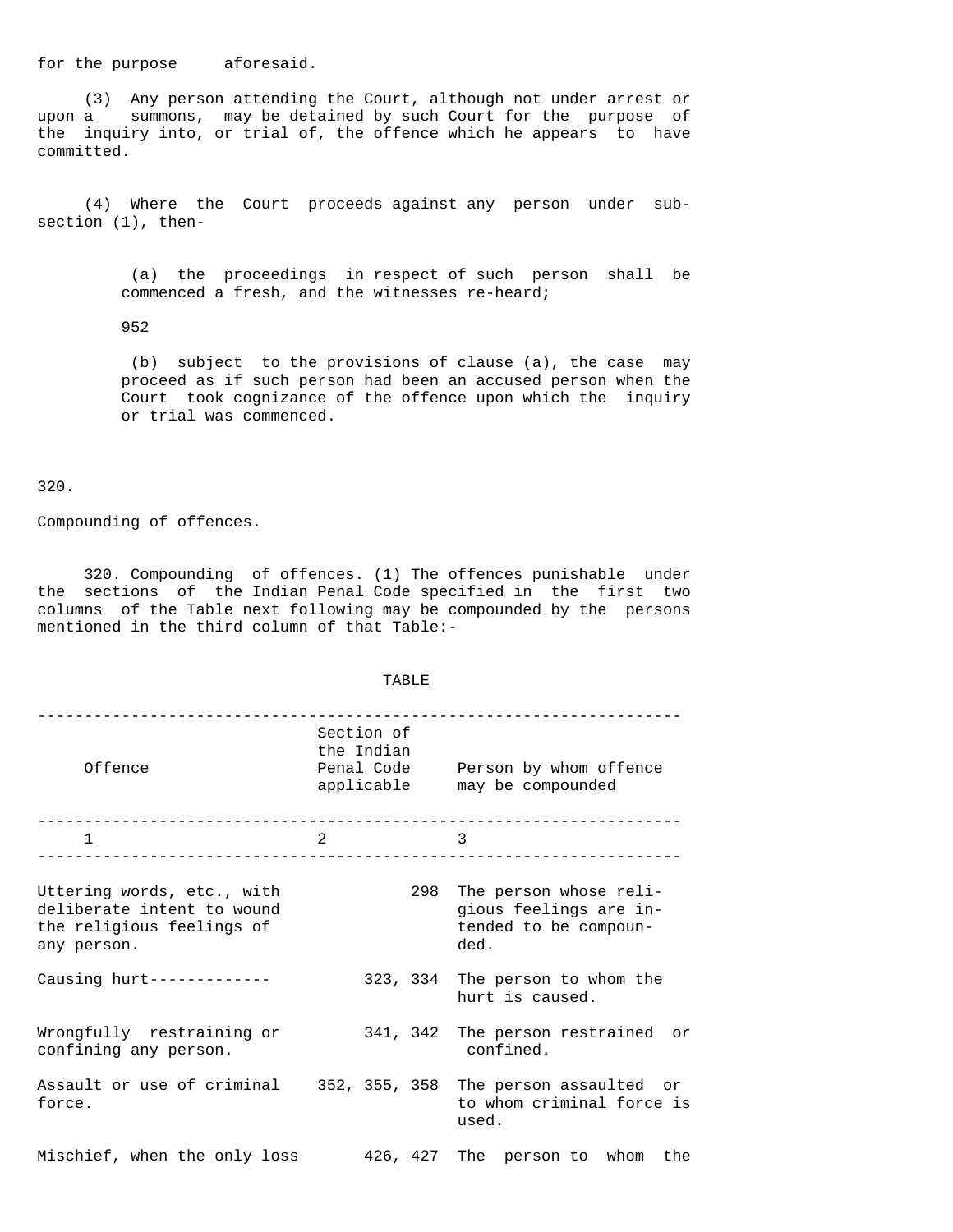for the purpose aforesaid.

(3) Any person attending the Court, although not under arrest or upon a summons, may be detained by such Court for the purpose of the inquiry into, or trial of, the offence which he appears to have committed.

(4) Where the Court proceeds against any person under sub-section (1), then-

(a) the proceedings in respect of such person shall be commenced a fresh, and the witnesses re-heard;

952

(b) subject to the provisions of clause (a), the case may proceed as if such person had been an accused person when the Court took cognizance of the offence upon which the inquiry or trial was commenced.

320.

Compounding of offences.

320. Compounding of offences. (1) The offences punishable under the sections of the Indian Penal Code specified in the first two columns of the Table next following may be compounded by the persons mentioned in the third column of that Table:-

TABLE

| Offence | Section of the Indian Penal Code applicable | Person by whom offence may be compounded |
|---|---|---|
| 1 | 2 | 3 |
| Uttering words, etc., with deliberate intent to wound the religious feelings of any person. | 298 | The person whose religious feelings are intended to be compounded. |
| Causing hurt------------- | 323, 334 | The person to whom the hurt is caused. |
| Wrongfully restraining or confining any person. | 341, 342 | The person restrained or confined. |
| Assault or use of criminal force. | 352, 355, 358 | The person assaulted or to whom criminal force is used. |
| Mischief, when the only loss | 426, 427 | The person to whom the |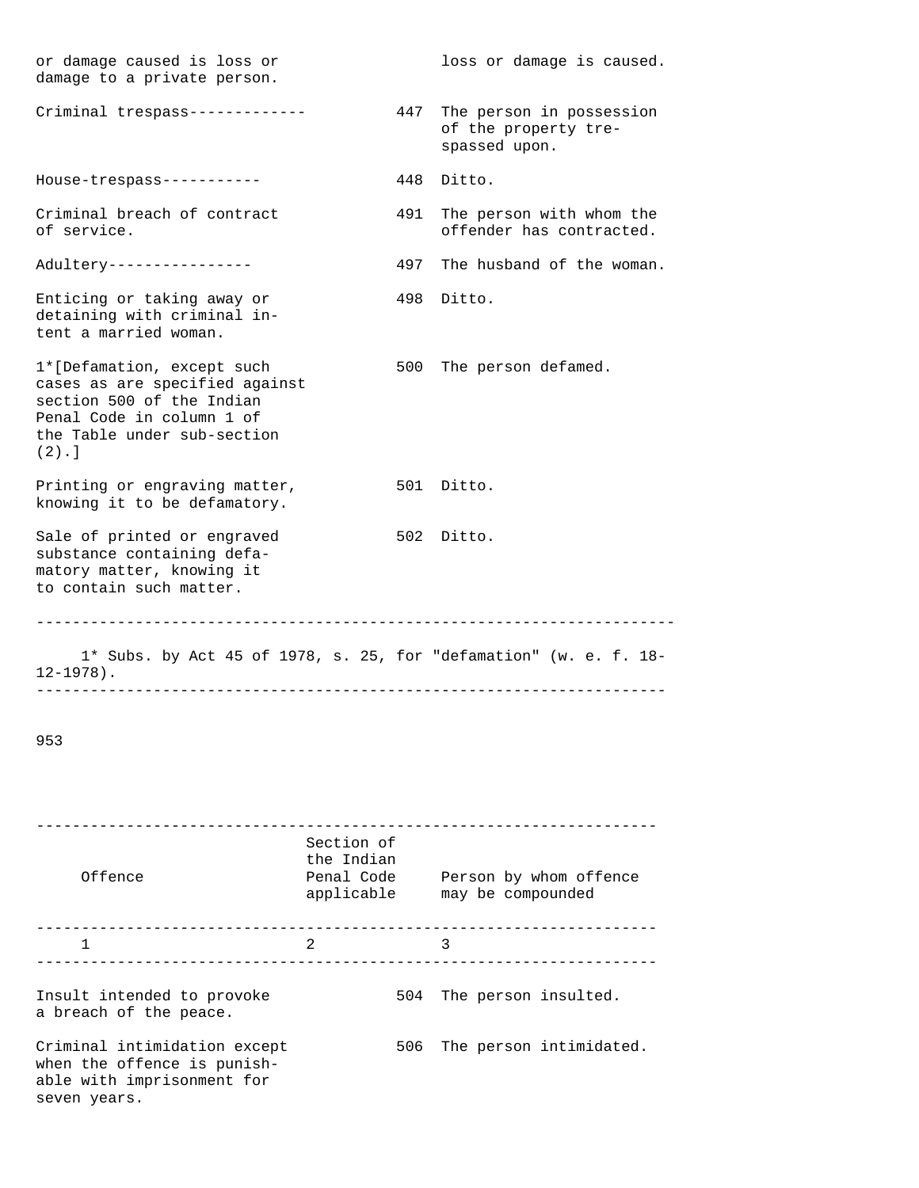| Offence | Section of the Indian Penal Code applicable | Person by whom offence may be compounded |
|---|---|---|
| or damage caused is loss or damage to a private person. | | loss or damage is caused. |
| Criminal trespass------------- | 447 | The person in possession of the property trespassed upon. |
| House-trespass----------- | 448 | Ditto. |
| Criminal breach of contract of service. | 491 | The person with whom the offender has contracted. |
| Adultery---------------- | 497 | The husband of the woman. |
| Enticing or taking away or detaining with criminal intent a married woman. | 498 | Ditto. |
| 1*[Defamation, except such cases as are specified against section 500 of the Indian Penal Code in column 1 of the Table under sub-section (2).] | 500 | The person defamed. |
| Printing or engraving matter, knowing it to be defamatory. | 501 | Ditto. |
| Sale of printed or engraved substance containing defamatory matter, knowing it to contain such matter. | 502 | Ditto. |

1* Subs. by Act 45 of 1978, s. 25, for "defamation" (w. e. f. 18-12-1978).

| Offence | Section of the Indian Penal Code applicable | Person by whom offence may be compounded |
|---|---|---|
| 1 | 2 | 3 |
| Insult intended to provoke a breach of the peace. | 504 | The person insulted. |
| Criminal intimidation except when the offence is punishable with imprisonment for seven years. | 506 | The person intimidated. |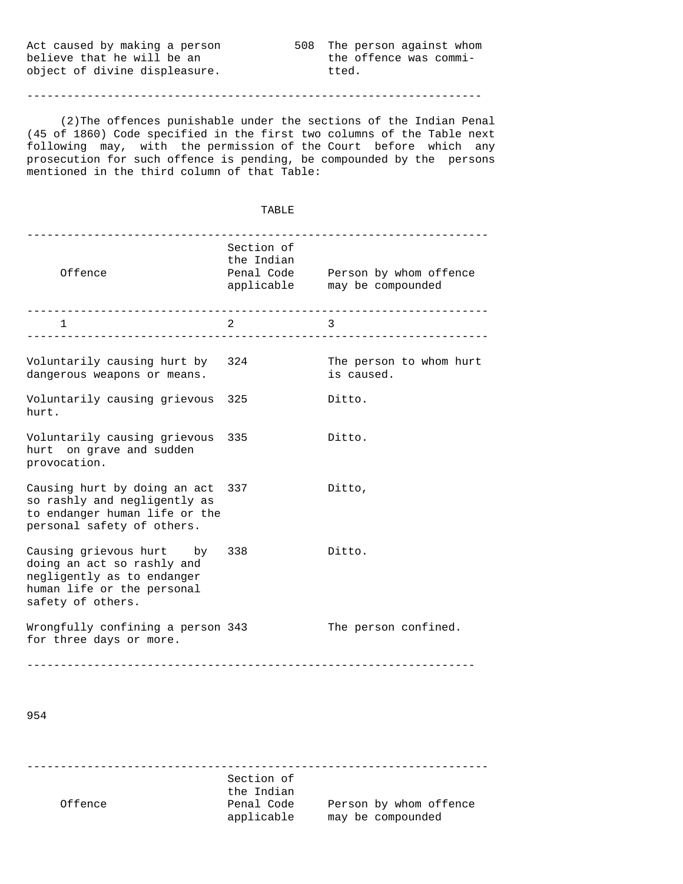| | | |
|---|---|---|
| Act caused by making a person believe that he will be an object of divine displeasure. | 508 | The person against whom the offence was committed. |

(2) The offences punishable under the sections of the Indian Penal (45 of 1860) Code specified in the first two columns of the Table next following may, with the permission of the Court before which any prosecution for such offence is pending, be compounded by the persons mentioned in the third column of that Table:

TABLE

| Offence | Section of the Indian Penal Code applicable | Person by whom offence may be compounded |
|---|---|---|
| 1 | 2 | 3 |
| Voluntarily causing hurt by dangerous weapons or means. | 324 | The person to whom hurt is caused. |
| Voluntarily causing grievous hurt. | 325 | Ditto. |
| Voluntarily causing grievous hurt on grave and sudden provocation. | 335 | Ditto. |
| Causing hurt by doing an act so rashly and negligently as to endanger human life or the personal safety of others. | 337 | Ditto, |
| Causing grievous hurt by doing an act so rashly and negligently as to endanger human life or the personal safety of others. | 338 | Ditto. |
| Wrongfully confining a person for three days or more. | 343 | The person confined. |

| Offence | Section of the Indian Penal Code applicable | Person by whom offence may be compounded |
|---|---|---|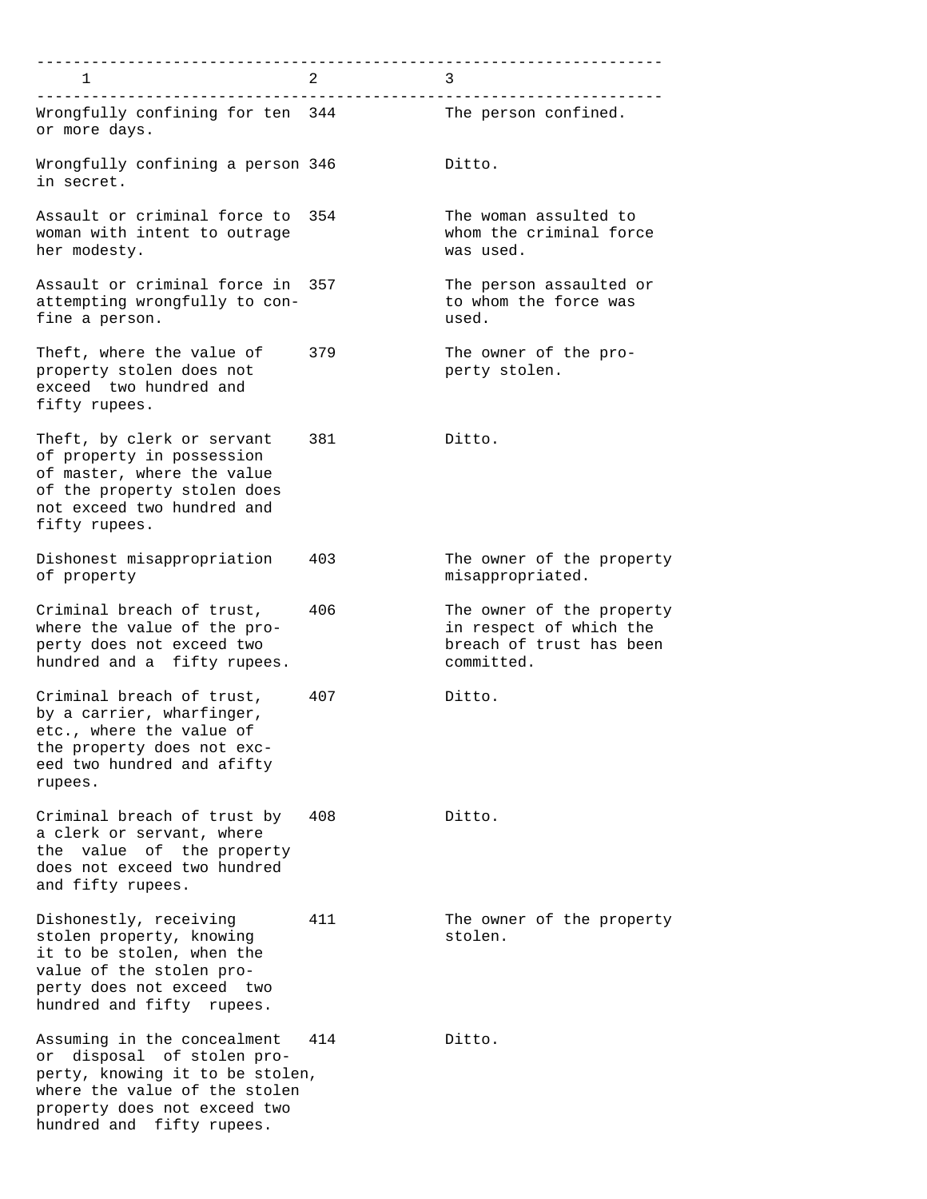| 1 | 2 | 3 |
|---|---|---|
| Wrongfully confining for ten or more days. | 344 | The person confined. |
| Wrongfully confining a person in secret. | 346 | Ditto. |
| Assault or criminal force to woman with intent to outrage her modesty. | 354 | The woman assulted to whom the criminal force was used. |
| Assault or criminal force in attempting wrongfully to confine a person. | 357 | The person assaulted or to whom the force was used. |
| Theft, where the value of property stolen does not exceed two hundred and fifty rupees. | 379 | The owner of the property stolen. |
| Theft, by clerk or servant of property in possession of master, where the value of the property stolen does not exceed two hundred and fifty rupees. | 381 | Ditto. |
| Dishonest misappropriation of property | 403 | The owner of the property misappropriated. |
| Criminal breach of trust, where the value of the property does not exceed two hundred and a fifty rupees. | 406 | The owner of the property in respect of which the breach of trust has been committed. |
| Criminal breach of trust, by a carrier, wharfinger, etc., where the value of the property does not exceed two hundred and afifty rupees. | 407 | Ditto. |
| Criminal breach of trust by a clerk or servant, where the value of the property does not exceed two hundred and fifty rupees. | 408 | Ditto. |
| Dishonestly, receiving stolen property, knowing it to be stolen, when the value of the stolen property does not exceed two hundred and fifty rupees. | 411 | The owner of the property stolen. |
| Assuming in the concealment or disposal of stolen property, knowing it to be stolen, where the value of the stolen property does not exceed two hundred and fifty rupees. | 414 | Ditto. |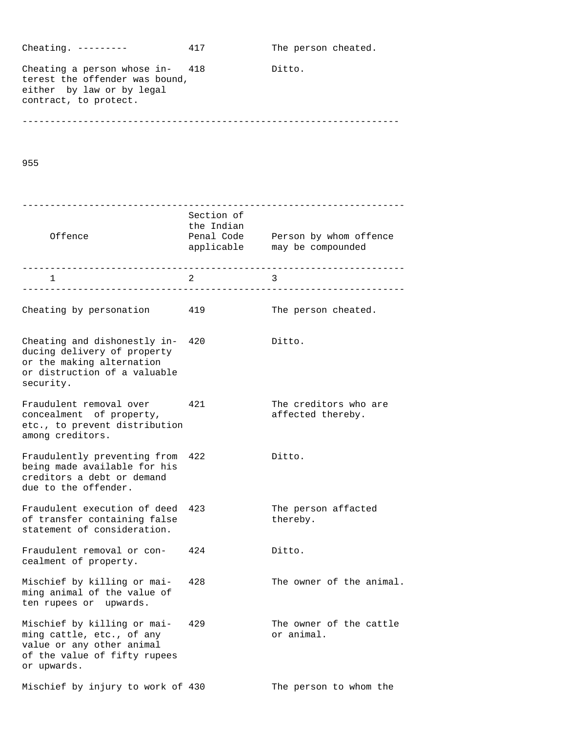| Offence | Section of the Indian Penal Code applicable | Person by whom offence may be compounded |
|---|---|---|
| Cheating. --------- | 417 | The person cheated. |
| Cheating a person whose interest the offender was bound, either by law or by legal contract, to protect. | 418 | Ditto. |

| Offence | Section of the Indian Penal Code applicable | Person by whom offence may be compounded |
|---|---|---|
| 1 | 2 | 3 |
| Cheating by personation | 419 | The person cheated. |
| Cheating and dishonestly inducing delivery of property or the making alternation or distruction of a valuable security. | 420 | Ditto. |
| Fraudulent removal over concealment of property, etc., to prevent distribution among creditors. | 421 | The creditors who are affected thereby. |
| Fraudulently preventing from being made available for his creditors a debt or demand due to the offender. | 422 | Ditto. |
| Fraudulent execution of deed of transfer containing false statement of consideration. | 423 | The person affacted thereby. |
| Fraudulent removal or concealment of property. | 424 | Ditto. |
| Mischief by killing or maiming animal of the value of ten rupees or upwards. | 428 | The owner of the animal. |
| Mischief by killing or maiming cattle, etc., of any value or any other animal of the value of fifty rupees or upwards. | 429 | The owner of the cattle or animal. |
| Mischief by injury to work of | 430 | The person to whom the |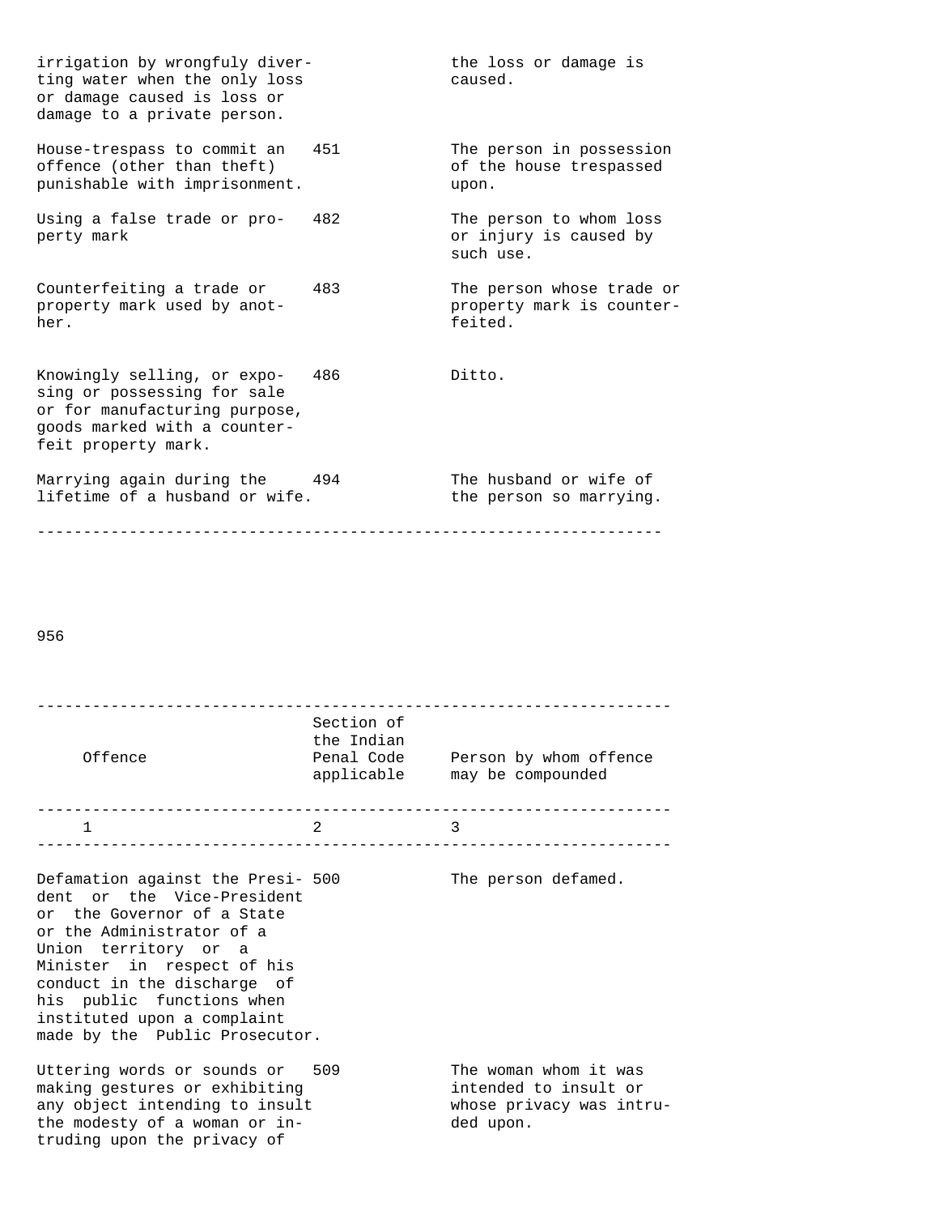| | | |
|---|---|---|
| irrigation by wrongfuly diverting water when the only loss or damage caused is loss or damage to a private person. | | the loss or damage is caused. |
| House-trespass to commit an offence (other than theft) punishable with imprisonment. | 451 | The person in possession of the house trespassed upon. |
| Using a false trade or property mark | 482 | The person to whom loss or injury is caused by such use. |
| Counterfeiting a trade or property mark used by another. | 483 | The person whose trade or property mark is counterfeited. |
| Knowingly selling, or exposing or possessing for sale or for manufacturing purpose, goods marked with a counterfeit property mark. | 486 | Ditto. |
| Marrying again during the lifetime of a husband or wife. | 494 | The husband or wife of the person so marrying. |

| Offence | Section of the Indian Penal Code applicable | Person by whom offence may be compounded |
|---|---|---|
| 1 | 2 | 3 |
| Defamation against the President or the Vice-President or the Governor of a State or the Administrator of a Union territory or a Minister in respect of his conduct in the discharge of his public functions when instituted upon a complaint made by the Public Prosecutor. | 500 | The person defamed. |
| Uttering words or sounds or making gestures or exhibiting any object intending to insult the modesty of a woman or intruding upon the privacy of | 509 | The woman whom it was intended to insult or whose privacy was intruded upon. |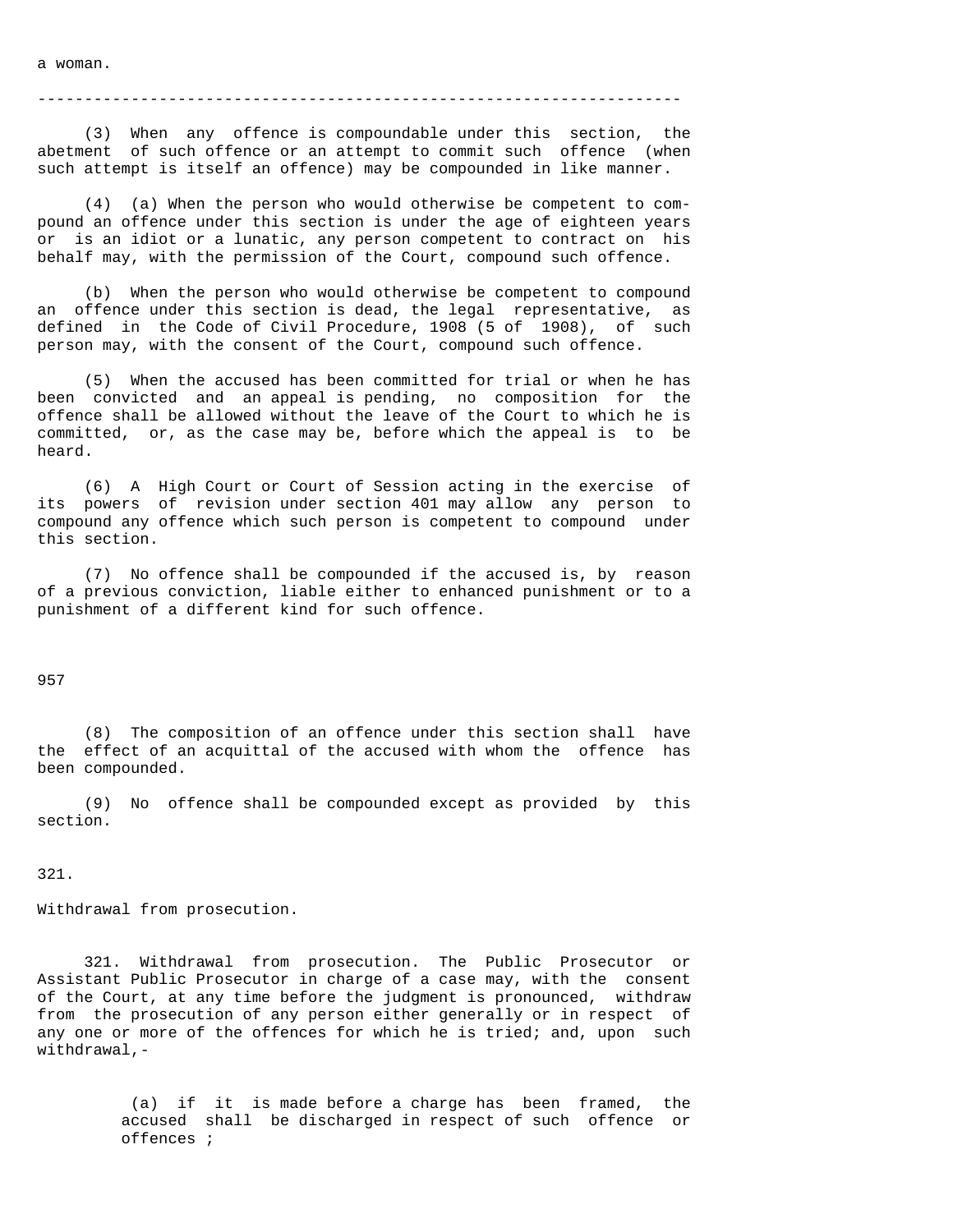a woman.

---

(3) When any offence is compoundable under this section, the abetment of such offence or an attempt to commit such offence (when such attempt is itself an offence) may be compounded in like manner.

(4) (a) When the person who would otherwise be competent to compound an offence under this section is under the age of eighteen years or is an idiot or a lunatic, any person competent to contract on his behalf may, with the permission of the Court, compound such offence.

(b) When the person who would otherwise be competent to compound an offence under this section is dead, the legal representative, as defined in the Code of Civil Procedure, 1908 (5 of 1908), of such person may, with the consent of the Court, compound such offence.

(5) When the accused has been committed for trial or when he has been convicted and an appeal is pending, no composition for the offence shall be allowed without the leave of the Court to which he is committed, or, as the case may be, before which the appeal is to be heard.

(6) A High Court or Court of Session acting in the exercise of its powers of revision under section 401 may allow any person to compound any offence which such person is competent to compound under this section.

(7) No offence shall be compounded if the accused is, by reason of a previous conviction, liable either to enhanced punishment or to a punishment of a different kind for such offence.

(8) The composition of an offence under this section shall have the effect of an acquittal of the accused with whom the offence has been compounded.

(9) No offence shall be compounded except as provided by this section.

321.

Withdrawal from prosecution.

321. Withdrawal from prosecution. The Public Prosecutor or Assistant Public Prosecutor in charge of a case may, with the consent of the Court, at any time before the judgment is pronounced, withdraw from the prosecution of any person either generally or in respect of any one or more of the offences for which he is tried; and, upon such withdrawal,-

(a) if it is made before a charge has been framed, the accused shall be discharged in respect of such offence or offences ;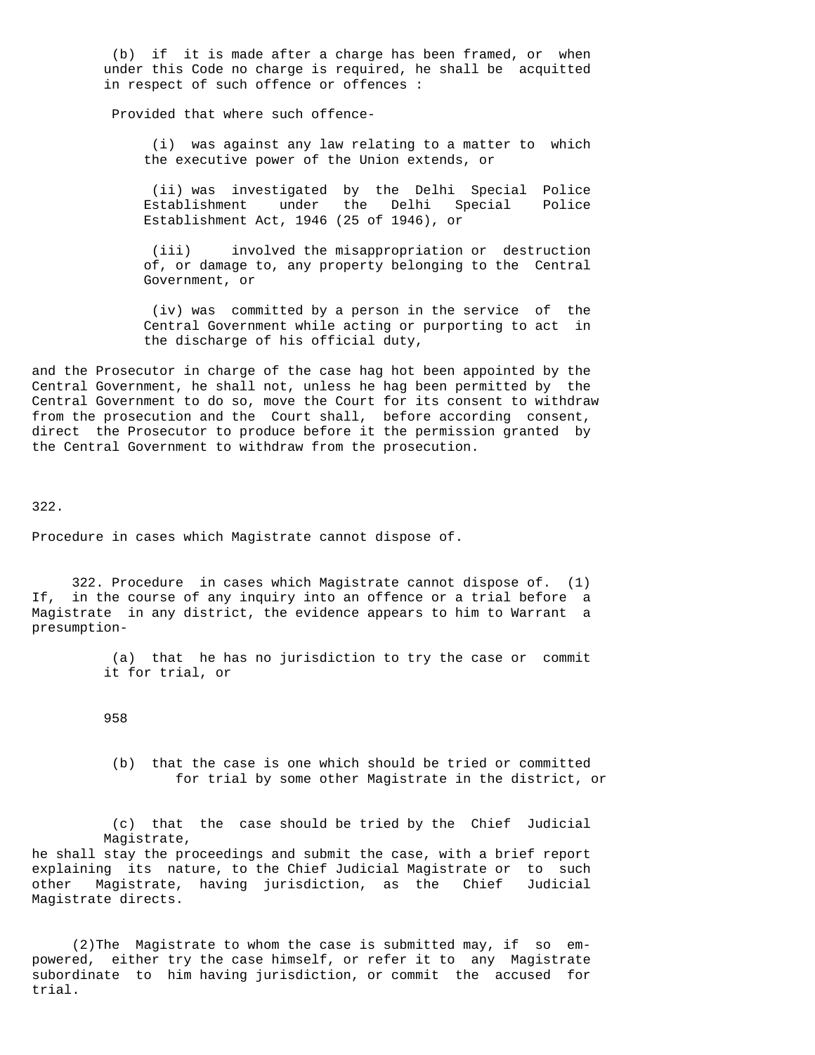(b) if it is made after a charge has been framed, or when under this Code no charge is required, he shall be acquitted in respect of such offence or offences :

Provided that where such offence-

(i) was against any law relating to a matter to which the executive power of the Union extends, or

(ii) was investigated by the Delhi Special Police Establishment under the Delhi Special Police Establishment Act, 1946 (25 of 1946), or

(iii) involved the misappropriation or destruction of, or damage to, any property belonging to the Central Government, or

(iv) was committed by a person in the service of the Central Government while acting or purporting to act in the discharge of his official duty,

and the Prosecutor in charge of the case hag hot been appointed by the Central Government, he shall not, unless he hag been permitted by the Central Government to do so, move the Court for its consent to withdraw from the prosecution and the Court shall, before according consent, direct the Prosecutor to produce before it the permission granted by the Central Government to withdraw from the prosecution.

322.

Procedure in cases which Magistrate cannot dispose of.

322. Procedure in cases which Magistrate cannot dispose of. (1) If, in the course of any inquiry into an offence or a trial before a Magistrate in any district, the evidence appears to him to Warrant a presumption-

(a) that he has no jurisdiction to try the case or commit it for trial, or

958

(b) that the case is one which should be tried or committed for trial by some other Magistrate in the district, or

(c) that the case should be tried by the Chief Judicial Magistrate,

he shall stay the proceedings and submit the case, with a brief report explaining its nature, to the Chief Judicial Magistrate or to such other Magistrate, having jurisdiction, as the Chief Judicial Magistrate directs.

(2)The Magistrate to whom the case is submitted may, if so empowered, either try the case himself, or refer it to any Magistrate subordinate to him having jurisdiction, or commit the accused for trial.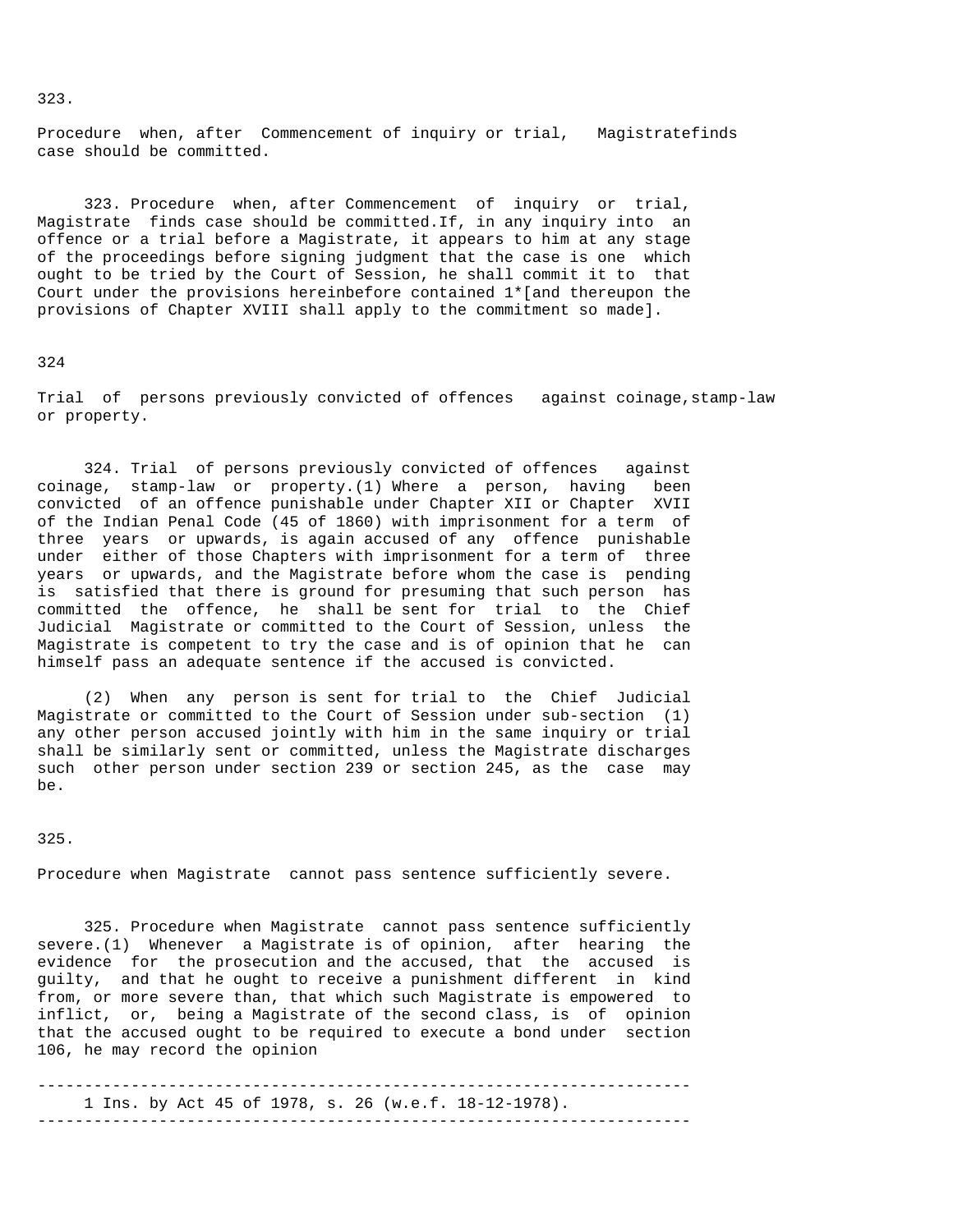323.

Procedure when, after Commencement of inquiry or trial, Magistratefinds case should be committed.

323. Procedure when, after Commencement of inquiry or trial, Magistrate finds case should be committed.If, in any inquiry into an offence or a trial before a Magistrate, it appears to him at any stage of the proceedings before signing judgment that the case is one which ought to be tried by the Court of Session, he shall commit it to that Court under the provisions hereinbefore contained 1*[and thereupon the provisions of Chapter XVIII shall apply to the commitment so made].

324

Trial of persons previously convicted of offences against coinage,stamp-law or property.

324. Trial of persons previously convicted of offences against coinage, stamp-law or property.(1) Where a person, having been convicted of an offence punishable under Chapter XII or Chapter XVII of the Indian Penal Code (45 of 1860) with imprisonment for a term of three years or upwards, is again accused of any offence punishable under either of those Chapters with imprisonment for a term of three years or upwards, and the Magistrate before whom the case is pending is satisfied that there is ground for presuming that such person has committed the offence, he shall be sent for trial to the Chief Judicial Magistrate or committed to the Court of Session, unless the Magistrate is competent to try the case and is of opinion that he can himself pass an adequate sentence if the accused is convicted.

(2) When any person is sent for trial to the Chief Judicial Magistrate or committed to the Court of Session under sub-section (1) any other person accused jointly with him in the same inquiry or trial shall be similarly sent or committed, unless the Magistrate discharges such other person under section 239 or section 245, as the case may be.

325.

Procedure when Magistrate cannot pass sentence sufficiently severe.

325. Procedure when Magistrate cannot pass sentence sufficiently severe.(1) Whenever a Magistrate is of opinion, after hearing the evidence for the prosecution and the accused, that the accused is guilty, and that he ought to receive a punishment different in kind from, or more severe than, that which such Magistrate is empowered to inflict, or, being a Magistrate of the second class, is of opinion that the accused ought to be required to execute a bond under section 106, he may record the opinion

---

1 Ins. by Act 45 of 1978, s. 26 (w.e.f. 18-12-1978).

---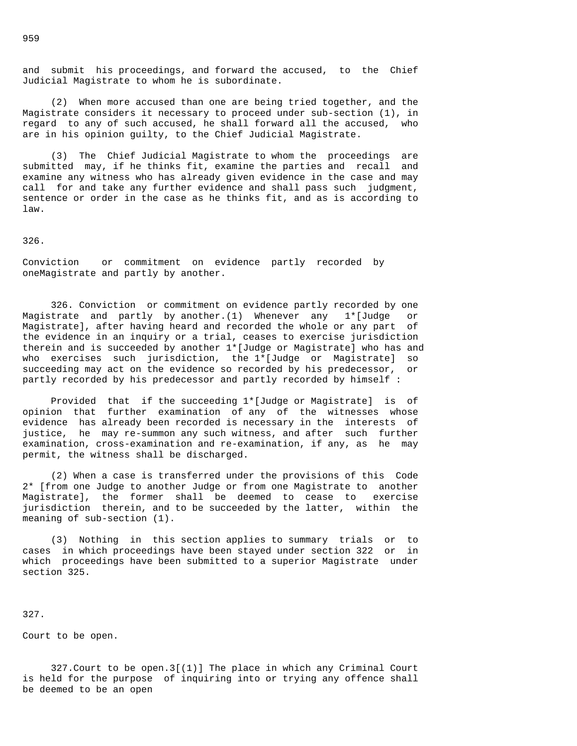and submit his proceedings, and forward the accused, to the Chief Judicial Magistrate to whom he is subordinate.

(2) When more accused than one are being tried together, and the Magistrate considers it necessary to proceed under sub-section (1), in regard to any of such accused, he shall forward all the accused, who are in his opinion guilty, to the Chief Judicial Magistrate.

(3) The Chief Judicial Magistrate to whom the proceedings are submitted may, if he thinks fit, examine the parties and recall and examine any witness who has already given evidence in the case and may call for and take any further evidence and shall pass such judgment, sentence or order in the case as he thinks fit, and as is according to law.

326.

Conviction or commitment on evidence partly recorded by oneMagistrate and partly by another.

326. Conviction or commitment on evidence partly recorded by one Magistrate and partly by another.(1) Whenever any 1*[Judge or Magistrate], after having heard and recorded the whole or any part of the evidence in an inquiry or a trial, ceases to exercise jurisdiction therein and is succeeded by another 1*[Judge or Magistrate] who has and who exercises such jurisdiction, the 1*[Judge or Magistrate] so succeeding may act on the evidence so recorded by his predecessor, or partly recorded by his predecessor and partly recorded by himself :

Provided that if the succeeding 1*[Judge or Magistrate] is of opinion that further examination of any of the witnesses whose evidence has already been recorded is necessary in the interests of justice, he may re-summon any such witness, and after such further examination, cross-examination and re-examination, if any, as he may permit, the witness shall be discharged.

(2) When a case is transferred under the provisions of this Code 2* [from one Judge to another Judge or from one Magistrate to another Magistrate], the former shall be deemed to cease to exercise jurisdiction therein, and to be succeeded by the latter, within the meaning of sub-section (1).

(3) Nothing in this section applies to summary trials or to cases in which proceedings have been stayed under section 322 or in which proceedings have been submitted to a superior Magistrate under section 325.

327.

Court to be open.

327.Court to be open.3[(1)] The place in which any Criminal Court is held for the purpose of inquiring into or trying any offence shall be deemed to be an open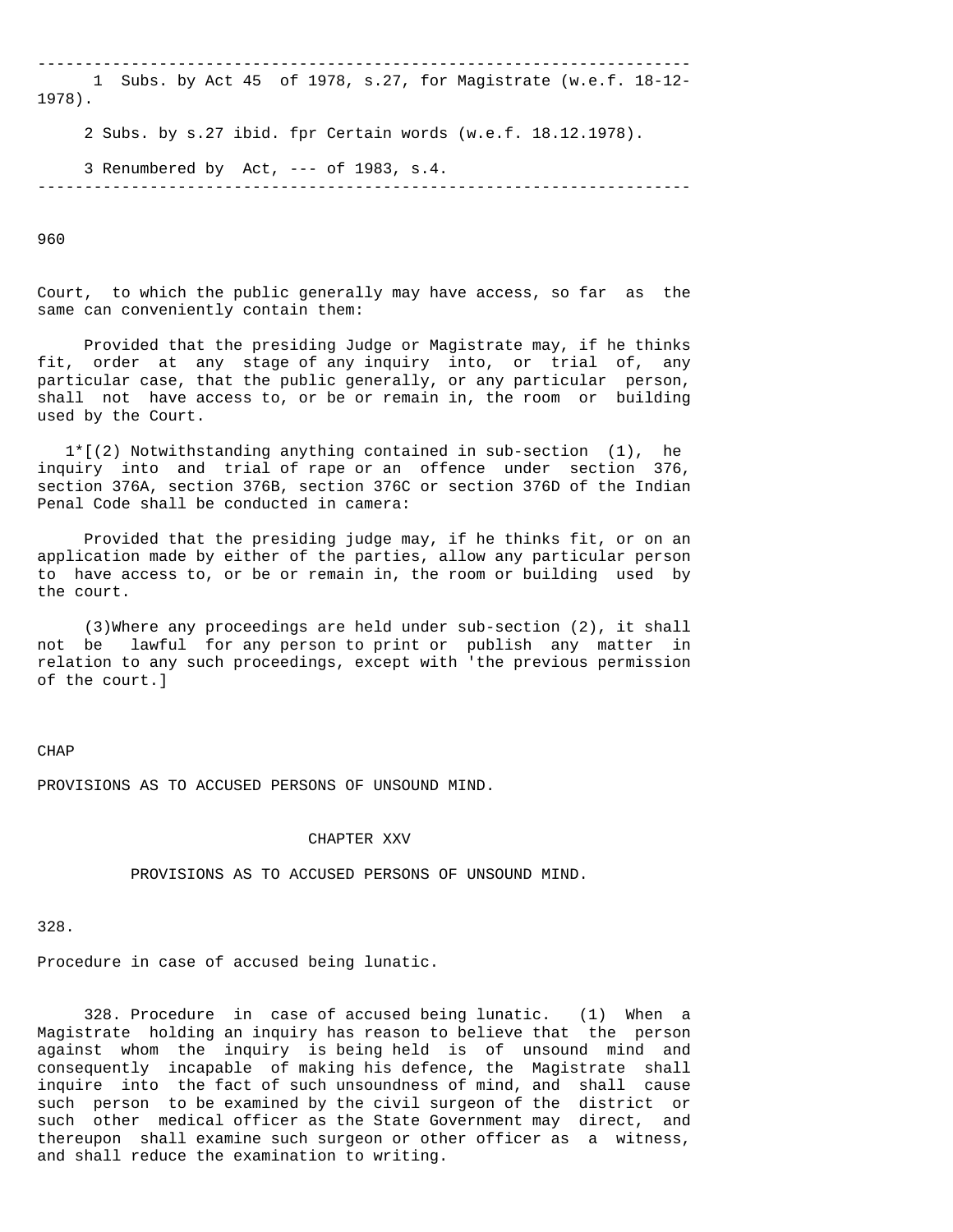---

1 Subs. by Act 45 of 1978, s.27, for Magistrate (w.e.f. 18-12-1978).

2 Subs. by s.27 ibid. fpr Certain words (w.e.f. 18.12.1978).

3 Renumbered by Act, --- of 1983, s.4.

---

960

Court, to which the public generally may have access, so far as the same can conveniently contain them:

Provided that the presiding Judge or Magistrate may, if he thinks fit, order at any stage of any inquiry into, or trial of, any particular case, that the public generally, or any particular person, shall not have access to, or be or remain in, the room or building used by the Court.

1*[(2) Notwithstanding anything contained in sub-section (1), he inquiry into and trial of rape or an offence under section 376, section 376A, section 376B, section 376C or section 376D of the Indian Penal Code shall be conducted in camera:

Provided that the presiding judge may, if he thinks fit, or on an application made by either of the parties, allow any particular person to have access to, or be or remain in, the room or building used by the court.

(3)Where any proceedings are held under sub-section (2), it shall not be lawful for any person to print or publish any matter in relation to any such proceedings, except with 'the previous permission of the court.]

CHAP

PROVISIONS AS TO ACCUSED PERSONS OF UNSOUND MIND.

## CHAPTER XXV

## PROVISIONS AS TO ACCUSED PERSONS OF UNSOUND MIND.

328.

Procedure in case of accused being lunatic.

328. Procedure in case of accused being lunatic. (1) When a Magistrate holding an inquiry has reason to believe that the person against whom the inquiry is being held is of unsound mind and consequently incapable of making his defence, the Magistrate shall inquire into the fact of such unsoundness of mind, and shall cause such person to be examined by the civil surgeon of the district or such other medical officer as the State Government may direct, and thereupon shall examine such surgeon or other officer as a witness, and shall reduce the examination to writing.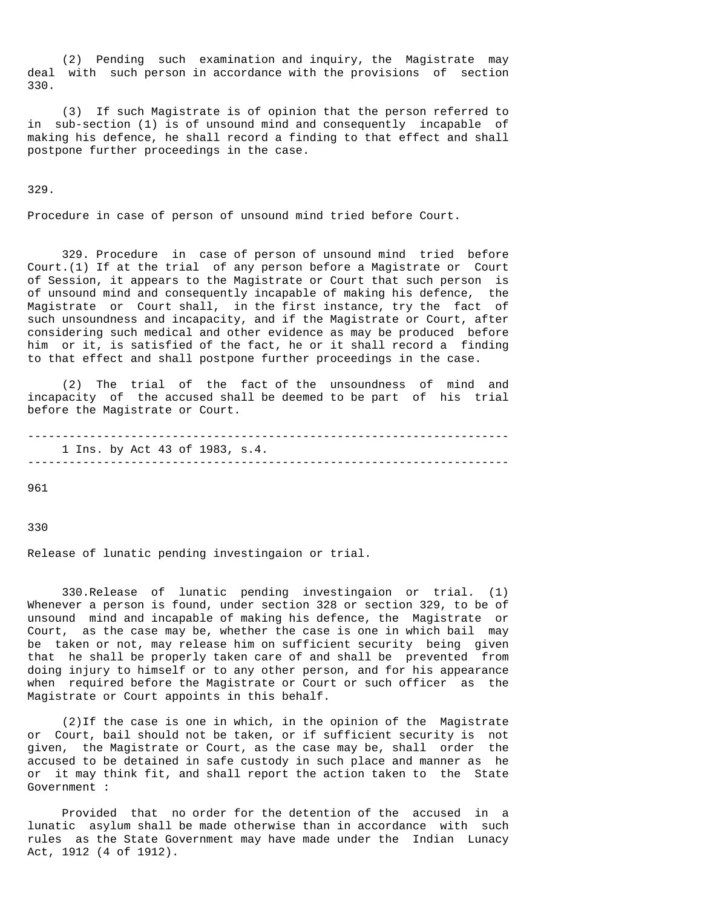(2) Pending such examination and inquiry, the Magistrate may deal with such person in accordance with the provisions of section 330.

(3) If such Magistrate is of opinion that the person referred to in sub-section (1) is of unsound mind and consequently incapable of making his defence, he shall record a finding to that effect and shall postpone further proceedings in the case.

329.

Procedure in case of person of unsound mind tried before Court.

329. Procedure in case of person of unsound mind tried before Court.(1) If at the trial of any person before a Magistrate or Court of Session, it appears to the Magistrate or Court that such person is of unsound mind and consequently incapable of making his defence, the Magistrate or Court shall, in the first instance, try the fact of such unsoundness and incapacity, and if the Magistrate or Court, after considering such medical and other evidence as may be produced before him or it, is satisfied of the fact, he or it shall record a finding to that effect and shall postpone further proceedings in the case.

(2) The trial of the fact of the unsoundness of mind and incapacity of the accused shall be deemed to be part of his trial before the Magistrate or Court.

---

1 Ins. by Act 43 of 1983, s.4.

---

961

330

Release of lunatic pending investingaion or trial.

330.Release of lunatic pending investingaion or trial. (1) Whenever a person is found, under section 328 or section 329, to be of unsound mind and incapable of making his defence, the Magistrate or Court, as the case may be, whether the case is one in which bail may be taken or not, may release him on sufficient security being given that he shall be properly taken care of and shall be prevented from doing injury to himself or to any other person, and for his appearance when required before the Magistrate or Court or such officer as the Magistrate or Court appoints in this behalf.

(2)If the case is one in which, in the opinion of the Magistrate or Court, bail should not be taken, or if sufficient security is not given, the Magistrate or Court, as the case may be, shall order the accused to be detained in safe custody in such place and manner as he or it may think fit, and shall report the action taken to the State Government :

Provided that no order for the detention of the accused in a lunatic asylum shall be made otherwise than in accordance with such rules as the State Government may have made under the Indian Lunacy Act, 1912 (4 of 1912).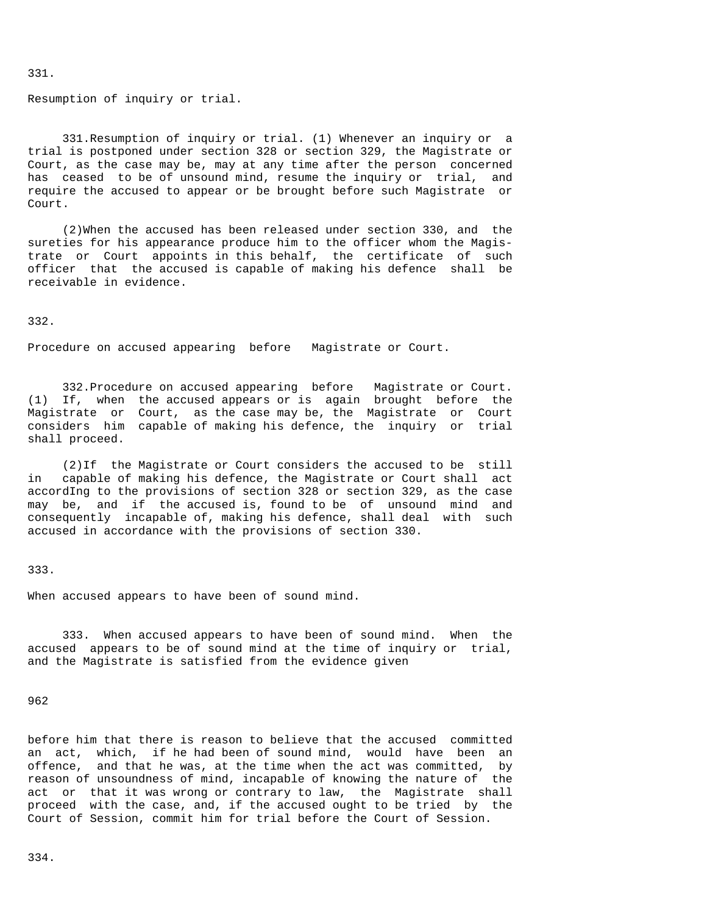331.

Resumption of inquiry or trial.

331.Resumption of inquiry or trial. (1) Whenever an inquiry or a trial is postponed under section 328 or section 329, the Magistrate or Court, as the case may be, may at any time after the person concerned has ceased to be of unsound mind, resume the inquiry or trial, and require the accused to appear or be brought before such Magistrate or Court.

(2)When the accused has been released under section 330, and the sureties for his appearance produce him to the officer whom the Magistrate or Court appoints in this behalf, the certificate of such officer that the accused is capable of making his defence shall be receivable in evidence.

332.

Procedure on accused appearing before Magistrate or Court.

332.Procedure on accused appearing before Magistrate or Court. (1) If, when the accused appears or is again brought before the Magistrate or Court, as the case may be, the Magistrate or Court considers him capable of making his defence, the inquiry or trial shall proceed.

(2)If the Magistrate or Court considers the accused to be still in capable of making his defence, the Magistrate or Court shall act accordIng to the provisions of section 328 or section 329, as the case may be, and if the accused is, found to be of unsound mind and consequently incapable of, making his defence, shall deal with such accused in accordance with the provisions of section 330.

333.

When accused appears to have been of sound mind.

333. When accused appears to have been of sound mind. When the accused appears to be of sound mind at the time of inquiry or trial, and the Magistrate is satisfied from the evidence given

before him that there is reason to believe that the accused committed an act, which, if he had been of sound mind, would have been an offence, and that he was, at the time when the act was committed, by reason of unsoundness of mind, incapable of knowing the nature of the act or that it was wrong or contrary to law, the Magistrate shall proceed with the case, and, if the accused ought to be tried by the Court of Session, commit him for trial before the Court of Session.

334.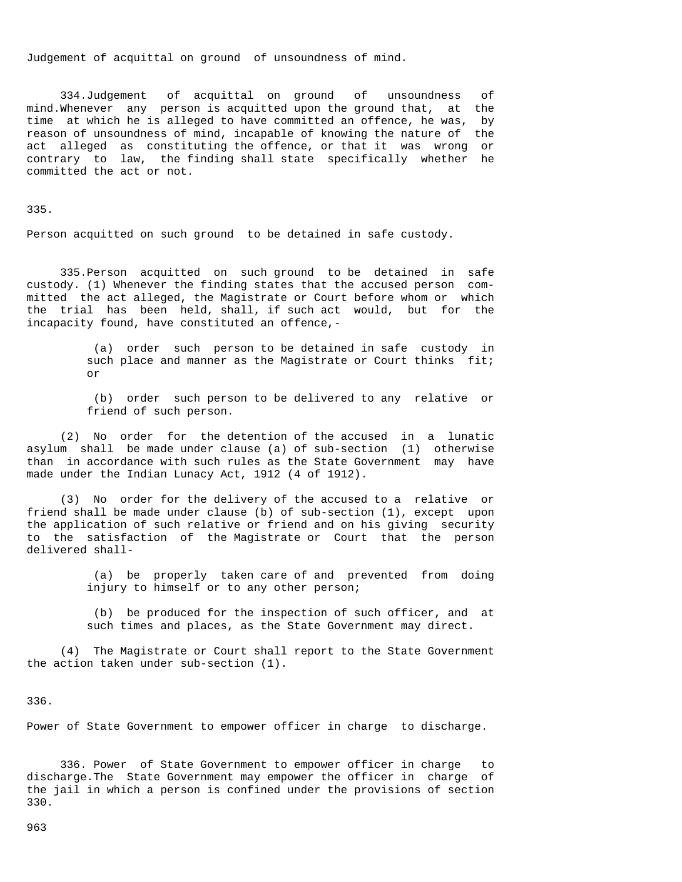Judgement of acquittal on ground of unsoundness of mind.

334. Judgement of acquittal on ground of unsoundness of mind.Whenever any person is acquitted upon the ground that, at the time at which he is alleged to have committed an offence, he was, by reason of unsoundness of mind, incapable of knowing the nature of the act alleged as constituting the offence, or that it was wrong or contrary to law, the finding shall state specifically whether he committed the act or not.

335.

Person acquitted on such ground to be detained in safe custody.

335. Person acquitted on such ground to be detained in safe custody. (1) Whenever the finding states that the accused person committed the act alleged, the Magistrate or Court before whom or which the trial has been held, shall, if such act would, but for the incapacity found, have constituted an offence,-

(a) order such person to be detained in safe custody in such place and manner as the Magistrate or Court thinks fit; or

(b) order such person to be delivered to any relative or friend of such person.

(2) No order for the detention of the accused in a lunatic asylum shall be made under clause (a) of sub-section (1) otherwise than in accordance with such rules as the State Government may have made under the Indian Lunacy Act, 1912 (4 of 1912).

(3) No order for the delivery of the accused to a relative or friend shall be made under clause (b) of sub-section (1), except upon the application of such relative or friend and on his giving security to the satisfaction of the Magistrate or Court that the person delivered shall-

(a) be properly taken care of and prevented from doing injury to himself or to any other person;

(b) be produced for the inspection of such officer, and at such times and places, as the State Government may direct.

(4) The Magistrate or Court shall report to the State Government the action taken under sub-section (1).

336.

Power of State Government to empower officer in charge to discharge.

336. Power of State Government to empower officer in charge to discharge.The State Government may empower the officer in charge of the jail in which a person is confined under the provisions of section 330.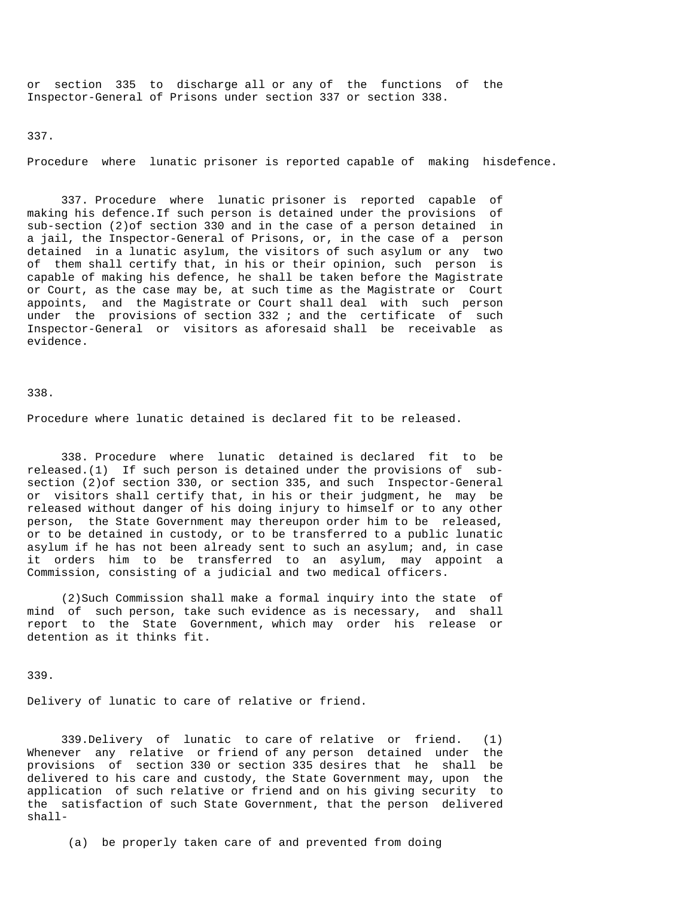or section 335 to discharge all or any of the functions of the Inspector-General of Prisons under section 337 or section 338.

337.

Procedure where lunatic prisoner is reported capable of making hisdefence.

337. Procedure where lunatic prisoner is reported capable of making his defence.If such person is detained under the provisions of sub-section (2)of section 330 and in the case of a person detained in a jail, the Inspector-General of Prisons, or, in the case of a person detained in a lunatic asylum, the visitors of such asylum or any two of them shall certify that, in his or their opinion, such person is capable of making his defence, he shall be taken before the Magistrate or Court, as the case may be, at such time as the Magistrate or Court appoints, and the Magistrate or Court shall deal with such person under the provisions of section 332 ; and the certificate of such Inspector-General or visitors as aforesaid shall be receivable as evidence.

338.

Procedure where lunatic detained is declared fit to be released.

338. Procedure where lunatic detained is declared fit to be released.(1) If such person is detained under the provisions of sub-section (2)of section 330, or section 335, and such Inspector-General or visitors shall certify that, in his or their judgment, he may be released without danger of his doing injury to himself or to any other person, the State Government may thereupon order him to be released, or to be detained in custody, or to be transferred to a public lunatic asylum if he has not been already sent to such an asylum; and, in case it orders him to be transferred to an asylum, may appoint a Commission, consisting of a judicial and two medical officers.

(2)Such Commission shall make a formal inquiry into the state of mind of such person, take such evidence as is necessary, and shall report to the State Government, which may order his release or detention as it thinks fit.

339.

Delivery of lunatic to care of relative or friend.

339.Delivery of lunatic to care of relative or friend. (1) Whenever any relative or friend of any person detained under the provisions of section 330 or section 335 desires that he shall be delivered to his care and custody, the State Government may, upon the application of such relative or friend and on his giving security to the satisfaction of such State Government, that the person delivered shall-

(a) be properly taken care of and prevented from doing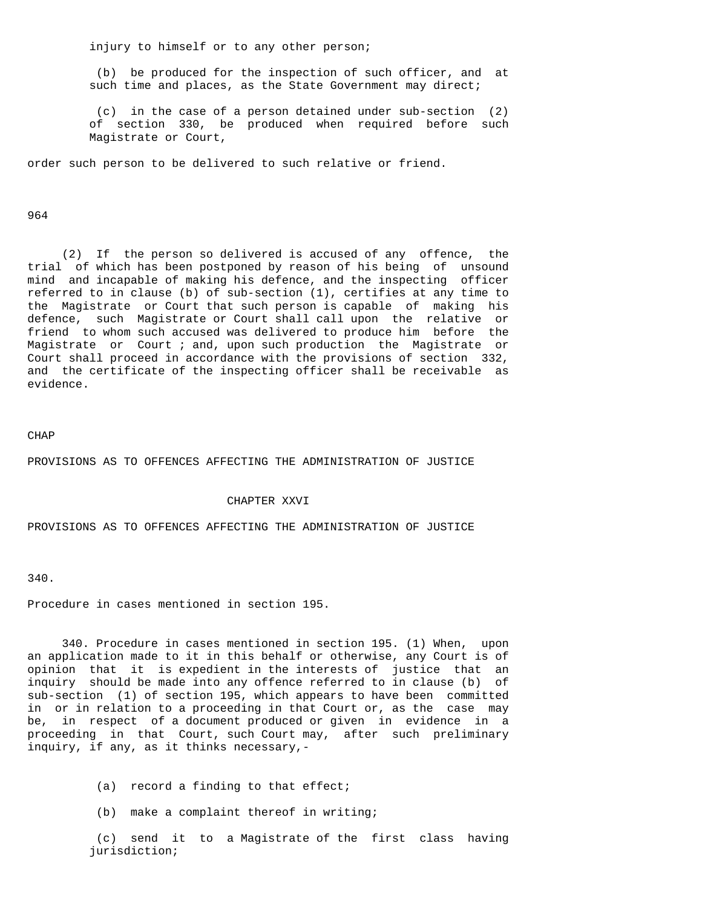injury to himself or to any other person;

(b) be produced for the inspection of such officer, and at such time and places, as the State Government may direct;

(c) in the case of a person detained under sub-section (2) of section 330, be produced when required before such Magistrate or Court,

order such person to be delivered to such relative or friend.

964

(2) If the person so delivered is accused of any offence, the trial of which has been postponed by reason of his being of unsound mind and incapable of making his defence, and the inspecting officer referred to in clause (b) of sub-section (1), certifies at any time to the Magistrate or Court that such person is capable of making his defence, such Magistrate or Court shall call upon the relative or friend to whom such accused was delivered to produce him before the Magistrate or Court ; and, upon such production the Magistrate or Court shall proceed in accordance with the provisions of section 332, and the certificate of the inspecting officer shall be receivable as evidence.

CHAP

PROVISIONS AS TO OFFENCES AFFECTING THE ADMINISTRATION OF JUSTICE

## CHAPTER XXVI

## PROVISIONS AS TO OFFENCES AFFECTING THE ADMINISTRATION OF JUSTICE

340.

Procedure in cases mentioned in section 195.

340. Procedure in cases mentioned in section 195. (1) When, upon an application made to it in this behalf or otherwise, any Court is of opinion that it is expedient in the interests of justice that an inquiry should be made into any offence referred to in clause (b) of sub-section (1) of section 195, which appears to have been committed in or in relation to a proceeding in that Court or, as the case may be, in respect of a document produced or given in evidence in a proceeding in that Court, such Court may, after such preliminary inquiry, if any, as it thinks necessary,-

(a) record a finding to that effect;

(b) make a complaint thereof in writing;

(c) send it to a Magistrate of the first class having jurisdiction;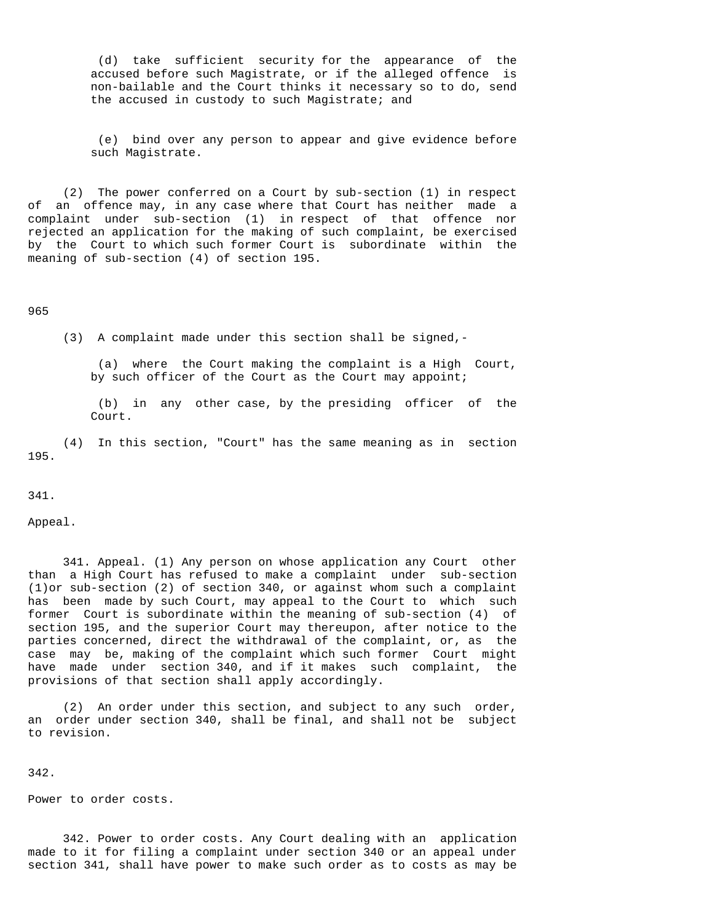(d) take sufficient security for the appearance of the accused before such Magistrate, or if the alleged offence is non-bailable and the Court thinks it necessary so to do, send the accused in custody to such Magistrate; and

(e) bind over any person to appear and give evidence before such Magistrate.

(2) The power conferred on a Court by sub-section (1) in respect of an offence may, in any case where that Court has neither made a complaint under sub-section (1) in respect of that offence nor rejected an application for the making of such complaint, be exercised by the Court to which such former Court is subordinate within the meaning of sub-section (4) of section 195.

965

(3) A complaint made under this section shall be signed,-

(a) where the Court making the complaint is a High Court, by such officer of the Court as the Court may appoint;

(b) in any other case, by the presiding officer of the Court.

(4) In this section, "Court" has the same meaning as in section 195.

341.

Appeal.

341. Appeal. (1) Any person on whose application any Court other than a High Court has refused to make a complaint under sub-section (1)or sub-section (2) of section 340, or against whom such a complaint has been made by such Court, may appeal to the Court to which such former Court is subordinate within the meaning of sub-section (4) of section 195, and the superior Court may thereupon, after notice to the parties concerned, direct the withdrawal of the complaint, or, as the case may be, making of the complaint which such former Court might have made under section 340, and if it makes such complaint, the provisions of that section shall apply accordingly.

(2) An order under this section, and subject to any such order, an order under section 340, shall be final, and shall not be subject to revision.

342.

Power to order costs.

342. Power to order costs. Any Court dealing with an application made to it for filing a complaint under section 340 or an appeal under section 341, shall have power to make such order as to costs as may be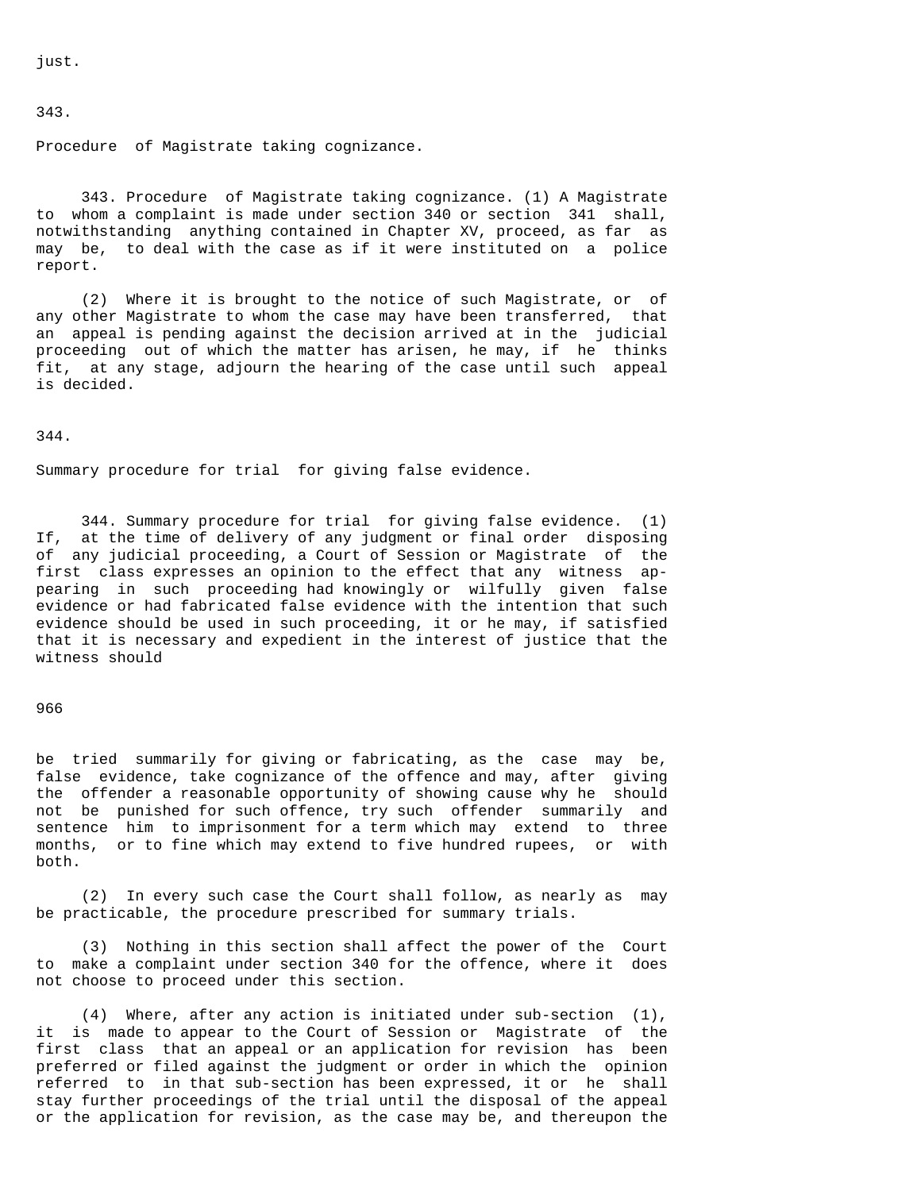just.

343.

Procedure of Magistrate taking cognizance.

343. Procedure of Magistrate taking cognizance. (1) A Magistrate to whom a complaint is made under section 340 or section 341 shall, notwithstanding anything contained in Chapter XV, proceed, as far as may be, to deal with the case as if it were instituted on a police report.

(2) Where it is brought to the notice of such Magistrate, or of any other Magistrate to whom the case may have been transferred, that an appeal is pending against the decision arrived at in the judicial proceeding out of which the matter has arisen, he may, if he thinks fit, at any stage, adjourn the hearing of the case until such appeal is decided.

344.

Summary procedure for trial for giving false evidence.

344. Summary procedure for trial for giving false evidence. (1) If, at the time of delivery of any judgment or final order disposing of any judicial proceeding, a Court of Session or Magistrate of the first class expresses an opinion to the effect that any witness appearing in such proceeding had knowingly or wilfully given false evidence or had fabricated false evidence with the intention that such evidence should be used in such proceeding, it or he may, if satisfied that it is necessary and expedient in the interest of justice that the witness should

966

be tried summarily for giving or fabricating, as the case may be, false evidence, take cognizance of the offence and may, after giving the offender a reasonable opportunity of showing cause why he should not be punished for such offence, try such offender summarily and sentence him to imprisonment for a term which may extend to three months, or to fine which may extend to five hundred rupees, or with both.

(2) In every such case the Court shall follow, as nearly as may be practicable, the procedure prescribed for summary trials.

(3) Nothing in this section shall affect the power of the Court to make a complaint under section 340 for the offence, where it does not choose to proceed under this section.

(4) Where, after any action is initiated under sub-section (1), it is made to appear to the Court of Session or Magistrate of the first class that an appeal or an application for revision has been preferred or filed against the judgment or order in which the opinion referred to in that sub-section has been expressed, it or he shall stay further proceedings of the trial until the disposal of the appeal or the application for revision, as the case may be, and thereupon the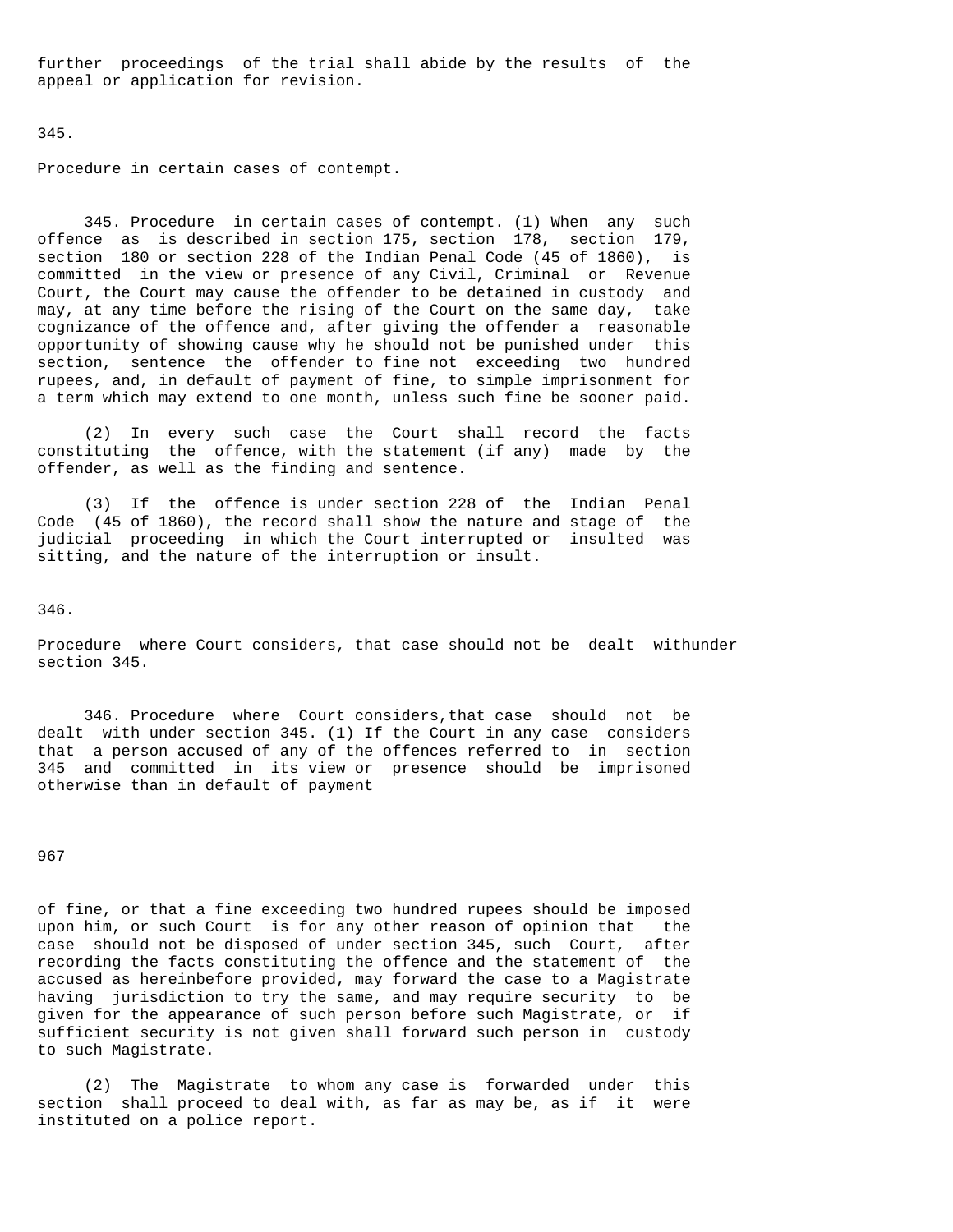further proceedings of the trial shall abide by the results of the appeal or application for revision.

345.

Procedure in certain cases of contempt.

345. Procedure in certain cases of contempt. (1) When any such offence as is described in section 175, section 178, section 179, section 180 or section 228 of the Indian Penal Code (45 of 1860), is committed in the view or presence of any Civil, Criminal or Revenue Court, the Court may cause the offender to be detained in custody and may, at any time before the rising of the Court on the same day, take cognizance of the offence and, after giving the offender a reasonable opportunity of showing cause why he should not be punished under this section, sentence the offender to fine not exceeding two hundred rupees, and, in default of payment of fine, to simple imprisonment for a term which may extend to one month, unless such fine be sooner paid.

(2) In every such case the Court shall record the facts constituting the offence, with the statement (if any) made by the offender, as well as the finding and sentence.

(3) If the offence is under section 228 of the Indian Penal Code (45 of 1860), the record shall show the nature and stage of the judicial proceeding in which the Court interrupted or insulted was sitting, and the nature of the interruption or insult.

346.

Procedure where Court considers, that case should not be dealt withunder section 345.

346. Procedure where Court considers,that case should not be dealt with under section 345. (1) If the Court in any case considers that a person accused of any of the offences referred to in section 345 and committed in its view or presence should be imprisoned otherwise than in default of payment of fine, or that a fine exceeding two hundred rupees should be imposed upon him, or such Court is for any other reason of opinion that the case should not be disposed of under section 345, such Court, after recording the facts constituting the offence and the statement of the accused as hereinbefore provided, may forward the case to a Magistrate having jurisdiction to try the same, and may require security to be given for the appearance of such person before such Magistrate, or if sufficient security is not given shall forward such person in custody to such Magistrate.

(2) The Magistrate to whom any case is forwarded under this section shall proceed to deal with, as far as may be, as if it were instituted on a police report.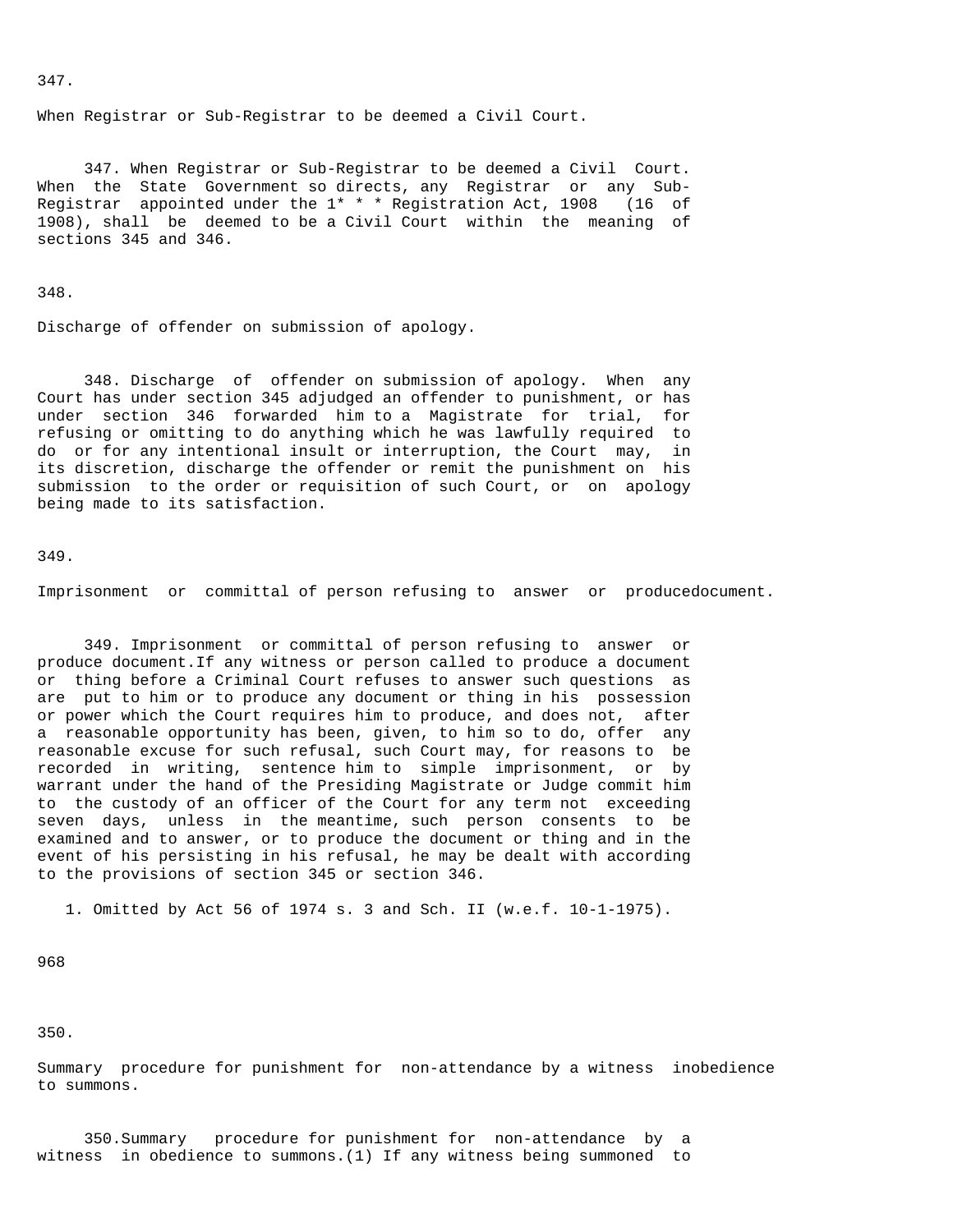347.

When Registrar or Sub-Registrar to be deemed a Civil Court.

347. When Registrar or Sub-Registrar to be deemed a Civil Court. When the State Government so directs, any Registrar or any Sub-Registrar appointed under the 1* * * Registration Act, 1908 (16 of 1908), shall be deemed to be a Civil Court within the meaning of sections 345 and 346.

348.

Discharge of offender on submission of apology.

348. Discharge of offender on submission of apology. When any Court has under section 345 adjudged an offender to punishment, or has under section 346 forwarded him to a Magistrate for trial, for refusing or omitting to do anything which he was lawfully required to do or for any intentional insult or interruption, the Court may, in its discretion, discharge the offender or remit the punishment on his submission to the order or requisition of such Court, or on apology being made to its satisfaction.

349.

Imprisonment or committal of person refusing to answer or producedocument.

349. Imprisonment or committal of person refusing to answer or produce document.If any witness or person called to produce a document or thing before a Criminal Court refuses to answer such questions as are put to him or to produce any document or thing in his possession or power which the Court requires him to produce, and does not, after a reasonable opportunity has been, given, to him so to do, offer any reasonable excuse for such refusal, such Court may, for reasons to be recorded in writing, sentence him to simple imprisonment, or by warrant under the hand of the Presiding Magistrate or Judge commit him to the custody of an officer of the Court for any term not exceeding seven days, unless in the meantime, such person consents to be examined and to answer, or to produce the document or thing and in the event of his persisting in his refusal, he may be dealt with according to the provisions of section 345 or section 346.

1. Omitted by Act 56 of 1974 s. 3 and Sch. II (w.e.f. 10-1-1975).

350.

Summary procedure for punishment for non-attendance by a witness inobedience to summons.

350.Summary procedure for punishment for non-attendance by a witness in obedience to summons.(1) If any witness being summoned to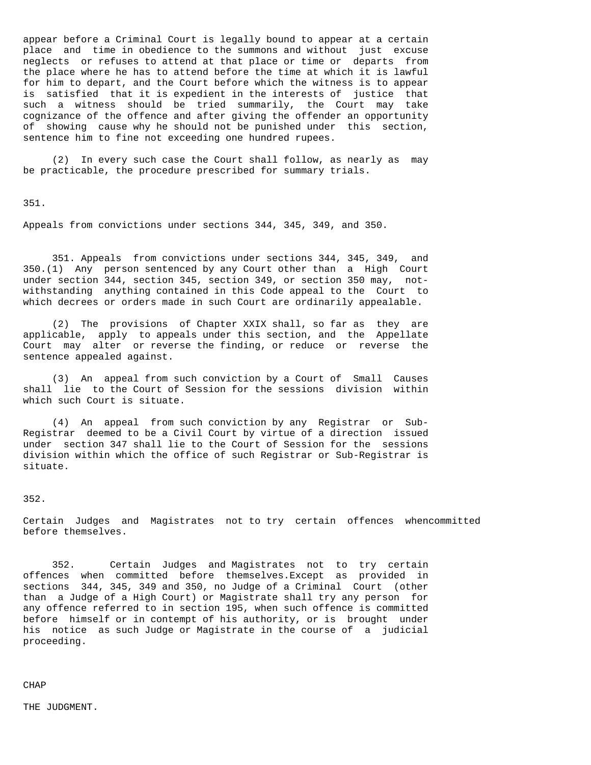appear before a Criminal Court is legally bound to appear at a certain place and time in obedience to the summons and without just excuse neglects or refuses to attend at that place or time or departs from the place where he has to attend before the time at which it is lawful for him to depart, and the Court before which the witness is to appear is satisfied that it is expedient in the interests of justice that such a witness should be tried summarily, the Court may take cognizance of the offence and after giving the offender an opportunity of showing cause why he should not be punished under this section, sentence him to fine not exceeding one hundred rupees.

(2) In every such case the Court shall follow, as nearly as may be practicable, the procedure prescribed for summary trials.

351.

Appeals from convictions under sections 344, 345, 349, and 350.

351. Appeals from convictions under sections 344, 345, 349, and 350.(1) Any person sentenced by any Court other than a High Court under section 344, section 345, section 349, or section 350 may, notwithstanding anything contained in this Code appeal to the Court to which decrees or orders made in such Court are ordinarily appealable.

(2) The provisions of Chapter XXIX shall, so far as they are applicable, apply to appeals under this section, and the Appellate Court may alter or reverse the finding, or reduce or reverse the sentence appealed against.

(3) An appeal from such conviction by a Court of Small Causes shall lie to the Court of Session for the sessions division within which such Court is situate.

(4) An appeal from such conviction by any Registrar or Sub-Registrar deemed to be a Civil Court by virtue of a direction issued under section 347 shall lie to the Court of Session for the sessions division within which the office of such Registrar or Sub-Registrar is situate.

352.

Certain Judges and Magistrates not to try certain offences whencommitted before themselves.

352. Certain Judges and Magistrates not to try certain offences when committed before themselves.Except as provided in sections 344, 345, 349 and 350, no Judge of a Criminal Court (other than a Judge of a High Court) or Magistrate shall try any person for any offence referred to in section 195, when such offence is committed before himself or in contempt of his authority, or is brought under his notice as such Judge or Magistrate in the course of a judicial proceeding.

CHAP

THE JUDGMENT.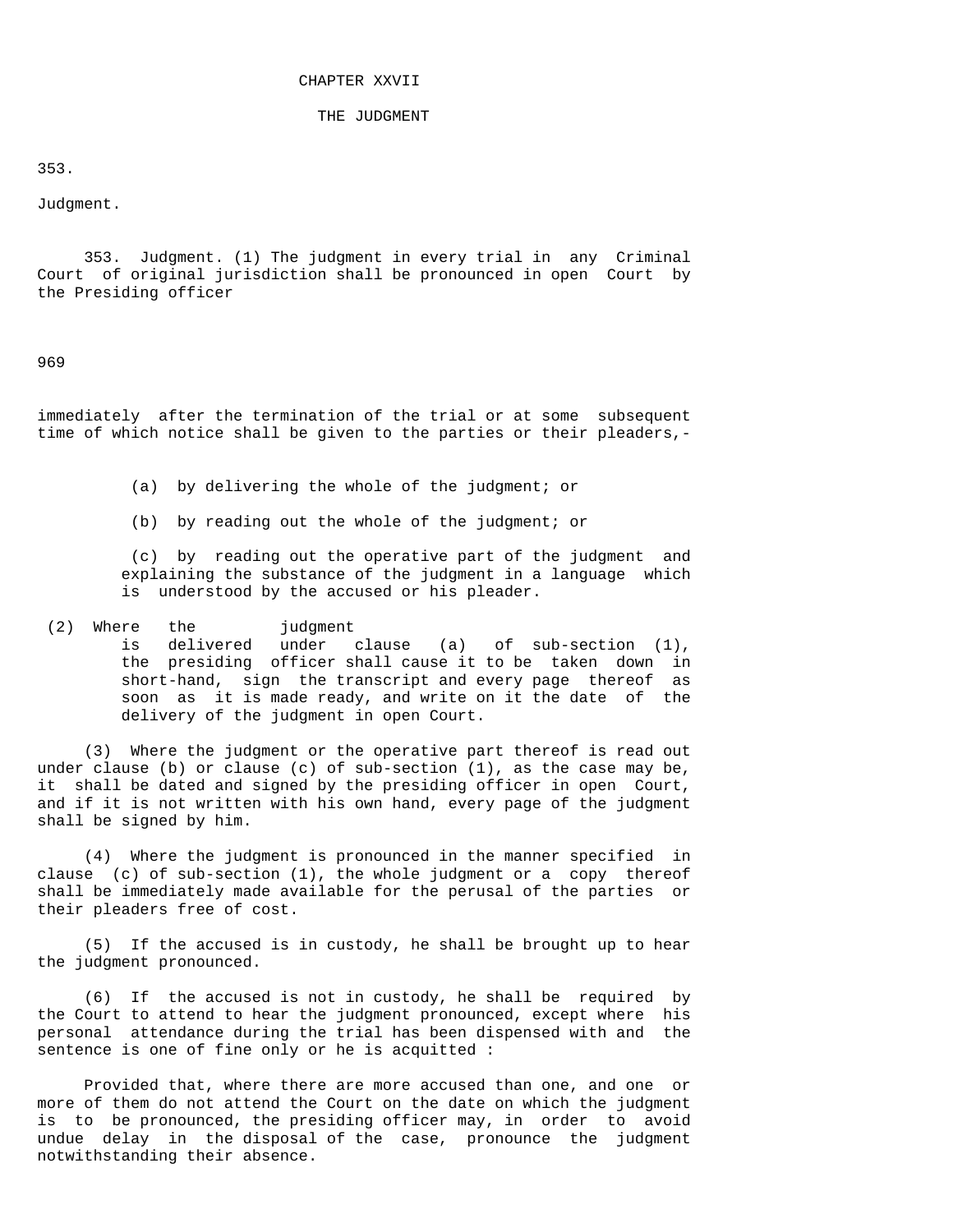# CHAPTER XXVII

## THE JUDGMENT

353.

Judgment.

353. Judgment. (1) The judgment in every trial in any Criminal Court of original jurisdiction shall be pronounced in open Court by the Presiding officer immediately after the termination of the trial or at some subsequent time of which notice shall be given to the parties or their pleaders,-

(a) by delivering the whole of the judgment; or

(b) by reading out the whole of the judgment; or

(c) by reading out the operative part of the judgment and explaining the substance of the judgment in a language which is understood by the accused or his pleader.

(2) Where the judgment is delivered under clause (a) of sub-section (1), the presiding officer shall cause it to be taken down in short-hand, sign the transcript and every page thereof as soon as it is made ready, and write on it the date of the delivery of the judgment in open Court.

(3) Where the judgment or the operative part thereof is read out under clause (b) or clause (c) of sub-section (1), as the case may be, it shall be dated and signed by the presiding officer in open Court, and if it is not written with his own hand, every page of the judgment shall be signed by him.

(4) Where the judgment is pronounced in the manner specified in clause (c) of sub-section (1), the whole judgment or a copy thereof shall be immediately made available for the perusal of the parties or their pleaders free of cost.

(5) If the accused is in custody, he shall be brought up to hear the judgment pronounced.

(6) If the accused is not in custody, he shall be required by the Court to attend to hear the judgment pronounced, except where his personal attendance during the trial has been dispensed with and the sentence is one of fine only or he is acquitted :

Provided that, where there are more accused than one, and one or more of them do not attend the Court on the date on which the judgment is to be pronounced, the presiding officer may, in order to avoid undue delay in the disposal of the case, pronounce the judgment notwithstanding their absence.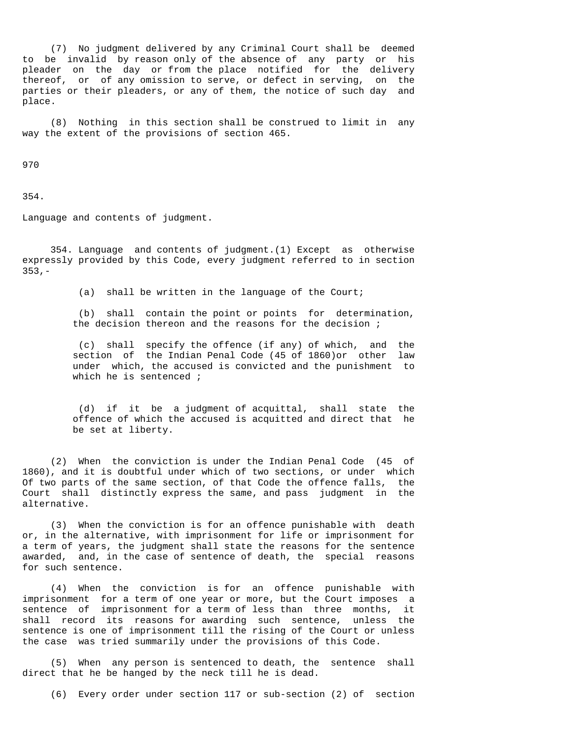(7) No judgment delivered by any Criminal Court shall be deemed to be invalid by reason only of the absence of any party or his pleader on the day or from the place notified for the delivery thereof, or of any omission to serve, or defect in serving, on the parties or their pleaders, or any of them, the notice of such day and place.

(8) Nothing in this section shall be construed to limit in any way the extent of the provisions of section 465.

970

354.

Language and contents of judgment.

354. Language and contents of judgment.(1) Except as otherwise expressly provided by this Code, every judgment referred to in section 353,-

(a) shall be written in the language of the Court;

(b) shall contain the point or points for determination, the decision thereon and the reasons for the decision ;

(c) shall specify the offence (if any) of which, and the section of the Indian Penal Code (45 of 1860)or other law under which, the accused is convicted and the punishment to which he is sentenced ;

(d) if it be a judgment of acquittal, shall state the offence of which the accused is acquitted and direct that he be set at liberty.

(2) When the conviction is under the Indian Penal Code (45 of 1860), and it is doubtful under which of two sections, or under which Of two parts of the same section, of that Code the offence falls, the Court shall distinctly express the same, and pass judgment in the alternative.

(3) When the conviction is for an offence punishable with death or, in the alternative, with imprisonment for life or imprisonment for a term of years, the judgment shall state the reasons for the sentence awarded, and, in the case of sentence of death, the special reasons for such sentence.

(4) When the conviction is for an offence punishable with imprisonment for a term of one year or more, but the Court imposes a sentence of imprisonment for a term of less than three months, it shall record its reasons for awarding such sentence, unless the sentence is one of imprisonment till the rising of the Court or unless the case was tried summarily under the provisions of this Code.

(5) When any person is sentenced to death, the sentence shall direct that he be hanged by the neck till he is dead.

(6) Every order under section 117 or sub-section (2) of section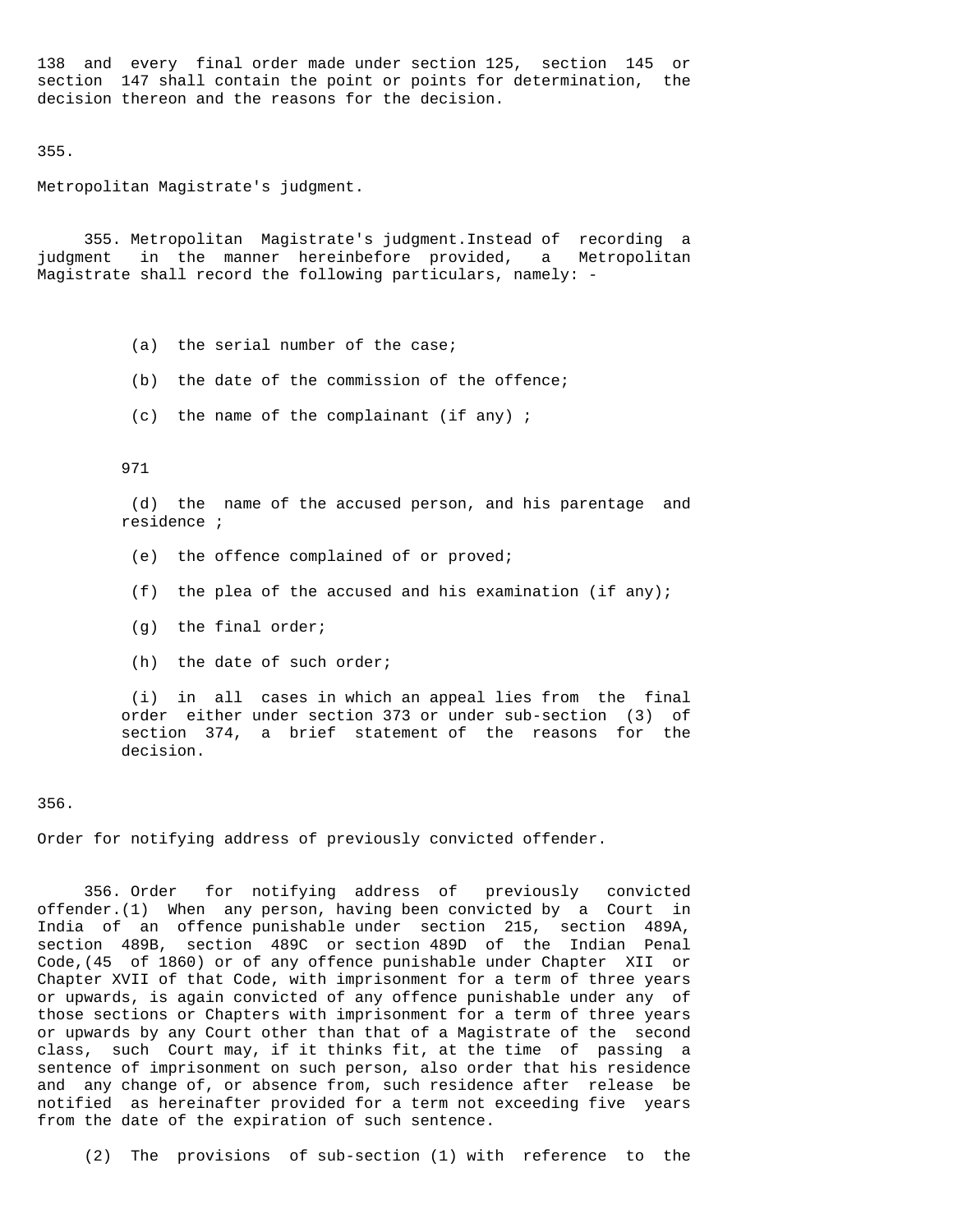138 and every final order made under section 125, section 145 or section 147 shall contain the point or points for determination, the decision thereon and the reasons for the decision.

355.

Metropolitan Magistrate's judgment.

355. Metropolitan Magistrate's judgment.Instead of recording a judgment in the manner hereinbefore provided, a Metropolitan Magistrate shall record the following particulars, namely: -

(a) the serial number of the case;

(b) the date of the commission of the offence;

(c) the name of the complainant (if any) ;

971

(d) the name of the accused person, and his parentage and residence ;

(e) the offence complained of or proved;

(f) the plea of the accused and his examination (if any);

(g) the final order;

(h) the date of such order;

(i) in all cases in which an appeal lies from the final order either under section 373 or under sub-section (3) of section 374, a brief statement of the reasons for the decision.

356.

Order for notifying address of previously convicted offender.

356. Order for notifying address of previously convicted offender.(1) When any person, having been convicted by a Court in India of an offence punishable under section 215, section 489A, section 489B, section 489C or section 489D of the Indian Penal Code,(45 of 1860) or of any offence punishable under Chapter XII or Chapter XVII of that Code, with imprisonment for a term of three years or upwards, is again convicted of any offence punishable under any of those sections or Chapters with imprisonment for a term of three years or upwards by any Court other than that of a Magistrate of the second class, such Court may, if it thinks fit, at the time of passing a sentence of imprisonment on such person, also order that his residence and any change of, or absence from, such residence after release be notified as hereinafter provided for a term not exceeding five years from the date of the expiration of such sentence.

(2) The provisions of sub-section (1) with reference to the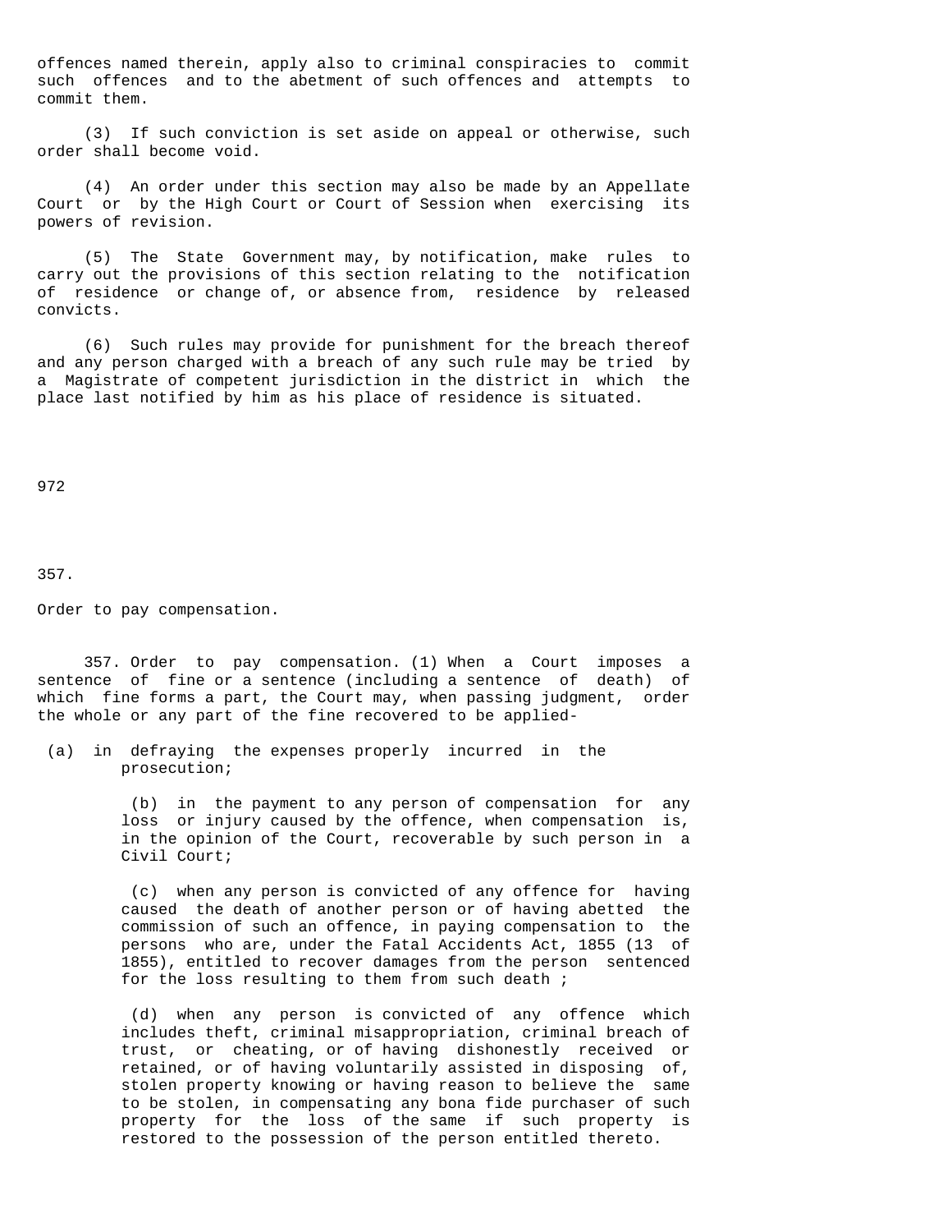offences named therein, apply also to criminal conspiracies to commit such offences and to the abetment of such offences and attempts to commit them.

(3) If such conviction is set aside on appeal or otherwise, such order shall become void.

(4) An order under this section may also be made by an Appellate Court or by the High Court or Court of Session when exercising its powers of revision.

(5) The State Government may, by notification, make rules to carry out the provisions of this section relating to the notification of residence or change of, or absence from, residence by released convicts.

(6) Such rules may provide for punishment for the breach thereof and any person charged with a breach of any such rule may be tried by a Magistrate of competent jurisdiction in the district in which the place last notified by him as his place of residence is situated.

972

357.

Order to pay compensation.

357. Order to pay compensation. (1) When a Court imposes a sentence of fine or a sentence (including a sentence of death) of which fine forms a part, the Court may, when passing judgment, order the whole or any part of the fine recovered to be applied-

(a) in defraying the expenses properly incurred in the prosecution;

(b) in the payment to any person of compensation for any loss or injury caused by the offence, when compensation is, in the opinion of the Court, recoverable by such person in a Civil Court;

(c) when any person is convicted of any offence for having caused the death of another person or of having abetted the commission of such an offence, in paying compensation to the persons who are, under the Fatal Accidents Act, 1855 (13 of 1855), entitled to recover damages from the person sentenced for the loss resulting to them from such death ;

(d) when any person is convicted of any offence which includes theft, criminal misappropriation, criminal breach of trust, or cheating, or of having dishonestly received or retained, or of having voluntarily assisted in disposing of, stolen property knowing or having reason to believe the same to be stolen, in compensating any bona fide purchaser of such property for the loss of the same if such property is restored to the possession of the person entitled thereto.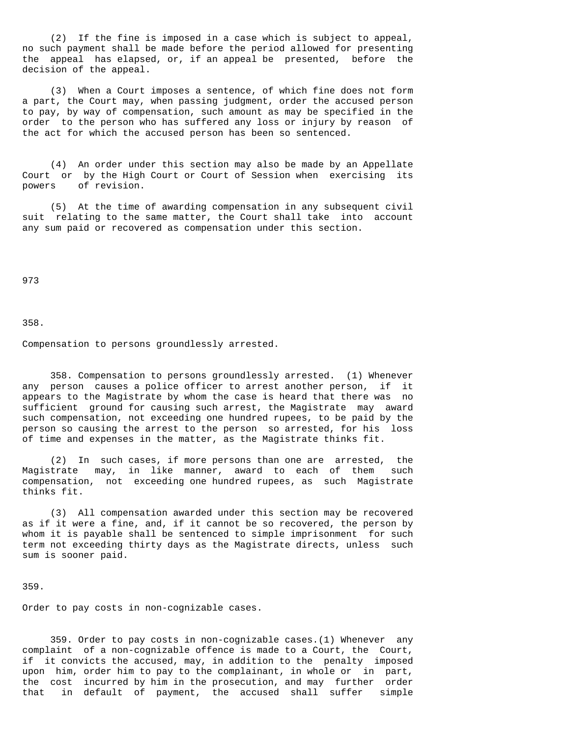(2) If the fine is imposed in a case which is subject to appeal, no such payment shall be made before the period allowed for presenting the appeal has elapsed, or, if an appeal be presented, before the decision of the appeal.

(3) When a Court imposes a sentence, of which fine does not form a part, the Court may, when passing judgment, order the accused person to pay, by way of compensation, such amount as may be specified in the order to the person who has suffered any loss or injury by reason of the act for which the accused person has been so sentenced.

(4) An order under this section may also be made by an Appellate Court or by the High Court or Court of Session when exercising its powers of revision.

(5) At the time of awarding compensation in any subsequent civil suit relating to the same matter, the Court shall take into account any sum paid or recovered as compensation under this section.

973

358.

Compensation to persons groundlessly arrested.

358. Compensation to persons groundlessly arrested. (1) Whenever any person causes a police officer to arrest another person, if it appears to the Magistrate by whom the case is heard that there was no sufficient ground for causing such arrest, the Magistrate may award such compensation, not exceeding one hundred rupees, to be paid by the person so causing the arrest to the person so arrested, for his loss of time and expenses in the matter, as the Magistrate thinks fit.

(2) In such cases, if more persons than one are arrested, the Magistrate may, in like manner, award to each of them such compensation, not exceeding one hundred rupees, as such Magistrate thinks fit.

(3) All compensation awarded under this section may be recovered as if it were a fine, and, if it cannot be so recovered, the person by whom it is payable shall be sentenced to simple imprisonment for such term not exceeding thirty days as the Magistrate directs, unless such sum is sooner paid.

359.

Order to pay costs in non-cognizable cases.

359. Order to pay costs in non-cognizable cases.(1) Whenever any complaint of a non-cognizable offence is made to a Court, the Court, if it convicts the accused, may, in addition to the penalty imposed upon him, order him to pay to the complainant, in whole or in part, the cost incurred by him in the prosecution, and may further order that in default of payment, the accused shall suffer simple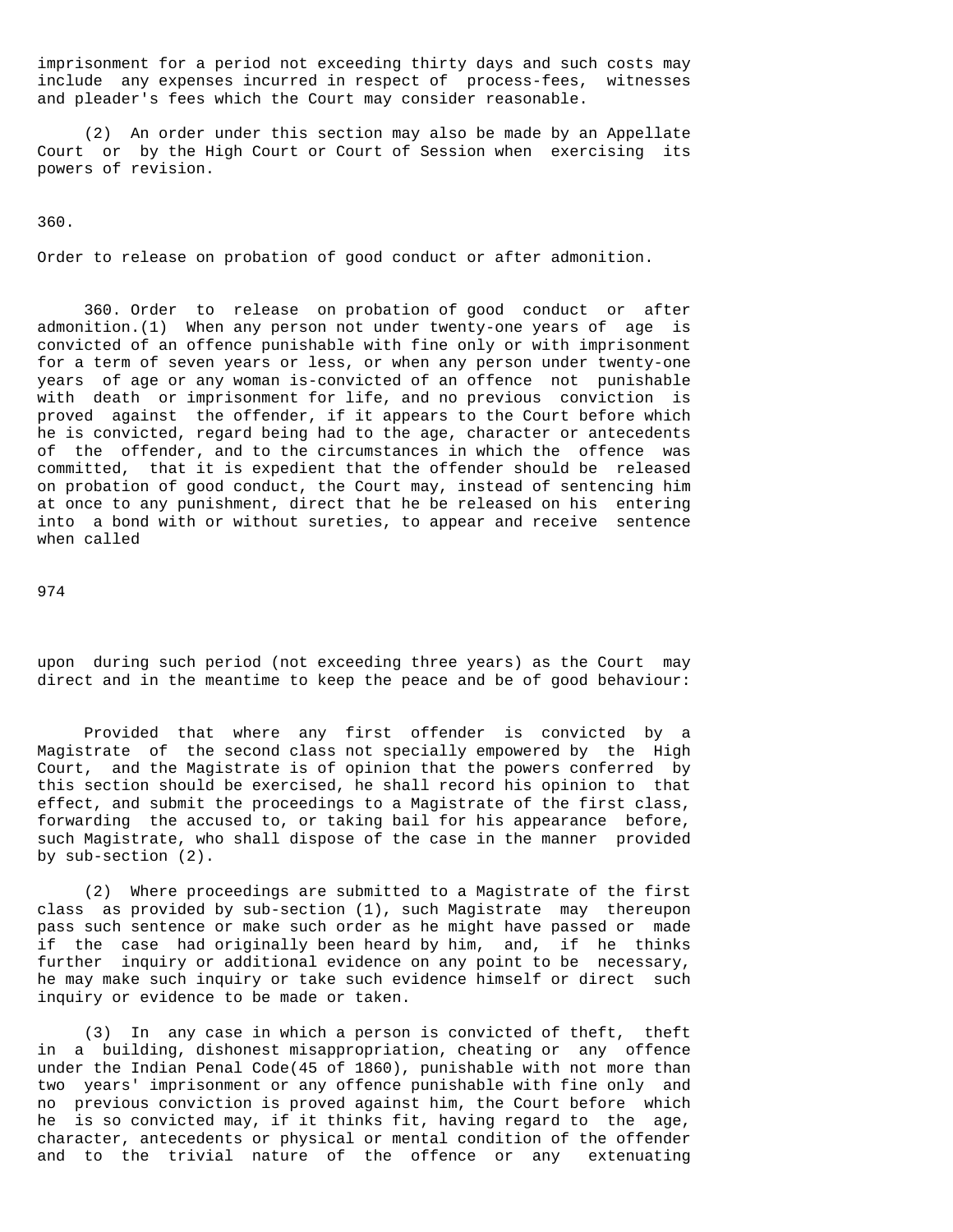imprisonment for a period not exceeding thirty days and such costs may include any expenses incurred in respect of process-fees, witnesses and pleader's fees which the Court may consider reasonable.

(2) An order under this section may also be made by an Appellate Court or by the High Court or Court of Session when exercising its powers of revision.

360.

Order to release on probation of good conduct or after admonition.

360. Order to release on probation of good conduct or after admonition.(1) When any person not under twenty-one years of age is convicted of an offence punishable with fine only or with imprisonment for a term of seven years or less, or when any person under twenty-one years of age or any woman is-convicted of an offence not punishable with death or imprisonment for life, and no previous conviction is proved against the offender, if it appears to the Court before which he is convicted, regard being had to the age, character or antecedents of the offender, and to the circumstances in which the offence was committed, that it is expedient that the offender should be released on probation of good conduct, the Court may, instead of sentencing him at once to any punishment, direct that he be released on his entering into a bond with or without sureties, to appear and receive sentence when called

upon during such period (not exceeding three years) as the Court may direct and in the meantime to keep the peace and be of good behaviour:

Provided that where any first offender is convicted by a Magistrate of the second class not specially empowered by the High Court, and the Magistrate is of opinion that the powers conferred by this section should be exercised, he shall record his opinion to that effect, and submit the proceedings to a Magistrate of the first class, forwarding the accused to, or taking bail for his appearance before, such Magistrate, who shall dispose of the case in the manner provided by sub-section (2).

(2) Where proceedings are submitted to a Magistrate of the first class as provided by sub-section (1), such Magistrate may thereupon pass such sentence or make such order as he might have passed or made if the case had originally been heard by him, and, if he thinks further inquiry or additional evidence on any point to be necessary, he may make such inquiry or take such evidence himself or direct such inquiry or evidence to be made or taken.

(3) In any case in which a person is convicted of theft, theft in a building, dishonest misappropriation, cheating or any offence under the Indian Penal Code(45 of 1860), punishable with not more than two years' imprisonment or any offence punishable with fine only and no previous conviction is proved against him, the Court before which he is so convicted may, if it thinks fit, having regard to the age, character, antecedents or physical or mental condition of the offender and to the trivial nature of the offence or any extenuating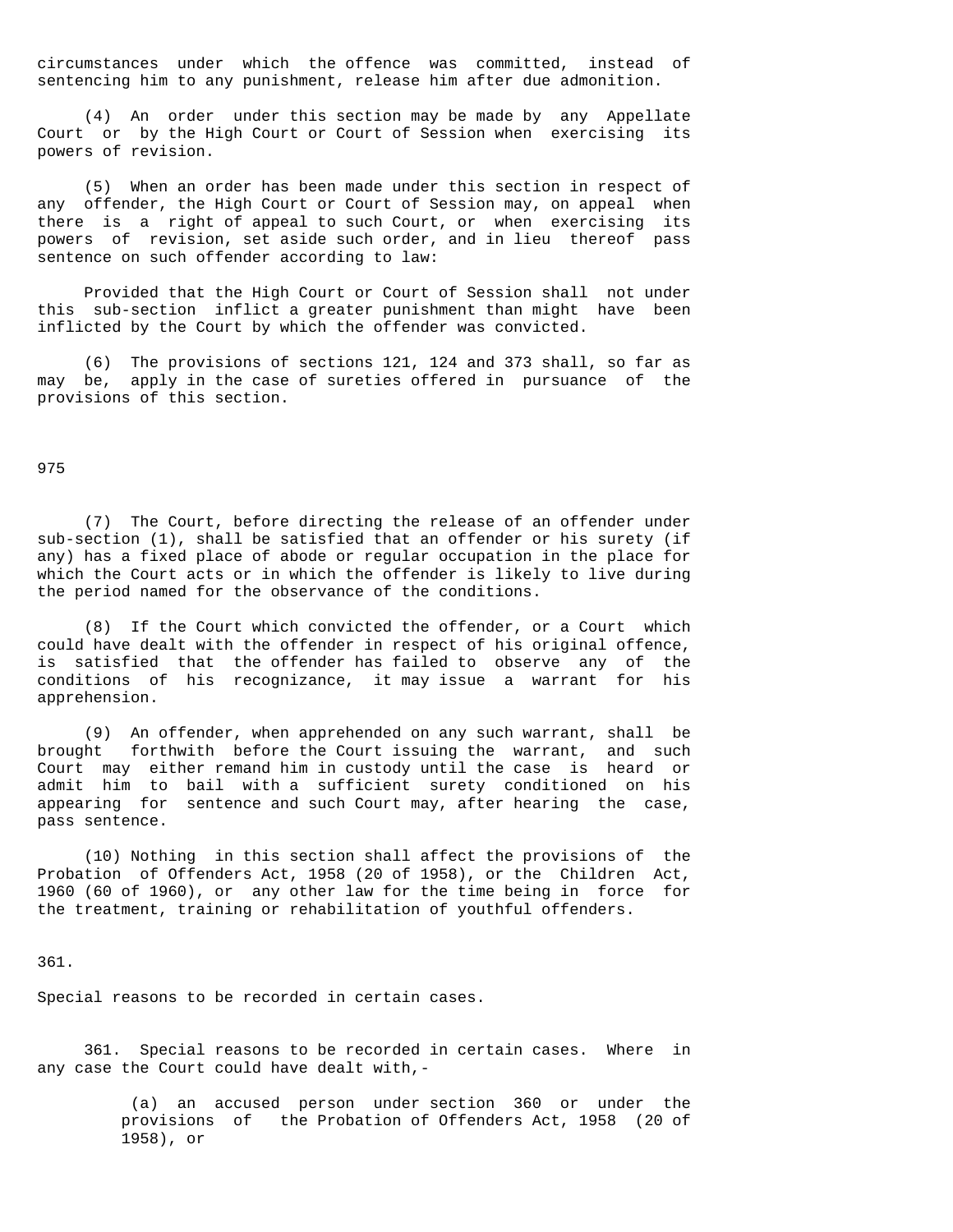circumstances under which the offence was committed, instead of sentencing him to any punishment, release him after due admonition.

(4) An order under this section may be made by any Appellate Court or by the High Court or Court of Session when exercising its powers of revision.

(5) When an order has been made under this section in respect of any offender, the High Court or Court of Session may, on appeal when there is a right of appeal to such Court, or when exercising its powers of revision, set aside such order, and in lieu thereof pass sentence on such offender according to law:

Provided that the High Court or Court of Session shall not under this sub-section inflict a greater punishment than might have been inflicted by the Court by which the offender was convicted.

(6) The provisions of sections 121, 124 and 373 shall, so far as may be, apply in the case of sureties offered in pursuance of the provisions of this section.

(7) The Court, before directing the release of an offender under sub-section (1), shall be satisfied that an offender or his surety (if any) has a fixed place of abode or regular occupation in the place for which the Court acts or in which the offender is likely to live during the period named for the observance of the conditions.

(8) If the Court which convicted the offender, or a Court which could have dealt with the offender in respect of his original offence, is satisfied that the offender has failed to observe any of the conditions of his recognizance, it may issue a warrant for his apprehension.

(9) An offender, when apprehended on any such warrant, shall be brought forthwith before the Court issuing the warrant, and such Court may either remand him in custody until the case is heard or admit him to bail with a sufficient surety conditioned on his appearing for sentence and such Court may, after hearing the case, pass sentence.

(10) Nothing in this section shall affect the provisions of the Probation of Offenders Act, 1958 (20 of 1958), or the Children Act, 1960 (60 of 1960), or any other law for the time being in force for the treatment, training or rehabilitation of youthful offenders.

361.

Special reasons to be recorded in certain cases.

361. Special reasons to be recorded in certain cases. Where in any case the Court could have dealt with,-

(a) an accused person under section 360 or under the provisions of the Probation of Offenders Act, 1958 (20 of 1958), or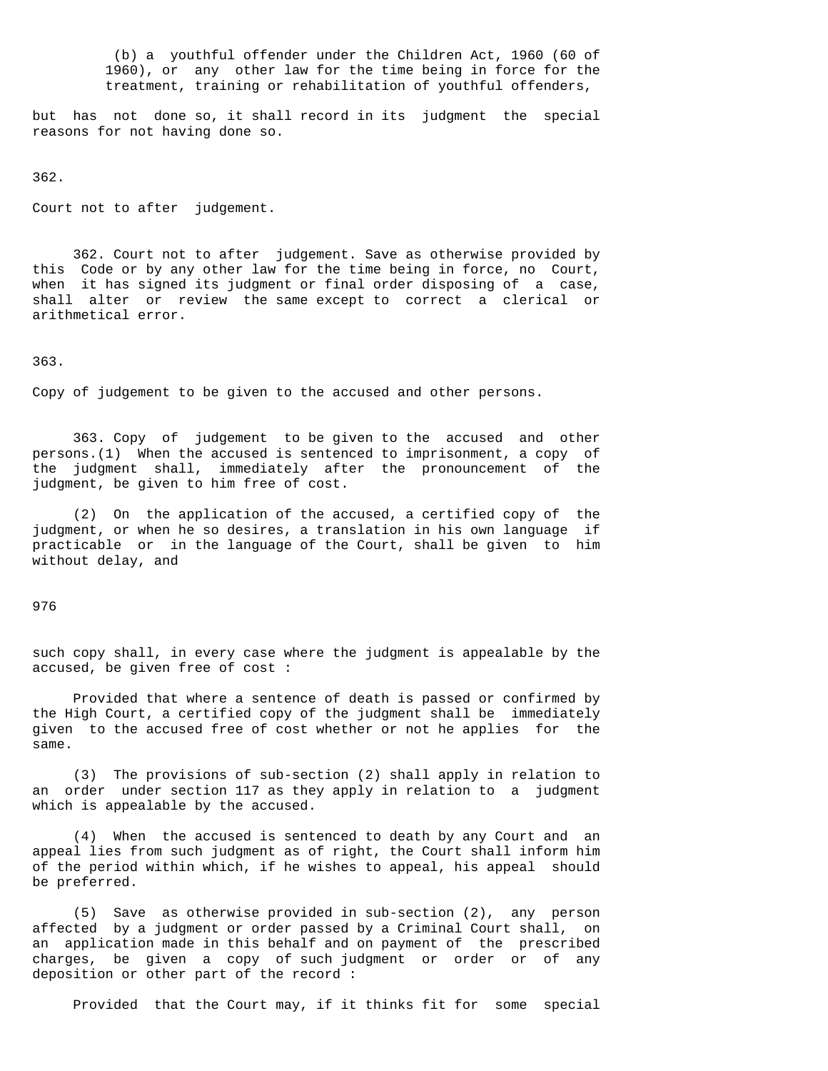(b) a youthful offender under the Children Act, 1960 (60 of 1960), or any other law for the time being in force for the treatment, training or rehabilitation of youthful offenders,

but has not done so, it shall record in its judgment the special reasons for not having done so.

362.

Court not to after judgement.

362. Court not to after judgement. Save as otherwise provided by this Code or by any other law for the time being in force, no Court, when it has signed its judgment or final order disposing of a case, shall alter or review the same except to correct a clerical or arithmetical error.

363.

Copy of judgement to be given to the accused and other persons.

363. Copy of judgement to be given to the accused and other persons.(1) When the accused is sentenced to imprisonment, a copy of the judgment shall, immediately after the pronouncement of the judgment, be given to him free of cost.

(2) On the application of the accused, a certified copy of the judgment, or when he so desires, a translation in his own language if practicable or in the language of the Court, shall be given to him without delay, and

such copy shall, in every case where the judgment is appealable by the accused, be given free of cost :

Provided that where a sentence of death is passed or confirmed by the High Court, a certified copy of the judgment shall be immediately given to the accused free of cost whether or not he applies for the same.

(3) The provisions of sub-section (2) shall apply in relation to an order under section 117 as they apply in relation to a judgment which is appealable by the accused.

(4) When the accused is sentenced to death by any Court and an appeal lies from such judgment as of right, the Court shall inform him of the period within which, if he wishes to appeal, his appeal should be preferred.

(5) Save as otherwise provided in sub-section (2), any person affected by a judgment or order passed by a Criminal Court shall, on an application made in this behalf and on payment of the prescribed charges, be given a copy of such judgment or order or of any deposition or other part of the record :

Provided that the Court may, if it thinks fit for some special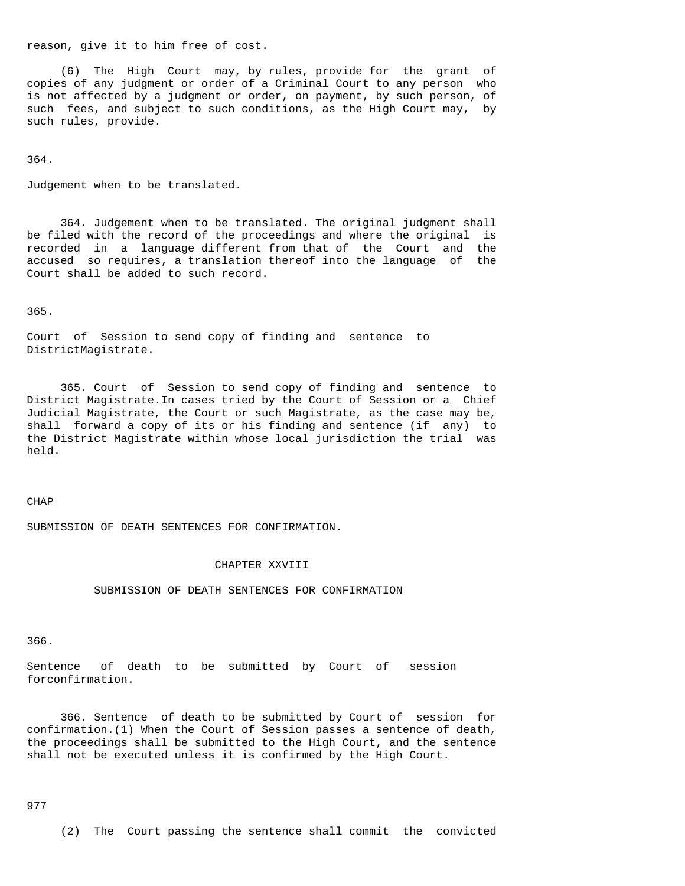reason, give it to him free of cost.

(6) The High Court may, by rules, provide for the grant of copies of any judgment or order of a Criminal Court to any person who is not affected by a judgment or order, on payment, by such person, of such fees, and subject to such conditions, as the High Court may, by such rules, provide.

364.

Judgement when to be translated.

364. Judgement when to be translated. The original judgment shall be filed with the record of the proceedings and where the original is recorded in a language different from that of the Court and the accused so requires, a translation thereof into the language of the Court shall be added to such record.

365.

Court of Session to send copy of finding and sentence to DistrictMagistrate.

365. Court of Session to send copy of finding and sentence to District Magistrate.In cases tried by the Court of Session or a Chief Judicial Magistrate, the Court or such Magistrate, as the case may be, shall forward a copy of its or his finding and sentence (if any) to the District Magistrate within whose local jurisdiction the trial was held.

CHAP

SUBMISSION OF DEATH SENTENCES FOR CONFIRMATION.

## CHAPTER XXVIII

## SUBMISSION OF DEATH SENTENCES FOR CONFIRMATION

366.

Sentence of death to be submitted by Court of session forconfirmation.

366. Sentence of death to be submitted by Court of session for confirmation.(1) When the Court of Session passes a sentence of death, the proceedings shall be submitted to the High Court, and the sentence shall not be executed unless it is confirmed by the High Court.

977

(2) The Court passing the sentence shall commit the convicted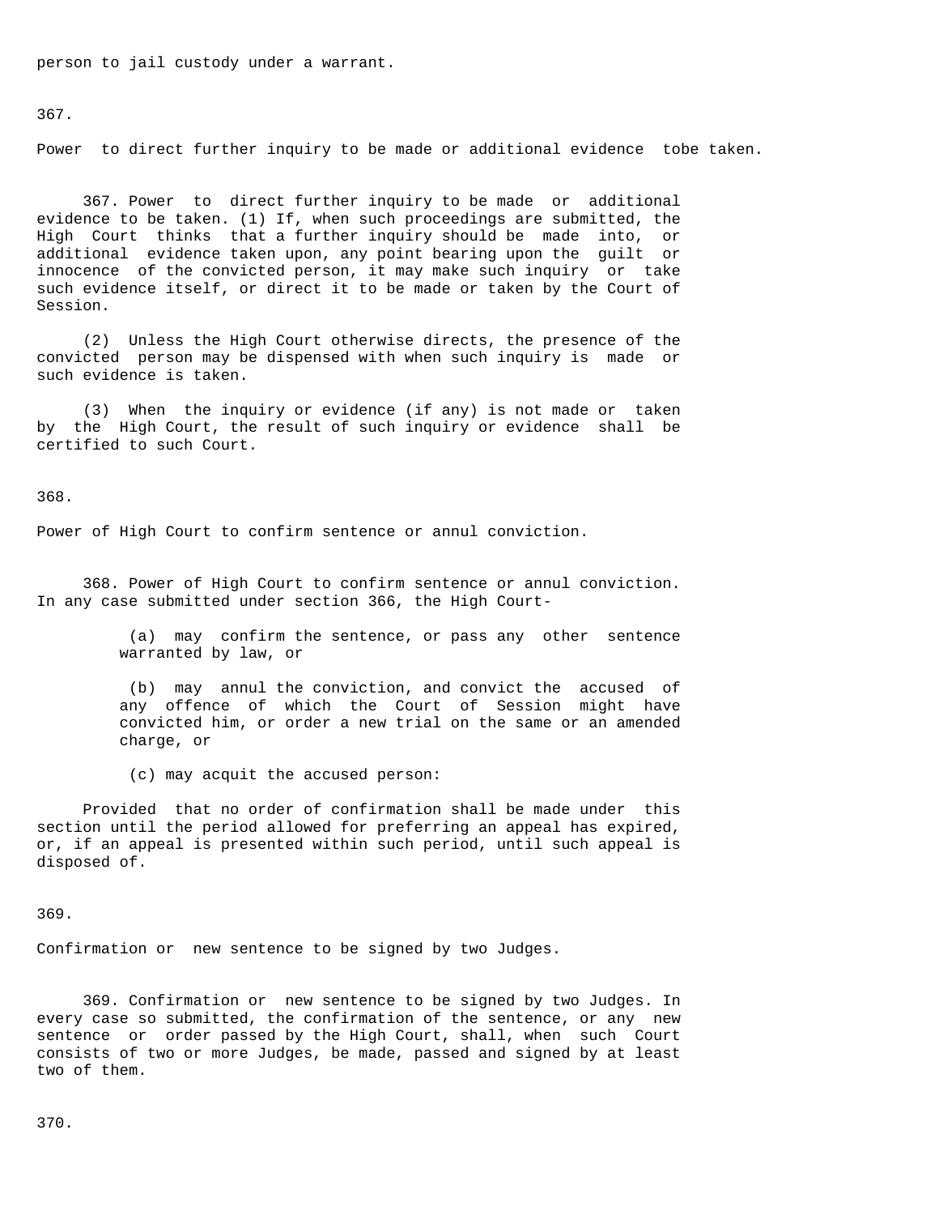person to jail custody under a warrant.

367.

Power to direct further inquiry to be made or additional evidence tobe taken.

367. Power to direct further inquiry to be made or additional evidence to be taken. (1) If, when such proceedings are submitted, the High Court thinks that a further inquiry should be made into, or additional evidence taken upon, any point bearing upon the guilt or innocence of the convicted person, it may make such inquiry or take such evidence itself, or direct it to be made or taken by the Court of Session.

(2) Unless the High Court otherwise directs, the presence of the convicted person may be dispensed with when such inquiry is made or such evidence is taken.

(3) When the inquiry or evidence (if any) is not made or taken by the High Court, the result of such inquiry or evidence shall be certified to such Court.

368.

Power of High Court to confirm sentence or annul conviction.

368. Power of High Court to confirm sentence or annul conviction. In any case submitted under section 366, the High Court-

(a) may confirm the sentence, or pass any other sentence warranted by law, or

(b) may annul the conviction, and convict the accused of any offence of which the Court of Session might have convicted him, or order a new trial on the same or an amended charge, or

(c) may acquit the accused person:

Provided that no order of confirmation shall be made under this section until the period allowed for preferring an appeal has expired, or, if an appeal is presented within such period, until such appeal is disposed of.

369.

Confirmation or new sentence to be signed by two Judges.

369. Confirmation or new sentence to be signed by two Judges. In every case so submitted, the confirmation of the sentence, or any new sentence or order passed by the High Court, shall, when such Court consists of two or more Judges, be made, passed and signed by at least two of them.

370.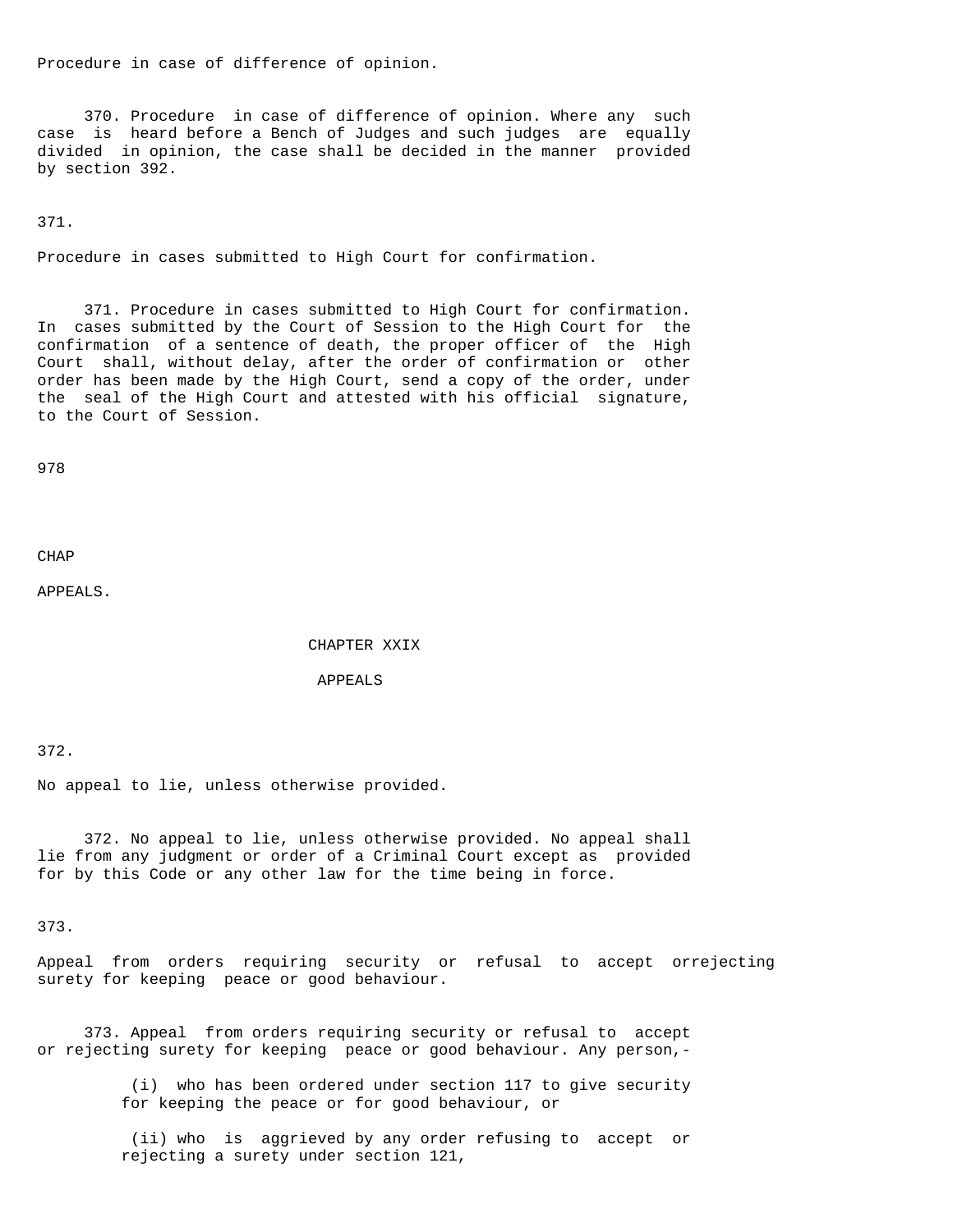Procedure in case of difference of opinion.

370. Procedure in case of difference of opinion. Where any such case is heard before a Bench of Judges and such judges are equally divided in opinion, the case shall be decided in the manner provided by section 392.

371.

Procedure in cases submitted to High Court for confirmation.

371. Procedure in cases submitted to High Court for confirmation. In cases submitted by the Court of Session to the High Court for the confirmation of a sentence of death, the proper officer of the High Court shall, without delay, after the order of confirmation or other order has been made by the High Court, send a copy of the order, under the seal of the High Court and attested with his official signature, to the Court of Session.

978

CHAP

APPEALS.

# CHAPTER XXIX

## APPEALS

372.

No appeal to lie, unless otherwise provided.

372. No appeal to lie, unless otherwise provided. No appeal shall lie from any judgment or order of a Criminal Court except as provided for by this Code or any other law for the time being in force.

373.

Appeal from orders requiring security or refusal to accept orrejecting surety for keeping peace or good behaviour.

373. Appeal from orders requiring security or refusal to accept or rejecting surety for keeping peace or good behaviour. Any person,-

(i) who has been ordered under section 117 to give security for keeping the peace or for good behaviour, or

(ii) who is aggrieved by any order refusing to accept or rejecting a surety under section 121,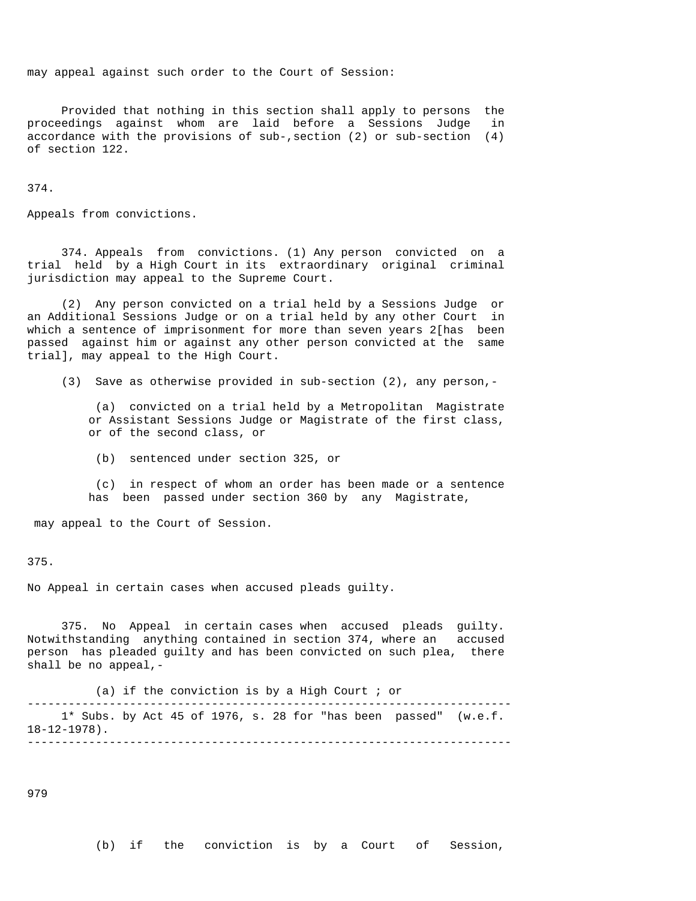may appeal against such order to the Court of Session:

Provided that nothing in this section shall apply to persons the proceedings against whom are laid before a Sessions Judge in accordance with the provisions of sub-,section (2) or sub-section (4) of section 122.

374.

Appeals from convictions.

374. Appeals from convictions. (1) Any person convicted on a trial held by a High Court in its extraordinary original criminal jurisdiction may appeal to the Supreme Court.

(2) Any person convicted on a trial held by a Sessions Judge or an Additional Sessions Judge or on a trial held by any other Court in which a sentence of imprisonment for more than seven years 2[has been passed against him or against any other person convicted at the same trial], may appeal to the High Court.

(3) Save as otherwise provided in sub-section (2), any person,-

(a) convicted on a trial held by a Metropolitan Magistrate or Assistant Sessions Judge or Magistrate of the first class, or of the second class, or

(b) sentenced under section 325, or

(c) in respect of whom an order has been made or a sentence has been passed under section 360 by any Magistrate,

may appeal to the Court of Session.

375.

No Appeal in certain cases when accused pleads guilty.

375. No Appeal in certain cases when accused pleads guilty. Notwithstanding anything contained in section 374, where an accused person has pleaded guilty and has been convicted on such plea, there shall be no appeal,-

(a) if the conviction is by a High Court ; or

---

1* Subs. by Act 45 of 1976, s. 28 for "has been passed" (w.e.f. 18-12-1978).

---

(b) if the conviction is by a Court of Session,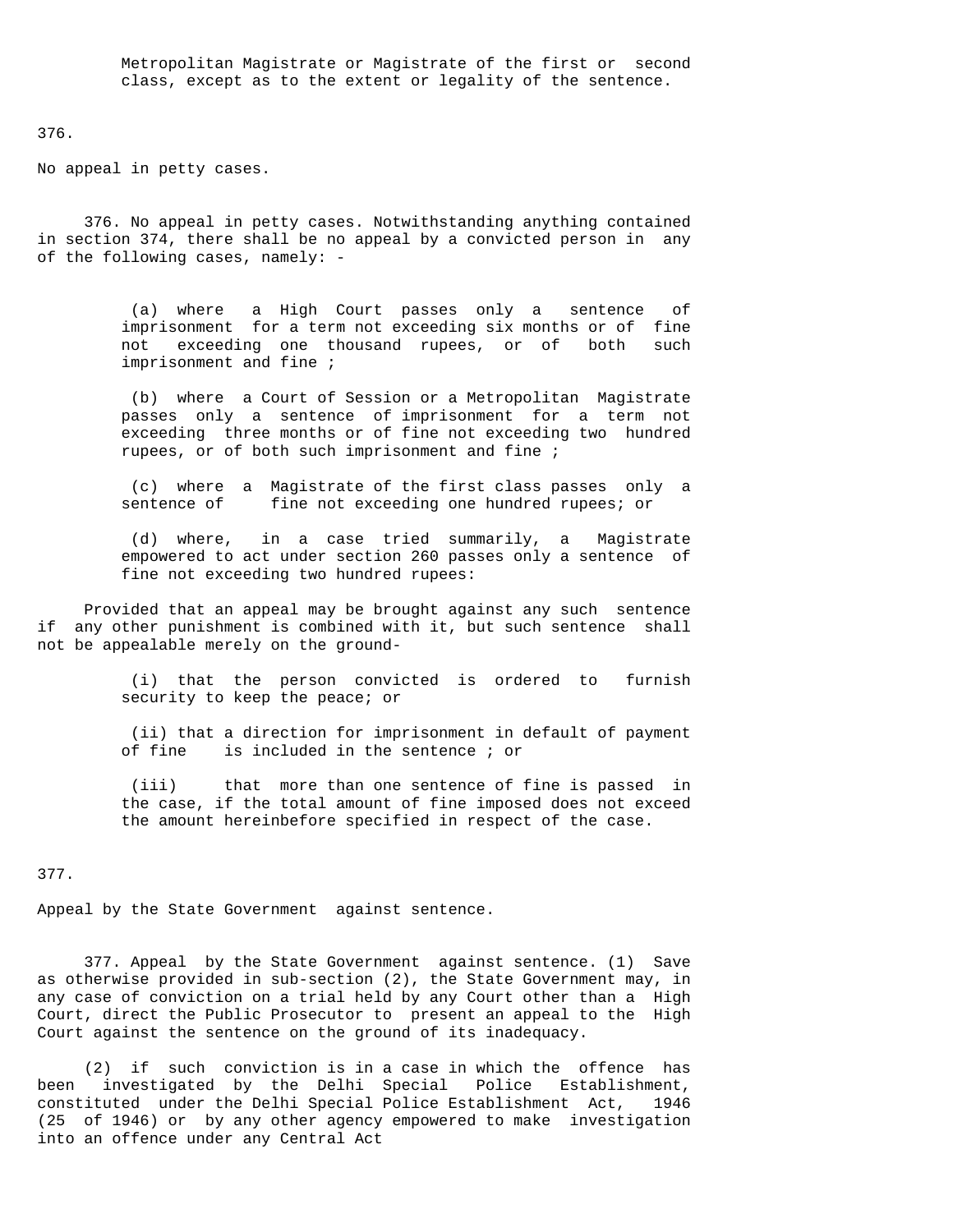Metropolitan Magistrate or Magistrate of the first or second class, except as to the extent or legality of the sentence.

376.

No appeal in petty cases.

376. No appeal in petty cases. Notwithstanding anything contained in section 374, there shall be no appeal by a convicted person in any of the following cases, namely: -

(a) where a High Court passes only a sentence of imprisonment for a term not exceeding six months or of fine not exceeding one thousand rupees, or of both such imprisonment and fine ;

(b) where a Court of Session or a Metropolitan Magistrate passes only a sentence of imprisonment for a term not exceeding three months or of fine not exceeding two hundred rupees, or of both such imprisonment and fine ;

(c) where a Magistrate of the first class passes only a sentence of fine not exceeding one hundred rupees; or

(d) where, in a case tried summarily, a Magistrate empowered to act under section 260 passes only a sentence of fine not exceeding two hundred rupees:

Provided that an appeal may be brought against any such sentence if any other punishment is combined with it, but such sentence shall not be appealable merely on the ground-

(i) that the person convicted is ordered to furnish security to keep the peace; or

(ii) that a direction for imprisonment in default of payment of fine is included in the sentence ; or

(iii) that more than one sentence of fine is passed in the case, if the total amount of fine imposed does not exceed the amount hereinbefore specified in respect of the case.

377.

Appeal by the State Government against sentence.

377. Appeal by the State Government against sentence. (1) Save as otherwise provided in sub-section (2), the State Government may, in any case of conviction on a trial held by any Court other than a High Court, direct the Public Prosecutor to present an appeal to the High Court against the sentence on the ground of its inadequacy.

(2) if such conviction is in a case in which the offence has been investigated by the Delhi Special Police Establishment, constituted under the Delhi Special Police Establishment Act, 1946 (25 of 1946) or by any other agency empowered to make investigation into an offence under any Central Act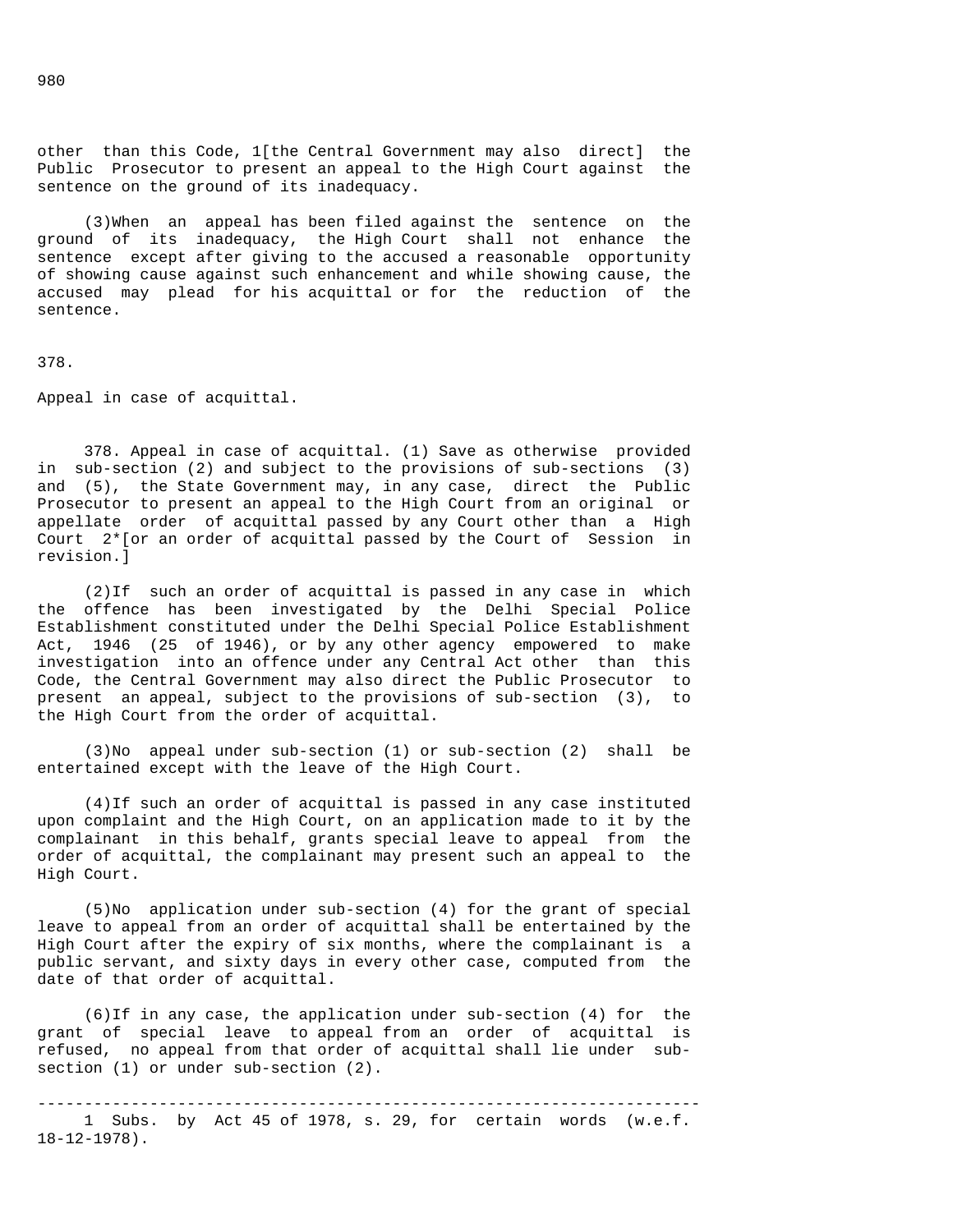other than this Code, 1[the Central Government may also direct] the Public Prosecutor to present an appeal to the High Court against the sentence on the ground of its inadequacy.

(3) When an appeal has been filed against the sentence on the ground of its inadequacy, the High Court shall not enhance the sentence except after giving to the accused a reasonable opportunity of showing cause against such enhancement and while showing cause, the accused may plead for his acquittal or for the reduction of the sentence.

378.

Appeal in case of acquittal.

378. Appeal in case of acquittal. (1) Save as otherwise provided in sub-section (2) and subject to the provisions of sub-sections (3) and (5), the State Government may, in any case, direct the Public Prosecutor to present an appeal to the High Court from an original or appellate order of acquittal passed by any Court other than a High Court 2*[or an order of acquittal passed by the Court of Session in revision.]

(2) If such an order of acquittal is passed in any case in which the offence has been investigated by the Delhi Special Police Establishment constituted under the Delhi Special Police Establishment Act, 1946 (25 of 1946), or by any other agency empowered to make investigation into an offence under any Central Act other than this Code, the Central Government may also direct the Public Prosecutor to present an appeal, subject to the provisions of sub-section (3), to the High Court from the order of acquittal.

(3) No appeal under sub-section (1) or sub-section (2) shall be entertained except with the leave of the High Court.

(4) If such an order of acquittal is passed in any case instituted upon complaint and the High Court, on an application made to it by the complainant in this behalf, grants special leave to appeal from the order of acquittal, the complainant may present such an appeal to the High Court.

(5) No application under sub-section (4) for the grant of special leave to appeal from an order of acquittal shall be entertained by the High Court after the expiry of six months, where the complainant is a public servant, and sixty days in every other case, computed from the date of that order of acquittal.

(6) If in any case, the application under sub-section (4) for the grant of special leave to appeal from an order of acquittal is refused, no appeal from that order of acquittal shall lie under sub-section (1) or under sub-section (2).

---

1 Subs. by Act 45 of 1978, s. 29, for certain words (w.e.f. 18-12-1978).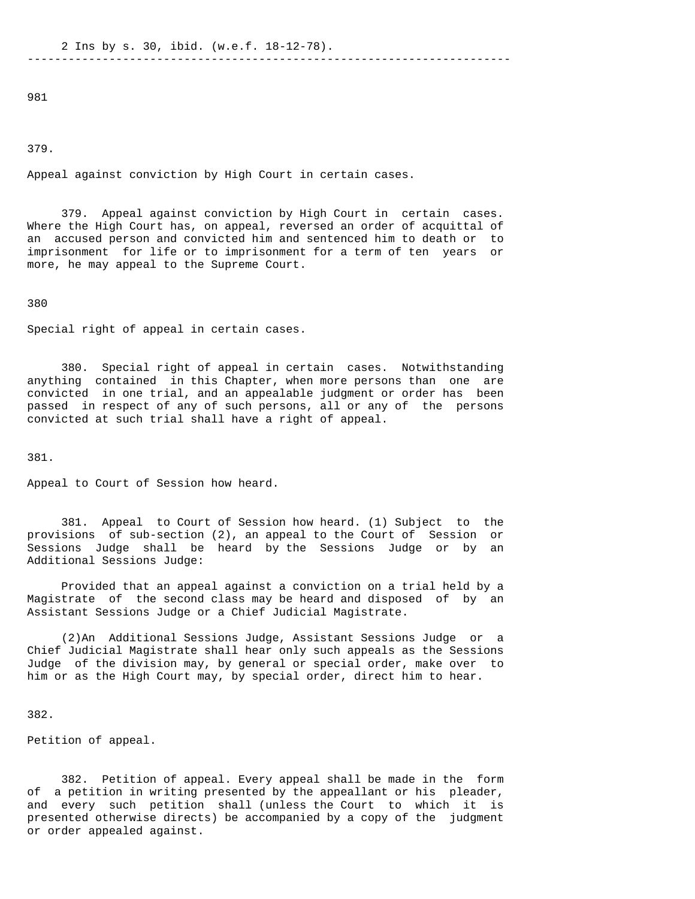2 Ins by s. 30, ibid. (w.e.f. 18-12-78).

---

981

379.

Appeal against conviction by High Court in certain cases.

379. Appeal against conviction by High Court in certain cases. Where the High Court has, on appeal, reversed an order of acquittal of an accused person and convicted him and sentenced him to death or to imprisonment for life or to imprisonment for a term of ten years or more, he may appeal to the Supreme Court.

380

Special right of appeal in certain cases.

380. Special right of appeal in certain cases. Notwithstanding anything contained in this Chapter, when more persons than one are convicted in one trial, and an appealable judgment or order has been passed in respect of any of such persons, all or any of the persons convicted at such trial shall have a right of appeal.

381.

Appeal to Court of Session how heard.

381. Appeal to Court of Session how heard. (1) Subject to the provisions of sub-section (2), an appeal to the Court of Session or Sessions Judge shall be heard by the Sessions Judge or by an Additional Sessions Judge:

Provided that an appeal against a conviction on a trial held by a Magistrate of the second class may be heard and disposed of by an Assistant Sessions Judge or a Chief Judicial Magistrate.

(2)An Additional Sessions Judge, Assistant Sessions Judge or a Chief Judicial Magistrate shall hear only such appeals as the Sessions Judge of the division may, by general or special order, make over to him or as the High Court may, by special order, direct him to hear.

382.

Petition of appeal.

382. Petition of appeal. Every appeal shall be made in the form of a petition in writing presented by the appellant or his pleader, and every such petition shall (unless the Court to which it is presented otherwise directs) be accompanied by a copy of the judgment or order appealed against.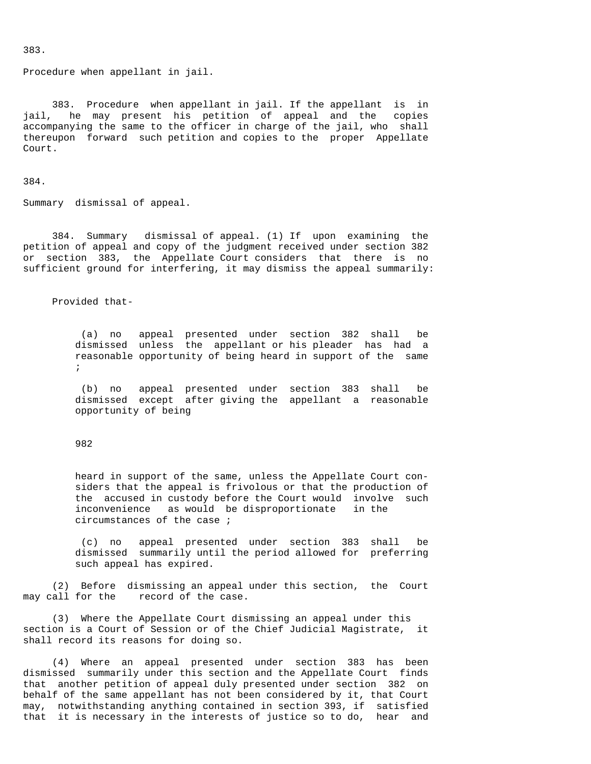383.

Procedure when appellant in jail.

383. Procedure when appellant in jail. If the appellant is in jail, he may present his petition of appeal and the copies accompanying the same to the officer in charge of the jail, who shall thereupon forward such petition and copies to the proper Appellate Court.

384.

Summary dismissal of appeal.

384. Summary dismissal of appeal. (1) If upon examining the petition of appeal and copy of the judgment received under section 382 or section 383, the Appellate Court considers that there is no sufficient ground for interfering, it may dismiss the appeal summarily:

Provided that-

(a) no appeal presented under section 382 shall be dismissed unless the appellant or his pleader has had a reasonable opportunity of being heard in support of the same ;

(b) no appeal presented under section 383 shall be dismissed except after giving the appellant a reasonable opportunity of being heard in support of the same, unless the Appellate Court considers that the appeal is frivolous or that the production of the accused in custody before the Court would involve such inconvenience as would be disproportionate in the circumstances of the case ;

(c) no appeal presented under section 383 shall be dismissed summarily until the period allowed for preferring such appeal has expired.

(2) Before dismissing an appeal under this section, the Court may call for the record of the case.

(3) Where the Appellate Court dismissing an appeal under this section is a Court of Session or of the Chief Judicial Magistrate, it shall record its reasons for doing so.

(4) Where an appeal presented under section 383 has been dismissed summarily under this section and the Appellate Court finds that another petition of appeal duly presented under section 382 on behalf of the same appellant has not been considered by it, that Court may, notwithstanding anything contained in section 393, if satisfied that it is necessary in the interests of justice so to do, hear and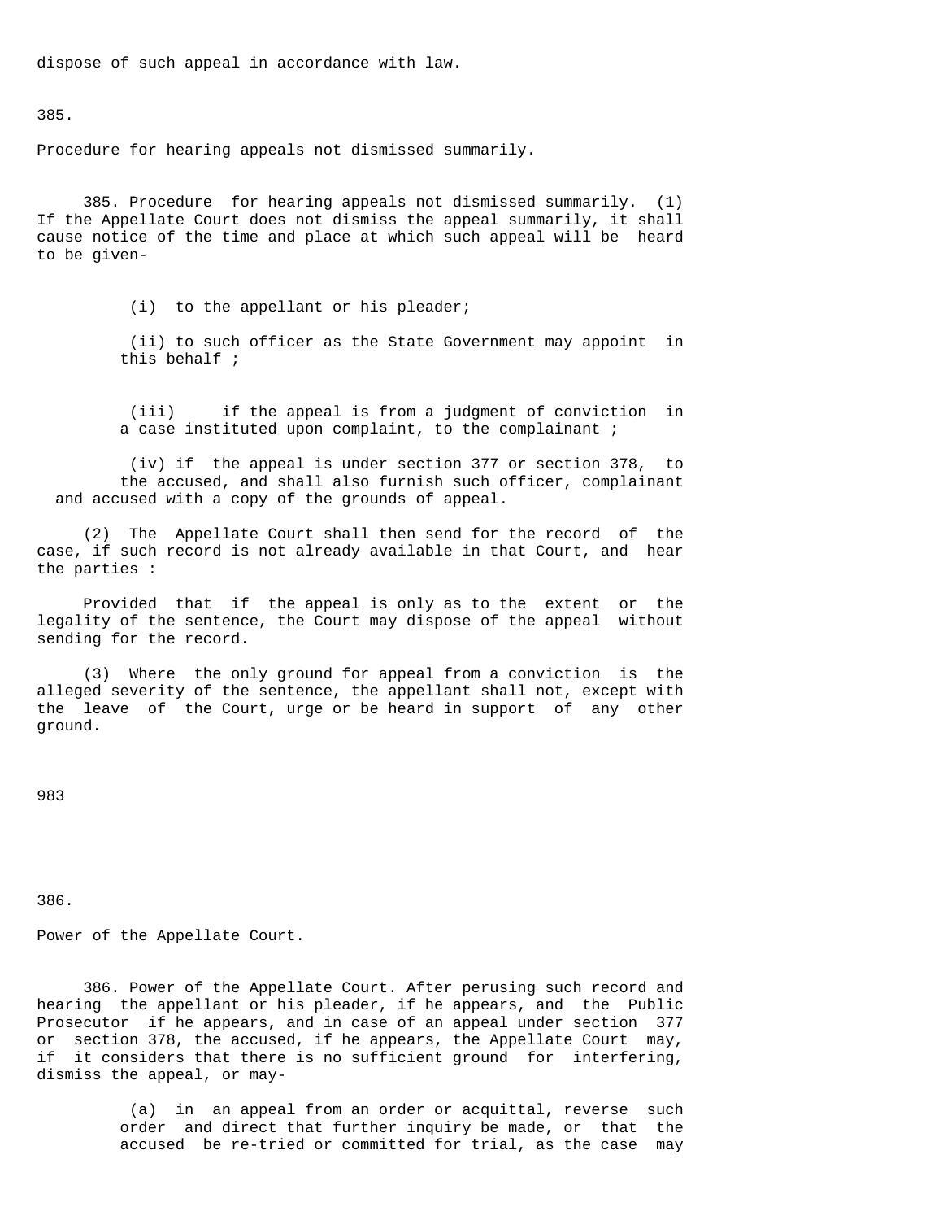dispose of such appeal in accordance with law.

385.

Procedure for hearing appeals not dismissed summarily.

385. Procedure for hearing appeals not dismissed summarily. (1) If the Appellate Court does not dismiss the appeal summarily, it shall cause notice of the time and place at which such appeal will be heard to be given-

(i) to the appellant or his pleader;

(ii) to such officer as the State Government may appoint in this behalf ;

(iii) if the appeal is from a judgment of conviction in a case instituted upon complaint, to the complainant ;

(iv) if the appeal is under section 377 or section 378, to the accused, and shall also furnish such officer, complainant and accused with a copy of the grounds of appeal.

(2) The Appellate Court shall then send for the record of the case, if such record is not already available in that Court, and hear the parties :

Provided that if the appeal is only as to the extent or the legality of the sentence, the Court may dispose of the appeal without sending for the record.

(3) Where the only ground for appeal from a conviction is the alleged severity of the sentence, the appellant shall not, except with the leave of the Court, urge or be heard in support of any other ground.

386.

Power of the Appellate Court.

386. Power of the Appellate Court. After perusing such record and hearing the appellant or his pleader, if he appears, and the Public Prosecutor if he appears, and in case of an appeal under section 377 or section 378, the accused, if he appears, the Appellate Court may, if it considers that there is no sufficient ground for interfering, dismiss the appeal, or may-

(a) in an appeal from an order or acquittal, reverse such order and direct that further inquiry be made, or that the accused be re-tried or committed for trial, as the case may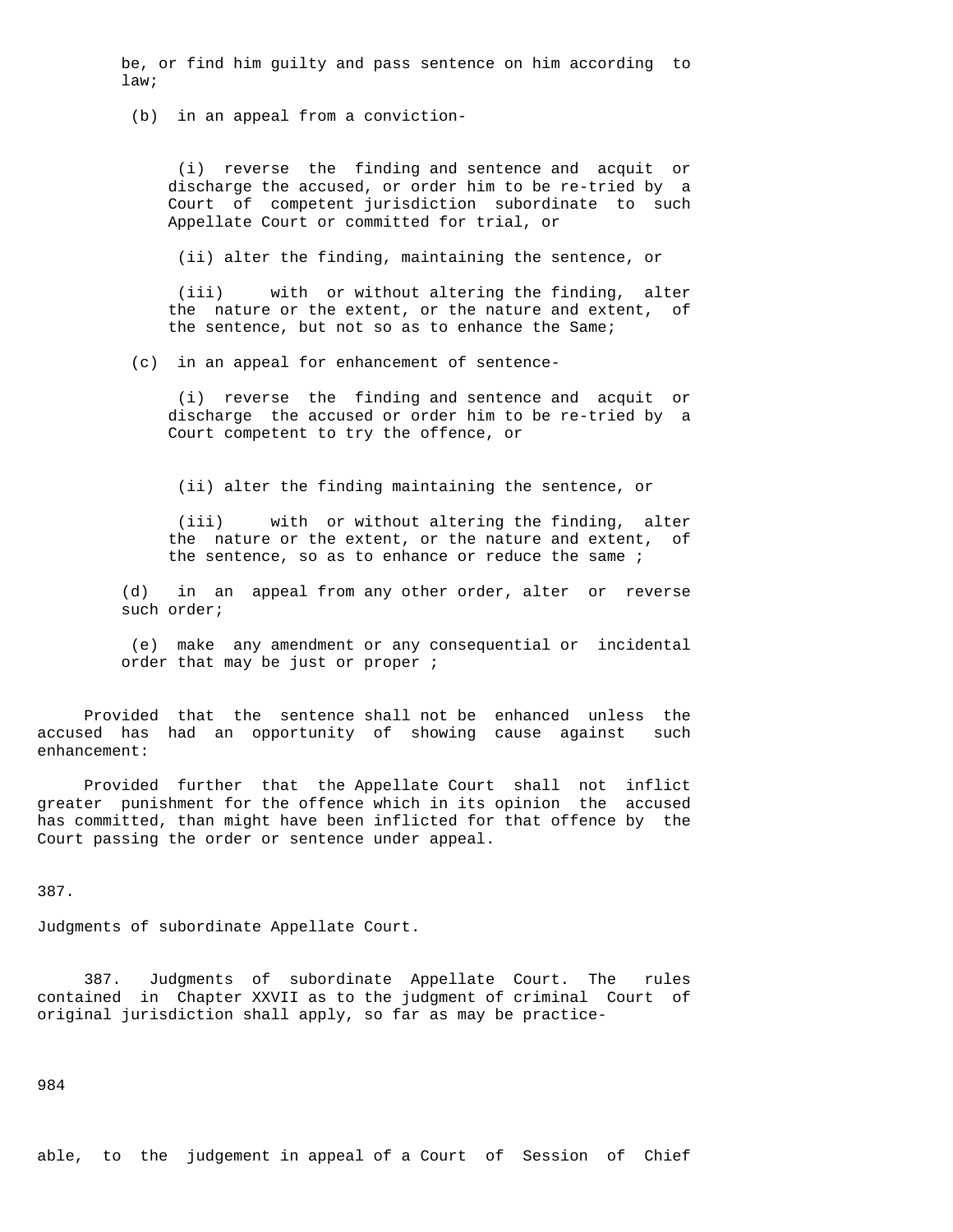be, or find him guilty and pass sentence on him according to law;

(b) in an appeal from a conviction-

(i) reverse the finding and sentence and acquit or discharge the accused, or order him to be re-tried by a Court of competent jurisdiction subordinate to such Appellate Court or committed for trial, or

(ii) alter the finding, maintaining the sentence, or

(iii) with or without altering the finding, alter the nature or the extent, or the nature and extent, of the sentence, but not so as to enhance the Same;

(c) in an appeal for enhancement of sentence-

(i) reverse the finding and sentence and acquit or discharge the accused or order him to be re-tried by a Court competent to try the offence, or

(ii) alter the finding maintaining the sentence, or

(iii) with or without altering the finding, alter the nature or the extent, or the nature and extent, of the sentence, so as to enhance or reduce the same ;

(d) in an appeal from any other order, alter or reverse such order;

(e) make any amendment or any consequential or incidental order that may be just or proper ;

Provided that the sentence shall not be enhanced unless the accused has had an opportunity of showing cause against such enhancement:

Provided further that the Appellate Court shall not inflict greater punishment for the offence which in its opinion the accused has committed, than might have been inflicted for that offence by the Court passing the order or sentence under appeal.

387.

Judgments of subordinate Appellate Court.

387. Judgments of subordinate Appellate Court. The rules contained in Chapter XXVII as to the judgment of criminal Court of original jurisdiction shall apply, so far as may be practice-

984

able, to the judgement in appeal of a Court of Session of Chief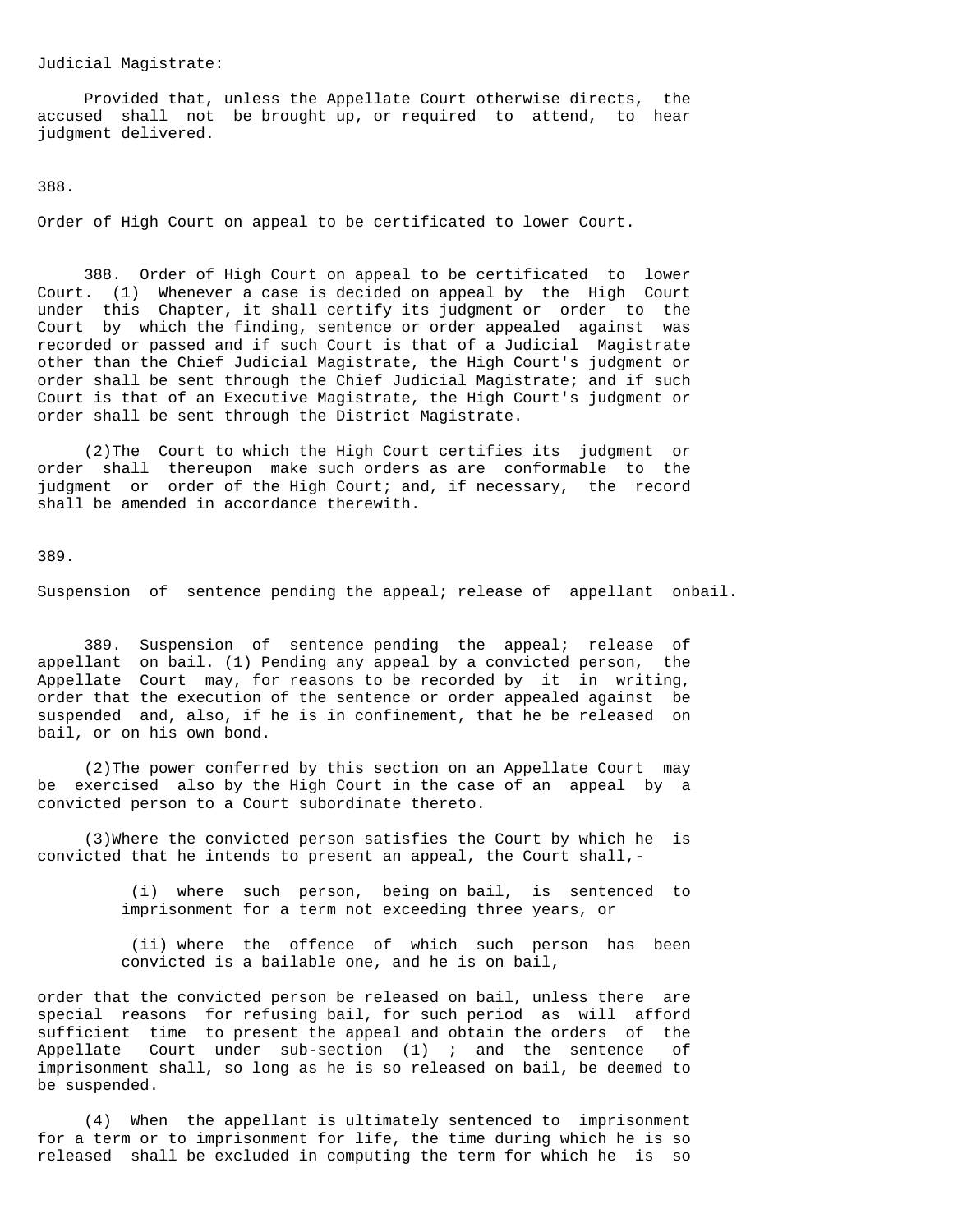Judicial Magistrate:

Provided that, unless the Appellate Court otherwise directs, the accused shall not be brought up, or required to attend, to hear judgment delivered.

388.

Order of High Court on appeal to be certificated to lower Court.

388. Order of High Court on appeal to be certificated to lower Court. (1) Whenever a case is decided on appeal by the High Court under this Chapter, it shall certify its judgment or order to the Court by which the finding, sentence or order appealed against was recorded or passed and if such Court is that of a Judicial Magistrate other than the Chief Judicial Magistrate, the High Court's judgment or order shall be sent through the Chief Judicial Magistrate; and if such Court is that of an Executive Magistrate, the High Court's judgment or order shall be sent through the District Magistrate.

(2)The Court to which the High Court certifies its judgment or order shall thereupon make such orders as are conformable to the judgment or order of the High Court; and, if necessary, the record shall be amended in accordance therewith.

389.

Suspension of sentence pending the appeal; release of appellant onbail.

389. Suspension of sentence pending the appeal; release of appellant on bail. (1) Pending any appeal by a convicted person, the Appellate Court may, for reasons to be recorded by it in writing, order that the execution of the sentence or order appealed against be suspended and, also, if he is in confinement, that he be released on bail, or on his own bond.

(2)The power conferred by this section on an Appellate Court may be exercised also by the High Court in the case of an appeal by a convicted person to a Court subordinate thereto.

(3)Where the convicted person satisfies the Court by which he is convicted that he intends to present an appeal, the Court shall,-

(i) where such person, being on bail, is sentenced to imprisonment for a term not exceeding three years, or

(ii) where the offence of which such person has been convicted is a bailable one, and he is on bail,

order that the convicted person be released on bail, unless there are special reasons for refusing bail, for such period as will afford sufficient time to present the appeal and obtain the orders of the Appellate Court under sub-section (1) ; and the sentence of imprisonment shall, so long as he is so released on bail, be deemed to be suspended.

(4) When the appellant is ultimately sentenced to imprisonment for a term or to imprisonment for life, the time during which he is so released shall be excluded in computing the term for which he is so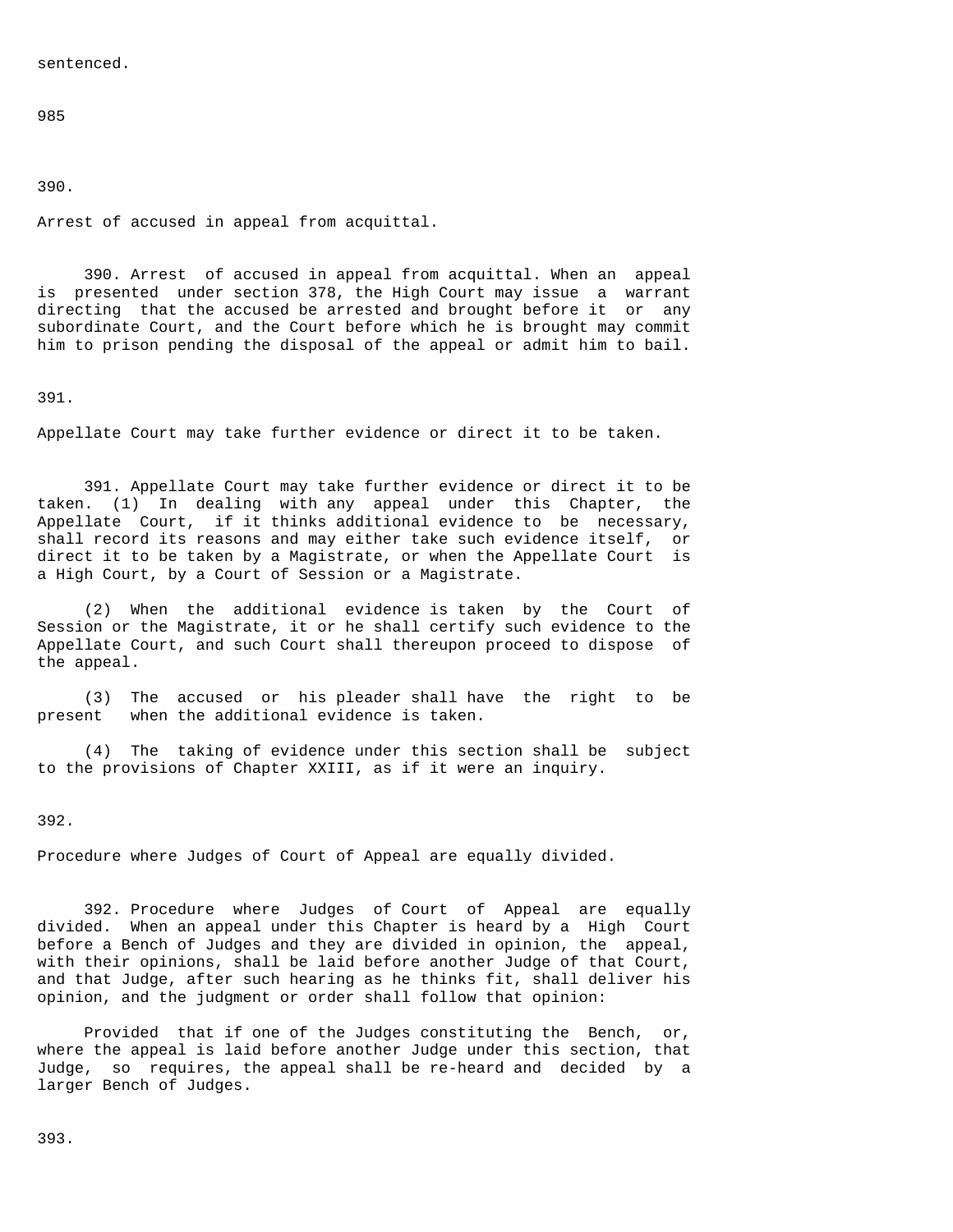sentenced.

985

390.

Arrest of accused in appeal from acquittal.

390. Arrest of accused in appeal from acquittal. When an appeal is presented under section 378, the High Court may issue a warrant directing that the accused be arrested and brought before it or any subordinate Court, and the Court before which he is brought may commit him to prison pending the disposal of the appeal or admit him to bail.

391.

Appellate Court may take further evidence or direct it to be taken.

391. Appellate Court may take further evidence or direct it to be taken. (1) In dealing with any appeal under this Chapter, the Appellate Court, if it thinks additional evidence to be necessary, shall record its reasons and may either take such evidence itself, or direct it to be taken by a Magistrate, or when the Appellate Court is a High Court, by a Court of Session or a Magistrate.

(2) When the additional evidence is taken by the Court of Session or the Magistrate, it or he shall certify such evidence to the Appellate Court, and such Court shall thereupon proceed to dispose of the appeal.

(3) The accused or his pleader shall have the right to be present when the additional evidence is taken.

(4) The taking of evidence under this section shall be subject to the provisions of Chapter XXIII, as if it were an inquiry.

392.

Procedure where Judges of Court of Appeal are equally divided.

392. Procedure where Judges of Court of Appeal are equally divided. When an appeal under this Chapter is heard by a High Court before a Bench of Judges and they are divided in opinion, the appeal, with their opinions, shall be laid before another Judge of that Court, and that Judge, after such hearing as he thinks fit, shall deliver his opinion, and the judgment or order shall follow that opinion:

Provided that if one of the Judges constituting the Bench, or, where the appeal is laid before another Judge under this section, that Judge, so requires, the appeal shall be re-heard and decided by a larger Bench of Judges.

393.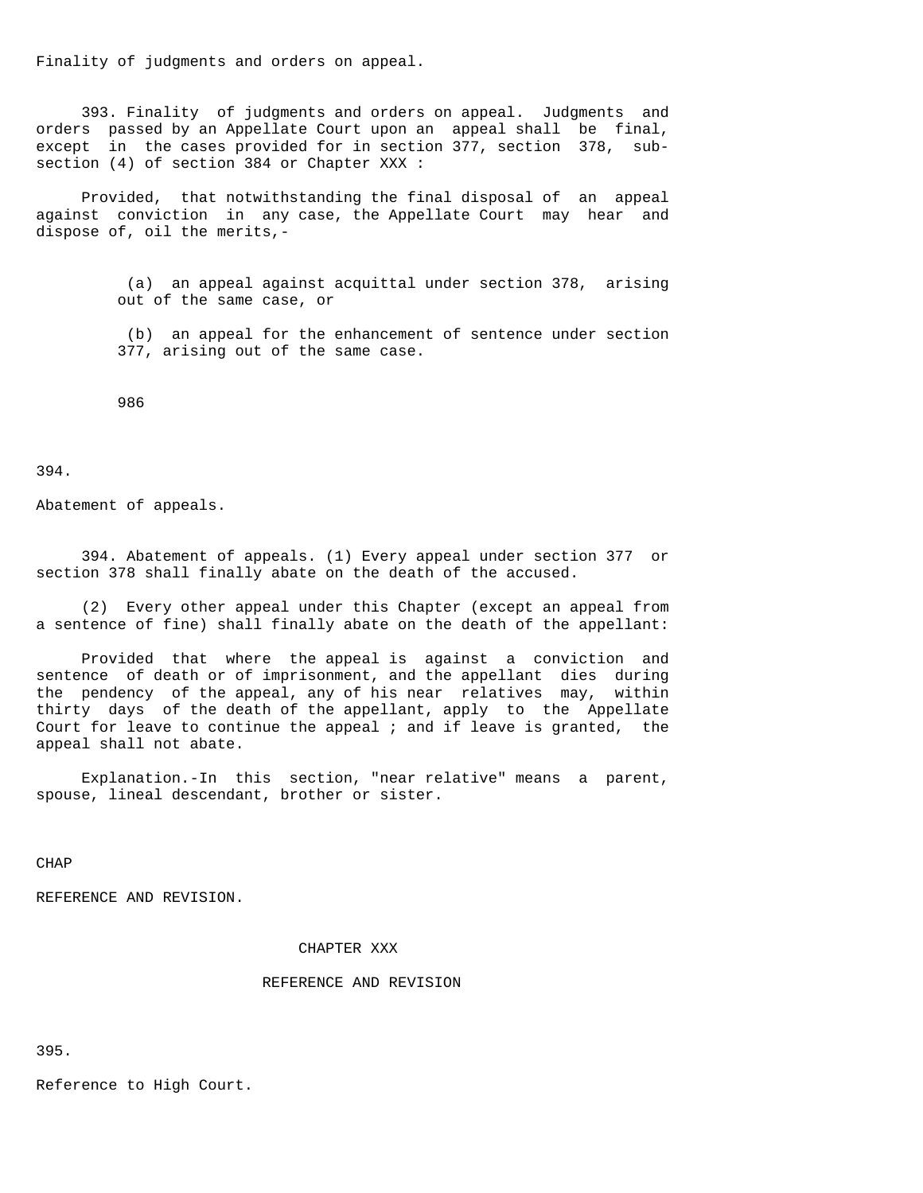Finality of judgments and orders on appeal.

393. Finality of judgments and orders on appeal. Judgments and orders passed by an Appellate Court upon an appeal shall be final, except in the cases provided for in section 377, section 378, sub-section (4) of section 384 or Chapter XXX :

Provided, that notwithstanding the final disposal of an appeal against conviction in any case, the Appellate Court may hear and dispose of, oil the merits,-

(a) an appeal against acquittal under section 378, arising out of the same case, or

(b) an appeal for the enhancement of sentence under section 377, arising out of the same case.

986

394.

Abatement of appeals.

394. Abatement of appeals. (1) Every appeal under section 377 or section 378 shall finally abate on the death of the accused.

(2) Every other appeal under this Chapter (except an appeal from a sentence of fine) shall finally abate on the death of the appellant:

Provided that where the appeal is against a conviction and sentence of death or of imprisonment, and the appellant dies during the pendency of the appeal, any of his near relatives may, within thirty days of the death of the appellant, apply to the Appellate Court for leave to continue the appeal ; and if leave is granted, the appeal shall not abate.

Explanation.-In this section, "near relative" means a parent, spouse, lineal descendant, brother or sister.

CHAP

REFERENCE AND REVISION.

## CHAPTER XXX

## REFERENCE AND REVISION

395.

Reference to High Court.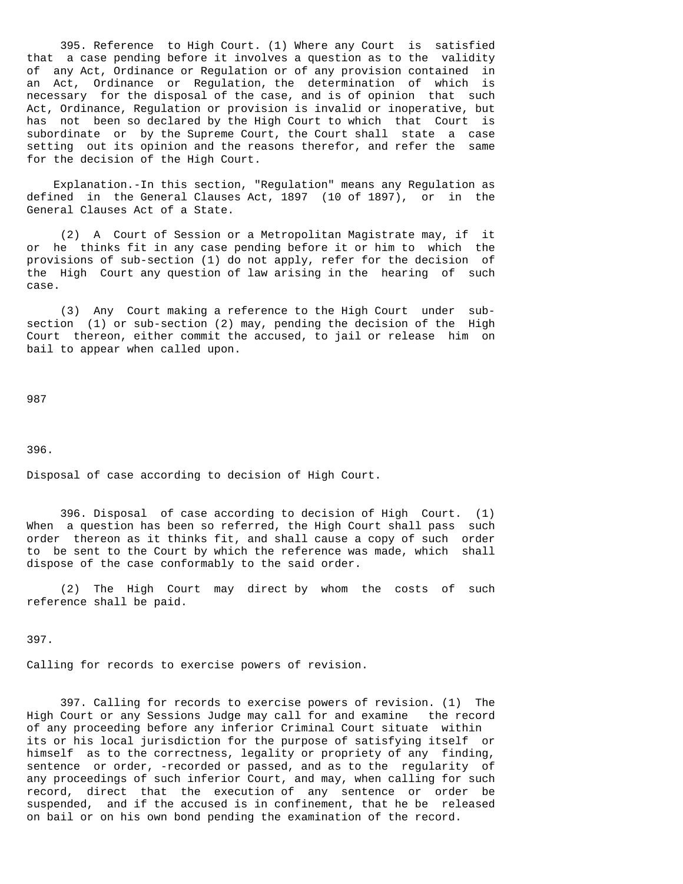395. Reference to High Court. (1) Where any Court is satisfied that a case pending before it involves a question as to the validity of any Act, Ordinance or Regulation or of any provision contained in an Act, Ordinance or Regulation, the determination of which is necessary for the disposal of the case, and is of opinion that such Act, Ordinance, Regulation or provision is invalid or inoperative, but has not been so declared by the High Court to which that Court is subordinate or by the Supreme Court, the Court shall state a case setting out its opinion and the reasons therefor, and refer the same for the decision of the High Court.

Explanation.-In this section, "Regulation" means any Regulation as defined in the General Clauses Act, 1897 (10 of 1897), or in the General Clauses Act of a State.

(2) A Court of Session or a Metropolitan Magistrate may, if it or he thinks fit in any case pending before it or him to which the provisions of sub-section (1) do not apply, refer for the decision of the High Court any question of law arising in the hearing of such case.

(3) Any Court making a reference to the High Court under sub-section (1) or sub-section (2) may, pending the decision of the High Court thereon, either commit the accused, to jail or release him on bail to appear when called upon.

987

396.

Disposal of case according to decision of High Court.

396. Disposal of case according to decision of High Court. (1) When a question has been so referred, the High Court shall pass such order thereon as it thinks fit, and shall cause a copy of such order to be sent to the Court by which the reference was made, which shall dispose of the case conformably to the said order.

(2) The High Court may direct by whom the costs of such reference shall be paid.

397.

Calling for records to exercise powers of revision.

397. Calling for records to exercise powers of revision. (1) The High Court or any Sessions Judge may call for and examine the record of any proceeding before any inferior Criminal Court situate within its or his local jurisdiction for the purpose of satisfying itself or himself as to the correctness, legality or propriety of any finding, sentence or order, -recorded or passed, and as to the regularity of any proceedings of such inferior Court, and may, when calling for such record, direct that the execution of any sentence or order be suspended, and if the accused is in confinement, that he be released on bail or on his own bond pending the examination of the record.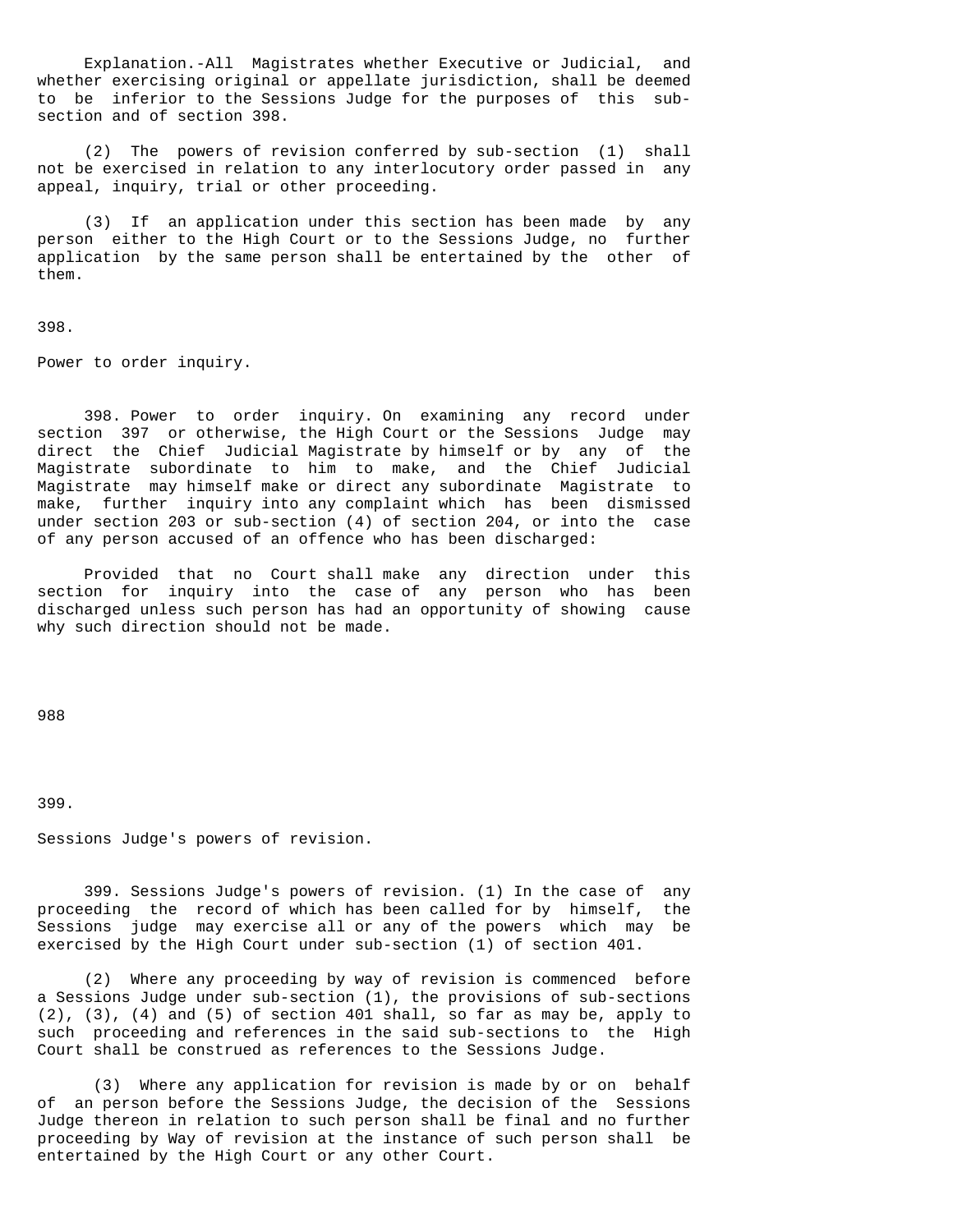Explanation.-All Magistrates whether Executive or Judicial, and whether exercising original or appellate jurisdiction, shall be deemed to be inferior to the Sessions Judge for the purposes of this sub-section and of section 398.

(2) The powers of revision conferred by sub-section (1) shall not be exercised in relation to any interlocutory order passed in any appeal, inquiry, trial or other proceeding.

(3) If an application under this section has been made by any person either to the High Court or to the Sessions Judge, no further application by the same person shall be entertained by the other of them.

398.

Power to order inquiry.

398. Power to order inquiry. On examining any record under section 397 or otherwise, the High Court or the Sessions Judge may direct the Chief Judicial Magistrate by himself or by any of the Magistrate subordinate to him to make, and the Chief Judicial Magistrate may himself make or direct any subordinate Magistrate to make, further inquiry into any complaint which has been dismissed under section 203 or sub-section (4) of section 204, or into the case of any person accused of an offence who has been discharged:

Provided that no Court shall make any direction under this section for inquiry into the case of any person who has been discharged unless such person has had an opportunity of showing cause why such direction should not be made.

988

399.

Sessions Judge's powers of revision.

399. Sessions Judge's powers of revision. (1) In the case of any proceeding the record of which has been called for by himself, the Sessions judge may exercise all or any of the powers which may be exercised by the High Court under sub-section (1) of section 401.

(2) Where any proceeding by way of revision is commenced before a Sessions Judge under sub-section (1), the provisions of sub-sections (2), (3), (4) and (5) of section 401 shall, so far as may be, apply to such proceeding and references in the said sub-sections to the High Court shall be construed as references to the Sessions Judge.

(3) Where any application for revision is made by or on behalf of an person before the Sessions Judge, the decision of the Sessions Judge thereon in relation to such person shall be final and no further proceeding by Way of revision at the instance of such person shall be entertained by the High Court or any other Court.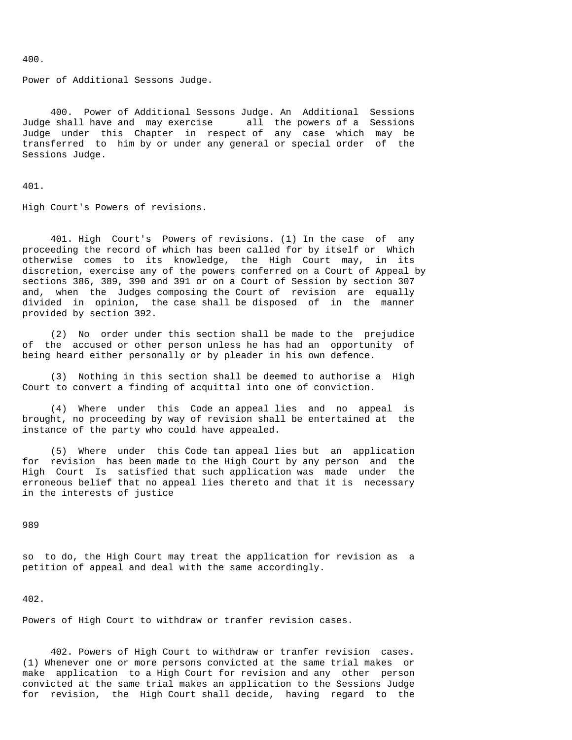400.

Power of Additional Sessons Judge.

400. Power of Additional Sessons Judge. An Additional Sessions Judge shall have and may exercise all the powers of a Sessions Judge under this Chapter in respect of any case which may be transferred to him by or under any general or special order of the Sessions Judge.

401.

High Court's Powers of revisions.

401. High Court's Powers of revisions. (1) In the case of any proceeding the record of which has been called for by itself or Which otherwise comes to its knowledge, the High Court may, in its discretion, exercise any of the powers conferred on a Court of Appeal by sections 386, 389, 390 and 391 or on a Court of Session by section 307 and, when the Judges composing the Court of revision are equally divided in opinion, the case shall be disposed of in the manner provided by section 392.

(2) No order under this section shall be made to the prejudice of the accused or other person unless he has had an opportunity of being heard either personally or by pleader in his own defence.

(3) Nothing in this section shall be deemed to authorise a High Court to convert a finding of acquittal into one of conviction.

(4) Where under this Code an appeal lies and no appeal is brought, no proceeding by way of revision shall be entertained at the instance of the party who could have appealed.

(5) Where under this Code tan appeal lies but an application for revision has been made to the High Court by any person and the High Court Is satisfied that such application was made under the erroneous belief that no appeal lies thereto and that it is necessary in the interests of justice so to do, the High Court may treat the application for revision as a petition of appeal and deal with the same accordingly.

402.

Powers of High Court to withdraw or tranfer revision cases.

402. Powers of High Court to withdraw or tranfer revision cases. (1) Whenever one or more persons convicted at the same trial makes or make application to a High Court for revision and any other person convicted at the same trial makes an application to the Sessions Judge for revision, the High Court shall decide, having regard to the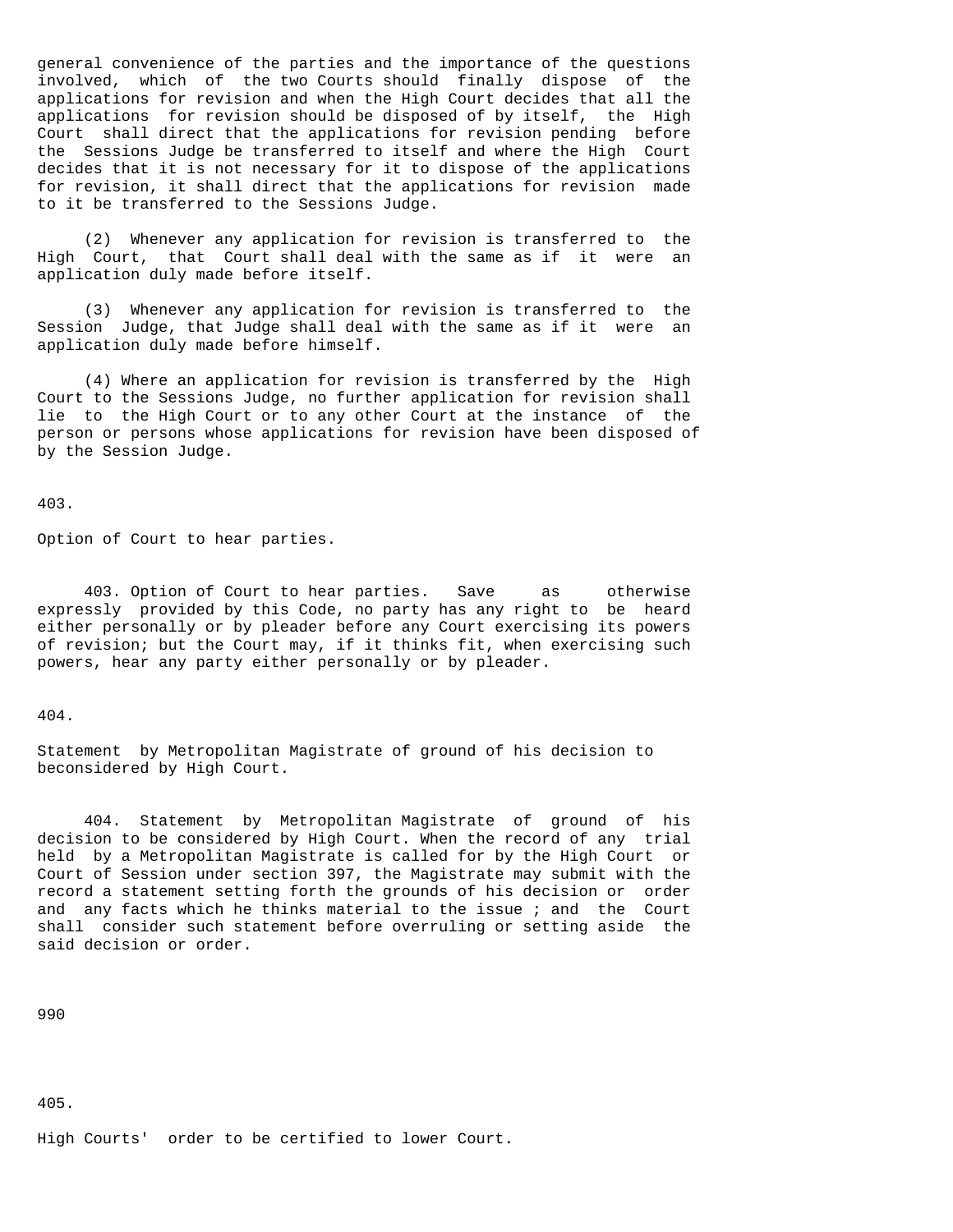general convenience of the parties and the importance of the questions involved, which of the two Courts should finally dispose of the applications for revision and when the High Court decides that all the applications for revision should be disposed of by itself, the High Court shall direct that the applications for revision pending before the Sessions Judge be transferred to itself and where the High Court decides that it is not necessary for it to dispose of the applications for revision, it shall direct that the applications for revision made to it be transferred to the Sessions Judge.

(2) Whenever any application for revision is transferred to the High Court, that Court shall deal with the same as if it were an application duly made before itself.

(3) Whenever any application for revision is transferred to the Session Judge, that Judge shall deal with the same as if it were an application duly made before himself.

(4) Where an application for revision is transferred by the High Court to the Sessions Judge, no further application for revision shall lie to the High Court or to any other Court at the instance of the person or persons whose applications for revision have been disposed of by the Session Judge.

403.

Option of Court to hear parties.

403. Option of Court to hear parties. Save as otherwise expressly provided by this Code, no party has any right to be heard either personally or by pleader before any Court exercising its powers of revision; but the Court may, if it thinks fit, when exercising such powers, hear any party either personally or by pleader.

404.

Statement by Metropolitan Magistrate of ground of his decision to beconsidered by High Court.

404. Statement by Metropolitan Magistrate of ground of his decision to be considered by High Court. When the record of any trial held by a Metropolitan Magistrate is called for by the High Court or Court of Session under section 397, the Magistrate may submit with the record a statement setting forth the grounds of his decision or order and any facts which he thinks material to the issue ; and the Court shall consider such statement before overruling or setting aside the said decision or order.

990

405.

High Courts' order to be certified to lower Court.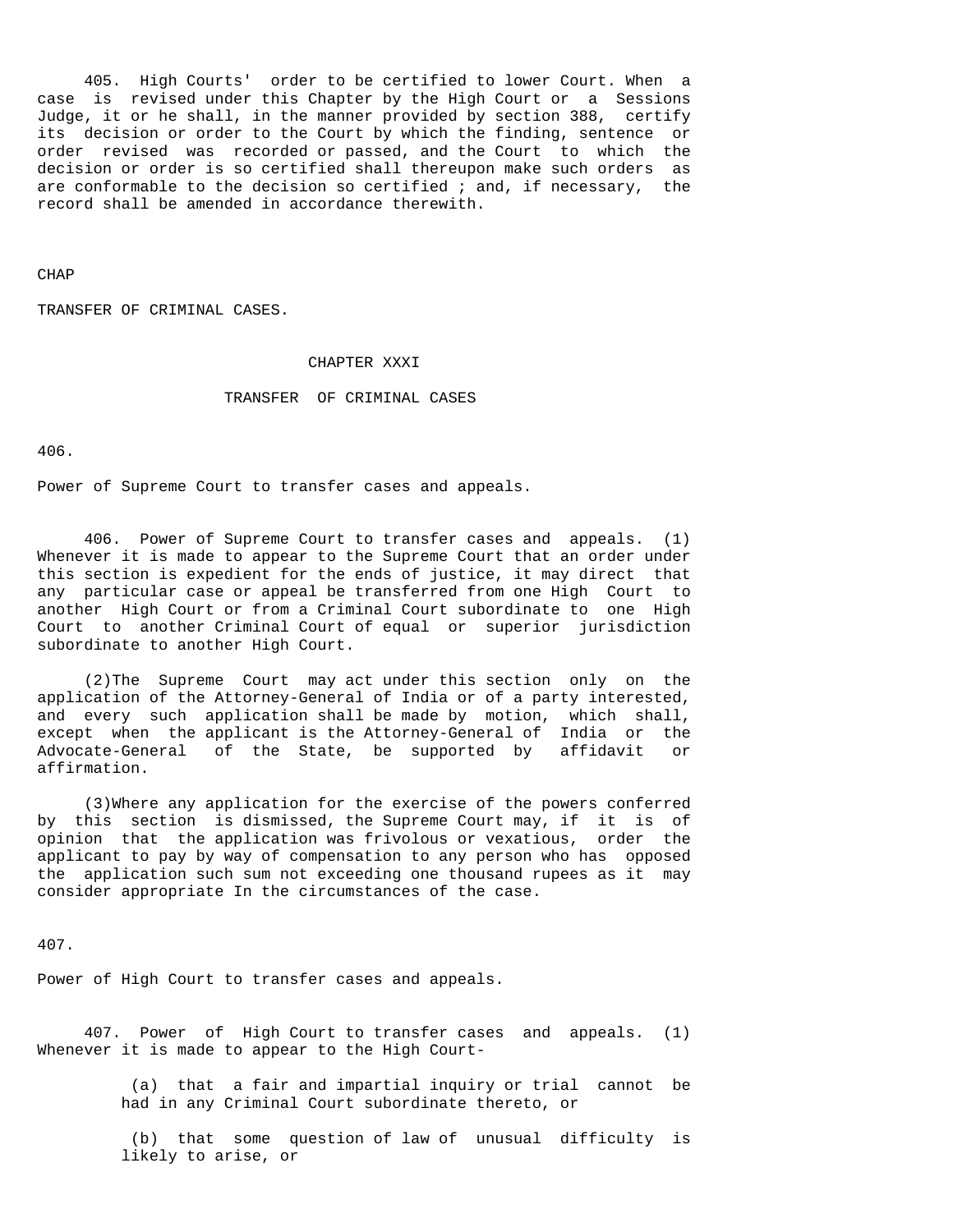405. High Courts' order to be certified to lower Court. When a case is revised under this Chapter by the High Court or a Sessions Judge, it or he shall, in the manner provided by section 388, certify its decision or order to the Court by which the finding, sentence or order revised was recorded or passed, and the Court to which the decision or order is so certified shall thereupon make such orders as are conformable to the decision so certified ; and, if necessary, the record shall be amended in accordance therewith.

CHAP

TRANSFER OF CRIMINAL CASES.

## CHAPTER XXXI

## TRANSFER OF CRIMINAL CASES

406.

Power of Supreme Court to transfer cases and appeals.

406. Power of Supreme Court to transfer cases and appeals. (1) Whenever it is made to appear to the Supreme Court that an order under this section is expedient for the ends of justice, it may direct that any particular case or appeal be transferred from one High Court to another High Court or from a Criminal Court subordinate to one High Court to another Criminal Court of equal or superior jurisdiction subordinate to another High Court.

(2)The Supreme Court may act under this section only on the application of the Attorney-General of India or of a party interested, and every such application shall be made by motion, which shall, except when the applicant is the Attorney-General of India or the Advocate-General of the State, be supported by affidavit or affirmation.

(3)Where any application for the exercise of the powers conferred by this section is dismissed, the Supreme Court may, if it is of opinion that the application was frivolous or vexatious, order the applicant to pay by way of compensation to any person who has opposed the application such sum not exceeding one thousand rupees as it may consider appropriate In the circumstances of the case.

407.

Power of High Court to transfer cases and appeals.

407. Power of High Court to transfer cases and appeals. (1) Whenever it is made to appear to the High Court-

(a) that a fair and impartial inquiry or trial cannot be had in any Criminal Court subordinate thereto, or

(b) that some question of law of unusual difficulty is likely to arise, or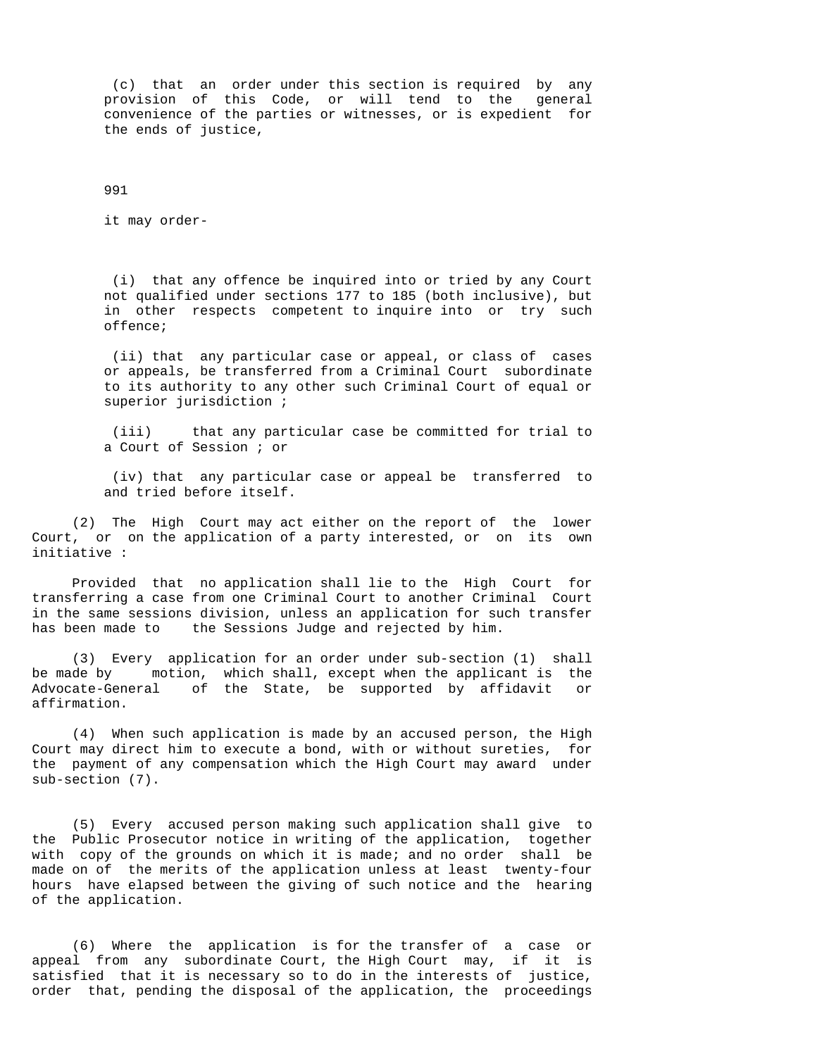(c) that an order under this section is required by any provision of this Code, or will tend to the general convenience of the parties or witnesses, or is expedient for the ends of justice,

991

it may order-

(i) that any offence be inquired into or tried by any Court not qualified under sections 177 to 185 (both inclusive), but in other respects competent to inquire into or try such offence;

(ii) that any particular case or appeal, or class of cases or appeals, be transferred from a Criminal Court subordinate to its authority to any other such Criminal Court of equal or superior jurisdiction ;

(iii) that any particular case be committed for trial to a Court of Session ; or

(iv) that any particular case or appeal be transferred to and tried before itself.

(2) The High Court may act either on the report of the lower Court, or on the application of a party interested, or on its own initiative :

Provided that no application shall lie to the High Court for transferring a case from one Criminal Court to another Criminal Court in the same sessions division, unless an application for such transfer has been made to the Sessions Judge and rejected by him.

(3) Every application for an order under sub-section (1) shall be made by motion, which shall, except when the applicant is the Advocate-General of the State, be supported by affidavit or affirmation.

(4) When such application is made by an accused person, the High Court may direct him to execute a bond, with or without sureties, for the payment of any compensation which the High Court may award under sub-section (7).

(5) Every accused person making such application shall give to the Public Prosecutor notice in writing of the application, together with copy of the grounds on which it is made; and no order shall be made on of the merits of the application unless at least twenty-four hours have elapsed between the giving of such notice and the hearing of the application.

(6) Where the application is for the transfer of a case or appeal from any subordinate Court, the High Court may, if it is satisfied that it is necessary so to do in the interests of justice, order that, pending the disposal of the application, the proceedings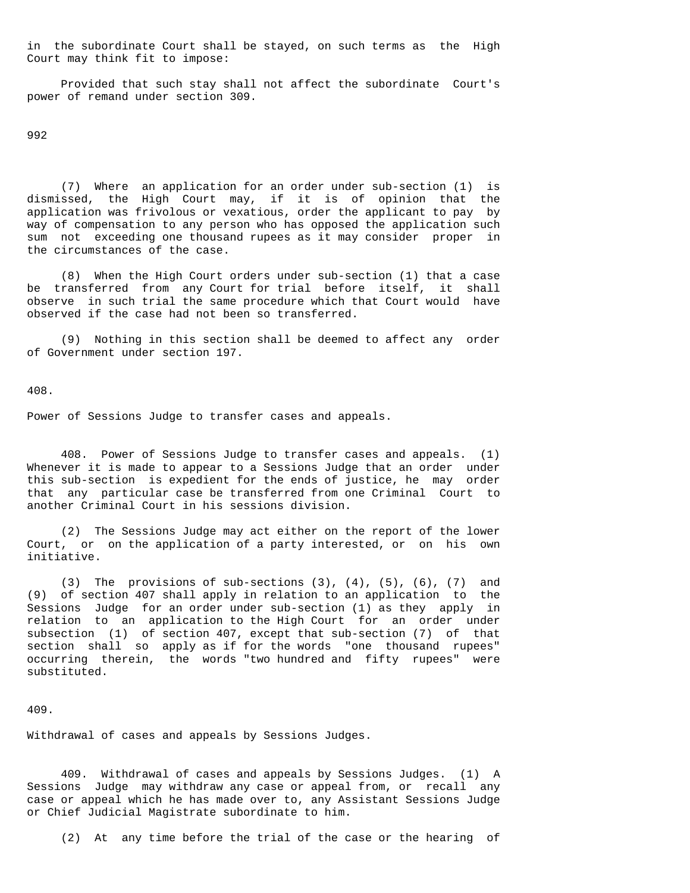in the subordinate Court shall be stayed, on such terms as the High Court may think fit to impose:

Provided that such stay shall not affect the subordinate Court's power of remand under section 309.

(7) Where an application for an order under sub-section (1) is dismissed, the High Court may, if it is of opinion that the application was frivolous or vexatious, order the applicant to pay by way of compensation to any person who has opposed the application such sum not exceeding one thousand rupees as it may consider proper in the circumstances of the case.

(8) When the High Court orders under sub-section (1) that a case be transferred from any Court for trial before itself, it shall observe in such trial the same procedure which that Court would have observed if the case had not been so transferred.

(9) Nothing in this section shall be deemed to affect any order of Government under section 197.

408.

Power of Sessions Judge to transfer cases and appeals.

408. Power of Sessions Judge to transfer cases and appeals. (1) Whenever it is made to appear to a Sessions Judge that an order under this sub-section is expedient for the ends of justice, he may order that any particular case be transferred from one Criminal Court to another Criminal Court in his sessions division.

(2) The Sessions Judge may act either on the report of the lower Court, or on the application of a party interested, or on his own initiative.

(3) The provisions of sub-sections (3), (4), (5), (6), (7) and (9) of section 407 shall apply in relation to an application to the Sessions Judge for an order under sub-section (1) as they apply in relation to an application to the High Court for an order under subsection (1) of section 407, except that sub-section (7) of that section shall so apply as if for the words "one thousand rupees" occurring therein, the words "two hundred and fifty rupees" were substituted.

409.

Withdrawal of cases and appeals by Sessions Judges.

409. Withdrawal of cases and appeals by Sessions Judges. (1) A Sessions Judge may withdraw any case or appeal from, or recall any case or appeal which he has made over to, any Assistant Sessions Judge or Chief Judicial Magistrate subordinate to him.

(2) At any time before the trial of the case or the hearing of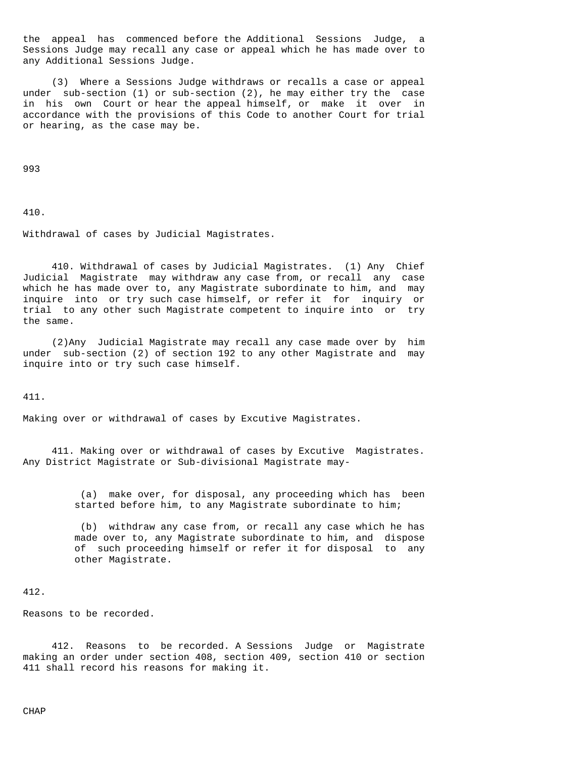the appeal has commenced before the Additional Sessions Judge, a Sessions Judge may recall any case or appeal which he has made over to any Additional Sessions Judge.

(3) Where a Sessions Judge withdraws or recalls a case or appeal under sub-section (1) or sub-section (2), he may either try the case in his own Court or hear the appeal himself, or make it over in accordance with the provisions of this Code to another Court for trial or hearing, as the case may be.

993

410.

Withdrawal of cases by Judicial Magistrates.

410. Withdrawal of cases by Judicial Magistrates. (1) Any Chief Judicial Magistrate may withdraw any case from, or recall any case which he has made over to, any Magistrate subordinate to him, and may inquire into or try such case himself, or refer it for inquiry or trial to any other such Magistrate competent to inquire into or try the same.

(2)Any Judicial Magistrate may recall any case made over by him under sub-section (2) of section 192 to any other Magistrate and may inquire into or try such case himself.

411.

Making over or withdrawal of cases by Excutive Magistrates.

411. Making over or withdrawal of cases by Excutive Magistrates. Any District Magistrate or Sub-divisional Magistrate may-

(a) make over, for disposal, any proceeding which has been started before him, to any Magistrate subordinate to him;

(b) withdraw any case from, or recall any case which he has made over to, any Magistrate subordinate to him, and dispose of such proceeding himself or refer it for disposal to any other Magistrate.

412.

Reasons to be recorded.

412. Reasons to be recorded. A Sessions Judge or Magistrate making an order under section 408, section 409, section 410 or section 411 shall record his reasons for making it.

CHAP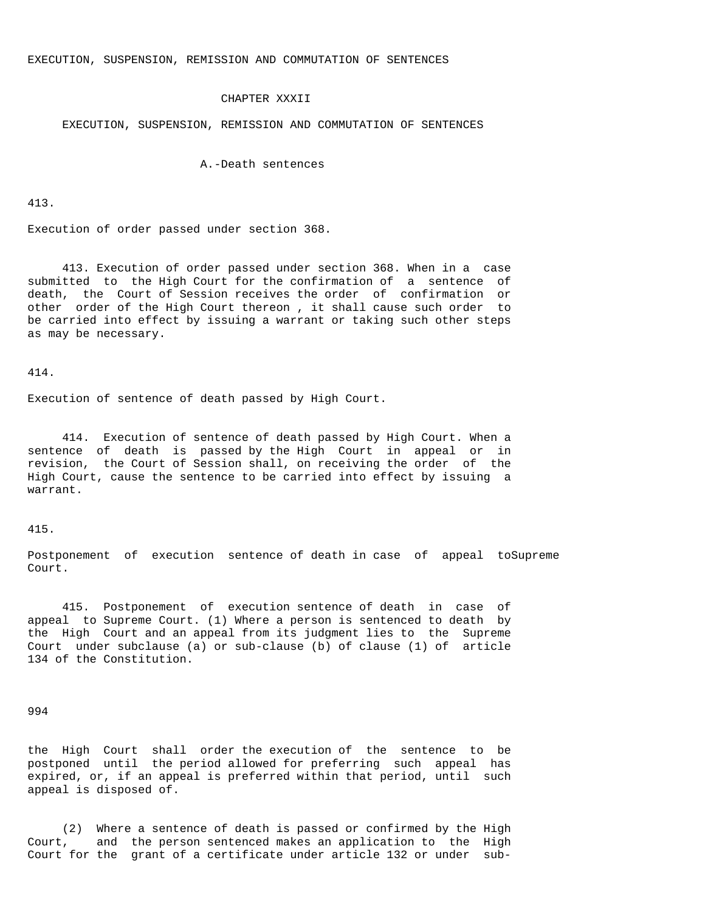EXECUTION, SUSPENSION, REMISSION AND COMMUTATION OF SENTENCES

## CHAPTER XXXII

## EXECUTION, SUSPENSION, REMISSION AND COMMUTATION OF SENTENCES

### A.-Death sentences

413.

Execution of order passed under section 368.

413. Execution of order passed under section 368. When in a case submitted to the High Court for the confirmation of a sentence of death, the Court of Session receives the order of confirmation or other order of the High Court thereon , it shall cause such order to be carried into effect by issuing a warrant or taking such other steps as may be necessary.

414.

Execution of sentence of death passed by High Court.

414. Execution of sentence of death passed by High Court. When a sentence of death is passed by the High Court in appeal or in revision, the Court of Session shall, on receiving the order of the High Court, cause the sentence to be carried into effect by issuing a warrant.

415.

Postponement of execution sentence of death in case of appeal toSupreme Court.

415. Postponement of execution sentence of death in case of appeal to Supreme Court. (1) Where a person is sentenced to death by the High Court and an appeal from its judgment lies to the Supreme Court under subclause (a) or sub-clause (b) of clause (1) of article 134 of the Constitution.

994

the High Court shall order the execution of the sentence to be postponed until the period allowed for preferring such appeal has expired, or, if an appeal is preferred within that period, until such appeal is disposed of.

(2) Where a sentence of death is passed or confirmed by the High Court, and the person sentenced makes an application to the High Court for the grant of a certificate under article 132 or under sub-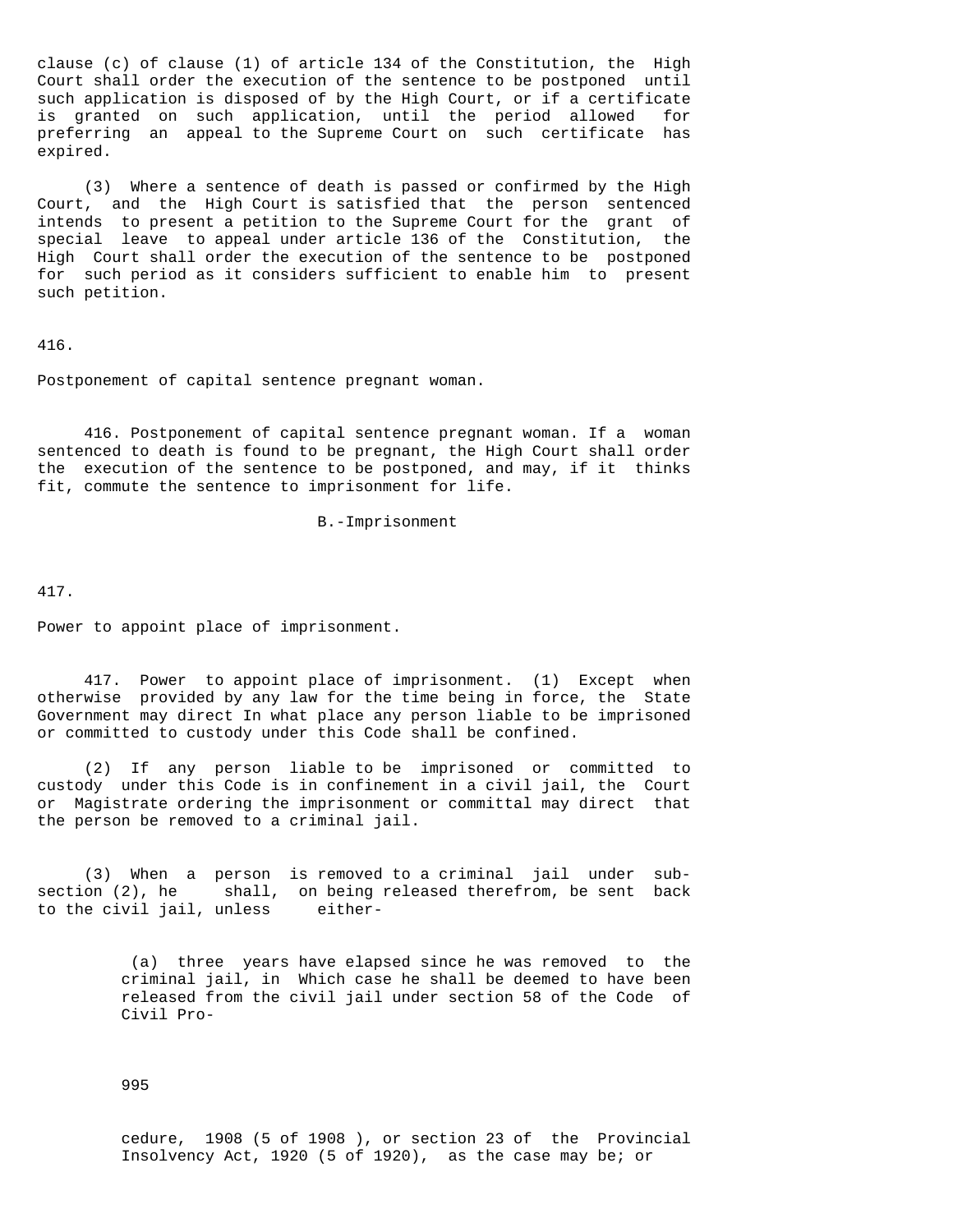clause (c) of clause (1) of article 134 of the Constitution, the High Court shall order the execution of the sentence to be postponed until such application is disposed of by the High Court, or if a certificate is granted on such application, until the period allowed for preferring an appeal to the Supreme Court on such certificate has expired.

(3) Where a sentence of death is passed or confirmed by the High Court, and the High Court is satisfied that the person sentenced intends to present a petition to the Supreme Court for the grant of special leave to appeal under article 136 of the Constitution, the High Court shall order the execution of the sentence to be postponed for such period as it considers sufficient to enable him to present such petition.

416.

Postponement of capital sentence pregnant woman.

416. Postponement of capital sentence pregnant woman. If a woman sentenced to death is found to be pregnant, the High Court shall order the execution of the sentence to be postponed, and may, if it thinks fit, commute the sentence to imprisonment for life.

B.-Imprisonment

417.

Power to appoint place of imprisonment.

417. Power to appoint place of imprisonment. (1) Except when otherwise provided by any law for the time being in force, the State Government may direct In what place any person liable to be imprisoned or committed to custody under this Code shall be confined.

(2) If any person liable to be imprisoned or committed to custody under this Code is in confinement in a civil jail, the Court or Magistrate ordering the imprisonment or committal may direct that the person be removed to a criminal jail.

(3) When a person is removed to a criminal jail under sub-section (2), he shall, on being released therefrom, be sent back to the civil jail, unless either-

(a) three years have elapsed since he was removed to the criminal jail, in Which case he shall be deemed to have been released from the civil jail under section 58 of the Code of Civil Procedure, 1908 (5 of 1908 ), or section 23 of the Provincial Insolvency Act, 1920 (5 of 1920), as the case may be; or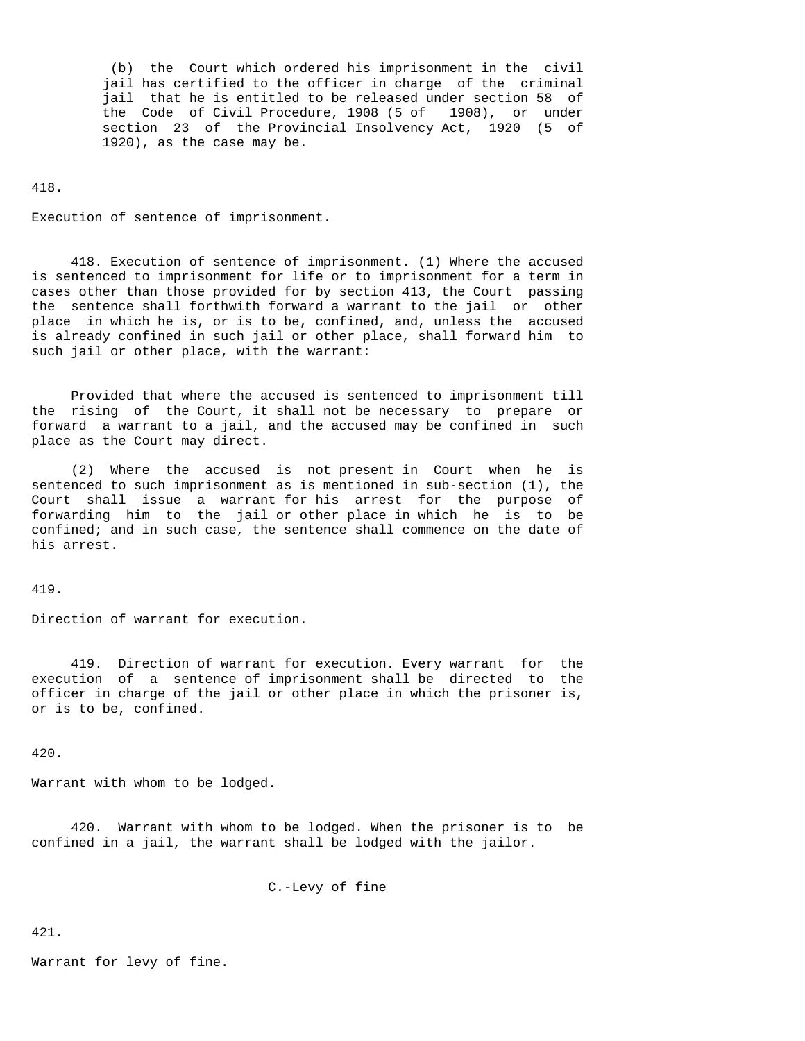(b) the Court which ordered his imprisonment in the civil jail has certified to the officer in charge of the criminal jail that he is entitled to be released under section 58 of the Code of Civil Procedure, 1908 (5 of 1908), or under section 23 of the Provincial Insolvency Act, 1920 (5 of 1920), as the case may be.

418.

Execution of sentence of imprisonment.

418. Execution of sentence of imprisonment. (1) Where the accused is sentenced to imprisonment for life or to imprisonment for a term in cases other than those provided for by section 413, the Court passing the sentence shall forthwith forward a warrant to the jail or other place in which he is, or is to be, confined, and, unless the accused is already confined in such jail or other place, shall forward him to such jail or other place, with the warrant:

Provided that where the accused is sentenced to imprisonment till the rising of the Court, it shall not be necessary to prepare or forward a warrant to a jail, and the accused may be confined in such place as the Court may direct.

(2) Where the accused is not present in Court when he is sentenced to such imprisonment as is mentioned in sub-section (1), the Court shall issue a warrant for his arrest for the purpose of forwarding him to the jail or other place in which he is to be confined; and in such case, the sentence shall commence on the date of his arrest.

419.

Direction of warrant for execution.

419. Direction of warrant for execution. Every warrant for the execution of a sentence of imprisonment shall be directed to the officer in charge of the jail or other place in which the prisoner is, or is to be, confined.

420.

Warrant with whom to be lodged.

420. Warrant with whom to be lodged. When the prisoner is to be confined in a jail, the warrant shall be lodged with the jailor.

C.-Levy of fine

421.

Warrant for levy of fine.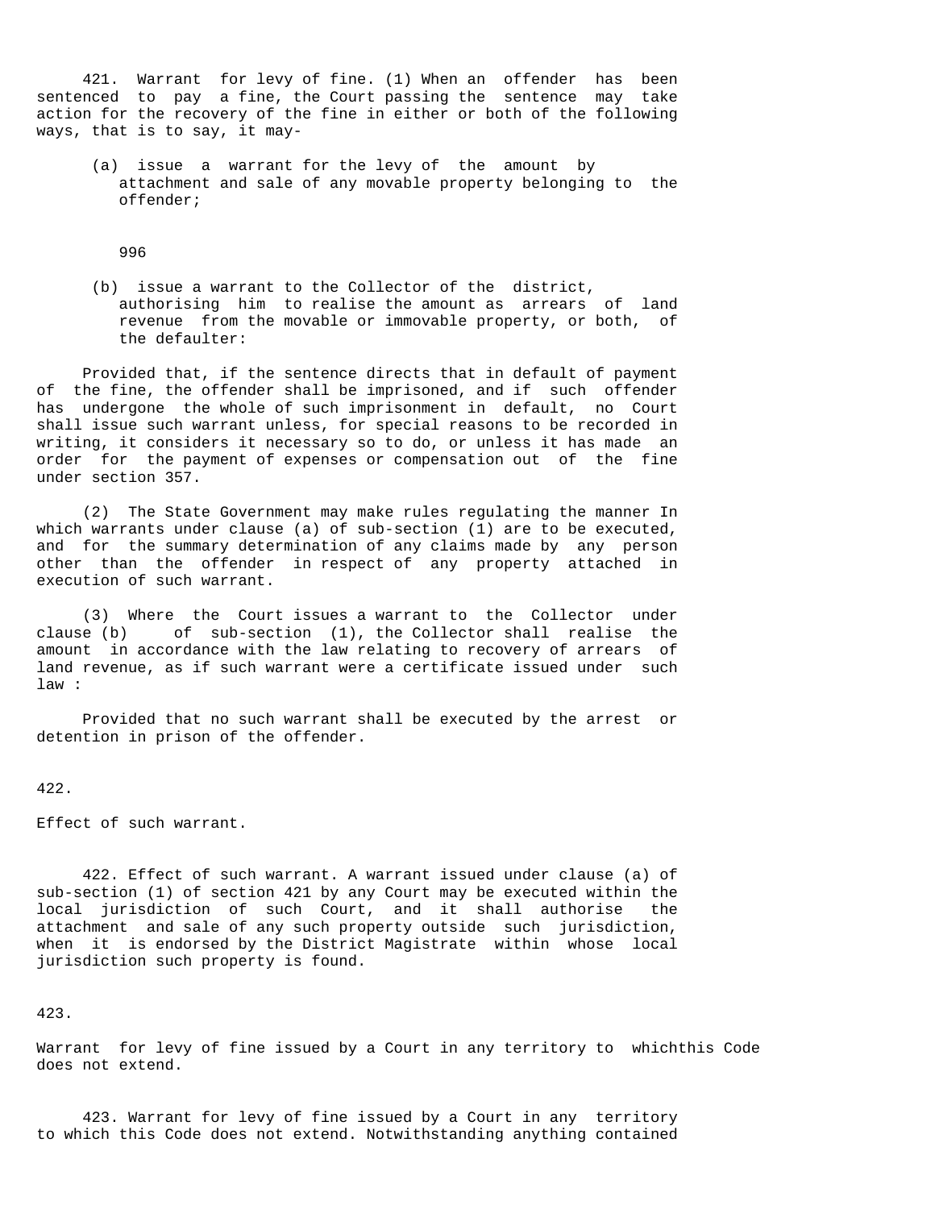421. Warrant for levy of fine. (1) When an offender has been sentenced to pay a fine, the Court passing the sentence may take action for the recovery of the fine in either or both of the following ways, that is to say, it may-

(a) issue a warrant for the levy of the amount by attachment and sale of any movable property belonging to the offender;

(b) issue a warrant to the Collector of the district, authorising him to realise the amount as arrears of land revenue from the movable or immovable property, or both, of the defaulter:

Provided that, if the sentence directs that in default of payment of the fine, the offender shall be imprisoned, and if such offender has undergone the whole of such imprisonment in default, no Court shall issue such warrant unless, for special reasons to be recorded in writing, it considers it necessary so to do, or unless it has made an order for the payment of expenses or compensation out of the fine under section 357.

(2) The State Government may make rules regulating the manner In which warrants under clause (a) of sub-section (1) are to be executed, and for the summary determination of any claims made by any person other than the offender in respect of any property attached in execution of such warrant.

(3) Where the Court issues a warrant to the Collector under clause (b) of sub-section (1), the Collector shall realise the amount in accordance with the law relating to recovery of arrears of land revenue, as if such warrant were a certificate issued under such law :

Provided that no such warrant shall be executed by the arrest or detention in prison of the offender.

422.

Effect of such warrant.

422. Effect of such warrant. A warrant issued under clause (a) of sub-section (1) of section 421 by any Court may be executed within the local jurisdiction of such Court, and it shall authorise the attachment and sale of any such property outside such jurisdiction, when it is endorsed by the District Magistrate within whose local jurisdiction such property is found.

423.

Warrant for levy of fine issued by a Court in any territory to whichthis Code does not extend.

423. Warrant for levy of fine issued by a Court in any territory to which this Code does not extend. Notwithstanding anything contained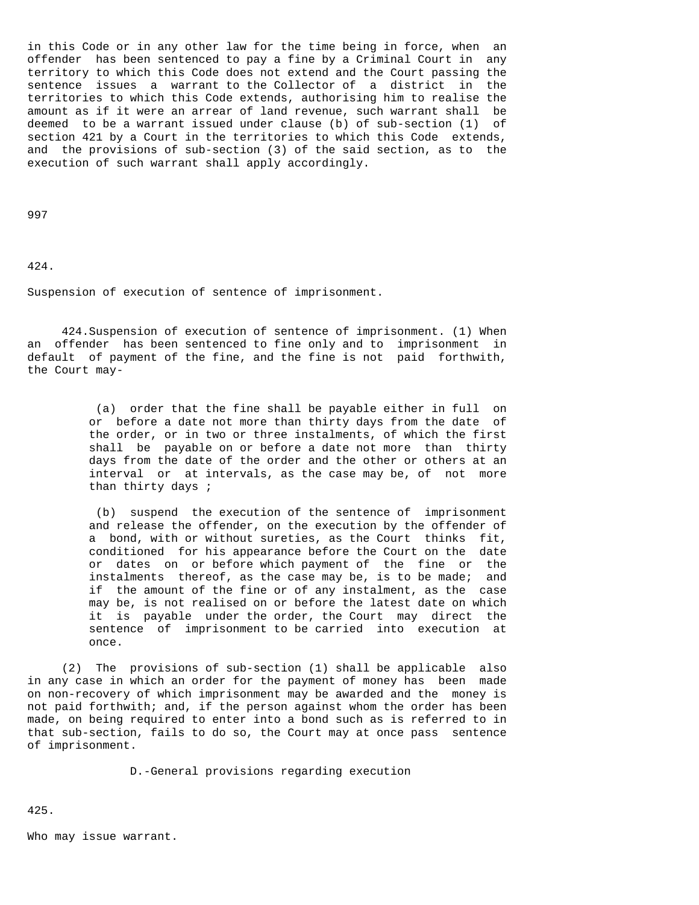in this Code or in any other law for the time being in force, when an offender has been sentenced to pay a fine by a Criminal Court in any territory to which this Code does not extend and the Court passing the sentence issues a warrant to the Collector of a district in the territories to which this Code extends, authorising him to realise the amount as if it were an arrear of land revenue, such warrant shall be deemed to be a warrant issued under clause (b) of sub-section (1) of section 421 by a Court in the territories to which this Code extends, and the provisions of sub-section (3) of the said section, as to the execution of such warrant shall apply accordingly.

997

424.

Suspension of execution of sentence of imprisonment.

424.Suspension of execution of sentence of imprisonment. (1) When an offender has been sentenced to fine only and to imprisonment in default of payment of the fine, and the fine is not paid forthwith, the Court may-

(a) order that the fine shall be payable either in full on or before a date not more than thirty days from the date of the order, or in two or three instalments, of which the first shall be payable on or before a date not more than thirty days from the date of the order and the other or others at an interval or at intervals, as the case may be, of not more than thirty days ;

(b) suspend the execution of the sentence of imprisonment and release the offender, on the execution by the offender of a bond, with or without sureties, as the Court thinks fit, conditioned for his appearance before the Court on the date or dates on or before which payment of the fine or the instalments thereof, as the case may be, is to be made; and if the amount of the fine or of any instalment, as the case may be, is not realised on or before the latest date on which it is payable under the order, the Court may direct the sentence of imprisonment to be carried into execution at once.

(2) The provisions of sub-section (1) shall be applicable also in any case in which an order for the payment of money has been made on non-recovery of which imprisonment may be awarded and the money is not paid forthwith; and, if the person against whom the order has been made, on being required to enter into a bond such as is referred to in that sub-section, fails to do so, the Court may at once pass sentence of imprisonment.

D.-General provisions regarding execution

425.

Who may issue warrant.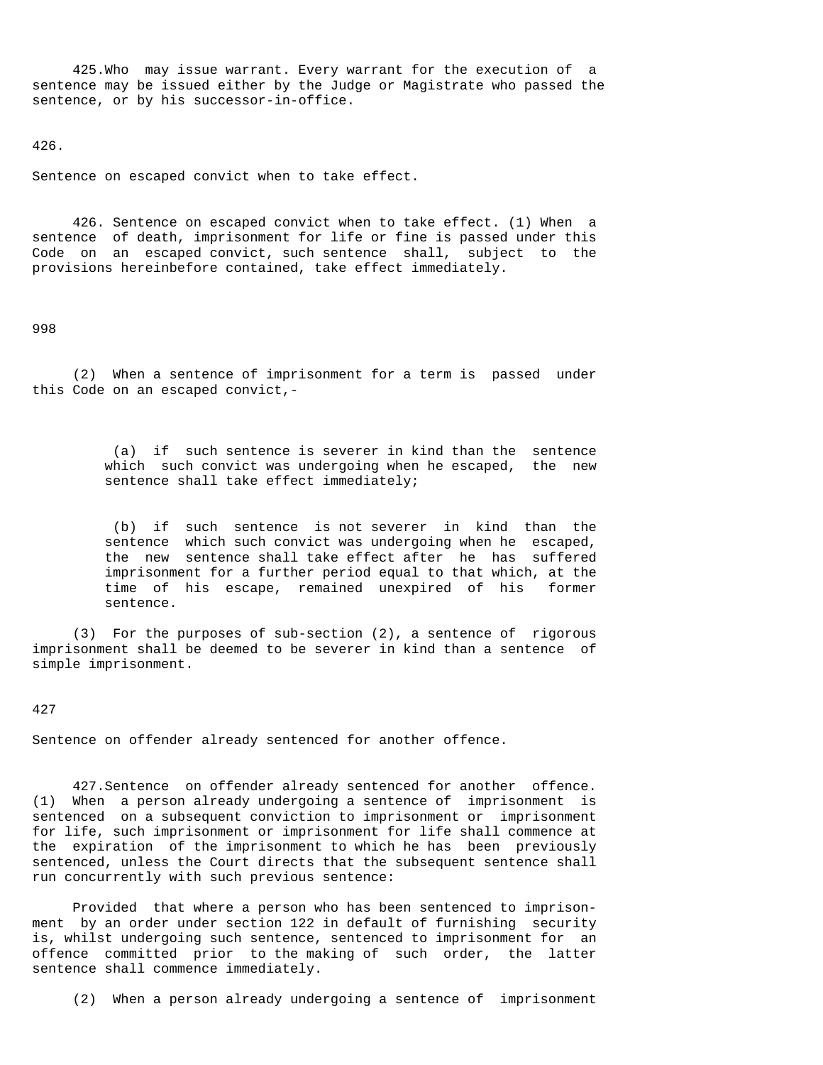425.Who may issue warrant. Every warrant for the execution of a sentence may be issued either by the Judge or Magistrate who passed the sentence, or by his successor-in-office.

426.

Sentence on escaped convict when to take effect.

426. Sentence on escaped convict when to take effect. (1) When a sentence of death, imprisonment for life or fine is passed under this Code on an escaped convict, such sentence shall, subject to the provisions hereinbefore contained, take effect immediately.

(2) When a sentence of imprisonment for a term is passed under this Code on an escaped convict,-

(a) if such sentence is severer in kind than the sentence which such convict was undergoing when he escaped, the new sentence shall take effect immediately;

(b) if such sentence is not severer in kind than the sentence which such convict was undergoing when he escaped, the new sentence shall take effect after he has suffered imprisonment for a further period equal to that which, at the time of his escape, remained unexpired of his former sentence.

(3) For the purposes of sub-section (2), a sentence of rigorous imprisonment shall be deemed to be severer in kind than a sentence of simple imprisonment.

427

Sentence on offender already sentenced for another offence.

427.Sentence on offender already sentenced for another offence. (1) When a person already undergoing a sentence of imprisonment is sentenced on a subsequent conviction to imprisonment or imprisonment for life, such imprisonment or imprisonment for life shall commence at the expiration of the imprisonment to which he has been previously sentenced, unless the Court directs that the subsequent sentence shall run concurrently with such previous sentence:

Provided that where a person who has been sentenced to imprisonment by an order under section 122 in default of furnishing security is, whilst undergoing such sentence, sentenced to imprisonment for an offence committed prior to the making of such order, the latter sentence shall commence immediately.

(2) When a person already undergoing a sentence of imprisonment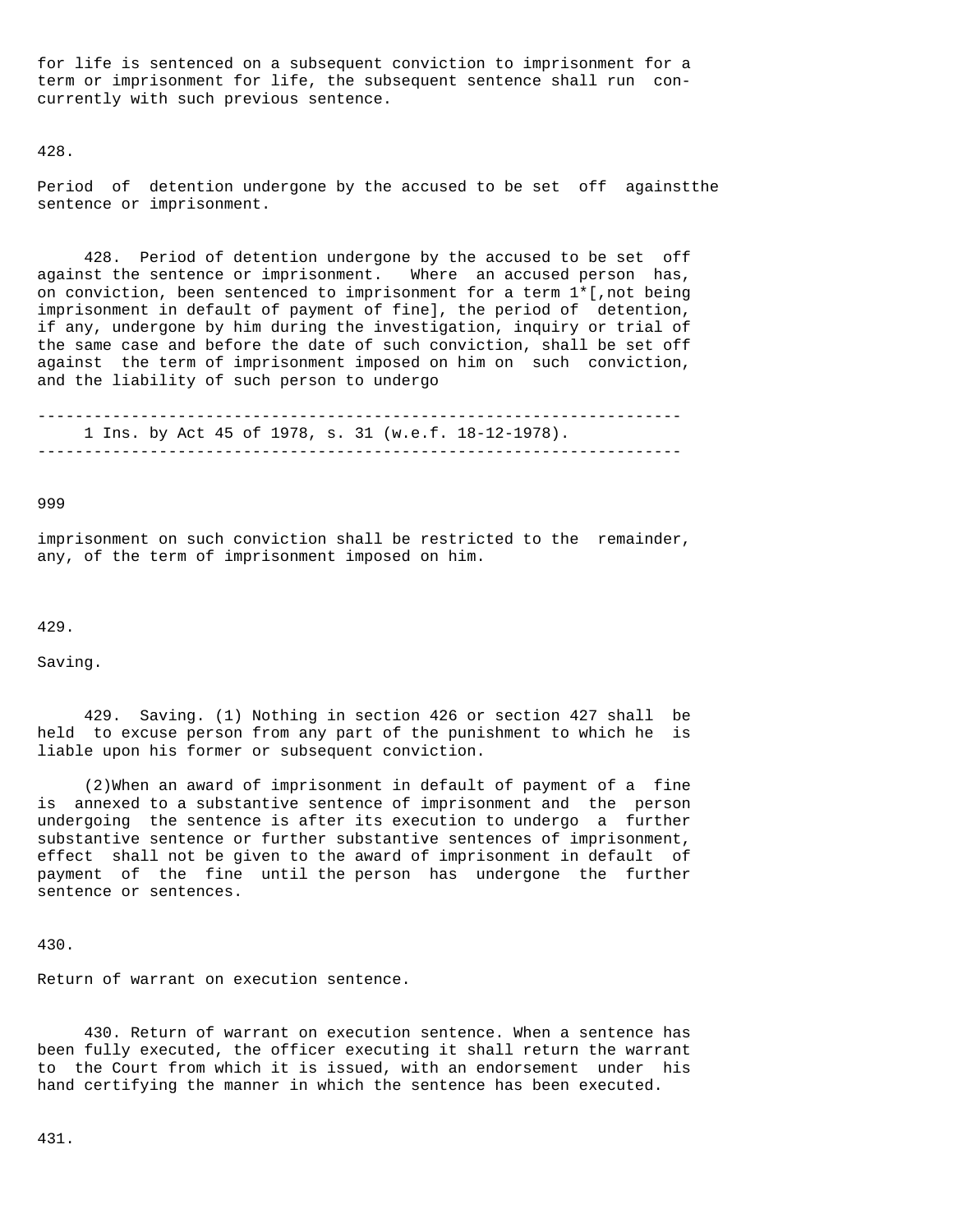for life is sentenced on a subsequent conviction to imprisonment for a term or imprisonment for life, the subsequent sentence shall run concurrently with such previous sentence.

428.

Period of detention undergone by the accused to be set off againstthe sentence or imprisonment.

428. Period of detention undergone by the accused to be set off against the sentence or imprisonment. Where an accused person has, on conviction, been sentenced to imprisonment for a term 1*[,not being imprisonment in default of payment of fine], the period of detention, if any, undergone by him during the investigation, inquiry or trial of the same case and before the date of such conviction, shall be set off against the term of imprisonment imposed on him on such conviction, and the liability of such person to undergo

---

1 Ins. by Act 45 of 1978, s. 31 (w.e.f. 18-12-1978).

---

imprisonment on such conviction shall be restricted to the remainder, any, of the term of imprisonment imposed on him.

429.

Saving.

429. Saving. (1) Nothing in section 426 or section 427 shall be held to excuse person from any part of the punishment to which he is liable upon his former or subsequent conviction.

(2)When an award of imprisonment in default of payment of a fine is annexed to a substantive sentence of imprisonment and the person undergoing the sentence is after its execution to undergo a further substantive sentence or further substantive sentences of imprisonment, effect shall not be given to the award of imprisonment in default of payment of the fine until the person has undergone the further sentence or sentences.

430.

Return of warrant on execution sentence.

430. Return of warrant on execution sentence. When a sentence has been fully executed, the officer executing it shall return the warrant to the Court from which it is issued, with an endorsement under his hand certifying the manner in which the sentence has been executed.

431.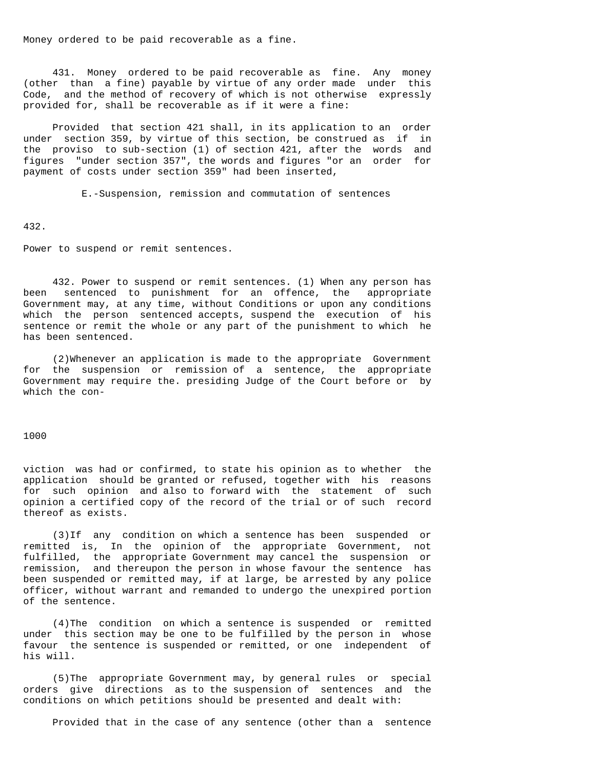Money ordered to be paid recoverable as a fine.

431. Money ordered to be paid recoverable as fine. Any money (other than a fine) payable by virtue of any order made under this Code, and the method of recovery of which is not otherwise expressly provided for, shall be recoverable as if it were a fine:

Provided that section 421 shall, in its application to an order under section 359, by virtue of this section, be construed as if in the proviso to sub-section (1) of section 421, after the words and figures "under section 357", the words and figures "or an order for payment of costs under section 359" had been inserted,

E.-Suspension, remission and commutation of sentences

432.

Power to suspend or remit sentences.

432. Power to suspend or remit sentences. (1) When any person has been sentenced to punishment for an offence, the appropriate Government may, at any time, without Conditions or upon any conditions which the person sentenced accepts, suspend the execution of his sentence or remit the whole or any part of the punishment to which he has been sentenced.

(2)Whenever an application is made to the appropriate Government for the suspension or remission of a sentence, the appropriate Government may require the. presiding Judge of the Court before or by which the conviction was had or confirmed, to state his opinion as to whether the application should be granted or refused, together with his reasons for such opinion and also to forward with the statement of such opinion a certified copy of the record of the trial or of such record thereof as exists.

(3)If any condition on which a sentence has been suspended or remitted is, In the opinion of the appropriate Government, not fulfilled, the appropriate Government may cancel the suspension or remission, and thereupon the person in whose favour the sentence has been suspended or remitted may, if at large, be arrested by any police officer, without warrant and remanded to undergo the unexpired portion of the sentence.

(4)The condition on which a sentence is suspended or remitted under this section may be one to be fulfilled by the person in whose favour the sentence is suspended or remitted, or one independent of his will.

(5)The appropriate Government may, by general rules or special orders give directions as to the suspension of sentences and the conditions on which petitions should be presented and dealt with:

Provided that in the case of any sentence (other than a sentence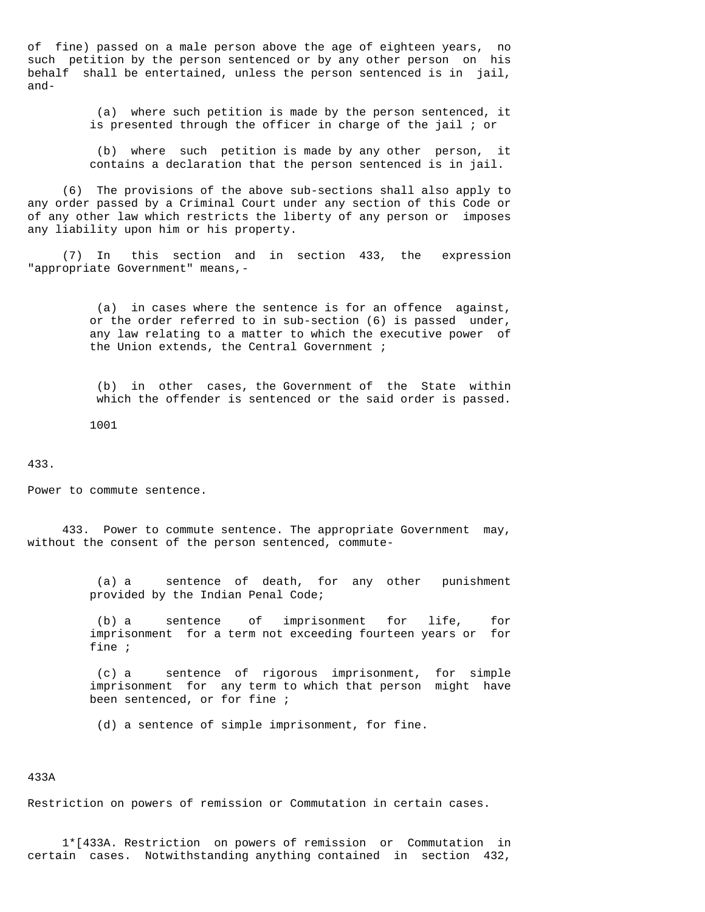of fine) passed on a male person above the age of eighteen years, no such petition by the person sentenced or by any other person on his behalf shall be entertained, unless the person sentenced is in jail, and-

(a) where such petition is made by the person sentenced, it is presented through the officer in charge of the jail ; or

(b) where such petition is made by any other person, it contains a declaration that the person sentenced is in jail.

(6) The provisions of the above sub-sections shall also apply to any order passed by a Criminal Court under any section of this Code or of any other law which restricts the liberty of any person or imposes any liability upon him or his property.

(7) In this section and in section 433, the expression "appropriate Government" means,-

(a) in cases where the sentence is for an offence against, or the order referred to in sub-section (6) is passed under, any law relating to a matter to which the executive power of the Union extends, the Central Government ;

(b) in other cases, the Government of the State within which the offender is sentenced or the said order is passed.

1001

433.

Power to commute sentence.

433. Power to commute sentence. The appropriate Government may, without the consent of the person sentenced, commute-

(a) a sentence of death, for any other punishment provided by the Indian Penal Code;

(b) a sentence of imprisonment for life, for imprisonment for a term not exceeding fourteen years or for fine ;

(c) a sentence of rigorous imprisonment, for simple imprisonment for any term to which that person might have been sentenced, or for fine ;

(d) a sentence of simple imprisonment, for fine.

433A

Restriction on powers of remission or Commutation in certain cases.

1*[433A. Restriction on powers of remission or Commutation in certain cases. Notwithstanding anything contained in section 432,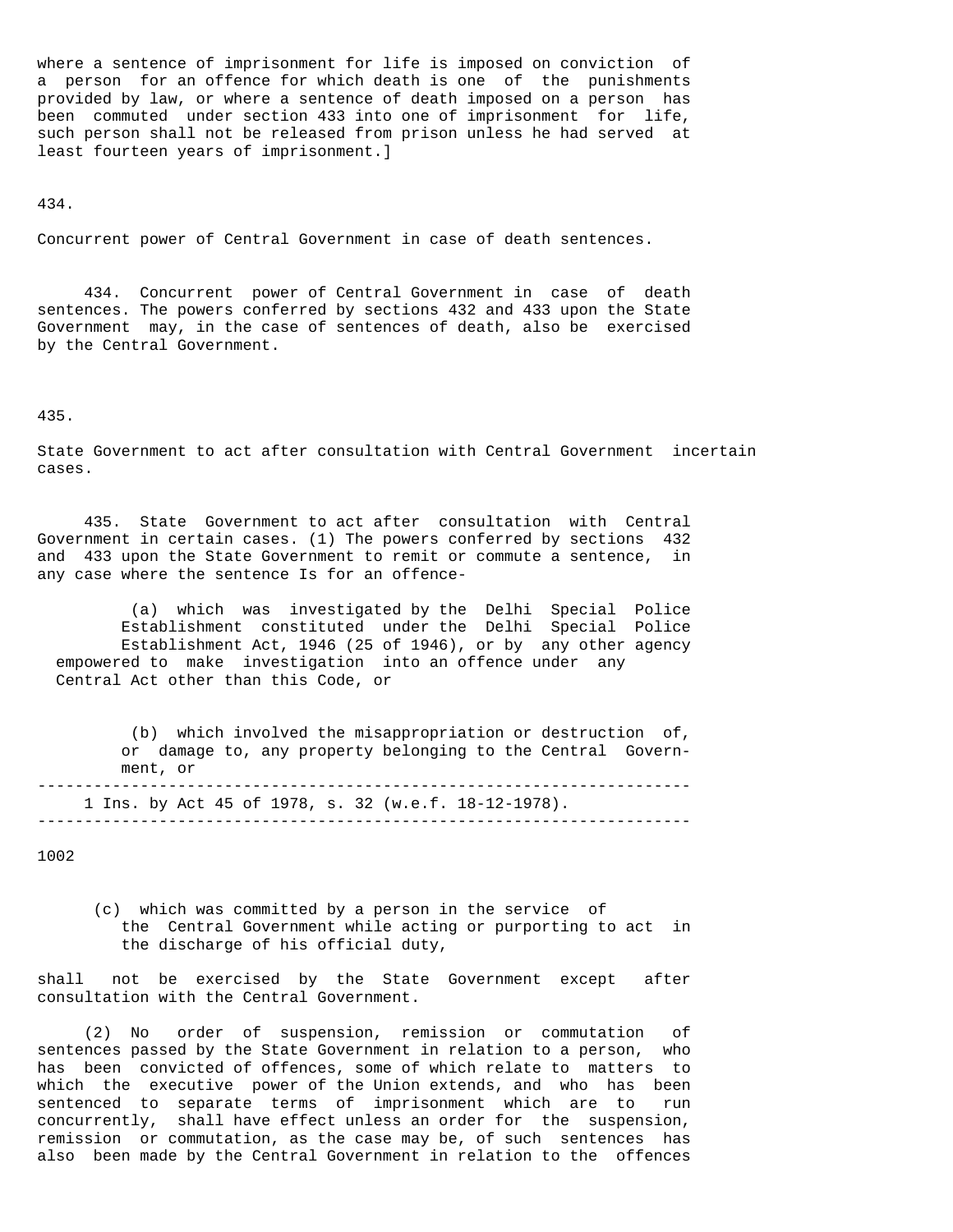where a sentence of imprisonment for life is imposed on conviction of a person for an offence for which death is one of the punishments provided by law, or where a sentence of death imposed on a person has been commuted under section 433 into one of imprisonment for life, such person shall not be released from prison unless he had served at least fourteen years of imprisonment.]

434.

Concurrent power of Central Government in case of death sentences.

434. Concurrent power of Central Government in case of death sentences. The powers conferred by sections 432 and 433 upon the State Government may, in the case of sentences of death, also be exercised by the Central Government.

435.

State Government to act after consultation with Central Government incertain cases.

435. State Government to act after consultation with Central Government in certain cases. (1) The powers conferred by sections 432 and 433 upon the State Government to remit or commute a sentence, in any case where the sentence Is for an offence-

(a) which was investigated by the Delhi Special Police Establishment constituted under the Delhi Special Police Establishment Act, 1946 (25 of 1946), or by any other agency empowered to make investigation into an offence under any Central Act other than this Code, or

(b) which involved the misappropriation or destruction of, or damage to, any property belonging to the Central Government, or

---

1 Ins. by Act 45 of 1978, s. 32 (w.e.f. 18-12-1978).

---

(c) which was committed by a person in the service of the Central Government while acting or purporting to act in the discharge of his official duty,

shall not be exercised by the State Government except after consultation with the Central Government.

(2) No order of suspension, remission or commutation of sentences passed by the State Government in relation to a person, who has been convicted of offences, some of which relate to matters to which the executive power of the Union extends, and who has been sentenced to separate terms of imprisonment which are to run concurrently, shall have effect unless an order for the suspension, remission or commutation, as the case may be, of such sentences has also been made by the Central Government in relation to the offences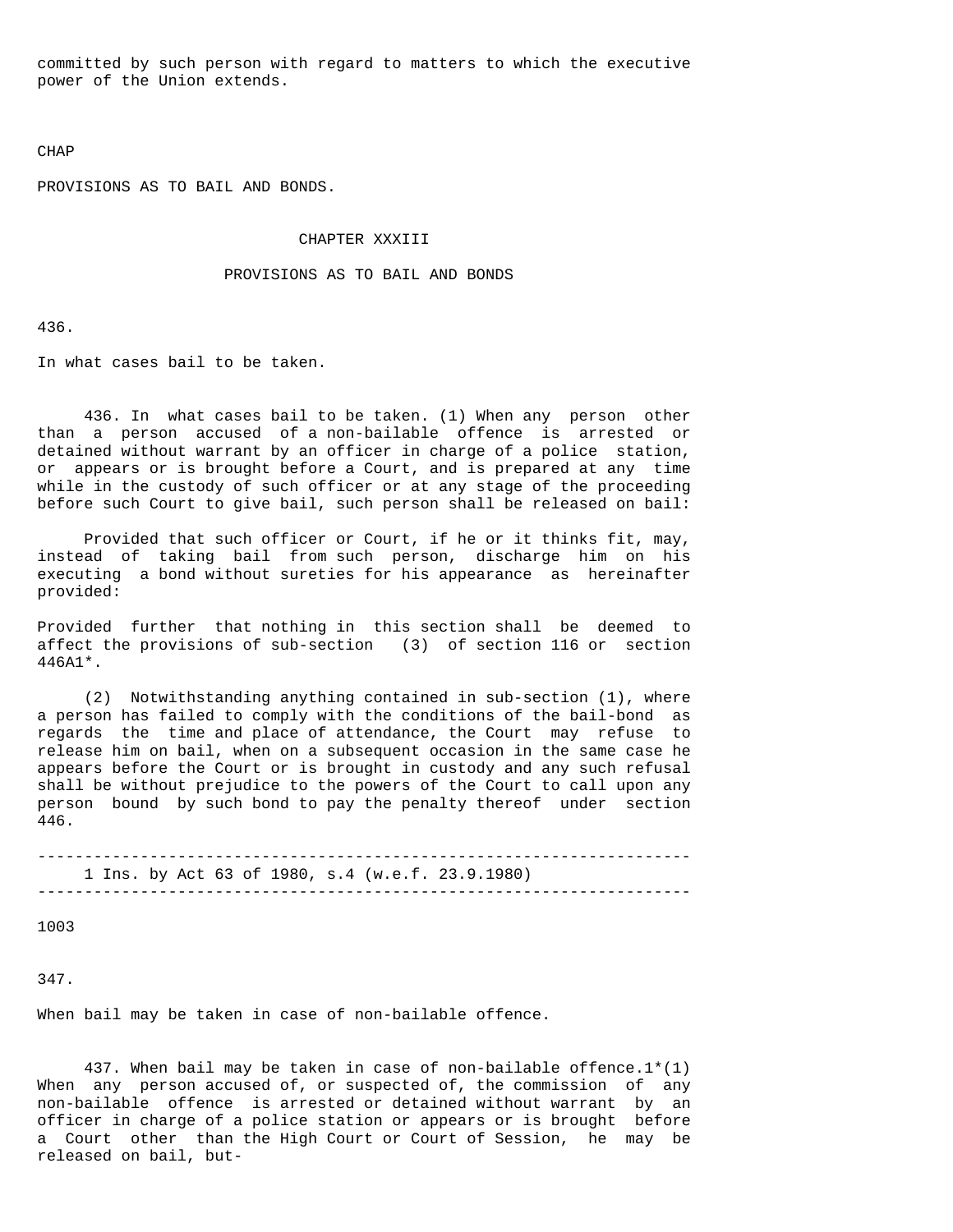committed by such person with regard to matters to which the executive power of the Union extends.

CHAP

PROVISIONS AS TO BAIL AND BONDS.

## CHAPTER XXXIII

## PROVISIONS AS TO BAIL AND BONDS

436.

In what cases bail to be taken.

436. In what cases bail to be taken. (1) When any person other than a person accused of a non-bailable offence is arrested or detained without warrant by an officer in charge of a police station, or appears or is brought before a Court, and is prepared at any time while in the custody of such officer or at any stage of the proceeding before such Court to give bail, such person shall be released on bail:

Provided that such officer or Court, if he or it thinks fit, may, instead of taking bail from such person, discharge him on his executing a bond without sureties for his appearance as hereinafter provided:

Provided further that nothing in this section shall be deemed to affect the provisions of sub-section (3) of section 116 or section 446A1*.

(2) Notwithstanding anything contained in sub-section (1), where a person has failed to comply with the conditions of the bail-bond as regards the time and place of attendance, the Court may refuse to release him on bail, when on a subsequent occasion in the same case he appears before the Court or is brought in custody and any such refusal shall be without prejudice to the powers of the Court to call upon any person bound by such bond to pay the penalty thereof under section 446.

---

1 Ins. by Act 63 of 1980, s.4 (w.e.f. 23.9.1980)

---

1003

347.

When bail may be taken in case of non-bailable offence.

437. When bail may be taken in case of non-bailable offence.1*(1) When any person accused of, or suspected of, the commission of any non-bailable offence is arrested or detained without warrant by an officer in charge of a police station or appears or is brought before a Court other than the High Court or Court of Session, he may be released on bail, but-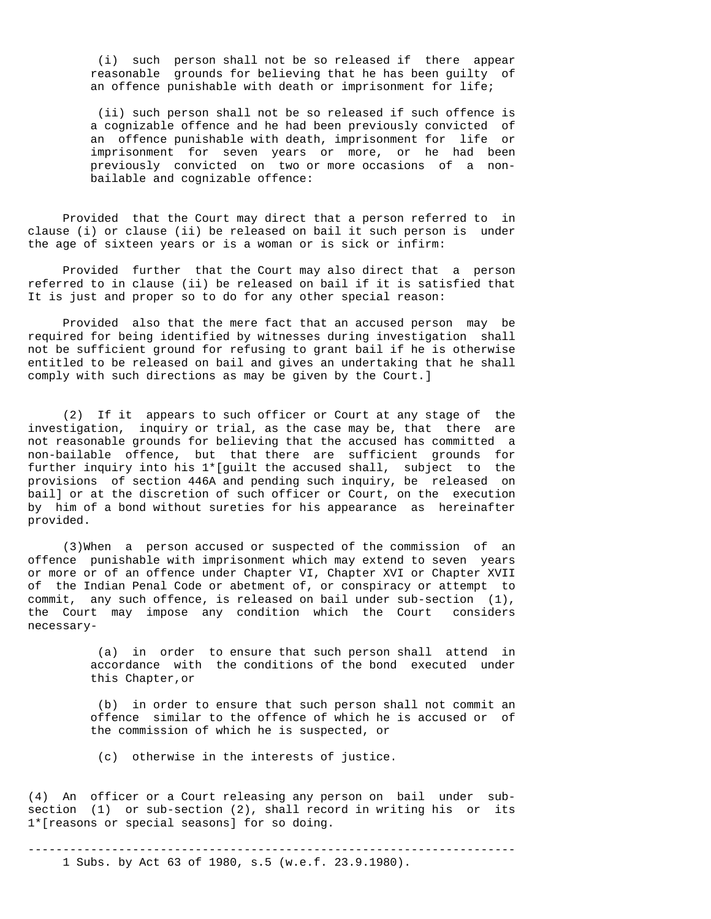(i) such person shall not be so released if there appear reasonable grounds for believing that he has been guilty of an offence punishable with death or imprisonment for life;

(ii) such person shall not be so released if such offence is a cognizable offence and he had been previously convicted of an offence punishable with death, imprisonment for life or imprisonment for seven years or more, or he had been previously convicted on two or more occasions of a non-bailable and cognizable offence:

Provided that the Court may direct that a person referred to in clause (i) or clause (ii) be released on bail it such person is under the age of sixteen years or is a woman or is sick or infirm:

Provided further that the Court may also direct that a person referred to in clause (ii) be released on bail if it is satisfied that It is just and proper so to do for any other special reason:

Provided also that the mere fact that an accused person may be required for being identified by witnesses during investigation shall not be sufficient ground for refusing to grant bail if he is otherwise entitled to be released on bail and gives an undertaking that he shall comply with such directions as may be given by the Court.]

(2) If it appears to such officer or Court at any stage of the investigation, inquiry or trial, as the case may be, that there are not reasonable grounds for believing that the accused has committed a non-bailable offence, but that there are sufficient grounds for further inquiry into his 1*[guilt the accused shall, subject to the provisions of section 446A and pending such inquiry, be released on bail] or at the discretion of such officer or Court, on the execution by him of a bond without sureties for his appearance as hereinafter provided.

(3)When a person accused or suspected of the commission of an offence punishable with imprisonment which may extend to seven years or more or of an offence under Chapter VI, Chapter XVI or Chapter XVII of the Indian Penal Code or abetment of, or conspiracy or attempt to commit, any such offence, is released on bail under sub-section (1), the Court may impose any condition which the Court considers necessary-

(a) in order to ensure that such person shall attend in accordance with the conditions of the bond executed under this Chapter,or

(b) in order to ensure that such person shall not commit an offence similar to the offence of which he is accused or of the commission of which he is suspected, or

(c) otherwise in the interests of justice.

(4) An officer or a Court releasing any person on bail under sub-section (1) or sub-section (2), shall record in writing his or its 1*[reasons or special seasons] for so doing.

---

1 Subs. by Act 63 of 1980, s.5 (w.e.f. 23.9.1980).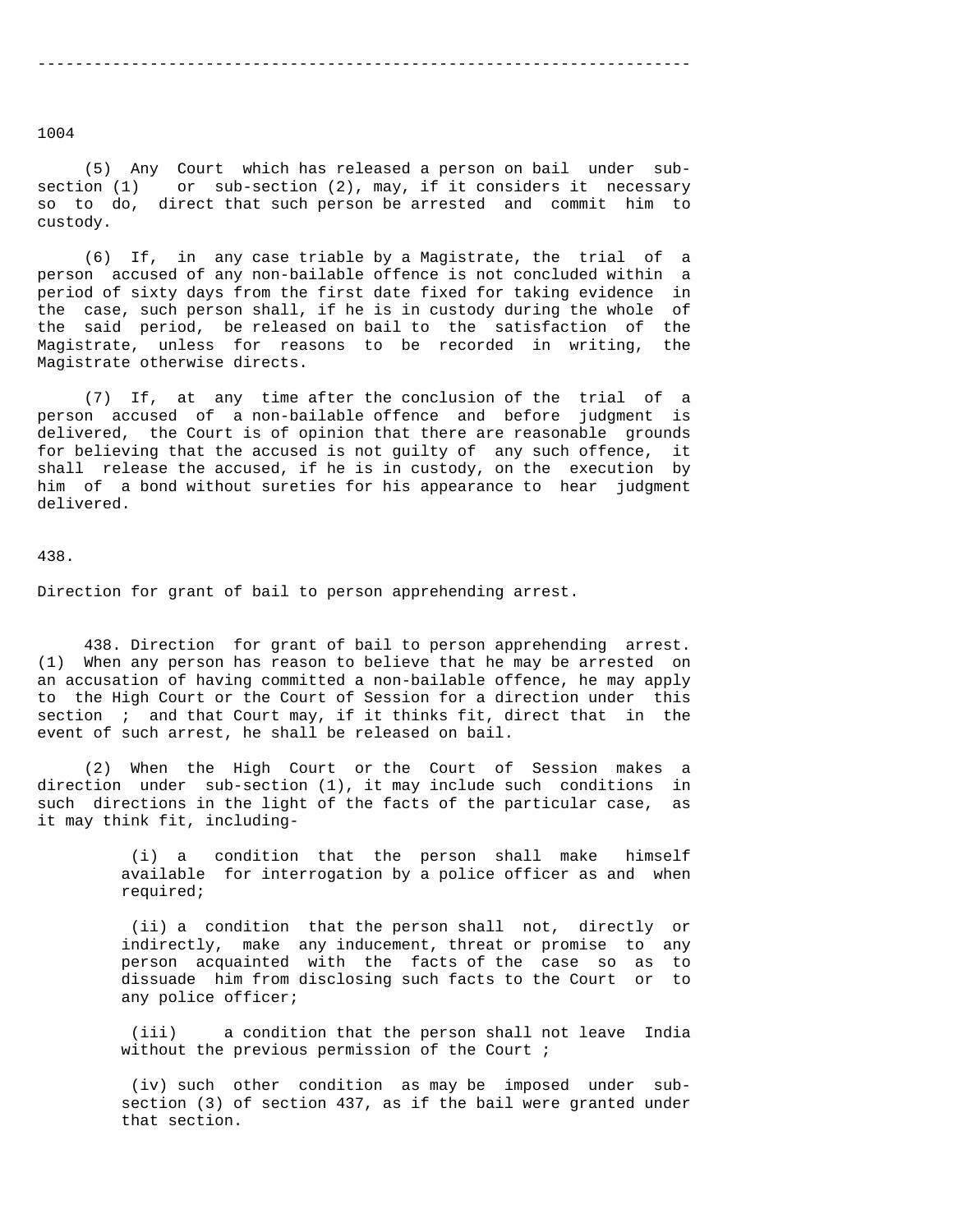---

1004

(5) Any Court which has released a person on bail under sub-section (1) or sub-section (2), may, if it considers it necessary so to do, direct that such person be arrested and commit him to custody.

(6) If, in any case triable by a Magistrate, the trial of a person accused of any non-bailable offence is not concluded within a period of sixty days from the first date fixed for taking evidence in the case, such person shall, if he is in custody during the whole of the said period, be released on bail to the satisfaction of the Magistrate, unless for reasons to be recorded in writing, the Magistrate otherwise directs.

(7) If, at any time after the conclusion of the trial of a person accused of a non-bailable offence and before judgment is delivered, the Court is of opinion that there are reasonable grounds for believing that the accused is not guilty of any such offence, it shall release the accused, if he is in custody, on the execution by him of a bond without sureties for his appearance to hear judgment delivered.

438.

Direction for grant of bail to person apprehending arrest.

438. Direction for grant of bail to person apprehending arrest. (1) When any person has reason to believe that he may be arrested on an accusation of having committed a non-bailable offence, he may apply to the High Court or the Court of Session for a direction under this section ; and that Court may, if it thinks fit, direct that in the event of such arrest, he shall be released on bail.

(2) When the High Court or the Court of Session makes a direction under sub-section (1), it may include such conditions in such directions in the light of the facts of the particular case, as it may think fit, including-

(i) a condition that the person shall make himself available for interrogation by a police officer as and when required;

(ii) a condition that the person shall not, directly or indirectly, make any inducement, threat or promise to any person acquainted with the facts of the case so as to dissuade him from disclosing such facts to the Court or to any police officer;

(iii) a condition that the person shall not leave India without the previous permission of the Court ;

(iv) such other condition as may be imposed under sub-section (3) of section 437, as if the bail were granted under that section.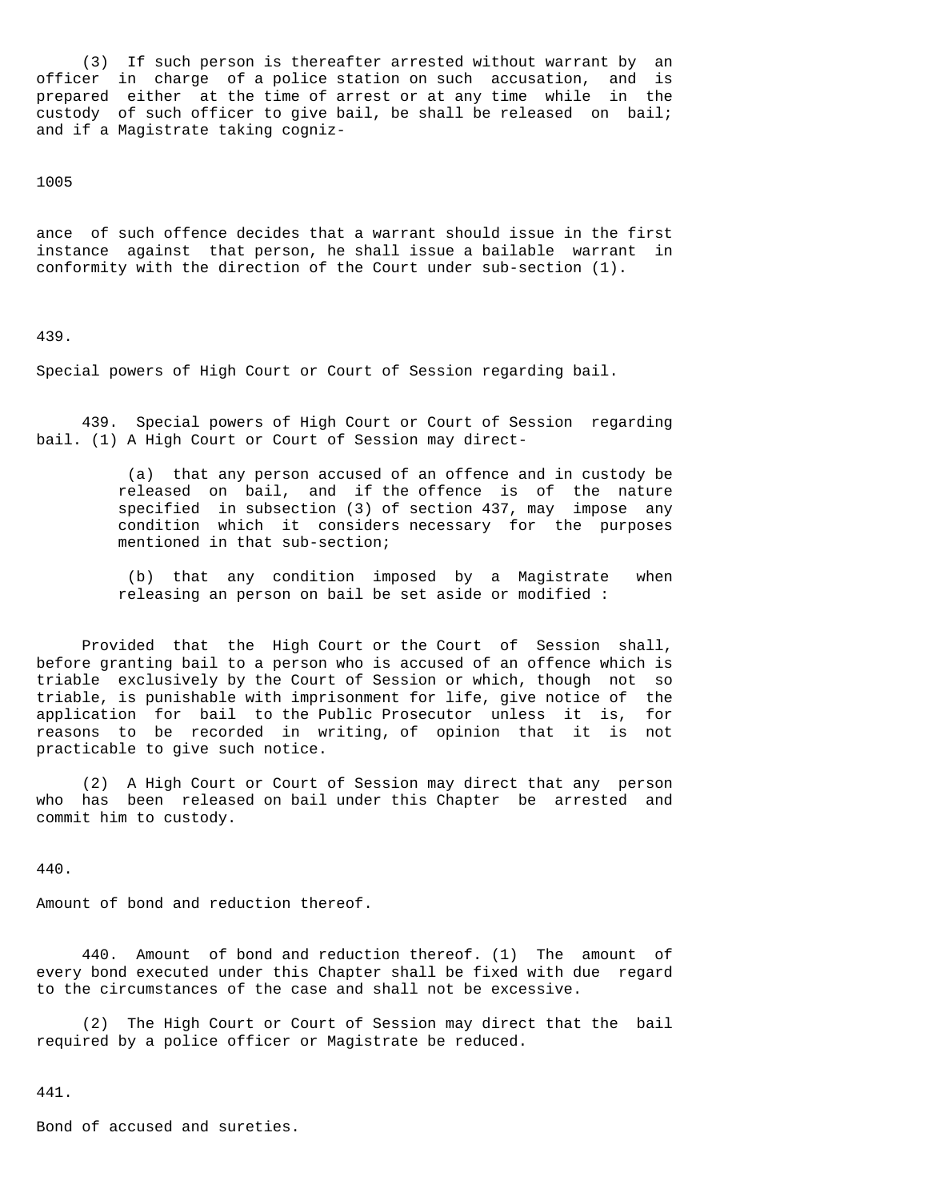(3) If such person is thereafter arrested without warrant by an officer in charge of a police station on such accusation, and is prepared either at the time of arrest or at any time while in the custody of such officer to give bail, be shall be released on bail; and if a Magistrate taking cogniz-

ance of such offence decides that a warrant should issue in the first instance against that person, he shall issue a bailable warrant in conformity with the direction of the Court under sub-section (1).

439.

Special powers of High Court or Court of Session regarding bail.

439. Special powers of High Court or Court of Session regarding bail. (1) A High Court or Court of Session may direct-

(a) that any person accused of an offence and in custody be released on bail, and if the offence is of the nature specified in subsection (3) of section 437, may impose any condition which it considers necessary for the purposes mentioned in that sub-section;

(b) that any condition imposed by a Magistrate when releasing an person on bail be set aside or modified :

Provided that the High Court or the Court of Session shall, before granting bail to a person who is accused of an offence which is triable exclusively by the Court of Session or which, though not so triable, is punishable with imprisonment for life, give notice of the application for bail to the Public Prosecutor unless it is, for reasons to be recorded in writing, of opinion that it is not practicable to give such notice.

(2) A High Court or Court of Session may direct that any person who has been released on bail under this Chapter be arrested and commit him to custody.

440.

Amount of bond and reduction thereof.

440. Amount of bond and reduction thereof. (1) The amount of every bond executed under this Chapter shall be fixed with due regard to the circumstances of the case and shall not be excessive.

(2) The High Court or Court of Session may direct that the bail required by a police officer or Magistrate be reduced.

441.

Bond of accused and sureties.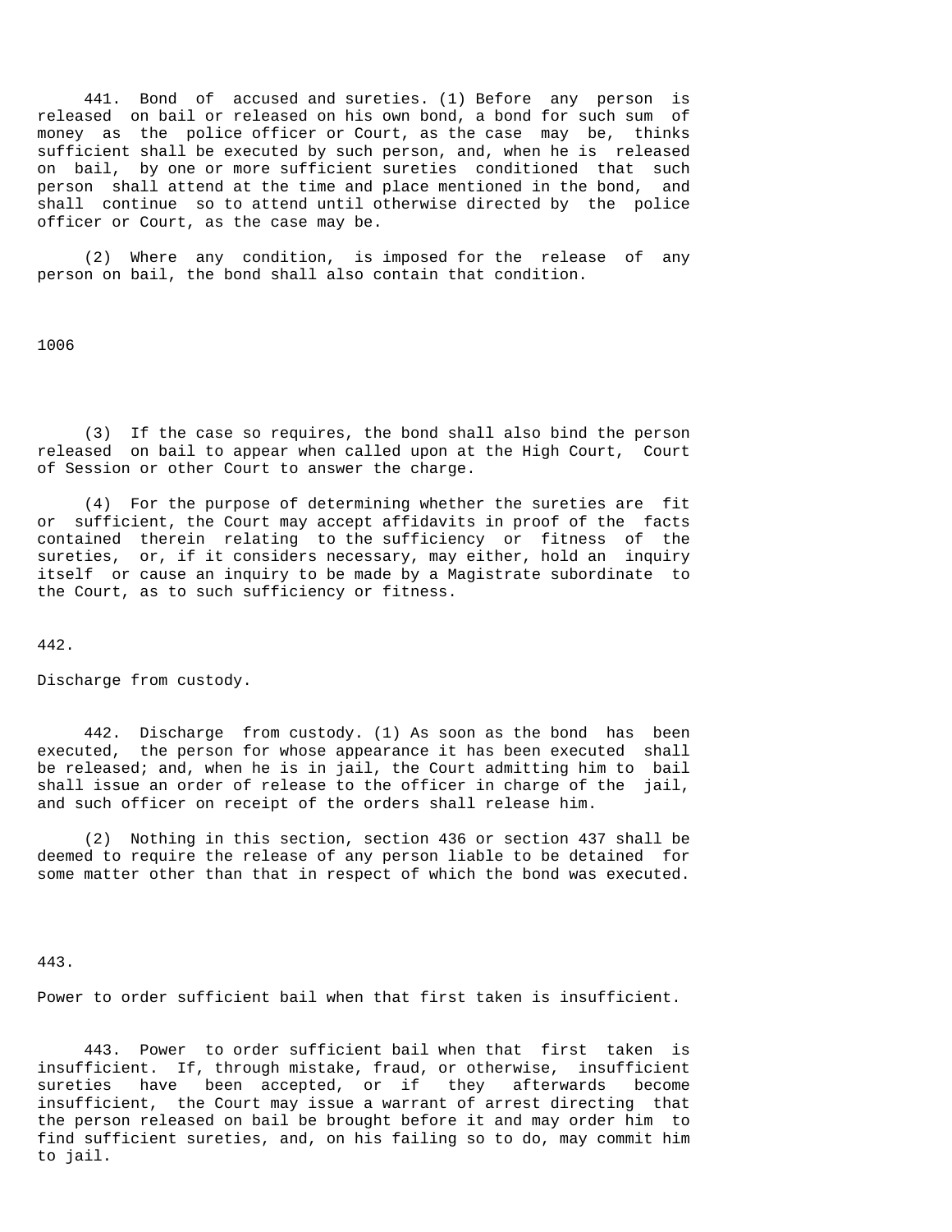441. Bond of accused and sureties. (1) Before any person is released on bail or released on his own bond, a bond for such sum of money as the police officer or Court, as the case may be, thinks sufficient shall be executed by such person, and, when he is released on bail, by one or more sufficient sureties conditioned that such person shall attend at the time and place mentioned in the bond, and shall continue so to attend until otherwise directed by the police officer or Court, as the case may be.

(2) Where any condition, is imposed for the release of any person on bail, the bond shall also contain that condition.

(3) If the case so requires, the bond shall also bind the person released on bail to appear when called upon at the High Court, Court of Session or other Court to answer the charge.

(4) For the purpose of determining whether the sureties are fit or sufficient, the Court may accept affidavits in proof of the facts contained therein relating to the sufficiency or fitness of the sureties, or, if it considers necessary, may either, hold an inquiry itself or cause an inquiry to be made by a Magistrate subordinate to the Court, as to such sufficiency or fitness.

442.

Discharge from custody.

442. Discharge from custody. (1) As soon as the bond has been executed, the person for whose appearance it has been executed shall be released; and, when he is in jail, the Court admitting him to bail shall issue an order of release to the officer in charge of the jail, and such officer on receipt of the orders shall release him.

(2) Nothing in this section, section 436 or section 437 shall be deemed to require the release of any person liable to be detained for some matter other than that in respect of which the bond was executed.

443.

Power to order sufficient bail when that first taken is insufficient.

443. Power to order sufficient bail when that first taken is insufficient. If, through mistake, fraud, or otherwise, insufficient sureties have been accepted, or if they afterwards become insufficient, the Court may issue a warrant of arrest directing that the person released on bail be brought before it and may order him to find sufficient sureties, and, on his failing so to do, may commit him to jail.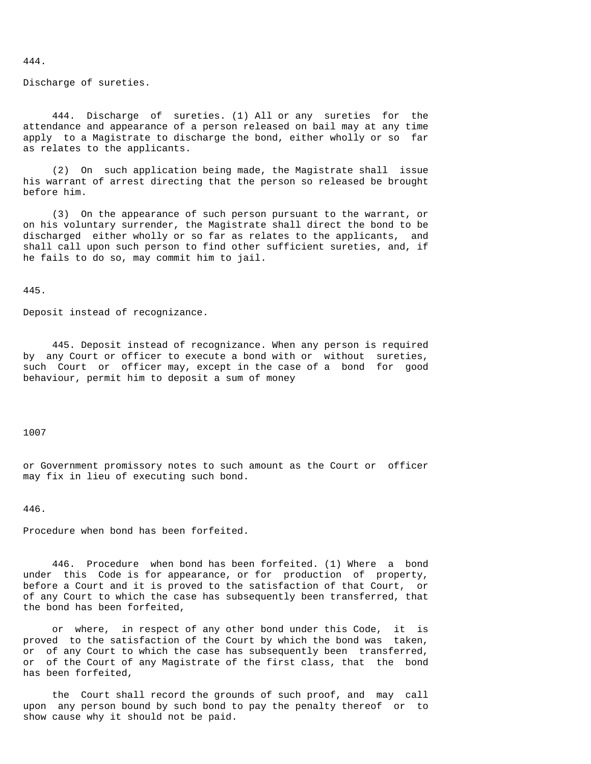444.

Discharge of sureties.

444. Discharge of sureties. (1) All or any sureties for the attendance and appearance of a person released on bail may at any time apply to a Magistrate to discharge the bond, either wholly or so far as relates to the applicants.

(2) On such application being made, the Magistrate shall issue his warrant of arrest directing that the person so released be brought before him.

(3) On the appearance of such person pursuant to the warrant, or on his voluntary surrender, the Magistrate shall direct the bond to be discharged either wholly or so far as relates to the applicants, and shall call upon such person to find other sufficient sureties, and, if he fails to do so, may commit him to jail.

445.

Deposit instead of recognizance.

445. Deposit instead of recognizance. When any person is required by any Court or officer to execute a bond with or without sureties, such Court or officer may, except in the case of a bond for good behaviour, permit him to deposit a sum of money

or Government promissory notes to such amount as the Court or officer may fix in lieu of executing such bond.

446.

Procedure when bond has been forfeited.

446. Procedure when bond has been forfeited. (1) Where a bond under this Code is for appearance, or for production of property, before a Court and it is proved to the satisfaction of that Court, or of any Court to which the case has subsequently been transferred, that the bond has been forfeited,

or where, in respect of any other bond under this Code, it is proved to the satisfaction of the Court by which the bond was taken, or of any Court to which the case has subsequently been transferred, or of the Court of any Magistrate of the first class, that the bond has been forfeited,

the Court shall record the grounds of such proof, and may call upon any person bound by such bond to pay the penalty thereof or to show cause why it should not be paid.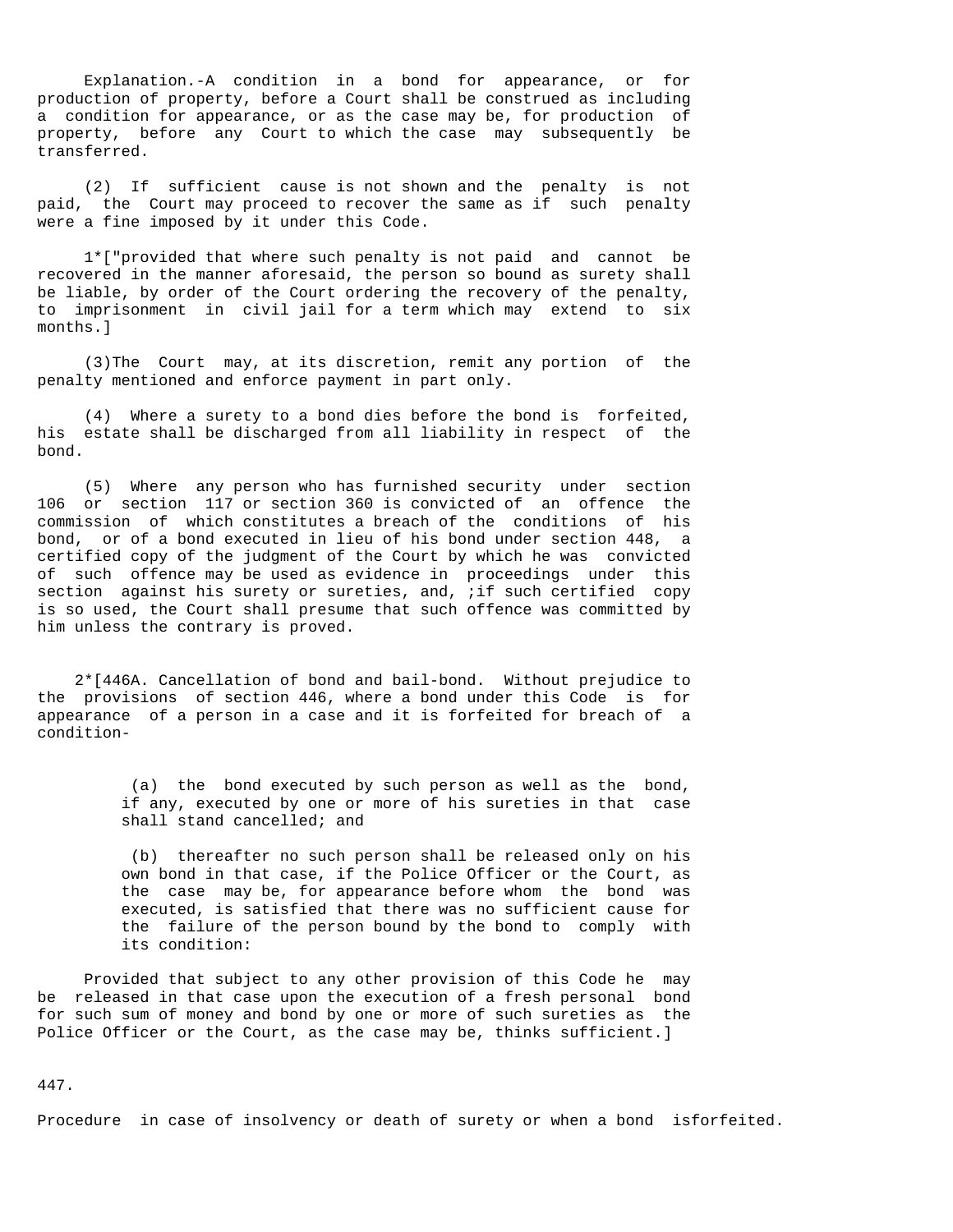Explanation.-A condition in a bond for appearance, or for production of property, before a Court shall be construed as including a condition for appearance, or as the case may be, for production of property, before any Court to which the case may subsequently be transferred.

(2) If sufficient cause is not shown and the penalty is not paid, the Court may proceed to recover the same as if such penalty were a fine imposed by it under this Code.

1*["provided that where such penalty is not paid and cannot be recovered in the manner aforesaid, the person so bound as surety shall be liable, by order of the Court ordering the recovery of the penalty, to imprisonment in civil jail for a term which may extend to six months.]

(3)The Court may, at its discretion, remit any portion of the penalty mentioned and enforce payment in part only.

(4) Where a surety to a bond dies before the bond is forfeited, his estate shall be discharged from all liability in respect of the bond.

(5) Where any person who has furnished security under section 106 or section 117 or section 360 is convicted of an offence the commission of which constitutes a breach of the conditions of his bond, or of a bond executed in lieu of his bond under section 448, a certified copy of the judgment of the Court by which he was convicted of such offence may be used as evidence in proceedings under this section against his surety or sureties, and, ;if such certified copy is so used, the Court shall presume that such offence was committed by him unless the contrary is proved.

2*[446A. Cancellation of bond and bail-bond. Without prejudice to the provisions of section 446, where a bond under this Code is for appearance of a person in a case and it is forfeited for breach of a condition-

(a) the bond executed by such person as well as the bond, if any, executed by one or more of his sureties in that case shall stand cancelled; and

(b) thereafter no such person shall be released only on his own bond in that case, if the Police Officer or the Court, as the case may be, for appearance before whom the bond was executed, is satisfied that there was no sufficient cause for the failure of the person bound by the bond to comply with its condition:

Provided that subject to any other provision of this Code he may be released in that case upon the execution of a fresh personal bond for such sum of money and bond by one or more of such sureties as the Police Officer or the Court, as the case may be, thinks sufficient.]

447.

Procedure in case of insolvency or death of surety or when a bond isforfeited.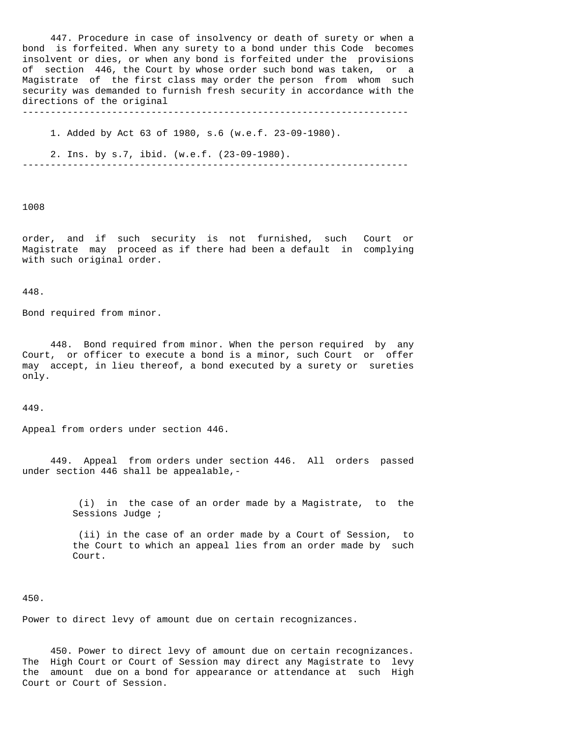447. Procedure in case of insolvency or death of surety or when a bond is forfeited. When any surety to a bond under this Code becomes insolvent or dies, or when any bond is forfeited under the provisions of section 446, the Court by whose order such bond was taken, or a Magistrate of the first class may order the person from whom such security was demanded to furnish fresh security in accordance with the directions of the original

---

1. Added by Act 63 of 1980, s.6 (w.e.f. 23-09-1980).

2. Ins. by s.7, ibid. (w.e.f. (23-09-1980).

---

1008

order, and if such security is not furnished, such Court or Magistrate may proceed as if there had been a default in complying with such original order.

448.

Bond required from minor.

448. Bond required from minor. When the person required by any Court, or officer to execute a bond is a minor, such Court or offer may accept, in lieu thereof, a bond executed by a surety or sureties only.

449.

Appeal from orders under section 446.

449. Appeal from orders under section 446. All orders passed under section 446 shall be appealable,-

(i) in the case of an order made by a Magistrate, to the Sessions Judge ;

(ii) in the case of an order made by a Court of Session, to the Court to which an appeal lies from an order made by such Court.

450.

Power to direct levy of amount due on certain recognizances.

450. Power to direct levy of amount due on certain recognizances. The High Court or Court of Session may direct any Magistrate to levy the amount due on a bond for appearance or attendance at such High Court or Court of Session.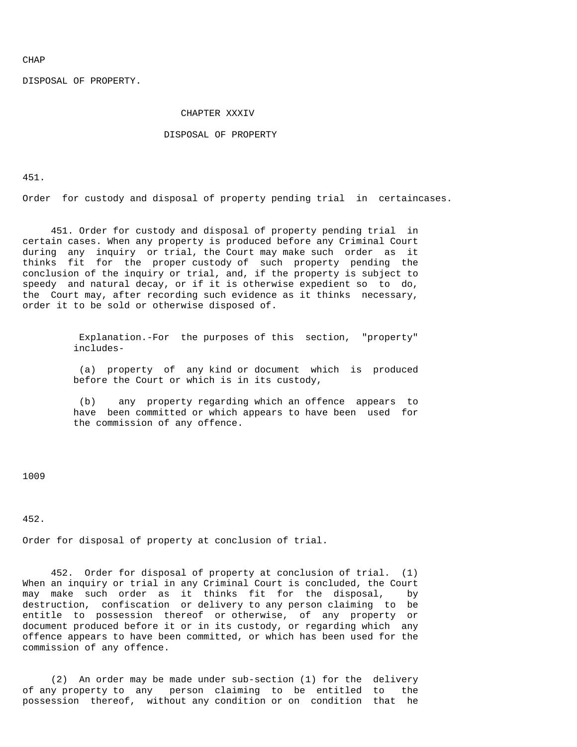CHAP

DISPOSAL OF PROPERTY.

# CHAPTER XXXIV

# DISPOSAL OF PROPERTY

451.

Order for custody and disposal of property pending trial in certaincases.

451. Order for custody and disposal of property pending trial in certain cases. When any property is produced before any Criminal Court during any inquiry or trial, the Court may make such order as it thinks fit for the proper custody of such property pending the conclusion of the inquiry or trial, and, if the property is subject to speedy and natural decay, or if it is otherwise expedient so to do, the Court may, after recording such evidence as it thinks necessary, order it to be sold or otherwise disposed of.

Explanation.-For the purposes of this section, "property" includes-

(a) property of any kind or document which is produced before the Court or which is in its custody,

(b) any property regarding which an offence appears to have been committed or which appears to have been used for the commission of any offence.

1009

452.

Order for disposal of property at conclusion of trial.

452. Order for disposal of property at conclusion of trial. (1) When an inquiry or trial in any Criminal Court is concluded, the Court may make such order as it thinks fit for the disposal, by destruction, confiscation or delivery to any person claiming to be entitle to possession thereof or otherwise, of any property or document produced before it or in its custody, or regarding which any offence appears to have been committed, or which has been used for the commission of any offence.

(2) An order may be made under sub-section (1) for the delivery of any property to any person claiming to be entitled to the possession thereof, without any condition or on condition that he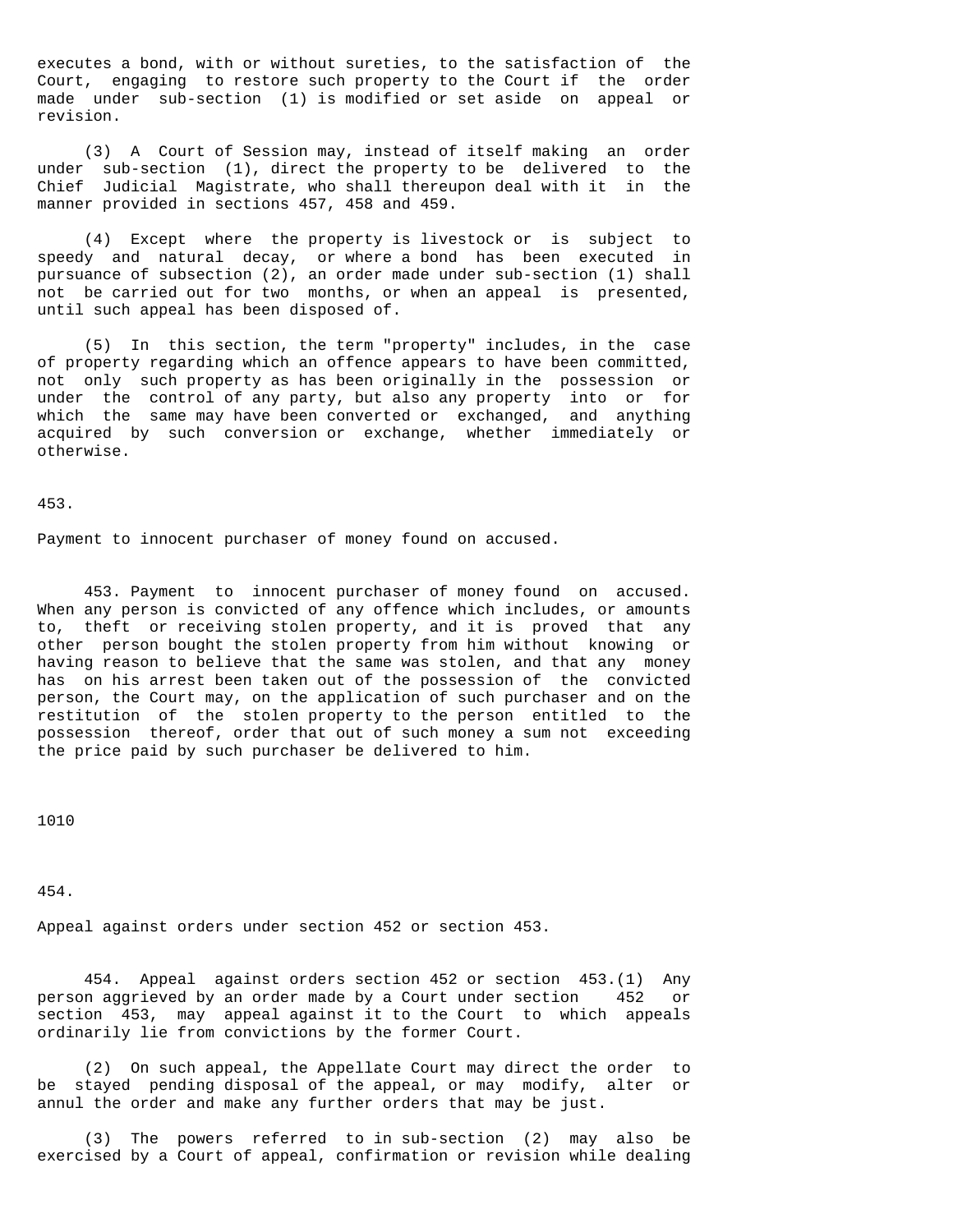executes a bond, with or without sureties, to the satisfaction of the Court, engaging to restore such property to the Court if the order made under sub-section (1) is modified or set aside on appeal or revision.

(3) A Court of Session may, instead of itself making an order under sub-section (1), direct the property to be delivered to the Chief Judicial Magistrate, who shall thereupon deal with it in the manner provided in sections 457, 458 and 459.

(4) Except where the property is livestock or is subject to speedy and natural decay, or where a bond has been executed in pursuance of subsection (2), an order made under sub-section (1) shall not be carried out for two months, or when an appeal is presented, until such appeal has been disposed of.

(5) In this section, the term "property" includes, in the case of property regarding which an offence appears to have been committed, not only such property as has been originally in the possession or under the control of any party, but also any property into or for which the same may have been converted or exchanged, and anything acquired by such conversion or exchange, whether immediately or otherwise.

453.

Payment to innocent purchaser of money found on accused.

453. Payment to innocent purchaser of money found on accused. When any person is convicted of any offence which includes, or amounts to, theft or receiving stolen property, and it is proved that any other person bought the stolen property from him without knowing or having reason to believe that the same was stolen, and that any money has on his arrest been taken out of the possession of the convicted person, the Court may, on the application of such purchaser and on the restitution of the stolen property to the person entitled to the possession thereof, order that out of such money a sum not exceeding the price paid by such purchaser be delivered to him.

1010

454.

Appeal against orders under section 452 or section 453.

454. Appeal against orders section 452 or section 453.(1) Any person aggrieved by an order made by a Court under section 452 or section 453, may appeal against it to the Court to which appeals ordinarily lie from convictions by the former Court.

(2) On such appeal, the Appellate Court may direct the order to be stayed pending disposal of the appeal, or may modify, alter or annul the order and make any further orders that may be just.

(3) The powers referred to in sub-section (2) may also be exercised by a Court of appeal, confirmation or revision while dealing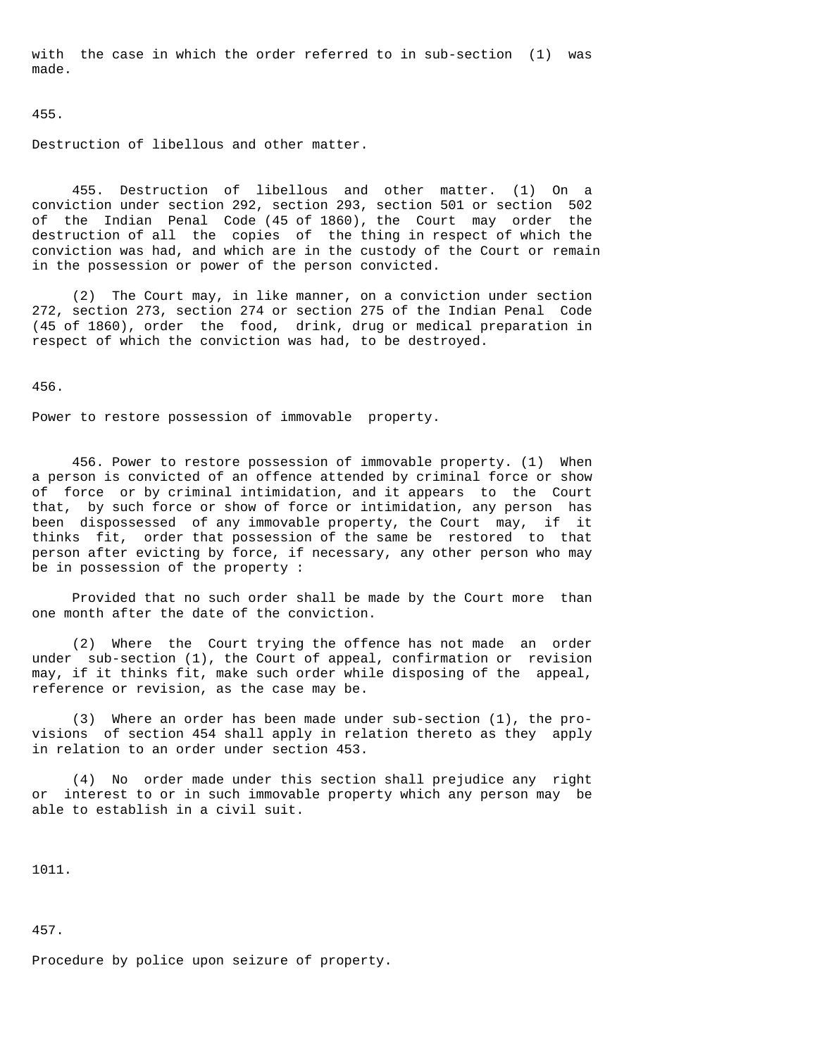with the case in which the order referred to in sub-section (1) was made.

455.

Destruction of libellous and other matter.

455. Destruction of libellous and other matter. (1) On a conviction under section 292, section 293, section 501 or section 502 of the Indian Penal Code (45 of 1860), the Court may order the destruction of all the copies of the thing in respect of which the conviction was had, and which are in the custody of the Court or remain in the possession or power of the person convicted.

(2) The Court may, in like manner, on a conviction under section 272, section 273, section 274 or section 275 of the Indian Penal Code (45 of 1860), order the food, drink, drug or medical preparation in respect of which the conviction was had, to be destroyed.

456.

Power to restore possession of immovable property.

456. Power to restore possession of immovable property. (1) When a person is convicted of an offence attended by criminal force or show of force or by criminal intimidation, and it appears to the Court that, by such force or show of force or intimidation, any person has been dispossessed of any immovable property, the Court may, if it thinks fit, order that possession of the same be restored to that person after evicting by force, if necessary, any other person who may be in possession of the property :

Provided that no such order shall be made by the Court more than one month after the date of the conviction.

(2) Where the Court trying the offence has not made an order under sub-section (1), the Court of appeal, confirmation or revision may, if it thinks fit, make such order while disposing of the appeal, reference or revision, as the case may be.

(3) Where an order has been made under sub-section (1), the provisions of section 454 shall apply in relation thereto as they apply in relation to an order under section 453.

(4) No order made under this section shall prejudice any right or interest to or in such immovable property which any person may be able to establish in a civil suit.

457.

Procedure by police upon seizure of property.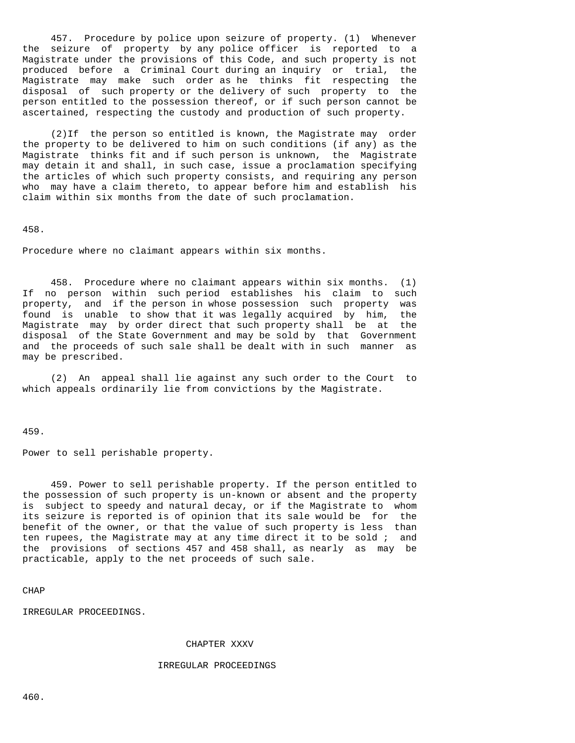457. Procedure by police upon seizure of property. (1) Whenever the seizure of property by any police officer is reported to a Magistrate under the provisions of this Code, and such property is not produced before a Criminal Court during an inquiry or trial, the Magistrate may make such order as he thinks fit respecting the disposal of such property or the delivery of such property to the person entitled to the possession thereof, or if such person cannot be ascertained, respecting the custody and production of such property.

(2)If the person so entitled is known, the Magistrate may order the property to be delivered to him on such conditions (if any) as the Magistrate thinks fit and if such person is unknown, the Magistrate may detain it and shall, in such case, issue a proclamation specifying the articles of which such property consists, and requiring any person who may have a claim thereto, to appear before him and establish his claim within six months from the date of such proclamation.

458.

Procedure where no claimant appears within six months.

458. Procedure where no claimant appears within six months. (1) If no person within such period establishes his claim to such property, and if the person in whose possession such property was found is unable to show that it was legally acquired by him, the Magistrate may by order direct that such property shall be at the disposal of the State Government and may be sold by that Government and the proceeds of such sale shall be dealt with in such manner as may be prescribed.

(2) An appeal shall lie against any such order to the Court to which appeals ordinarily lie from convictions by the Magistrate.

459.

Power to sell perishable property.

459. Power to sell perishable property. If the person entitled to the possession of such property is un-known or absent and the property is subject to speedy and natural decay, or if the Magistrate to whom its seizure is reported is of opinion that its sale would be for the benefit of the owner, or that the value of such property is less than ten rupees, the Magistrate may at any time direct it to be sold ; and the provisions of sections 457 and 458 shall, as nearly as may be practicable, apply to the net proceeds of such sale.

CHAP

IRREGULAR PROCEEDINGS.

## CHAPTER XXXV

## IRREGULAR PROCEEDINGS

460.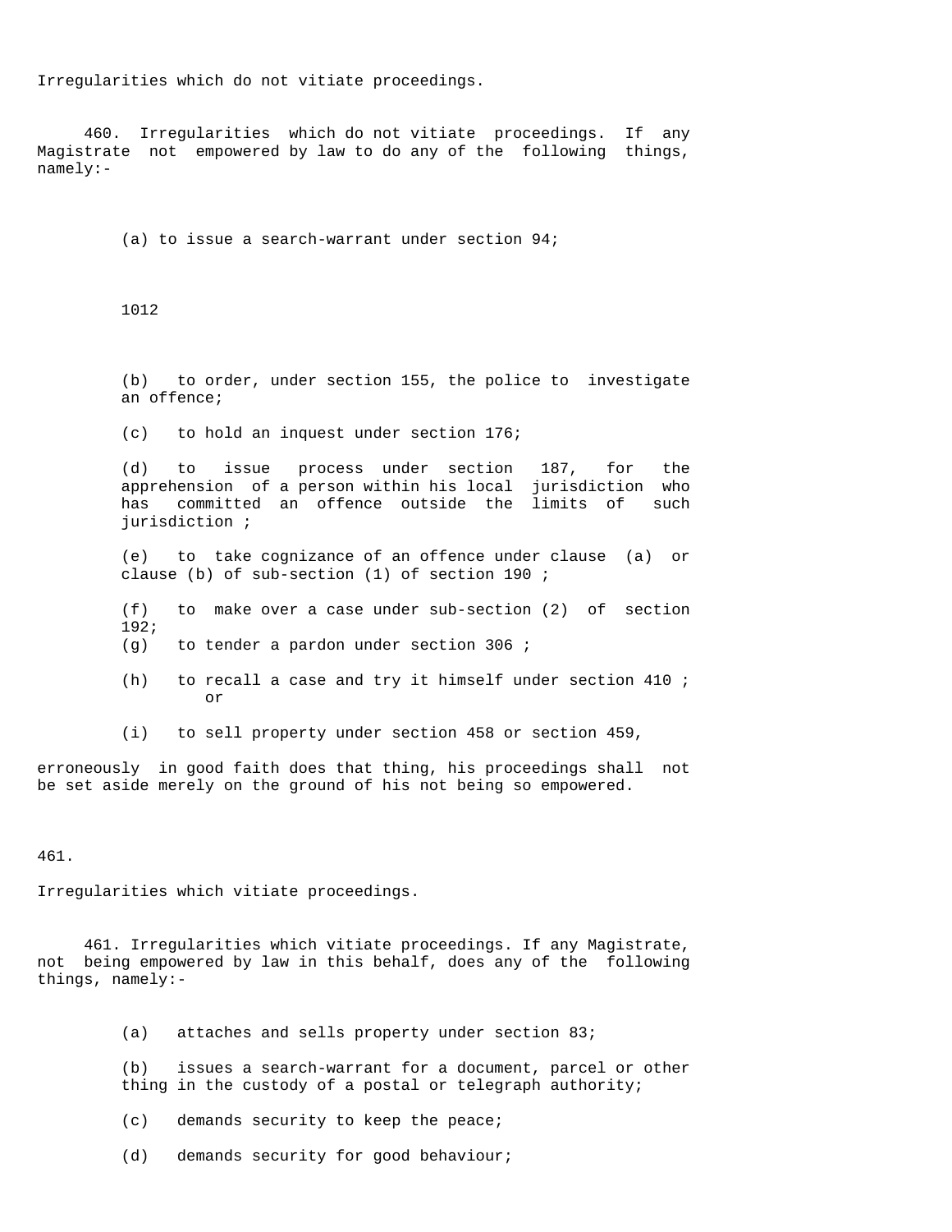Irregularities which do not vitiate proceedings.

460. Irregularities which do not vitiate proceedings. If any Magistrate not empowered by law to do any of the following things, namely:-

(a) to issue a search-warrant under section 94;

(b) to order, under section 155, the police to investigate an offence;

(c) to hold an inquest under section 176;

(d) to issue process under section 187, for the apprehension of a person within his local jurisdiction who has committed an offence outside the limits of such jurisdiction ;

(e) to take cognizance of an offence under clause (a) or clause (b) of sub-section (1) of section 190 ;

(f) to make over a case under sub-section (2) of section 192;

(g) to tender a pardon under section 306 ;

(h) to recall a case and try it himself under section 410 ; or

(i) to sell property under section 458 or section 459,

erroneously in good faith does that thing, his proceedings shall not be set aside merely on the ground of his not being so empowered.

461.

Irregularities which vitiate proceedings.

461. Irregularities which vitiate proceedings. If any Magistrate, not being empowered by law in this behalf, does any of the following things, namely:-

(a) attaches and sells property under section 83;

(b) issues a search-warrant for a document, parcel or other thing in the custody of a postal or telegraph authority;

(c) demands security to keep the peace;

(d) demands security for good behaviour;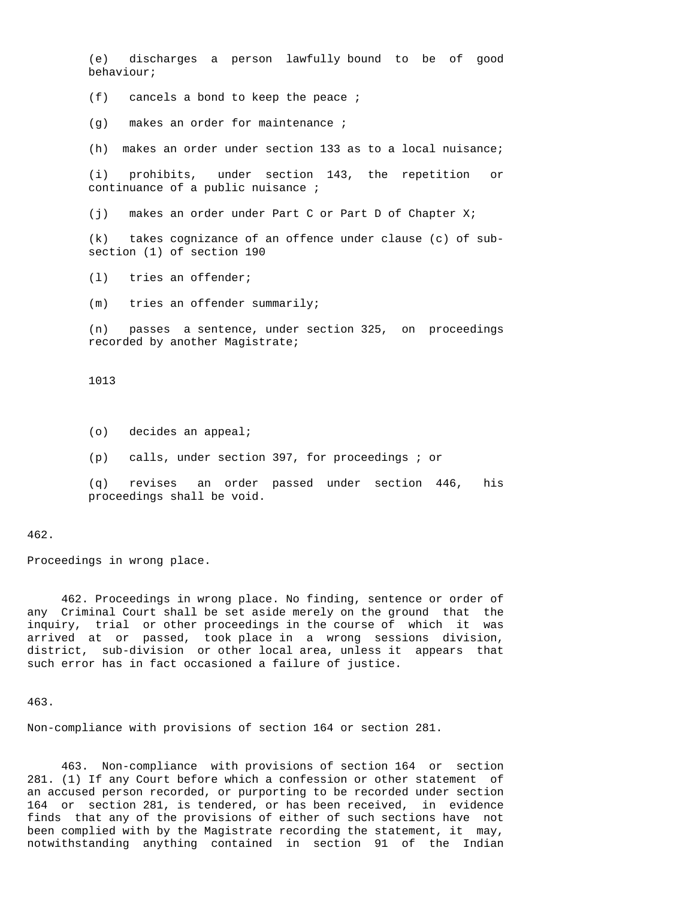(e) discharges a person lawfully bound to be of good behaviour;

(f) cancels a bond to keep the peace ;

(g) makes an order for maintenance ;

(h) makes an order under section 133 as to a local nuisance;

(i) prohibits, under section 143, the repetition or continuance of a public nuisance ;

(j) makes an order under Part C or Part D of Chapter X;

(k) takes cognizance of an offence under clause (c) of sub-section (1) of section 190

(l) tries an offender;

(m) tries an offender summarily;

(n) passes a sentence, under section 325, on proceedings recorded by another Magistrate;

(o) decides an appeal;

(p) calls, under section 397, for proceedings ; or

(q) revises an order passed under section 446, his proceedings shall be void.

462.

Proceedings in wrong place.

462. Proceedings in wrong place. No finding, sentence or order of any Criminal Court shall be set aside merely on the ground that the inquiry, trial or other proceedings in the course of which it was arrived at or passed, took place in a wrong sessions division, district, sub-division or other local area, unless it appears that such error has in fact occasioned a failure of justice.

463.

Non-compliance with provisions of section 164 or section 281.

463. Non-compliance with provisions of section 164 or section 281. (1) If any Court before which a confession or other statement of an accused person recorded, or purporting to be recorded under section 164 or section 281, is tendered, or has been received, in evidence finds that any of the provisions of either of such sections have not been complied with by the Magistrate recording the statement, it may, notwithstanding anything contained in section 91 of the Indian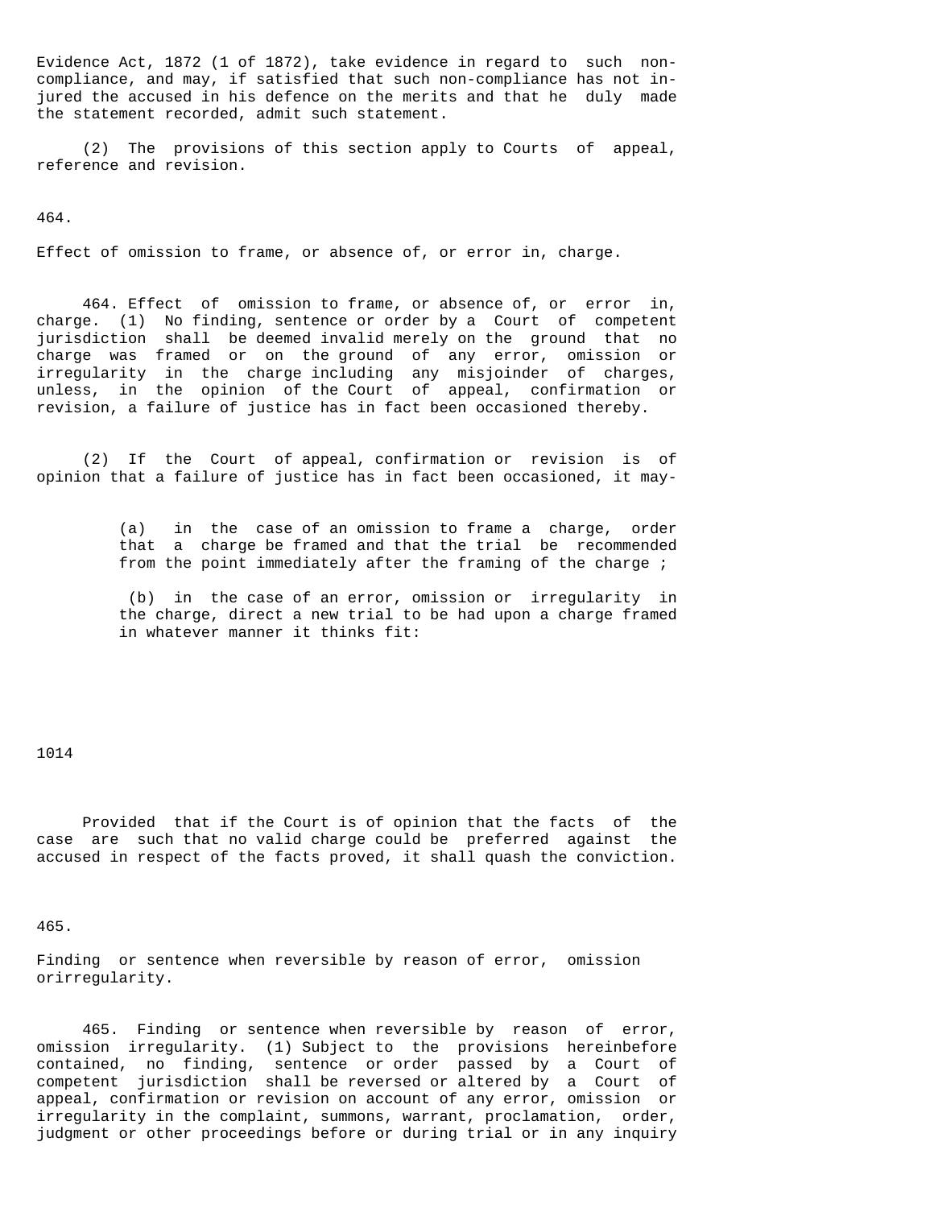Evidence Act, 1872 (1 of 1872), take evidence in regard to such non-compliance, and may, if satisfied that such non-compliance has not injured the accused in his defence on the merits and that he duly made the statement recorded, admit such statement.

(2) The provisions of this section apply to Courts of appeal, reference and revision.

464.

Effect of omission to frame, or absence of, or error in, charge.

464. Effect of omission to frame, or absence of, or error in, charge. (1) No finding, sentence or order by a Court of competent jurisdiction shall be deemed invalid merely on the ground that no charge was framed or on the ground of any error, omission or irregularity in the charge including any misjoinder of charges, unless, in the opinion of the Court of appeal, confirmation or revision, a failure of justice has in fact been occasioned thereby.

(2) If the Court of appeal, confirmation or revision is of opinion that a failure of justice has in fact been occasioned, it may-

(a) in the case of an omission to frame a charge, order that a charge be framed and that the trial be recommended from the point immediately after the framing of the charge ;

(b) in the case of an error, omission or irregularity in the charge, direct a new trial to be had upon a charge framed in whatever manner it thinks fit:

Provided that if the Court is of opinion that the facts of the case are such that no valid charge could be preferred against the accused in respect of the facts proved, it shall quash the conviction.

465.

Finding or sentence when reversible by reason of error, omission orirregularity.

465. Finding or sentence when reversible by reason of error, omission irregularity. (1) Subject to the provisions hereinbefore contained, no finding, sentence or order passed by a Court of competent jurisdiction shall be reversed or altered by a Court of appeal, confirmation or revision on account of any error, omission or irregularity in the complaint, summons, warrant, proclamation, order, judgment or other proceedings before or during trial or in any inquiry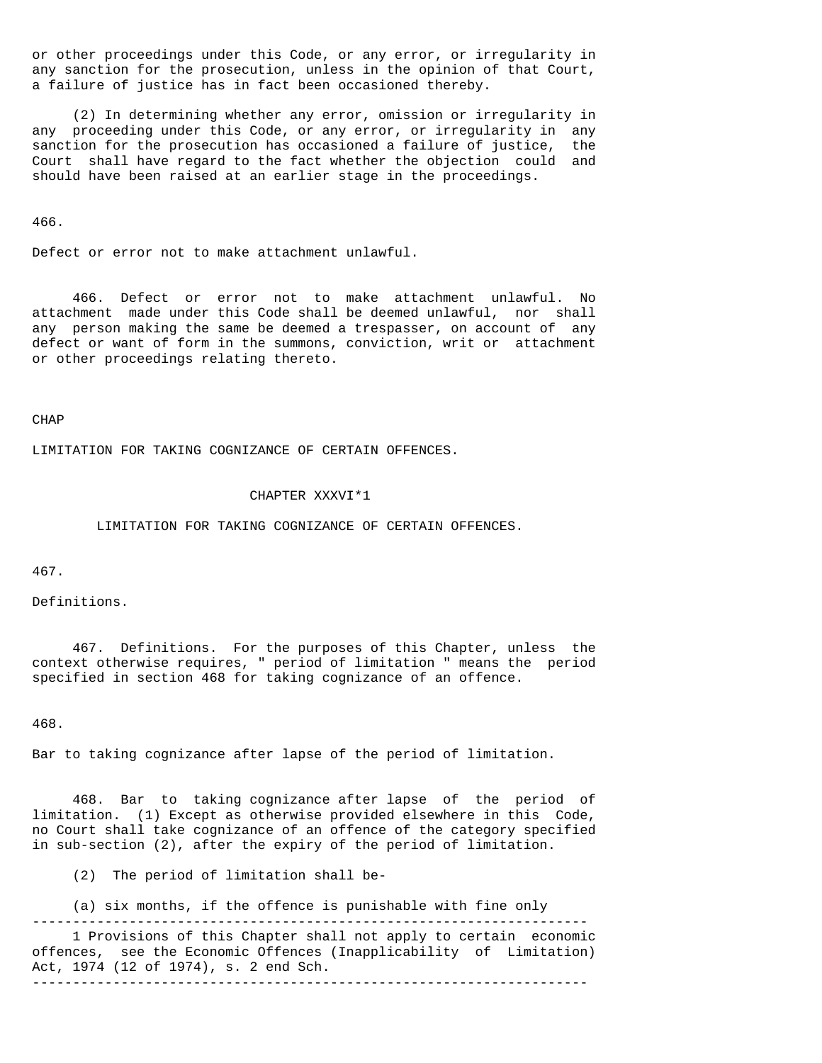or other proceedings under this Code, or any error, or irregularity in any sanction for the prosecution, unless in the opinion of that Court, a failure of justice has in fact been occasioned thereby.

(2) In determining whether any error, omission or irregularity in any proceeding under this Code, or any error, or irregularity in any sanction for the prosecution has occasioned a failure of justice, the Court shall have regard to the fact whether the objection could and should have been raised at an earlier stage in the proceedings.

466.

Defect or error not to make attachment unlawful.

466. Defect or error not to make attachment unlawful. No attachment made under this Code shall be deemed unlawful, nor shall any person making the same be deemed a trespasser, on account of any defect or want of form in the summons, conviction, writ or attachment or other proceedings relating thereto.

CHAP

LIMITATION FOR TAKING COGNIZANCE OF CERTAIN OFFENCES.

## CHAPTER XXXVI*1

## LIMITATION FOR TAKING COGNIZANCE OF CERTAIN OFFENCES.

467.

Definitions.

467. Definitions. For the purposes of this Chapter, unless the context otherwise requires, " period of limitation " means the period specified in section 468 for taking cognizance of an offence.

468.

Bar to taking cognizance after lapse of the period of limitation.

468. Bar to taking cognizance after lapse of the period of limitation. (1) Except as otherwise provided elsewhere in this Code, no Court shall take cognizance of an offence of the category specified in sub-section (2), after the expiry of the period of limitation.

(2) The period of limitation shall be-

(a) six months, if the offence is punishable with fine only

---

1 Provisions of this Chapter shall not apply to certain economic offences, see the Economic Offences (Inapplicability of Limitation) Act, 1974 (12 of 1974), s. 2 end Sch.

---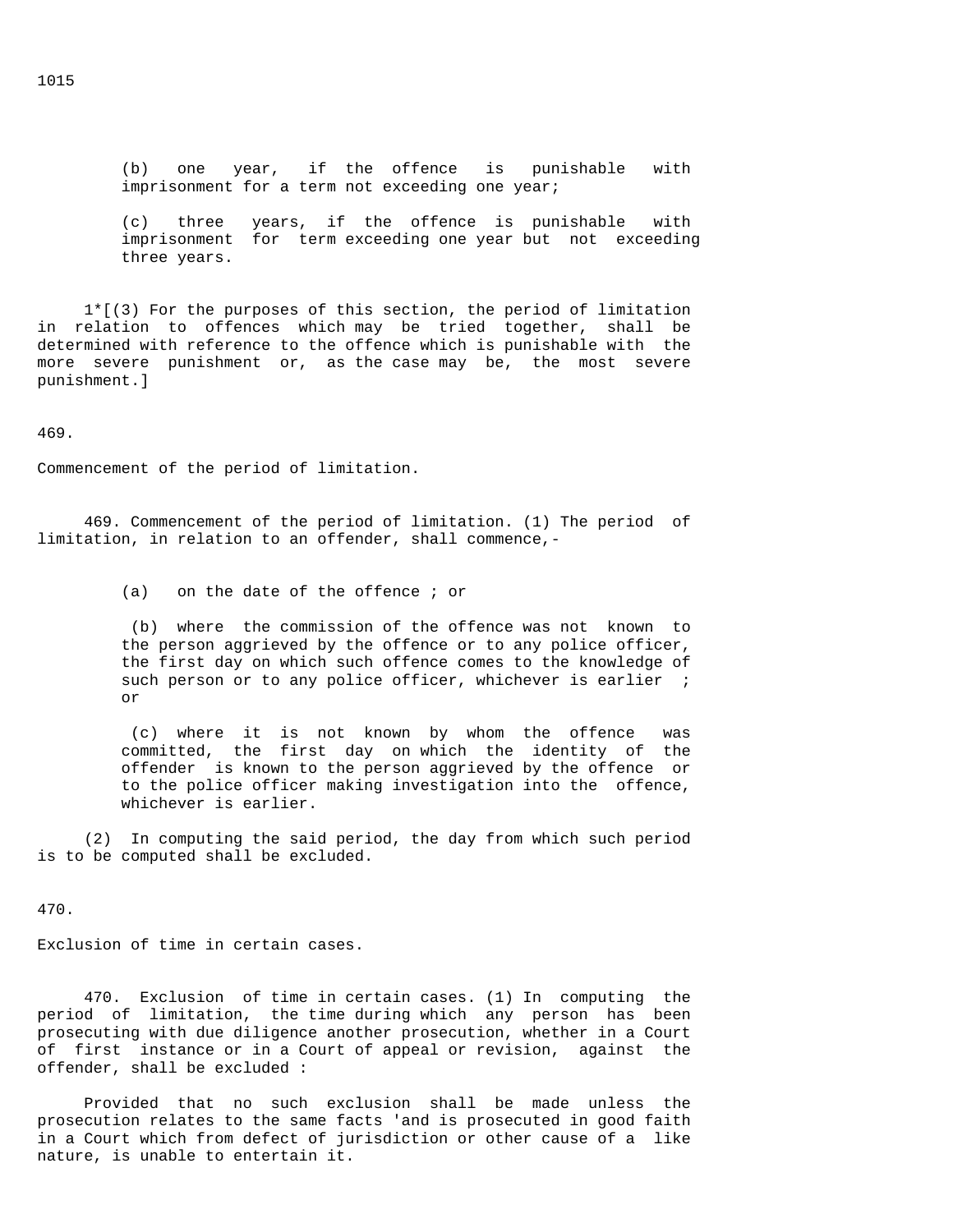(b) one year, if the offence is punishable with imprisonment for a term not exceeding one year;

(c) three years, if the offence is punishable with imprisonment for term exceeding one year but not exceeding three years.

1*[(3) For the purposes of this section, the period of limitation in relation to offences which may be tried together, shall be determined with reference to the offence which is punishable with the more severe punishment or, as the case may be, the most severe punishment.]

469.

Commencement of the period of limitation.

469. Commencement of the period of limitation. (1) The period of limitation, in relation to an offender, shall commence,-

(a) on the date of the offence ; or

(b) where the commission of the offence was not known to the person aggrieved by the offence or to any police officer, the first day on which such offence comes to the knowledge of such person or to any police officer, whichever is earlier ; or

(c) where it is not known by whom the offence was committed, the first day on which the identity of the offender is known to the person aggrieved by the offence or to the police officer making investigation into the offence, whichever is earlier.

(2) In computing the said period, the day from which such period is to be computed shall be excluded.

470.

Exclusion of time in certain cases.

470. Exclusion of time in certain cases. (1) In computing the period of limitation, the time during which any person has been prosecuting with due diligence another prosecution, whether in a Court of first instance or in a Court of appeal or revision, against the offender, shall be excluded :

Provided that no such exclusion shall be made unless the prosecution relates to the same facts 'and is prosecuted in good faith in a Court which from defect of jurisdiction or other cause of a like nature, is unable to entertain it.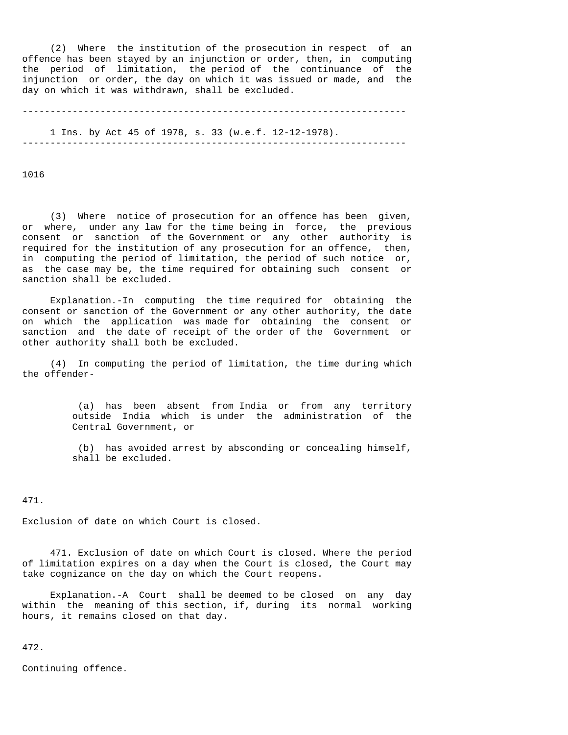(2) Where the institution of the prosecution in respect of an offence has been stayed by an injunction or order, then, in computing the period of limitation, the period of the continuance of the injunction or order, the day on which it was issued or made, and the day on which it was withdrawn, shall be excluded.

---

1 Ins. by Act 45 of 1978, s. 33 (w.e.f. 12-12-1978).

---

(3) Where notice of prosecution for an offence has been given, or where, under any law for the time being in force, the previous consent or sanction of the Government or any other authority is required for the institution of any prosecution for an offence, then, in computing the period of limitation, the period of such notice or, as the case may be, the time required for obtaining such consent or sanction shall be excluded.

Explanation.-In computing the time required for obtaining the consent or sanction of the Government or any other authority, the date on which the application was made for obtaining the consent or sanction and the date of receipt of the order of the Government or other authority shall both be excluded.

(4) In computing the period of limitation, the time during which the offender-

(a) has been absent from India or from any territory outside India which is under the administration of the Central Government, or

(b) has avoided arrest by absconding or concealing himself, shall be excluded.

471.

Exclusion of date on which Court is closed.

471. Exclusion of date on which Court is closed. Where the period of limitation expires on a day when the Court is closed, the Court may take cognizance on the day on which the Court reopens.

Explanation.-A Court shall be deemed to be closed on any day within the meaning of this section, if, during its normal working hours, it remains closed on that day.

472.

Continuing offence.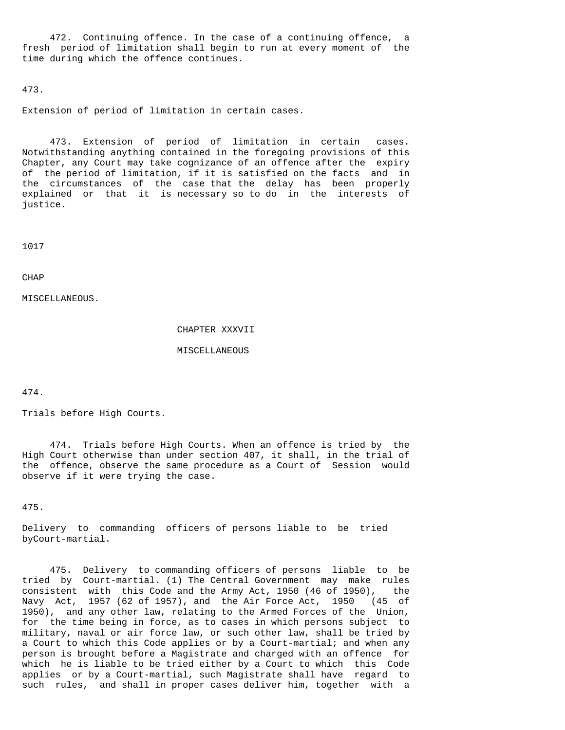472. Continuing offence. In the case of a continuing offence, a fresh period of limitation shall begin to run at every moment of the time during which the offence continues.

473.

Extension of period of limitation in certain cases.

473. Extension of period of limitation in certain cases. Notwithstanding anything contained in the foregoing provisions of this Chapter, any Court may take cognizance of an offence after the expiry of the period of limitation, if it is satisfied on the facts and in the circumstances of the case that the delay has been properly explained or that it is necessary so to do in the interests of justice.

1017

CHAP

MISCELLANEOUS.

## CHAPTER XXXVII

## MISCELLANEOUS

474.

Trials before High Courts.

474. Trials before High Courts. When an offence is tried by the High Court otherwise than under section 407, it shall, in the trial of the offence, observe the same procedure as a Court of Session would observe if it were trying the case.

475.

Delivery to commanding officers of persons liable to be tried byCourt-martial.

475. Delivery to commanding officers of persons liable to be tried by Court-martial. (1) The Central Government may make rules consistent with this Code and the Army Act, 1950 (46 of 1950), the Navy Act, 1957 (62 of 1957), and the Air Force Act, 1950 (45 of 1950), and any other law, relating to the Armed Forces of the Union, for the time being in force, as to cases in which persons subject to military, naval or air force law, or such other law, shall be tried by a Court to which this Code applies or by a Court-martial; and when any person is brought before a Magistrate and charged with an offence for which he is liable to be tried either by a Court to which this Code applies or by a Court-martial, such Magistrate shall have regard to such rules, and shall in proper cases deliver him, together with a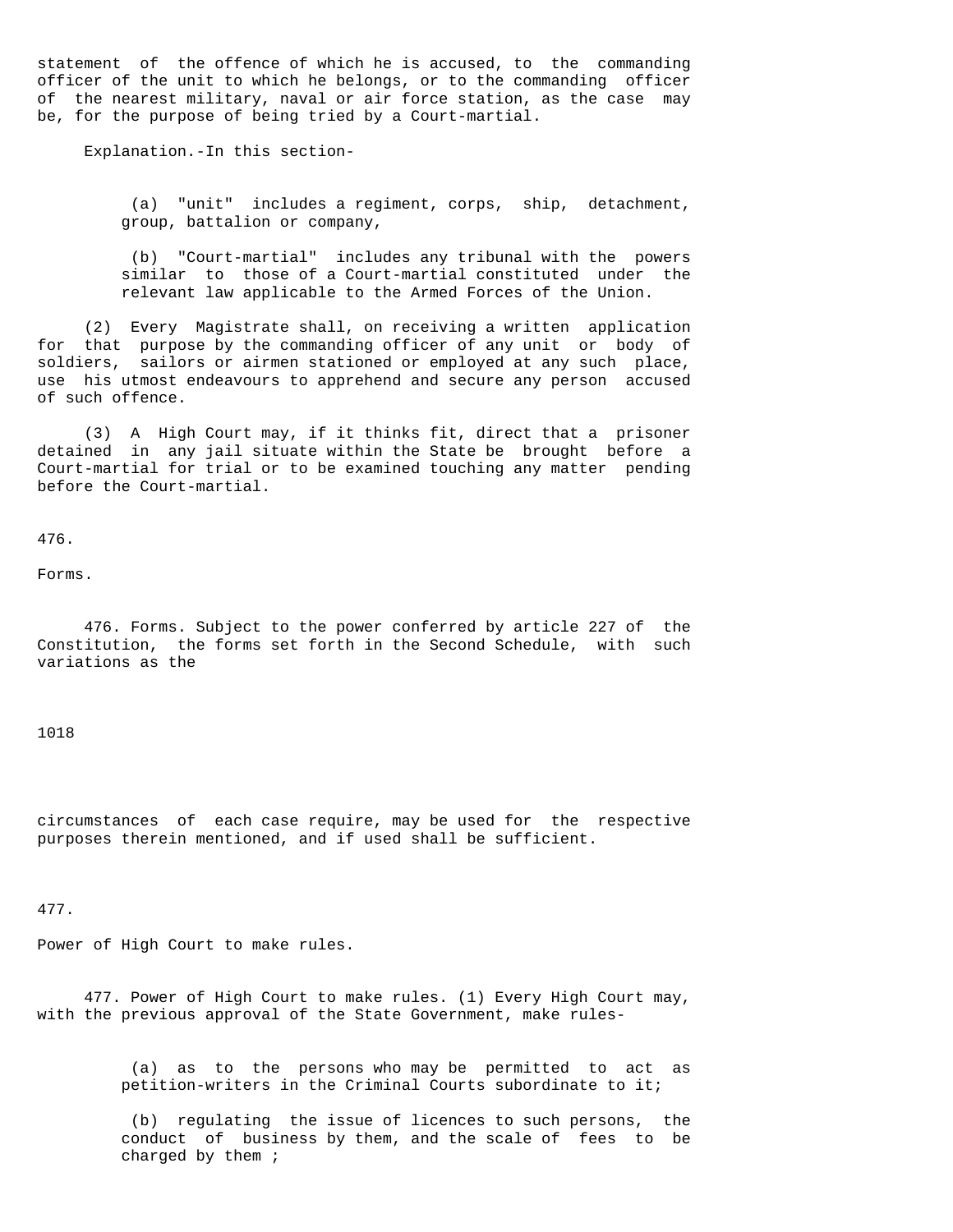statement of the offence of which he is accused, to the commanding officer of the unit to which he belongs, or to the commanding officer of the nearest military, naval or air force station, as the case may be, for the purpose of being tried by a Court-martial.

Explanation.-In this section-

(a) "unit" includes a regiment, corps, ship, detachment, group, battalion or company,

(b) "Court-martial" includes any tribunal with the powers similar to those of a Court-martial constituted under the relevant law applicable to the Armed Forces of the Union.

(2) Every Magistrate shall, on receiving a written application for that purpose by the commanding officer of any unit or body of soldiers, sailors or airmen stationed or employed at any such place, use his utmost endeavours to apprehend and secure any person accused of such offence.

(3) A High Court may, if it thinks fit, direct that a prisoner detained in any jail situate within the State be brought before a Court-martial for trial or to be examined touching any matter pending before the Court-martial.

476.

Forms.

476. Forms. Subject to the power conferred by article 227 of the Constitution, the forms set forth in the Second Schedule, with such variations as the circumstances of each case require, may be used for the respective purposes therein mentioned, and if used shall be sufficient.

477.

Power of High Court to make rules.

477. Power of High Court to make rules. (1) Every High Court may, with the previous approval of the State Government, make rules-

(a) as to the persons who may be permitted to act as petition-writers in the Criminal Courts subordinate to it;

(b) regulating the issue of licences to such persons, the conduct of business by them, and the scale of fees to be charged by them ;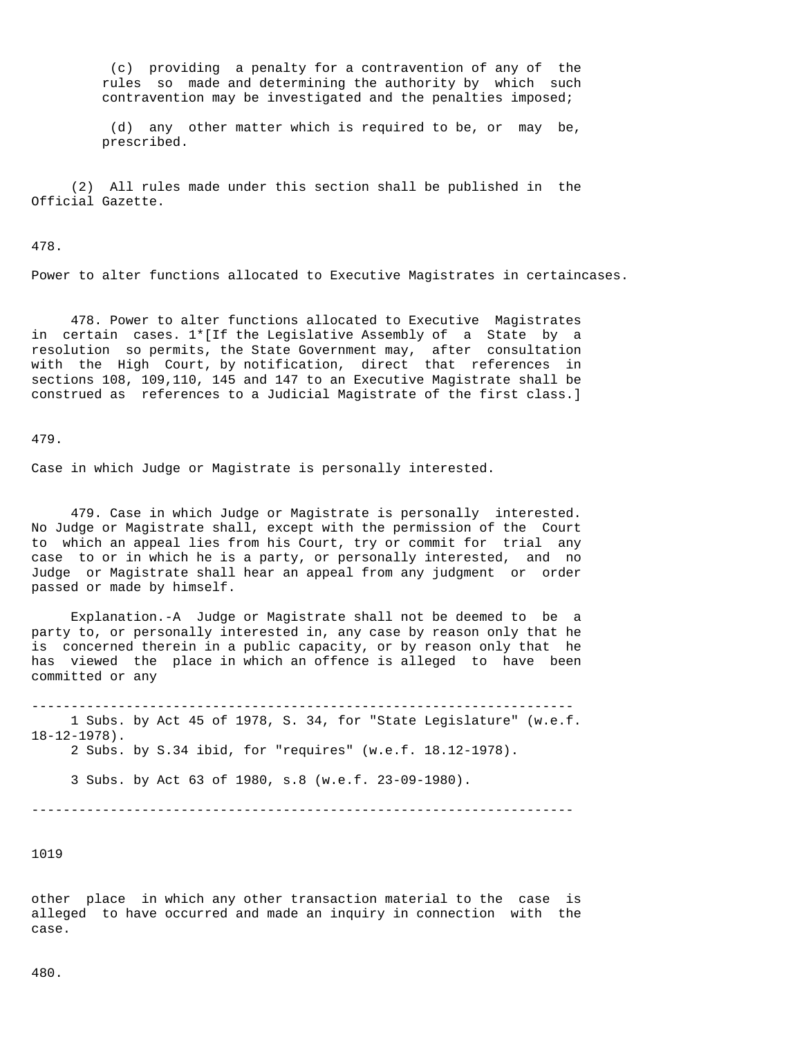(c) providing a penalty for a contravention of any of the rules so made and determining the authority by which such contravention may be investigated and the penalties imposed;

(d) any other matter which is required to be, or may be, prescribed.

(2) All rules made under this section shall be published in the Official Gazette.

478.

Power to alter functions allocated to Executive Magistrates in certaincases.

478. Power to alter functions allocated to Executive Magistrates in certain cases. 1*[If the Legislative Assembly of a State by a resolution so permits, the State Government may, after consultation with the High Court, by notification, direct that references in sections 108, 109,110, 145 and 147 to an Executive Magistrate shall be construed as references to a Judicial Magistrate of the first class.]

479.

Case in which Judge or Magistrate is personally interested.

479. Case in which Judge or Magistrate is personally interested. No Judge or Magistrate shall, except with the permission of the Court to which an appeal lies from his Court, try or commit for trial any case to or in which he is a party, or personally interested, and no Judge or Magistrate shall hear an appeal from any judgment or order passed or made by himself.

Explanation.-A Judge or Magistrate shall not be deemed to be a party to, or personally interested in, any case by reason only that he is concerned therein in a public capacity, or by reason only that he has viewed the place in which an offence is alleged to have been committed or any

---

1 Subs. by Act 45 of 1978, S. 34, for "State Legislature" (w.e.f. 18-12-1978).

2 Subs. by S.34 ibid, for "requires" (w.e.f. 18.12-1978).

3 Subs. by Act 63 of 1980, s.8 (w.e.f. 23-09-1980).

---

other place in which any other transaction material to the case is alleged to have occurred and made an inquiry in connection with the case.

480.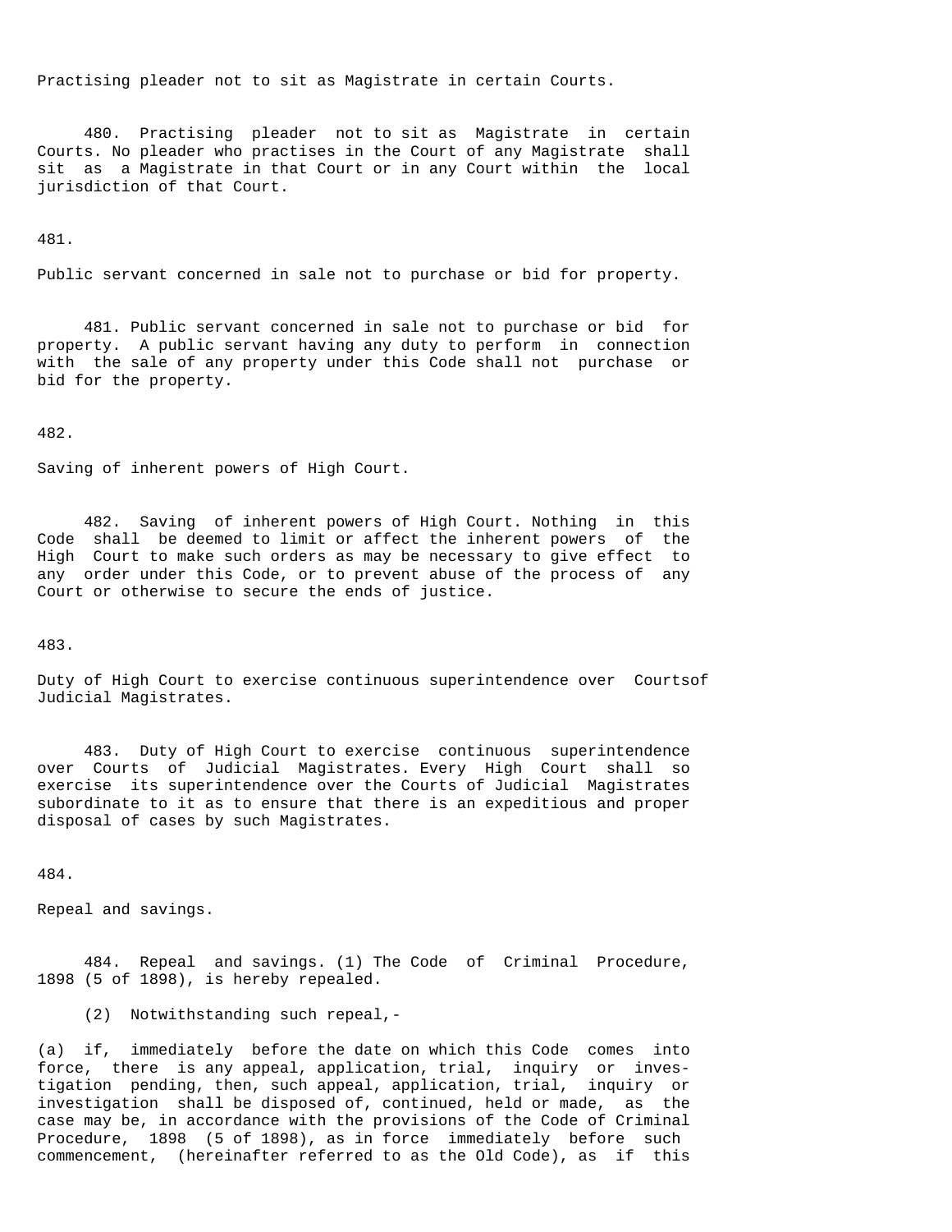Practising pleader not to sit as Magistrate in certain Courts.

480. Practising pleader not to sit as Magistrate in certain Courts. No pleader who practises in the Court of any Magistrate shall sit as a Magistrate in that Court or in any Court within the local jurisdiction of that Court.

481.

Public servant concerned in sale not to purchase or bid for property.

481. Public servant concerned in sale not to purchase or bid for property. A public servant having any duty to perform in connection with the sale of any property under this Code shall not purchase or bid for the property.

482.

Saving of inherent powers of High Court.

482. Saving of inherent powers of High Court. Nothing in this Code shall be deemed to limit or affect the inherent powers of the High Court to make such orders as may be necessary to give effect to any order under this Code, or to prevent abuse of the process of any Court or otherwise to secure the ends of justice.

483.

Duty of High Court to exercise continuous superintendence over Courtsof Judicial Magistrates.

483. Duty of High Court to exercise continuous superintendence over Courts of Judicial Magistrates. Every High Court shall so exercise its superintendence over the Courts of Judicial Magistrates subordinate to it as to ensure that there is an expeditious and proper disposal of cases by such Magistrates.

484.

Repeal and savings.

484. Repeal and savings. (1) The Code of Criminal Procedure, 1898 (5 of 1898), is hereby repealed.

(2) Notwithstanding such repeal,-

(a) if, immediately before the date on which this Code comes into force, there is any appeal, application, trial, inquiry or investigation pending, then, such appeal, application, trial, inquiry or investigation shall be disposed of, continued, held or made, as the case may be, in accordance with the provisions of the Code of Criminal Procedure, 1898 (5 of 1898), as in force immediately before such commencement, (hereinafter referred to as the Old Code), as if this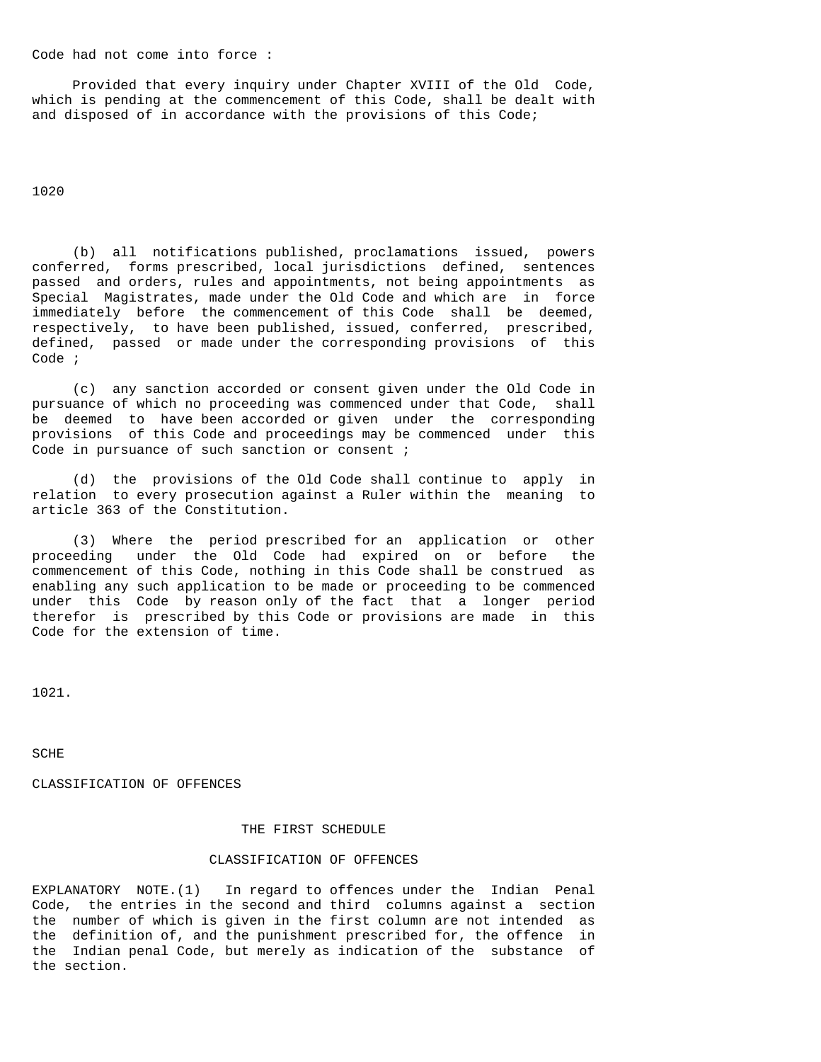Code had not come into force :

Provided that every inquiry under Chapter XVIII of the Old Code, which is pending at the commencement of this Code, shall be dealt with and disposed of in accordance with the provisions of this Code;

1020

(b) all notifications published, proclamations issued, powers conferred, forms prescribed, local jurisdictions defined, sentences passed and orders, rules and appointments, not being appointments as Special Magistrates, made under the Old Code and which are in force immediately before the commencement of this Code shall be deemed, respectively, to have been published, issued, conferred, prescribed, defined, passed or made under the corresponding provisions of this Code ;

(c) any sanction accorded or consent given under the Old Code in pursuance of which no proceeding was commenced under that Code, shall be deemed to have been accorded or given under the corresponding provisions of this Code and proceedings may be commenced under this Code in pursuance of such sanction or consent ;

(d) the provisions of the Old Code shall continue to apply in relation to every prosecution against a Ruler within the meaning to article 363 of the Constitution.

(3) Where the period prescribed for an application or other proceeding under the Old Code had expired on or before the commencement of this Code, nothing in this Code shall be construed as enabling any such application to be made or proceeding to be commenced under this Code by reason only of the fact that a longer period therefor is prescribed by this Code or provisions are made in this Code for the extension of time.

1021.

SCHE

CLASSIFICATION OF OFFENCES

## THE FIRST SCHEDULE

### CLASSIFICATION OF OFFENCES

EXPLANATORY NOTE.(1) In regard to offences under the Indian Penal Code, the entries in the second and third columns against a section the number of which is given in the first column are not intended as the definition of, and the punishment prescribed for, the offence in the Indian penal Code, but merely as indication of the substance of the section.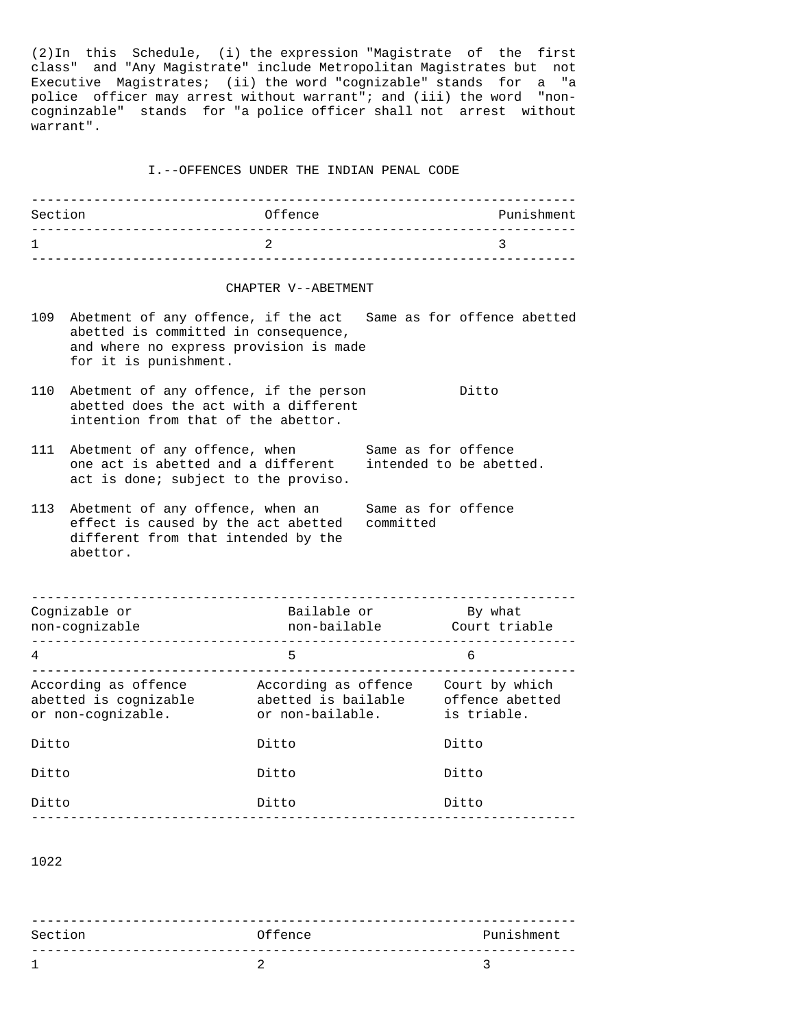(2)In this Schedule, (i) the expression "Magistrate of the first class" and "Any Magistrate" include Metropolitan Magistrates but not Executive Magistrates; (ii) the word "cognizable" stands for a "a police officer may arrest without warrant"; and (iii) the word "non-cogninzable" stands for "a police officer shall not arrest without warrant".

## I.--OFFENCES UNDER THE INDIAN PENAL CODE

| Section | Offence | Punishment | Cognizable or non-cognizable | Bailable or non-bailable | By what Court triable |
|---|---|---|---|---|---|
| 1 | 2 | 3 | 4 | 5 | 6 |
| | **CHAPTER V--ABETMENT** | | | | |
| 109 | Abetment of any offence, if the act abetted is committed in consequence, and where no express provision is made for it is punishment. | Same as for offence abetted | According as offence abetted is cognizable or non-cognizable. | According as offence abetted is bailable or non-bailable. | Court by which offence abetted is triable. |
| 110 | Abetment of any offence, if the person abetted does the act with a different intention from that of the abettor. | Ditto | Ditto | Ditto | Ditto |
| 111 | Abetment of any offence, when one act is abetted and a different act is done; subject to the proviso. | Same as for offence intended to be abetted. | Ditto | Ditto | Ditto |
| 113 | Abetment of any offence, when an effect is caused by the act abetted different from that intended by the abettor. | Same as for offence committed | Ditto | Ditto | Ditto |

| Section | Offence | Punishment |
|---|---|---|
| 1 | 2 | 3 |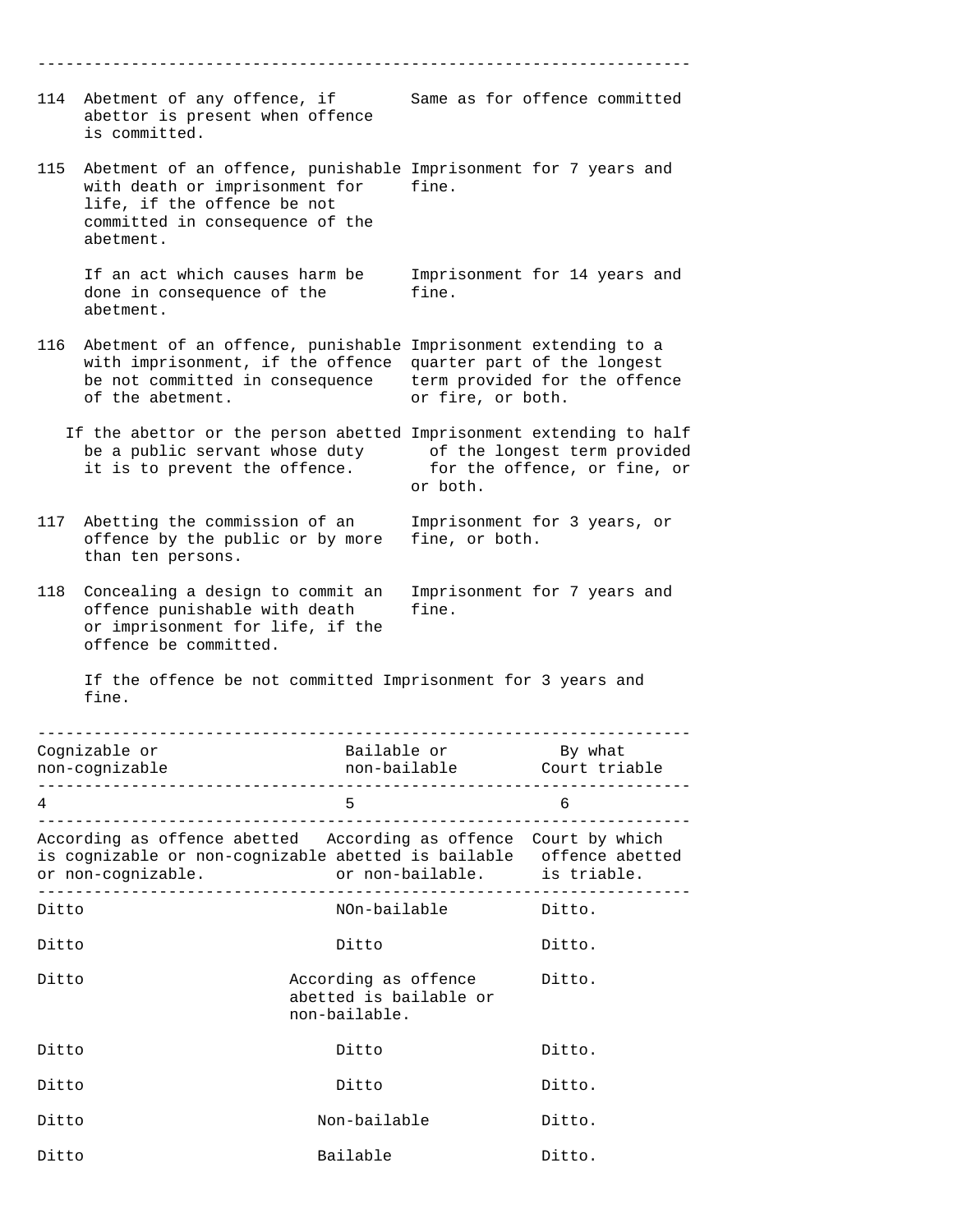| Section | Offence | Punishment |
|---|---|---|
| 114 | Abetment of any offence, if abettor is present when offence is committed. | Same as for offence committed |
| 115 | Abetment of an offence, punishable with death or imprisonment for life, if the offence be not committed in consequence of the abetment. | Imprisonment for 7 years and fine. |
| | If an act which causes harm be done in consequence of the abetment. | Imprisonment for 14 years and fine. |
| 116 | Abetment of an offence, punishable with imprisonment, if the offence be not committed in consequence of the abetment. | Imprisonment extending to a quarter part of the longest term provided for the offence or fire, or both. |
| | If the abettor or the person abetted be a public servant whose duty it is to prevent the offence. | Imprisonment extending to half of the longest term provided for the offence, or fine, or or both. |
| 117 | Abetting the commission of an offence by the public or by more than ten persons. | Imprisonment for 3 years, or fine, or both. |
| 118 | Concealing a design to commit an offence punishable with death or imprisonment for life, if the offence be committed. | Imprisonment for 7 years and fine. |
| | If the offence be not committed | Imprisonment for 3 years and fine. |

| Cognizable or non-cognizable | Bailable or non-bailable | By what Court triable |
|---|---|---|
| 4 | 5 | 6 |
| According as offence abetted is cognizable or non-cognizable or non-cognizable. | According as offence abetted is bailable or non-bailable. | Court by which offence abetted is triable. |
| Ditto | NOn-bailable | Ditto. |
| Ditto | Ditto | Ditto. |
| Ditto | According as offence abetted is bailable or non-bailable. | Ditto. |
| Ditto | Ditto | Ditto. |
| Ditto | Ditto | Ditto. |
| Ditto | Non-bailable | Ditto. |
| Ditto | Bailable | Ditto. |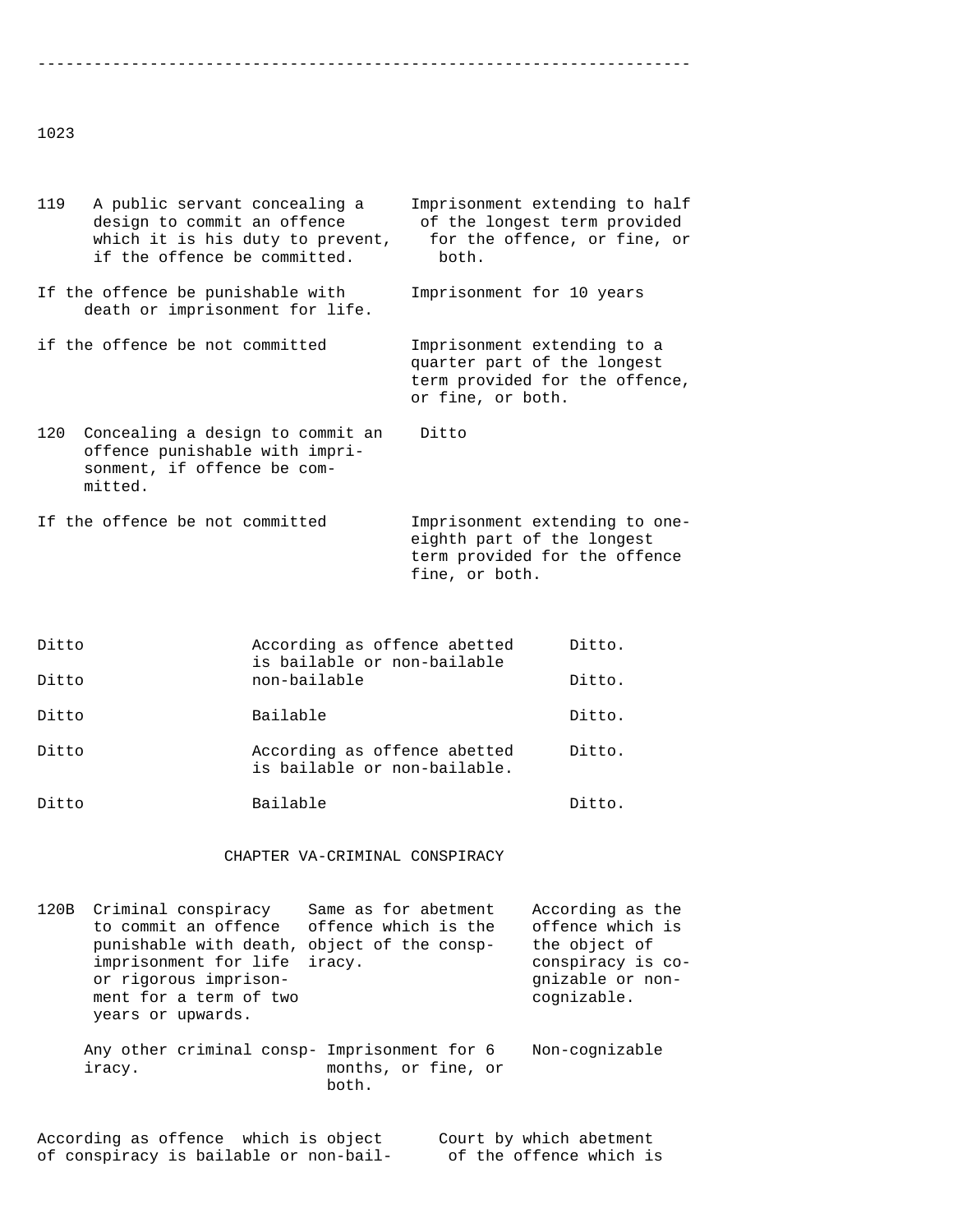---

1023

| | | |
|---|---|---|
| 119 | A public servant concealing a design to commit an offence which it is his duty to prevent, if the offence be committed. | Imprisonment extending to half of the longest term provided for the offence, or fine, or both. |
| | If the offence be punishable with death or imprisonment for life. | Imprisonment for 10 years |
| | if the offence be not committed | Imprisonment extending to a quarter part of the longest term provided for the offence, or fine, or both. |
| 120 | Concealing a design to commit an offence punishable with imprisonment, if offence be committed. | Ditto |
| | If the offence be not committed | Imprisonment extending to one-eighth part of the longest term provided for the offence fine, or both. |

| | | |
|---|---|---|
| Ditto | According as offence abetted is bailable or non-bailable | Ditto. |
| Ditto | non-bailable | Ditto. |
| Ditto | Bailable | Ditto. |
| Ditto | According as offence abetted is bailable or non-bailable. | Ditto. |
| Ditto | Bailable | Ditto. |

CHAPTER VA-CRIMINAL CONSPIRACY

| | | | |
|---|---|---|---|
| 120B | Criminal conspiracy to commit an offence punishable with death, imprisonment for life or rigorous imprisonment for a term of two years or upwards. | Same as for abetment offence which is the object of the conspiracy. | According as the offence which is the object of conspiracy is cognizable or non-cognizable. |
| | Any other criminal conspiracy. | Imprisonment for 6 months, or fine, or both. | Non-cognizable |

| | |
|---|---|
| According as offence which is object of conspiracy is bailable or non-bail- | Court by which abetment of the offence which is |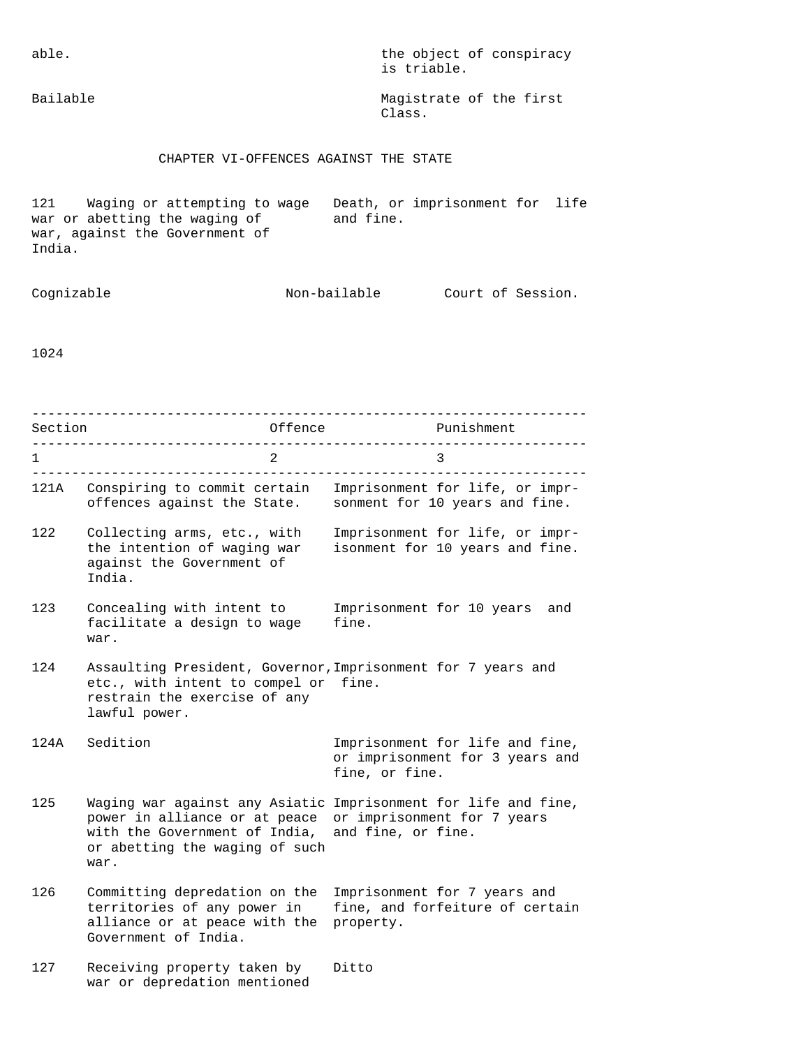able. the object of conspiracy is triable.

Bailable Magistrate of the first Class.

## CHAPTER VI-OFFENCES AGAINST THE STATE

121 Waging or attempting to wage war or abetting the waging of war, against the Government of India. Death, or imprisonment for life and fine.

Cognizable Non-bailable Court of Session.

| Section | Offence | Punishment |
|---|---|---|
| 1 | 2 | 3 |
| 121A | Conspiring to commit certain offences against the State. | Imprisonment for life, or imprsonment for 10 years and fine. |
| 122 | Collecting arms, etc., with the intention of waging war against the Government of India. | Imprisonment for life, or imprisonment for 10 years and fine. |
| 123 | Concealing with intent to facilitate a design to wage war. | Imprisonment for 10 years and fine. |
| 124 | Assaulting President, Governor, etc., with intent to compel or restrain the exercise of any lawful power. | Imprisonment for 7 years and fine. |
| 124A | Sedition | Imprisonment for life and fine, or imprisonment for 3 years and fine, or fine. |
| 125 | Waging war against any Asiatic power in alliance or at peace with the Government of India, or abetting the waging of such war. | Imprisonment for life and fine, or imprisonment for 7 years and fine, or fine. |
| 126 | Committing depredation on the territories of any power in alliance or at peace with the Government of India. | Imprisonment for 7 years and fine, and forfeiture of certain property. |
| 127 | Receiving property taken by war or depredation mentioned | Ditto |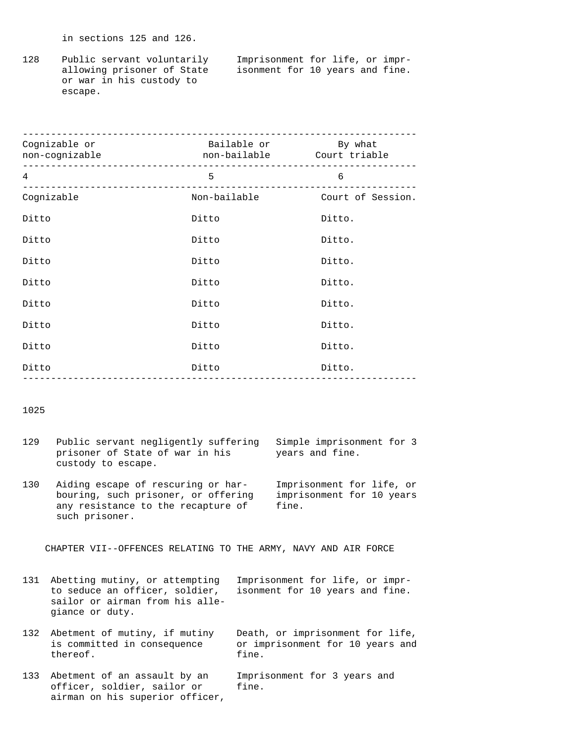in sections 125 and 126.

| | | |
|---|---|---|
| 128 | Public servant voluntarily allowing prisoner of State or war in his custody to escape. | Imprisonment for life, or imprisonment for 10 years and fine. |

| Cognizable or non-cognizable | Bailable or non-bailable | By what Court triable |
|---|---|---|
| 4 | 5 | 6 |
| Cognizable | Non-bailable | Court of Session. |
| Ditto | Ditto | Ditto. |
| Ditto | Ditto | Ditto. |
| Ditto | Ditto | Ditto. |
| Ditto | Ditto | Ditto. |
| Ditto | Ditto | Ditto. |
| Ditto | Ditto | Ditto. |
| Ditto | Ditto | Ditto. |
| Ditto | Ditto | Ditto. |

| | | |
|---|---|---|
| 129 | Public servant negligently suffering prisoner of State of war in his custody to escape. | Simple imprisonment for 3 years and fine. |
| 130 | Aiding escape of rescuring or harbouring, such prisoner, or offering any resistance to the recapture of such prisoner. | Imprisonment for life, or imprisonment for 10 years fine. |

## CHAPTER VII--OFFENCES RELATING TO THE ARMY, NAVY AND AIR FORCE

| | | |
|---|---|---|
| 131 | Abetting mutiny, or attempting to seduce an officer, soldier, sailor or airman from his allegiance or duty. | Imprisonment for life, or imprisonment for 10 years and fine. |
| 132 | Abetment of mutiny, if mutiny is committed in consequence thereof. | Death, or imprisonment for life, or imprisonment for 10 years and fine. |
| 133 | Abetment of an assault by an officer, soldier, sailor or airman on his superior officer, | Imprisonment for 3 years and fine. |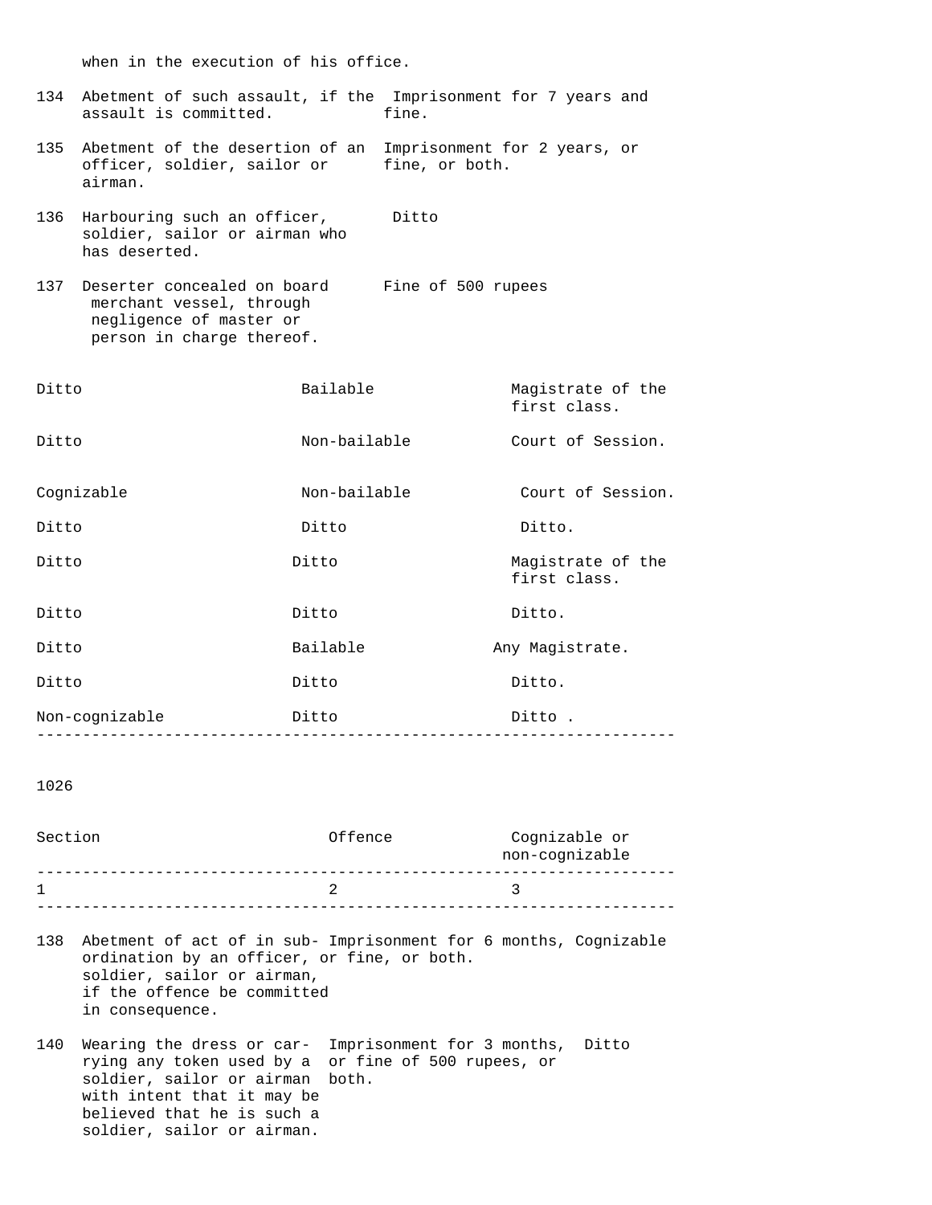when in the execution of his office.

| | | |
|---|---|---|
| 134 | Abetment of such assault, if the assault is committed. | Imprisonment for 7 years and fine. |
| 135 | Abetment of the desertion of an officer, soldier, sailor or airman. | Imprisonment for 2 years, or fine, or both. |
| 136 | Harbouring such an officer, soldier, sailor or airman who has deserted. | Ditto |
| 137 | Deserter concealed on board merchant vessel, through negligence of master or person in charge thereof. | Fine of 500 rupees |

| | | |
|---|---|---|
| Ditto | Bailable | Magistrate of the first class. |
| Ditto | Non-bailable | Court of Session. |
| Cognizable | Non-bailable | Court of Session. |
| Ditto | Ditto | Ditto. |
| Ditto | Ditto | Magistrate of the first class. |
| Ditto | Ditto | Ditto. |
| Ditto | Bailable | Any Magistrate. |
| Ditto | Ditto | Ditto. |
| Non-cognizable | Ditto | Ditto . |

1026

| Section | Offence | | Cognizable or non-cognizable |
|---|---|---|---|
| 1 | 2 | | 3 |
| 138 | Abetment of act of in sub-ordination by an officer, soldier, sailor or airman, if the offence be committed in consequence. | Imprisonment for 6 months, or fine, or both. | Cognizable |
| 140 | Wearing the dress or carrying any token used by a soldier, sailor or airman with intent that it may be believed that he is such a soldier, sailor or airman. | Imprisonment for 3 months, or fine of 500 rupees, or both. | Ditto |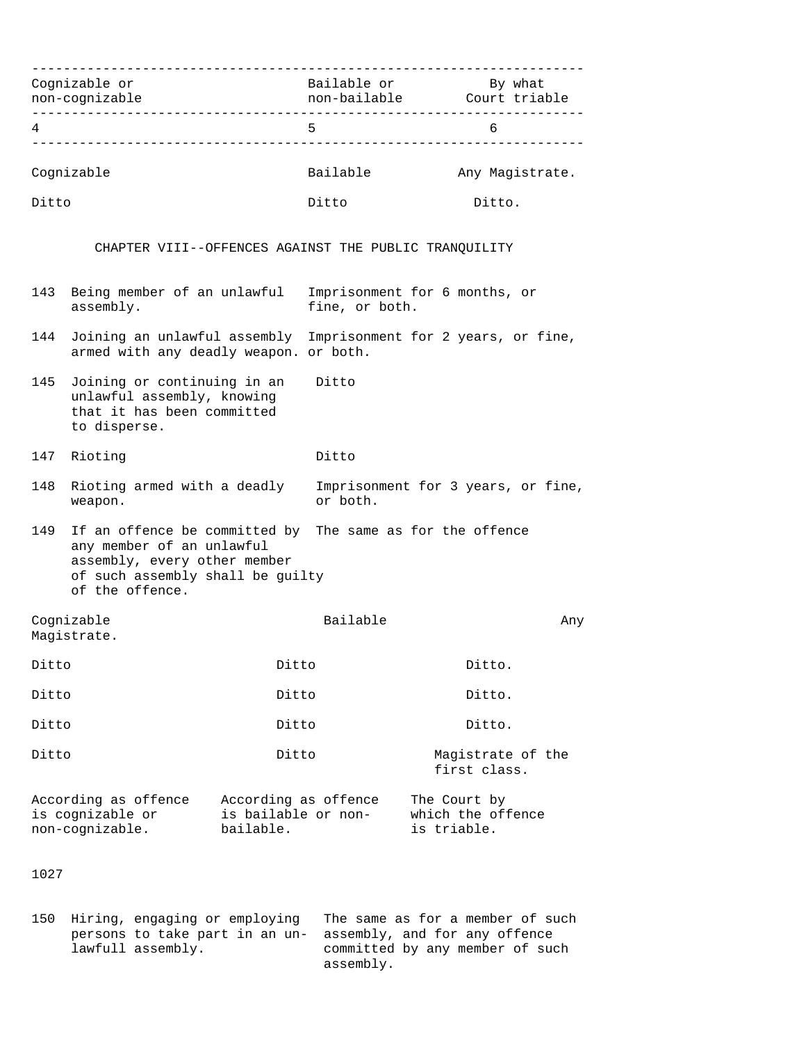| Cognizable or non-cognizable | Bailable or non-bailable | By what Court triable |
|---|---|---|
| 4 | 5 | 6 |
| Cognizable | Bailable | Any Magistrate. |
| Ditto | Ditto | Ditto. |

## CHAPTER VIII--OFFENCES AGAINST THE PUBLIC TRANQUILITY

| Section | Offence | Punishment | Cognizable or non-cognizable | Bailable or non-bailable | By what Court triable |
|---|---|---|---|---|---|
| 143 | Being member of an unlawful assembly. | Imprisonment for 6 months, or fine, or both. | Cognizable | Bailable | Any Magistrate. |
| 144 | Joining an unlawful assembly armed with any deadly weapon. | Imprisonment for 2 years, or fine, or both. | Ditto | Ditto | Ditto. |
| 145 | Joining or continuing in an unlawful assembly, knowing that it has been committed to disperse. | Ditto | Ditto | Ditto | Ditto. |
| 147 | Rioting | Ditto | Ditto | Ditto | Ditto. |
| 148 | Rioting armed with a deadly weapon. | Imprisonment for 3 years, or fine, or both. | Ditto | Ditto | Magistrate of the first class. |
| 149 | If an offence be committed by any member of an unlawful assembly, every other member of such assembly shall be guilty of the offence. | The same as for the offence | According as offence is cognizable or non-cognizable. | According as offence is bailable or non-bailable. | The Court by which the offence is triable. |
| 150 | Hiring, engaging or employing persons to take part in an unlawfull assembly. | The same as for a member of such assembly, and for any offence committed by any member of such assembly. | | | |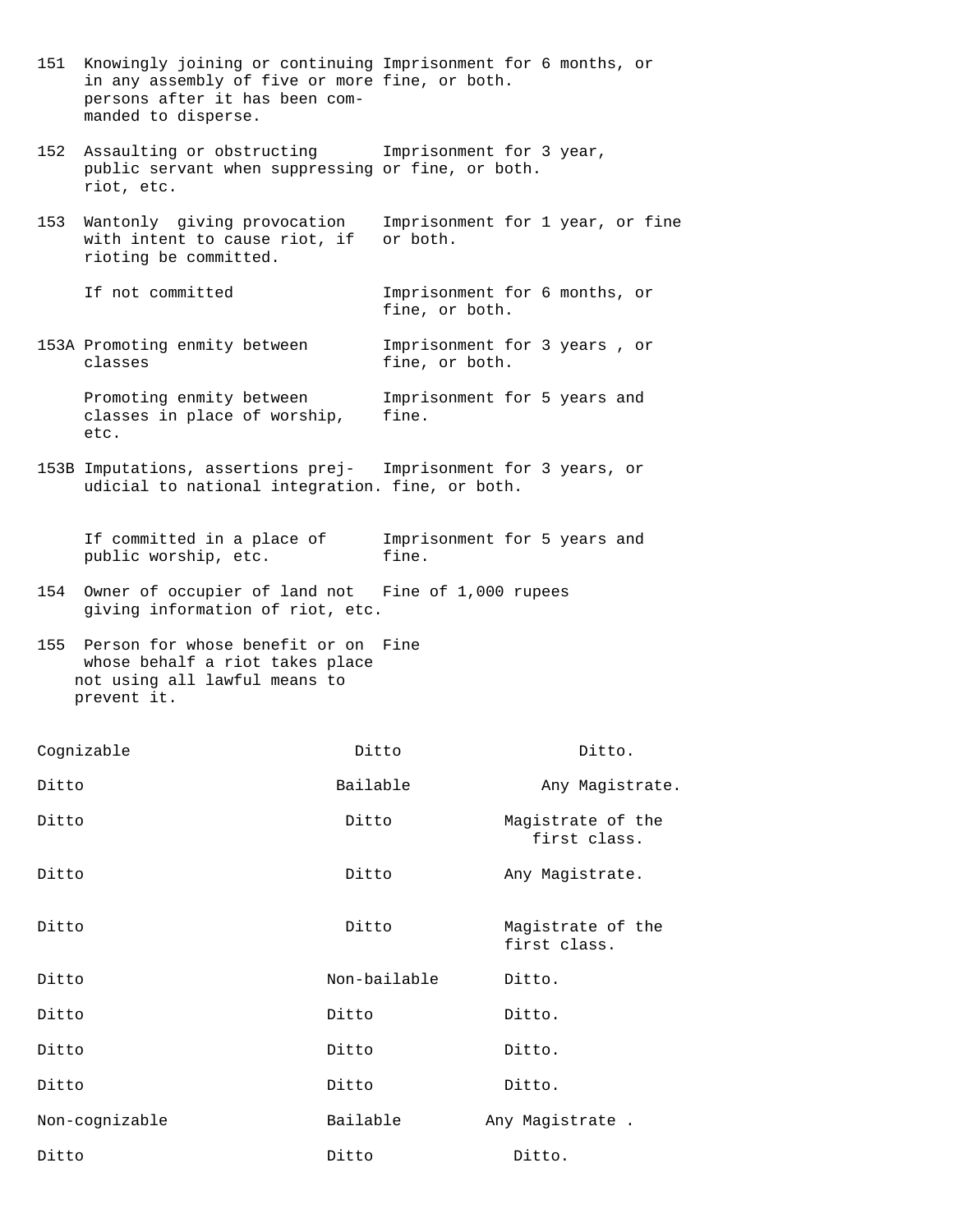| Section | Offence | Punishment |
|---|---|---|
| 151 | Knowingly joining or continuing in any assembly of five or more persons after it has been commanded to disperse. | Imprisonment for 6 months, or fine, or both. |
| 152 | Assaulting or obstructing public servant when suppressing riot, etc. | Imprisonment for 3 year, or fine, or both. |
| 153 | Wantonly giving provocation with intent to cause riot, if rioting be committed. | Imprisonment for 1 year, or fine or both. |
| | If not committed | Imprisonment for 6 months, or fine, or both. |
| 153A | Promoting enmity between classes | Imprisonment for 3 years , or fine, or both. |
| | Promoting enmity between classes in place of worship, etc. | Imprisonment for 5 years and fine. |
| 153B | Imputations, assertions prejudicial to national integration. | Imprisonment for 3 years, or fine, or both. |
| | If committed in a place of public worship, etc. | Imprisonment for 5 years and fine. |
| 154 | Owner of occupier of land not giving information of riot, etc. | Fine of 1,000 rupees |
| 155 | Person for whose benefit or on whose behalf a riot takes place not using all lawful means to prevent it. | Fine |

| Cognizable or non-cognizable | Bailable or non-bailable | By what court triable |
|---|---|---|
| Cognizable | Ditto | Ditto. |
| Ditto | Bailable | Any Magistrate. |
| Ditto | Ditto | Magistrate of the first class. |
| Ditto | Ditto | Any Magistrate. |
| Ditto | Ditto | Magistrate of the first class. |
| Ditto | Non-bailable | Ditto. |
| Ditto | Ditto | Ditto. |
| Ditto | Ditto | Ditto. |
| Ditto | Ditto | Ditto. |
| Non-cognizable | Bailable | Any Magistrate . |
| Ditto | Ditto | Ditto. |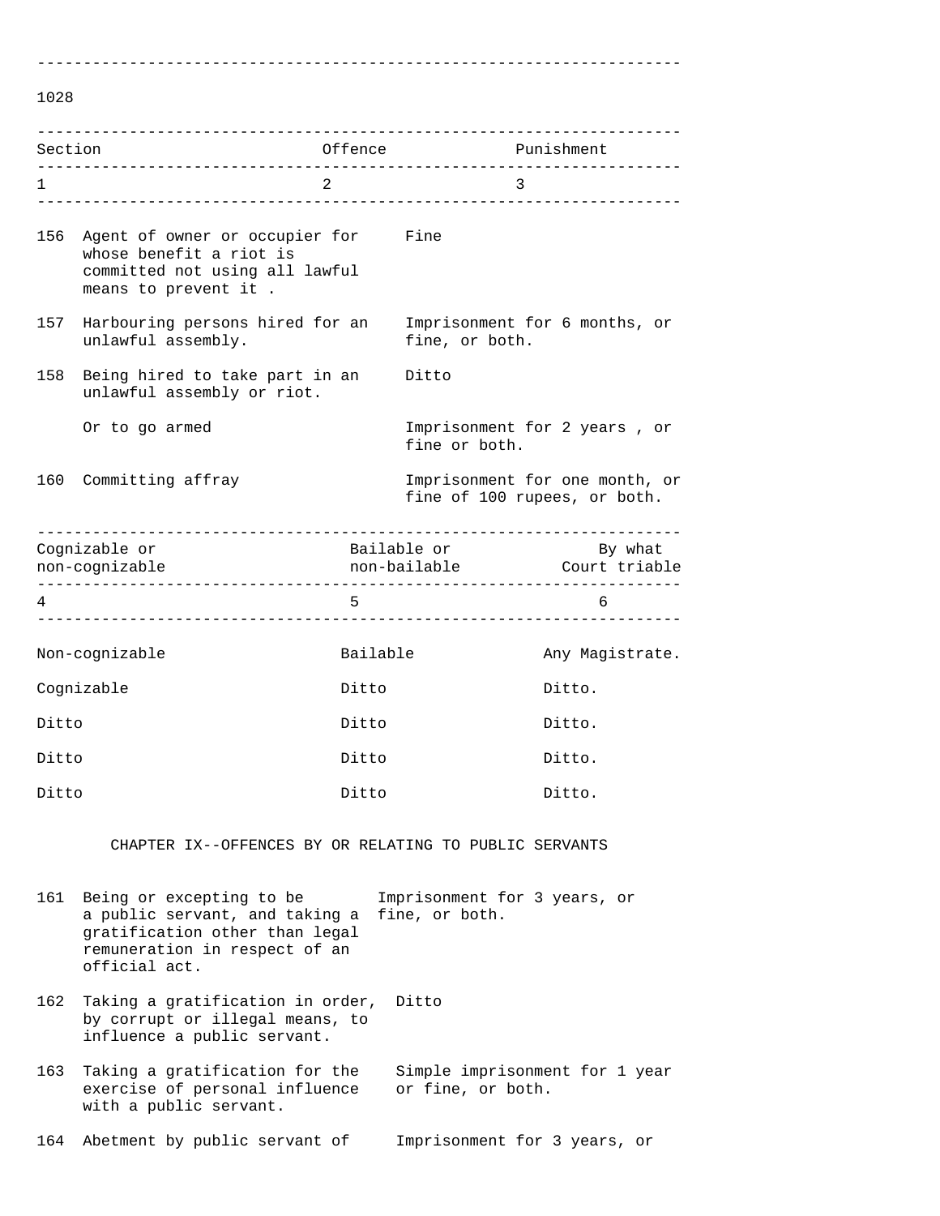1028

| Section | Offence | Punishment |
|---|---|---|
| 1 | 2 | 3 |
| 156 | Agent of owner or occupier for whose benefit a riot is committed not using all lawful means to prevent it . | Fine |
| 157 | Harbouring persons hired for an unlawful assembly. | Imprisonment for 6 months, or fine, or both. |
| 158 | Being hired to take part in an unlawful assembly or riot. | Ditto |
| | Or to go armed | Imprisonment for 2 years , or fine or both. |
| 160 | Committing affray | Imprisonment for one month, or fine of 100 rupees, or both. |

| Cognizable or non-cognizable | Bailable or non-bailable | By what Court triable |
|---|---|---|
| 4 | 5 | 6 |
| Non-cognizable | Bailable | Any Magistrate. |
| Cognizable | Ditto | Ditto. |
| Ditto | Ditto | Ditto. |
| Ditto | Ditto | Ditto. |
| Ditto | Ditto | Ditto. |

## CHAPTER IX--OFFENCES BY OR RELATING TO PUBLIC SERVANTS

| Section | Offence | Punishment |
|---|---|---|
| 161 | Being or excepting to be a public servant, and taking a gratification other than legal remuneration in respect of an official act. | Imprisonment for 3 years, or fine, or both. |
| 162 | Taking a gratification in order, by corrupt or illegal means, to influence a public servant. | Ditto |
| 163 | Taking a gratification for the exercise of personal influence with a public servant. | Simple imprisonment for 1 year or fine, or both. |
| 164 | Abetment by public servant of | Imprisonment for 3 years, or |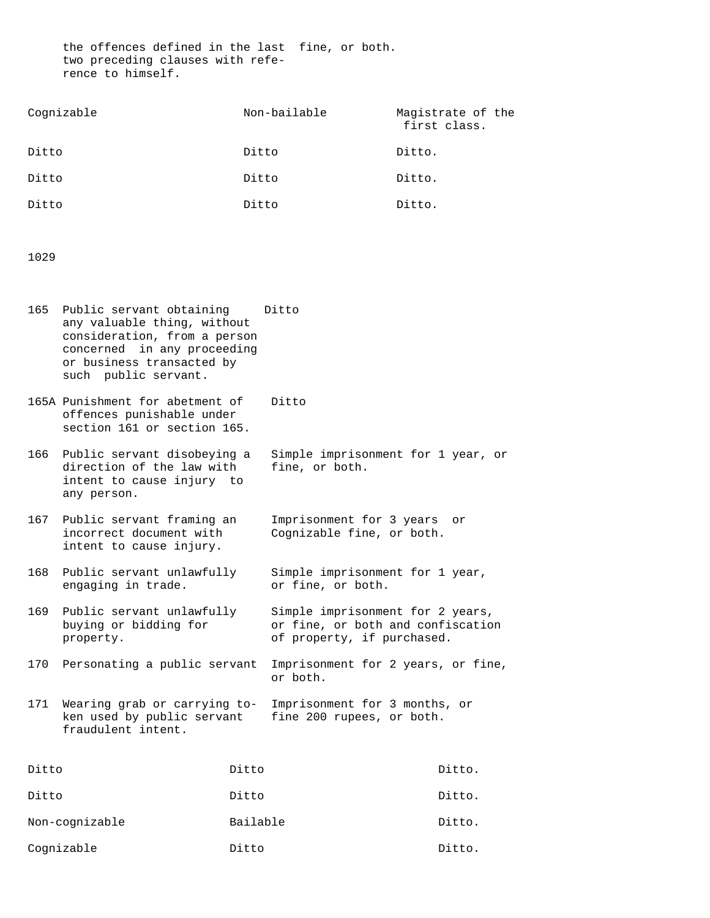the offences defined in the last two preceding clauses with reference to himself. fine, or both.

| | | |
|---|---|---|
| Cognizable | Non-bailable | Magistrate of the first class. |
| Ditto | Ditto | Ditto. |
| Ditto | Ditto | Ditto. |
| Ditto | Ditto | Ditto. |

1029

| Section | Offence | Punishment |
|---|---|---|
| 165 | Public servant obtaining any valuable thing, without consideration, from a person concerned in any proceeding or business transacted by such public servant. | Ditto |
| 165A | Punishment for abetment of offences punishable under section 161 or section 165. | Ditto |
| 166 | Public servant disobeying a direction of the law with intent to cause injury to any person. | Simple imprisonment for 1 year, or fine, or both. |
| 167 | Public servant framing an incorrect document with intent to cause injury. | Imprisonment for 3 years or Cognizable fine, or both. |
| 168 | Public servant unlawfully engaging in trade. | Simple imprisonment for 1 year, or fine, or both. |
| 169 | Public servant unlawfully buying or bidding for property. | Simple imprisonment for 2 years, or fine, or both and confiscation of property, if purchased. |
| 170 | Personating a public servant | Imprisonment for 2 years, or fine, or both. |
| 171 | Wearing grab or carrying token used by public servant fraudulent intent. | Imprisonment for 3 months, or fine 200 rupees, or both. |

| | | |
|---|---|---|
| Ditto | Ditto | Ditto. |
| Ditto | Ditto | Ditto. |
| Non-cognizable | Bailable | Ditto. |
| Cognizable | Ditto | Ditto. |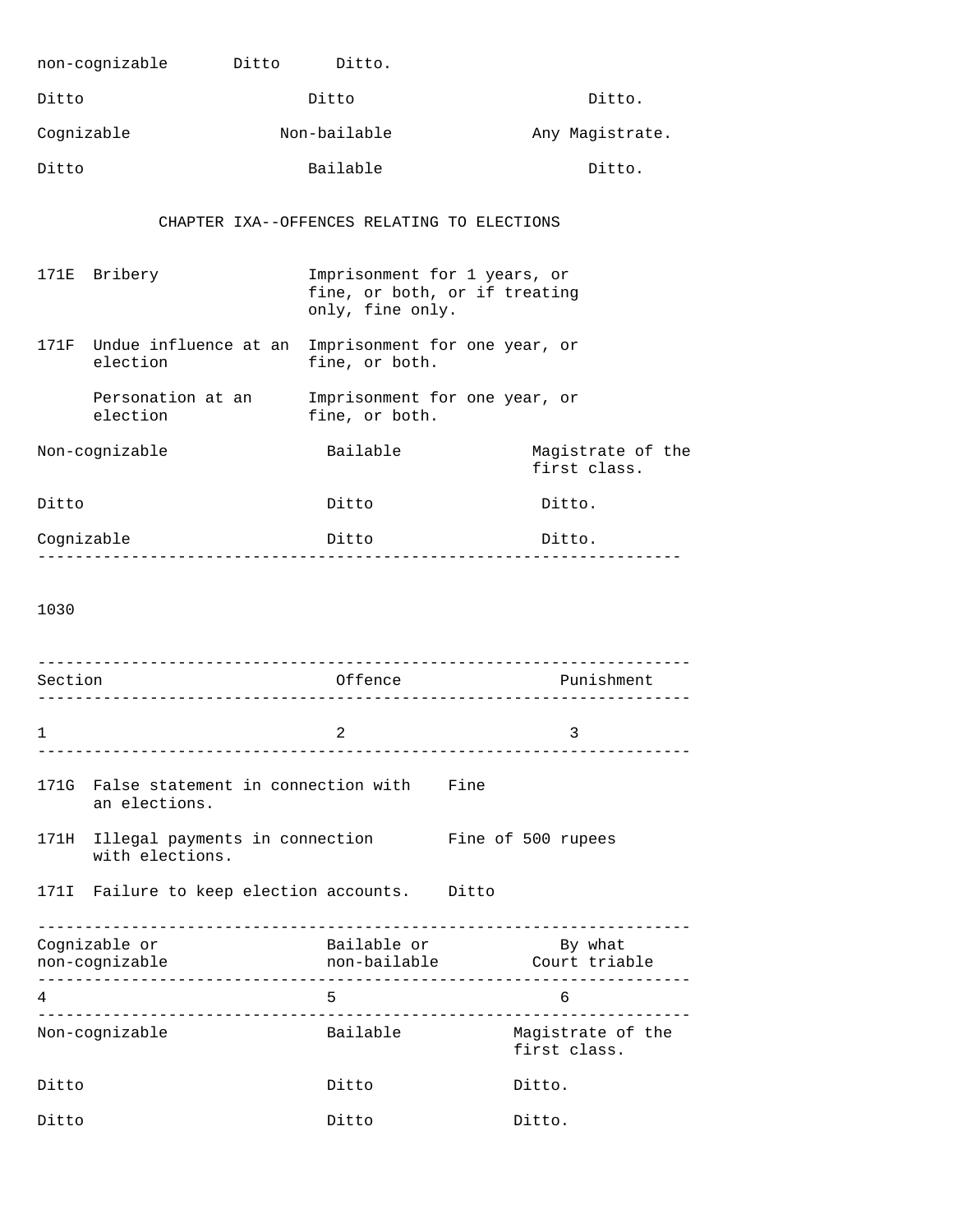| | | |
|---|---|---|
| non-cognizable | Ditto | Ditto. |
| Ditto | Ditto | Ditto. |
| Cognizable | Non-bailable | Any Magistrate. |
| Ditto | Bailable | Ditto. |

## CHAPTER IXA--OFFENCES RELATING TO ELECTIONS

| Section | Offence | Punishment |
|---|---|---|
| 171E | Bribery | Imprisonment for 1 years, or fine, or both, or if treating only, fine only. |
| 171F | Undue influence at an election | Imprisonment for one year, or fine, or both. |
| | Personation at an election | Imprisonment for one year, or fine, or both. |

| | | |
|---|---|---|
| Non-cognizable | Bailable | Magistrate of the first class. |
| Ditto | Ditto | Ditto. |
| Cognizable | Ditto | Ditto. |

| Section | Offence | Punishment |
|---|---|---|
| 1 | 2 | 3 |
| 171G | False statement in connection with an elections. | Fine |
| 171H | Illegal payments in connection with elections. | Fine of 500 rupees |
| 171I | Failure to keep election accounts. | Ditto |

| Cognizable or non-cognizable | Bailable or non-bailable | By what Court triable |
|---|---|---|
| 4 | 5 | 6 |
| Non-cognizable | Bailable | Magistrate of the first class. |
| Ditto | Ditto | Ditto. |
| Ditto | Ditto | Ditto. |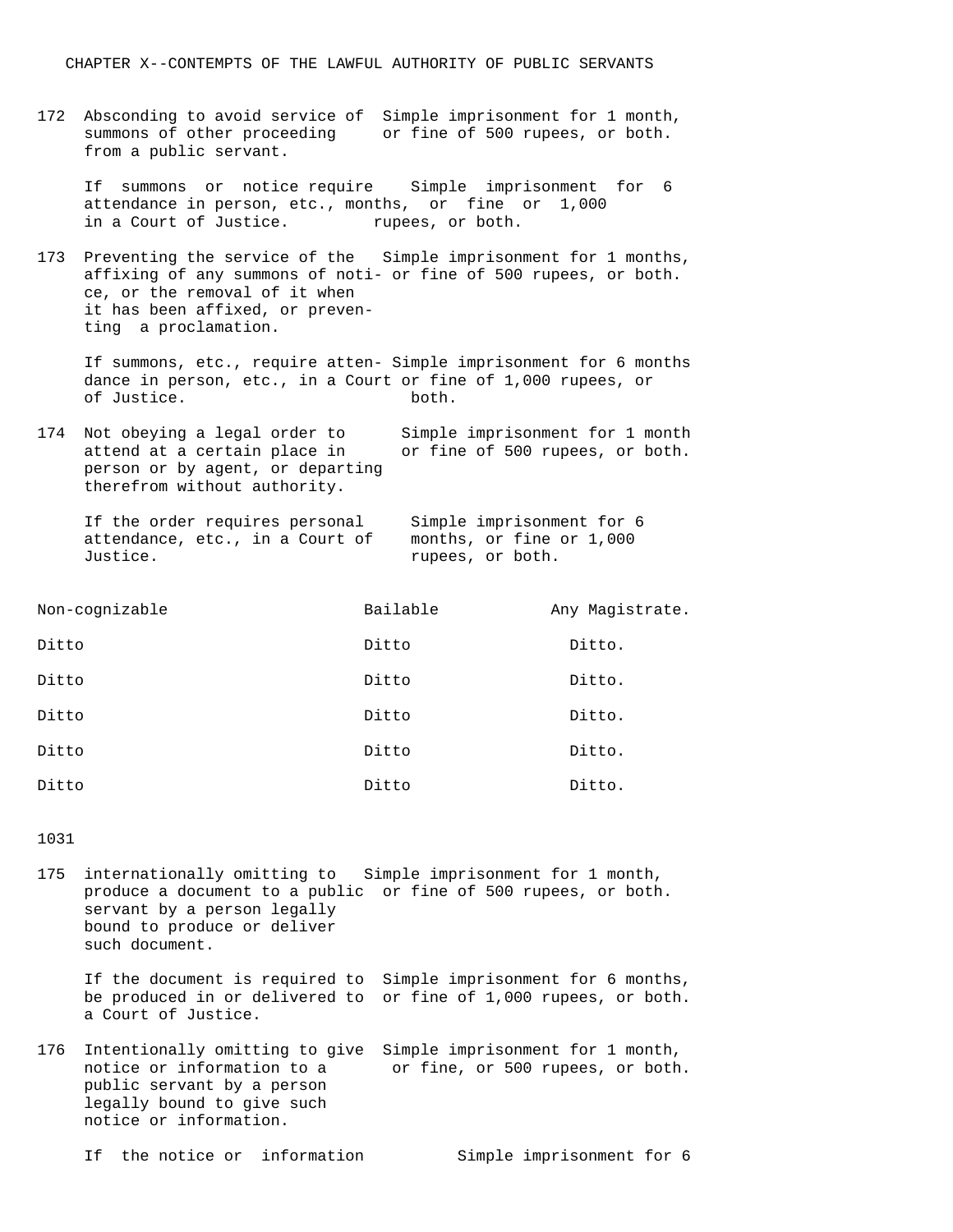CHAPTER X--CONTEMPTS OF THE LAWFUL AUTHORITY OF PUBLIC SERVANTS

| Section | Offence | Punishment |
|---|---|---|
| 172 | Absconding to avoid service of summons of other proceeding from a public servant. | Simple imprisonment for 1 month, or fine of 500 rupees, or both. |
| | If summons or notice require attendance in person, etc., in a Court of Justice. | Simple imprisonment for 6 months, or fine or 1,000 rupees, or both. |
| 173 | Preventing the service of the affixing of any summons of notice, or the removal of it when it has been affixed, or preventing a proclamation. | Simple imprisonment for 1 months, or fine of 500 rupees, or both. |
| | If summons, etc., require attendance in person, etc., in a Court of Justice. | Simple imprisonment for 6 months or fine of 1,000 rupees, or both. |
| 174 | Not obeying a legal order to attend at a certain place in person or by agent, or departing therefrom without authority. | Simple imprisonment for 1 month or fine of 500 rupees, or both. |
| | If the order requires personal attendance, etc., in a Court of Justice. | Simple imprisonment for 6 months, or fine or 1,000 rupees, or both. |

| | | |
|---|---|---|
| Non-cognizable | Bailable | Any Magistrate. |
| Ditto | Ditto | Ditto. |
| Ditto | Ditto | Ditto. |
| Ditto | Ditto | Ditto. |
| Ditto | Ditto | Ditto. |
| Ditto | Ditto | Ditto. |

1031

| Section | Offence | Punishment |
|---|---|---|
| 175 | internationally omitting to produce a document to a public servant by a person legally bound to produce or deliver such document. | Simple imprisonment for 1 month, or fine of 500 rupees, or both. |
| | If the document is required to be produced in or delivered to a Court of Justice. | Simple imprisonment for 6 months, or fine of 1,000 rupees, or both. |
| 176 | Intentionally omitting to give notice or information to a public servant by a person legally bound to give such notice or information. | Simple imprisonment for 1 month, or fine, or 500 rupees, or both. |
| | If the notice or information | Simple imprisonment for 6 |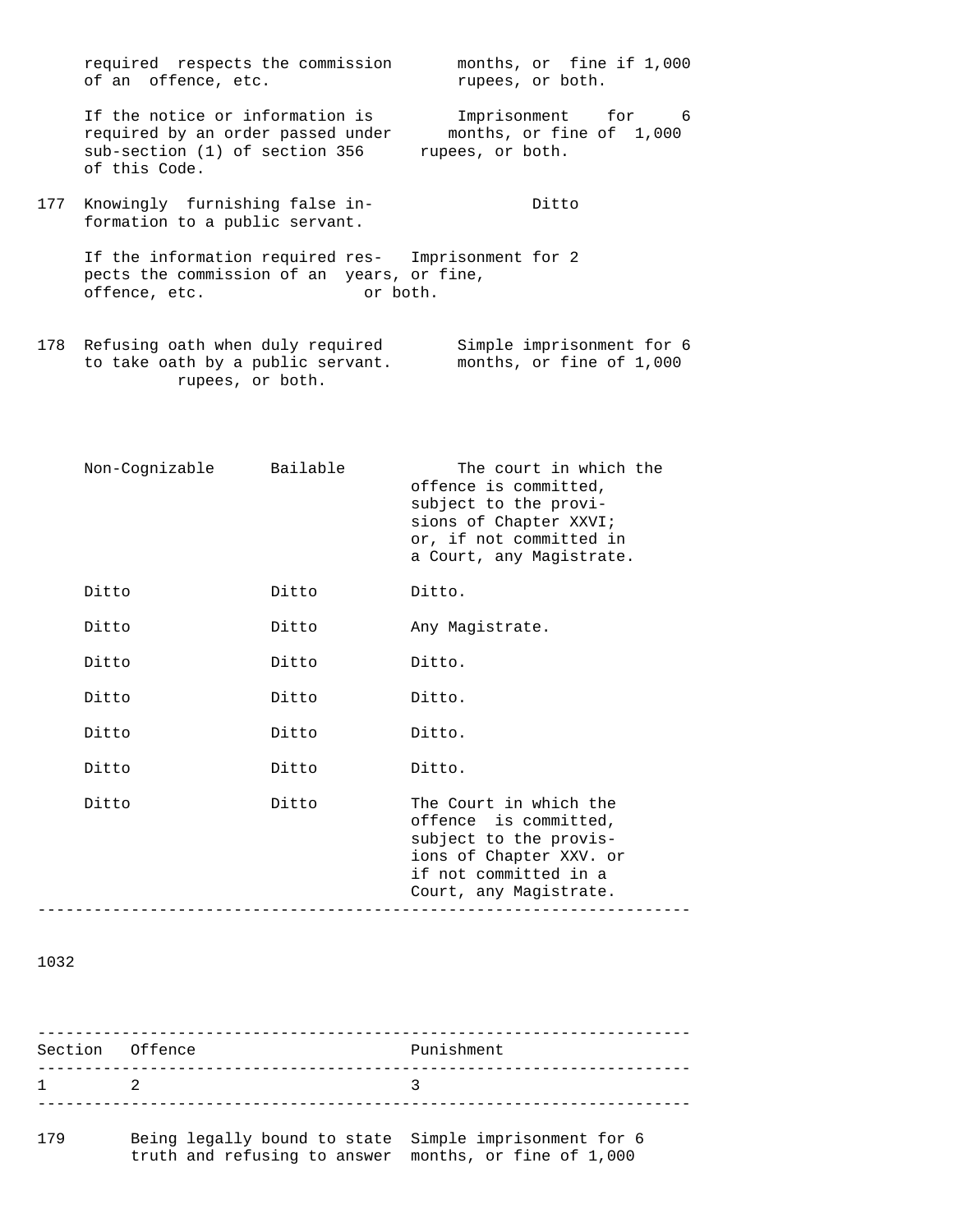required respects the commission of an offence, etc. — months, or fine if 1,000 rupees, or both.

If the notice or information is required by an order passed under sub-section (1) of section 356 of this Code. — Imprisonment for 6 months, or fine of 1,000 rupees, or both.

| Section | Offence | Punishment |
|---|---|---|
| 177 | Knowingly furnishing false information to a public servant. | Ditto |
| | If the information required respects the commission of an offence, etc. | Imprisonment for 2 years, or fine, or both. |
| 178 | Refusing oath when duly required to take oath by a public servant. | Simple imprisonment for 6 months, or fine of 1,000 rupees, or both. |

| | | |
|---|---|---|
| Non-Cognizable | Bailable | The court in which the offence is committed, subject to the provisions of Chapter XXVI; or, if not committed in a Court, any Magistrate. |
| Ditto | Ditto | Ditto. |
| Ditto | Ditto | Any Magistrate. |
| Ditto | Ditto | Ditto. |
| Ditto | Ditto | Ditto. |
| Ditto | Ditto | Ditto. |
| Ditto | Ditto | Ditto. |
| Ditto | Ditto | The Court in which the offence is committed, subject to the provisions of Chapter XXV. or if not committed in a Court, any Magistrate. |

1032

| Section | Offence | Punishment |
|---|---|---|
| 1 | 2 | 3 |
| 179 | Being legally bound to state truth and refusing to answer | Simple imprisonment for 6 months, or fine of 1,000 |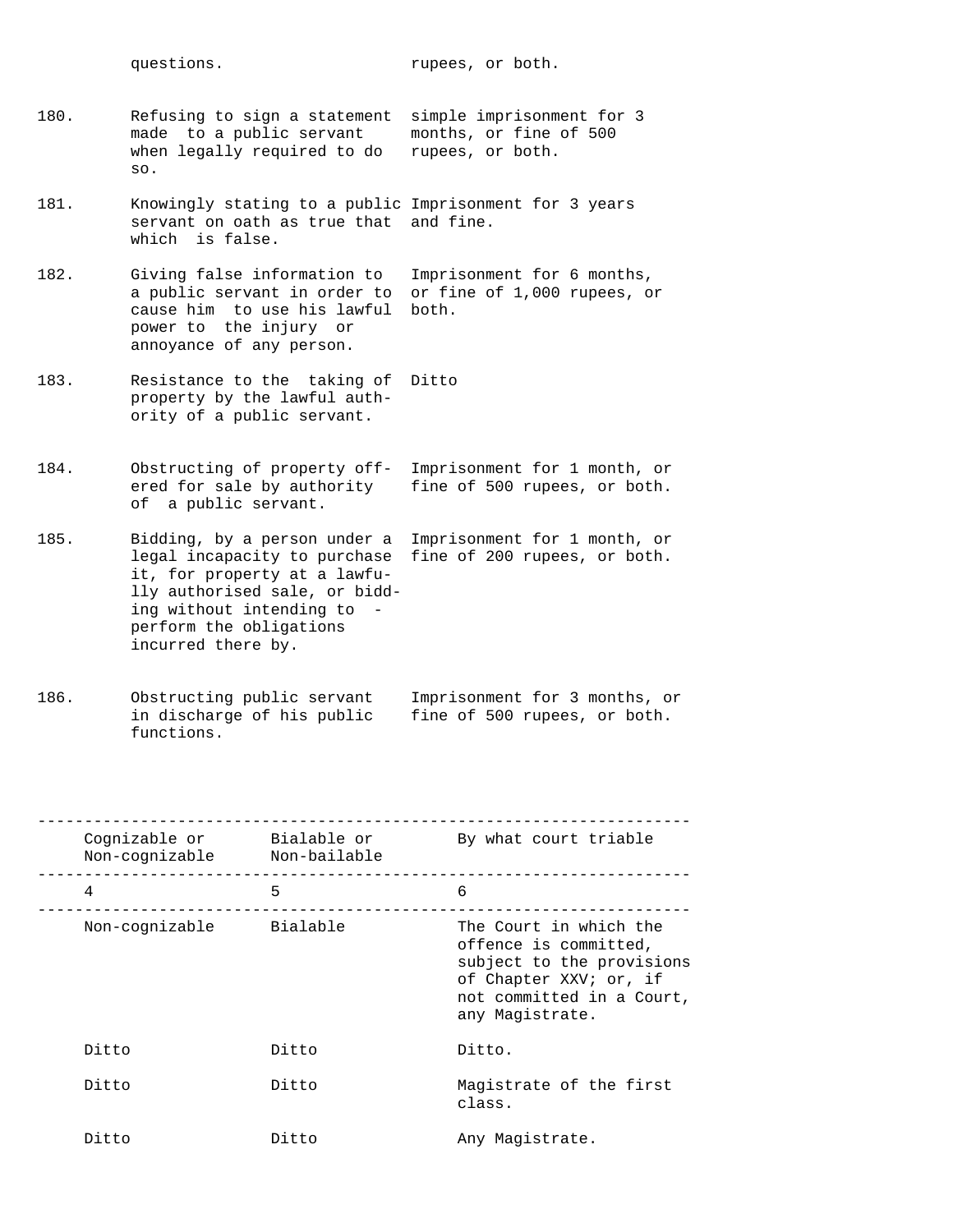| | | |
|---|---|---|
| | questions. | rupees, or both. |
| 180. | Refusing to sign a statement made to a public servant when legally required to do so. | simple imprisonment for 3 months, or fine of 500 rupees, or both. |
| 181. | Knowingly stating to a public servant on oath as true that which is false. | Imprisonment for 3 years and fine. |
| 182. | Giving false information to a public servant in order to cause him to use his lawful power to the injury or annoyance of any person. | Imprisonment for 6 months, or fine of 1,000 rupees, or both. |
| 183. | Resistance to the taking of property by the lawful authority of a public servant. | Ditto |
| 184. | Obstructing of property offered for sale by authority of a public servant. | Imprisonment for 1 month, or fine of 500 rupees, or both. |
| 185. | Bidding, by a person under a legal incapacity to purchase it, for property at a lawfully authorised sale, or bidding without intending to perform the obligations incurred there by. | Imprisonment for 1 month, or fine of 200 rupees, or both. |
| 186. | Obstructing public servant in discharge of his public functions. | Imprisonment for 3 months, or fine of 500 rupees, or both. |

| Cognizable or Non-cognizable | Bialable or Non-bailable | By what court triable |
|---|---|---|
| 4 | 5 | 6 |
| Non-cognizable | Bialable | The Court in which the offence is committed, subject to the provisions of Chapter XXV; or, if not committed in a Court, any Magistrate. |
| Ditto | Ditto | Ditto. |
| Ditto | Ditto | Magistrate of the first class. |
| Ditto | Ditto | Any Magistrate. |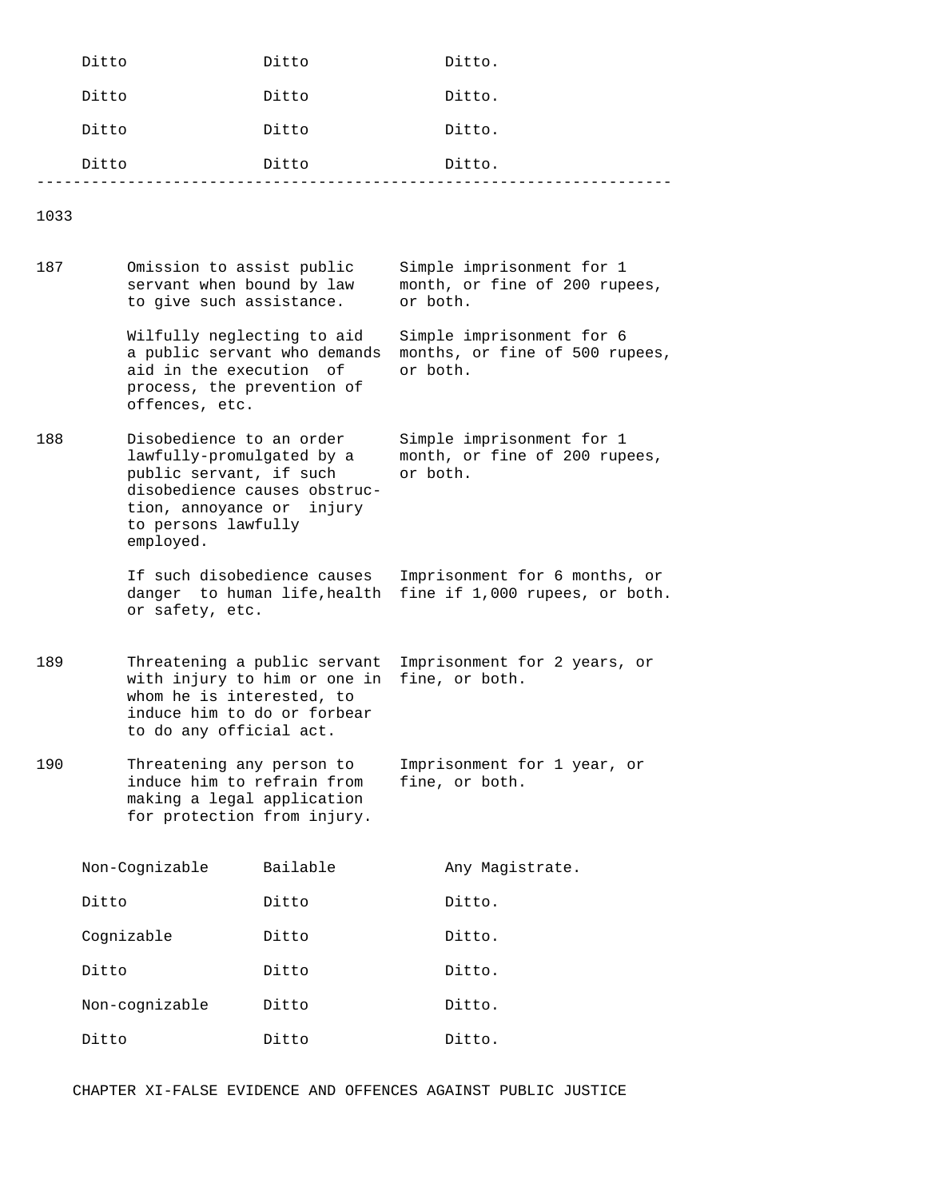| Ditto | Ditto | Ditto. |
|---|---|---|
| Ditto | Ditto | Ditto. |
| Ditto | Ditto | Ditto. |
| Ditto | Ditto | Ditto. |

1033

| Section | Offence | Punishment |
|---|---|---|
| 187 | Omission to assist public servant when bound by law to give such assistance. | Simple imprisonment for 1 month, or fine of 200 rupees, or both. |
| | Wilfully neglecting to aid a public servant who demands aid in the execution of process, the prevention of offences, etc. | Simple imprisonment for 6 months, or fine of 500 rupees, or both. |
| 188 | Disobedience to an order lawfully-promulgated by a public servant, if such disobedience causes obstruction, annoyance or injury to persons lawfully employed. | Simple imprisonment for 1 month, or fine of 200 rupees, or both. |
| | If such disobedience causes danger to human life,health or safety, etc. | Imprisonment for 6 months, or fine if 1,000 rupees, or both. |
| 189 | Threatening a public servant with injury to him or one in whom he is interested, to induce him to do or forbear to do any official act. | Imprisonment for 2 years, or fine, or both. |
| 190 | Threatening any person to induce him to refrain from making a legal application for protection from injury. | Imprisonment for 1 year, or fine, or both. |

| | | |
|---|---|---|
| Non-Cognizable | Bailable | Any Magistrate. |
| Ditto | Ditto | Ditto. |
| Cognizable | Ditto | Ditto. |
| Ditto | Ditto | Ditto. |
| Non-cognizable | Ditto | Ditto. |
| Ditto | Ditto | Ditto. |

## CHAPTER XI-FALSE EVIDENCE AND OFFENCES AGAINST PUBLIC JUSTICE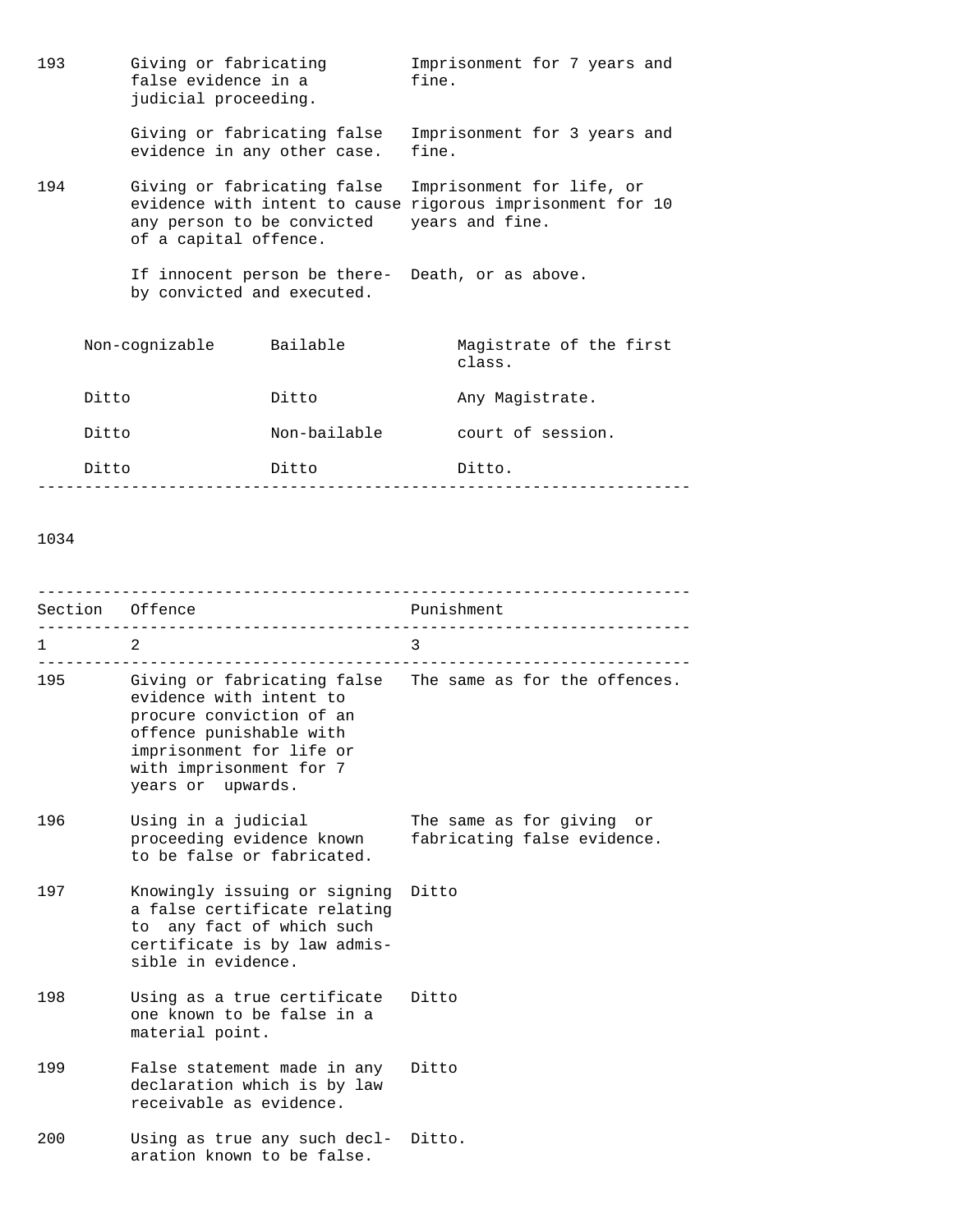| | | |
|---|---|---|
| 193 | Giving or fabricating false evidence in a judicial proceeding. | Imprisonment for 7 years and fine. |
| | Giving or fabricating false evidence in any other case. | Imprisonment for 3 years and fine. |
| 194 | Giving or fabricating false evidence with intent to cause any person to be convicted of a capital offence. | Imprisonment for life, or rigorous imprisonment for 10 years and fine. |
| | If innocent person be thereby convicted and executed. | Death, or as above. |

| | | |
|---|---|---|
| Non-cognizable | Bailable | Magistrate of the first class. |
| Ditto | Ditto | Any Magistrate. |
| Ditto | Non-bailable | court of session. |
| Ditto | Ditto | Ditto. |

1034

| Section | Offence | Punishment |
|---|---|---|
| 1 | 2 | 3 |
| 195 | Giving or fabricating false evidence with intent to procure conviction of an offence punishable with imprisonment for life or with imprisonment for 7 years or upwards. | The same as for the offences. |
| 196 | Using in a judicial proceeding evidence known to be false or fabricated. | The same as for giving or fabricating false evidence. |
| 197 | Knowingly issuing or signing a false certificate relating to any fact of which such certificate is by law admissible in evidence. | Ditto |
| 198 | Using as a true certificate one known to be false in a material point. | Ditto |
| 199 | False statement made in any declaration which is by law receivable as evidence. | Ditto |
| 200 | Using as true any such declaration known to be false. | Ditto. |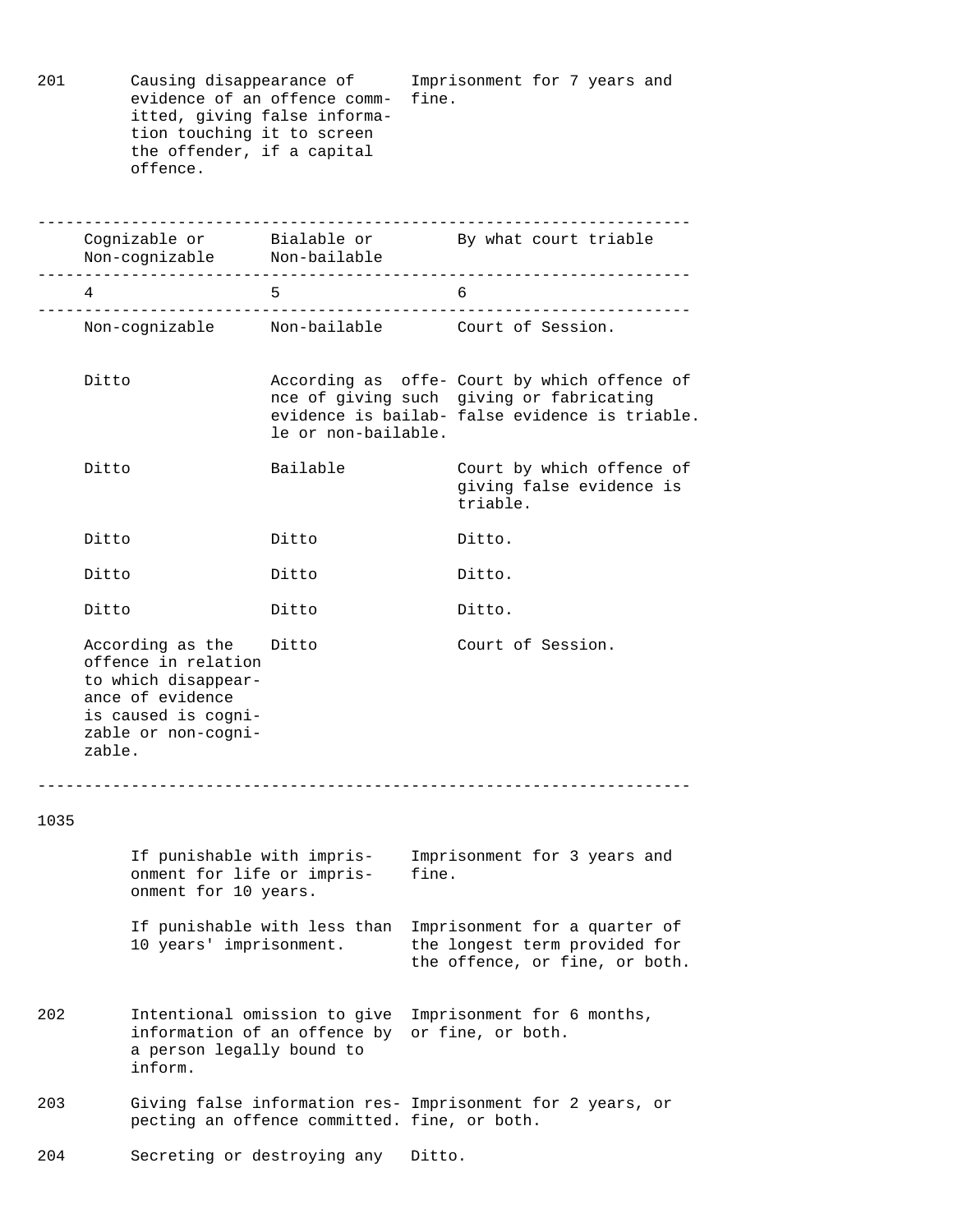| | | |
|---|---|---|
| 201 | Causing disappearance of evidence of an offence committed, giving false information touching it to screen the offender, if a capital offence. | Imprisonment for 7 years and fine. |

| Cognizable or Non-cognizable | Bialable or Non-bailable | By what court triable |
|---|---|---|
| 4 | 5 | 6 |
| Non-cognizable | Non-bailable | Court of Session. |
| Ditto | According as offence of giving such evidence is bailable or non-bailable. | Court by which offence of giving or fabricating false evidence is triable. |
| Ditto | Bailable | Court by which offence of giving false evidence is triable. |
| Ditto | Ditto | Ditto. |
| Ditto | Ditto | Ditto. |
| Ditto | Ditto | Ditto. |
| According as the offence in relation to which disappearance of evidence is caused is cognizable or non-cognizable. | Ditto | Court of Session. |

1035

| | | |
|---|---|---|
| | If punishable with imprisonment for life or imprisonment for 10 years. | Imprisonment for 3 years and fine. |
| | If punishable with less than 10 years' imprisonment. | Imprisonment for a quarter of the longest term provided for the offence, or fine, or both. |
| 202 | Intentional omission to give information of an offence by a person legally bound to inform. | Imprisonment for 6 months, or fine, or both. |
| 203 | Giving false information respecting an offence committed. | Imprisonment for 2 years, or fine, or both. |
| 204 | Secreting or destroying any | Ditto. |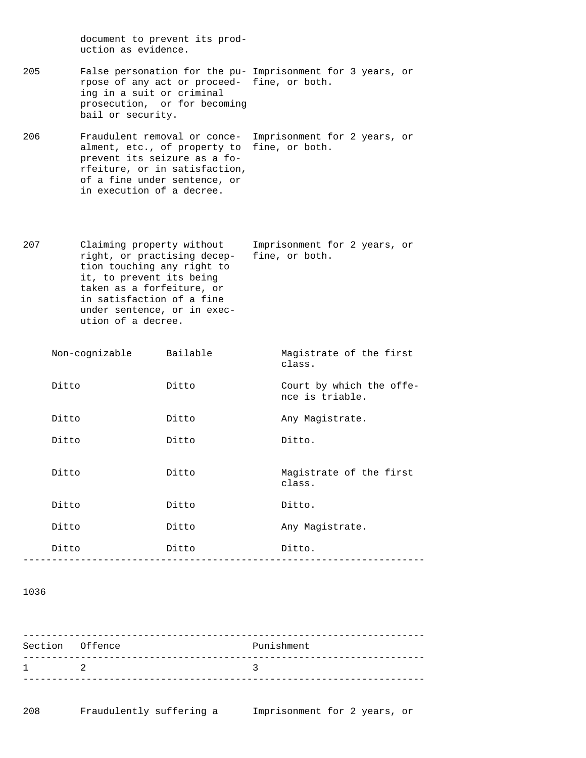| Section | Offence | Punishment |
|---|---|---|
| | document to prevent its production as evidence. | |
| 205 | False personation for the purpose of any act or proceeding in a suit or criminal prosecution, or for becoming bail or security. | Imprisonment for 3 years, or fine, or both. |
| 206 | Fraudulent removal or concealment, etc., of property to prevent its seizure as a forfeiture, or in satisfaction, of a fine under sentence, or in execution of a decree. | Imprisonment for 2 years, or fine, or both. |
| 207 | Claiming property without right, or practising deception touching any right to it, to prevent its being taken as a forfeiture, or in satisfaction of a fine under sentence, or in execution of a decree. | Imprisonment for 2 years, or fine, or both. |

| | | |
|---|---|---|
| Non-cognizable | Bailable | Magistrate of the first class. |
| Ditto | Ditto | Court by which the offence is triable. |
| Ditto | Ditto | Any Magistrate. |
| Ditto | Ditto | Ditto. |
| Ditto | Ditto | Magistrate of the first class. |
| Ditto | Ditto | Ditto. |
| Ditto | Ditto | Any Magistrate. |
| Ditto | Ditto | Ditto. |

1036

| Section | Offence | Punishment |
|---|---|---|
| 1 | 2 | 3 |
| 208 | Fraudulently suffering a | Imprisonment for 2 years, or |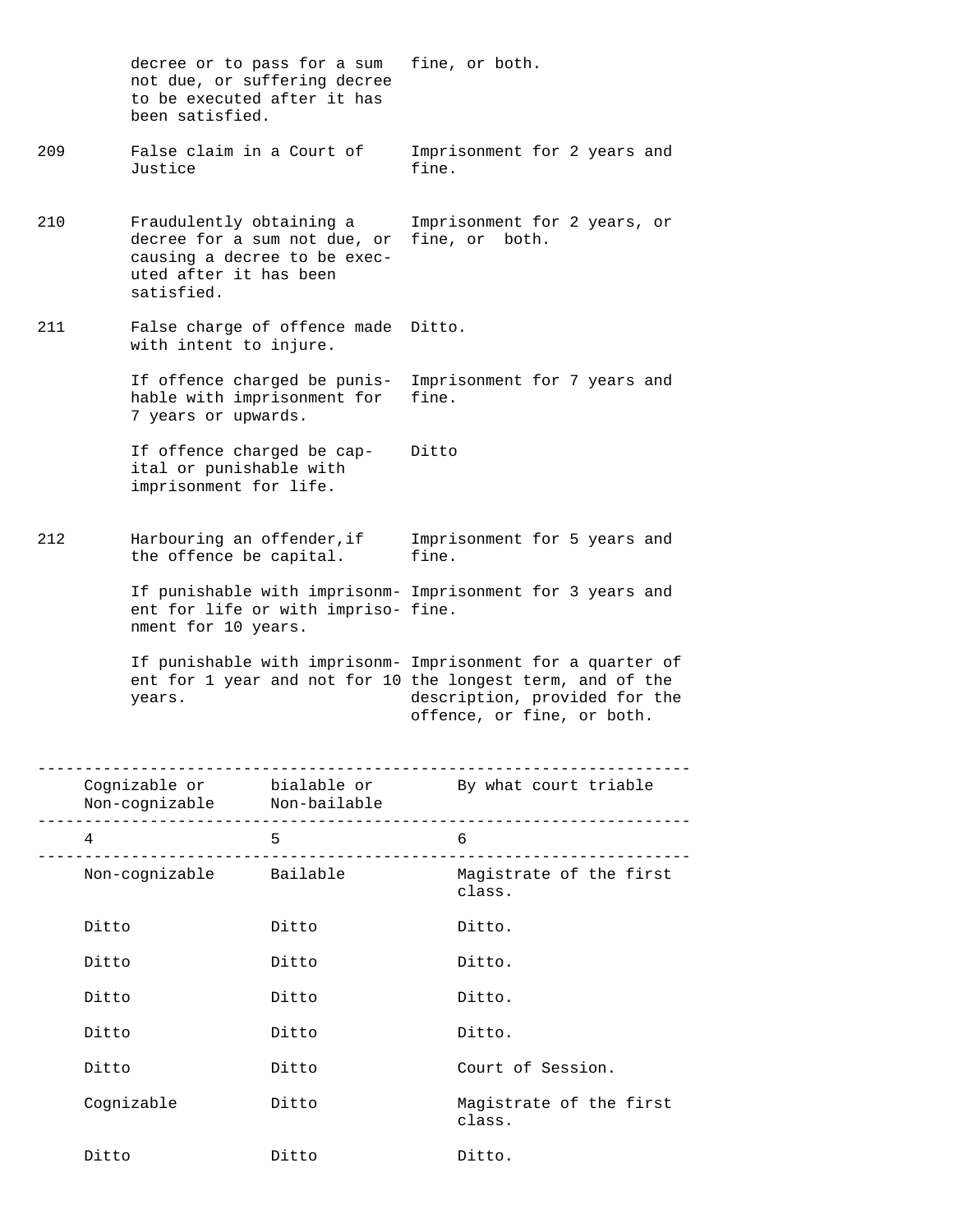| | | |
|---|---|---|
| | decree or to pass for a sum not due, or suffering decree to be executed after it has been satisfied. | fine, or both. |
| 209 | False claim in a Court of Justice | Imprisonment for 2 years and fine. |
| 210 | Fraudulently obtaining a decree for a sum not due, or causing a decree to be executed after it has been satisfied. | Imprisonment for 2 years, or fine, or both. |
| 211 | False charge of offence made with intent to injure. | Ditto. |
| | If offence charged be punishable with imprisonment for 7 years or upwards. | Imprisonment for 7 years and fine. |
| | If offence charged be capital or punishable with imprisonment for life. | Ditto |
| 212 | Harbouring an offender,if the offence be capital. | Imprisonment for 5 years and fine. |
| | If punishable with imprisonment for life or with imprisonment for 10 years. | Imprisonment for 3 years and fine. |
| | If punishable with imprisonment for 1 year and not for 10 years. | Imprisonment for a quarter of the longest term, and of the description, provided for the offence, or fine, or both. |

| Cognizable or Non-cognizable | bialable or Non-bailable | By what court triable |
|---|---|---|
| 4 | 5 | 6 |
| Non-cognizable | Bailable | Magistrate of the first class. |
| Ditto | Ditto | Ditto. |
| Ditto | Ditto | Ditto. |
| Ditto | Ditto | Ditto. |
| Ditto | Ditto | Ditto. |
| Ditto | Ditto | Court of Session. |
| Cognizable | Ditto | Magistrate of the first class. |
| Ditto | Ditto | Ditto. |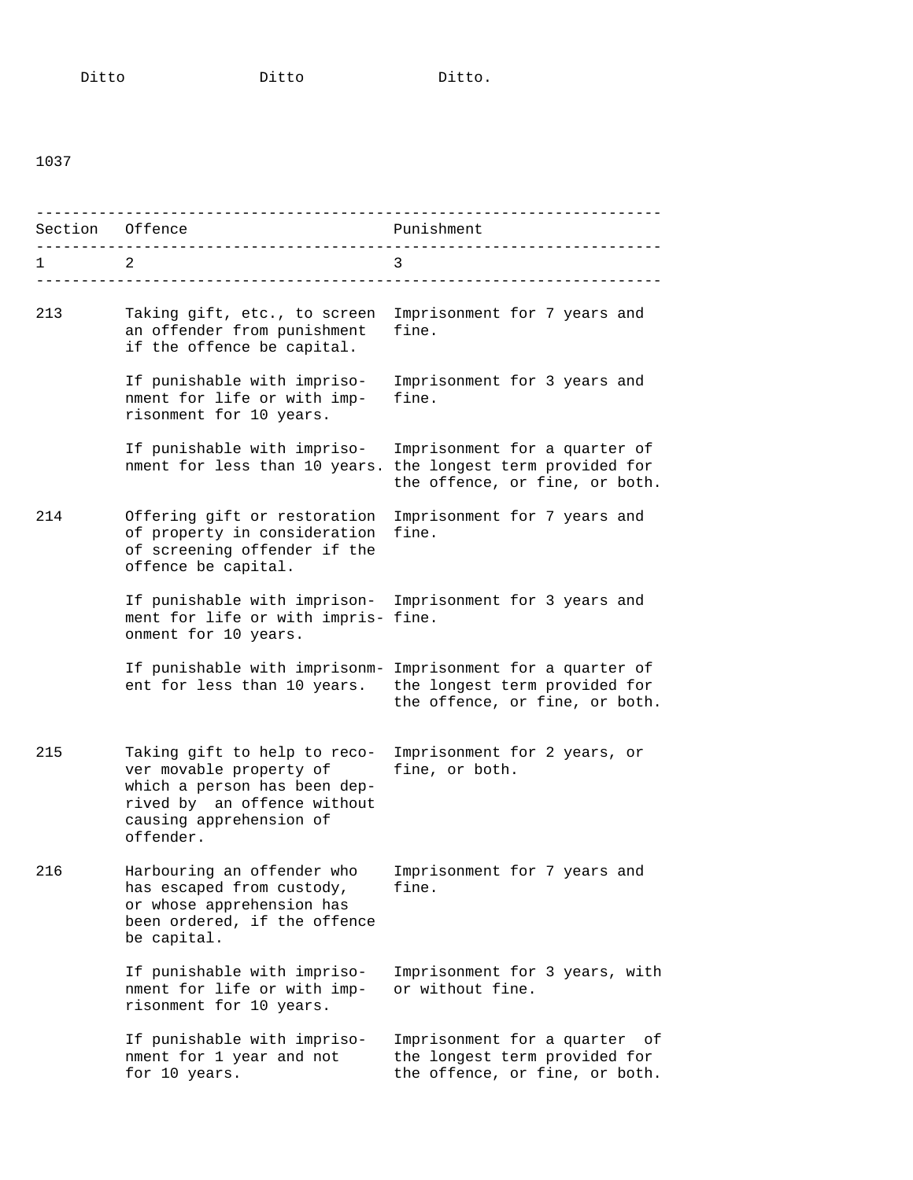Ditto Ditto Ditto.

| Section | Offence | Punishment |
|---|---|---|
| 1 | 2 | 3 |
| 213 | Taking gift, etc., to screen an offender from punishment if the offence be capital. | Imprisonment for 7 years and fine. |
| | If punishable with imprisonment for life or with imprisonment for 10 years. | Imprisonment for 3 years and fine. |
| | If punishable with imprisonment for less than 10 years. | Imprisonment for a quarter of the longest term provided for the offence, or fine, or both. |
| 214 | Offering gift or restoration of property in consideration of screening offender if the offence be capital. | Imprisonment for 7 years and fine. |
| | If punishable with imprisonment for life or with imprisonment for 10 years. | Imprisonment for 3 years and fine. |
| | If punishable with imprisonment for less than 10 years. | Imprisonment for a quarter of the longest term provided for the offence, or fine, or both. |
| 215 | Taking gift to help to recover movable property of which a person has been deprived by an offence without causing apprehension of offender. | Imprisonment for 2 years, or fine, or both. |
| 216 | Harbouring an offender who has escaped from custody, or whose apprehension has been ordered, if the offence be capital. | Imprisonment for 7 years and fine. |
| | If punishable with imprisonment for life or with imprisonment for 10 years. | Imprisonment for 3 years, with or without fine. |
| | If punishable with imprisonment for 1 year and not for 10 years. | Imprisonment for a quarter of the longest term provided for the offence, or fine, or both. |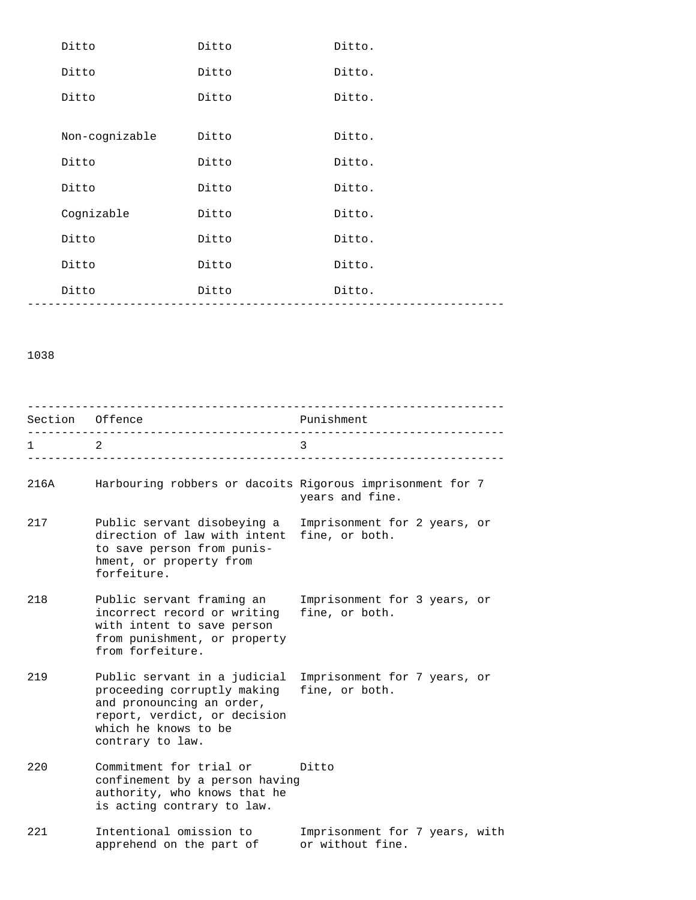| | | |
|---|---|---|
| Ditto | Ditto | Ditto. |
| Ditto | Ditto | Ditto. |
| Ditto | Ditto | Ditto. |
| Non-cognizable | Ditto | Ditto. |
| Ditto | Ditto | Ditto. |
| Ditto | Ditto | Ditto. |
| Cognizable | Ditto | Ditto. |
| Ditto | Ditto | Ditto. |
| Ditto | Ditto | Ditto. |
| Ditto | Ditto | Ditto. |

| Section | Offence | Punishment |
|---|---|---|
| 1 | 2 | 3 |
| 216A | Harbouring robbers or dacoits | Rigorous imprisonment for 7 years and fine. |
| 217 | Public servant disobeying a direction of law with intent to save person from punishment, or property from forfeiture. | Imprisonment for 2 years, or fine, or both. |
| 218 | Public servant framing an incorrect record or writing with intent to save person from punishment, or property from forfeiture. | Imprisonment for 3 years, or fine, or both. |
| 219 | Public servant in a judicial proceeding corruptly making and pronouncing an order, report, verdict, or decision which he knows to be contrary to law. | Imprisonment for 7 years, or fine, or both. |
| 220 | Commitment for trial or confinement by a person having authority, who knows that he is acting contrary to law. | Ditto |
| 221 | Intentional omission to apprehend on the part of | Imprisonment for 7 years, with or without fine. |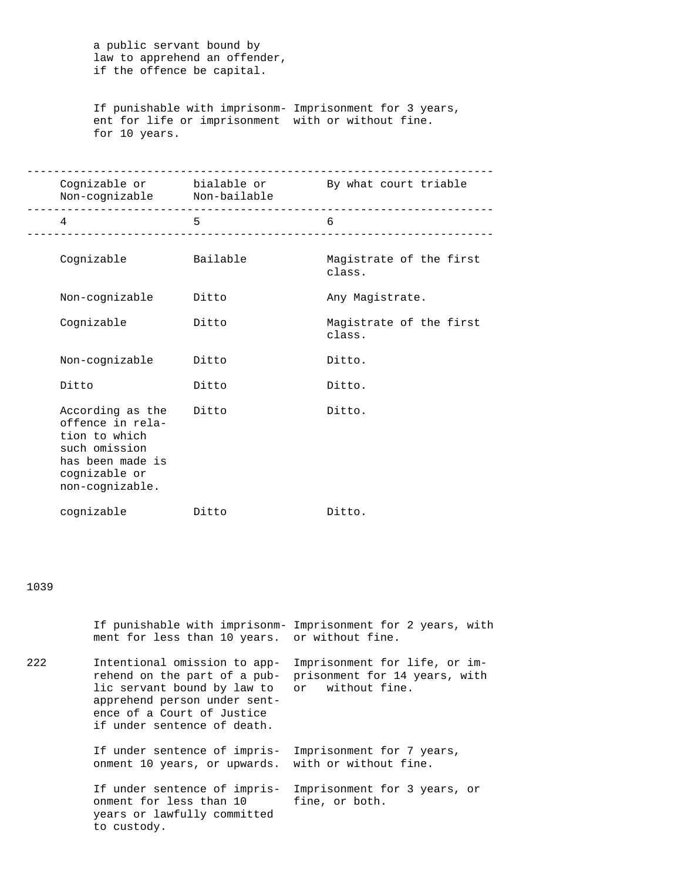a public servant bound by law to apprehend an offender, if the offence be capital.

If punishable with imprisonment for life or imprisonment for 10 years. Imprisonment for 3 years, with or without fine.

| Cognizable or Non-cognizable | bialable or Non-bailable | By what court triable |
|---|---|---|
| 4 | 5 | 6 |
| Cognizable | Bailable | Magistrate of the first class. |
| Non-cognizable | Ditto | Any Magistrate. |
| Cognizable | Ditto | Magistrate of the first class. |
| Non-cognizable | Ditto | Ditto. |
| Ditto | Ditto | Ditto. |
| According as the offence in relation to which such omission has been made is cognizable or non-cognizable. | Ditto | Ditto. |
| cognizable | Ditto | Ditto. |

1039

| | | |
|---|---|---|
| | If punishable with imprisonment for less than 10 years. | Imprisonment for 2 years, with or without fine. |
| 222 | Intentional omission to apprehend on the part of a public servant bound by law to apprehend person under sentence of a Court of Justice if under sentence of death. | Imprisonment for life, or imprisonment for 14 years, with or without fine. |
| | If under sentence of imprisonment 10 years, or upwards. | Imprisonment for 7 years, with or without fine. |
| | If under sentence of imprisonment for less than 10 years or lawfully committed to custody. | Imprisonment for 3 years, or fine, or both. |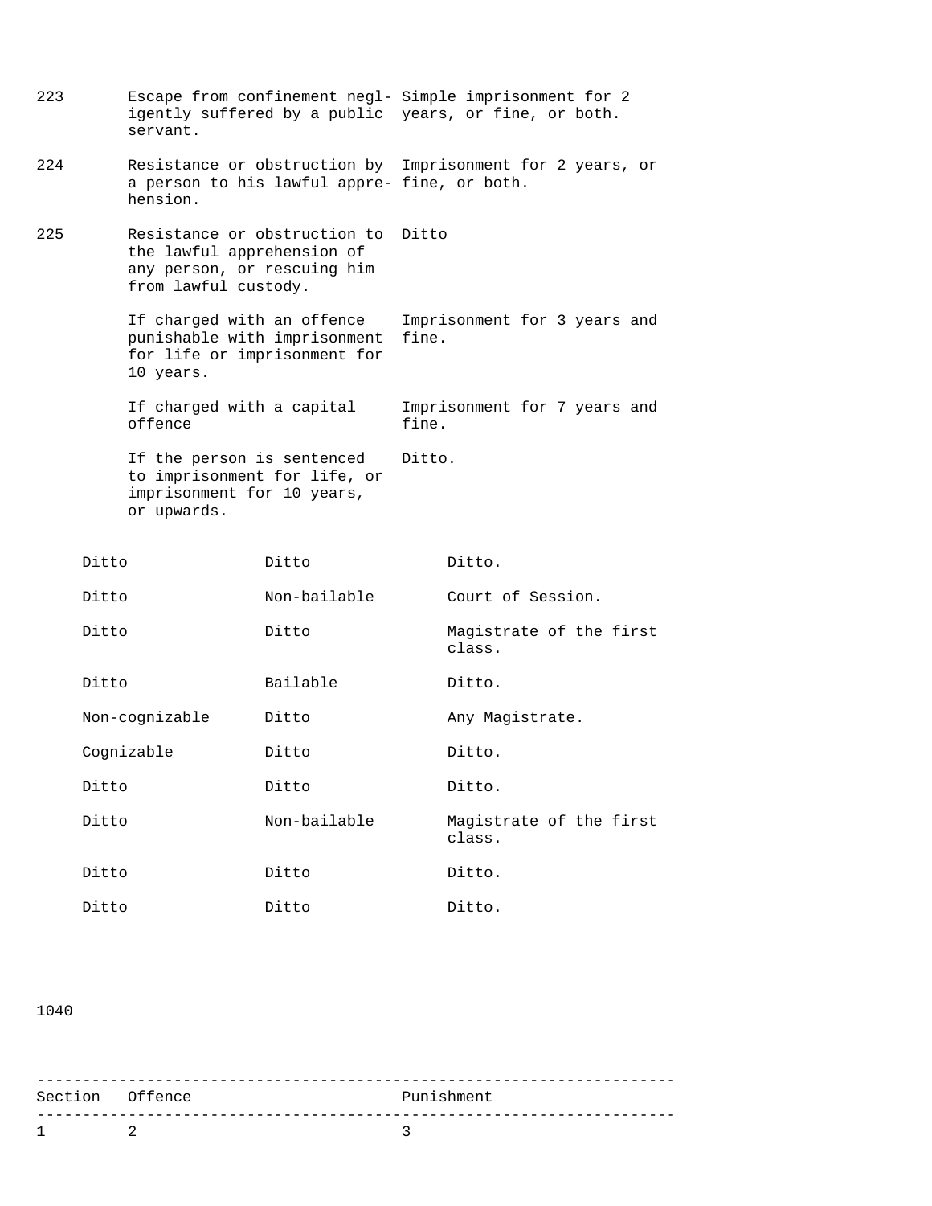| | | |
|---|---|---|
| 223 | Escape from confinement negligently suffered by a public servant. | Simple imprisonment for 2 years, or fine, or both. |
| 224 | Resistance or obstruction by a person to his lawful apprehension. | Imprisonment for 2 years, or fine, or both. |
| 225 | Resistance or obstruction to the lawful apprehension of any person, or rescuing him from lawful custody. | Ditto |
| | If charged with an offence punishable with imprisonment for life or imprisonment for 10 years. | Imprisonment for 3 years and fine. |
| | If charged with a capital offence | Imprisonment for 7 years and fine. |
| | If the person is sentenced to imprisonment for life, or imprisonment for 10 years, or upwards. | Ditto. |

| | | |
|---|---|---|
| Ditto | Ditto | Ditto. |
| Ditto | Non-bailable | Court of Session. |
| Ditto | Ditto | Magistrate of the first class. |
| Ditto | Bailable | Ditto. |
| Non-cognizable | Ditto | Any Magistrate. |
| Cognizable | Ditto | Ditto. |
| Ditto | Ditto | Ditto. |
| Ditto | Non-bailable | Magistrate of the first class. |
| Ditto | Ditto | Ditto. |
| Ditto | Ditto | Ditto. |

| Section | Offence | Punishment |
|---|---|---|
| 1 | 2 | 3 |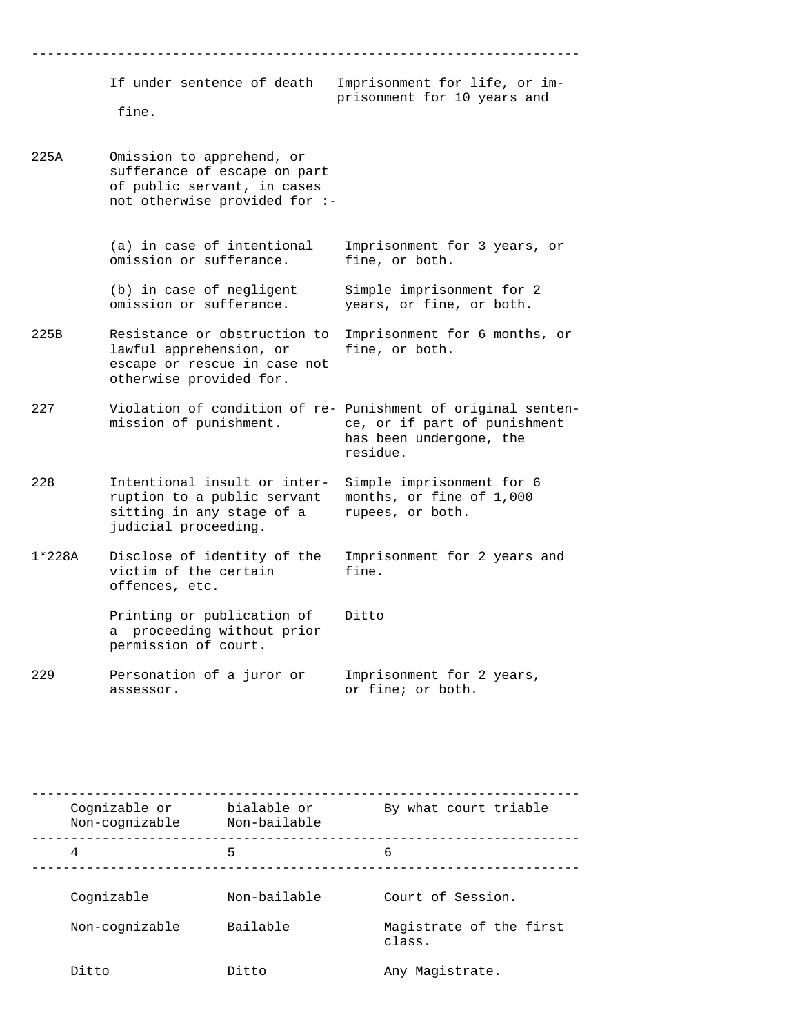| | | |
|---|---|---|
| | If under sentence of death fine. | Imprisonment for life, or imprisonment for 10 years and |
| 225A | Omission to apprehend, or sufferance of escape on part of public servant, in cases not otherwise provided for :- | |
| | (a) in case of intentional omission or sufferance. | Imprisonment for 3 years, or fine, or both. |
| | (b) in case of negligent omission or sufferance. | Simple imprisonment for 2 years, or fine, or both. |
| 225B | Resistance or obstruction to lawful apprehension, or escape or rescue in case not otherwise provided for. | Imprisonment for 6 months, or fine, or both. |
| 227 | Violation of condition of remission of punishment. | Punishment of original sentence, or if part of punishment has been undergone, the residue. |
| 228 | Intentional insult or interruption to a public servant sitting in any stage of a judicial proceeding. | Simple imprisonment for 6 months, or fine of 1,000 rupees, or both. |
| 1*228A | Disclose of identity of the victim of the certain offences, etc. | Imprisonment for 2 years and fine. |
| | Printing or publication of a proceeding without prior permission of court. | Ditto |
| 229 | Personation of a juror or assessor. | Imprisonment for 2 years, or fine; or both. |

| Cognizable or Non-cognizable | bialable or Non-bailable | By what court triable |
|---|---|---|
| 4 | 5 | 6 |
| Cognizable | Non-bailable | Court of Session. |
| Non-cognizable | Bailable | Magistrate of the first class. |
| Ditto | Ditto | Any Magistrate. |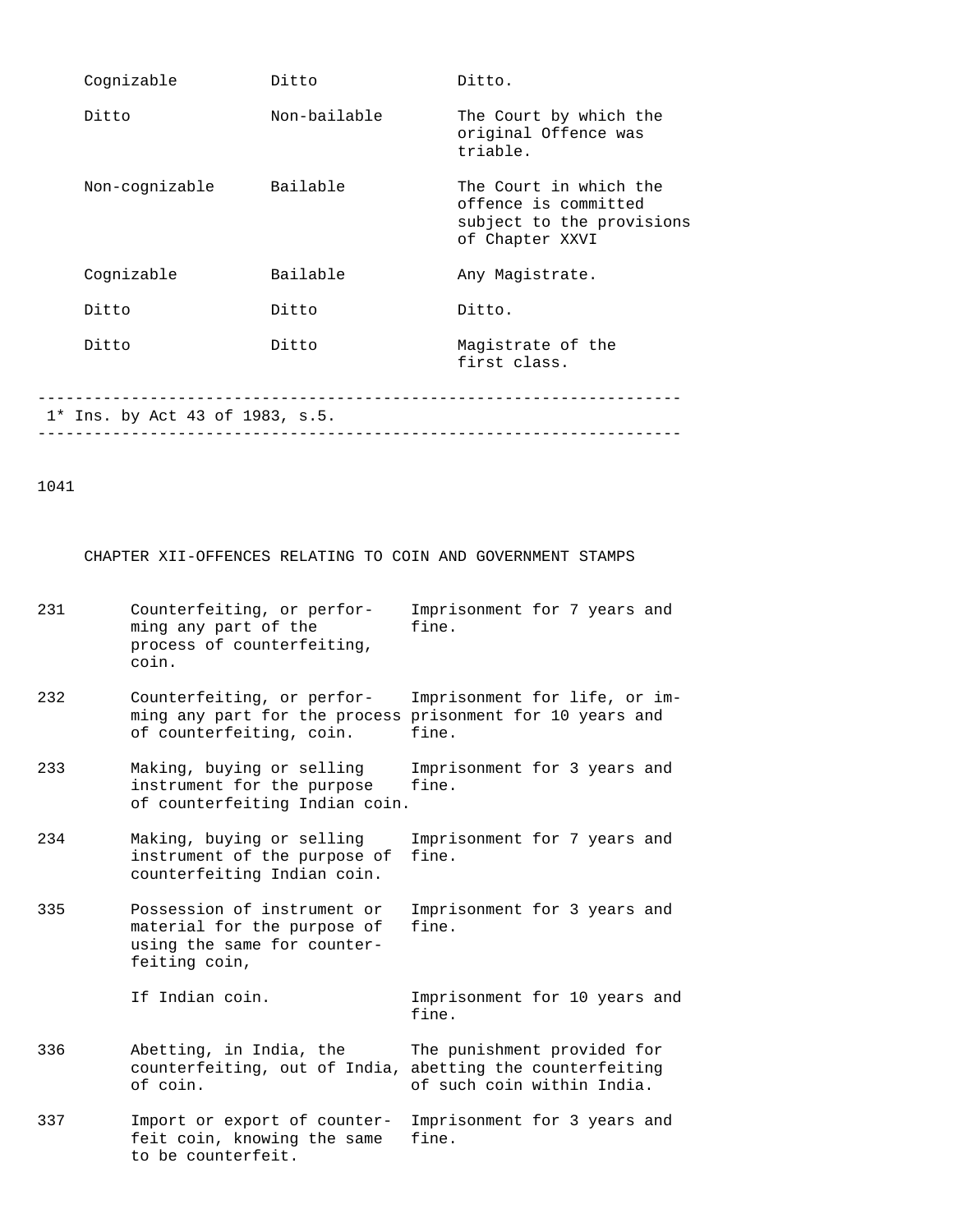| | | |
|---|---|---|
| Cognizable | Ditto | Ditto. |
| Ditto | Non-bailable | The Court by which the original Offence was triable. |
| Non-cognizable | Bailable | The Court in which the offence is committed subject to the provisions of Chapter XXVI |
| Cognizable | Bailable | Any Magistrate. |
| Ditto | Ditto | Ditto. |
| Ditto | Ditto | Magistrate of the first class. |

---

1* Ins. by Act 43 of 1983, s.5.

---

CHAPTER XII-OFFENCES RELATING TO COIN AND GOVERNMENT STAMPS

| | | |
|---|---|---|
| 231 | Counterfeiting, or performing any part of the process of counterfeiting, coin. | Imprisonment for 7 years and fine. |
| 232 | Counterfeiting, or performing any part for the process of counterfeiting, coin. | Imprisonment for life, or imprisonment for 10 years and fine. |
| 233 | Making, buying or selling instrument for the purpose of counterfeiting Indian coin. | Imprisonment for 3 years and fine. |
| 234 | Making, buying or selling instrument of the purpose of counterfeiting Indian coin. | Imprisonment for 7 years and fine. |
| 335 | Possession of instrument or material for the purpose of using the same for counterfeiting coin, | Imprisonment for 3 years and fine. |
| | If Indian coin. | Imprisonment for 10 years and fine. |
| 336 | Abetting, in India, the counterfeiting, out of India, of coin. | The punishment provided for abetting the counterfeiting of such coin within India. |
| 337 | Import or export of counterfeit coin, knowing the same to be counterfeit. | Imprisonment for 3 years and fine. |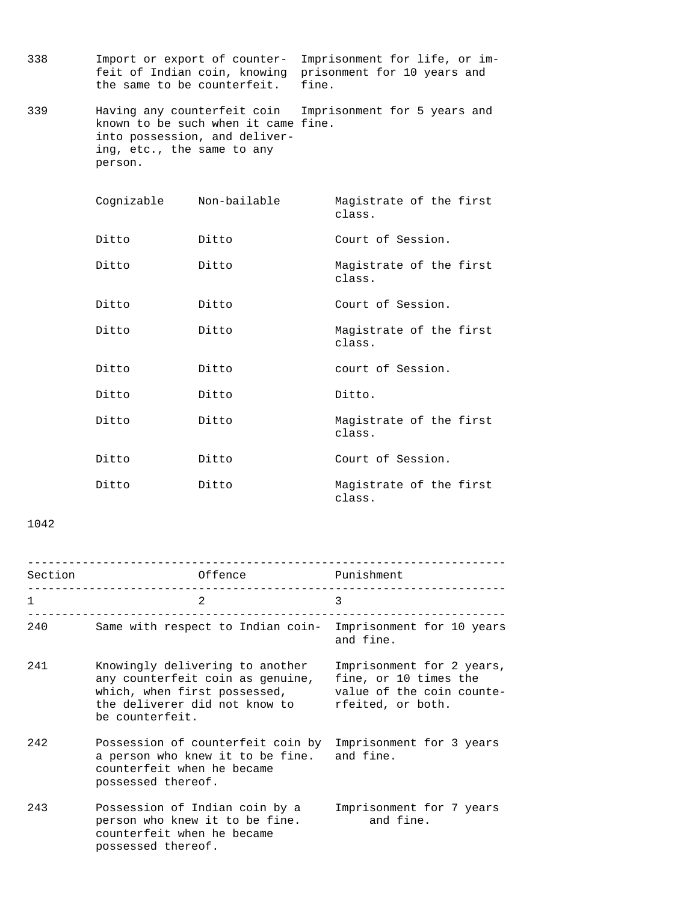| | | |
|---|---|---|
| 338 | Import or export of counterfeit of Indian coin, knowing the same to be counterfeit. | Imprisonment for life, or imprisonment for 10 years and fine. |
| 339 | Having any counterfeit coin known to be such when it came into possession, and delivering, etc., the same to any person. | Imprisonment for 5 years and fine. |

| | | |
|---|---|---|
| Cognizable | Non-bailable | Magistrate of the first class. |
| Ditto | Ditto | Court of Session. |
| Ditto | Ditto | Magistrate of the first class. |
| Ditto | Ditto | Court of Session. |
| Ditto | Ditto | Magistrate of the first class. |
| Ditto | Ditto | court of Session. |
| Ditto | Ditto | Ditto. |
| Ditto | Ditto | Magistrate of the first class. |
| Ditto | Ditto | Court of Session. |
| Ditto | Ditto | Magistrate of the first class. |

1042

| Section | Offence | Punishment |
|---|---|---|
| 1 | 2 | 3 |
| 240 | Same with respect to Indian coin- | Imprisonment for 10 years and fine. |
| 241 | Knowingly delivering to another any counterfeit coin as genuine, which, when first possessed, the deliverer did not know to be counterfeit. | Imprisonment for 2 years, fine, or 10 times the value of the coin counterfeited, or both. |
| 242 | Possession of counterfeit coin by a person who knew it to be fine. counterfeit when he became possessed thereof. | Imprisonment for 3 years and fine. |
| 243 | Possession of Indian coin by a person who knew it to be fine. counterfeit when he became possessed thereof. | Imprisonment for 7 years and fine. |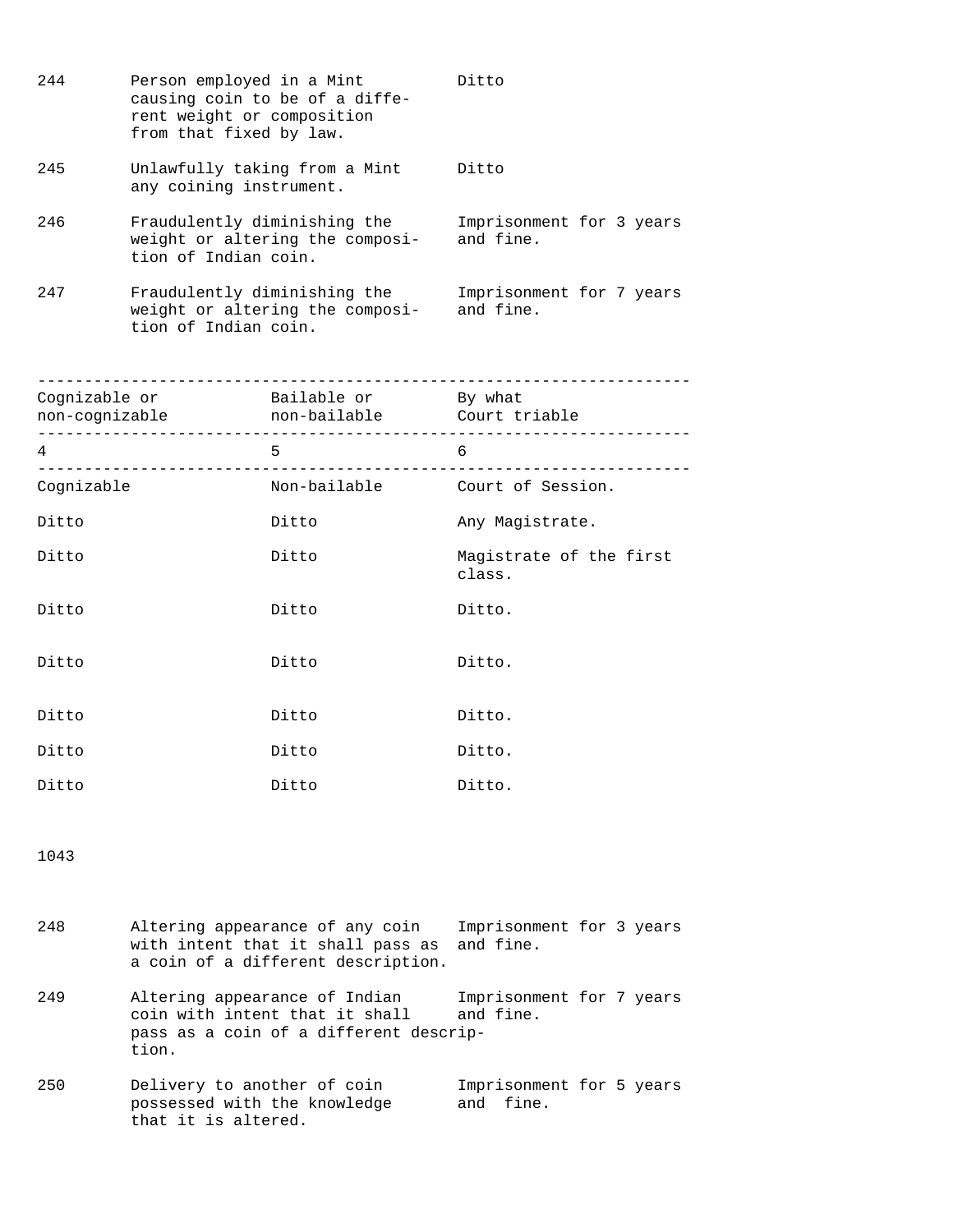| | | |
|---|---|---|
| 244 | Person employed in a Mint causing coin to be of a different weight or composition from that fixed by law. | Ditto |
| 245 | Unlawfully taking from a Mint any coining instrument. | Ditto |
| 246 | Fraudulently diminishing the weight or altering the composition of Indian coin. | Imprisonment for 3 years and fine. |
| 247 | Fraudulently diminishing the weight or altering the composition of Indian coin. | Imprisonment for 7 years and fine. |

| Cognizable or non-cognizable | Bailable or non-bailable | By what Court triable |
|---|---|---|
| 4 | 5 | 6 |
| Cognizable | Non-bailable | Court of Session. |
| Ditto | Ditto | Any Magistrate. |
| Ditto | Ditto | Magistrate of the first class. |
| Ditto | Ditto | Ditto. |
| Ditto | Ditto | Ditto. |
| Ditto | Ditto | Ditto. |
| Ditto | Ditto | Ditto. |
| Ditto | Ditto | Ditto. |

1043

| | | |
|---|---|---|
| 248 | Altering appearance of any coin with intent that it shall pass as a coin of a different description. | Imprisonment for 3 years and fine. |
| 249 | Altering appearance of Indian coin with intent that it shall pass as a coin of a different description. | Imprisonment for 7 years and fine. |
| 250 | Delivery to another of coin possessed with the knowledge that it is altered. | Imprisonment for 5 years and fine. |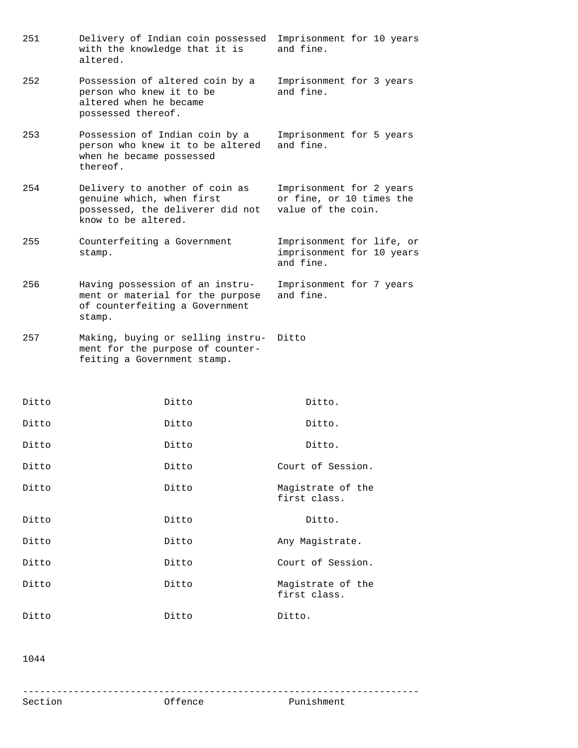| Section | Offence | Punishment |
|---|---|---|
| 251 | Delivery of Indian coin possessed with the knowledge that it is altered. | Imprisonment for 10 years and fine. |
| 252 | Possession of altered coin by a person who knew it to be altered when he became possessed thereof. | Imprisonment for 3 years and fine. |
| 253 | Possession of Indian coin by a person who knew it to be altered when he became possessed thereof. | Imprisonment for 5 years and fine. |
| 254 | Delivery to another of coin as genuine which, when first possessed, the deliverer did not know to be altered. | Imprisonment for 2 years or fine, or 10 times the value of the coin. |
| 255 | Counterfeiting a Government stamp. | Imprisonment for life, or imprisonment for 10 years and fine. |
| 256 | Having possession of an instrument or material for the purpose of counterfeiting a Government stamp. | Imprisonment for 7 years and fine. |
| 257 | Making, buying or selling instrument for the purpose of counterfeiting a Government stamp. | Ditto |

| | | |
|---|---|---|
| Ditto | Ditto | Ditto. |
| Ditto | Ditto | Ditto. |
| Ditto | Ditto | Ditto. |
| Ditto | Ditto | Court of Session. |
| Ditto | Ditto | Magistrate of the first class. |
| Ditto | Ditto | Ditto. |
| Ditto | Ditto | Any Magistrate. |
| Ditto | Ditto | Court of Session. |
| Ditto | Ditto | Magistrate of the first class. |
| Ditto | Ditto | Ditto. |

---

| Section | Offence | Punishment |
|---|---|---|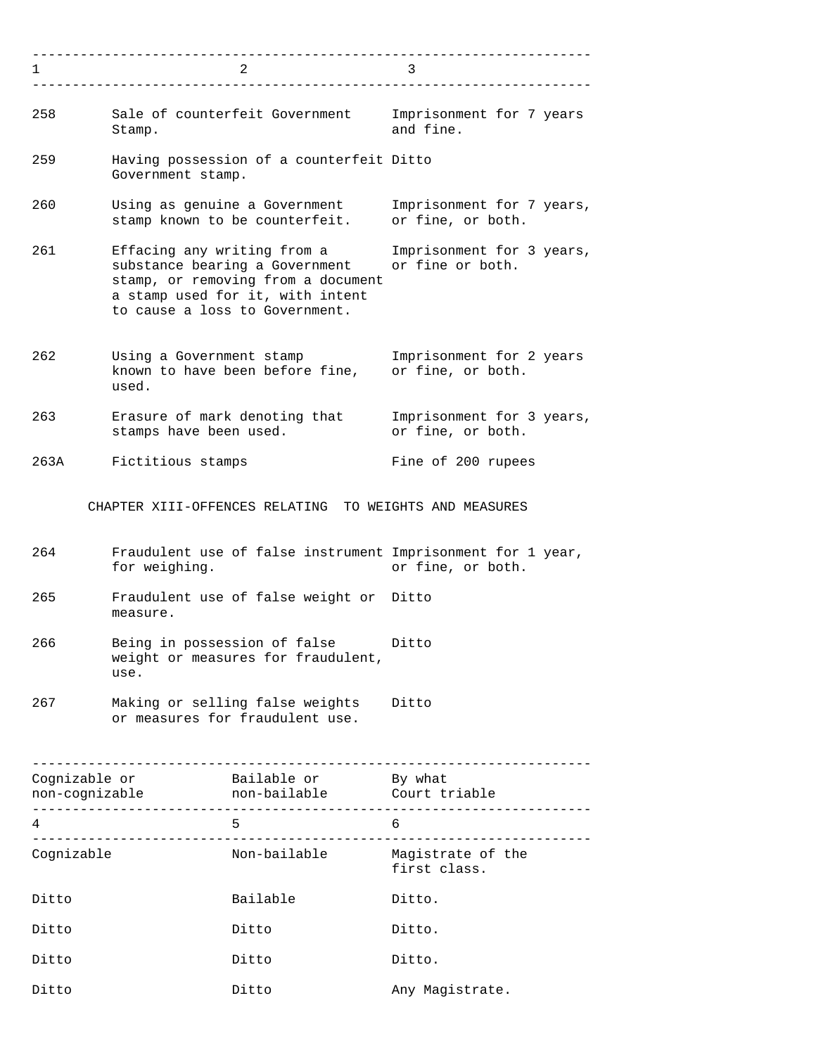| 1 | 2 | 3 |
|---|---|---|
| 258 | Sale of counterfeit Government Stamp. | Imprisonment for 7 years and fine. |
| 259 | Having possession of a counterfeit Government stamp. | Ditto |
| 260 | Using as genuine a Government stamp known to be counterfeit. | Imprisonment for 7 years, or fine, or both. |
| 261 | Effacing any writing from a substance bearing a Government stamp, or removing from a document a stamp used for it, with intent to cause a loss to Government. | Imprisonment for 3 years, or fine or both. |
| 262 | Using a Government stamp known to have been before fine, used. | Imprisonment for 2 years or fine, or both. |
| 263 | Erasure of mark denoting that stamps have been used. | Imprisonment for 3 years, or fine, or both. |
| 263A | Fictitious stamps | Fine of 200 rupees |

CHAPTER XIII-OFFENCES RELATING TO WEIGHTS AND MEASURES

| 1 | 2 | 3 |
|---|---|---|
| 264 | Fraudulent use of false instrument for weighing. | Imprisonment for 1 year, or fine, or both. |
| 265 | Fraudulent use of false weight or measure. | Ditto |
| 266 | Being in possession of false weight or measures for fraudulent, use. | Ditto |
| 267 | Making or selling false weights or measures for fraudulent use. | Ditto |

| Cognizable or non-cognizable | Bailable or non-bailable | By what Court triable |
|---|---|---|
| 4 | 5 | 6 |
| Cognizable | Non-bailable | Magistrate of the first class. |
| Ditto | Bailable | Ditto. |
| Ditto | Ditto | Ditto. |
| Ditto | Ditto | Ditto. |
| Ditto | Ditto | Any Magistrate. |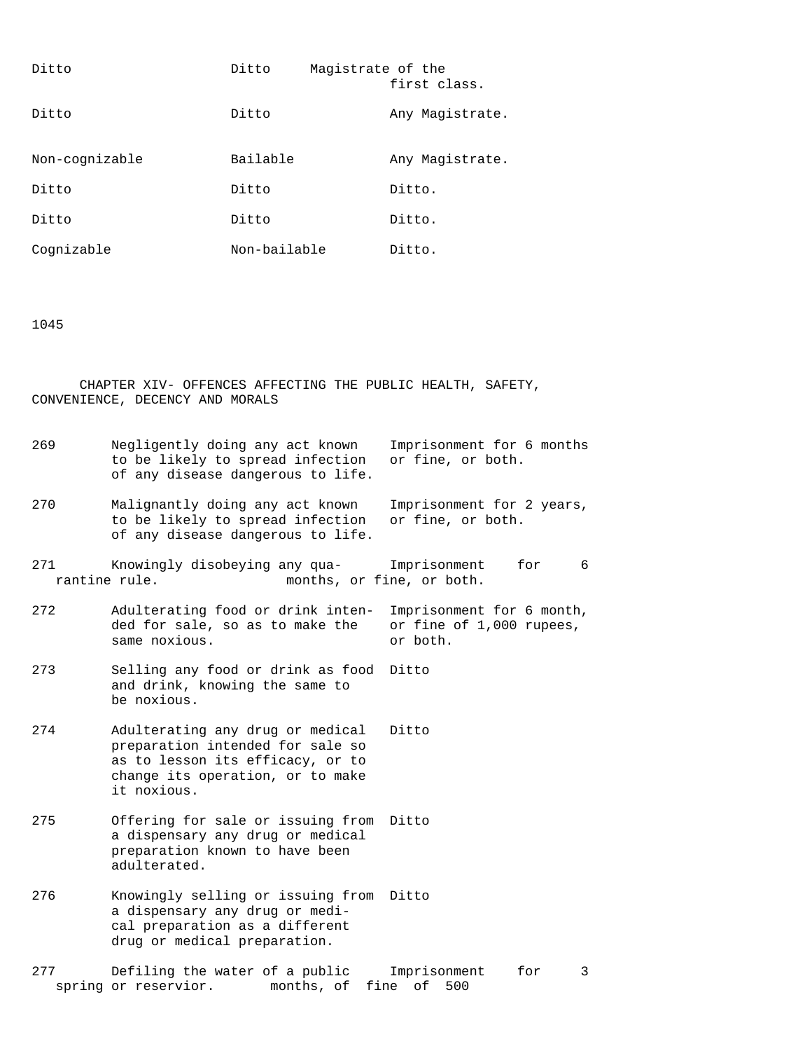| | | |
|---|---|---|
| Ditto | Ditto | Magistrate of the first class. |
| Ditto | Ditto | Any Magistrate. |
| Non-cognizable | Bailable | Any Magistrate. |
| Ditto | Ditto | Ditto. |
| Ditto | Ditto | Ditto. |
| Cognizable | Non-bailable | Ditto. |

1045

## CHAPTER XIV- OFFENCES AFFECTING THE PUBLIC HEALTH, SAFETY, CONVENIENCE, DECENCY AND MORALS

| | | |
|---|---|---|
| 269 | Negligently doing any act known to be likely to spread infection of any disease dangerous to life. | Imprisonment for 6 months or fine, or both. |
| 270 | Malignantly doing any act known to be likely to spread infection of any disease dangerous to life. | Imprisonment for 2 years, or fine, or both. |
| 271 | Knowingly disobeying any quarantine rule. | Imprisonment for 6 months, or fine, or both. |
| 272 | Adulterating food or drink intended for sale, so as to make the same noxious. | Imprisonment for 6 month, or fine of 1,000 rupees, or both. |
| 273 | Selling any food or drink as food and drink, knowing the same to be noxious. | Ditto |
| 274 | Adulterating any drug or medical preparation intended for sale so as to lesson its efficacy, or to change its operation, or to make it noxious. | Ditto |
| 275 | Offering for sale or issuing from a dispensary any drug or medical preparation known to have been adulterated. | Ditto |
| 276 | Knowingly selling or issuing from a dispensary any drug or medical preparation as a different drug or medical preparation. | Ditto |
| 277 | Defiling the water of a public spring or reservior. | Imprisonment for 3 months, of fine of 500 |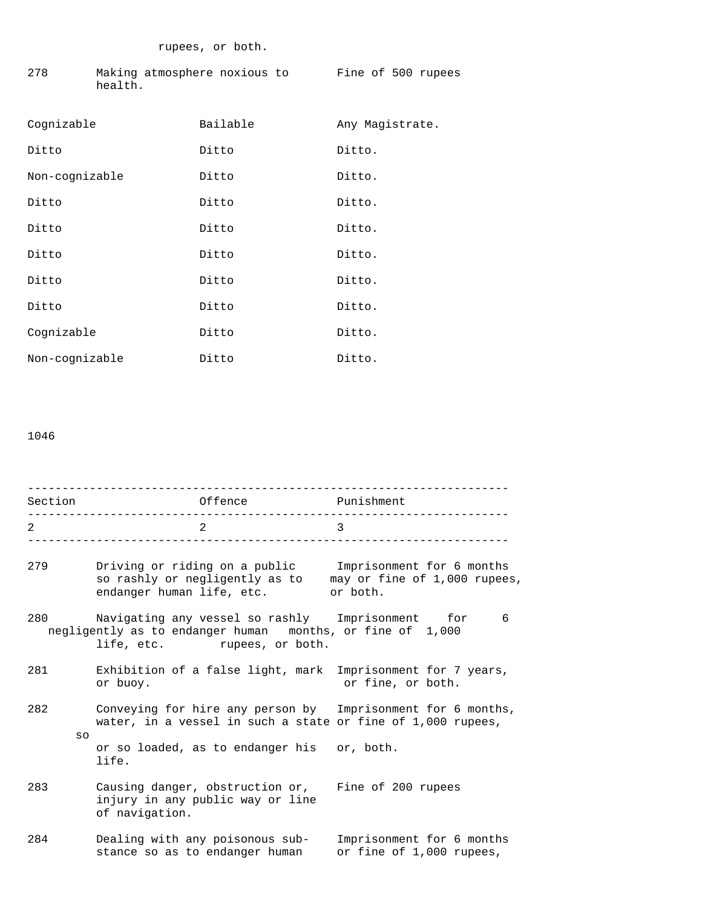rupees, or both.

| | | |
|---|---|---|
| 278 | Making atmosphere noxious to health. | Fine of 500 rupees |

| | | |
|---|---|---|
| Cognizable | Bailable | Any Magistrate. |
| Ditto | Ditto | Ditto. |
| Non-cognizable | Ditto | Ditto. |
| Ditto | Ditto | Ditto. |
| Ditto | Ditto | Ditto. |
| Ditto | Ditto | Ditto. |
| Ditto | Ditto | Ditto. |
| Ditto | Ditto | Ditto. |
| Cognizable | Ditto | Ditto. |
| Non-cognizable | Ditto | Ditto. |

| Section | Offence | Punishment |
|---|---|---|
| 2 | 2 | 3 |
| 279 | Driving or riding on a public so rashly or negligently as to endanger human life, etc. | Imprisonment for 6 months may or fine of 1,000 rupees, or both. |
| 280 | Navigating any vessel so rashly negligently as to endanger human life, etc. | Imprisonment for 6 months, or fine of 1,000 rupees, or both. |
| 281 | Exhibition of a false light, mark or buoy. | Imprisonment for 7 years, or fine, or both. |
| 282 | Conveying for hire any person by water, in a vessel in such a state so or so loaded, as to endanger his life. | Imprisonment for 6 months, or fine of 1,000 rupees, or, both. |
| 283 | Causing danger, obstruction or, injury in any public way or line of navigation. | Fine of 200 rupees |
| 284 | Dealing with any poisonous substance so as to endanger human | Imprisonment for 6 months or fine of 1,000 rupees, |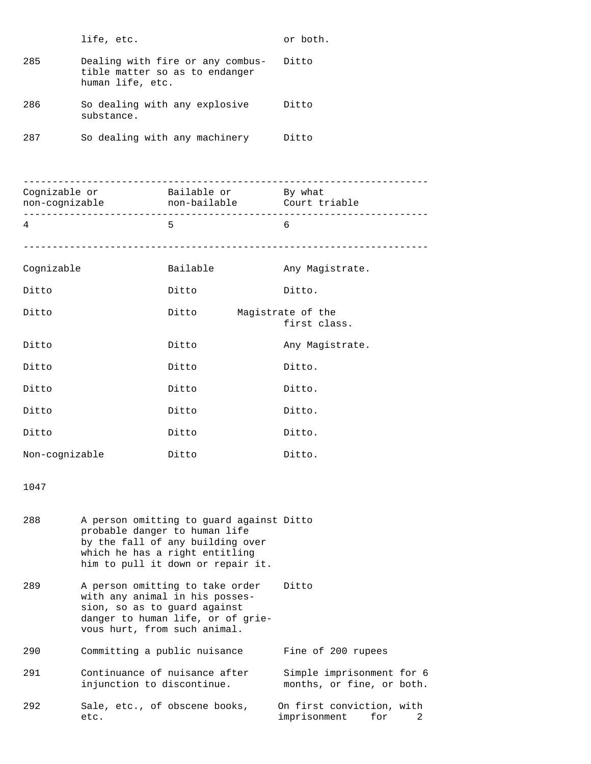| | | |
|---|---|---|
| | life, etc. | or both. |
| 285 | Dealing with fire or any combustible matter so as to endanger human life, etc. | Ditto |
| 286 | So dealing with any explosive substance. | Ditto |
| 287 | So dealing with any machinery | Ditto |

| Cognizable or non-cognizable | Bailable or non-bailable | By what Court triable |
|---|---|---|
| 4 | 5 | 6 |
| Cognizable | Bailable | Any Magistrate. |
| Ditto | Ditto | Ditto. |
| Ditto | Ditto | Magistrate of the first class. |
| Ditto | Ditto | Any Magistrate. |
| Ditto | Ditto | Ditto. |
| Ditto | Ditto | Ditto. |
| Ditto | Ditto | Ditto. |
| Ditto | Ditto | Ditto. |
| Non-cognizable | Ditto | Ditto. |

1047

| | | |
|---|---|---|
| 288 | A person omitting to guard against probable danger to human life by the fall of any building over which he has a right entitling him to pull it down or repair it. | Ditto |
| 289 | A person omitting to take order with any animal in his possession, so as to guard against danger to human life, or of grievous hurt, from such animal. | Ditto |
| 290 | Committing a public nuisance | Fine of 200 rupees |
| 291 | Continuance of nuisance after injunction to discontinue. | Simple imprisonment for 6 months, or fine, or both. |
| 292 | Sale, etc., of obscene books, etc. | On first conviction, with imprisonment for 2 |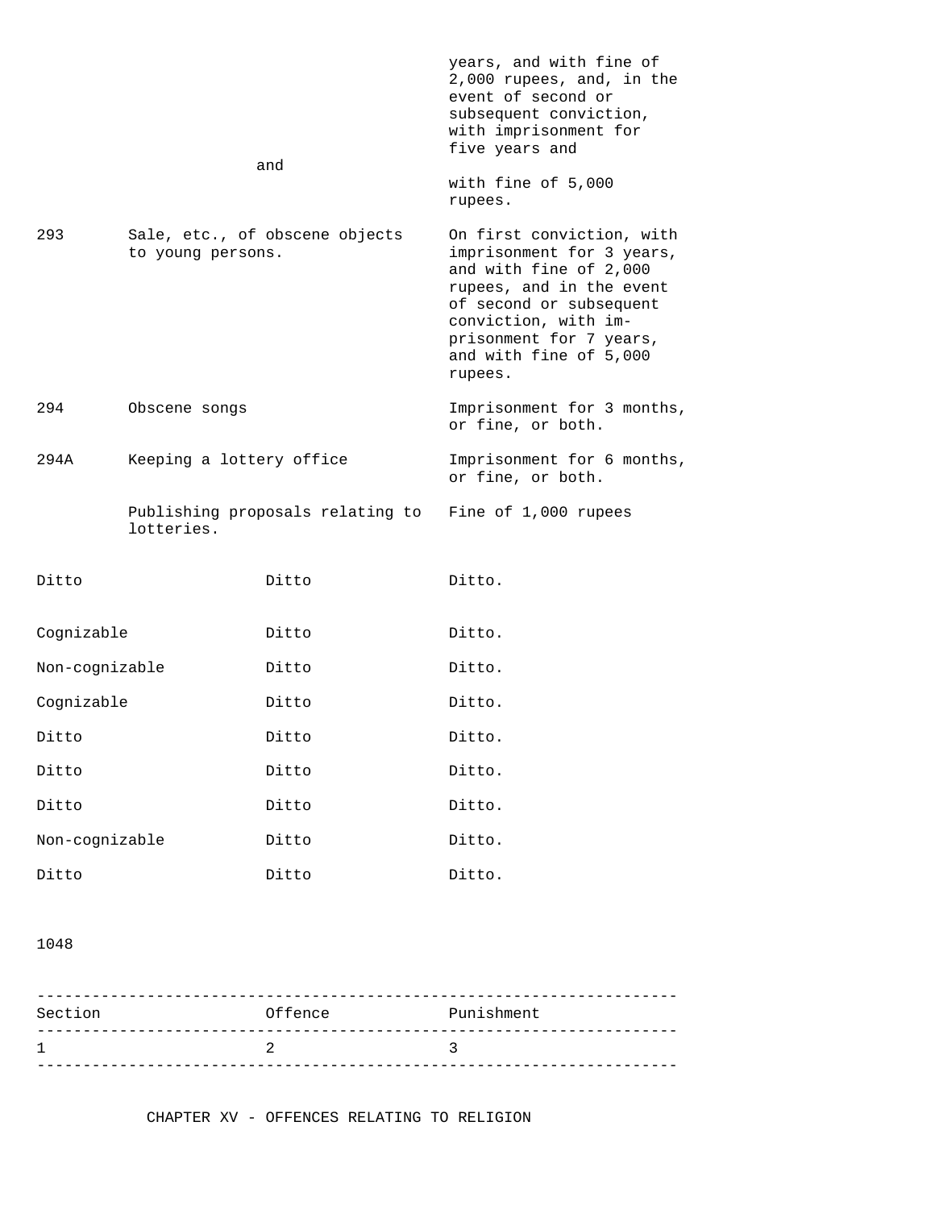| | | |
|---|---|---|
| | | years, and with fine of 2,000 rupees, and, in the event of second or subsequent conviction, with imprisonment for five years and |
| | and | with fine of 5,000 rupees. |
| 293 | Sale, etc., of obscene objects to young persons. | On first conviction, with imprisonment for 3 years, and with fine of 2,000 rupees, and in the event of second or subsequent conviction, with imprisonment for 7 years, and with fine of 5,000 rupees. |
| 294 | Obscene songs | Imprisonment for 3 months, or fine, or both. |
| 294A | Keeping a lottery office | Imprisonment for 6 months, or fine, or both. |
| | Publishing proposals relating to lotteries. | Fine of 1,000 rupees |

| | | |
|---|---|---|
| Ditto | Ditto | Ditto. |
| Cognizable | Ditto | Ditto. |
| Non-cognizable | Ditto | Ditto. |
| Cognizable | Ditto | Ditto. |
| Ditto | Ditto | Ditto. |
| Ditto | Ditto | Ditto. |
| Ditto | Ditto | Ditto. |
| Non-cognizable | Ditto | Ditto. |
| Ditto | Ditto | Ditto. |

1048

| Section | Offence | Punishment |
|---|---|---|
| 1 | 2 | 3 |

## CHAPTER XV - OFFENCES RELATING TO RELIGION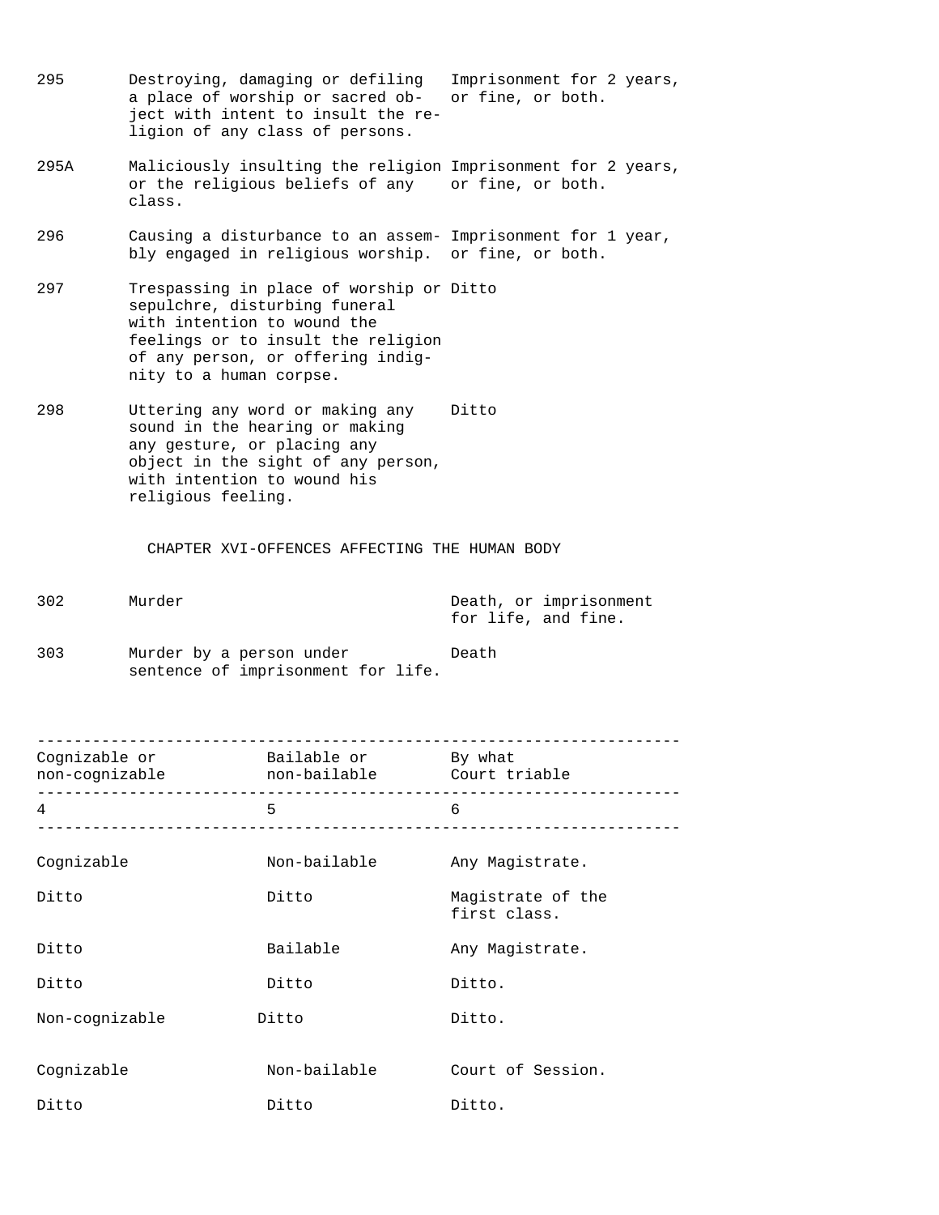| | | |
|---|---|---|
| 295 | Destroying, damaging or defiling a place of worship or sacred object with intent to insult the religion of any class of persons. | Imprisonment for 2 years, or fine, or both. |
| 295A | Maliciously insulting the religion or the religious beliefs of any class. | Imprisonment for 2 years, or fine, or both. |
| 296 | Causing a disturbance to an assembly engaged in religious worship. | Imprisonment for 1 year, or fine, or both. |
| 297 | Trespassing in place of worship or sepulchre, disturbing funeral with intention to wound the feelings or to insult the religion of any person, or offering indignity to a human corpse. | Ditto |
| 298 | Uttering any word or making any sound in the hearing or making any gesture, or placing any object in the sight of any person, with intention to wound his religious feeling. | Ditto |

CHAPTER XVI-OFFENCES AFFECTING THE HUMAN BODY

| | | |
|---|---|---|
| 302 | Murder | Death, or imprisonment for life, and fine. |
| 303 | Murder by a person under sentence of imprisonment for life. | Death |

| Cognizable or non-cognizable | Bailable or non-bailable | By what Court triable |
|---|---|---|
| 4 | 5 | 6 |
| Cognizable | Non-bailable | Any Magistrate. |
| Ditto | Ditto | Magistrate of the first class. |
| Ditto | Bailable | Any Magistrate. |
| Ditto | Ditto | Ditto. |
| Non-cognizable | Ditto | Ditto. |
| Cognizable | Non-bailable | Court of Session. |
| Ditto | Ditto | Ditto. |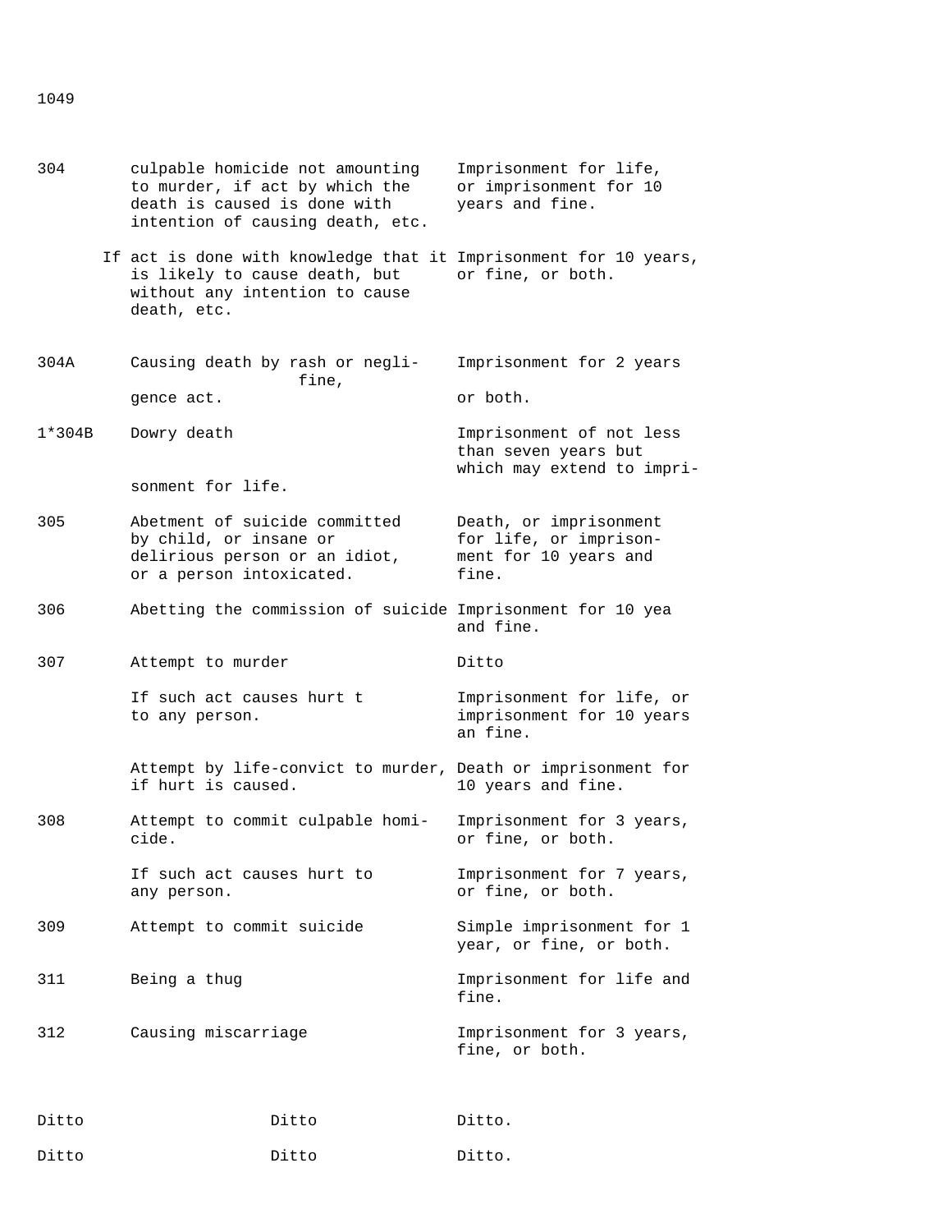| | | |
|---|---|---|
| 304 | culpable homicide not amounting to murder, if act by which the death is caused is done with intention of causing death, etc. | Imprisonment for life, or imprisonment for 10 years and fine. |
| | If act is done with knowledge that it is likely to cause death, but without any intention to cause death, etc. | Imprisonment for 10 years, or fine, or both. |
| 304A | Causing death by rash or negligence act. | Imprisonment for 2 years fine, or both. |
| 1*304B | Dowry death | Imprisonment of not less than seven years but which may extend to imprisonment for life. |
| 305 | Abetment of suicide committed by child, or insane or delirious person or an idiot, or a person intoxicated. | Death, or imprisonment for life, or imprisonment for 10 years and fine. |
| 306 | Abetting the commission of suicide | Imprisonment for 10 yea and fine. |
| 307 | Attempt to murder | Ditto |
| | If such act causes hurt t to any person. | Imprisonment for life, or imprisonment for 10 years an fine. |
| | Attempt by life-convict to murder, if hurt is caused. | Death or imprisonment for 10 years and fine. |
| 308 | Attempt to commit culpable homicide. | Imprisonment for 3 years, or fine, or both. |
| | If such act causes hurt to any person. | Imprisonment for 7 years, or fine, or both. |
| 309 | Attempt to commit suicide | Simple imprisonment for 1 year, or fine, or both. |
| 311 | Being a thug | Imprisonment for life and fine. |
| 312 | Causing miscarriage | Imprisonment for 3 years, fine, or both. |

| | | |
|---|---|---|
| Ditto | Ditto | Ditto. |
| Ditto | Ditto | Ditto. |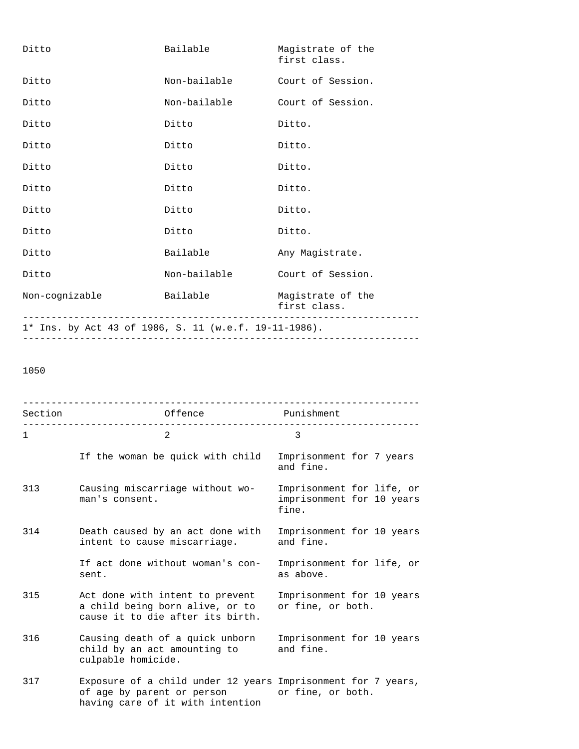| | | |
|---|---|---|
| Ditto | Bailable | Magistrate of the first class. |
| Ditto | Non-bailable | Court of Session. |
| Ditto | Non-bailable | Court of Session. |
| Ditto | Ditto | Ditto. |
| Ditto | Ditto | Ditto. |
| Ditto | Ditto | Ditto. |
| Ditto | Ditto | Ditto. |
| Ditto | Ditto | Ditto. |
| Ditto | Ditto | Ditto. |
| Ditto | Bailable | Any Magistrate. |
| Ditto | Non-bailable | Court of Session. |
| Non-cognizable | Bailable | Magistrate of the first class. |

1* Ins. by Act 43 of 1986, S. 11 (w.e.f. 19-11-1986).

| Section | Offence | Punishment |
|---|---|---|
| 1 | 2 | 3 |
| | If the woman be quick with child | Imprisonment for 7 years and fine. |
| 313 | Causing miscarriage without woman's consent. | Imprisonment for life, or imprisonment for 10 years fine. |
| 314 | Death caused by an act done with intent to cause miscarriage. | Imprisonment for 10 years and fine. |
| | If act done without woman's consent. | Imprisonment for life, or as above. |
| 315 | Act done with intent to prevent a child being born alive, or to cause it to die after its birth. | Imprisonment for 10 years or fine, or both. |
| 316 | Causing death of a quick unborn child by an act amounting to culpable homicide. | Imprisonment for 10 years and fine. |
| 317 | Exposure of a child under 12 years of age by parent or person having care of it with intention | Imprisonment for 7 years, or fine, or both. |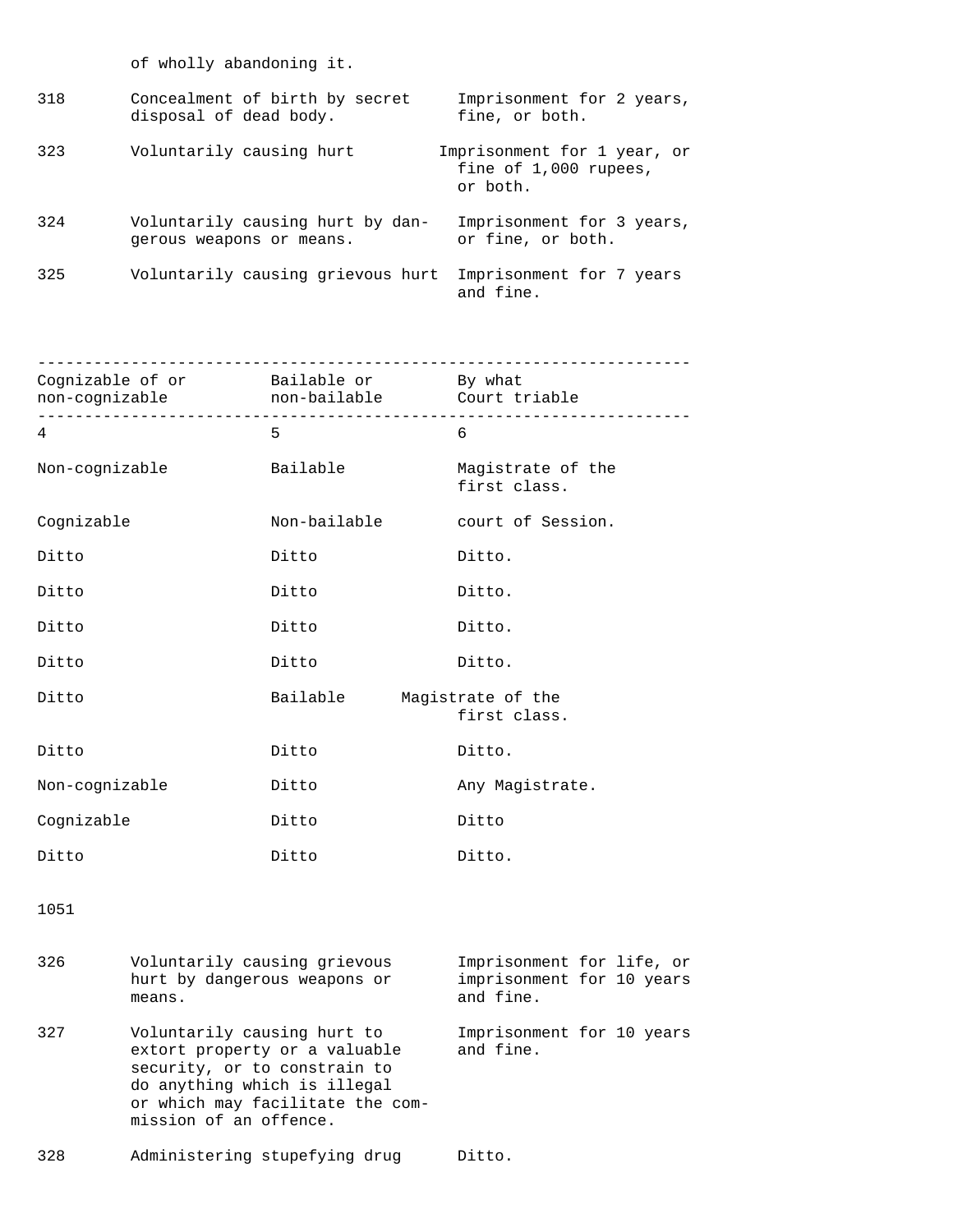of wholly abandoning it.

| | | |
|---|---|---|
| 318 | Concealment of birth by secret disposal of dead body. | Imprisonment for 2 years, fine, or both. |
| 323 | Voluntarily causing hurt | Imprisonment for 1 year, or fine of 1,000 rupees, or both. |
| 324 | Voluntarily causing hurt by dangerous weapons or means. | Imprisonment for 3 years, or fine, or both. |
| 325 | Voluntarily causing grievous hurt | Imprisonment for 7 years and fine. |

| Cognizable of or non-cognizable | Bailable or non-bailable | By what Court triable |
|---|---|---|
| 4 | 5 | 6 |
| Non-cognizable | Bailable | Magistrate of the first class. |
| Cognizable | Non-bailable | court of Session. |
| Ditto | Ditto | Ditto. |
| Ditto | Ditto | Ditto. |
| Ditto | Ditto | Ditto. |
| Ditto | Ditto | Ditto. |
| Ditto | Bailable | Magistrate of the first class. |
| Ditto | Ditto | Ditto. |
| Non-cognizable | Ditto | Any Magistrate. |
| Cognizable | Ditto | Ditto |
| Ditto | Ditto | Ditto. |

1051

| | | |
|---|---|---|
| 326 | Voluntarily causing grievous hurt by dangerous weapons or means. | Imprisonment for life, or imprisonment for 10 years and fine. |
| 327 | Voluntarily causing hurt to extort property or a valuable security, or to constrain to do anything which is illegal or which may facilitate the commission of an offence. | Imprisonment for 10 years and fine. |
| 328 | Administering stupefying drug | Ditto. |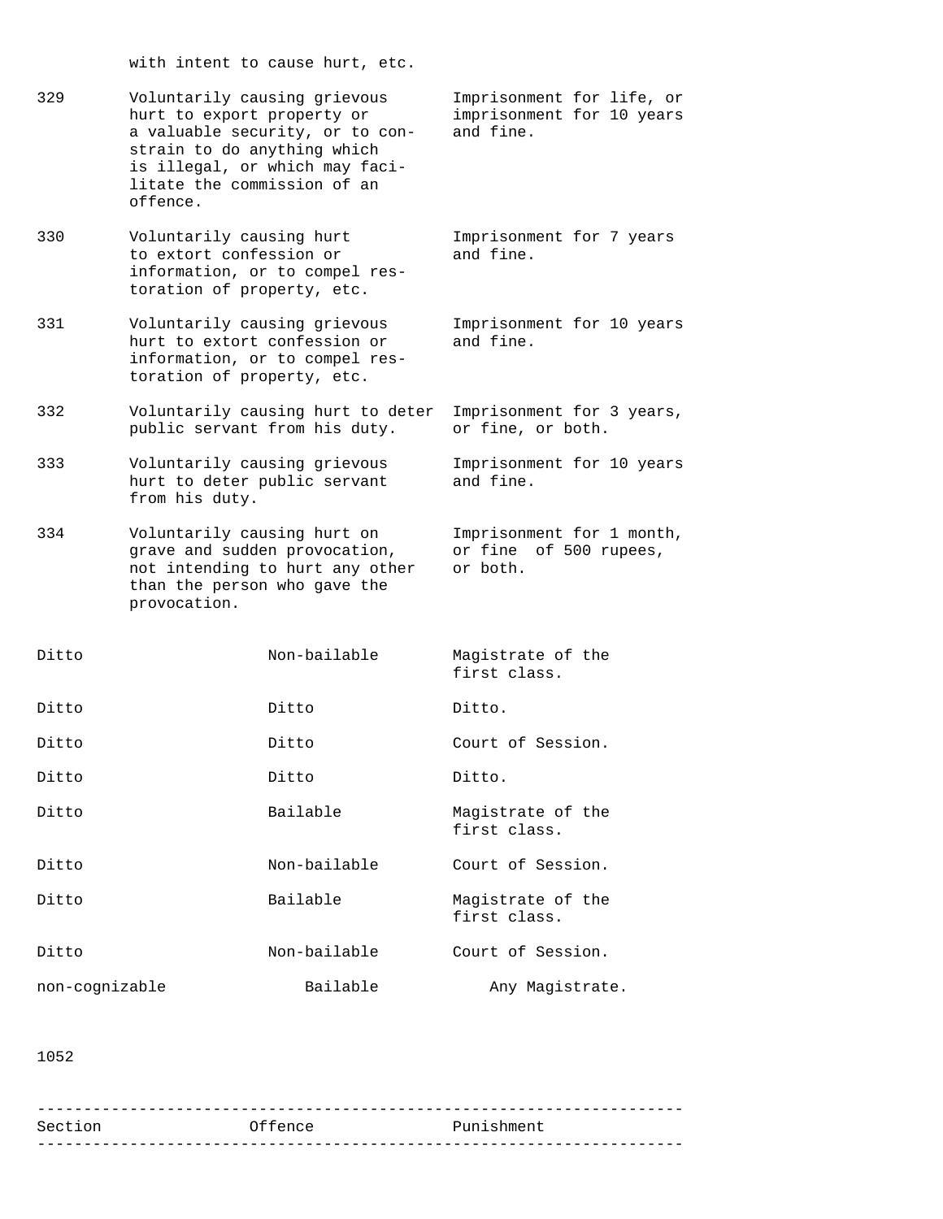with intent to cause hurt, etc.

| | | |
|---|---|---|
| 329 | Voluntarily causing grievous hurt to export property or a valuable security, or to constrain to do anything which is illegal, or which may facilitate the commission of an offence. | Imprisonment for life, or imprisonment for 10 years and fine. |
| 330 | Voluntarily causing hurt to extort confession or information, or to compel restoration of property, etc. | Imprisonment for 7 years and fine. |
| 331 | Voluntarily causing grievous hurt to extort confession or information, or to compel restoration of property, etc. | Imprisonment for 10 years and fine. |
| 332 | Voluntarily causing hurt to deter public servant from his duty. | Imprisonment for 3 years, or fine, or both. |
| 333 | Voluntarily causing grievous hurt to deter public servant from his duty. | Imprisonment for 10 years and fine. |
| 334 | Voluntarily causing hurt on grave and sudden provocation, not intending to hurt any other than the person who gave the provocation. | Imprisonment for 1 month, or fine of 500 rupees, or both. |

| | | |
|---|---|---|
| Ditto | Non-bailable | Magistrate of the first class. |
| Ditto | Ditto | Ditto. |
| Ditto | Ditto | Court of Session. |
| Ditto | Ditto | Ditto. |
| Ditto | Bailable | Magistrate of the first class. |
| Ditto | Non-bailable | Court of Session. |
| Ditto | Bailable | Magistrate of the first class. |
| Ditto | Non-bailable | Court of Session. |
| non-cognizable | Bailable | Any Magistrate. |

1052

| Section | Offence | Punishment |
|---|---|---|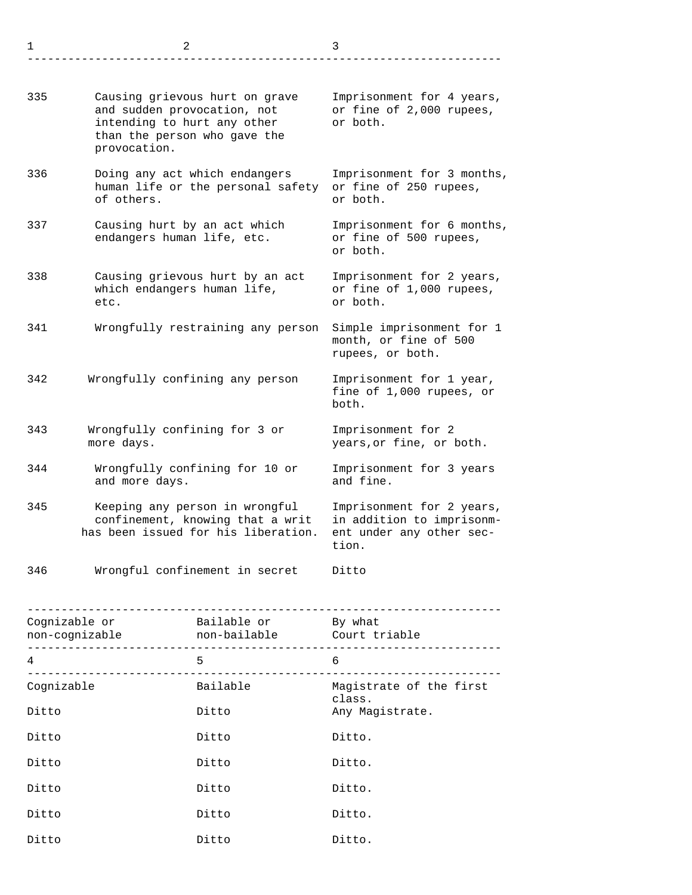| 1 | 2 | 3 | 4 Cognizable or non-cognizable | 5 Bailable or non-bailable | 6 By what Court triable |
|---|---|---|---|---|---|
| 335 | Causing grievous hurt on grave and sudden provocation, not intending to hurt any other than the person who gave the provocation. | Imprisonment for 4 years, or fine of 2,000 rupees, or both. | Cognizable | Bailable | Magistrate of the first class. |
| 336 | Doing any act which endangers human life or the personal safety of others. | Imprisonment for 3 months, or fine of 250 rupees, or both. | Ditto | Ditto | Any Magistrate. |
| 337 | Causing hurt by an act which endangers human life, etc. | Imprisonment for 6 months, or fine of 500 rupees, or both. | Ditto | Ditto | Ditto. |
| 338 | Causing grievous hurt by an act which endangers human life, etc. | Imprisonment for 2 years, or fine of 1,000 rupees, or both. | Ditto | Ditto | Ditto. |
| 341 | Wrongfully restraining any person | Simple imprisonment for 1 month, or fine of 500 rupees, or both. | Ditto | Ditto | Ditto. |
| 342 | Wrongfully confining any person | Imprisonment for 1 year, fine of 1,000 rupees, or both. | Ditto | Ditto | Ditto. |
| 343 | Wrongfully confining for 3 or more days. | Imprisonment for 2 years,or fine, or both. | Ditto | Ditto | Ditto. |
| 344 | Wrongfully confining for 10 or and more days. | Imprisonment for 3 years and fine. | | | |
| 345 | Keeping any person in wrongful confinement, knowing that a writ has been issued for his liberation. | Imprisonment for 2 years, in addition to imprisonment under any other section. | | | |
| 346 | Wrongful confinement in secret | Ditto | | | |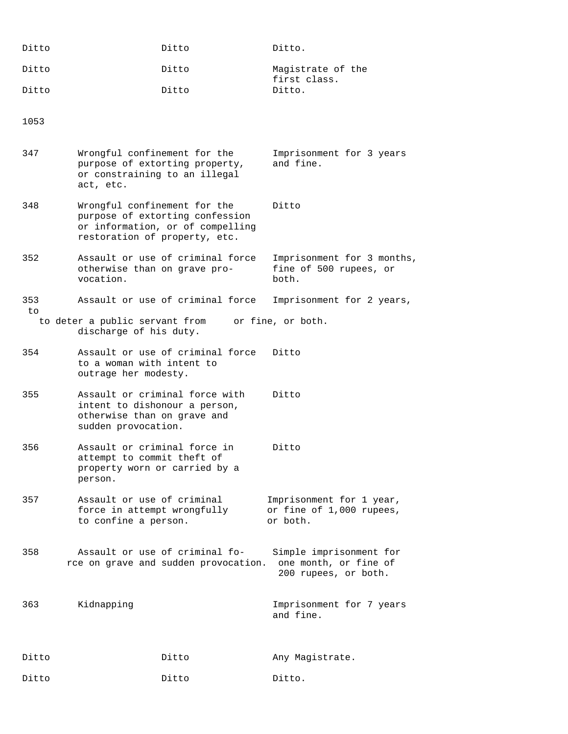| | | |
|---|---|---|
| Ditto | Ditto | Ditto. |
| Ditto | Ditto | Magistrate of the first class. |
| Ditto | Ditto | Ditto. |

1053

| | | |
|---|---|---|
| 347 | Wrongful confinement for the purpose of extorting property, or constraining to an illegal act, etc. | Imprisonment for 3 years and fine. |
| 348 | Wrongful confinement for the purpose of extorting confession or information, or of compelling restoration of property, etc. | Ditto |
| 352 | Assault or use of criminal force otherwise than on grave provocation. | Imprisonment for 3 months, fine of 500 rupees, or both. |
| 353 | Assault or use of criminal force to deter a public servant from discharge of his duty. | Imprisonment for 2 years, or fine, or both. |
| 354 | Assault or use of criminal force to a woman with intent to outrage her modesty. | Ditto |
| 355 | Assault or criminal force with intent to dishonour a person, otherwise than on grave and sudden provocation. | Ditto |
| 356 | Assault or criminal force in attempt to commit theft of property worn or carried by a person. | Ditto |
| 357 | Assault or use of criminal force in attempt wrongfully to confine a person. | Imprisonment for 1 year, or fine of 1,000 rupees, or both. |
| 358 | Assault or use of criminal force on grave and sudden provocation. | Simple imprisonment for one month, or fine of 200 rupees, or both. |
| 363 | Kidnapping | Imprisonment for 7 years and fine. |

| | | |
|---|---|---|
| Ditto | Ditto | Any Magistrate. |
| Ditto | Ditto | Ditto. |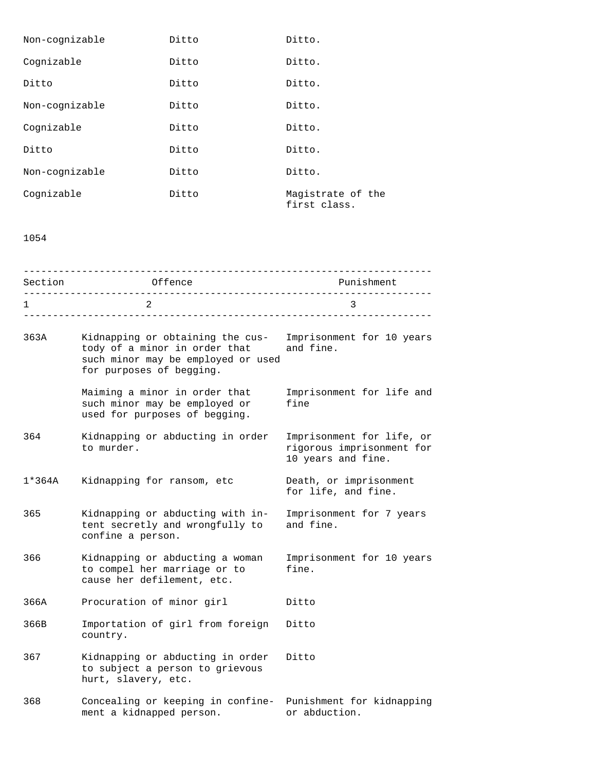| | | |
|---|---|---|
| Non-cognizable | Ditto | Ditto. |
| Cognizable | Ditto | Ditto. |
| Ditto | Ditto | Ditto. |
| Non-cognizable | Ditto | Ditto. |
| Cognizable | Ditto | Ditto. |
| Ditto | Ditto | Ditto. |
| Non-cognizable | Ditto | Ditto. |
| Cognizable | Ditto | Magistrate of the first class. |

1054

| Section | Offence | Punishment |
|---|---|---|
| 1 | 2 | 3 |
| 363A | Kidnapping or obtaining the custody of a minor in order that such minor may be employed or used for purposes of begging. | Imprisonment for 10 years and fine. |
| | Maiming a minor in order that such minor may be employed or used for purposes of begging. | Imprisonment for life and fine |
| 364 | Kidnapping or abducting in order to murder. | Imprisonment for life, or rigorous imprisonment for 10 years and fine. |
| 1*364A | Kidnapping for ransom, etc | Death, or imprisonment for life, and fine. |
| 365 | Kidnapping or abducting with intent secretly and wrongfully to confine a person. | Imprisonment for 7 years and fine. |
| 366 | Kidnapping or abducting a woman to compel her marriage or to cause her defilement, etc. | Imprisonment for 10 years fine. |
| 366A | Procuration of minor girl | Ditto |
| 366B | Importation of girl from foreign country. | Ditto |
| 367 | Kidnapping or abducting in order to subject a person to grievous hurt, slavery, etc. | Ditto |
| 368 | Concealing or keeping in confinement a kidnapped person. | Punishment for kidnapping or abduction. |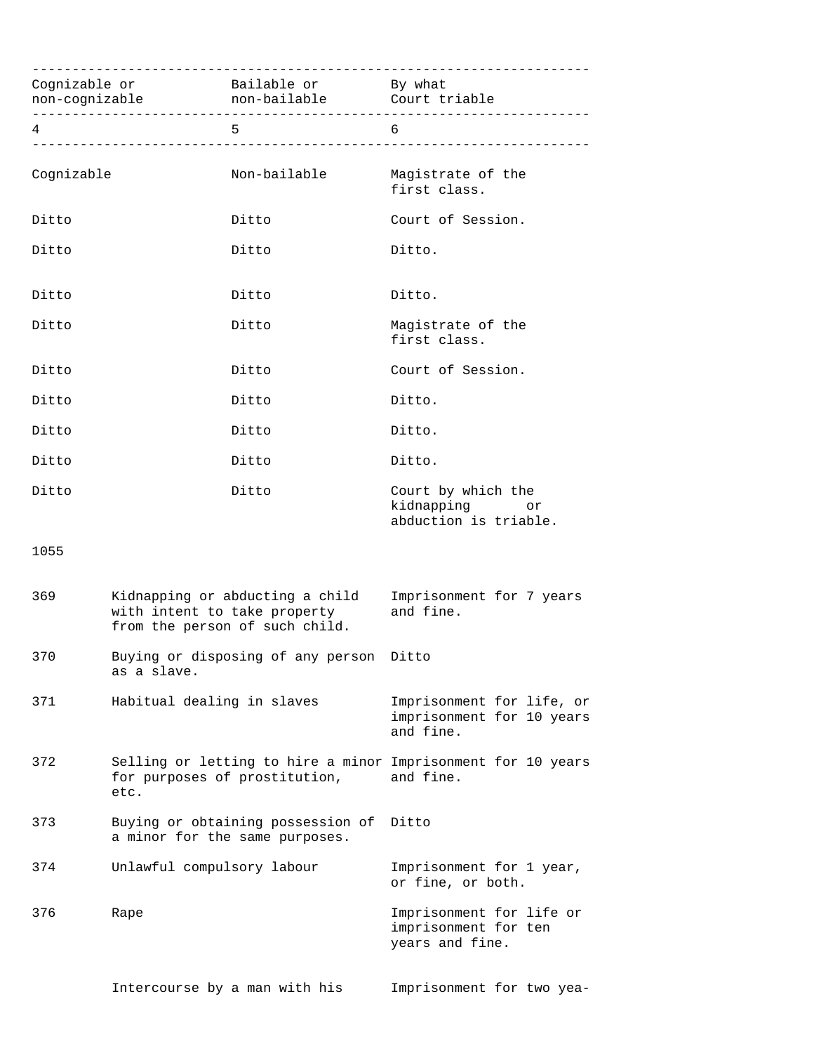| Cognizable or non-cognizable | Bailable or non-bailable | By what Court triable |
|---|---|---|
| 4 | 5 | 6 |
| Cognizable | Non-bailable | Magistrate of the first class. |
| Ditto | Ditto | Court of Session. |
| Ditto | Ditto | Ditto. |
| Ditto | Ditto | Ditto. |
| Ditto | Ditto | Magistrate of the first class. |
| Ditto | Ditto | Court of Session. |
| Ditto | Ditto | Ditto. |
| Ditto | Ditto | Ditto. |
| Ditto | Ditto | Ditto. |
| Ditto | Ditto | Court by which the kidnapping or abduction is triable. |

1055

| | | |
|---|---|---|
| 369 | Kidnapping or abducting a child with intent to take property from the person of such child. | Imprisonment for 7 years and fine. |
| 370 | Buying or disposing of any person as a slave. | Ditto |
| 371 | Habitual dealing in slaves | Imprisonment for life, or imprisonment for 10 years and fine. |
| 372 | Selling or letting to hire a minor for purposes of prostitution, etc. | Imprisonment for 10 years and fine. |
| 373 | Buying or obtaining possession of a minor for the same purposes. | Ditto |
| 374 | Unlawful compulsory labour | Imprisonment for 1 year, or fine, or both. |
| 376 | Rape | Imprisonment for life or imprisonment for ten years and fine. |
| | Intercourse by a man with his | Imprisonment for two yea- |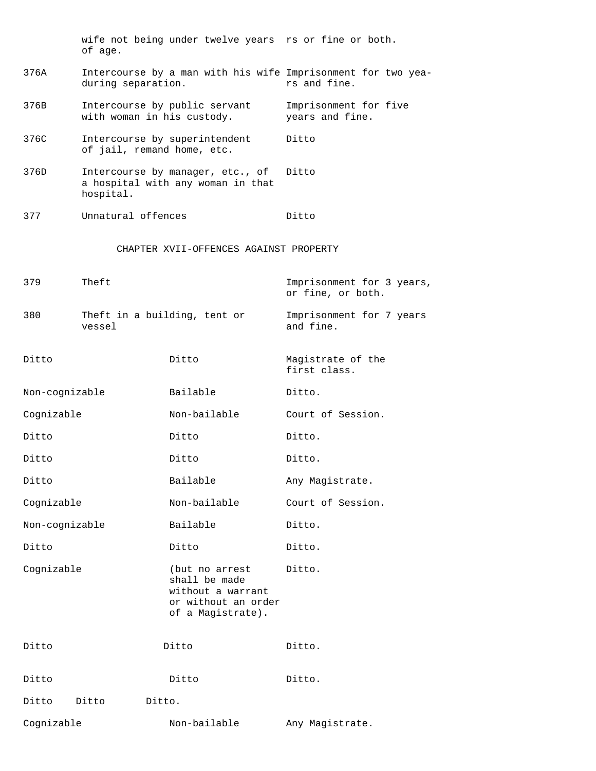| | | |
|---|---|---|
| | wife not being under twelve years of age. | rs or fine or both. |
| 376A | Intercourse by a man with his wife during separation. | Imprisonment for two years and fine. |
| 376B | Intercourse by public servant with woman in his custody. | Imprisonment for five years and fine. |
| 376C | Intercourse by superintendent of jail, remand home, etc. | Ditto |
| 376D | Intercourse by manager, etc., of a hospital with any woman in that hospital. | Ditto |
| 377 | Unnatural offences | Ditto |

CHAPTER XVII-OFFENCES AGAINST PROPERTY

| | | |
|---|---|---|
| 379 | Theft | Imprisonment for 3 years, or fine, or both. |
| 380 | Theft in a building, tent or vessel | Imprisonment for 7 years and fine. |

| | | |
|---|---|---|
| Ditto | Ditto | Magistrate of the first class. |
| Non-cognizable | Bailable | Ditto. |
| Cognizable | Non-bailable | Court of Session. |
| Ditto | Ditto | Ditto. |
| Ditto | Ditto | Ditto. |
| Ditto | Bailable | Any Magistrate. |
| Cognizable | Non-bailable | Court of Session. |
| Non-cognizable | Bailable | Ditto. |
| Ditto | Ditto | Ditto. |
| Cognizable | (but no arrest shall be made without a warrant or without an order of a Magistrate). | Ditto. |
| Ditto | Ditto | Ditto. |
| Ditto | Ditto | Ditto. |
| Ditto | Ditto | Ditto. |
| Cognizable | Non-bailable | Any Magistrate. |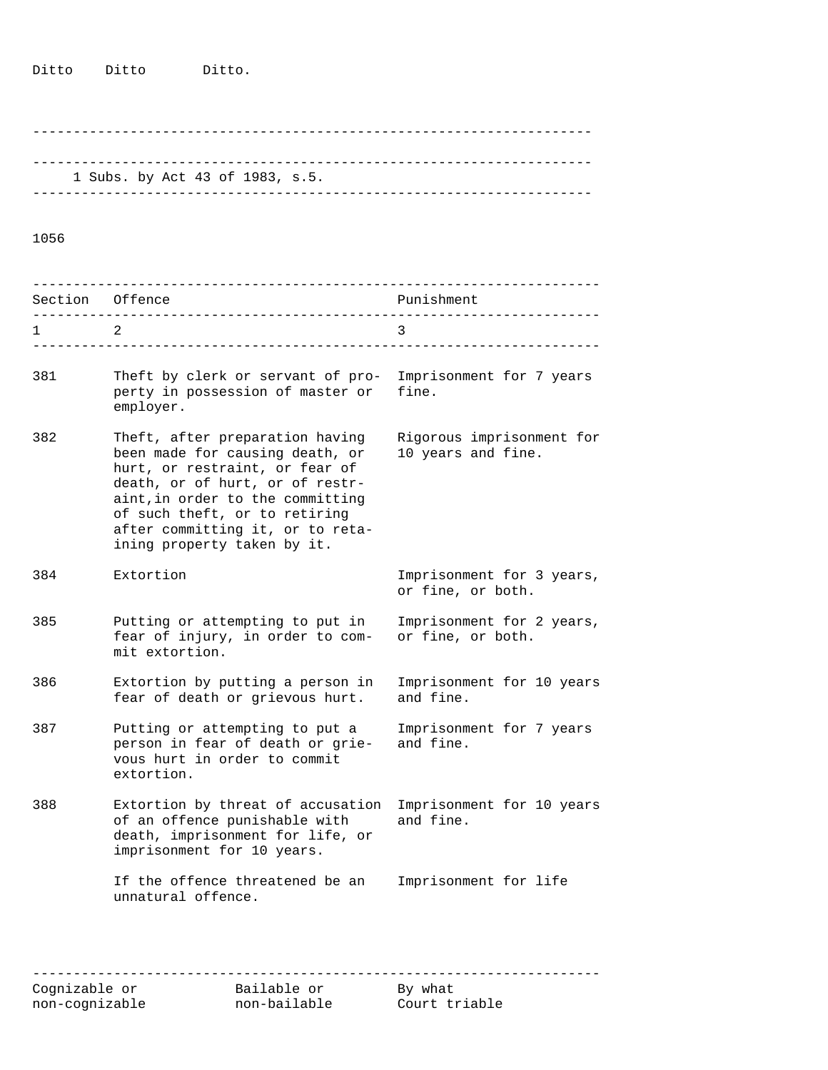Ditto Ditto Ditto.

---

1 Subs. by Act 43 of 1983, s.5.

---

1056

| Section | Offence | Punishment |
|---|---|---|
| 1 | 2 | 3 |
| 381 | Theft by clerk or servant of property in possession of master or employer. | Imprisonment for 7 years fine. |
| 382 | Theft, after preparation having been made for causing death, or hurt, or restraint, or fear of death, or of hurt, or of restraint,in order to the committing of such theft, or to retiring after committing it, or to retaining property taken by it. | Rigorous imprisonment for 10 years and fine. |
| 384 | Extortion | Imprisonment for 3 years, or fine, or both. |
| 385 | Putting or attempting to put in fear of injury, in order to commit extortion. | Imprisonment for 2 years, or fine, or both. |
| 386 | Extortion by putting a person in fear of death or grievous hurt. | Imprisonment for 10 years and fine. |
| 387 | Putting or attempting to put a person in fear of death or grievous hurt in order to commit extortion. | Imprisonment for 7 years and fine. |
| 388 | Extortion by threat of accusation of an offence punishable with death, imprisonment for life, or imprisonment for 10 years. | Imprisonment for 10 years and fine. |
| | If the offence threatened be an unnatural offence. | Imprisonment for life |

| Cognizable or non-cognizable | Bailable or non-bailable | By what Court triable |
|---|---|---|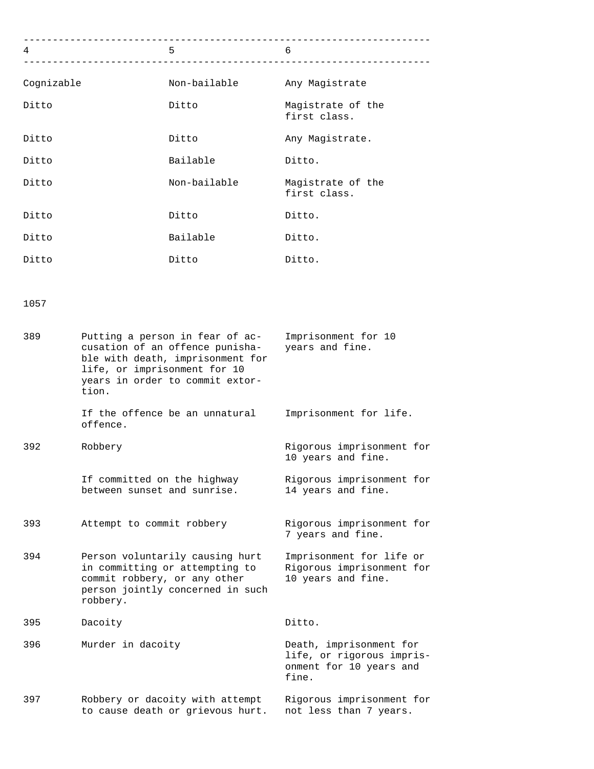| 4 | 5 | 6 |
|---|---|---|
| Cognizable | Non-bailable | Any Magistrate |
| Ditto | Ditto | Magistrate of the first class. |
| Ditto | Ditto | Any Magistrate. |
| Ditto | Bailable | Ditto. |
| Ditto | Non-bailable | Magistrate of the first class. |
| Ditto | Ditto | Ditto. |
| Ditto | Bailable | Ditto. |
| Ditto | Ditto | Ditto. |

1057

| | | |
|---|---|---|
| 389 | Putting a person in fear of accusation of an offence punishable with death, imprisonment for life, or imprisonment for 10 years in order to commit extortion. | Imprisonment for 10 years and fine. |
| | If the offence be an unnatural offence. | Imprisonment for life. |
| 392 | Robbery | Rigorous imprisonment for 10 years and fine. |
| | If committed on the highway between sunset and sunrise. | Rigorous imprisonment for 14 years and fine. |
| 393 | Attempt to commit robbery | Rigorous imprisonment for 7 years and fine. |
| 394 | Person voluntarily causing hurt in committing or attempting to commit robbery, or any other person jointly concerned in such robbery. | Imprisonment for life or Rigorous imprisonment for 10 years and fine. |
| 395 | Dacoity | Ditto. |
| 396 | Murder in dacoity | Death, imprisonment for life, or rigorous imprisonment for 10 years and fine. |
| 397 | Robbery or dacoity with attempt to cause death or grievous hurt. | Rigorous imprisonment for not less than 7 years. |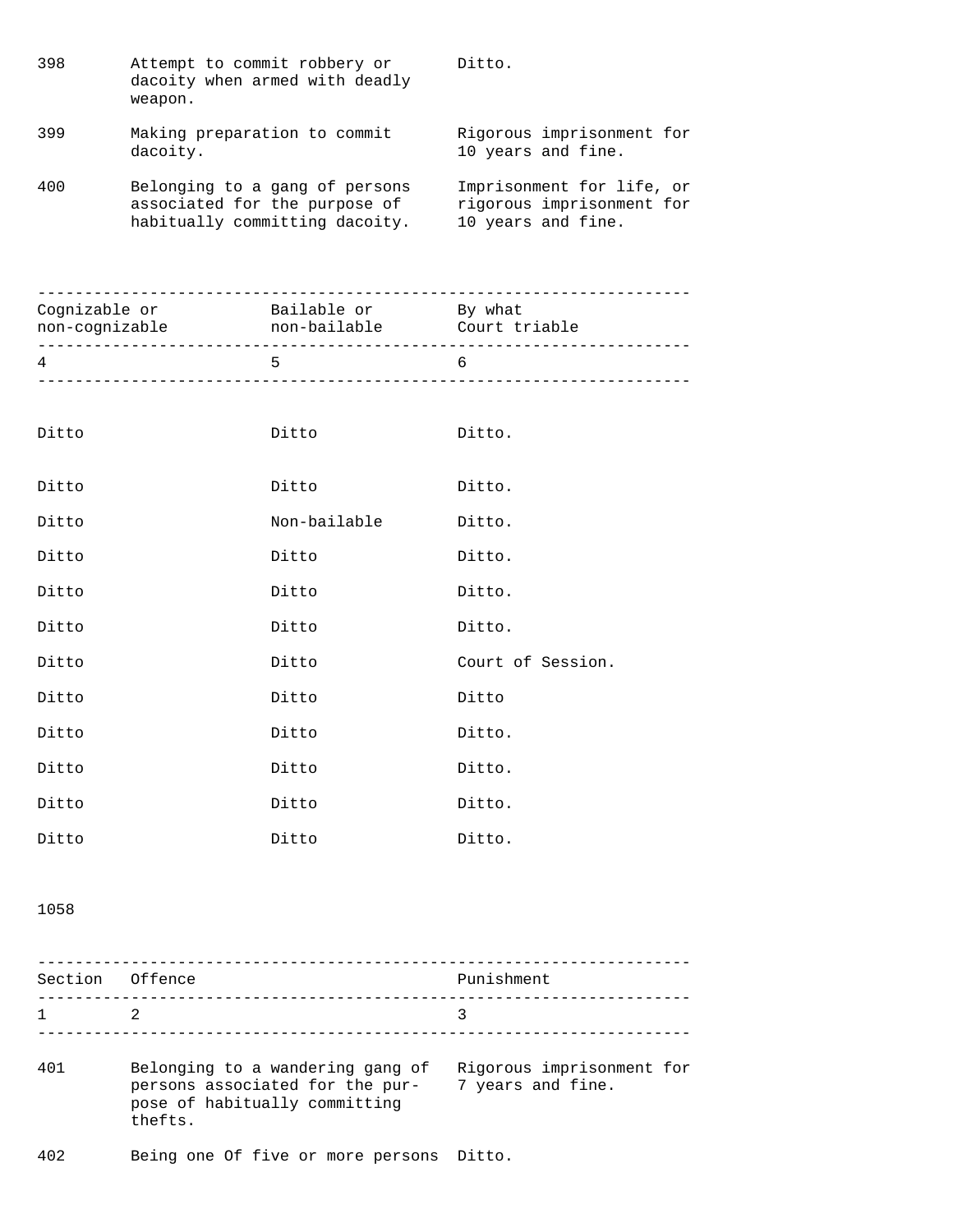| Section | Offence | Punishment |
|---|---|---|
| 398 | Attempt to commit robbery or dacoity when armed with deadly weapon. | Ditto. |
| 399 | Making preparation to commit dacoity. | Rigorous imprisonment for 10 years and fine. |
| 400 | Belonging to a gang of persons associated for the purpose of habitually committing dacoity. | Imprisonment for life, or rigorous imprisonment for 10 years and fine. |

| Cognizable or non-cognizable | Bailable or non-bailable | By what Court triable |
|---|---|---|
| 4 | 5 | 6 |
| Ditto | Ditto | Ditto. |
| Ditto | Ditto | Ditto. |
| Ditto | Non-bailable | Ditto. |
| Ditto | Ditto | Ditto. |
| Ditto | Ditto | Ditto. |
| Ditto | Ditto | Ditto. |
| Ditto | Ditto | Court of Session. |
| Ditto | Ditto | Ditto |
| Ditto | Ditto | Ditto. |
| Ditto | Ditto | Ditto. |
| Ditto | Ditto | Ditto. |
| Ditto | Ditto | Ditto. |

1058

| Section | Offence | Punishment |
|---|---|---|
| 1 | 2 | 3 |
| 401 | Belonging to a wandering gang of persons associated for the purpose of habitually committing thefts. | Rigorous imprisonment for 7 years and fine. |
| 402 | Being one Of five or more persons | Ditto. |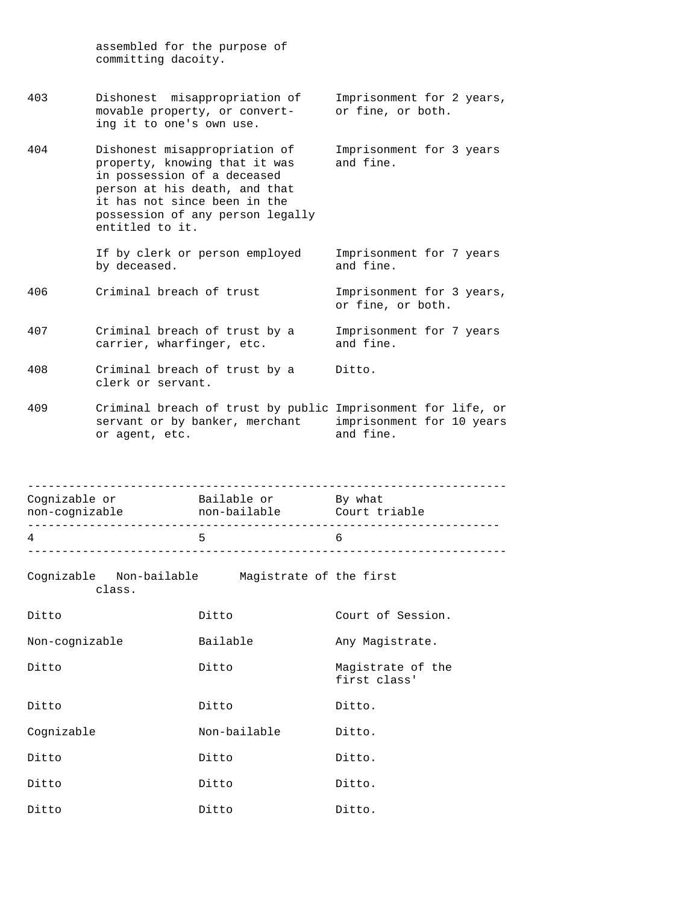assembled for the purpose of committing dacoity.

| | | |
|---|---|---|
| 403 | Dishonest misappropriation of movable property, or converting it to one's own use. | Imprisonment for 2 years, or fine, or both. |
| 404 | Dishonest misappropriation of property, knowing that it was in possession of a deceased person at his death, and that it has not since been in the possession of any person legally entitled to it. | Imprisonment for 3 years and fine. |
| | If by clerk or person employed by deceased. | Imprisonment for 7 years and fine. |
| 406 | Criminal breach of trust | Imprisonment for 3 years, or fine, or both. |
| 407 | Criminal breach of trust by a carrier, wharfinger, etc. | Imprisonment for 7 years and fine. |
| 408 | Criminal breach of trust by a clerk or servant. | Ditto. |
| 409 | Criminal breach of trust by public servant or by banker, merchant or agent, etc. | Imprisonment for life, or imprisonment for 10 years and fine. |

| Cognizable or non-cognizable | Bailable or non-bailable | By what Court triable |
|---|---|---|
| 4 | 5 | 6 |
| Cognizable | Non-bailable | Magistrate of the first class. |
| Ditto | Ditto | Court of Session. |
| Non-cognizable | Bailable | Any Magistrate. |
| Ditto | Ditto | Magistrate of the first class' |
| Ditto | Ditto | Ditto. |
| Cognizable | Non-bailable | Ditto. |
| Ditto | Ditto | Ditto. |
| Ditto | Ditto | Ditto. |
| Ditto | Ditto | Ditto. |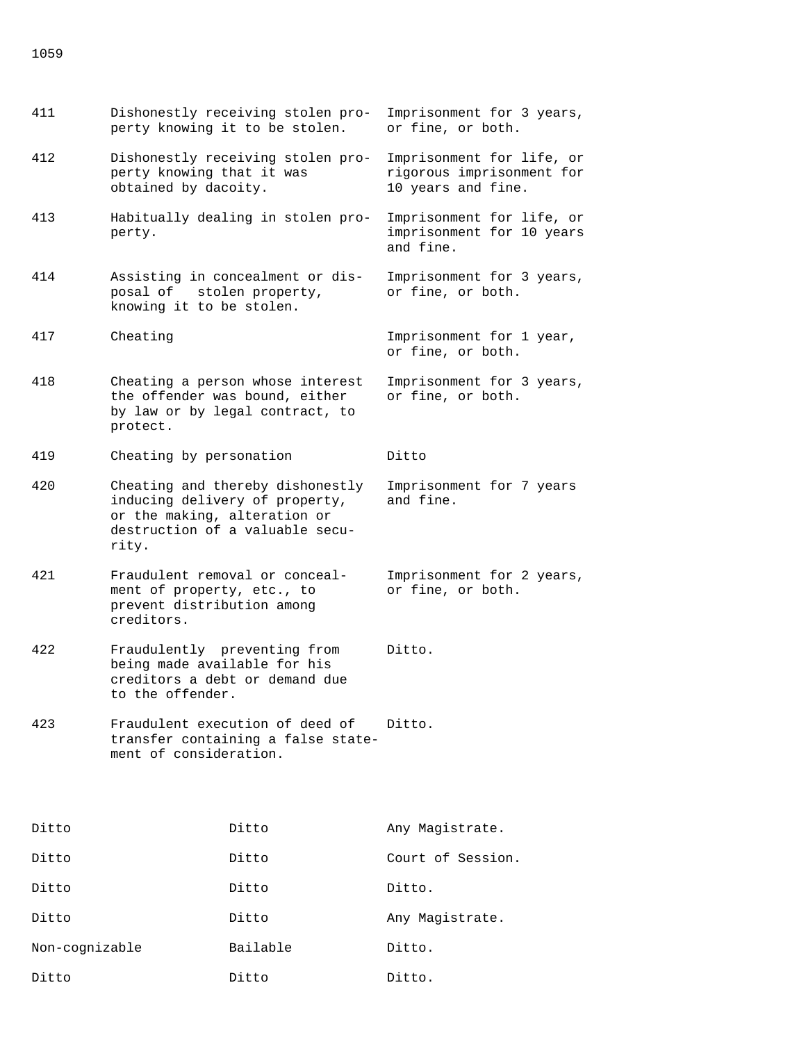| | | |
|---|---|---|
| 411 | Dishonestly receiving stolen property knowing it to be stolen. | Imprisonment for 3 years, or fine, or both. |
| 412 | Dishonestly receiving stolen property knowing that it was obtained by dacoity. | Imprisonment for life, or rigorous imprisonment for 10 years and fine. |
| 413 | Habitually dealing in stolen property. | Imprisonment for life, or imprisonment for 10 years and fine. |
| 414 | Assisting in concealment or disposal of stolen property, knowing it to be stolen. | Imprisonment for 3 years, or fine, or both. |
| 417 | Cheating | Imprisonment for 1 year, or fine, or both. |
| 418 | Cheating a person whose interest the offender was bound, either by law or by legal contract, to protect. | Imprisonment for 3 years, or fine, or both. |
| 419 | Cheating by personation | Ditto |
| 420 | Cheating and thereby dishonestly inducing delivery of property, or the making, alteration or destruction of a valuable security. | Imprisonment for 7 years and fine. |
| 421 | Fraudulent removal or concealment of property, etc., to prevent distribution among creditors. | Imprisonment for 2 years, or fine, or both. |
| 422 | Fraudulently preventing from being made available for his creditors a debt or demand due to the offender. | Ditto. |
| 423 | Fraudulent execution of deed of transfer containing a false statement of consideration. | Ditto. |

| | | |
|---|---|---|
| Ditto | Ditto | Any Magistrate. |
| Ditto | Ditto | Court of Session. |
| Ditto | Ditto | Ditto. |
| Ditto | Ditto | Any Magistrate. |
| Non-cognizable | Bailable | Ditto. |
| Ditto | Ditto | Ditto. |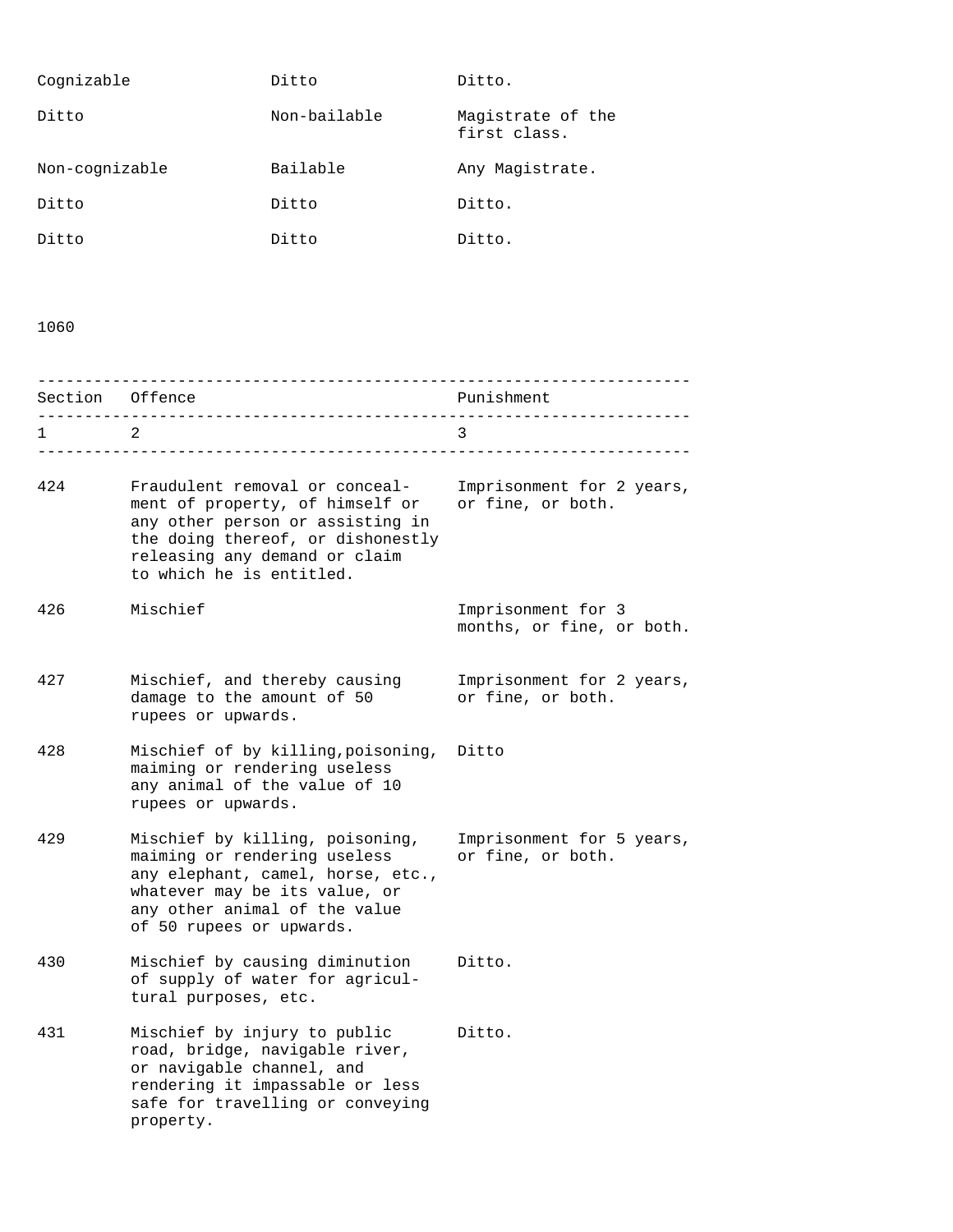| | | |
|---|---|---|
| Cognizable | Ditto | Ditto. |
| Ditto | Non-bailable | Magistrate of the first class. |
| Non-cognizable | Bailable | Any Magistrate. |
| Ditto | Ditto | Ditto. |
| Ditto | Ditto | Ditto. |

1060

| Section | Offence | Punishment |
|---|---|---|
| 1 | 2 | 3 |
| 424 | Fraudulent removal or concealment of property, of himself or any other person or assisting in the doing thereof, or dishonestly releasing any demand or claim to which he is entitled. | Imprisonment for 2 years, or fine, or both. |
| 426 | Mischief | Imprisonment for 3 months, or fine, or both. |
| 427 | Mischief, and thereby causing damage to the amount of 50 rupees or upwards. | Imprisonment for 2 years, or fine, or both. |
| 428 | Mischief of by killing,poisoning, maiming or rendering useless any animal of the value of 10 rupees or upwards. | Ditto |
| 429 | Mischief by killing, poisoning, maiming or rendering useless any elephant, camel, horse, etc., whatever may be its value, or any other animal of the value of 50 rupees or upwards. | Imprisonment for 5 years, or fine, or both. |
| 430 | Mischief by causing diminution of supply of water for agricultural purposes, etc. | Ditto. |
| 431 | Mischief by injury to public road, bridge, navigable river, or navigable channel, and rendering it impassable or less safe for travelling or conveying property. | Ditto. |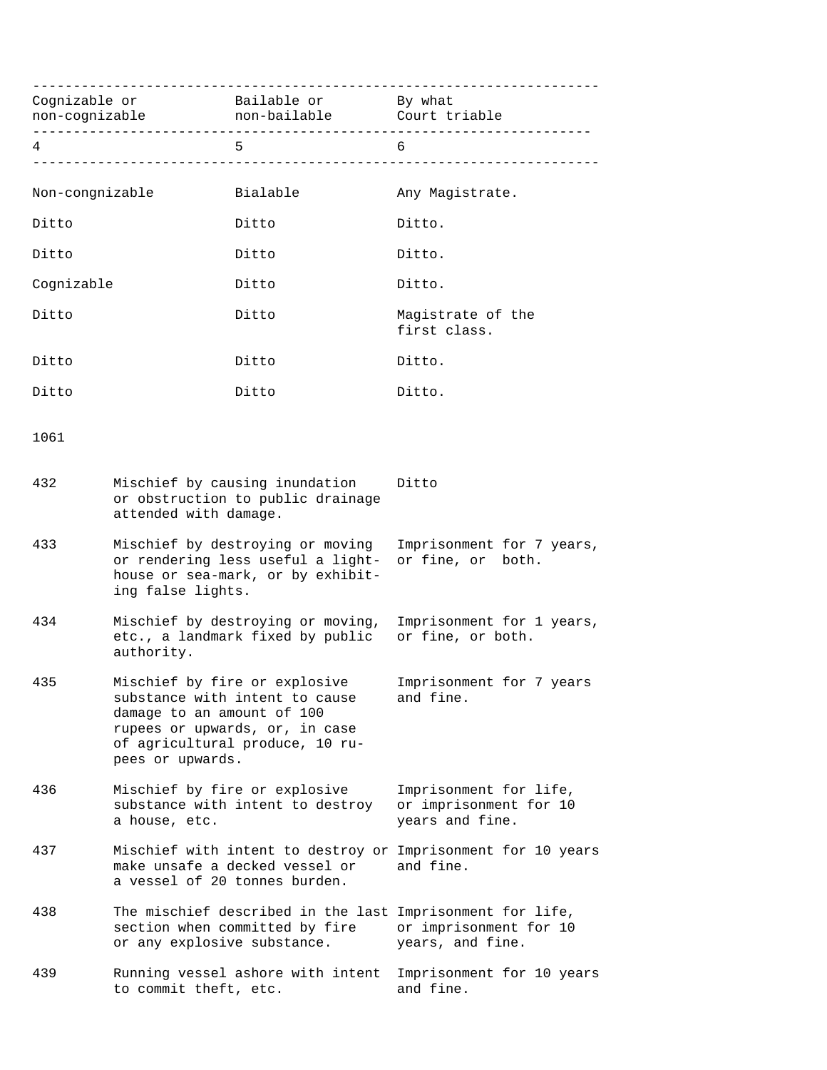| Cognizable or non-cognizable | Bailable or non-bailable | By what Court triable |
|---|---|---|
| 4 | 5 | 6 |
| Non-congnizable | Bialable | Any Magistrate. |
| Ditto | Ditto | Ditto. |
| Ditto | Ditto | Ditto. |
| Cognizable | Ditto | Ditto. |
| Ditto | Ditto | Magistrate of the first class. |
| Ditto | Ditto | Ditto. |
| Ditto | Ditto | Ditto. |

1061

| | | |
|---|---|---|
| 432 | Mischief by causing inundation or obstruction to public drainage attended with damage. | Ditto |
| 433 | Mischief by destroying or moving or rendering less useful a light-house or sea-mark, or by exhibiting false lights. | Imprisonment for 7 years, or fine, or both. |
| 434 | Mischief by destroying or moving, etc., a landmark fixed by public authority. | Imprisonment for 1 years, or fine, or both. |
| 435 | Mischief by fire or explosive substance with intent to cause damage to an amount of 100 rupees or upwards, or, in case of agricultural produce, 10 rupees or upwards. | Imprisonment for 7 years and fine. |
| 436 | Mischief by fire or explosive substance with intent to destroy a house, etc. | Imprisonment for life, or imprisonment for 10 years and fine. |
| 437 | Mischief with intent to destroy or make unsafe a decked vessel or a vessel of 20 tonnes burden. | Imprisonment for 10 years and fine. |
| 438 | The mischief described in the last section when committed by fire or any explosive substance. | Imprisonment for life, or imprisonment for 10 years, and fine. |
| 439 | Running vessel ashore with intent to commit theft, etc. | Imprisonment for 10 years and fine. |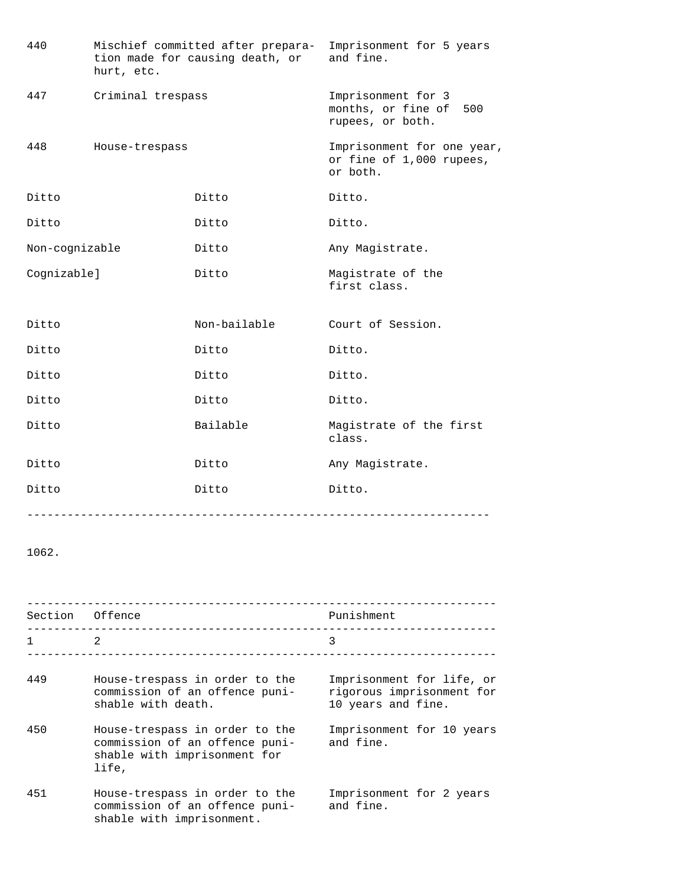| | | |
|---|---|---|
| 440 | Mischief committed after preparation made for causing death, or hurt, etc. | Imprisonment for 5 years and fine. |
| 447 | Criminal trespass | Imprisonment for 3 months, or fine of 500 rupees, or both. |
| 448 | House-trespass | Imprisonment for one year, or fine of 1,000 rupees, or both. |

| | | |
|---|---|---|
| Ditto | Ditto | Ditto. |
| Ditto | Ditto | Ditto. |
| Non-cognizable | Ditto | Any Magistrate. |
| Cognizable] | Ditto | Magistrate of the first class. |
| Ditto | Non-bailable | Court of Session. |
| Ditto | Ditto | Ditto. |
| Ditto | Ditto | Ditto. |
| Ditto | Ditto | Ditto. |
| Ditto | Bailable | Magistrate of the first class. |
| Ditto | Ditto | Any Magistrate. |
| Ditto | Ditto | Ditto. |

1062.

| Section | Offence | Punishment |
|---|---|---|
| 1 | 2 | 3 |
| 449 | House-trespass in order to the commission of an offence punishable with death. | Imprisonment for life, or rigorous imprisonment for 10 years and fine. |
| 450 | House-trespass in order to the commission of an offence punishable with imprisonment for life, | Imprisonment for 10 years and fine. |
| 451 | House-trespass in order to the commission of an offence punishable with imprisonment. | Imprisonment for 2 years and fine. |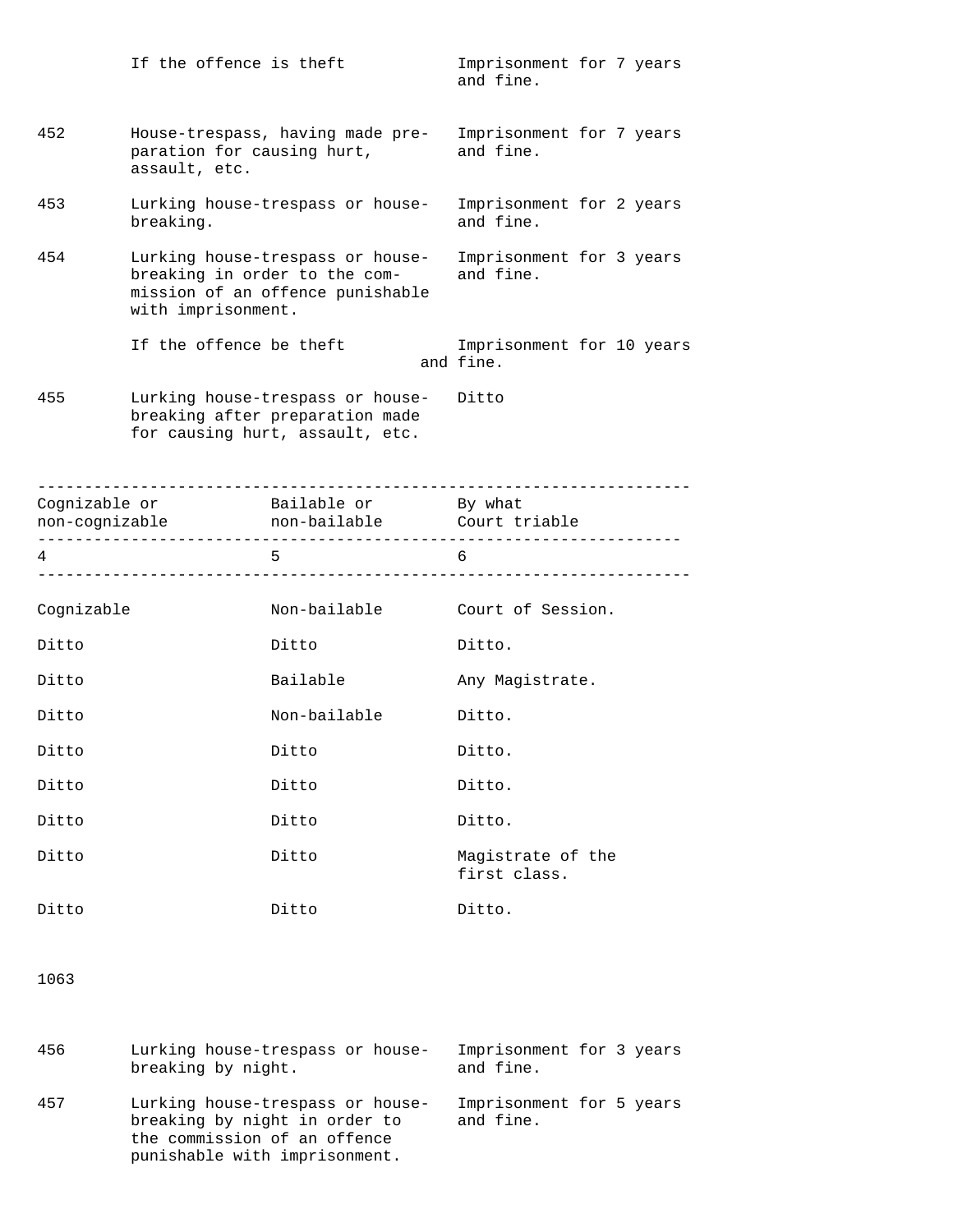| | | |
|---|---|---|
| | If the offence is theft | Imprisonment for 7 years and fine. |
| 452 | House-trespass, having made preparation for causing hurt, assault, etc. | Imprisonment for 7 years and fine. |
| 453 | Lurking house-trespass or house-breaking. | Imprisonment for 2 years and fine. |
| 454 | Lurking house-trespass or house-breaking in order to the commission of an offence punishable with imprisonment. | Imprisonment for 3 years and fine. |
| | If the offence be theft | Imprisonment for 10 years and fine. |
| 455 | Lurking house-trespass or house-breaking after preparation made for causing hurt, assault, etc. | Ditto |

| Cognizable or non-cognizable | Bailable or non-bailable | By what Court triable |
|---|---|---|
| 4 | 5 | 6 |
| Cognizable | Non-bailable | Court of Session. |
| Ditto | Ditto | Ditto. |
| Ditto | Bailable | Any Magistrate. |
| Ditto | Non-bailable | Ditto. |
| Ditto | Ditto | Ditto. |
| Ditto | Ditto | Ditto. |
| Ditto | Ditto | Ditto. |
| Ditto | Ditto | Magistrate of the first class. |
| Ditto | Ditto | Ditto. |

| | | |
|---|---|---|
| 456 | Lurking house-trespass or house-breaking by night. | Imprisonment for 3 years and fine. |
| 457 | Lurking house-trespass or house-breaking by night in order to the commission of an offence punishable with imprisonment. | Imprisonment for 5 years and fine. |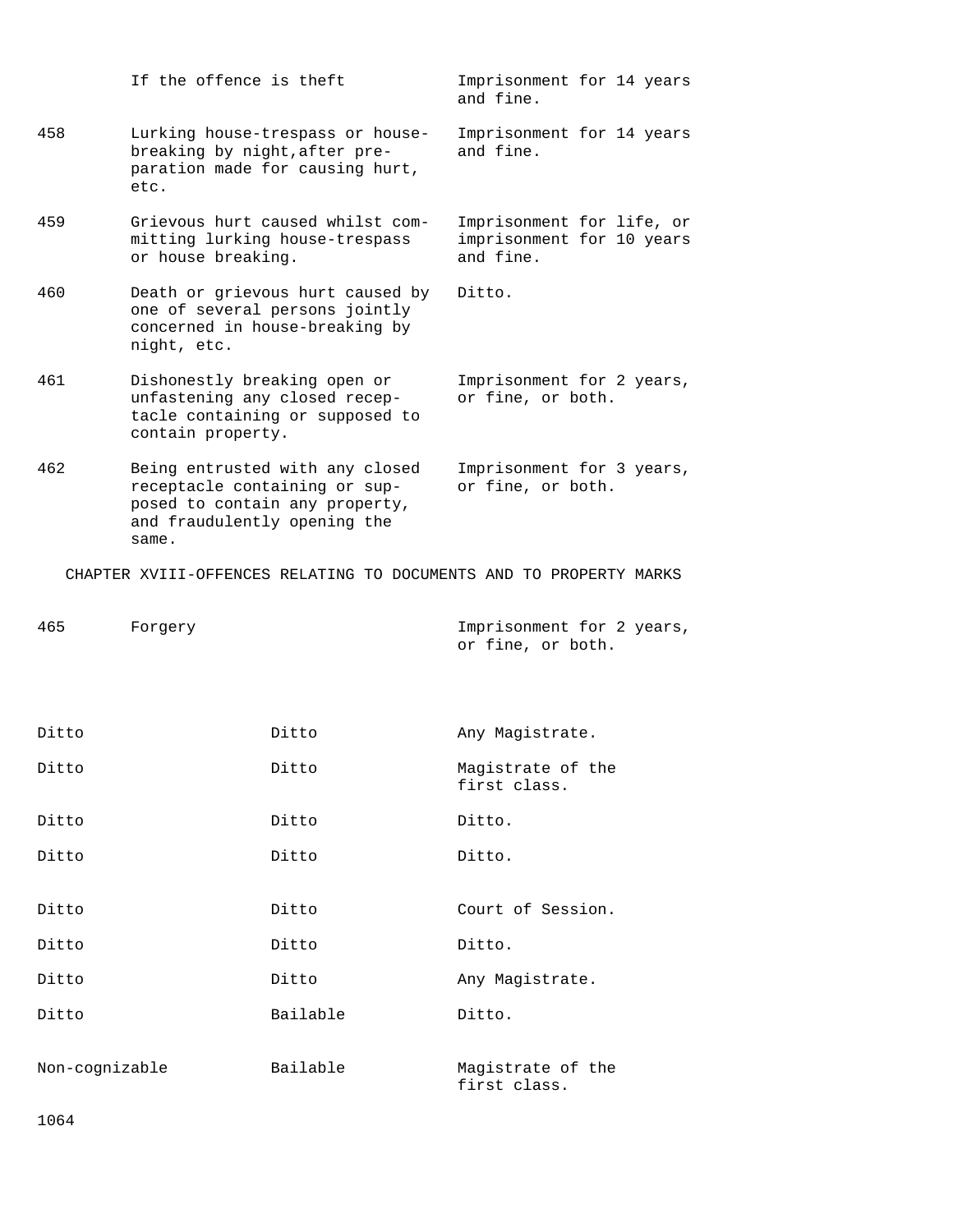| | | |
|---|---|---|
| | If the offence is theft | Imprisonment for 14 years and fine. |
| 458 | Lurking house-trespass or house-breaking by night,after preparation made for causing hurt, etc. | Imprisonment for 14 years and fine. |
| 459 | Grievous hurt caused whilst committing lurking house-trespass or house breaking. | Imprisonment for life, or imprisonment for 10 years and fine. |
| 460 | Death or grievous hurt caused by one of several persons jointly concerned in house-breaking by night, etc. | Ditto. |
| 461 | Dishonestly breaking open or unfastening any closed receptacle containing or supposed to contain property. | Imprisonment for 2 years, or fine, or both. |
| 462 | Being entrusted with any closed receptacle containing or supposed to contain any property, and fraudulently opening the same. | Imprisonment for 3 years, or fine, or both. |

CHAPTER XVIII-OFFENCES RELATING TO DOCUMENTS AND TO PROPERTY MARKS

| | | |
|---|---|---|
| 465 | Forgery | Imprisonment for 2 years, or fine, or both. |

| | | |
|---|---|---|
| Ditto | Ditto | Any Magistrate. |
| Ditto | Ditto | Magistrate of the first class. |
| Ditto | Ditto | Ditto. |
| Ditto | Ditto | Ditto. |
| Ditto | Ditto | Court of Session. |
| Ditto | Ditto | Ditto. |
| Ditto | Ditto | Any Magistrate. |
| Ditto | Bailable | Ditto. |
| Non-cognizable | Bailable | Magistrate of the first class. |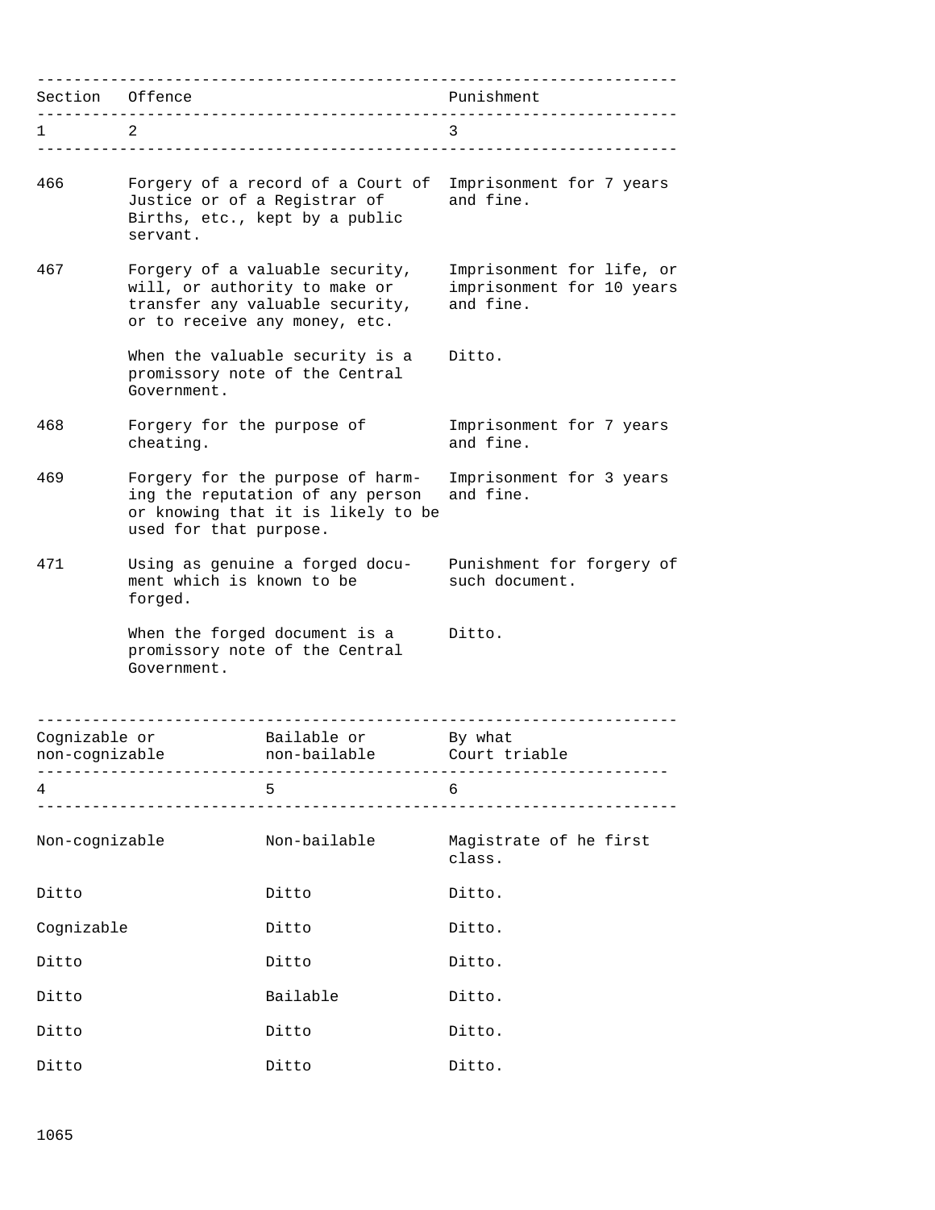| Section | Offence | Punishment | Cognizable or non-cognizable | Bailable or non-bailable | By what Court triable |
| --- | --- | --- | --- | --- | --- |
| 1 | 2 | 3 | 4 | 5 | 6 |
| 466 | Forgery of a record of a Court of Justice or of a Registrar of Births, etc., kept by a public servant. | Imprisonment for 7 years and fine. | Non-cognizable | Non-bailable | Magistrate of he first class. |
| 467 | Forgery of a valuable security, will, or authority to make or transfer any valuable security, or to receive any money, etc. | Imprisonment for life, or imprisonment for 10 years and fine. | Ditto | Ditto | Ditto. |
| | When the valuable security is a promissory note of the Central Government. | Ditto. | Cognizable | Ditto | Ditto. |
| 468 | Forgery for the purpose of cheating. | Imprisonment for 7 years and fine. | Ditto | Ditto | Ditto. |
| 469 | Forgery for the purpose of harming the reputation of any person or knowing that it is likely to be used for that purpose. | Imprisonment for 3 years and fine. | Ditto | Bailable | Ditto. |
| 471 | Using as genuine a forged document which is known to be forged. | Punishment for forgery of such document. | Ditto | Ditto | Ditto. |
| | When the forged document is a promissory note of the Central Government. | Ditto. | Ditto | Ditto | Ditto. |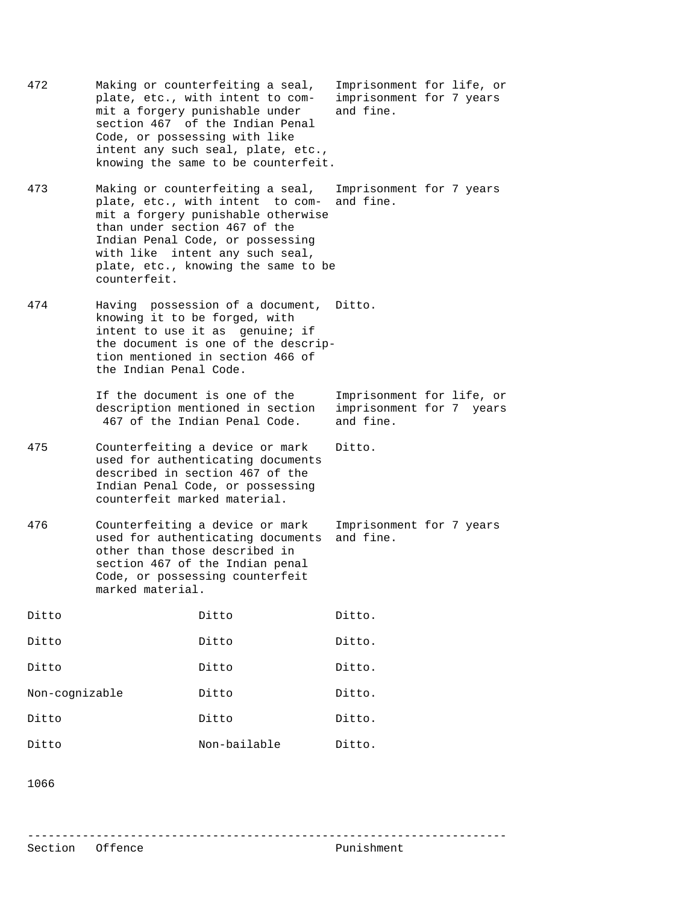| Section | Offence | Punishment |
|---|---|---|
| 472 | Making or counterfeiting a seal, plate, etc., with intent to commit a forgery punishable under section 467 of the Indian Penal Code, or possessing with like intent any such seal, plate, etc., knowing the same to be counterfeit. | Imprisonment for life, or imprisonment for 7 years and fine. |
| 473 | Making or counterfeiting a seal, plate, etc., with intent to commit a forgery punishable otherwise than under section 467 of the Indian Penal Code, or possessing with like intent any such seal, plate, etc., knowing the same to be counterfeit. | Imprisonment for 7 years and fine. |
| 474 | Having possession of a document, knowing it to be forged, with intent to use it as genuine; if the document is one of the description mentioned in section 466 of the Indian Penal Code. | Ditto. |
| | If the document is one of the description mentioned in section 467 of the Indian Penal Code. | Imprisonment for life, or imprisonment for 7 years and fine. |
| 475 | Counterfeiting a device or mark used for authenticating documents described in section 467 of the Indian Penal Code, or possessing counterfeit marked material. | Ditto. |
| 476 | Counterfeiting a device or mark used for authenticating documents other than those described in section 467 of the Indian penal Code, or possessing counterfeit marked material. | Imprisonment for 7 years and fine. |

| | | |
|---|---|---|
| Ditto | Ditto | Ditto. |
| Ditto | Ditto | Ditto. |
| Ditto | Ditto | Ditto. |
| Non-cognizable | Ditto | Ditto. |
| Ditto | Ditto | Ditto. |
| Ditto | Non-bailable | Ditto. |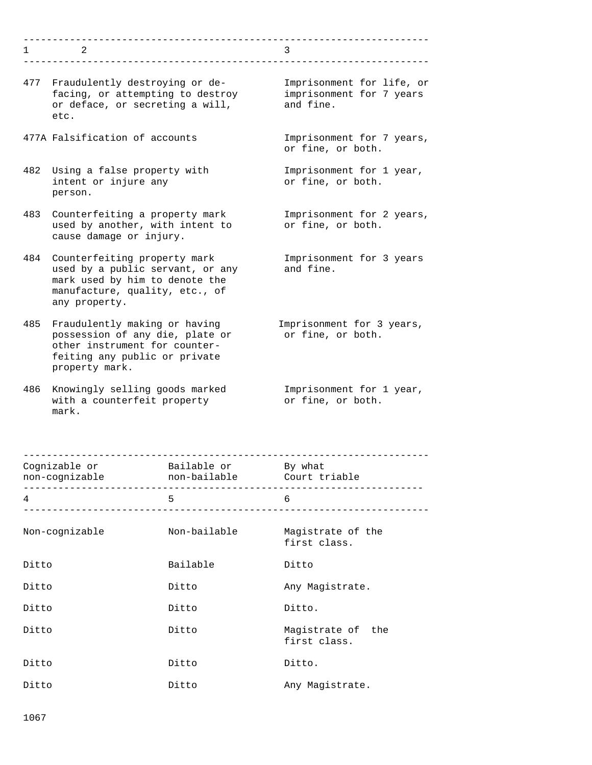| 1 | 2 | 3 | 4 | 5 | 6 |
| --- | --- | --- | --- | --- | --- |
| | | | Cognizable or non-cognizable | Bailable or non-bailable | By what Court triable |
| 477 | Fraudulently destroying or defacing, or attempting to destroy or deface, or secreting a will, etc. | Imprisonment for life, or imprisonment for 7 years and fine. | Non-cognizable | Non-bailable | Magistrate of the first class. |
| 477A | Falsification of accounts | Imprisonment for 7 years, or fine, or both. | Ditto | Bailable | Ditto |
| 482 | Using a false property with intent or injure any person. | Imprisonment for 1 year, or fine, or both. | Ditto | Ditto | Any Magistrate. |
| 483 | Counterfeiting a property mark used by another, with intent to cause damage or injury. | Imprisonment for 2 years, or fine, or both. | Ditto | Ditto | Ditto. |
| 484 | Counterfeiting property mark used by a public servant, or any mark used by him to denote the manufacture, quality, etc., of any property. | Imprisonment for 3 years and fine. | Ditto | Ditto | Magistrate of the first class. |
| 485 | Fraudulently making or having possession of any die, plate or other instrument for counterfeiting any public or private property mark. | Imprisonment for 3 years, or fine, or both. | Ditto | Ditto | Ditto. |
| 486 | Knowingly selling goods marked with a counterfeit property mark. | Imprisonment for 1 year, or fine, or both. | Ditto | Ditto | Any Magistrate. |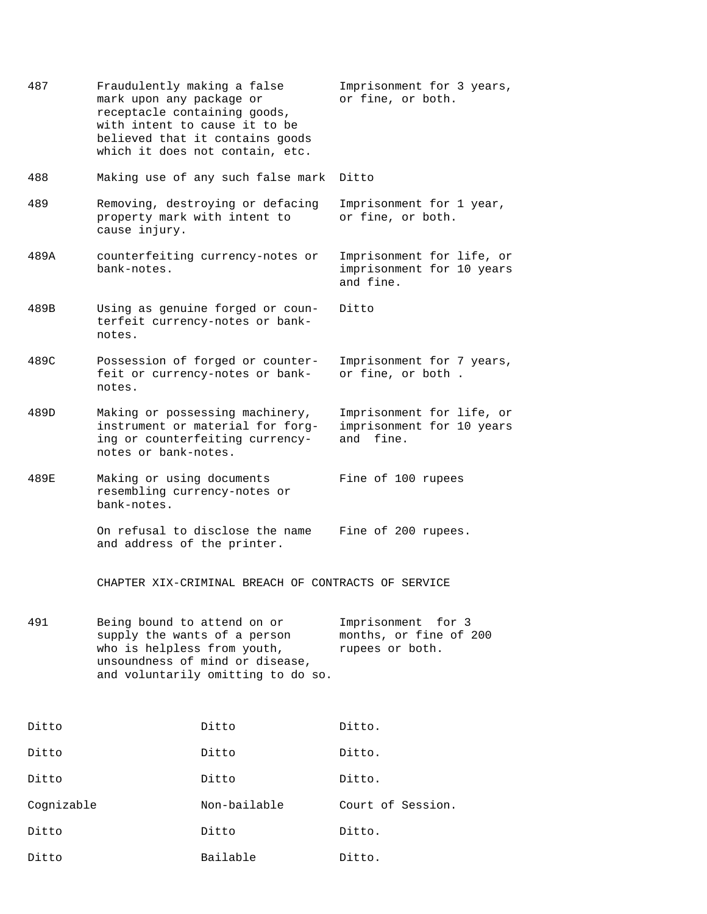| | | |
|---|---|---|
| 487 | Fraudulently making a false mark upon any package or receptacle containing goods, with intent to cause it to be believed that it contains goods which it does not contain, etc. | Imprisonment for 3 years, or fine, or both. |
| 488 | Making use of any such false mark | Ditto |
| 489 | Removing, destroying or defacing property mark with intent to cause injury. | Imprisonment for 1 year, or fine, or both. |
| 489A | counterfeiting currency-notes or bank-notes. | Imprisonment for life, or imprisonment for 10 years and fine. |
| 489B | Using as genuine forged or counterfeit currency-notes or bank-notes. | Ditto |
| 489C | Possession of forged or counterfeit or currency-notes or bank-notes. | Imprisonment for 7 years, or fine, or both . |
| 489D | Making or possessing machinery, instrument or material for forging or counterfeiting currency-notes or bank-notes. | Imprisonment for life, or imprisonment for 10 years and fine. |
| 489E | Making or using documents resembling currency-notes or bank-notes. | Fine of 100 rupees |
| | On refusal to disclose the name and address of the printer. | Fine of 200 rupees. |

CHAPTER XIX-CRIMINAL BREACH OF CONTRACTS OF SERVICE

| | | |
|---|---|---|
| 491 | Being bound to attend on or supply the wants of a person who is helpless from youth, unsoundness of mind or disease, and voluntarily omitting to do so. | Imprisonment for 3 months, or fine of 200 rupees or both. |

| | | |
|---|---|---|
| Ditto | Ditto | Ditto. |
| Ditto | Ditto | Ditto. |
| Ditto | Ditto | Ditto. |
| Cognizable | Non-bailable | Court of Session. |
| Ditto | Ditto | Ditto. |
| Ditto | Bailable | Ditto. |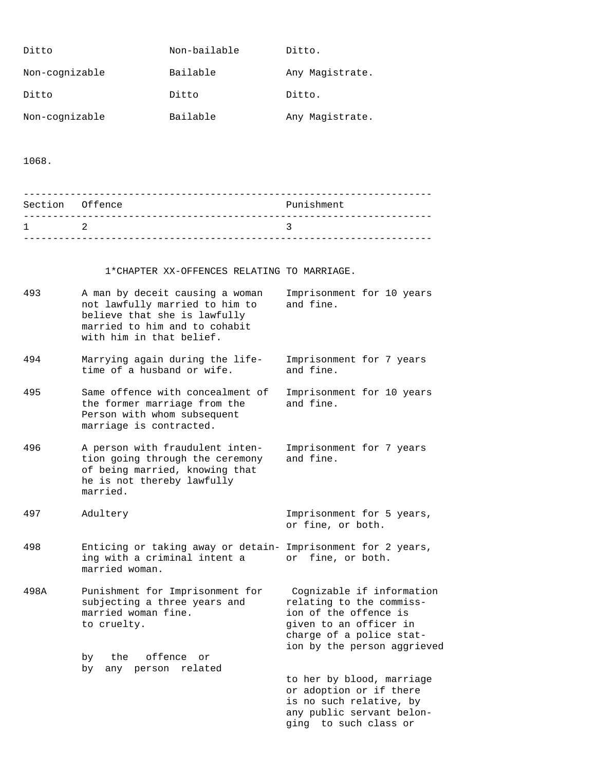| | | |
|---|---|---|
| Ditto | Non-bailable | Ditto. |
| Non-cognizable | Bailable | Any Magistrate. |
| Ditto | Ditto | Ditto. |
| Non-cognizable | Bailable | Any Magistrate. |

1068.

| Section | Offence | Punishment |
|---|---|---|
| 1 | 2 | 3 |

1*CHAPTER XX-OFFENCES RELATING TO MARRIAGE.

| Section | Offence | Punishment |
|---|---|---|
| 493 | A man by deceit causing a woman not lawfully married to him to believe that she is lawfully married to him and to cohabit with him in that belief. | Imprisonment for 10 years and fine. |
| 494 | Marrying again during the life-time of a husband or wife. | Imprisonment for 7 years and fine. |
| 495 | Same offence with concealment of the former marriage from the Person with whom subsequent marriage is contracted. | Imprisonment for 10 years and fine. |
| 496 | A person with fraudulent intention going through the ceremony of being married, knowing that he is not thereby lawfully married. | Imprisonment for 7 years and fine. |
| 497 | Adultery | Imprisonment for 5 years, or fine, or both. |
| 498 | Enticing or taking away or detaining with a criminal intent a married woman. | Imprisonment for 2 years, or fine, or both. |
| 498A | Punishment for Imprisonment for subjecting a three years and married woman fine. to cruelty. by the offence or by any person related | Cognizable if information relating to the commission of the offence is given to an officer in charge of a police station by the person aggrieved to her by blood, marriage or adoption or if there is no such relative, by any public servant belonging to such class or |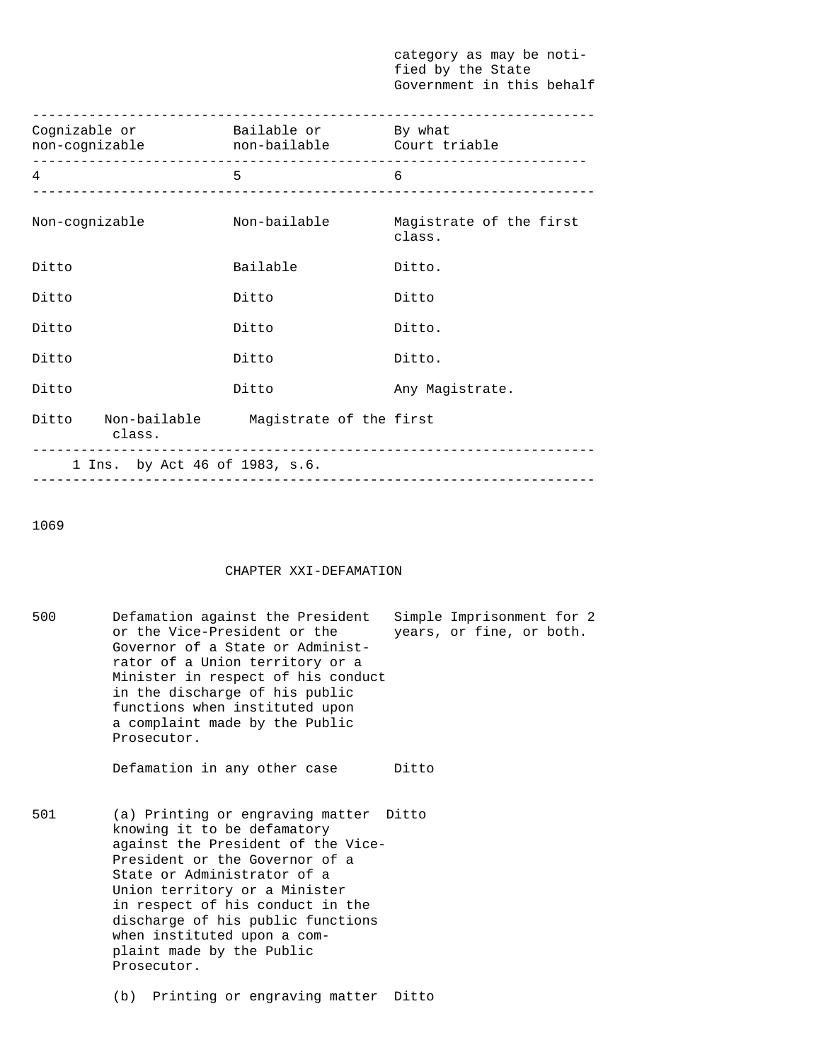category as may be notified by the State Government in this behalf

| Cognizable or non-cognizable | Bailable or non-bailable | By what Court triable |
|---|---|---|
| 4 | 5 | 6 |
| Non-cognizable | Non-bailable | Magistrate of the first class. |
| Ditto | Bailable | Ditto. |
| Ditto | Ditto | Ditto |
| Ditto | Ditto | Ditto. |
| Ditto | Ditto | Ditto. |
| Ditto | Ditto | Any Magistrate. |
| Ditto | Non-bailable | Magistrate of the first class. |

1 Ins. by Act 46 of 1983, s.6.

## CHAPTER XXI-DEFAMATION

| | | |
|---|---|---|
| 500 | Defamation against the President or the Vice-President or the Governor of a State or Administrator of a Union territory or a Minister in respect of his conduct in the discharge of his public functions when instituted upon a complaint made by the Public Prosecutor. | Simple Imprisonment for 2 years, or fine, or both. |
| | Defamation in any other case | Ditto |
| 501 | (a) Printing or engraving matter knowing it to be defamatory against the President of the Vice-President or the Governor of a State or Administrator of a Union territory or a Minister in respect of his conduct in the discharge of his public functions when instituted upon a complaint made by the Public Prosecutor. | Ditto |
| | (b) Printing or engraving matter | Ditto |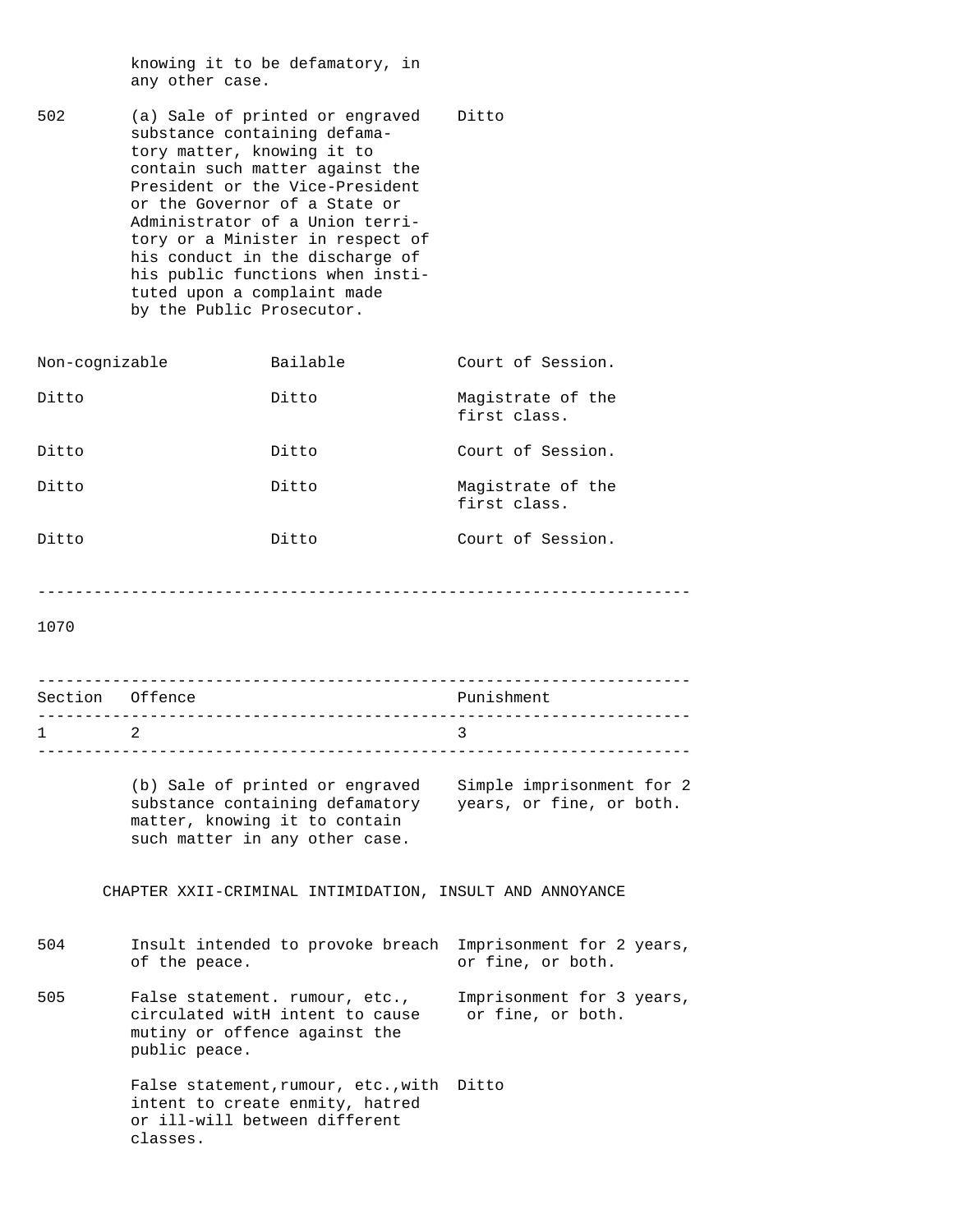| | | | | | |
|---|---|---|---|---|---|
| | knowing it to be defamatory, in any other case. | | | | |
| 502 | (a) Sale of printed or engraved substance containing defamatory matter, knowing it to contain such matter against the President or the Vice-President or the Governor of a State or Administrator of a Union territory or a Minister in respect of his conduct in the discharge of his public functions when instituted upon a complaint made by the Public Prosecutor. | Ditto | | | |

| | | |
|---|---|---|
| Non-cognizable | Bailable | Court of Session. |
| Ditto | Ditto | Magistrate of the first class. |
| Ditto | Ditto | Court of Session. |
| Ditto | Ditto | Magistrate of the first class. |
| Ditto | Ditto | Court of Session. |

1070

| Section | Offence | Punishment |
|---|---|---|
| 1 | 2 | 3 |
| | (b) Sale of printed or engraved substance containing defamatory matter, knowing it to contain such matter in any other case. | Simple imprisonment for 2 years, or fine, or both. |

CHAPTER XXII-CRIMINAL INTIMIDATION, INSULT AND ANNOYANCE

| | | |
|---|---|---|
| 504 | Insult intended to provoke breach of the peace. | Imprisonment for 2 years, or fine, or both. |
| 505 | False statement. rumour, etc., circulated witH intent to cause mutiny or offence against the public peace. | Imprisonment for 3 years, or fine, or both. |
| | False statement,rumour, etc.,with intent to create enmity, hatred or ill-will between different classes. | Ditto |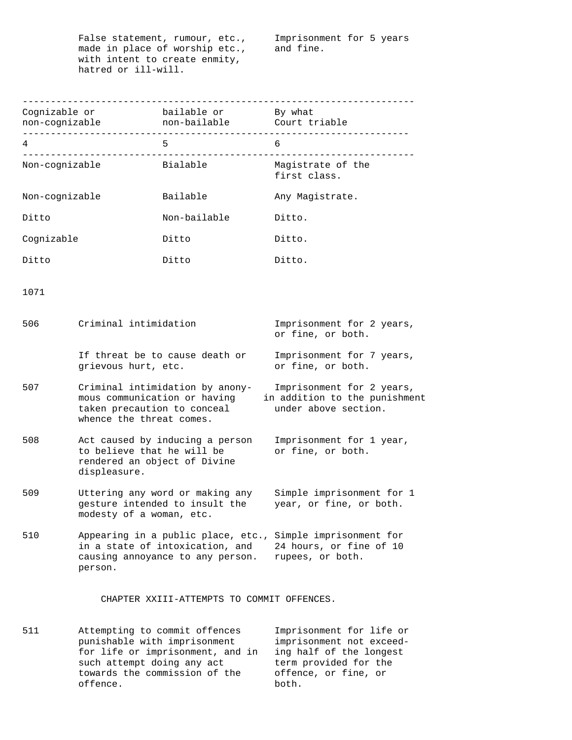| | | |
|---|---|---|
| | False statement, rumour, etc., made in place of worship etc., with intent to create enmity, hatred or ill-will. | Imprisonment for 5 years and fine. |

| Cognizable or non-cognizable | bailable or non-bailable | By what Court triable |
|---|---|---|
| 4 | 5 | 6 |
| Non-cognizable | Bialable | Magistrate of the first class. |
| Non-cognizable | Bailable | Any Magistrate. |
| Ditto | Non-bailable | Ditto. |
| Cognizable | Ditto | Ditto. |
| Ditto | Ditto | Ditto. |

1071

| | | |
|---|---|---|
| 506 | Criminal intimidation | Imprisonment for 2 years, or fine, or both. |
| | If threat be to cause death or grievous hurt, etc. | Imprisonment for 7 years, or fine, or both. |
| 507 | Criminal intimidation by anonymous communication or having taken precaution to conceal whence the threat comes. | Imprisonment for 2 years, in addition to the punishment under above section. |
| 508 | Act caused by inducing a person to believe that he will be rendered an object of Divine displeasure. | Imprisonment for 1 year, or fine, or both. |
| 509 | Uttering any word or making any gesture intended to insult the modesty of a woman, etc. | Simple imprisonment for 1 year, or fine, or both. |
| 510 | Appearing in a public place, etc., in a state of intoxication, and causing annoyance to any person. person. | Simple imprisonment for 24 hours, or fine of 10 rupees, or both. |

CHAPTER XXIII-ATTEMPTS TO COMMIT OFFENCES.

| | | |
|---|---|---|
| 511 | Attempting to commit offences punishable with imprisonment for life or imprisonment, and in such attempt doing any act towards the commission of the offence. | Imprisonment for life or imprisonment not exceeding half of the longest term provided for the offence, or fine, or both. |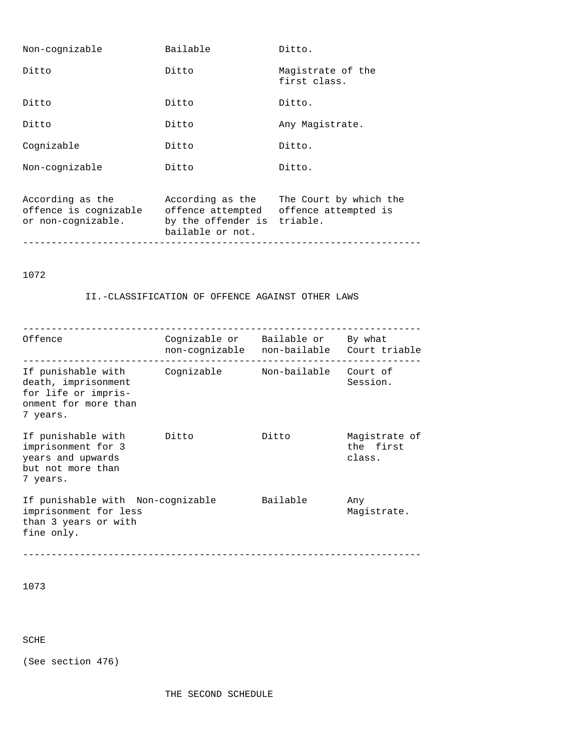| | | |
|---|---|---|
| Non-cognizable | Bailable | Ditto. |
| Ditto | Ditto | Magistrate of the first class. |
| Ditto | Ditto | Ditto. |
| Ditto | Ditto | Any Magistrate. |
| Cognizable | Ditto | Ditto. |
| Non-cognizable | Ditto | Ditto. |
| According as the offence is cognizable or non-cognizable. | According as the offence attempted by the offender is bailable or not. | The Court by which the offence attempted is triable. |

1072

## II.-CLASSIFICATION OF OFFENCE AGAINST OTHER LAWS

| Offence | Cognizable or non-cognizable | Bailable or non-bailable | By what Court triable |
|---|---|---|---|
| If punishable with death, imprisonment for life or imprisonment for more than 7 years. | Cognizable | Non-bailable | Court of Session. |
| If punishable with imprisonment for 3 years and upwards but not more than 7 years. | Ditto | Ditto | Magistrate of the first class. |
| If punishable with imprisonment for less than 3 years or with fine only. | Non-cognizable | Bailable | Any Magistrate. |

1073

SCHE

(See section 476)

## THE SECOND SCHEDULE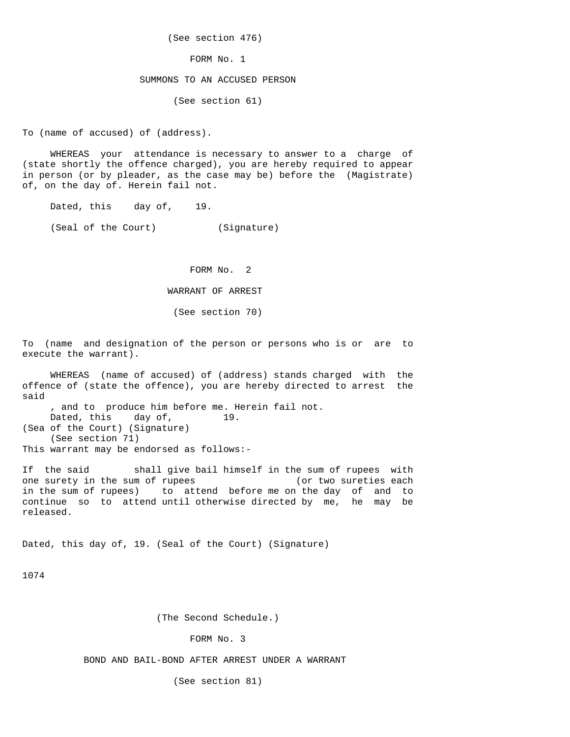(See section 476)

## FORM No. 1

### SUMMONS TO AN ACCUSED PERSON

(See section 61)

To (name of accused) of (address).

WHEREAS your attendance is necessary to answer to a charge of (state shortly the offence charged), you are hereby required to appear in person (or by pleader, as the case may be) before the (Magistrate) of, on the day of. Herein fail not.

Dated, this day of, 19.

(Seal of the Court) (Signature)

## FORM No. 2

### WARRANT OF ARREST

(See section 70)

To (name and designation of the person or persons who is or are to execute the warrant).

WHEREAS (name of accused) of (address) stands charged with the offence of (state the offence), you are hereby directed to arrest the said
, and to produce him before me. Herein fail not.
Dated, this day of, 19.
(Sea of the Court) (Signature)
(See section 71)
This warrant may be endorsed as follows:-

If the said shall give bail himself in the sum of rupees with one surety in the sum of rupees (or two sureties each in the sum of rupees) to attend before me on the day of and to continue so to attend until otherwise directed by me, he may be released.

Dated, this day of, 19. (Seal of the Court) (Signature)

1074

(The Second Schedule.)

## FORM No. 3

### BOND AND BAIL-BOND AFTER ARREST UNDER A WARRANT

(See section 81)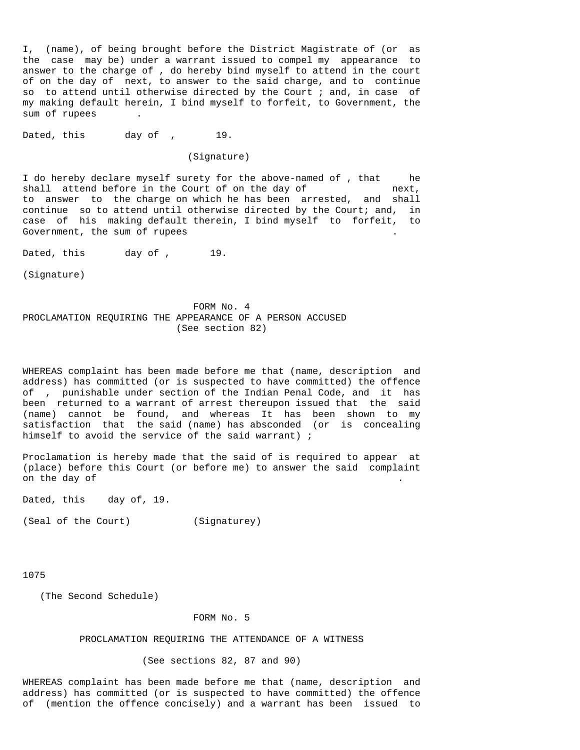I, (name), of being brought before the District Magistrate of (or as the case may be) under a warrant issued to compel my appearance to answer to the charge of , do hereby bind myself to attend in the court of on the day of next, to answer to the said charge, and to continue so to attend until otherwise directed by the Court ; and, in case of my making default herein, I bind myself to forfeit, to Government, the sum of rupees .

Dated, this day of , 19.

(Signature)

I do hereby declare myself surety for the above-named of , that he shall attend before in the Court of on the day of next, to answer to the charge on which he has been arrested, and shall continue so to attend until otherwise directed by the Court; and, in case of his making default therein, I bind myself to forfeit, to Government, the sum of rupees .

Dated, this day of , 19.

(Signature)

## FORM No. 4

## PROCLAMATION REQUIRING THE APPEARANCE OF A PERSON ACCUSED

(See section 82)

WHEREAS complaint has been made before me that (name, description and address) has committed (or is suspected to have committed) the offence of , punishable under section of the Indian Penal Code, and it has been returned to a warrant of arrest thereupon issued that the said (name) cannot be found, and whereas It has been shown to my satisfaction that the said (name) has absconded (or is concealing himself to avoid the service of the said warrant) ;

Proclamation is hereby made that the said of is required to appear at (place) before this Court (or before me) to answer the said complaint on the day of .

Dated, this day of, 19.

(Seal of the Court) (Signaturey)

(The Second Schedule)

## FORM No. 5

## PROCLAMATION REQUIRING THE ATTENDANCE OF A WITNESS

(See sections 82, 87 and 90)

WHEREAS complaint has been made before me that (name, description and address) has committed (or is suspected to have committed) the offence of (mention the offence concisely) and a warrant has been issued to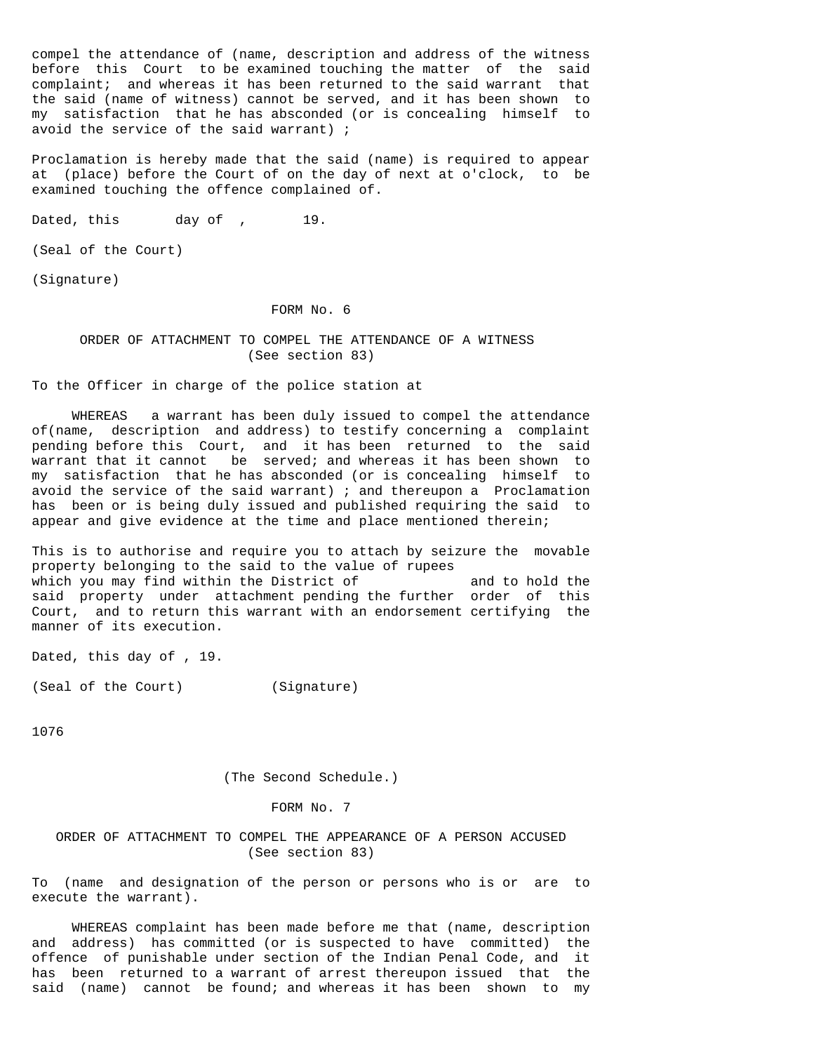compel the attendance of (name, description and address of the witness before this Court to be examined touching the matter of the said complaint; and whereas it has been returned to the said warrant that the said (name of witness) cannot be served, and it has been shown to my satisfaction that he has absconded (or is concealing himself to avoid the service of the said warrant) ;

Proclamation is hereby made that the said (name) is required to appear at (place) before the Court of on the day of next at o'clock, to be examined touching the offence complained of.

Dated, this day of , 19.

(Seal of the Court)

(Signature)

## FORM No. 6

### ORDER OF ATTACHMENT TO COMPEL THE ATTENDANCE OF A WITNESS
(See section 83)

To the Officer in charge of the police station at

WHEREAS a warrant has been duly issued to compel the attendance of(name, description and address) to testify concerning a complaint pending before this Court, and it has been returned to the said warrant that it cannot be served; and whereas it has been shown to my satisfaction that he has absconded (or is concealing himself to avoid the service of the said warrant) ; and thereupon a Proclamation has been or is being duly issued and published requiring the said to appear and give evidence at the time and place mentioned therein;

This is to authorise and require you to attach by seizure the movable property belonging to the said to the value of rupees which you may find within the District of and to hold the said property under attachment pending the further order of this Court, and to return this warrant with an endorsement certifying the manner of its execution.

Dated, this day of , 19.

(Seal of the Court) (Signature)

(The Second Schedule.)

## FORM No. 7

### ORDER OF ATTACHMENT TO COMPEL THE APPEARANCE OF A PERSON ACCUSED
(See section 83)

To (name and designation of the person or persons who is or are to execute the warrant).

WHEREAS complaint has been made before me that (name, description and address) has committed (or is suspected to have committed) the offence of punishable under section of the Indian Penal Code, and it has been returned to a warrant of arrest thereupon issued that the said (name) cannot be found; and whereas it has been shown to my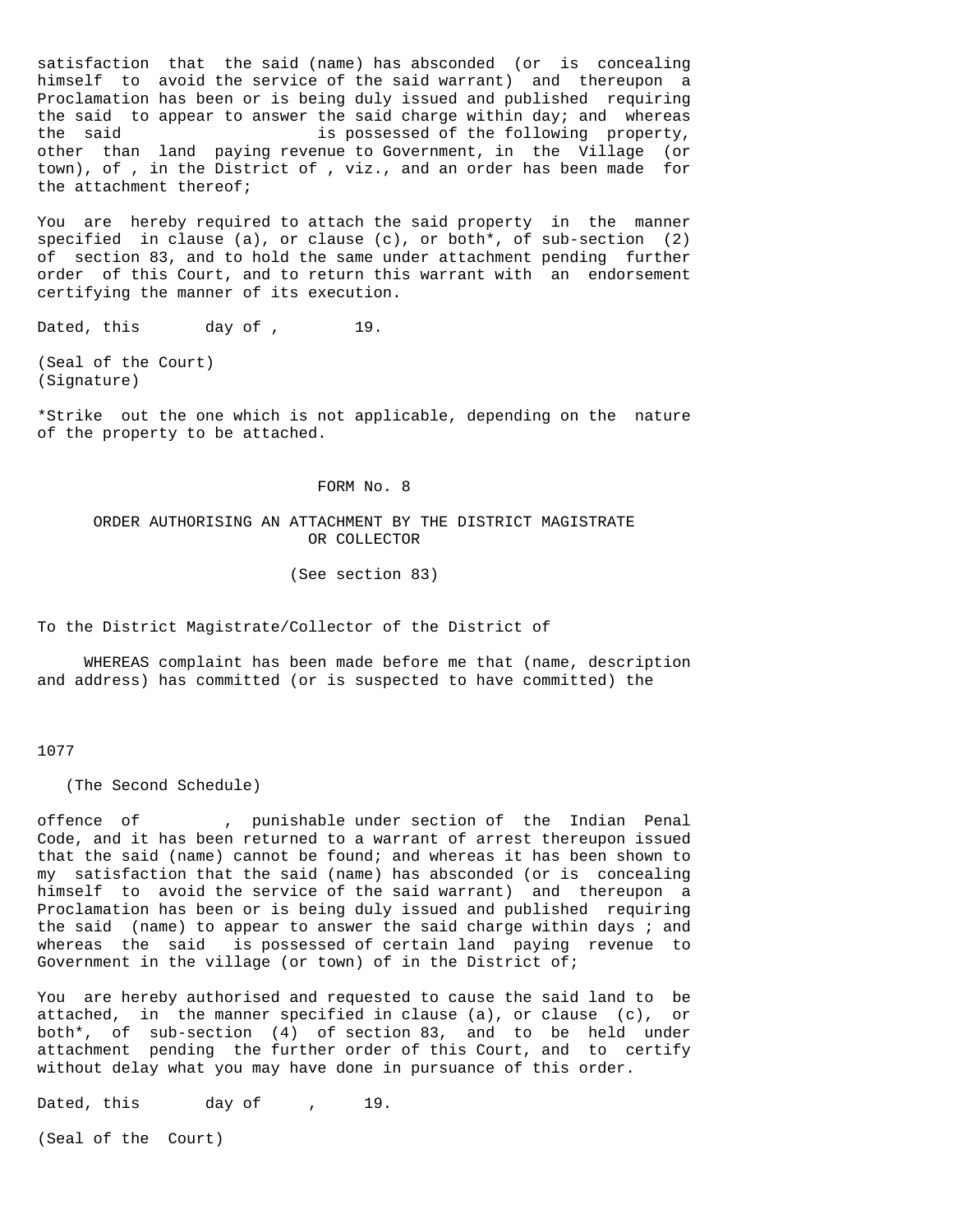satisfaction that the said (name) has absconded (or is concealing himself to avoid the service of the said warrant) and thereupon a Proclamation has been or is being duly issued and published requiring the said to appear to answer the said charge within day; and whereas the said is possessed of the following property, other than land paying revenue to Government, in the Village (or town), of , in the District of , viz., and an order has been made for the attachment thereof;

You are hereby required to attach the said property in the manner specified in clause (a), or clause (c), or both*, of sub-section (2) of section 83, and to hold the same under attachment pending further order of this Court, and to return this warrant with an endorsement certifying the manner of its execution.

Dated, this day of , 19.

(Seal of the Court)
(Signature)

*Strike out the one which is not applicable, depending on the nature of the property to be attached.

## FORM No. 8

### ORDER AUTHORISING AN ATTACHMENT BY THE DISTRICT MAGISTRATE OR COLLECTOR

(See section 83)

To the District Magistrate/Collector of the District of

WHEREAS complaint has been made before me that (name, description and address) has committed (or is suspected to have committed) the offence of , punishable under section of the Indian Penal Code, and it has been returned to a warrant of arrest thereupon issued that the said (name) cannot be found; and whereas it has been shown to my satisfaction that the said (name) has absconded (or is concealing himself to avoid the service of the said warrant) and thereupon a Proclamation has been or is being duly issued and published requiring the said (name) to appear to answer the said charge within days ; and whereas the said is possessed of certain land paying revenue to Government in the village (or town) of in the District of;

You are hereby authorised and requested to cause the said land to be attached, in the manner specified in clause (a), or clause (c), or both*, of sub-section (4) of section 83, and to be held under attachment pending the further order of this Court, and to certify without delay what you may have done in pursuance of this order.

Dated, this day of , 19.

(Seal of the Court)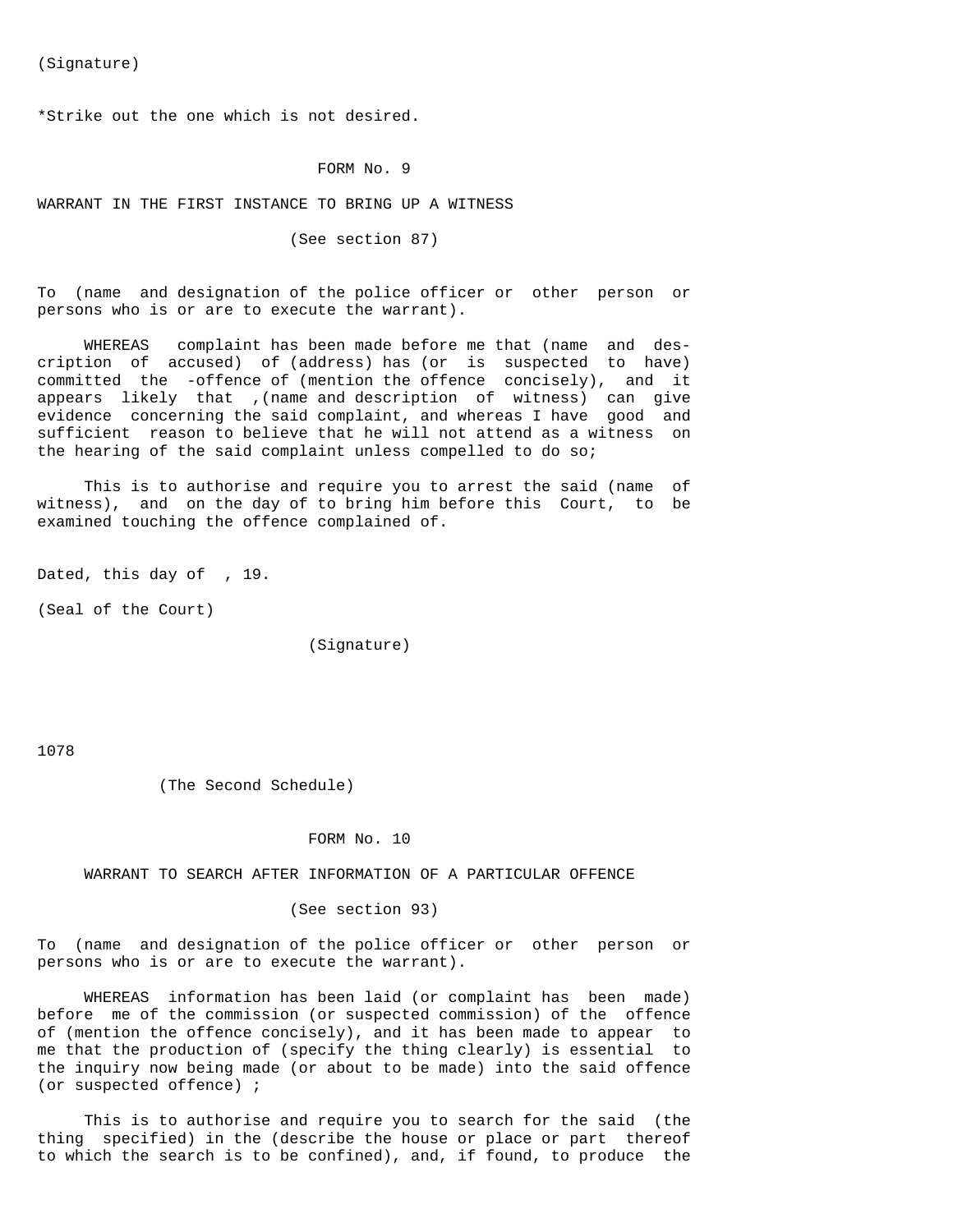(Signature)

*Strike out the one which is not desired.

## FORM No. 9

### WARRANT IN THE FIRST INSTANCE TO BRING UP A WITNESS

(See section 87)

To (name and designation of the police officer or other person or persons who is or are to execute the warrant).

WHEREAS complaint has been made before me that (name and description of accused) of (address) has (or is suspected to have) committed the -offence of (mention the offence concisely), and it appears likely that ,(name and description of witness) can give evidence concerning the said complaint, and whereas I have good and sufficient reason to believe that he will not attend as a witness on the hearing of the said complaint unless compelled to do so;

This is to authorise and require you to arrest the said (name of witness), and on the day of to bring him before this Court, to be examined touching the offence complained of.

Dated, this day of , 19.

(Seal of the Court)

(Signature)

(The Second Schedule)

## FORM No. 10

### WARRANT TO SEARCH AFTER INFORMATION OF A PARTICULAR OFFENCE

(See section 93)

To (name and designation of the police officer or other person or persons who is or are to execute the warrant).

WHEREAS information has been laid (or complaint has been made) before me of the commission (or suspected commission) of the offence of (mention the offence concisely), and it has been made to appear to me that the production of (specify the thing clearly) is essential to the inquiry now being made (or about to be made) into the said offence (or suspected offence) ;

This is to authorise and require you to search for the said (the thing specified) in the (describe the house or place or part thereof to which the search is to be confined), and, if found, to produce the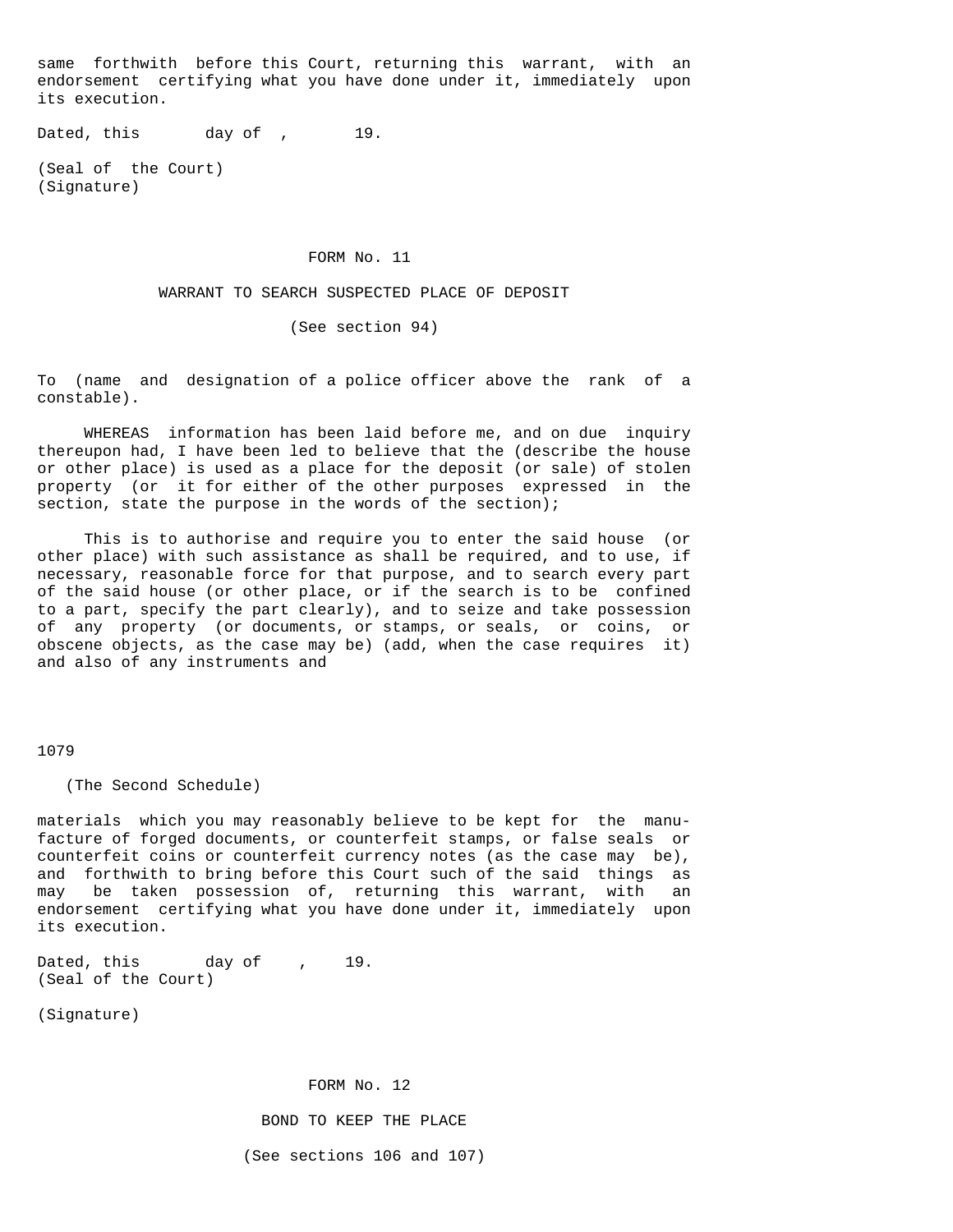same forthwith before this Court, returning this warrant, with an endorsement certifying what you have done under it, immediately upon its execution.

Dated, this day of , 19.

(Seal of the Court)
(Signature)

## FORM No. 11

### WARRANT TO SEARCH SUSPECTED PLACE OF DEPOSIT

(See section 94)

To (name and designation of a police officer above the rank of a constable).

WHEREAS information has been laid before me, and on due inquiry thereupon had, I have been led to believe that the (describe the house or other place) is used as a place for the deposit (or sale) of stolen property (or it for either of the other purposes expressed in the section, state the purpose in the words of the section);

This is to authorise and require you to enter the said house (or other place) with such assistance as shall be required, and to use, if necessary, reasonable force for that purpose, and to search every part of the said house (or other place, or if the search is to be confined to a part, specify the part clearly), and to seize and take possession of any property (or documents, or stamps, or seals, or coins, or obscene objects, as the case may be) (add, when the case requires it) and also of any instruments and materials which you may reasonably believe to be kept for the manufacture of forged documents, or counterfeit stamps, or false seals or counterfeit coins or counterfeit currency notes (as the case may be), and forthwith to bring before this Court such of the said things as may be taken possession of, returning this warrant, with an endorsement certifying what you have done under it, immediately upon its execution.

Dated, this day of , 19.
(Seal of the Court)

(Signature)

## FORM No. 12

### BOND TO KEEP THE PLACE

(See sections 106 and 107)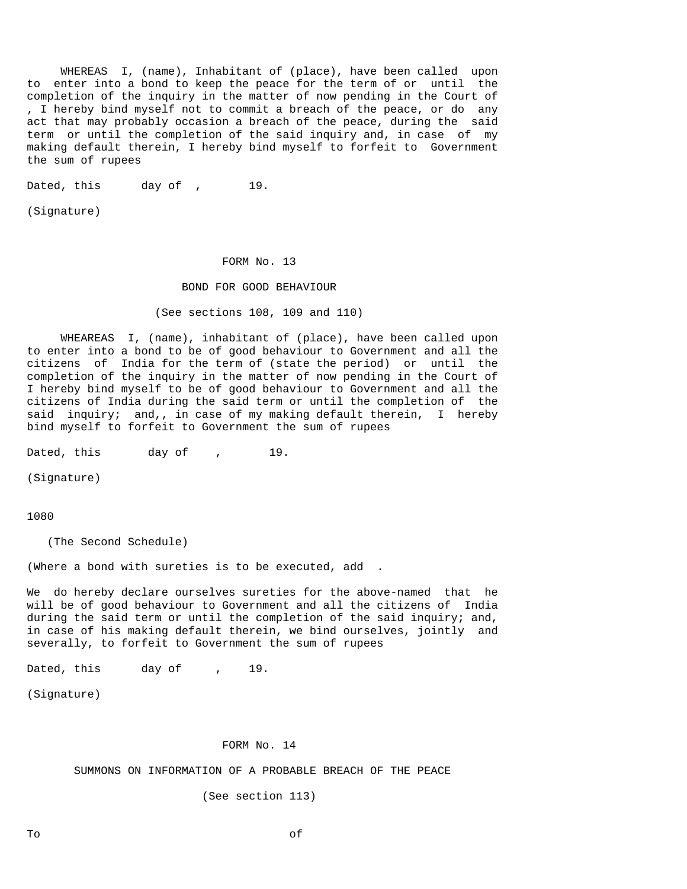WHEREAS I, (name), Inhabitant of (place), have been called upon to enter into a bond to keep the peace for the term of or until the completion of the inquiry in the matter of now pending in the Court of , I hereby bind myself not to commit a breach of the peace, or do any act that may probably occasion a breach of the peace, during the said term or until the completion of the said inquiry and, in case of my making default therein, I hereby bind myself to forfeit to Government the sum of rupees

Dated, this day of , 19.

(Signature)

FORM No. 13

BOND FOR GOOD BEHAVIOUR

(See sections 108, 109 and 110)

WHEAREAS I, (name), inhabitant of (place), have been called upon to enter into a bond to be of good behaviour to Government and all the citizens of India for the term of (state the period) or until the completion of the inquiry in the matter of now pending in the Court of I hereby bind myself to be of good behaviour to Government and all the citizens of India during the said term or until the completion of the said inquiry; and,, in case of my making default therein, I hereby bind myself to forfeit to Government the sum of rupees

Dated, this day of , 19.

(Signature)

(The Second Schedule)

(Where a bond with sureties is to be executed, add .

We do hereby declare ourselves sureties for the above-named that he will be of good behaviour to Government and all the citizens of India during the said term or until the completion of the said inquiry; and, in case of his making default therein, we bind ourselves, jointly and severally, to forfeit to Government the sum of rupees

Dated, this day of , 19.

(Signature)

FORM No. 14

SUMMONS ON INFORMATION OF A PROBABLE BREACH OF THE PEACE

(See section 113)

To of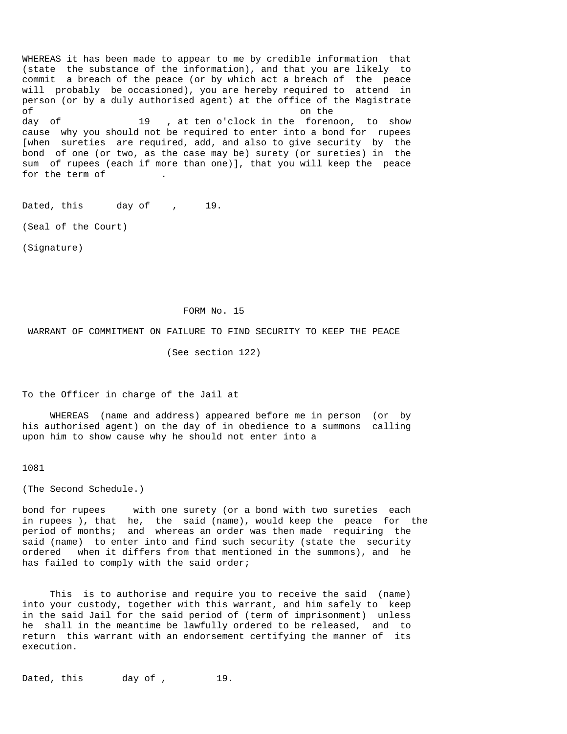WHEREAS it has been made to appear to me by credible information that (state the substance of the information), and that you are likely to commit a breach of the peace (or by which act a breach of the peace will probably be occasioned), you are hereby required to attend in person (or by a duly authorised agent) at the office of the Magistrate of                                        on the day of              19   , at ten o'clock in the forenoon, to show cause why you should not be required to enter into a bond for rupees [when sureties are required, add, and also to give security by the bond of one (or two, as the case may be) surety (or sureties) in the sum of rupees (each if more than one)], that you will keep the peace for the term of          .

Dated, this      day of    ,     19.

(Seal of the Court)

(Signature)

## FORM No. 15

### WARRANT OF COMMITMENT ON FAILURE TO FIND SECURITY TO KEEP THE PEACE

(See section 122)

To the Officer in charge of the Jail at

WHEREAS (name and address) appeared before me in person (or by his authorised agent) on the day of in obedience to a summons calling upon him to show cause why he should not enter into a

(The Second Schedule.)

bond for rupees     with one surety (or a bond with two sureties each in rupees ), that he, the said (name), would keep the peace for the period of months; and whereas an order was then made requiring the said (name) to enter into and find such security (state the security ordered when it differs from that mentioned in the summons), and he has failed to comply with the said order;

This is to authorise and require you to receive the said (name) into your custody, together with this warrant, and him safely to keep in the said Jail for the said period of (term of imprisonment) unless he shall in the meantime be lawfully ordered to be released, and to return this warrant with an endorsement certifying the manner of its execution.

Dated, this       day of ,         19.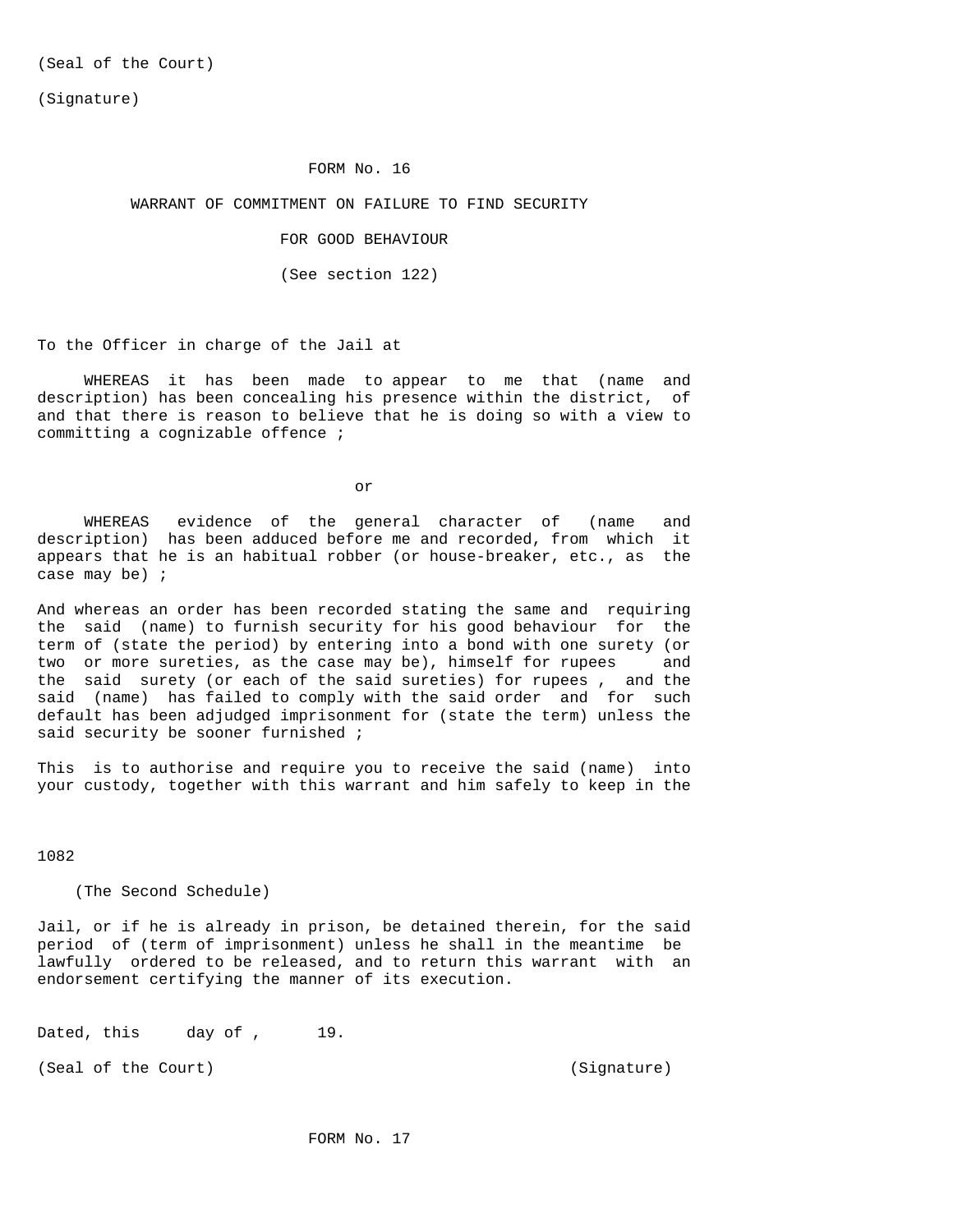(Seal of the Court)

(Signature)

## FORM No. 16

### WARRANT OF COMMITMENT ON FAILURE TO FIND SECURITY FOR GOOD BEHAVIOUR

(See section 122)

To the Officer in charge of the Jail at

WHEREAS it has been made to appear to me that (name and description) has been concealing his presence within the district, of and that there is reason to believe that he is doing so with a view to committing a cognizable offence ;

or

WHEREAS evidence of the general character of (name and description) has been adduced before me and recorded, from which it appears that he is an habitual robber (or house-breaker, etc., as the case may be) ;

And whereas an order has been recorded stating the same and requiring the said (name) to furnish security for his good behaviour for the term of (state the period) by entering into a bond with one surety (or two or more sureties, as the case may be), himself for rupees and the said surety (or each of the said sureties) for rupees , and the said (name) has failed to comply with the said order and for such default has been adjudged imprisonment for (state the term) unless the said security be sooner furnished ;

This is to authorise and require you to receive the said (name) into your custody, together with this warrant and him safely to keep in the Jail, or if he is already in prison, be detained therein, for the said period of (term of imprisonment) unless he shall in the meantime be lawfully ordered to be released, and to return this warrant with an endorsement certifying the manner of its execution.

Dated, this day of , 19.

(Seal of the Court) (Signature)

## FORM No. 17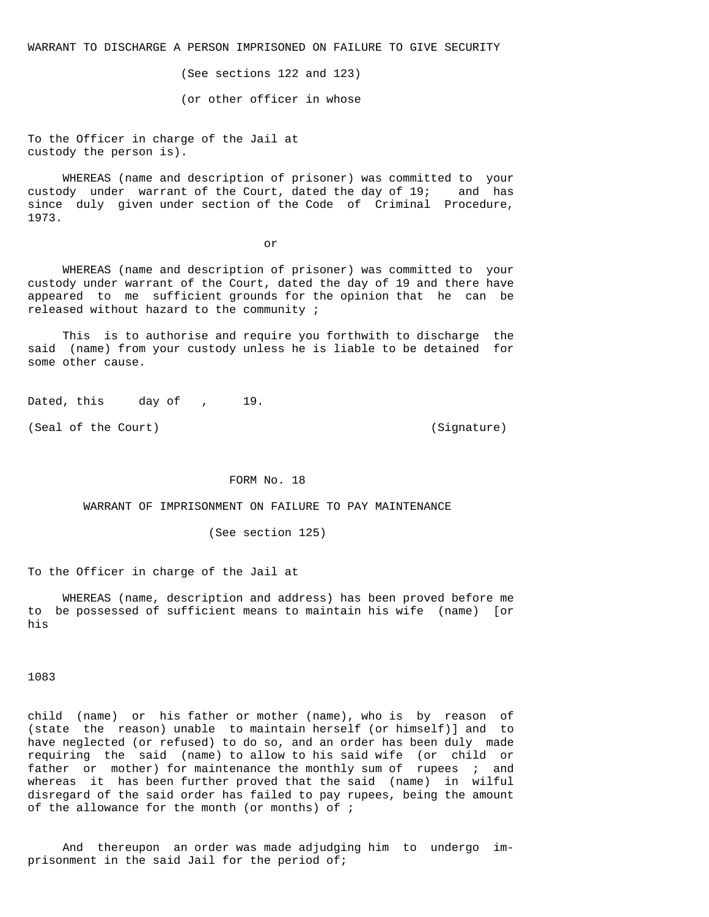WARRANT TO DISCHARGE A PERSON IMPRISONED ON FAILURE TO GIVE SECURITY

(See sections 122 and 123)

To the Officer in charge of the Jail at (or other officer in whose custody the person is).

WHEREAS (name and description of prisoner) was committed to your custody under warrant of the Court, dated the day of 19; and has since duly given under section of the Code of Criminal Procedure, 1973.

or

WHEREAS (name and description of prisoner) was committed to your custody under warrant of the Court, dated the day of 19 and there have appeared to me sufficient grounds for the opinion that he can be released without hazard to the community ;

This is to authorise and require you forthwith to discharge the said (name) from your custody unless he is liable to be detained for some other cause.

Dated, this day of , 19.

(Seal of the Court) (Signature)

## FORM No. 18

### WARRANT OF IMPRISONMENT ON FAILURE TO PAY MAINTENANCE

(See section 125)

To the Officer in charge of the Jail at

WHEREAS (name, description and address) has been proved before me to be possessed of sufficient means to maintain his wife (name) [or his child (name) or his father or mother (name), who is by reason of (state the reason) unable to maintain herself (or himself)] and to have neglected (or refused) to do so, and an order has been duly made requiring the said (name) to allow to his said wife (or child or father or mother) for maintenance the monthly sum of rupees ; and whereas it has been further proved that the said (name) in wilful disregard of the said order has failed to pay rupees, being the amount of the allowance for the month (or months) of ;

And thereupon an order was made adjudging him to undergo imprisonment in the said Jail for the period of;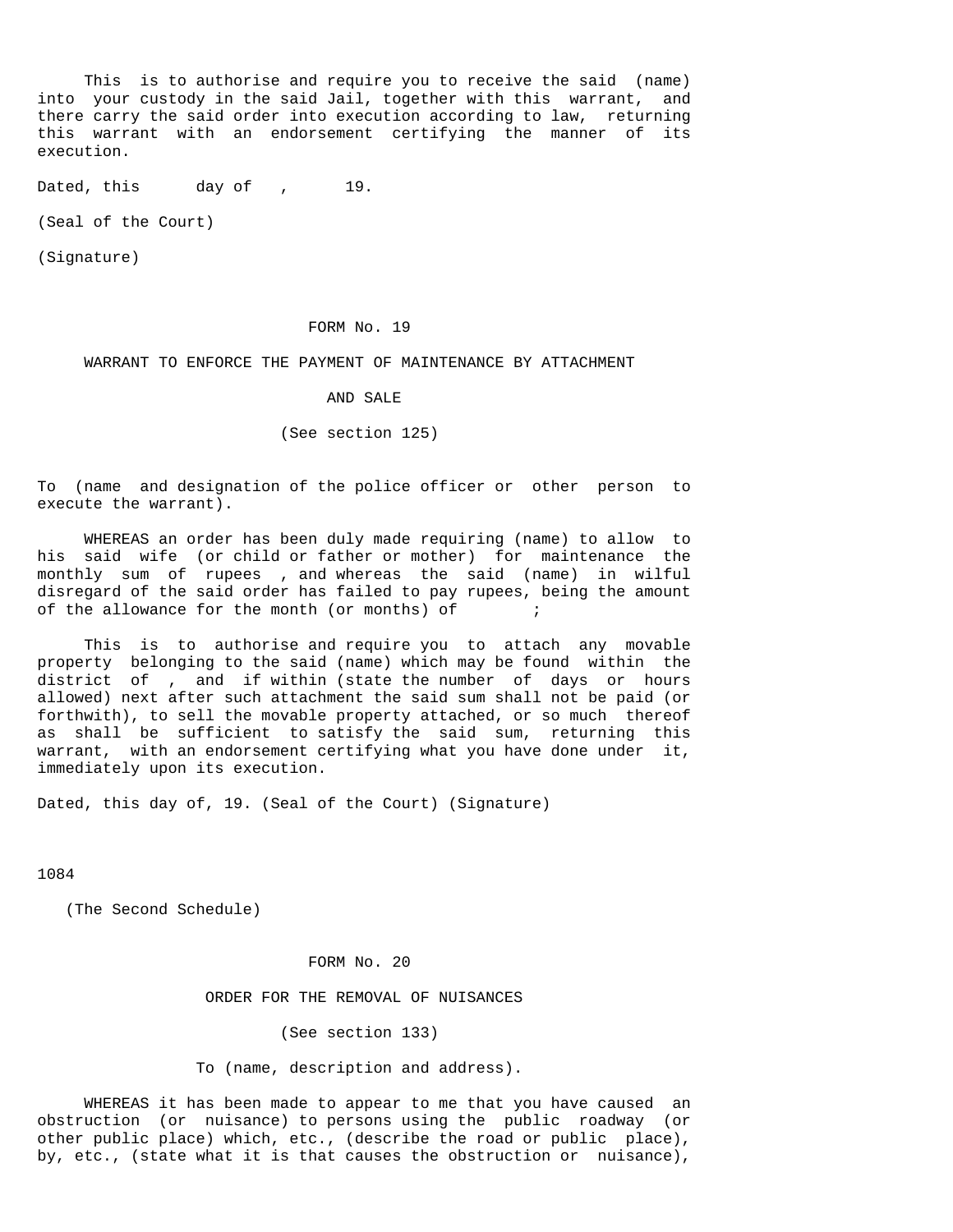This is to authorise and require you to receive the said (name) into your custody in the said Jail, together with this warrant, and there carry the said order into execution according to law, returning this warrant with an endorsement certifying the manner of its execution.

Dated, this day of , 19.

(Seal of the Court)

(Signature)

## FORM No. 19

### WARRANT TO ENFORCE THE PAYMENT OF MAINTENANCE BY ATTACHMENT AND SALE

(See section 125)

To (name and designation of the police officer or other person to execute the warrant).

WHEREAS an order has been duly made requiring (name) to allow to his said wife (or child or father or mother) for maintenance the monthly sum of rupees , and whereas the said (name) in wilful disregard of the said order has failed to pay rupees, being the amount of the allowance for the month (or months) of ;

This is to authorise and require you to attach any movable property belonging to the said (name) which may be found within the district of , and if within (state the number of days or hours allowed) next after such attachment the said sum shall not be paid (or forthwith), to sell the movable property attached, or so much thereof as shall be sufficient to satisfy the said sum, returning this warrant, with an endorsement certifying what you have done under it, immediately upon its execution.

Dated, this day of, 19. (Seal of the Court) (Signature)

(The Second Schedule)

## FORM No. 20

### ORDER FOR THE REMOVAL OF NUISANCES

(See section 133)

To (name, description and address).

WHEREAS it has been made to appear to me that you have caused an obstruction (or nuisance) to persons using the public roadway (or other public place) which, etc., (describe the road or public place), by, etc., (state what it is that causes the obstruction or nuisance),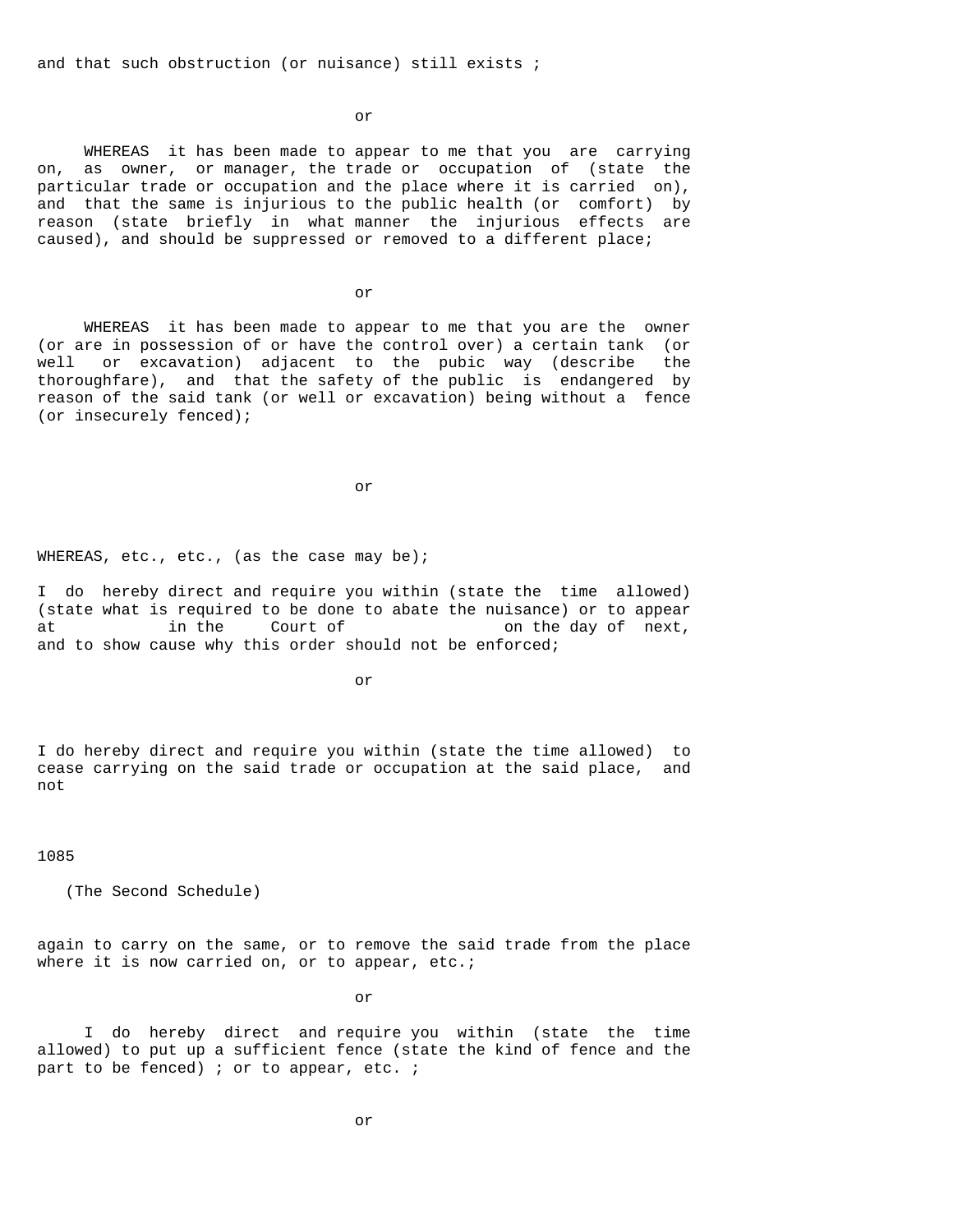and that such obstruction (or nuisance) still exists ;

or

WHEREAS it has been made to appear to me that you are carrying on, as owner, or manager, the trade or occupation of (state the particular trade or occupation and the place where it is carried on), and that the same is injurious to the public health (or comfort) by reason (state briefly in what manner the injurious effects are caused), and should be suppressed or removed to a different place;

or

WHEREAS it has been made to appear to me that you are the owner (or are in possession of or have the control over) a certain tank (or well or excavation) adjacent to the pubic way (describe the thoroughfare), and that the safety of the public is endangered by reason of the said tank (or well or excavation) being without a fence (or insecurely fenced);

or

WHEREAS, etc., etc., (as the case may be);

I do hereby direct and require you within (state the time allowed) (state what is required to be done to abate the nuisance) or to appear at            in the     Court of                 on the day of  next, and to show cause why this order should not be enforced;

or

I do hereby direct and require you within (state the time allowed) to cease carrying on the said trade or occupation at the said place, and not

(The Second Schedule)

again to carry on the same, or to remove the said trade from the place where it is now carried on, or to appear, etc.;

or

I do hereby direct and require you within (state the time allowed) to put up a sufficient fence (state the kind of fence and the part to be fenced) ; or to appear, etc. ;

or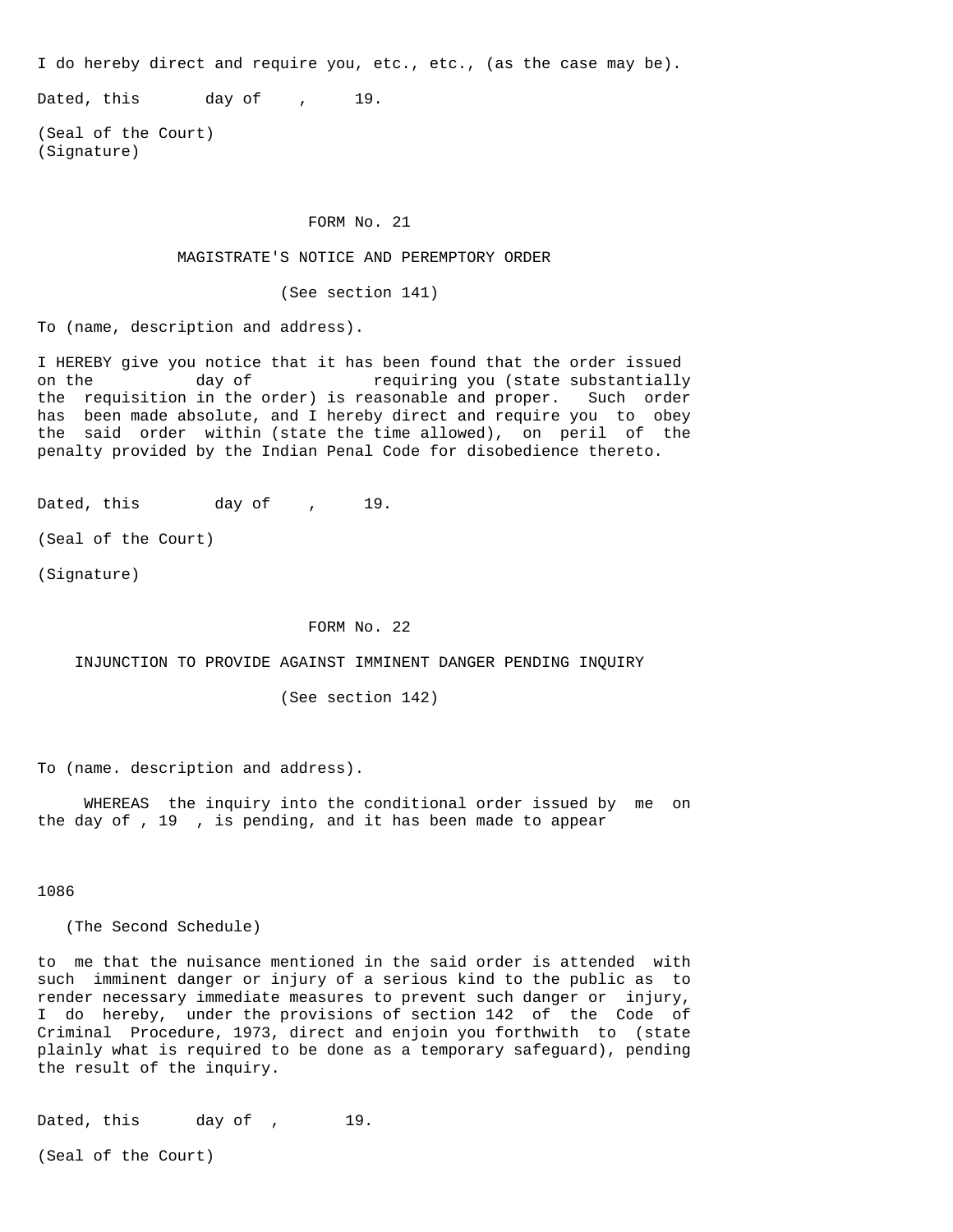I do hereby direct and require you, etc., etc., (as the case may be).

Dated, this day of , 19.

(Seal of the Court)
(Signature)

## FORM No. 21

### MAGISTRATE'S NOTICE AND PEREMPTORY ORDER

(See section 141)

To (name, description and address).

I HEREBY give you notice that it has been found that the order issued on the day of requiring you (state substantially the requisition in the order) is reasonable and proper. Such order has been made absolute, and I hereby direct and require you to obey the said order within (state the time allowed), on peril of the penalty provided by the Indian Penal Code for disobedience thereto.

Dated, this day of , 19.

(Seal of the Court)

(Signature)

## FORM No. 22

### INJUNCTION TO PROVIDE AGAINST IMMINENT DANGER PENDING INQUIRY

(See section 142)

To (name. description and address).

WHEREAS the inquiry into the conditional order issued by me on the day of , 19 , is pending, and it has been made to appear

(The Second Schedule)

to me that the nuisance mentioned in the said order is attended with such imminent danger or injury of a serious kind to the public as to render necessary immediate measures to prevent such danger or injury, I do hereby, under the provisions of section 142 of the Code of Criminal Procedure, 1973, direct and enjoin you forthwith to (state plainly what is required to be done as a temporary safeguard), pending the result of the inquiry.

Dated, this day of , 19.

(Seal of the Court)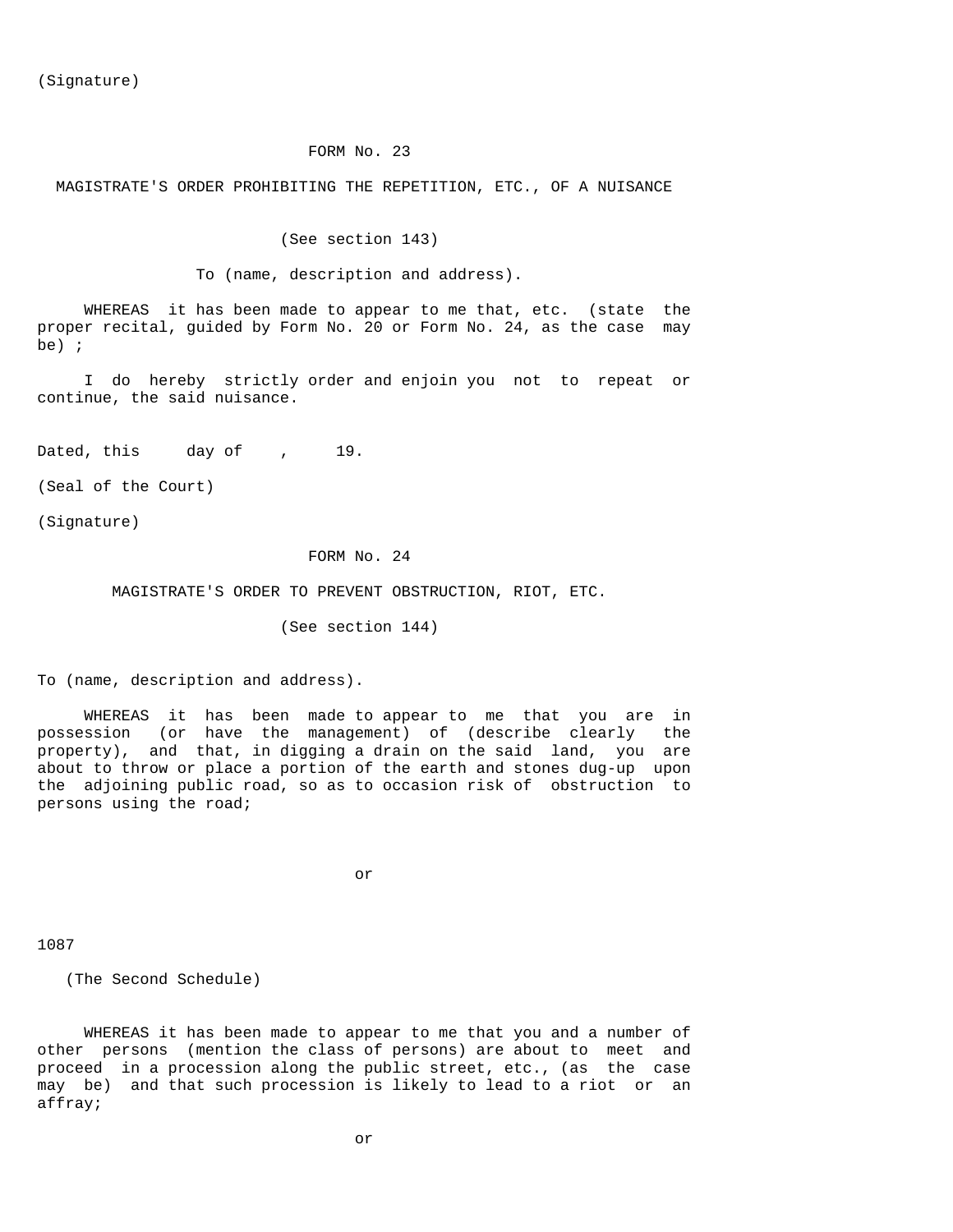(Signature)

## FORM No. 23

### MAGISTRATE'S ORDER PROHIBITING THE REPETITION, ETC., OF A NUISANCE

(See section 143)

To (name, description and address).

WHEREAS it has been made to appear to me that, etc. (state the proper recital, guided by Form No. 20 or Form No. 24, as the case may be) ;

I do hereby strictly order and enjoin you not to repeat or continue, the said nuisance.

Dated, this day of , 19.

(Seal of the Court)

(Signature)

## FORM No. 24

### MAGISTRATE'S ORDER TO PREVENT OBSTRUCTION, RIOT, ETC.

(See section 144)

To (name, description and address).

WHEREAS it has been made to appear to me that you are in possession (or have the management) of (describe clearly the property), and that, in digging a drain on the said land, you are about to throw or place a portion of the earth and stones dug-up upon the adjoining public road, so as to occasion risk of obstruction to persons using the road;

or

WHEREAS it has been made to appear to me that you and a number of other persons (mention the class of persons) are about to meet and proceed in a procession along the public street, etc., (as the case may be) and that such procession is likely to lead to a riot or an affray;

or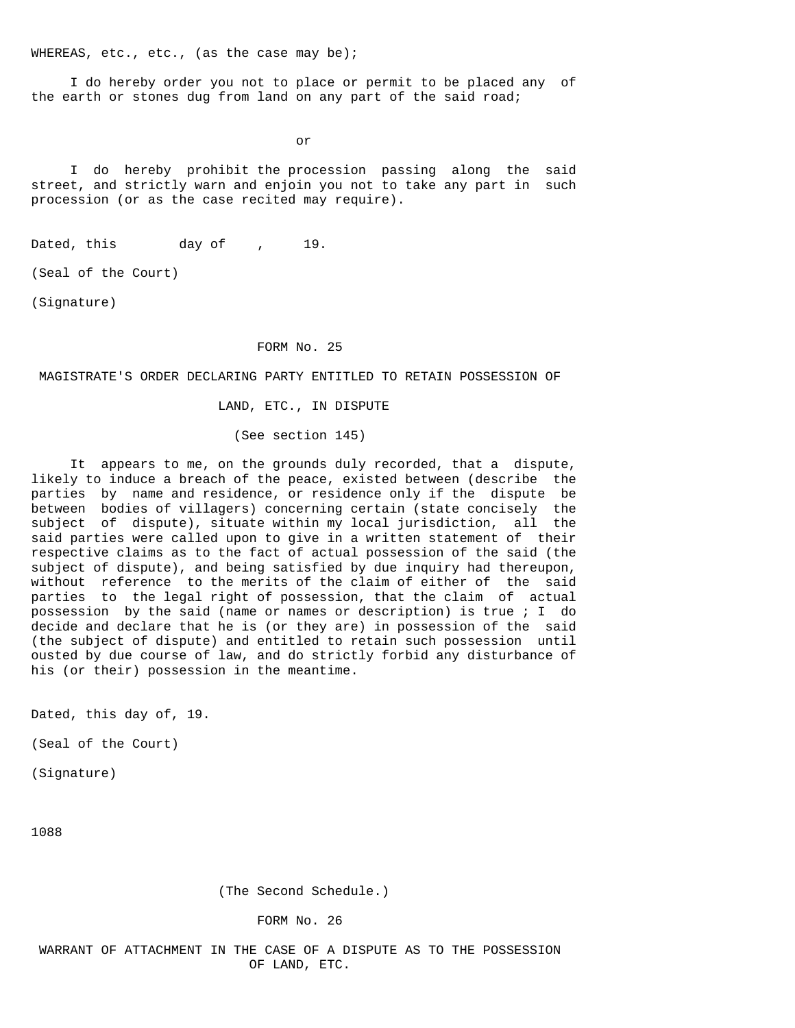WHEREAS, etc., etc., (as the case may be);

I do hereby order you not to place or permit to be placed any of the earth or stones dug from land on any part of the said road;

or

I do hereby prohibit the procession passing along the said street, and strictly warn and enjoin you not to take any part in such procession (or as the case recited may require).

Dated, this day of , 19.

(Seal of the Court)

(Signature)

FORM No. 25

MAGISTRATE'S ORDER DECLARING PARTY ENTITLED TO RETAIN POSSESSION OF LAND, ETC., IN DISPUTE

(See section 145)

It appears to me, on the grounds duly recorded, that a dispute, likely to induce a breach of the peace, existed between (describe the parties by name and residence, or residence only if the dispute be between bodies of villagers) concerning certain (state concisely the subject of dispute), situate within my local jurisdiction, all the said parties were called upon to give in a written statement of their respective claims as to the fact of actual possession of the said (the subject of dispute), and being satisfied by due inquiry had thereupon, without reference to the merits of the claim of either of the said parties to the legal right of possession, that the claim of actual possession by the said (name or names or description) is true ; I do decide and declare that he is (or they are) in possession of the said (the subject of dispute) and entitled to retain such possession until ousted by due course of law, and do strictly forbid any disturbance of his (or their) possession in the meantime.

Dated, this day of, 19.

(Seal of the Court)

(Signature)

(The Second Schedule.)

FORM No. 26

WARRANT OF ATTACHMENT IN THE CASE OF A DISPUTE AS TO THE POSSESSION OF LAND, ETC.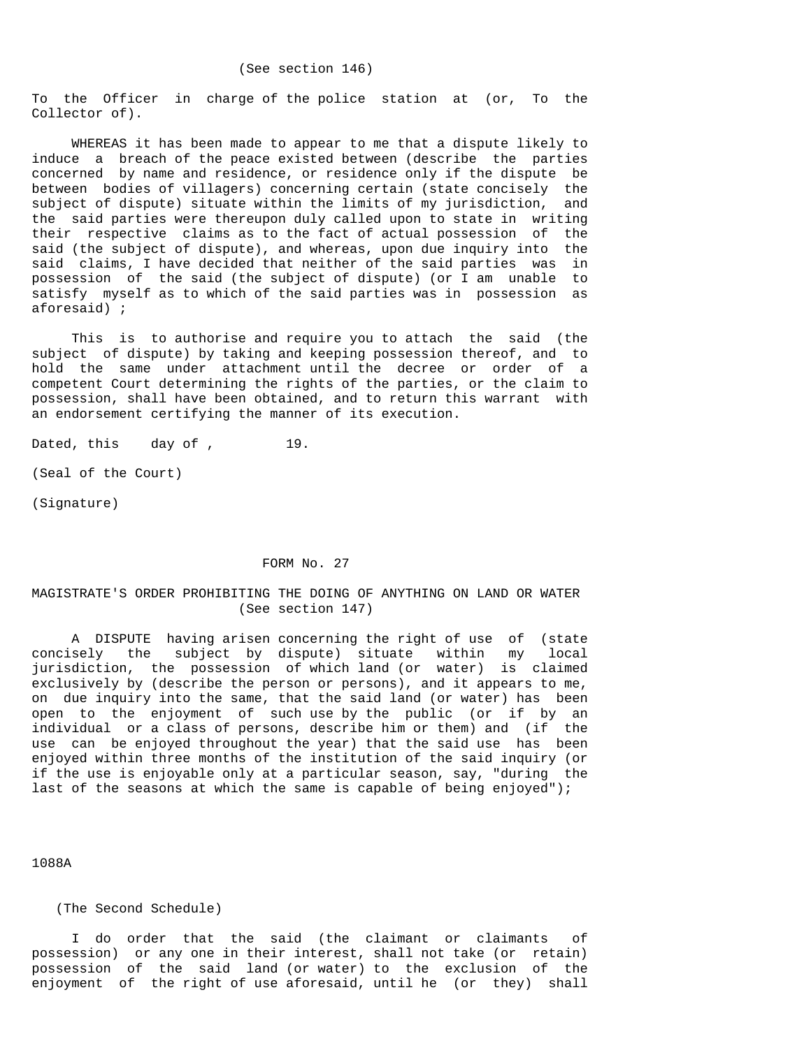(See section 146)

To the Officer in charge of the police station at (or, To the Collector of).

WHEREAS it has been made to appear to me that a dispute likely to induce a breach of the peace existed between (describe the parties concerned by name and residence, or residence only if the dispute be between bodies of villagers) concerning certain (state concisely the subject of dispute) situate within the limits of my jurisdiction, and the said parties were thereupon duly called upon to state in writing their respective claims as to the fact of actual possession of the said (the subject of dispute), and whereas, upon due inquiry into the said claims, I have decided that neither of the said parties was in possession of the said (the subject of dispute) (or I am unable to satisfy myself as to which of the said parties was in possession as aforesaid) ;

This is to authorise and require you to attach the said (the subject of dispute) by taking and keeping possession thereof, and to hold the same under attachment until the decree or order of a competent Court determining the rights of the parties, or the claim to possession, shall have been obtained, and to return this warrant with an endorsement certifying the manner of its execution.

Dated, this day of , 19.

(Seal of the Court)

(Signature)

## FORM No. 27

### MAGISTRATE'S ORDER PROHIBITING THE DOING OF ANYTHING ON LAND OR WATER
(See section 147)

A DISPUTE having arisen concerning the right of use of (state concisely the subject by dispute) situate within my local jurisdiction, the possession of which land (or water) is claimed exclusively by (describe the person or persons), and it appears to me, on due inquiry into the same, that the said land (or water) has been open to the enjoyment of such use by the public (or if by an individual or a class of persons, describe him or them) and (if the use can be enjoyed throughout the year) that the said use has been enjoyed within three months of the institution of the said inquiry (or if the use is enjoyable only at a particular season, say, "during the last of the seasons at which the same is capable of being enjoyed");

I do order that the said (the claimant or claimants of possession) or any one in their interest, shall not take (or retain) possession of the said land (or water) to the exclusion of the enjoyment of the right of use aforesaid, until he (or they) shall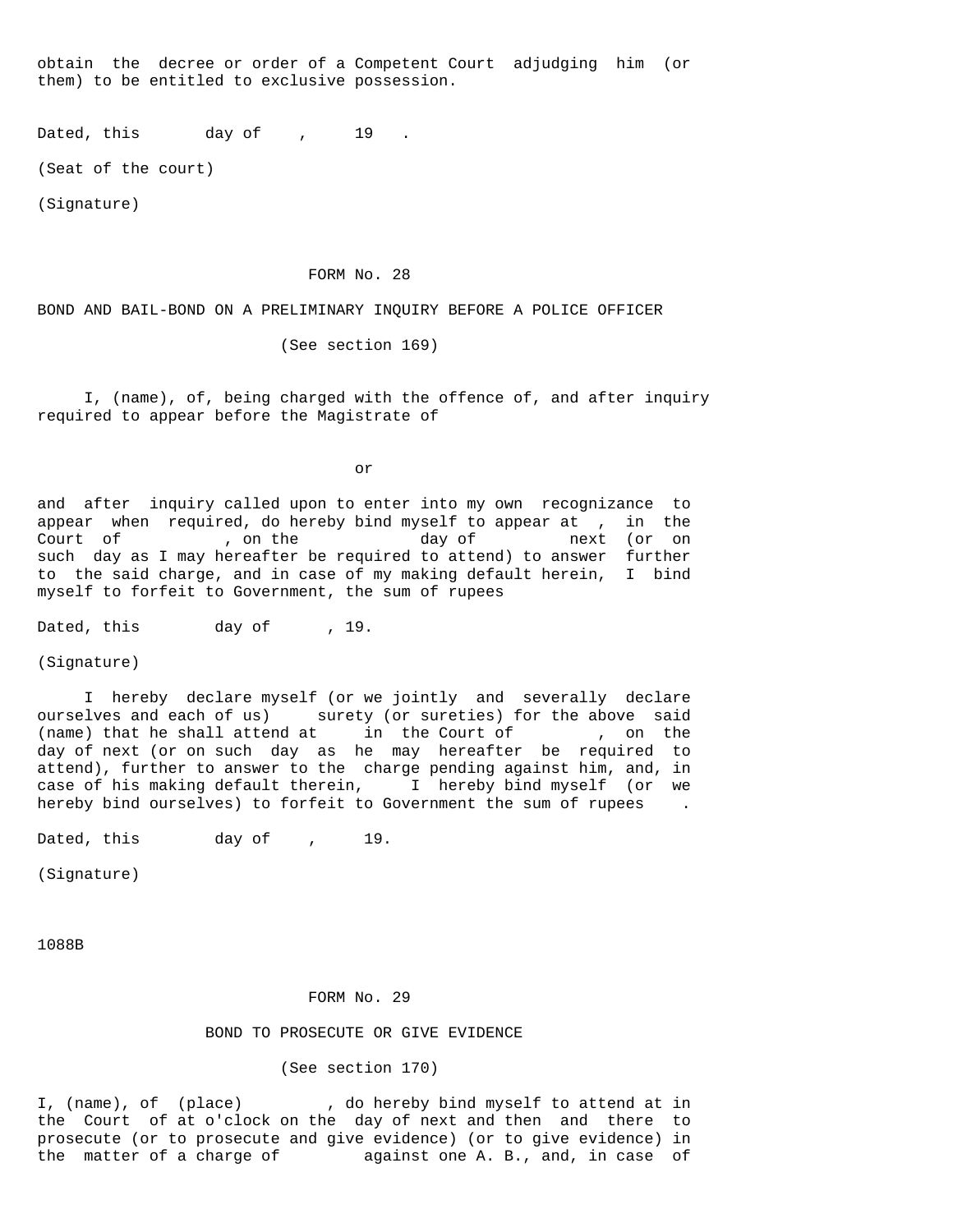obtain the decree or order of a Competent Court adjudging him (or them) to be entitled to exclusive possession.

Dated, this day of , 19 .

(Seat of the court)

(Signature)

## FORM No. 28

### BOND AND BAIL-BOND ON A PRELIMINARY INQUIRY BEFORE A POLICE OFFICER

(See section 169)

I, (name), of, being charged with the offence of, and after inquiry required to appear before the Magistrate of

or

and after inquiry called upon to enter into my own recognizance to appear when required, do hereby bind myself to appear at , in the Court of , on the day of next (or on such day as I may hereafter be required to attend) to answer further to the said charge, and in case of my making default herein, I bind myself to forfeit to Government, the sum of rupees

Dated, this day of , 19.

(Signature)

I hereby declare myself (or we jointly and severally declare ourselves and each of us) surety (or sureties) for the above said (name) that he shall attend at in the Court of , on the day of next (or on such day as he may hereafter be required to attend), further to answer to the charge pending against him, and, in case of his making default therein, I hereby bind myself (or we hereby bind ourselves) to forfeit to Government the sum of rupees .

Dated, this day of , 19.

(Signature)

1088B

## FORM No. 29

### BOND TO PROSECUTE OR GIVE EVIDENCE

(See section 170)

I, (name), of (place) , do hereby bind myself to attend at in the Court of at o'clock on the day of next and then and there to prosecute (or to prosecute and give evidence) (or to give evidence) in the matter of a charge of against one A. B., and, in case of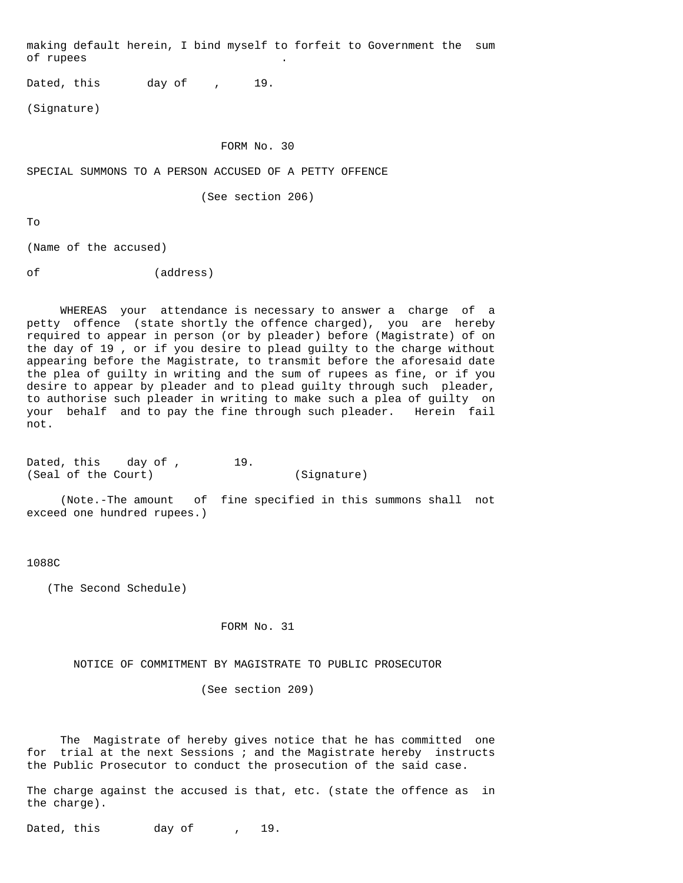making default herein, I bind myself to forfeit to Government the sum of rupees .

Dated, this day of , 19.

(Signature)

## FORM No. 30

### SPECIAL SUMMONS TO A PERSON ACCUSED OF A PETTY OFFENCE

(See section 206)

To

(Name of the accused)

of (address)

WHEREAS your attendance is necessary to answer a charge of a petty offence (state shortly the offence charged), you are hereby required to appear in person (or by pleader) before (Magistrate) of on the day of 19 , or if you desire to plead guilty to the charge without appearing before the Magistrate, to transmit before the aforesaid date the plea of guilty in writing and the sum of rupees as fine, or if you desire to appear by pleader and to plead guilty through such pleader, to authorise such pleader in writing to make such a plea of guilty on your behalf and to pay the fine through such pleader. Herein fail not.

Dated, this day of , 19.
(Seal of the Court) (Signature)

(Note.-The amount of fine specified in this summons shall not exceed one hundred rupees.)

1088C

(The Second Schedule)

## FORM No. 31

### NOTICE OF COMMITMENT BY MAGISTRATE TO PUBLIC PROSECUTOR

(See section 209)

The Magistrate of hereby gives notice that he has committed one for trial at the next Sessions ; and the Magistrate hereby instructs the Public Prosecutor to conduct the prosecution of the said case.

The charge against the accused is that, etc. (state the offence as in the charge).

Dated, this day of , 19.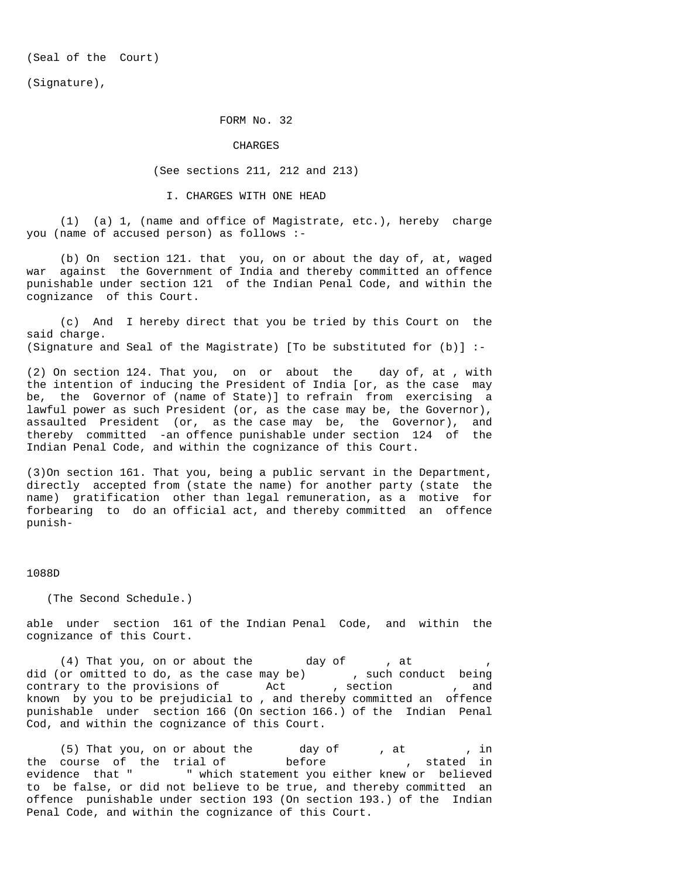(Seal of the Court)

(Signature),

## FORM No. 32

## CHARGES

(See sections 211, 212 and 213)

### I. CHARGES WITH ONE HEAD

(1) (a) 1, (name and office of Magistrate, etc.), hereby charge you (name of accused person) as follows :-

(b) On section 121. that you, on or about the day of, at, waged war against the Government of India and thereby committed an offence punishable under section 121 of the Indian Penal Code, and within the cognizance of this Court.

(c) And I hereby direct that you be tried by this Court on the said charge.
(Signature and Seal of the Magistrate) [To be substituted for (b)] :-

(2) On section 124. That you, on or about the day of, at , with the intention of inducing the President of India [or, as the case may be, the Governor of (name of State)] to refrain from exercising a lawful power as such President (or, as the case may be, the Governor), assaulted President (or, as the case may be, the Governor), and thereby committed -an offence punishable under section 124 of the Indian Penal Code, and within the cognizance of this Court.

(3)On section 161. That you, being a public servant in the Department, directly accepted from (state the name) for another party (state the name) gratification other than legal remuneration, as a motive for forbearing to do an official act, and thereby committed an offence punishable under section 161 of the Indian Penal Code, and within the cognizance of this Court.

(4) That you, on or about the day of , at , did (or omitted to do, as the case may be) , such conduct being contrary to the provisions of Act , section , and known by you to be prejudicial to , and thereby committed an offence punishable under section 166 (On section 166.) of the Indian Penal Cod, and within the cognizance of this Court.

(5) That you, on or about the day of , at , in the course of the trial of before , stated in evidence that " " which statement you either knew or believed to be false, or did not believe to be true, and thereby committed an offence punishable under section 193 (On section 193.) of the Indian Penal Code, and within the cognizance of this Court.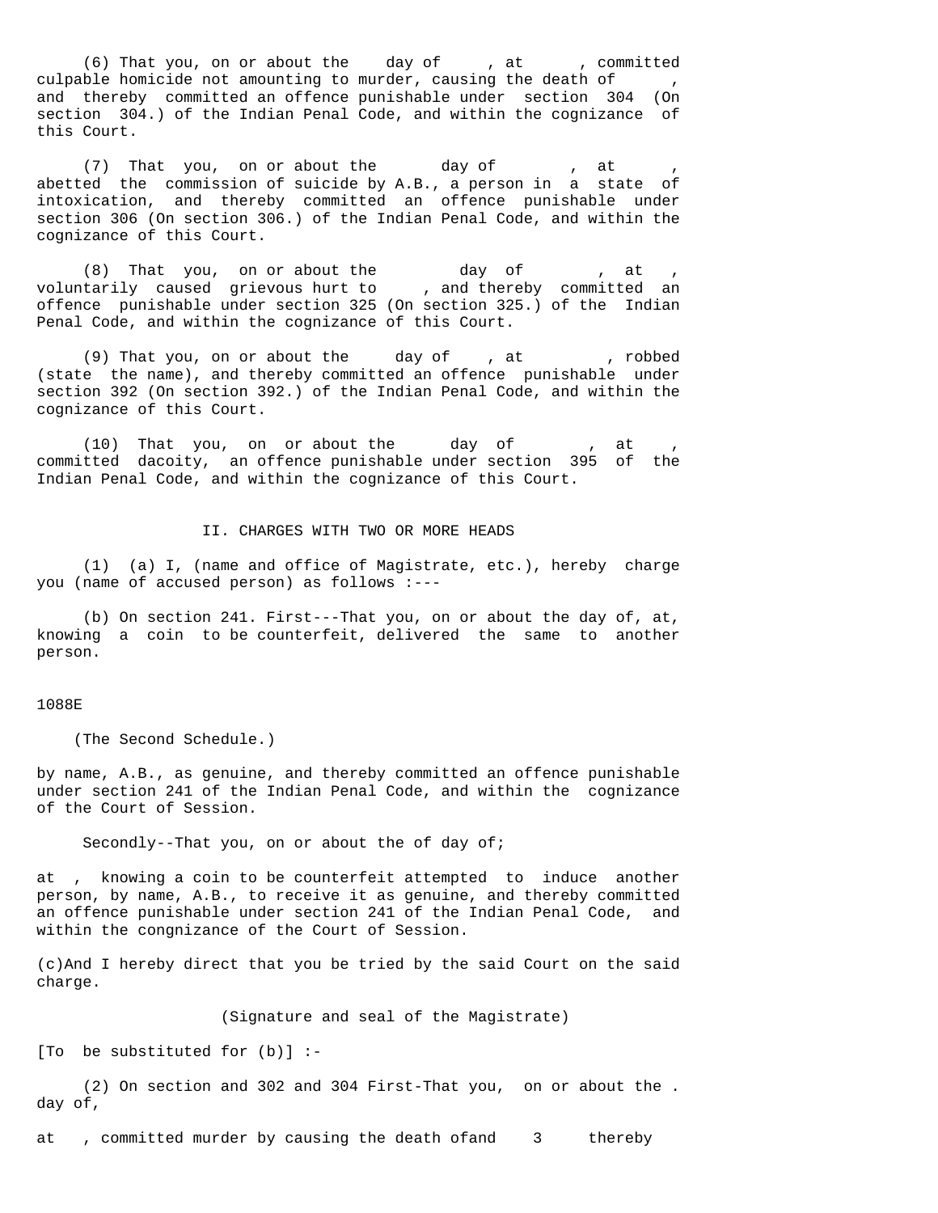(6) That you, on or about the day of , at , committed culpable homicide not amounting to murder, causing the death of , and thereby committed an offence punishable under section 304 (On section 304.) of the Indian Penal Code, and within the cognizance of this Court.

(7) That you, on or about the day of , at , abetted the commission of suicide by A.B., a person in a state of intoxication, and thereby committed an offence punishable under section 306 (On section 306.) of the Indian Penal Code, and within the cognizance of this Court.

(8) That you, on or about the day of , at , voluntarily caused grievous hurt to , and thereby committed an offence punishable under section 325 (On section 325.) of the Indian Penal Code, and within the cognizance of this Court.

(9) That you, on or about the day of , at , robbed (state the name), and thereby committed an offence punishable under section 392 (On section 392.) of the Indian Penal Code, and within the cognizance of this Court.

(10) That you, on or about the day of , at , committed dacoity, an offence punishable under section 395 of the Indian Penal Code, and within the cognizance of this Court.

## II. CHARGES WITH TWO OR MORE HEADS

(1) (a) I, (name and office of Magistrate, etc.), hereby charge you (name of accused person) as follows :---

(b) On section 241. First---That you, on or about the day of, at, knowing a coin to be counterfeit, delivered the same to another person.

1088E

(The Second Schedule.)

by name, A.B., as genuine, and thereby committed an offence punishable under section 241 of the Indian Penal Code, and within the cognizance of the Court of Session.

Secondly--That you, on or about the of day of;

at , knowing a coin to be counterfeit attempted to induce another person, by name, A.B., to receive it as genuine, and thereby committed an offence punishable under section 241 of the Indian Penal Code, and within the congnizance of the Court of Session.

(c)And I hereby direct that you be tried by the said Court on the said charge.

(Signature and seal of the Magistrate)

[To be substituted for (b)] :-

(2) On section and 302 and 304 First-That you, on or about the . day of,

at , committed murder by causing the death ofand 3 thereby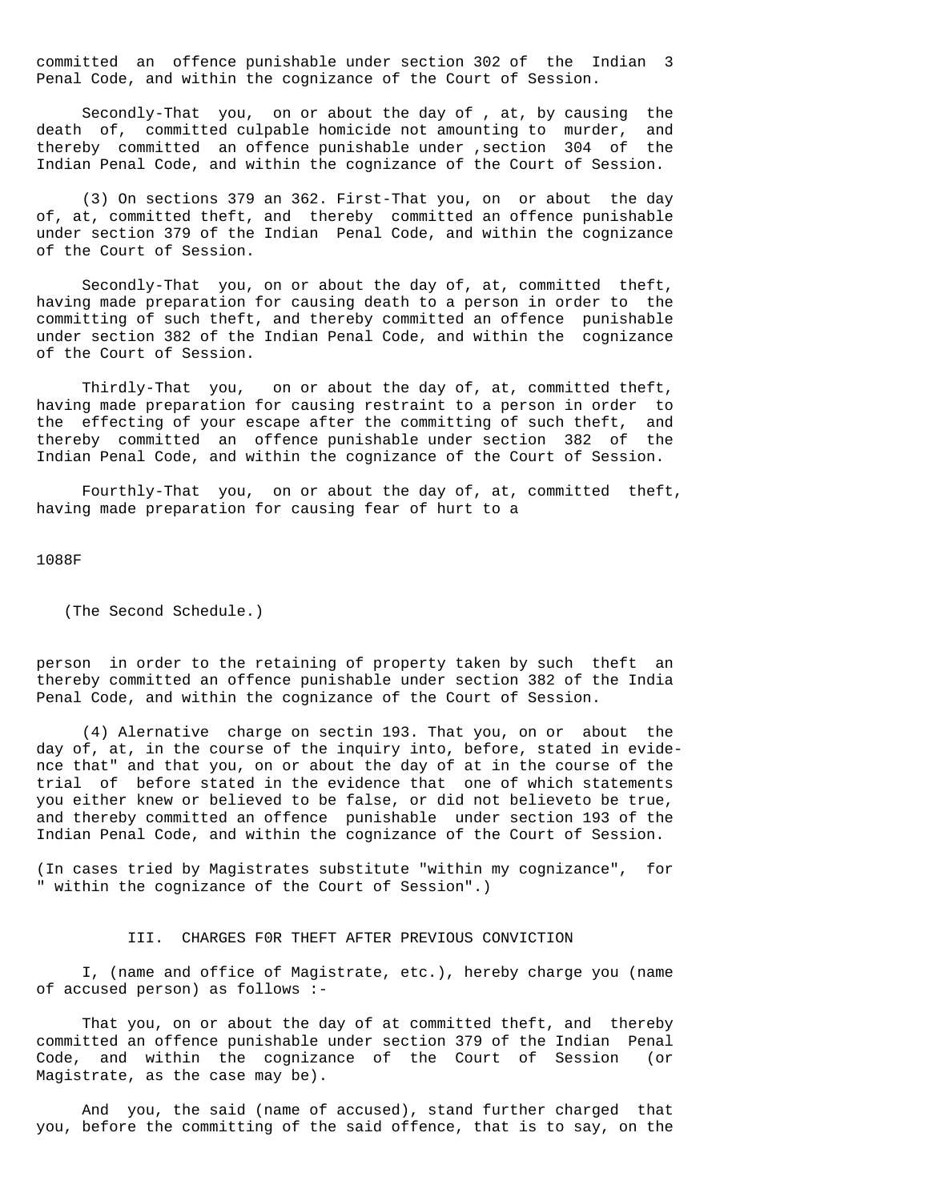committed an offence punishable under section 302 of the Indian 3 Penal Code, and within the cognizance of the Court of Session.

Secondly-That you, on or about the day of , at, by causing the death of, committed culpable homicide not amounting to murder, and thereby committed an offence punishable under ,section 304 of the Indian Penal Code, and within the cognizance of the Court of Session.

(3) On sections 379 an 362. First-That you, on or about the day of, at, committed theft, and thereby committed an offence punishable under section 379 of the Indian Penal Code, and within the cognizance of the Court of Session.

Secondly-That you, on or about the day of, at, committed theft, having made preparation for causing death to a person in order to the committing of such theft, and thereby committed an offence punishable under section 382 of the Indian Penal Code, and within the cognizance of the Court of Session.

Thirdly-That you, on or about the day of, at, committed theft, having made preparation for causing restraint to a person in order to the effecting of your escape after the committing of such theft, and thereby committed an offence punishable under section 382 of the Indian Penal Code, and within the cognizance of the Court of Session.

Fourthly-That you, on or about the day of, at, committed theft, having made preparation for causing fear of hurt to a

1088F

(The Second Schedule.)

person in order to the retaining of property taken by such theft an thereby committed an offence punishable under section 382 of the India Penal Code, and within the cognizance of the Court of Session.

(4) Alernative charge on sectin 193. That you, on or about the day of, at, in the course of the inquiry into, before, stated in evidence that" and that you, on or about the day of at in the course of the trial of before stated in the evidence that one of which statements you either knew or believed to be false, or did not believeto be true, and thereby committed an offence punishable under section 193 of the Indian Penal Code, and within the cognizance of the Court of Session.

(In cases tried by Magistrates substitute "within my cognizance", for " within the cognizance of the Court of Session".)

### III. CHARGES F0R THEFT AFTER PREVIOUS CONVICTION

I, (name and office of Magistrate, etc.), hereby charge you (name of accused person) as follows :-

That you, on or about the day of at committed theft, and thereby committed an offence punishable under section 379 of the Indian Penal Code, and within the cognizance of the Court of Session (or Magistrate, as the case may be).

And you, the said (name of accused), stand further charged that you, before the committing of the said offence, that is to say, on the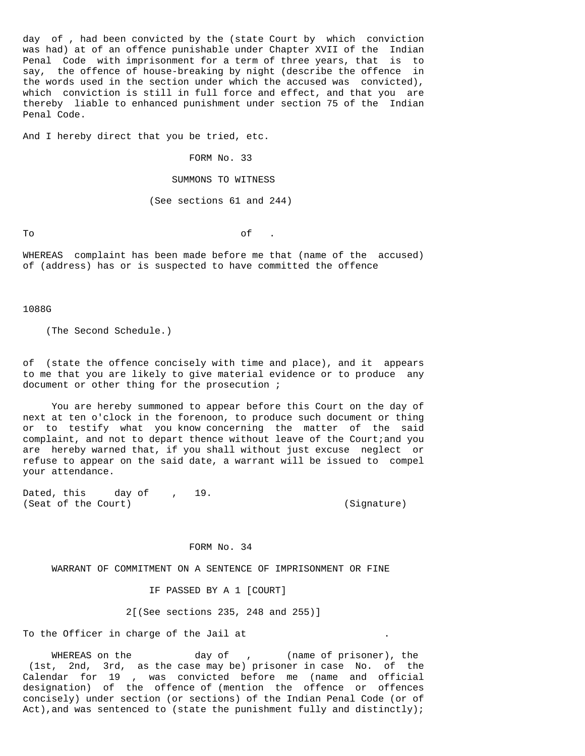day of , had been convicted by the (state Court by which conviction was had) at of an offence punishable under Chapter XVII of the Indian Penal Code with imprisonment for a term of three years, that is to say, the offence of house-breaking by night (describe the offence in the words used in the section under which the accused was convicted), which conviction is still in full force and effect, and that you are thereby liable to enhanced punishment under section 75 of the Indian Penal Code.

And I hereby direct that you be tried, etc.

FORM No. 33

SUMMONS TO WITNESS

(See sections 61 and 244)

To of .

WHEREAS complaint has been made before me that (name of the accused) of (address) has or is suspected to have committed the offence

of (state the offence concisely with time and place), and it appears to me that you are likely to give material evidence or to produce any document or other thing for the prosecution ;

You are hereby summoned to appear before this Court on the day of next at ten o'clock in the forenoon, to produce such document or thing or to testify what you know concerning the matter of the said complaint, and not to depart thence without leave of the Court;and you are hereby warned that, if you shall without just excuse neglect or refuse to appear on the said date, a warrant will be issued to compel your attendance.

Dated, this day of , 19.
(Seat of the Court) (Signature)

FORM No. 34

WARRANT OF COMMITMENT ON A SENTENCE OF IMPRISONMENT OR FINE

IF PASSED BY A 1 [COURT]

2[(See sections 235, 248 and 255)]

To the Officer in charge of the Jail at .

WHEREAS on the day of , (name of prisoner), the (1st, 2nd, 3rd, as the case may be) prisoner in case No. of the Calendar for 19 , was convicted before me (name and official designation) of the offence of (mention the offence or offences concisely) under section (or sections) of the Indian Penal Code (or of Act),and was sentenced to (state the punishment fully and distinctly);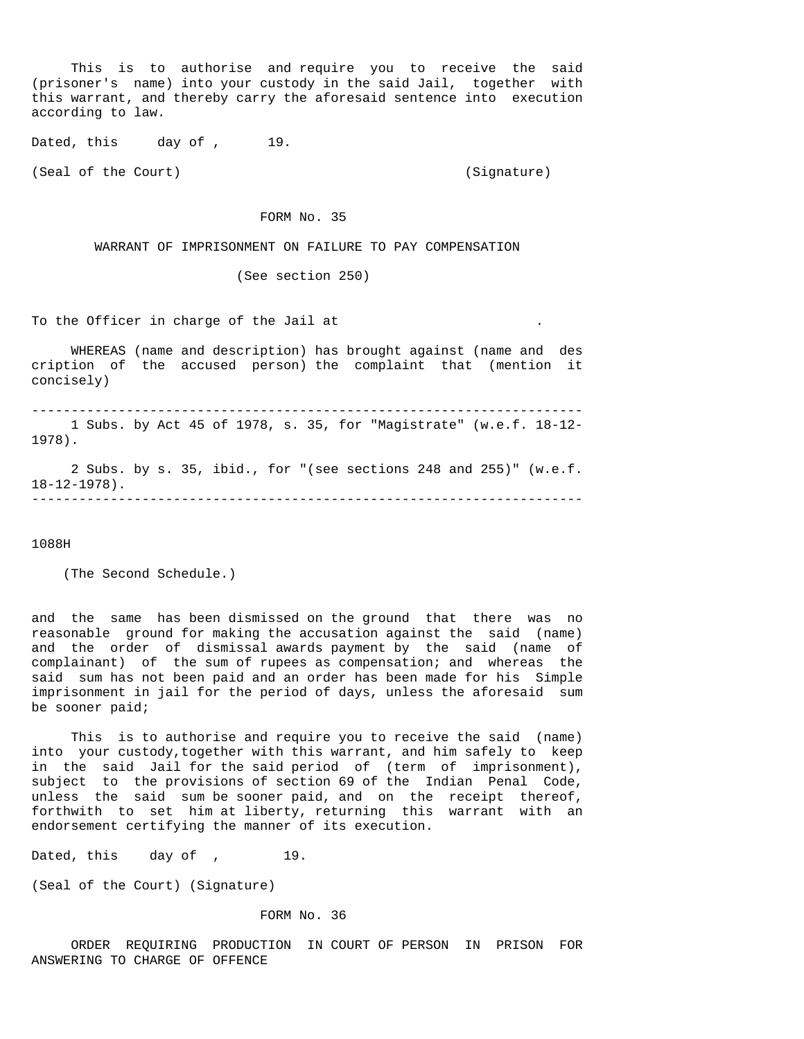This is to authorise and require you to receive the said (prisoner's name) into your custody in the said Jail, together with this warrant, and thereby carry the aforesaid sentence into execution according to law.

Dated, this day of , 19.

(Seal of the Court) (Signature)

## FORM No. 35

### WARRANT OF IMPRISONMENT ON FAILURE TO PAY COMPENSATION

(See section 250)

To the Officer in charge of the Jail at .

WHEREAS (name and description) has brought against (name and description of the accused person) the complaint that (mention it concisely)

---

1 Subs. by Act 45 of 1978, s. 35, for "Magistrate" (w.e.f. 18-12-1978).

2 Subs. by s. 35, ibid., for "(see sections 248 and 255)" (w.e.f. 18-12-1978).

---

1088H

(The Second Schedule.)

and the same has been dismissed on the ground that there was no reasonable ground for making the accusation against the said (name) and the order of dismissal awards payment by the said (name of complainant) of the sum of rupees as compensation; and whereas the said sum has not been paid and an order has been made for his Simple imprisonment in jail for the period of days, unless the aforesaid sum be sooner paid;

This is to authorise and require you to receive the said (name) into your custody,together with this warrant, and him safely to keep in the said Jail for the said period of (term of imprisonment), subject to the provisions of section 69 of the Indian Penal Code, unless the said sum be sooner paid, and on the receipt thereof, forthwith to set him at liberty, returning this warrant with an endorsement certifying the manner of its execution.

Dated, this day of , 19.

(Seal of the Court) (Signature)

## FORM No. 36

### ORDER REQUIRING PRODUCTION IN COURT OF PERSON IN PRISON FOR ANSWERING TO CHARGE OF OFFENCE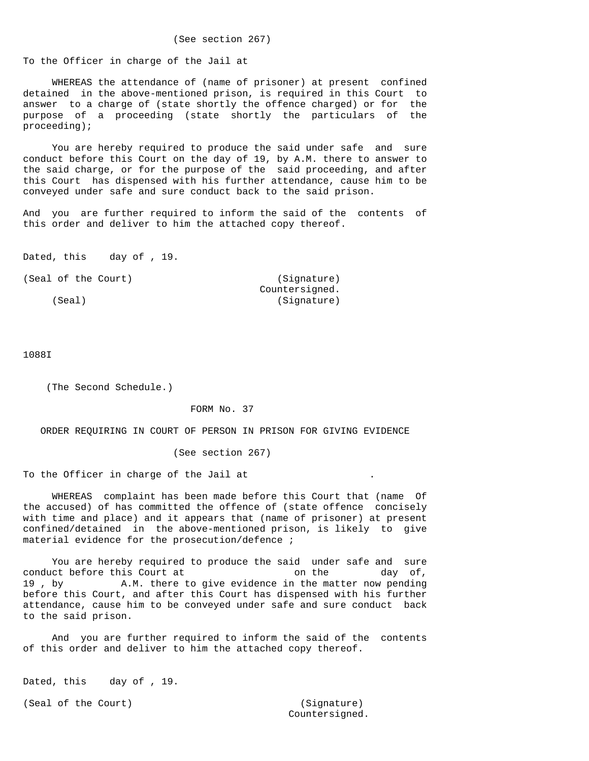(See section 267)

To the Officer in charge of the Jail at

WHEREAS the attendance of (name of prisoner) at present confined detained in the above-mentioned prison, is required in this Court to answer to a charge of (state shortly the offence charged) or for the purpose of a proceeding (state shortly the particulars of the proceeding);

You are hereby required to produce the said under safe and sure conduct before this Court on the day of 19, by A.M. there to answer to the said charge, or for the purpose of the said proceeding, and after this Court has dispensed with his further attendance, cause him to be conveyed under safe and sure conduct back to the said prison.

And you are further required to inform the said of the contents of this order and deliver to him the attached copy thereof.

Dated, this day of , 19.

(Seal of the Court) (Signature)
Countersigned.
(Seal) (Signature)

1088I

(The Second Schedule.)

FORM No. 37

ORDER REQUIRING IN COURT OF PERSON IN PRISON FOR GIVING EVIDENCE

(See section 267)

To the Officer in charge of the Jail at .

WHEREAS complaint has been made before this Court that (name Of the accused) of has committed the offence of (state offence concisely with time and place) and it appears that (name of prisoner) at present confined/detained in the above-mentioned prison, is likely to give material evidence for the prosecution/defence ;

You are hereby required to produce the said under safe and sure conduct before this Court at on the day of, 19 , by A.M. there to give evidence in the matter now pending before this Court, and after this Court has dispensed with his further attendance, cause him to be conveyed under safe and sure conduct back to the said prison.

And you are further required to inform the said of the contents of this order and deliver to him the attached copy thereof.

Dated, this day of , 19.

(Seal of the Court) (Signature)
Countersigned.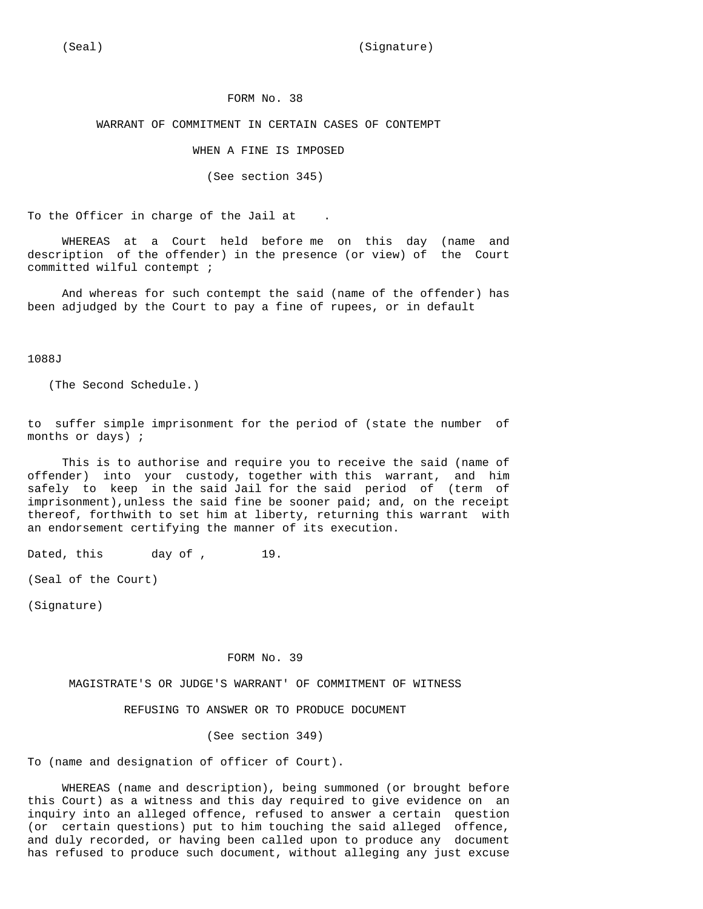(Seal) (Signature)

## FORM No. 38

### WARRANT OF COMMITMENT IN CERTAIN CASES OF CONTEMPT WHEN A FINE IS IMPOSED

(See section 345)

To the Officer in charge of the Jail at .

WHEREAS at a Court held before me on this day (name and description of the offender) in the presence (or view) of the Court committed wilful contempt ;

And whereas for such contempt the said (name of the offender) has been adjudged by the Court to pay a fine of rupees, or in default

1088J

(The Second Schedule.)

to suffer simple imprisonment for the period of (state the number of months or days) ;

This is to authorise and require you to receive the said (name of offender) into your custody, together with this warrant, and him safely to keep in the said Jail for the said period of (term of imprisonment),unless the said fine be sooner paid; and, on the receipt thereof, forthwith to set him at liberty, returning this warrant with an endorsement certifying the manner of its execution.

Dated, this day of , 19.

(Seal of the Court)

(Signature)

## FORM No. 39

### MAGISTRATE'S OR JUDGE'S WARRANT' OF COMMITMENT OF WITNESS REFUSING TO ANSWER OR TO PRODUCE DOCUMENT

(See section 349)

To (name and designation of officer of Court).

WHEREAS (name and description), being summoned (or brought before this Court) as a witness and this day required to give evidence on an inquiry into an alleged offence, refused to answer a certain question (or certain questions) put to him touching the said alleged offence, and duly recorded, or having been called upon to produce any document has refused to produce such document, without alleging any just excuse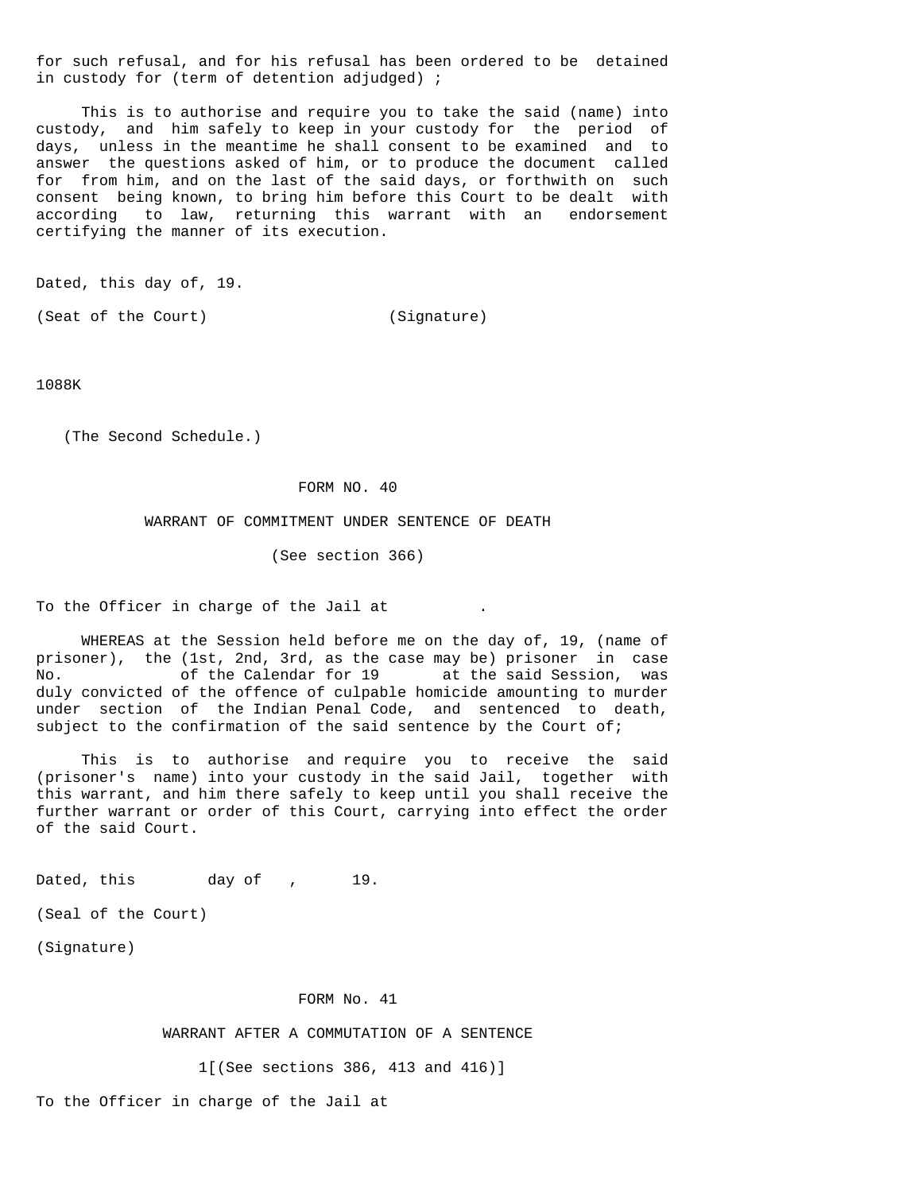for such refusal, and for his refusal has been ordered to be detained in custody for (term of detention adjudged) ;

This is to authorise and require you to take the said (name) into custody, and him safely to keep in your custody for the period of days, unless in the meantime he shall consent to be examined and to answer the questions asked of him, or to produce the document called for from him, and on the last of the said days, or forthwith on such consent being known, to bring him before this Court to be dealt with according to law, returning this warrant with an endorsement certifying the manner of its execution.

Dated, this day of, 19.

(Seat of the Court) (Signature)

1088K

(The Second Schedule.)

FORM NO. 40

WARRANT OF COMMITMENT UNDER SENTENCE OF DEATH

(See section 366)

To the Officer in charge of the Jail at .

WHEREAS at the Session held before me on the day of, 19, (name of prisoner), the (1st, 2nd, 3rd, as the case may be) prisoner in case No. of the Calendar for 19 at the said Session, was duly convicted of the offence of culpable homicide amounting to murder under section of the Indian Penal Code, and sentenced to death, subject to the confirmation of the said sentence by the Court of;

This is to authorise and require you to receive the said (prisoner's name) into your custody in the said Jail, together with this warrant, and him there safely to keep until you shall receive the further warrant or order of this Court, carrying into effect the order of the said Court.

Dated, this day of , 19.

(Seal of the Court)

(Signature)

FORM No. 41

WARRANT AFTER A COMMUTATION OF A SENTENCE

1[(See sections 386, 413 and 416)]

To the Officer in charge of the Jail at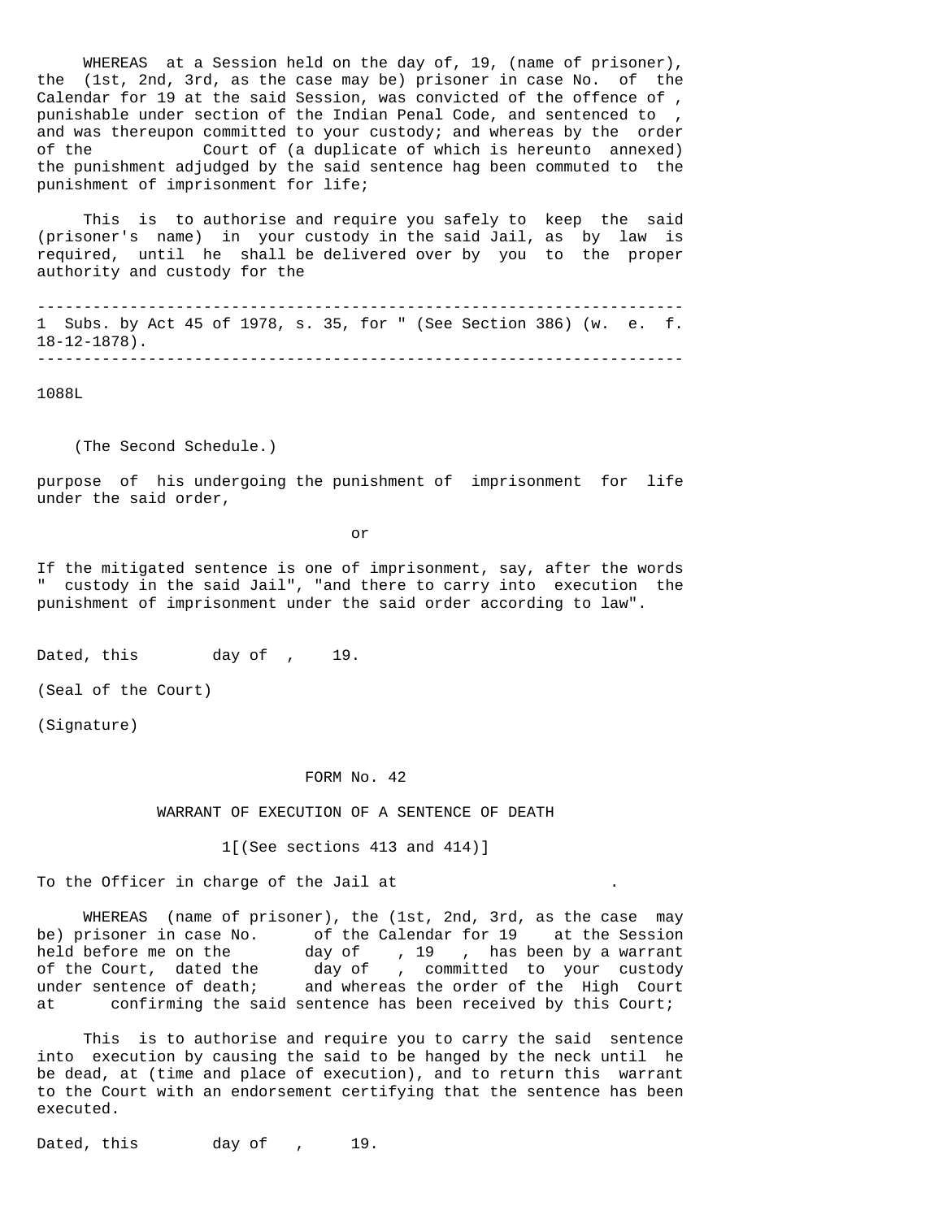WHEREAS at a Session held on the day of, 19, (name of prisoner), the (1st, 2nd, 3rd, as the case may be) prisoner in case No. of the Calendar for 19 at the said Session, was convicted of the offence of , punishable under section of the Indian Penal Code, and sentenced to , and was thereupon committed to your custody; and whereas by the order of the Court of (a duplicate of which is hereunto annexed) the punishment adjudged by the said sentence hag been commuted to the punishment of imprisonment for life;

This is to authorise and require you safely to keep the said (prisoner's name) in your custody in the said Jail, as by law is required, until he shall be delivered over by you to the proper authority and custody for the

---

1 Subs. by Act 45 of 1978, s. 35, for " (See Section 386) (w. e. f. 18-12-1878).

---

1088L

(The Second Schedule.)

purpose of his undergoing the punishment of imprisonment for life under the said order,

or

If the mitigated sentence is one of imprisonment, say, after the words " custody in the said Jail", "and there to carry into execution the punishment of imprisonment under the said order according to law".

Dated, this day of , 19.

(Seal of the Court)

(Signature)

## FORM No. 42

### WARRANT OF EXECUTION OF A SENTENCE OF DEATH

1[(See sections 413 and 414)]

To the Officer in charge of the Jail at .

WHEREAS (name of prisoner), the (1st, 2nd, 3rd, as the case may be) prisoner in case No. of the Calendar for 19 at the Session held before me on the day of , 19 , has been by a warrant of the Court, dated the day of , committed to your custody under sentence of death; and whereas the order of the High Court at confirming the said sentence has been received by this Court;

This is to authorise and require you to carry the said sentence into execution by causing the said to be hanged by the neck until he be dead, at (time and place of execution), and to return this warrant to the Court with an endorsement certifying that the sentence has been executed.

Dated, this day of , 19.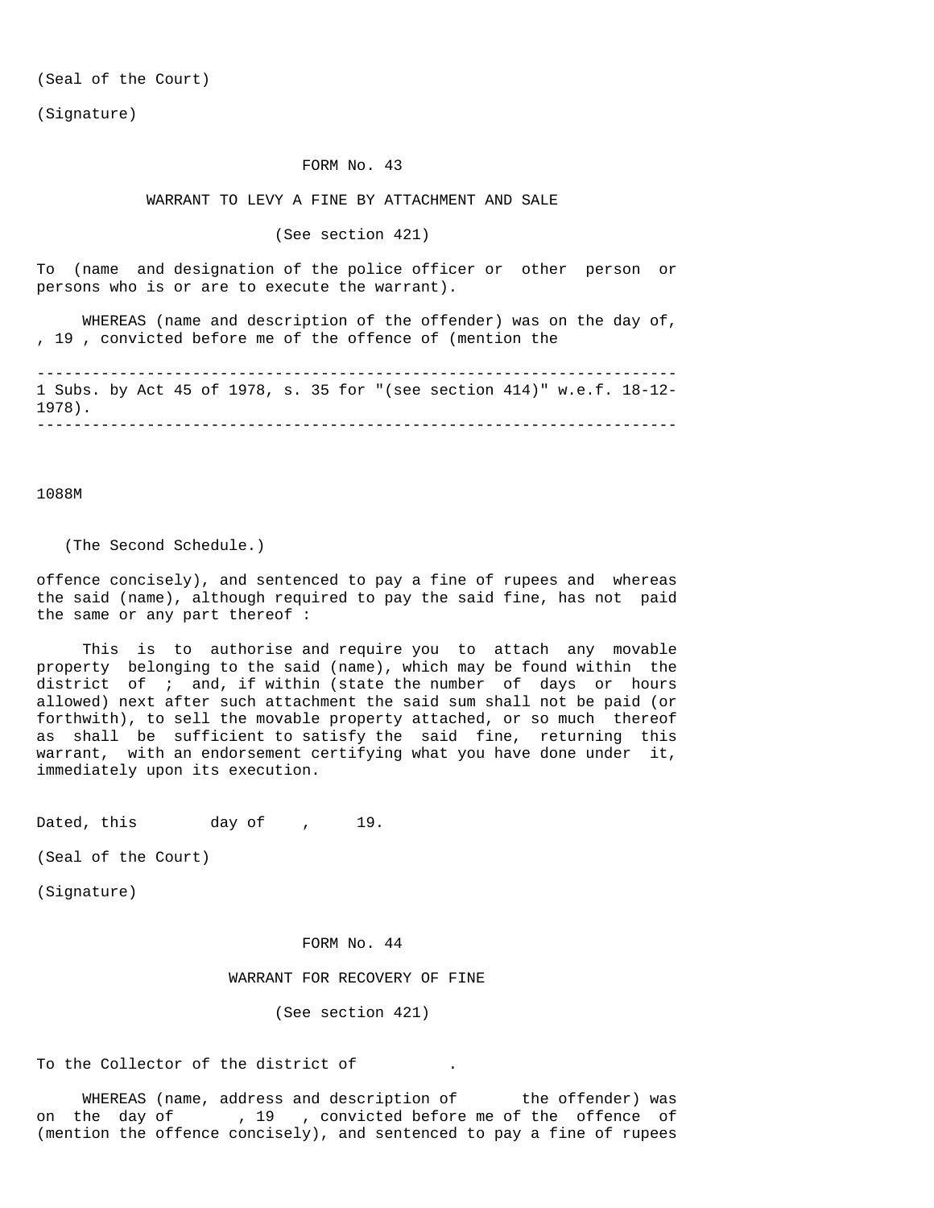(Seal of the Court)

(Signature)

FORM No. 43

WARRANT TO LEVY A FINE BY ATTACHMENT AND SALE

(See section 421)

To (name and designation of the police officer or other person or persons who is or are to execute the warrant).

WHEREAS (name and description of the offender) was on the day of, , 19 , convicted before me of the offence of (mention the

---

1 Subs. by Act 45 of 1978, s. 35 for "(see section 414)" w.e.f. 18-12-1978).

---

offence concisely), and sentenced to pay a fine of rupees and whereas the said (name), although required to pay the said fine, has not paid the same or any part thereof :

This is to authorise and require you to attach any movable property belonging to the said (name), which may be found within the district of ; and, if within (state the number of days or hours allowed) next after such attachment the said sum shall not be paid (or forthwith), to sell the movable property attached, or so much thereof as shall be sufficient to satisfy the said fine, returning this warrant, with an endorsement certifying what you have done under it, immediately upon its execution.

Dated, this day of , 19.

(Seal of the Court)

(Signature)

FORM No. 44

WARRANT FOR RECOVERY OF FINE

(See section 421)

To the Collector of the district of .

WHEREAS (name, address and description of the offender) was on the day of , 19 , convicted before me of the offence of (mention the offence concisely), and sentenced to pay a fine of rupees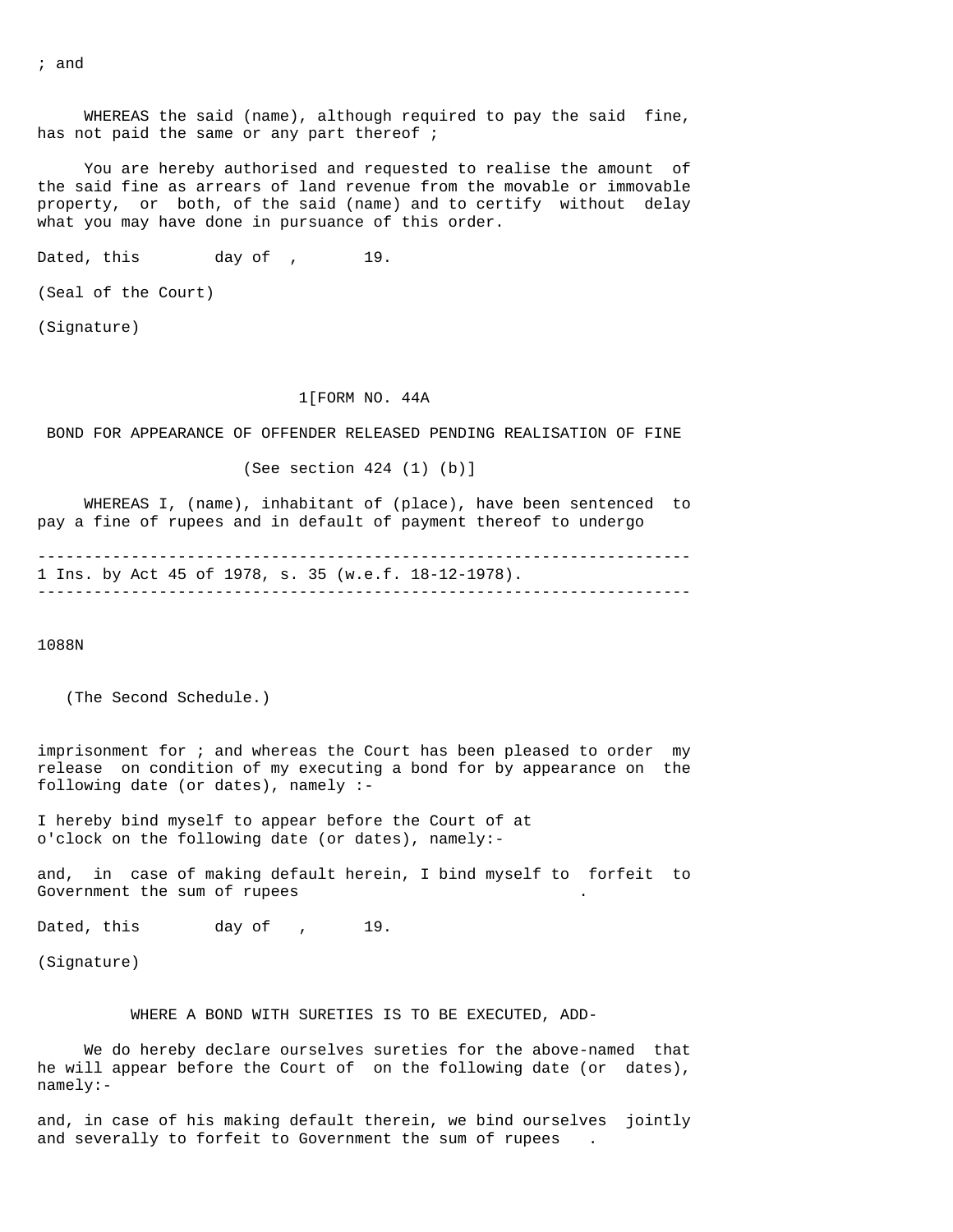; and

WHEREAS the said (name), although required to pay the said fine, has not paid the same or any part thereof ;

You are hereby authorised and requested to realise the amount of the said fine as arrears of land revenue from the movable or immovable property, or both, of the said (name) and to certify without delay what you may have done in pursuance of this order.

Dated, this day of , 19.

(Seal of the Court)

(Signature)

1[FORM NO. 44A

BOND FOR APPEARANCE OF OFFENDER RELEASED PENDING REALISATION OF FINE

(See section 424 (1) (b)]

WHEREAS I, (name), inhabitant of (place), have been sentenced to pay a fine of rupees and in default of payment thereof to undergo imprisonment for ; and whereas the Court has been pleased to order my release on condition of my executing a bond for by appearance on the following date (or dates), namely :-

I hereby bind myself to appear before the Court of at o'clock on the following date (or dates), namely:-

and, in case of making default herein, I bind myself to forfeit to Government the sum of rupees .

Dated, this day of , 19.

(Signature)

WHERE A BOND WITH SURETIES IS TO BE EXECUTED, ADD-

We do hereby declare ourselves sureties for the above-named that he will appear before the Court of on the following date (or dates), namely:-

and, in case of his making default therein, we bind ourselves jointly and severally to forfeit to Government the sum of rupees .

---

1 Ins. by Act 45 of 1978, s. 35 (w.e.f. 18-12-1978).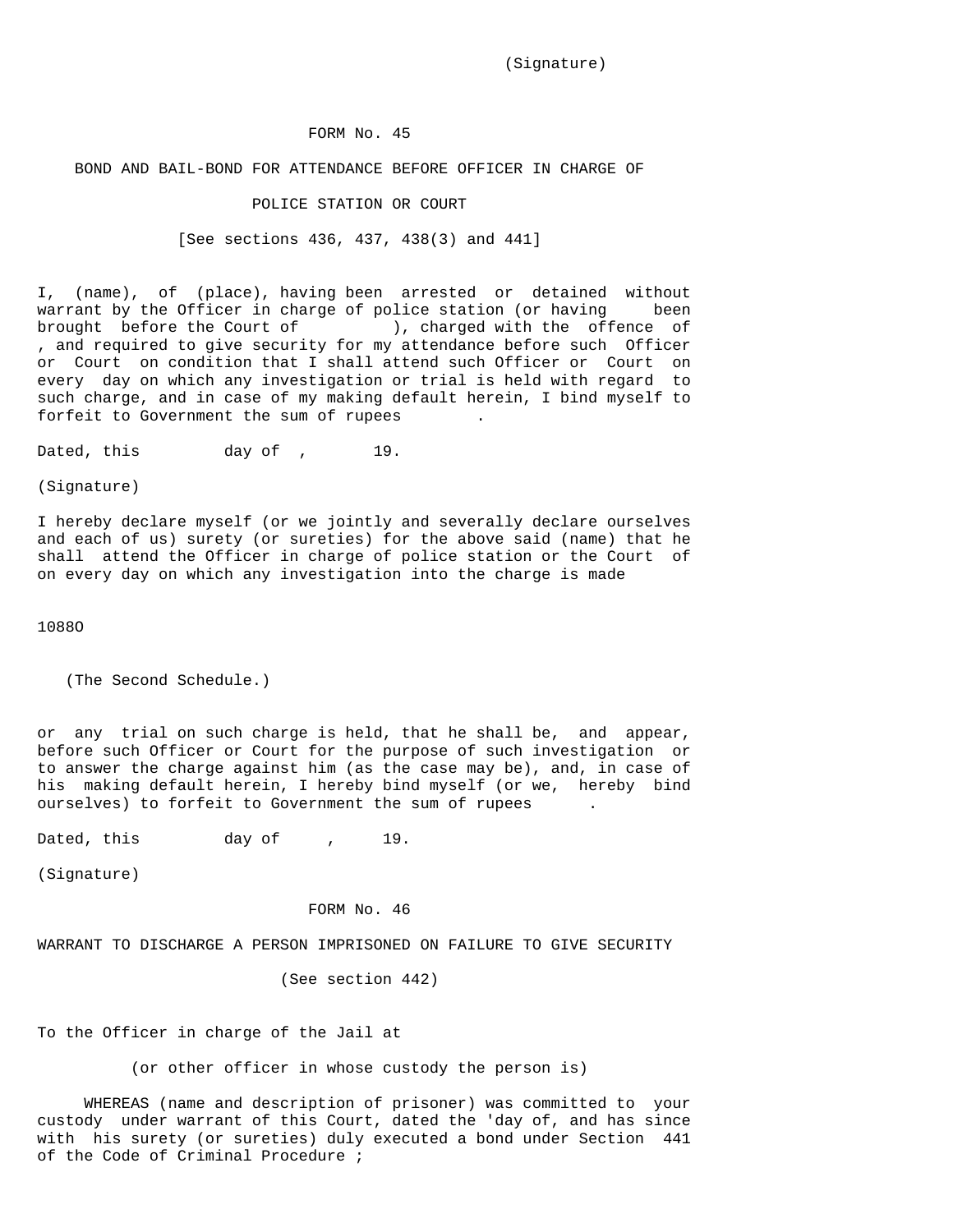(Signature)

FORM No. 45

BOND AND BAIL-BOND FOR ATTENDANCE BEFORE OFFICER IN CHARGE OF

POLICE STATION OR COURT

[See sections 436, 437, 438(3) and 441]

I, (name), of (place), having been arrested or detained without warrant by the Officer in charge of police station (or having been brought before the Court of ), charged with the offence of , and required to give security for my attendance before such Officer or Court on condition that I shall attend such Officer or Court on every day on which any investigation or trial is held with regard to such charge, and in case of my making default herein, I bind myself to forfeit to Government the sum of rupees .

Dated, this day of , 19.

(Signature)

I hereby declare myself (or we jointly and severally declare ourselves and each of us) surety (or sureties) for the above said (name) that he shall attend the Officer in charge of police station or the Court of on every day on which any investigation into the charge is made

1088O

(The Second Schedule.)

or any trial on such charge is held, that he shall be, and appear, before such Officer or Court for the purpose of such investigation or to answer the charge against him (as the case may be), and, in case of his making default herein, I hereby bind myself (or we, hereby bind ourselves) to forfeit to Government the sum of rupees .

Dated, this day of , 19.

(Signature)

FORM No. 46

WARRANT TO DISCHARGE A PERSON IMPRISONED ON FAILURE TO GIVE SECURITY

(See section 442)

To the Officer in charge of the Jail at

(or other officer in whose custody the person is)

WHEREAS (name and description of prisoner) was committed to your custody under warrant of this Court, dated the 'day of, and has since with his surety (or sureties) duly executed a bond under Section 441 of the Code of Criminal Procedure ;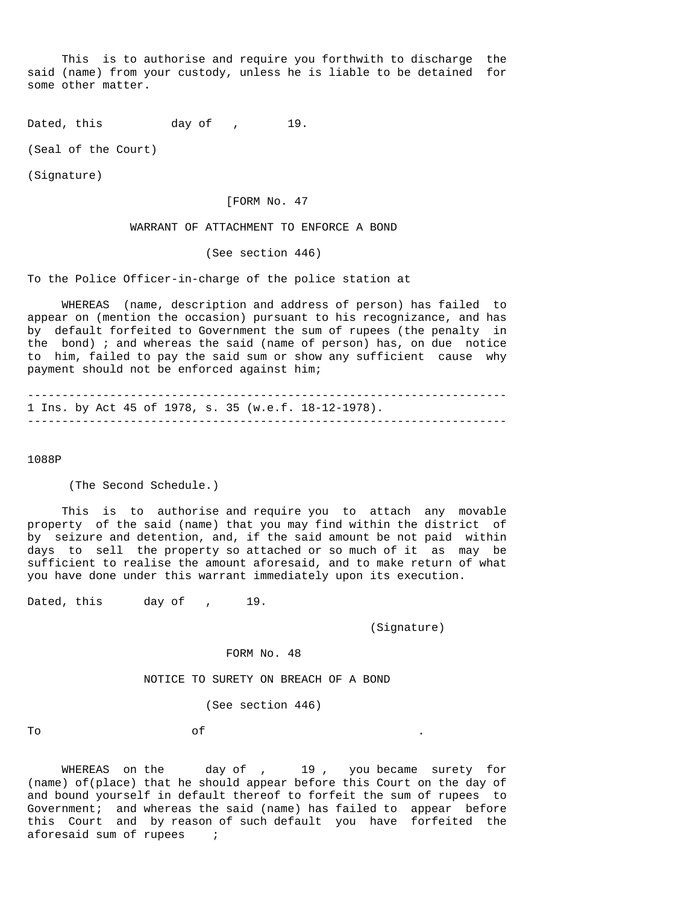This is to authorise and require you forthwith to discharge the said (name) from your custody, unless he is liable to be detained for some other matter.

Dated, this day of , 19.

(Seal of the Court)

(Signature)

[FORM No. 47

### WARRANT OF ATTACHMENT TO ENFORCE A BOND

(See section 446)

To the Police Officer-in-charge of the police station at

WHEREAS (name, description and address of person) has failed to appear on (mention the occasion) pursuant to his recognizance, and has by default forfeited to Government the sum of rupees (the penalty in the bond) ; and whereas the said (name of person) has, on due notice to him, failed to pay the said sum or show any sufficient cause why payment should not be enforced against him;

---

1 Ins. by Act 45 of 1978, s. 35 (w.e.f. 18-12-1978).

---

1088P

(The Second Schedule.)

This is to authorise and require you to attach any movable property of the said (name) that you may find within the district of by seizure and detention, and, if the said amount be not paid within days to sell the property so attached or so much of it as may be sufficient to realise the amount aforesaid, and to make return of what you have done under this warrant immediately upon its execution.

Dated, this day of , 19.

(Signature)

FORM No. 48

### NOTICE TO SURETY ON BREACH OF A BOND

(See section 446)

To of .

WHEREAS on the day of , 19 , you became surety for (name) of(place) that he should appear before this Court on the day of and bound yourself in default thereof to forfeit the sum of rupees to Government; and whereas the said (name) has failed to appear before this Court and by reason of such default you have forfeited the aforesaid sum of rupees ;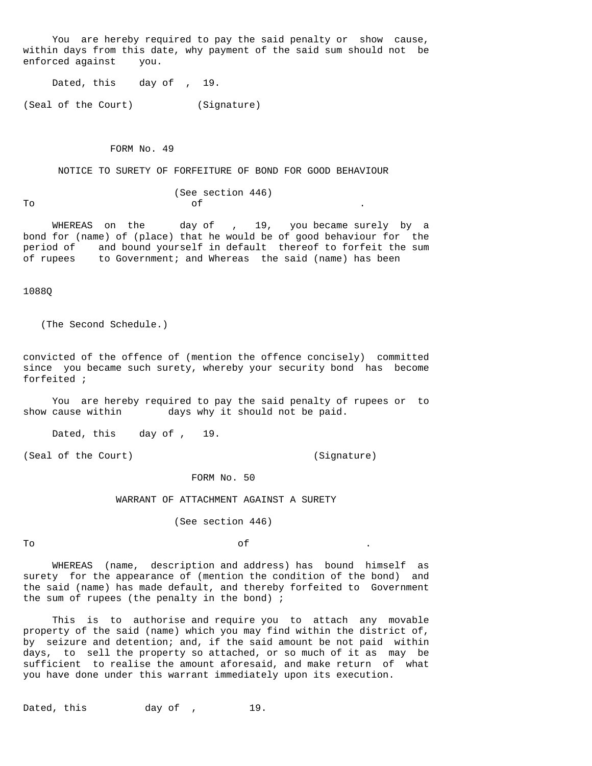You are hereby required to pay the said penalty or show cause, within days from this date, why payment of the said sum should not be enforced against you.

Dated, this day of , 19.

(Seal of the Court) (Signature)

## FORM No. 49

### NOTICE TO SURETY OF FORFEITURE OF BOND FOR GOOD BEHAVIOUR

(See section 446)

To of .

WHEREAS on the day of , 19, you became surely by a bond for (name) of (place) that he would be of good behaviour for the period of and bound yourself in default thereof to forfeit the sum of rupees to Government; and Whereas the said (name) has been convicted of the offence of (mention the offence concisely) committed since you became such surety, whereby your security bond has become forfeited ;

You are hereby required to pay the said penalty of rupees or to show cause within days why it should not be paid.

Dated, this day of , 19.

(Seal of the Court) (Signature)

## FORM No. 50

### WARRANT OF ATTACHMENT AGAINST A SURETY

(See section 446)

To of .

WHEREAS (name, description and address) has bound himself as surety for the appearance of (mention the condition of the bond) and the said (name) has made default, and thereby forfeited to Government the sum of rupees (the penalty in the bond) ;

This is to authorise and require you to attach any movable property of the said (name) which you may find within the district of, by seizure and detention; and, if the said amount be not paid within days, to sell the property so attached, or so much of it as may be sufficient to realise the amount aforesaid, and make return of what you have done under this warrant immediately upon its execution.

Dated, this day of , 19.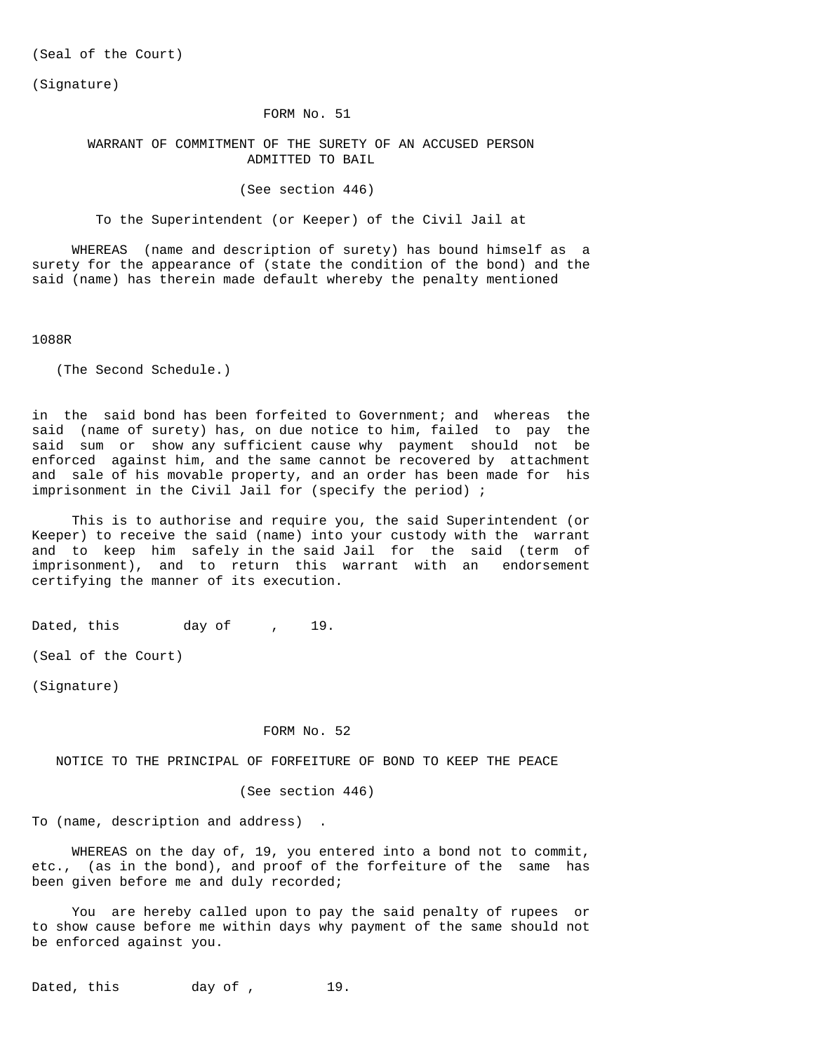(Seal of the Court)

(Signature)

## FORM No. 51

### WARRANT OF COMMITMENT OF THE SURETY OF AN ACCUSED PERSON ADMITTED TO BAIL

(See section 446)

To the Superintendent (or Keeper) of the Civil Jail at

WHEREAS (name and description of surety) has bound himself as a surety for the appearance of (state the condition of the bond) and the said (name) has therein made default whereby the penalty mentioned in the said bond has been forfeited to Government; and whereas the said (name of surety) has, on due notice to him, failed to pay the said sum or show any sufficient cause why payment should not be enforced against him, and the same cannot be recovered by attachment and sale of his movable property, and an order has been made for his imprisonment in the Civil Jail for (specify the period) ;

This is to authorise and require you, the said Superintendent (or Keeper) to receive the said (name) into your custody with the warrant and to keep him safely in the said Jail for the said (term of imprisonment), and to return this warrant with an endorsement certifying the manner of its execution.

Dated, this day of , 19.

(Seal of the Court)

(Signature)

## FORM No. 52

### NOTICE TO THE PRINCIPAL OF FORFEITURE OF BOND TO KEEP THE PEACE

(See section 446)

To (name, description and address) .

WHEREAS on the day of, 19, you entered into a bond not to commit, etc., (as in the bond), and proof of the forfeiture of the same has been given before me and duly recorded;

You are hereby called upon to pay the said penalty of rupees or to show cause before me within days why payment of the same should not be enforced against you.

Dated, this day of , 19.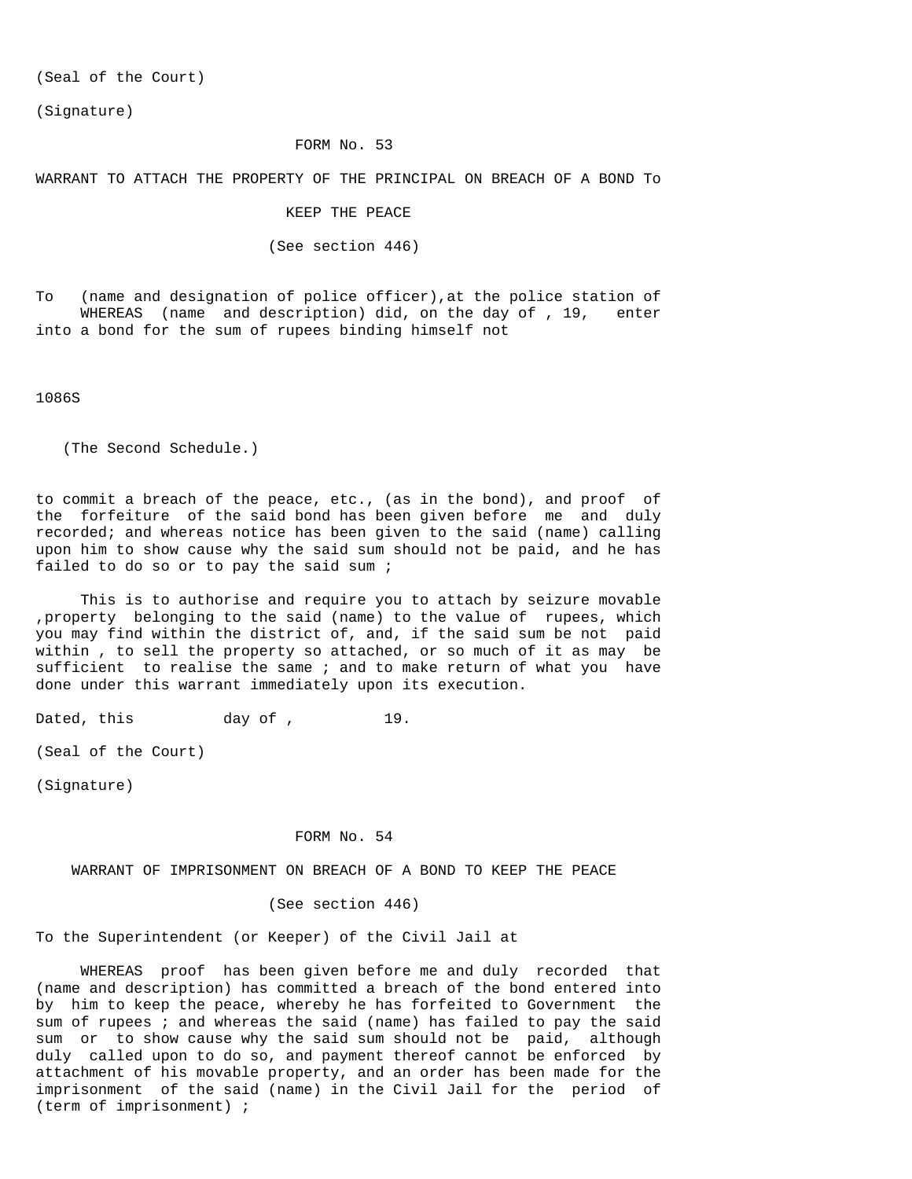(Seal of the Court)

(Signature)

## FORM No. 53

**WARRANT TO ATTACH THE PROPERTY OF THE PRINCIPAL ON BREACH OF A BOND To KEEP THE PEACE**

(See section 446)

To (name and designation of police officer),at the police station of
WHEREAS (name and description) did, on the day of , 19, enter into a bond for the sum of rupees binding himself not

1086S

(The Second Schedule.)

to commit a breach of the peace, etc., (as in the bond), and proof of the forfeiture of the said bond has been given before me and duly recorded; and whereas notice has been given to the said (name) calling upon him to show cause why the said sum should not be paid, and he has failed to do so or to pay the said sum ;

This is to authorise and require you to attach by seizure movable ,property belonging to the said (name) to the value of rupees, which you may find within the district of, and, if the said sum be not paid within , to sell the property so attached, or so much of it as may be sufficient to realise the same ; and to make return of what you have done under this warrant immediately upon its execution.

Dated, this day of , 19.

(Seal of the Court)

(Signature)

## FORM No. 54

**WARRANT OF IMPRISONMENT ON BREACH OF A BOND TO KEEP THE PEACE**

(See section 446)

To the Superintendent (or Keeper) of the Civil Jail at

WHEREAS proof has been given before me and duly recorded that (name and description) has committed a breach of the bond entered into by him to keep the peace, whereby he has forfeited to Government the sum of rupees ; and whereas the said (name) has failed to pay the said sum or to show cause why the said sum should not be paid, although duly called upon to do so, and payment thereof cannot be enforced by attachment of his movable property, and an order has been made for the imprisonment of the said (name) in the Civil Jail for the period of (term of imprisonment) ;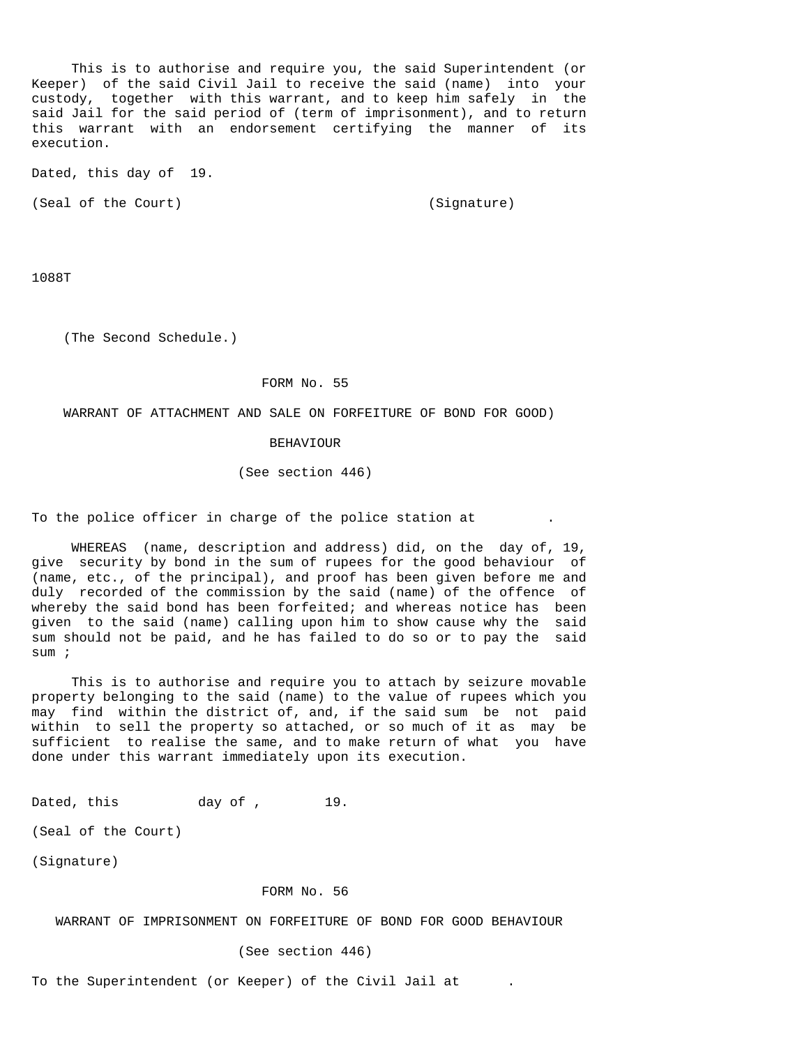This is to authorise and require you, the said Superintendent (or Keeper) of the said Civil Jail to receive the said (name) into your custody, together with this warrant, and to keep him safely in the said Jail for the said period of (term of imprisonment), and to return this warrant with an endorsement certifying the manner of its execution.

Dated, this day of 19.

(Seal of the Court) (Signature)

1088T

(The Second Schedule.)

## FORM No. 55

### WARRANT OF ATTACHMENT AND SALE ON FORFEITURE OF BOND FOR GOOD) BEHAVIOUR

(See section 446)

To the police officer in charge of the police station at .

WHEREAS (name, description and address) did, on the day of, 19, give security by bond in the sum of rupees for the good behaviour of (name, etc., of the principal), and proof has been given before me and duly recorded of the commission by the said (name) of the offence of whereby the said bond has been forfeited; and whereas notice has been given to the said (name) calling upon him to show cause why the said sum should not be paid, and he has failed to do so or to pay the said sum ;

This is to authorise and require you to attach by seizure movable property belonging to the said (name) to the value of rupees which you may find within the district of, and, if the said sum be not paid within to sell the property so attached, or so much of it as may be sufficient to realise the same, and to make return of what you have done under this warrant immediately upon its execution.

Dated, this day of , 19.

(Seal of the Court)

(Signature)

## FORM No. 56

### WARRANT OF IMPRISONMENT ON FORFEITURE OF BOND FOR GOOD BEHAVIOUR

(See section 446)

To the Superintendent (or Keeper) of the Civil Jail at .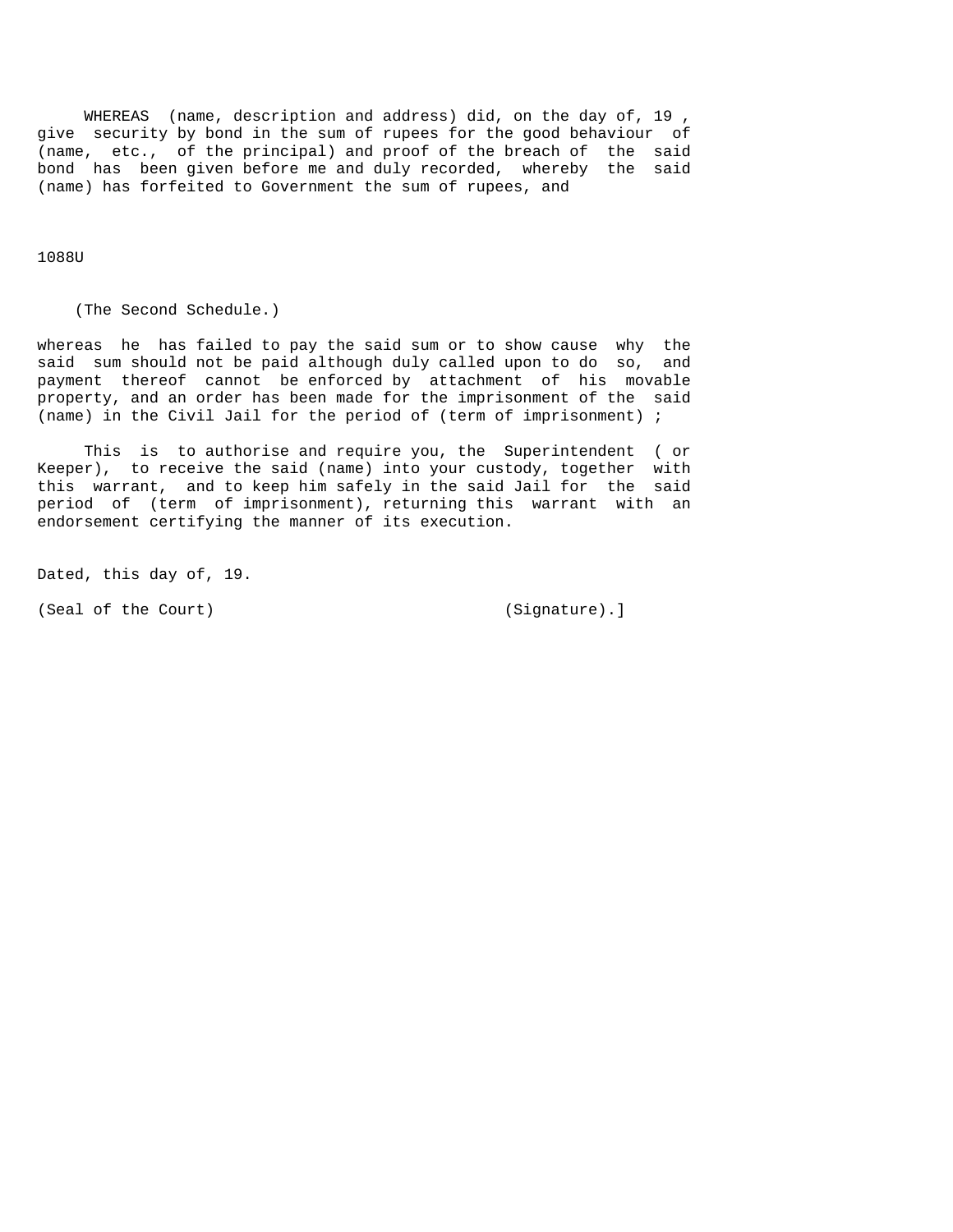WHEREAS (name, description and address) did, on the day of, 19 , give security by bond in the sum of rupees for the good behaviour of (name, etc., of the principal) and proof of the breach of the said bond has been given before me and duly recorded, whereby the said (name) has forfeited to Government the sum of rupees, and

1088U

(The Second Schedule.)

whereas he has failed to pay the said sum or to show cause why the said sum should not be paid although duly called upon to do so, and payment thereof cannot be enforced by attachment of his movable property, and an order has been made for the imprisonment of the said (name) in the Civil Jail for the period of (term of imprisonment) ;

This is to authorise and require you, the Superintendent ( or Keeper), to receive the said (name) into your custody, together with this warrant, and to keep him safely in the said Jail for the said period of (term of imprisonment), returning this warrant with an endorsement certifying the manner of its execution.

Dated, this day of, 19.

(Seal of the Court) (Signature).]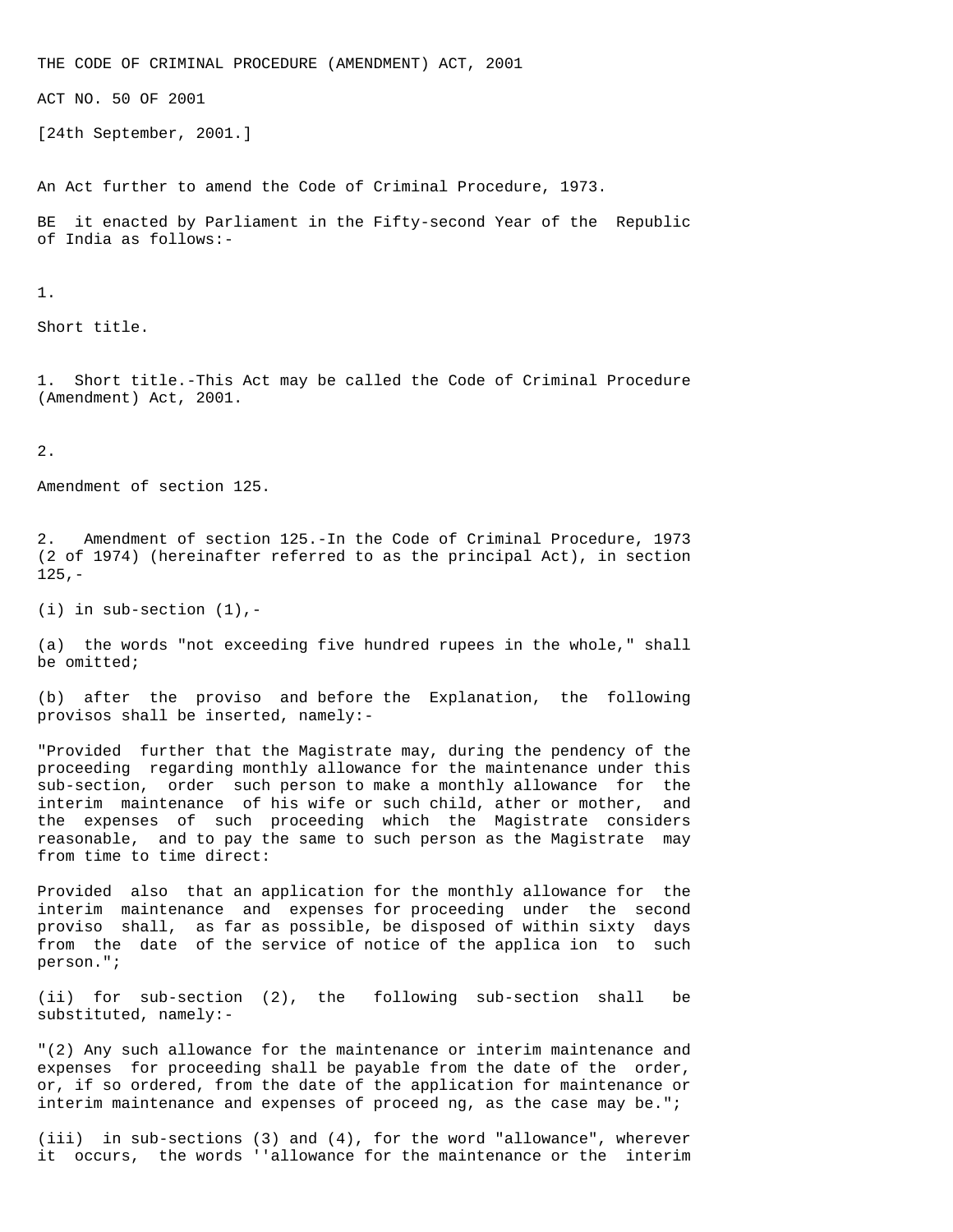THE CODE OF CRIMINAL PROCEDURE (AMENDMENT) ACT, 2001

ACT NO. 50 OF 2001

[24th September, 2001.]

An Act further to amend the Code of Criminal Procedure, 1973.

BE it enacted by Parliament in the Fifty-second Year of the Republic of India as follows:-

1.

Short title.

1. Short title.-This Act may be called the Code of Criminal Procedure (Amendment) Act, 2001.

2.

Amendment of section 125.

2. Amendment of section 125.-In the Code of Criminal Procedure, 1973 (2 of 1974) (hereinafter referred to as the principal Act), in section 125,-

(i) in sub-section (1),-

(a) the words "not exceeding five hundred rupees in the whole," shall be omitted;

(b) after the proviso and before the Explanation, the following provisos shall be inserted, namely:-

"Provided further that the Magistrate may, during the pendency of the proceeding regarding monthly allowance for the maintenance under this sub-section, order such person to make a monthly allowance for the interim maintenance of his wife or such child, ather or mother, and the expenses of such proceeding which the Magistrate considers reasonable, and to pay the same to such person as the Magistrate may from time to time direct:

Provided also that an application for the monthly allowance for the interim maintenance and expenses for proceeding under the second proviso shall, as far as possible, be disposed of within sixty days from the date of the service of notice of the applica ion to such person.";

(ii) for sub-section (2), the following sub-section shall be substituted, namely:-

"(2) Any such allowance for the maintenance or interim maintenance and expenses for proceeding shall be payable from the date of the order, or, if so ordered, from the date of the application for maintenance or interim maintenance and expenses of proceed ng, as the case may be.";

(iii) in sub-sections (3) and (4), for the word "allowance", wherever it occurs, the words ''allowance for the maintenance or the interim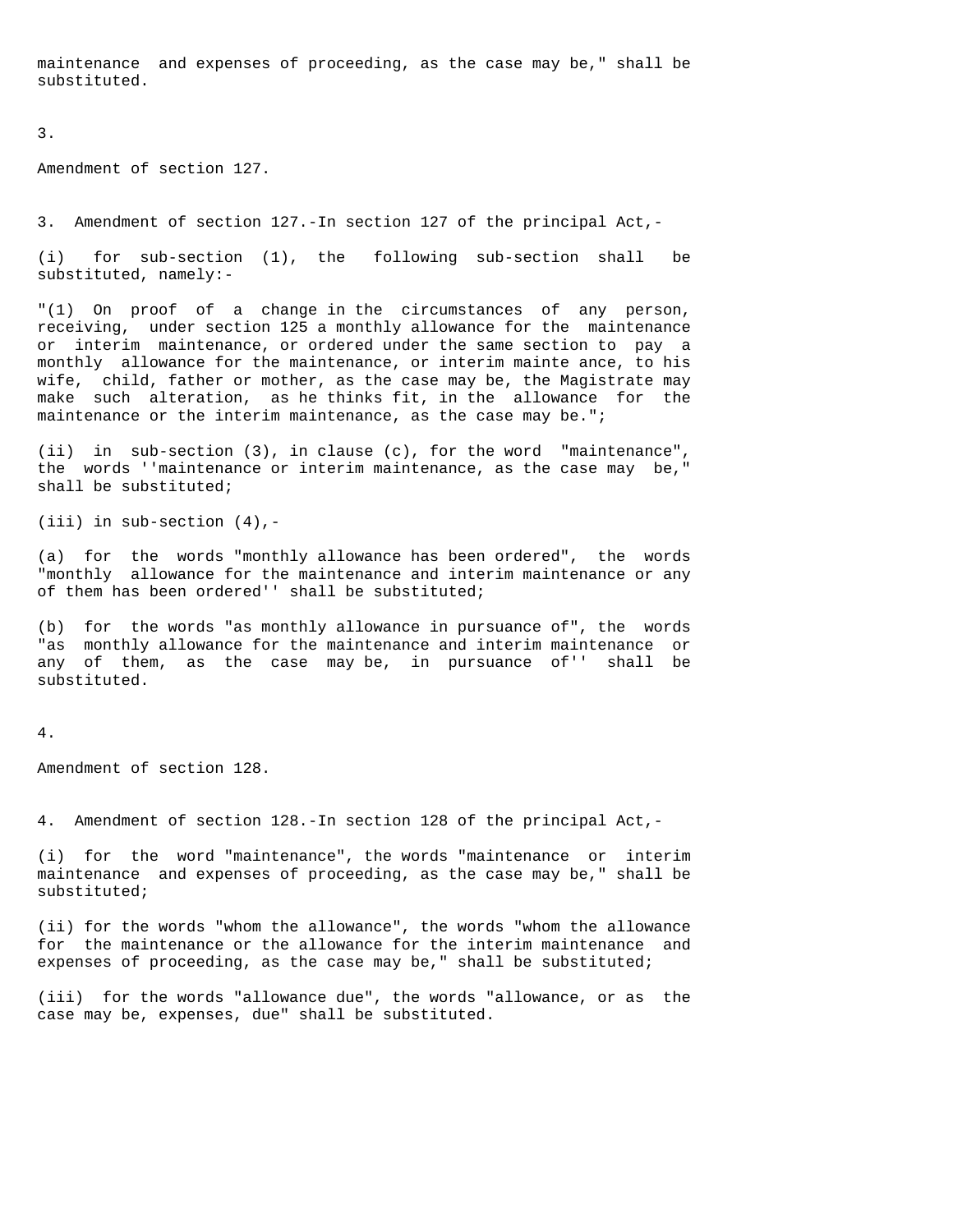maintenance and expenses of proceeding, as the case may be," shall be substituted.

3.

Amendment of section 127.

3. Amendment of section 127.-In section 127 of the principal Act,-

(i) for sub-section (1), the following sub-section shall be substituted, namely:-

"(1) On proof of a change in the circumstances of any person, receiving, under section 125 a monthly allowance for the maintenance or interim maintenance, or ordered under the same section to pay a monthly allowance for the maintenance, or interim mainte ance, to his wife, child, father or mother, as the case may be, the Magistrate may make such alteration, as he thinks fit, in the allowance for the maintenance or the interim maintenance, as the case may be.";

(ii) in sub-section (3), in clause (c), for the word "maintenance", the words ''maintenance or interim maintenance, as the case may be," shall be substituted;

(iii) in sub-section (4),-

(a) for the words "monthly allowance has been ordered", the words "monthly allowance for the maintenance and interim maintenance or any of them has been ordered'' shall be substituted;

(b) for the words "as monthly allowance in pursuance of", the words "as monthly allowance for the maintenance and interim maintenance or any of them, as the case may be, in pursuance of'' shall be substituted.

4.

Amendment of section 128.

4. Amendment of section 128.-In section 128 of the principal Act,-

(i) for the word "maintenance", the words "maintenance or interim maintenance and expenses of proceeding, as the case may be," shall be substituted;

(ii) for the words "whom the allowance", the words "whom the allowance for the maintenance or the allowance for the interim maintenance and expenses of proceeding, as the case may be," shall be substituted;

(iii) for the words "allowance due", the words "allowance, or as the case may be, expenses, due" shall be substituted.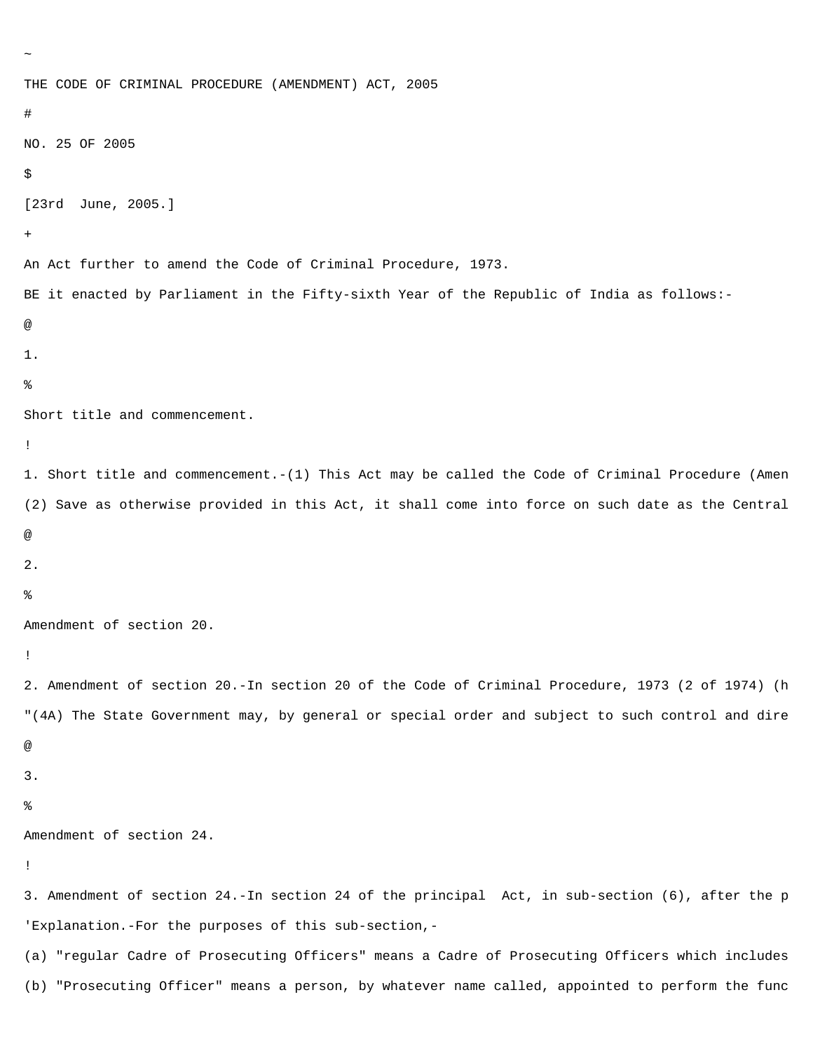~

THE CODE OF CRIMINAL PROCEDURE (AMENDMENT) ACT, 2005

#

NO. 25 OF 2005

$

[23rd June, 2005.]

+

An Act further to amend the Code of Criminal Procedure, 1973.

BE it enacted by Parliament in the Fifty-sixth Year of the Republic of India as follows:-

@

1.

%

Short title and commencement.

!

1. Short title and commencement.-(1) This Act may be called the Code of Criminal Procedure (Amen

(2) Save as otherwise provided in this Act, it shall come into force on such date as the Central

@

2.

%

Amendment of section 20.

!

2. Amendment of section 20.-In section 20 of the Code of Criminal Procedure, 1973 (2 of 1974) (h

"(4A) The State Government may, by general or special order and subject to such control and dire

@

3.

%

Amendment of section 24.

!

3. Amendment of section 24.-In section 24 of the principal Act, in sub-section (6), after the p

'Explanation.-For the purposes of this sub-section,-

(a) "regular Cadre of Prosecuting Officers" means a Cadre of Prosecuting Officers which includes

(b) "Prosecuting Officer" means a person, by whatever name called, appointed to perform the func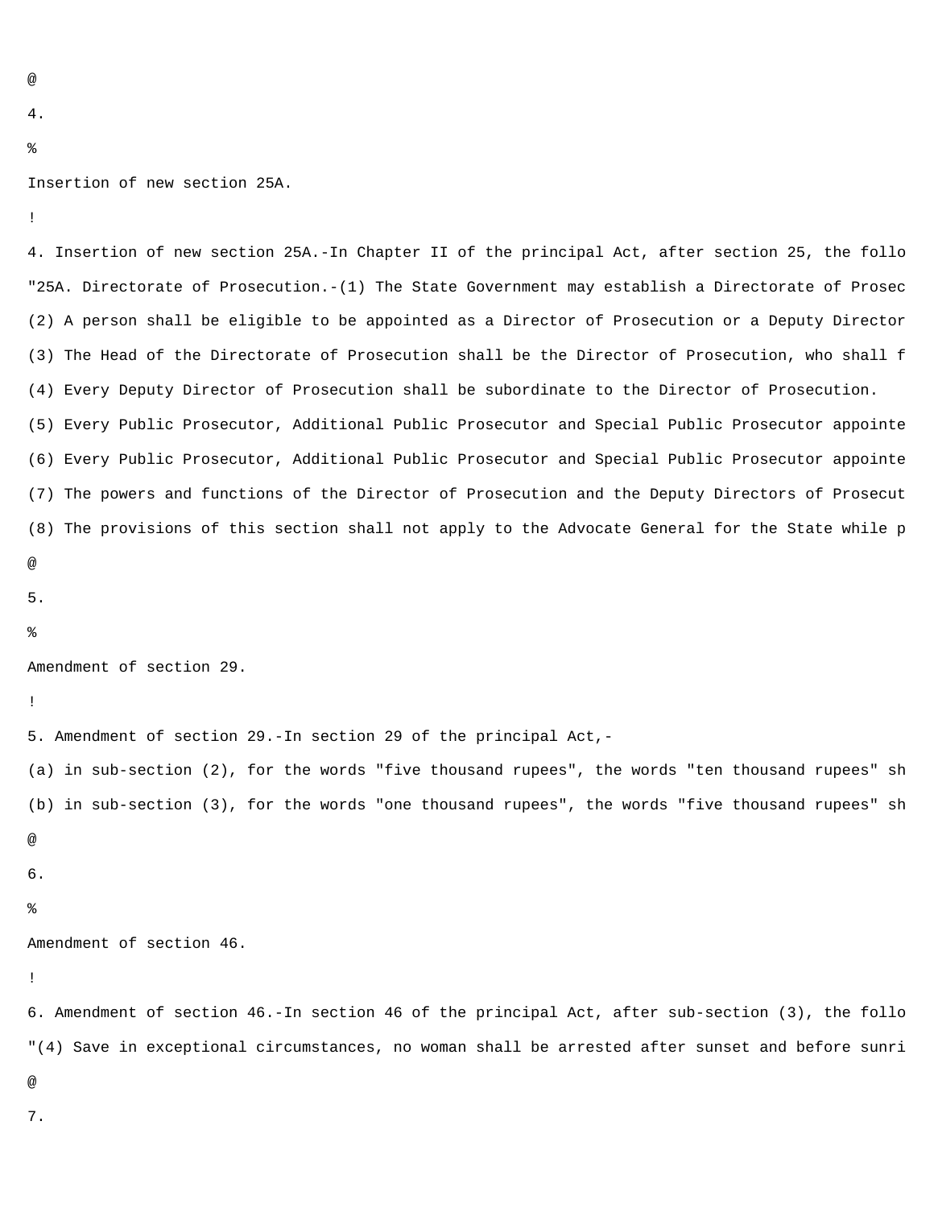@

4.

%

Insertion of new section 25A.

!

4. Insertion of new section 25A.-In Chapter II of the principal Act, after section 25, the follo

"25A. Directorate of Prosecution.-(1) The State Government may establish a Directorate of Prosec

(2) A person shall be eligible to be appointed as a Director of Prosecution or a Deputy Director

(3) The Head of the Directorate of Prosecution shall be the Director of Prosecution, who shall f

(4) Every Deputy Director of Prosecution shall be subordinate to the Director of Prosecution.

(5) Every Public Prosecutor, Additional Public Prosecutor and Special Public Prosecutor appointe

(6) Every Public Prosecutor, Additional Public Prosecutor and Special Public Prosecutor appointe

(7) The powers and functions of the Director of Prosecution and the Deputy Directors of Prosecut

(8) The provisions of this section shall not apply to the Advocate General for the State while p

@

5.

%

Amendment of section 29.

!

5. Amendment of section 29.-In section 29 of the principal Act,-

(a) in sub-section (2), for the words "five thousand rupees", the words "ten thousand rupees" sh

(b) in sub-section (3), for the words "one thousand rupees", the words "five thousand rupees" sh

@

6.

%

Amendment of section 46.

!

6. Amendment of section 46.-In section 46 of the principal Act, after sub-section (3), the follo

"(4) Save in exceptional circumstances, no woman shall be arrested after sunset and before sunri

@

7.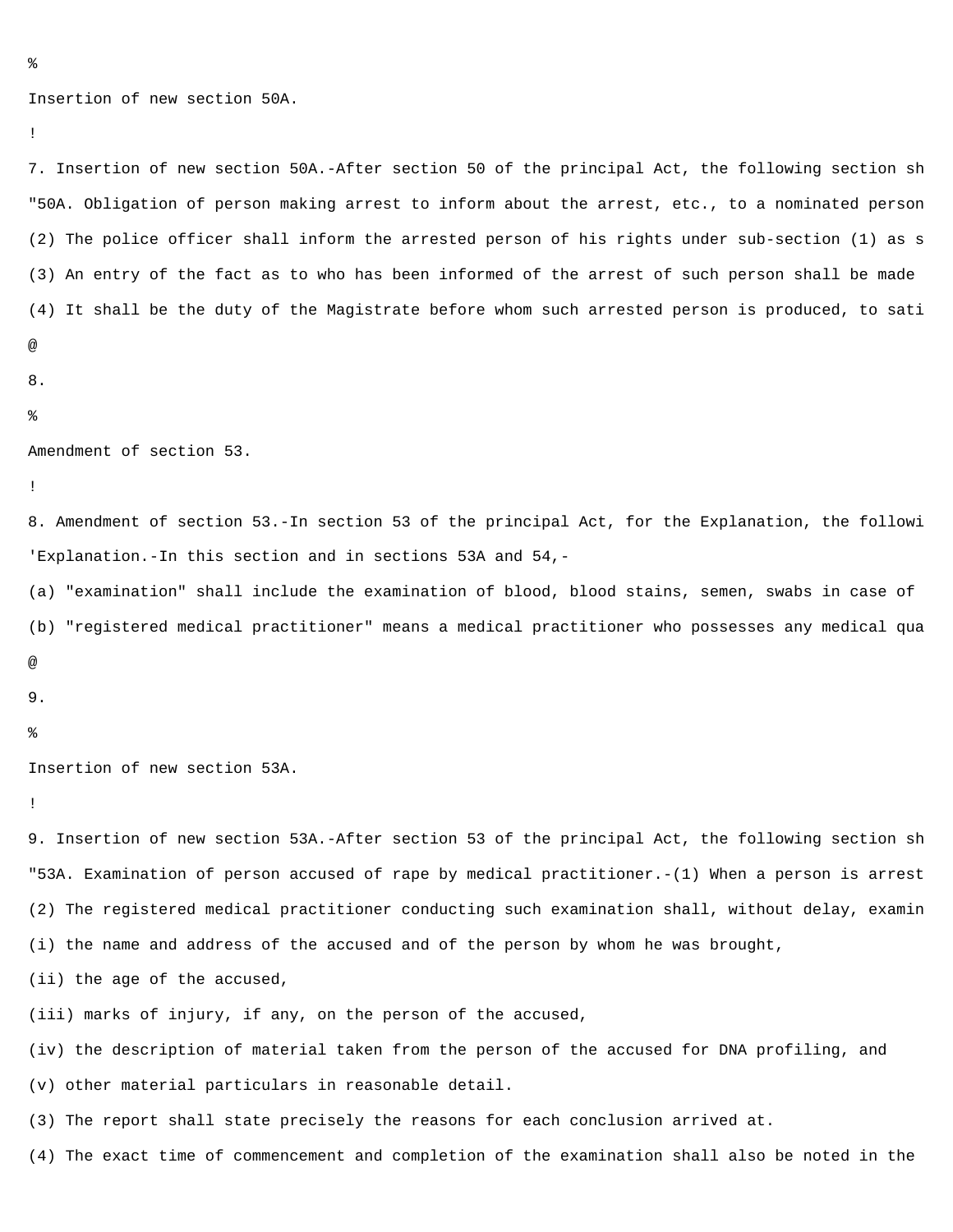%

Insertion of new section 50A.

!

7. Insertion of new section 50A.-After section 50 of the principal Act, the following section sh

"50A. Obligation of person making arrest to inform about the arrest, etc., to a nominated person

(2) The police officer shall inform the arrested person of his rights under sub-section (1) as s

(3) An entry of the fact as to who has been informed of the arrest of such person shall be made

(4) It shall be the duty of the Magistrate before whom such arrested person is produced, to sati

@

8.

%

Amendment of section 53.

!

8. Amendment of section 53.-In section 53 of the principal Act, for the Explanation, the followi

'Explanation.-In this section and in sections 53A and 54,-

(a) "examination" shall include the examination of blood, blood stains, semen, swabs in case of

(b) "registered medical practitioner" means a medical practitioner who possesses any medical qua

@

9.

%

Insertion of new section 53A.

!

9. Insertion of new section 53A.-After section 53 of the principal Act, the following section sh

"53A. Examination of person accused of rape by medical practitioner.-(1) When a person is arrest

(2) The registered medical practitioner conducting such examination shall, without delay, examin

(i) the name and address of the accused and of the person by whom he was brought,

(ii) the age of the accused,

(iii) marks of injury, if any, on the person of the accused,

(iv) the description of material taken from the person of the accused for DNA profiling, and

(v) other material particulars in reasonable detail.

(3) The report shall state precisely the reasons for each conclusion arrived at.

(4) The exact time of commencement and completion of the examination shall also be noted in the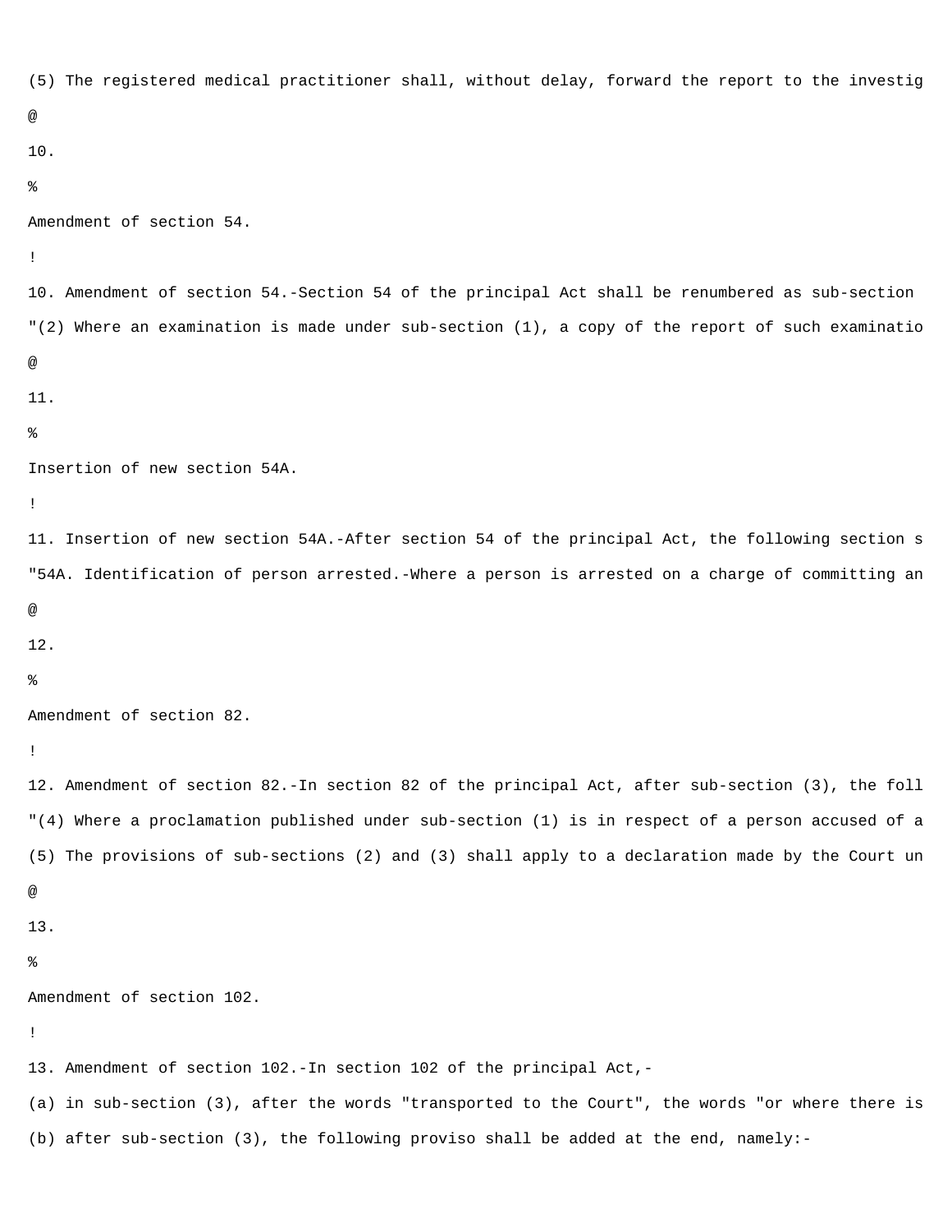(5) The registered medical practitioner shall, without delay, forward the report to the investig

@

10.

%

Amendment of section 54.

!

10. Amendment of section 54.-Section 54 of the principal Act shall be renumbered as sub-section

"(2) Where an examination is made under sub-section (1), a copy of the report of such examinatio

@

11.

%

Insertion of new section 54A.

!

11. Insertion of new section 54A.-After section 54 of the principal Act, the following section s

"54A. Identification of person arrested.-Where a person is arrested on a charge of committing an

@

12.

%

Amendment of section 82.

!

12. Amendment of section 82.-In section 82 of the principal Act, after sub-section (3), the foll

"(4) Where a proclamation published under sub-section (1) is in respect of a person accused of a

(5) The provisions of sub-sections (2) and (3) shall apply to a declaration made by the Court un

@

13.

%

Amendment of section 102.

!

13. Amendment of section 102.-In section 102 of the principal Act,-

(a) in sub-section (3), after the words "transported to the Court", the words "or where there is

(b) after sub-section (3), the following proviso shall be added at the end, namely:-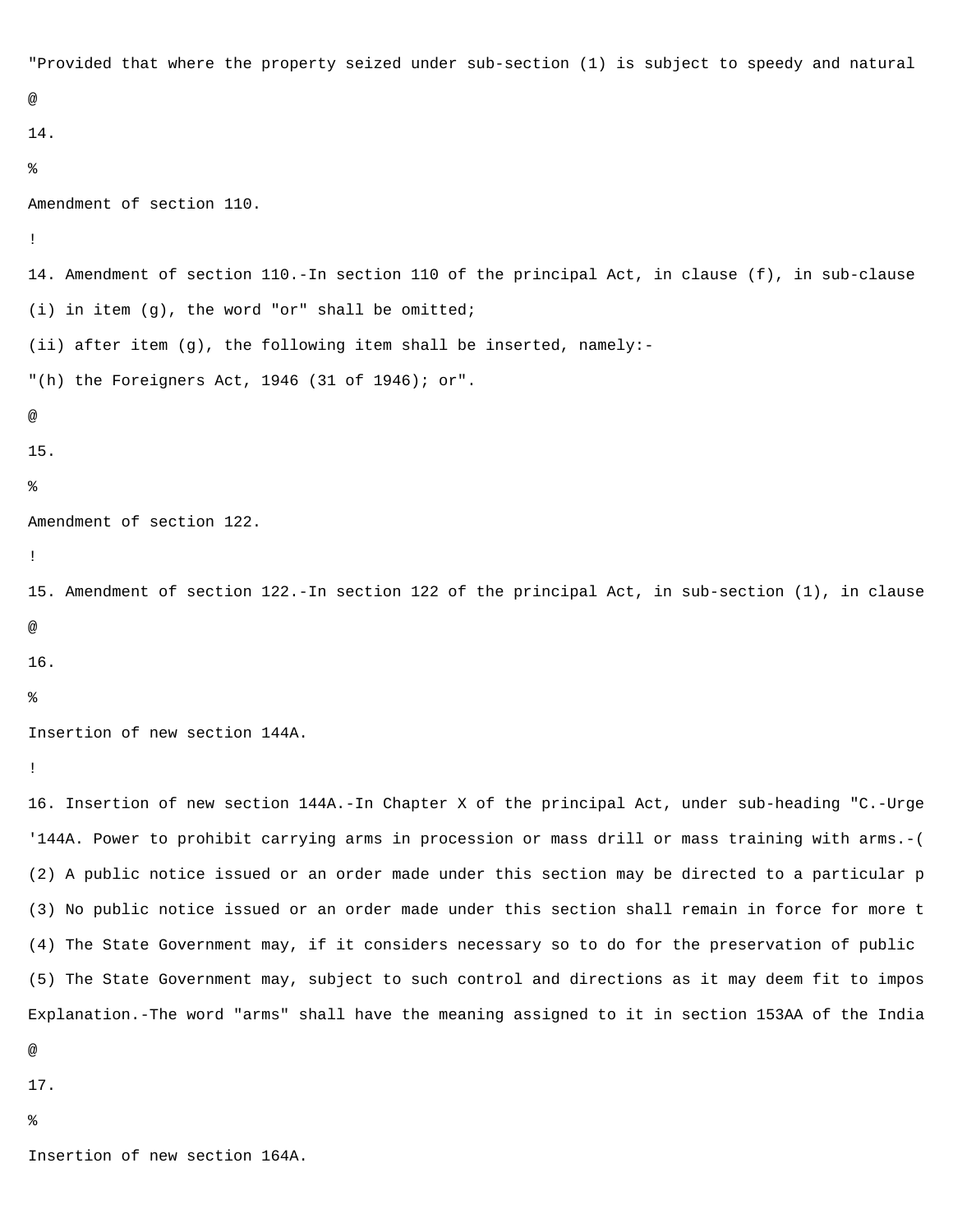"Provided that where the property seized under sub-section (1) is subject to speedy and natural

@

14.

%

Amendment of section 110.

!

14. Amendment of section 110.-In section 110 of the principal Act, in clause (f), in sub-clause

(i) in item (g), the word "or" shall be omitted;

(ii) after item (g), the following item shall be inserted, namely:-

"(h) the Foreigners Act, 1946 (31 of 1946); or".

@

15.

%

Amendment of section 122.

!

15. Amendment of section 122.-In section 122 of the principal Act, in sub-section (1), in clause

@

16.

%

Insertion of new section 144A.

!

16. Insertion of new section 144A.-In Chapter X of the principal Act, under sub-heading "C.-Urge

'144A. Power to prohibit carrying arms in procession or mass drill or mass training with arms.-(

(2) A public notice issued or an order made under this section may be directed to a particular p

(3) No public notice issued or an order made under this section shall remain in force for more t

(4) The State Government may, if it considers necessary so to do for the preservation of public

(5) The State Government may, subject to such control and directions as it may deem fit to impos

Explanation.-The word "arms" shall have the meaning assigned to it in section 153AA of the India

@

17.

%

Insertion of new section 164A.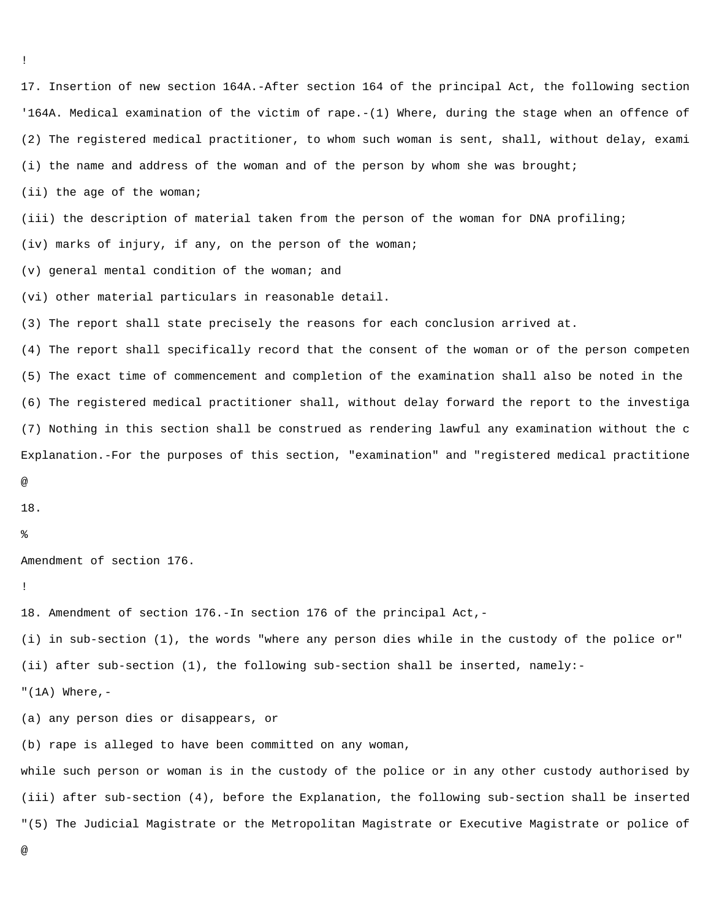!

17. Insertion of new section 164A.-After section 164 of the principal Act, the following section

'164A. Medical examination of the victim of rape.-(1) Where, during the stage when an offence of

(2) The registered medical practitioner, to whom such woman is sent, shall, without delay, exami

(i) the name and address of the woman and of the person by whom she was brought;

(ii) the age of the woman;

(iii) the description of material taken from the person of the woman for DNA profiling;

(iv) marks of injury, if any, on the person of the woman;

(v) general mental condition of the woman; and

(vi) other material particulars in reasonable detail.

(3) The report shall state precisely the reasons for each conclusion arrived at.

(4) The report shall specifically record that the consent of the woman or of the person competen

(5) The exact time of commencement and completion of the examination shall also be noted in the

(6) The registered medical practitioner shall, without delay forward the report to the investiga

(7) Nothing in this section shall be construed as rendering lawful any examination without the c

Explanation.-For the purposes of this section, "examination" and "registered medical practitione

@

18.

%

Amendment of section 176.

!

18. Amendment of section 176.-In section 176 of the principal Act,-

(i) in sub-section (1), the words "where any person dies while in the custody of the police or"

(ii) after sub-section (1), the following sub-section shall be inserted, namely:-

"(1A) Where,-

(a) any person dies or disappears, or

(b) rape is alleged to have been committed on any woman,

while such person or woman is in the custody of the police or in any other custody authorised by

(iii) after sub-section (4), before the Explanation, the following sub-section shall be inserted

"(5) The Judicial Magistrate or the Metropolitan Magistrate or Executive Magistrate or police of

@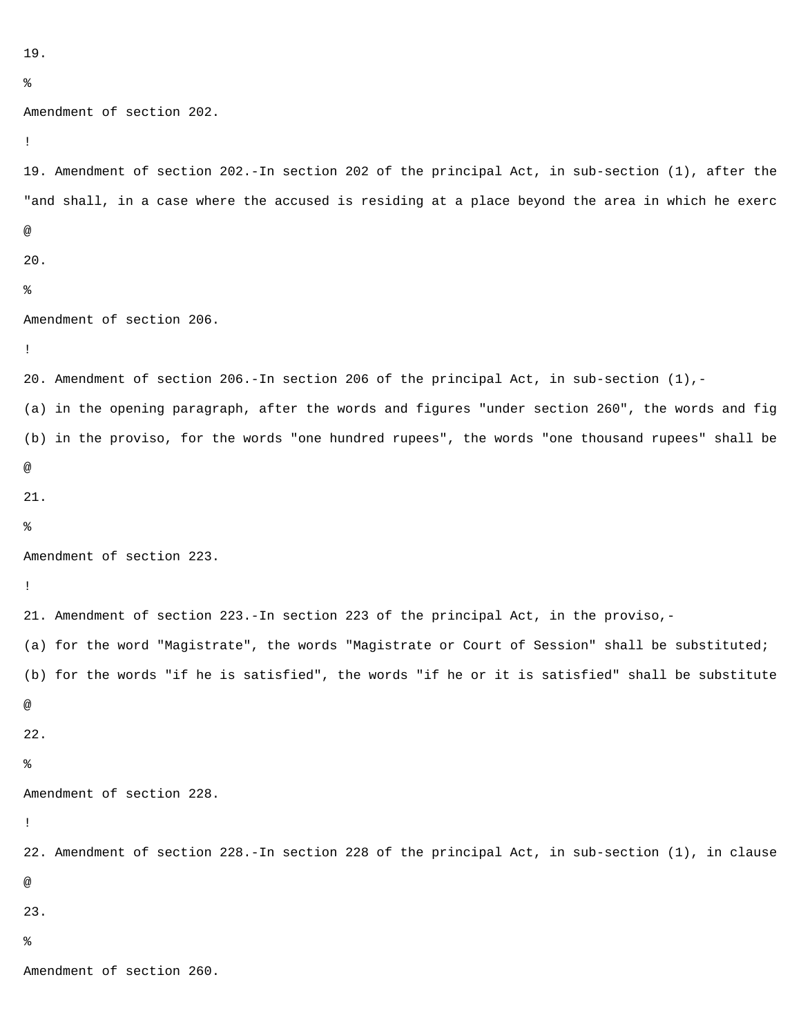19.

%

Amendment of section 202.

!

19. Amendment of section 202.-In section 202 of the principal Act, in sub-section (1), after the

"and shall, in a case where the accused is residing at a place beyond the area in which he exerc

@

20.

%

Amendment of section 206.

!

20. Amendment of section 206.-In section 206 of the principal Act, in sub-section (1),-

(a) in the opening paragraph, after the words and figures "under section 260", the words and fig

(b) in the proviso, for the words "one hundred rupees", the words "one thousand rupees" shall be

@

21.

%

Amendment of section 223.

!

21. Amendment of section 223.-In section 223 of the principal Act, in the proviso,-

(a) for the word "Magistrate", the words "Magistrate or Court of Session" shall be substituted;

(b) for the words "if he is satisfied", the words "if he or it is satisfied" shall be substitute

@

22.

%

Amendment of section 228.

!

22. Amendment of section 228.-In section 228 of the principal Act, in sub-section (1), in clause

@

23.

%

Amendment of section 260.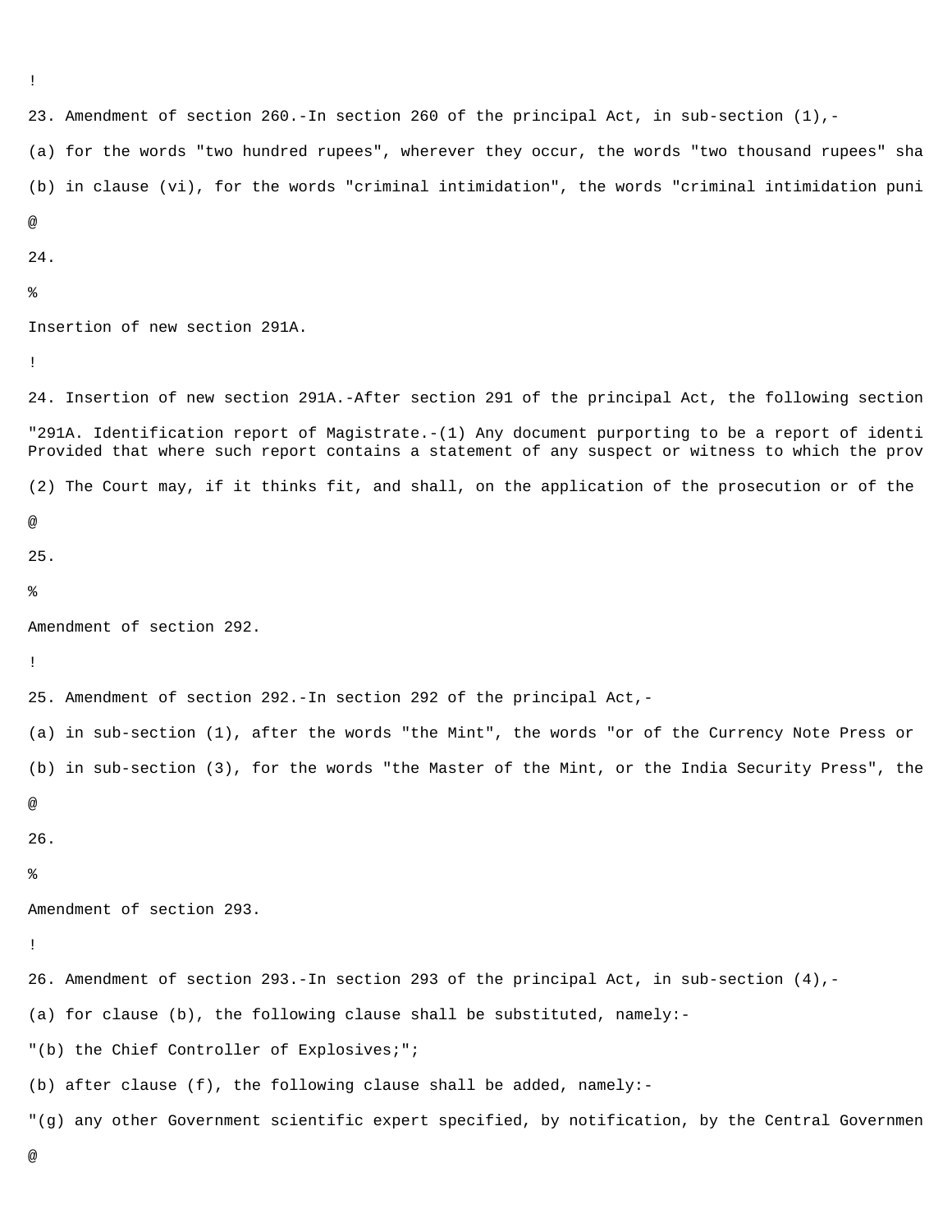!

23. Amendment of section 260.-In section 260 of the principal Act, in sub-section (1),-

(a) for the words "two hundred rupees", wherever they occur, the words "two thousand rupees" sha

(b) in clause (vi), for the words "criminal intimidation", the words "criminal intimidation puni

@

24.

%

Insertion of new section 291A.

!

24. Insertion of new section 291A.-After section 291 of the principal Act, the following section

"291A. Identification report of Magistrate.-(1) Any document purporting to be a report of identi
Provided that where such report contains a statement of any suspect or witness to which the prov

(2) The Court may, if it thinks fit, and shall, on the application of the prosecution or of the

@

25.

%

Amendment of section 292.

!

25. Amendment of section 292.-In section 292 of the principal Act,-

(a) in sub-section (1), after the words "the Mint", the words "or of the Currency Note Press or

(b) in sub-section (3), for the words "the Master of the Mint, or the India Security Press", the

@

26.

%

Amendment of section 293.

!

26. Amendment of section 293.-In section 293 of the principal Act, in sub-section (4),-

(a) for clause (b), the following clause shall be substituted, namely:-

"(b) the Chief Controller of Explosives;";

(b) after clause (f), the following clause shall be added, namely:-

"(g) any other Government scientific expert specified, by notification, by the Central Governmen

@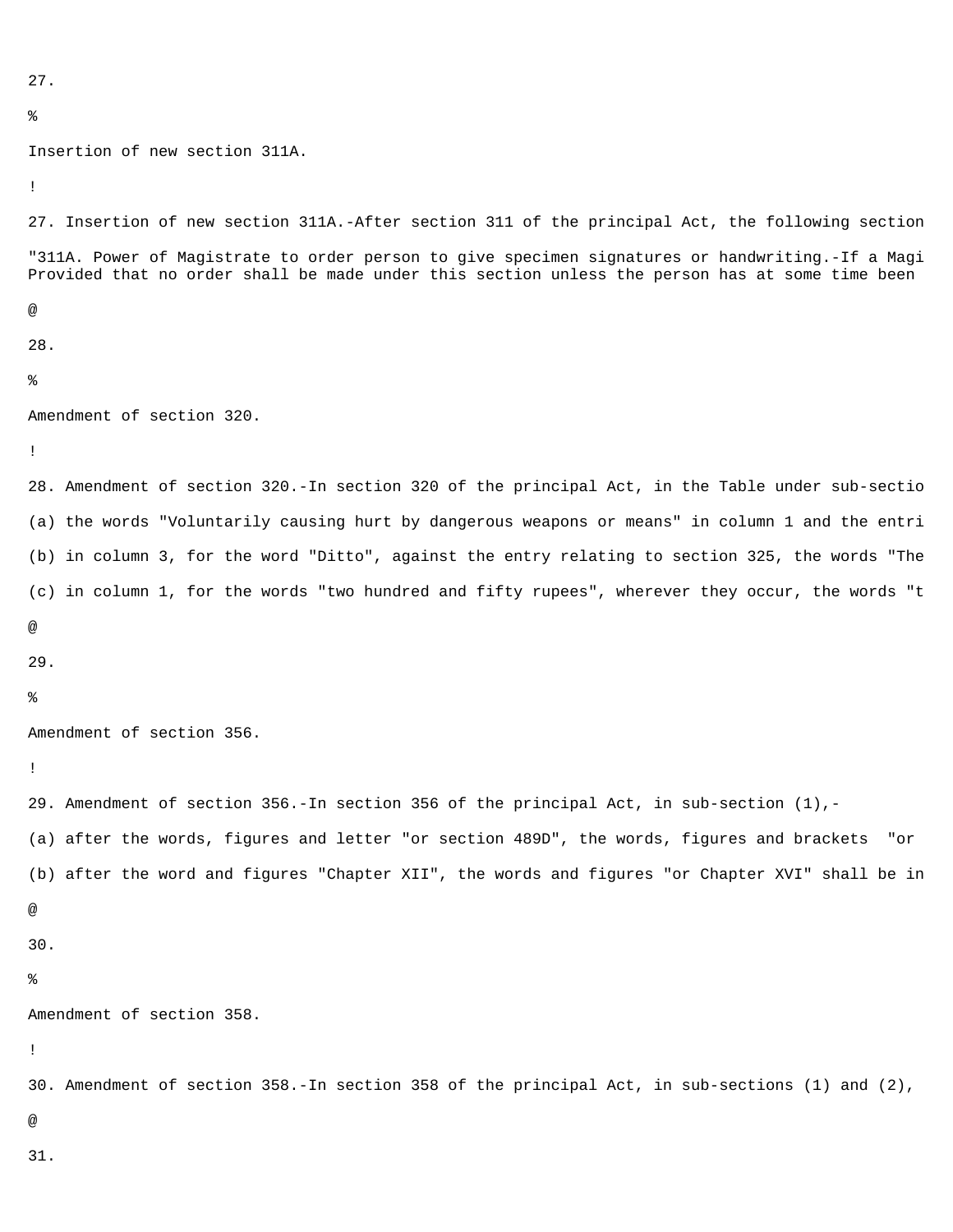27.

%

Insertion of new section 311A.

!

27. Insertion of new section 311A.-After section 311 of the principal Act, the following section

"311A. Power of Magistrate to order person to give specimen signatures or handwriting.-If a Magi
Provided that no order shall be made under this section unless the person has at some time been

@

28.

%

Amendment of section 320.

!

28. Amendment of section 320.-In section 320 of the principal Act, in the Table under sub-sectio

(a) the words "Voluntarily causing hurt by dangerous weapons or means" in column 1 and the entri

(b) in column 3, for the word "Ditto", against the entry relating to section 325, the words "The

(c) in column 1, for the words "two hundred and fifty rupees", wherever they occur, the words "t

@

29.

%

Amendment of section 356.

!

29. Amendment of section 356.-In section 356 of the principal Act, in sub-section (1),-

(a) after the words, figures and letter "or section 489D", the words, figures and brackets "or

(b) after the word and figures "Chapter XII", the words and figures "or Chapter XVI" shall be in

@

30.

%

Amendment of section 358.

!

30. Amendment of section 358.-In section 358 of the principal Act, in sub-sections (1) and (2),

@

31.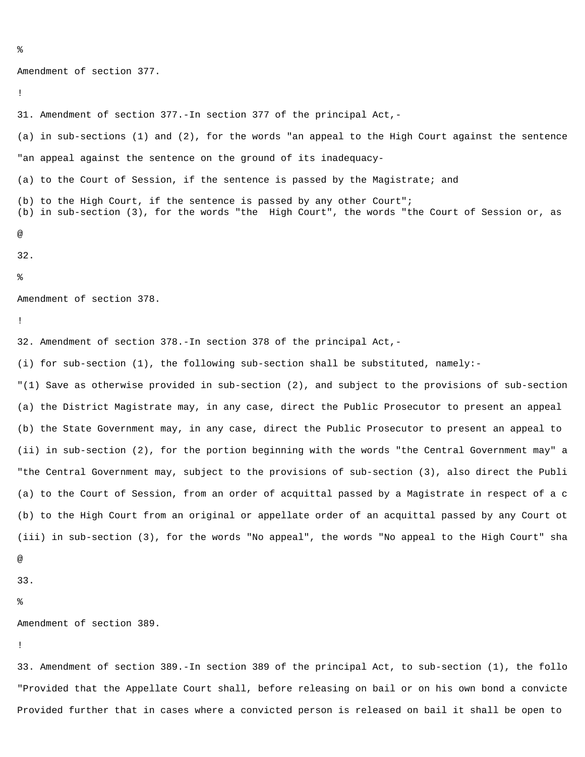%

Amendment of section 377.

!

31. Amendment of section 377.-In section 377 of the principal Act,-

(a) in sub-sections (1) and (2), for the words "an appeal to the High Court against the sentence

"an appeal against the sentence on the ground of its inadequacy-

(a) to the Court of Session, if the sentence is passed by the Magistrate; and

(b) to the High Court, if the sentence is passed by any other Court";

(b) in sub-section (3), for the words "the High Court", the words "the Court of Session or, as

@

32.

%

Amendment of section 378.

!

32. Amendment of section 378.-In section 378 of the principal Act,-

(i) for sub-section (1), the following sub-section shall be substituted, namely:-

"(1) Save as otherwise provided in sub-section (2), and subject to the provisions of sub-section

(a) the District Magistrate may, in any case, direct the Public Prosecutor to present an appeal

(b) the State Government may, in any case, direct the Public Prosecutor to present an appeal to

(ii) in sub-section (2), for the portion beginning with the words "the Central Government may" a

"the Central Government may, subject to the provisions of sub-section (3), also direct the Publi

(a) to the Court of Session, from an order of acquittal passed by a Magistrate in respect of a c

(b) to the High Court from an original or appellate order of an acquittal passed by any Court ot

(iii) in sub-section (3), for the words "No appeal", the words "No appeal to the High Court" sha

@

33.

%

Amendment of section 389.

!

33. Amendment of section 389.-In section 389 of the principal Act, to sub-section (1), the follo

"Provided that the Appellate Court shall, before releasing on bail or on his own bond a convicte

Provided further that in cases where a convicted person is released on bail it shall be open to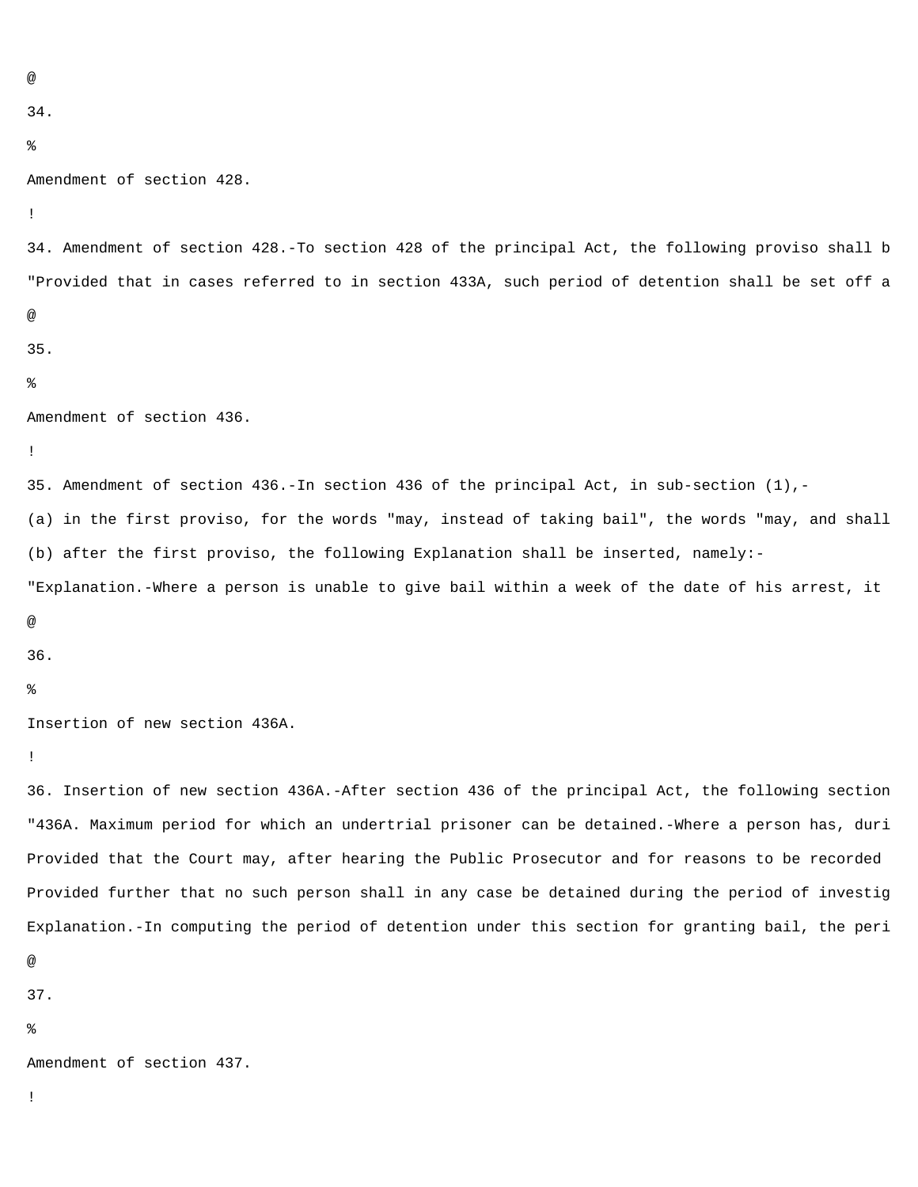@

34.

%

Amendment of section 428.

!

34. Amendment of section 428.-To section 428 of the principal Act, the following proviso shall b

"Provided that in cases referred to in section 433A, such period of detention shall be set off a

@

35.

%

Amendment of section 436.

!

35. Amendment of section 436.-In section 436 of the principal Act, in sub-section (1),-

(a) in the first proviso, for the words "may, instead of taking bail", the words "may, and shall

(b) after the first proviso, the following Explanation shall be inserted, namely:-

"Explanation.-Where a person is unable to give bail within a week of the date of his arrest, it

@

36.

%

Insertion of new section 436A.

!

36. Insertion of new section 436A.-After section 436 of the principal Act, the following section

"436A. Maximum period for which an undertrial prisoner can be detained.-Where a person has, duri

Provided that the Court may, after hearing the Public Prosecutor and for reasons to be recorded

Provided further that no such person shall in any case be detained during the period of investig

Explanation.-In computing the period of detention under this section for granting bail, the peri

@

37.

%

Amendment of section 437.

!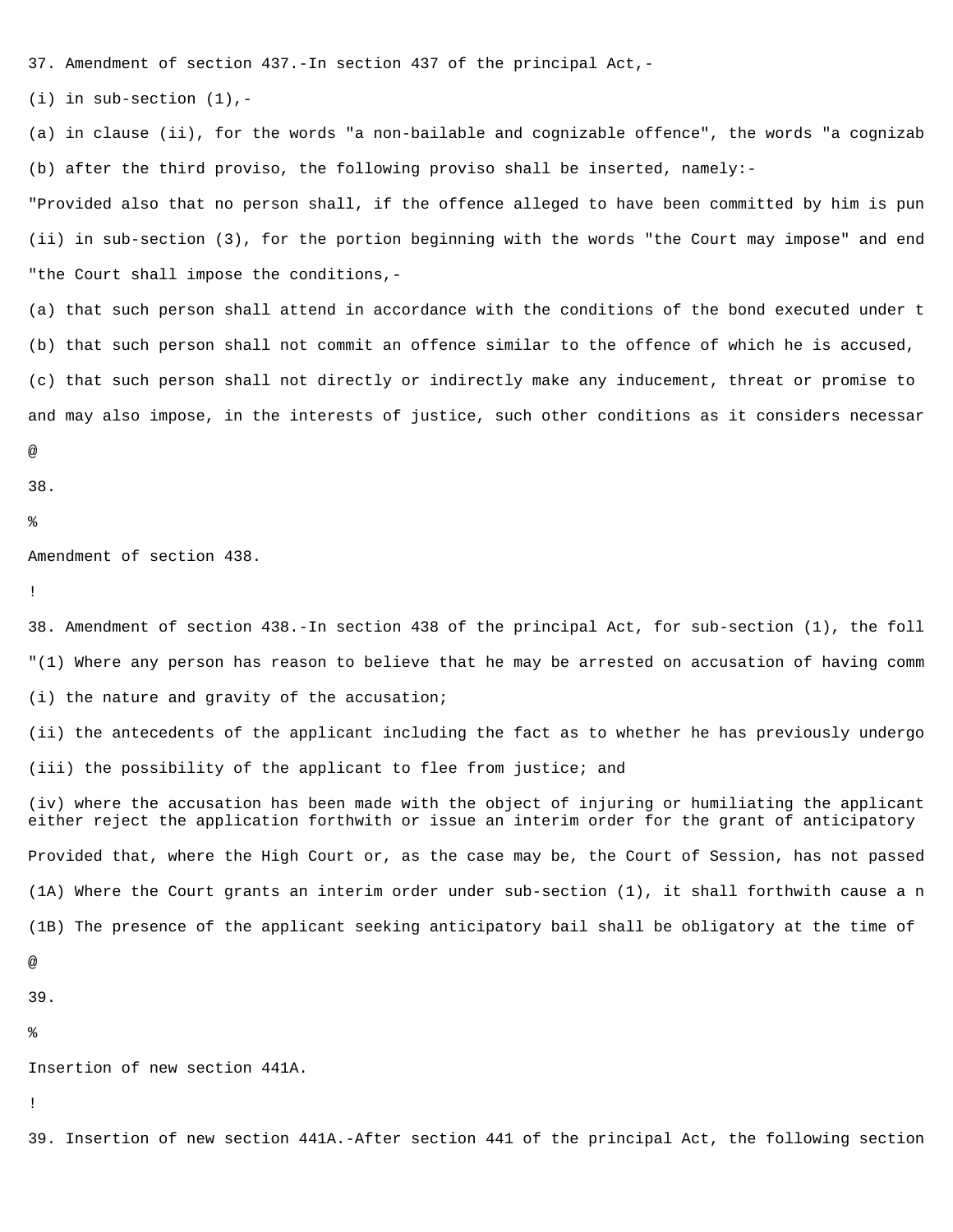37. Amendment of section 437.-In section 437 of the principal Act,-

(i) in sub-section (1),-

(a) in clause (ii), for the words "a non-bailable and cognizable offence", the words "a cognizab

(b) after the third proviso, the following proviso shall be inserted, namely:-

"Provided also that no person shall, if the offence alleged to have been committed by him is pun

(ii) in sub-section (3), for the portion beginning with the words "the Court may impose" and end

"the Court shall impose the conditions,-

(a) that such person shall attend in accordance with the conditions of the bond executed under t

(b) that such person shall not commit an offence similar to the offence of which he is accused,

(c) that such person shall not directly or indirectly make any inducement, threat or promise to

and may also impose, in the interests of justice, such other conditions as it considers necessar

@

38.

%

Amendment of section 438.

!

38. Amendment of section 438.-In section 438 of the principal Act, for sub-section (1), the foll

"(1) Where any person has reason to believe that he may be arrested on accusation of having comm

(i) the nature and gravity of the accusation;

(ii) the antecedents of the applicant including the fact as to whether he has previously undergo

(iii) the possibility of the applicant to flee from justice; and

(iv) where the accusation has been made with the object of injuring or humiliating the applicant
either reject the application forthwith or issue an interim order for the grant of anticipatory

Provided that, where the High Court or, as the case may be, the Court of Session, has not passed

(1A) Where the Court grants an interim order under sub-section (1), it shall forthwith cause a n

(1B) The presence of the applicant seeking anticipatory bail shall be obligatory at the time of

@

39.

%

Insertion of new section 441A.

!

39. Insertion of new section 441A.-After section 441 of the principal Act, the following section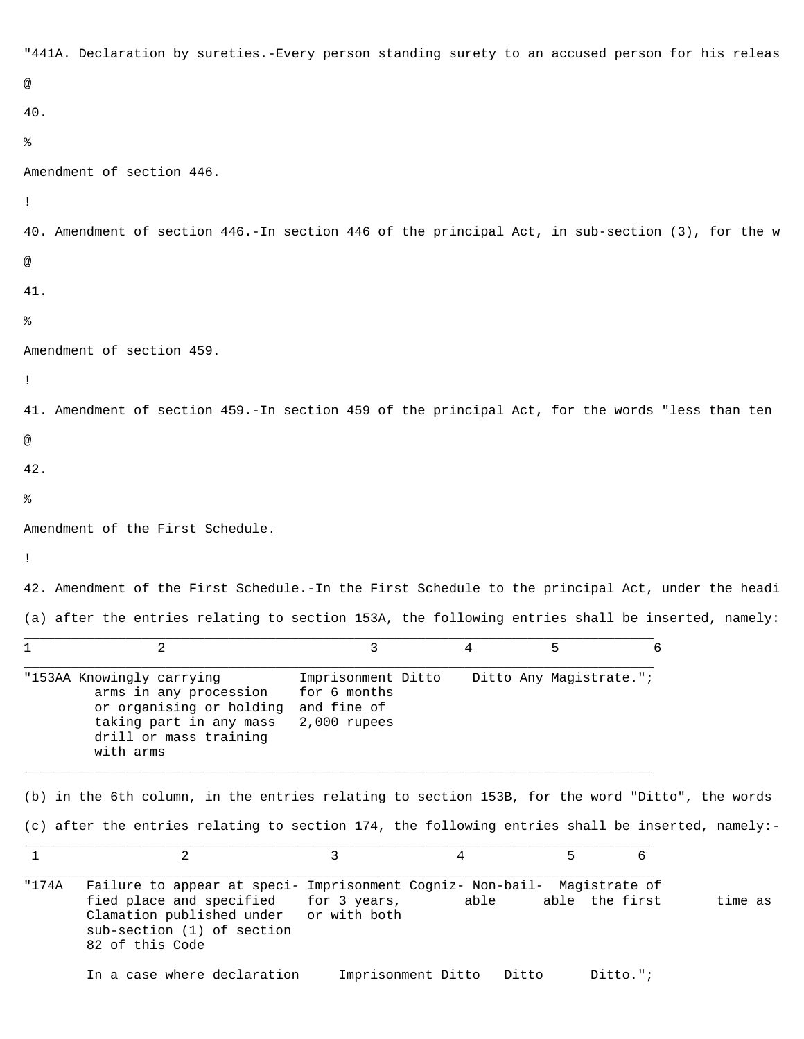"441A. Declaration by sureties.-Every person standing surety to an accused person for his releas

@

40.

%

Amendment of section 446.

!

40. Amendment of section 446.-In section 446 of the principal Act, in sub-section (3), for the w

@

41.

%

Amendment of section 459.

!

41. Amendment of section 459.-In section 459 of the principal Act, for the words "less than ten

@

42.

%

Amendment of the First Schedule.

!

42. Amendment of the First Schedule.-In the First Schedule to the principal Act, under the headi

(a) after the entries relating to section 153A, the following entries shall be inserted, namely:

| 1 | 2 | 3 | 4 | 5 | 6 |
|---|---|---|---|---|---|
| "153AA | Knowingly carrying arms in any procession or organising or holding taking part in any mass drill or mass training with arms | Imprisonment for 6 months and fine of 2,000 rupees | Ditto | Ditto | Any Magistrate."; |

(b) in the 6th column, in the entries relating to section 153B, for the word "Ditto", the words

(c) after the entries relating to section 174, the following entries shall be inserted, namely:-

| 1 | 2 | 3 | 4 | 5 | 6 |
|---|---|---|---|---|---|
| "174A | Failure to appear at specified place and specified Clamation published under sub-section (1) of section 82 of this Code | Imprisonment for 3 years, or with both | Cognizable | Non-bailable | Magistrate of the first time as |
| | In a case where declaration | Imprisonment | Ditto | Ditto | Ditto."; |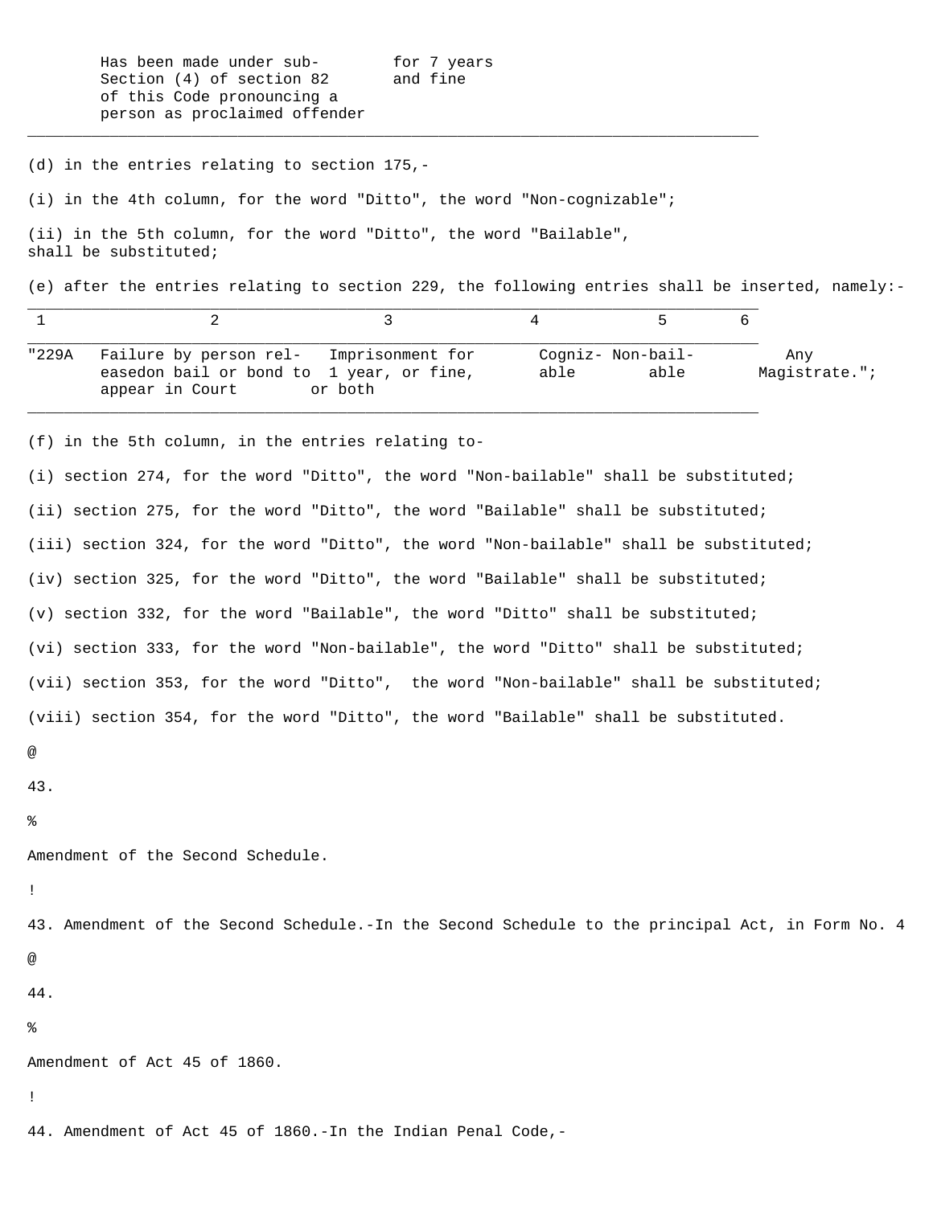| | | | | | |
|---|---|---|---|---|---|
| | Has been made under sub-Section (4) of section 82 of this Code pronouncing a person as proclaimed offender | for 7 years and fine | | | |

(d) in the entries relating to section 175,-

(i) in the 4th column, for the word "Ditto", the word "Non-cognizable";

(ii) in the 5th column, for the word "Ditto", the word "Bailable", shall be substituted;

(e) after the entries relating to section 229, the following entries shall be inserted, namely:-

| 1 | 2 | 3 | 4 | 5 | 6 |
|---|---|---|---|---|---|
| "229A | Failure by person releasedon bail or bond to appear in Court | Imprisonment for 1 year, or fine, or both | Cognizable | Non-bailable | Any Magistrate."; |

(f) in the 5th column, in the entries relating to-

(i) section 274, for the word "Ditto", the word "Non-bailable" shall be substituted;

(ii) section 275, for the word "Ditto", the word "Bailable" shall be substituted;

(iii) section 324, for the word "Ditto", the word "Non-bailable" shall be substituted;

(iv) section 325, for the word "Ditto", the word "Bailable" shall be substituted;

(v) section 332, for the word "Bailable", the word "Ditto" shall be substituted;

(vi) section 333, for the word "Non-bailable", the word "Ditto" shall be substituted;

(vii) section 353, for the word "Ditto", the word "Non-bailable" shall be substituted;

(viii) section 354, for the word "Ditto", the word "Bailable" shall be substituted.

@

43.

%

Amendment of the Second Schedule.

!

43. Amendment of the Second Schedule.-In the Second Schedule to the principal Act, in Form No. 4

@

44.

%

Amendment of Act 45 of 1860.

!

44. Amendment of Act 45 of 1860.-In the Indian Penal Code,-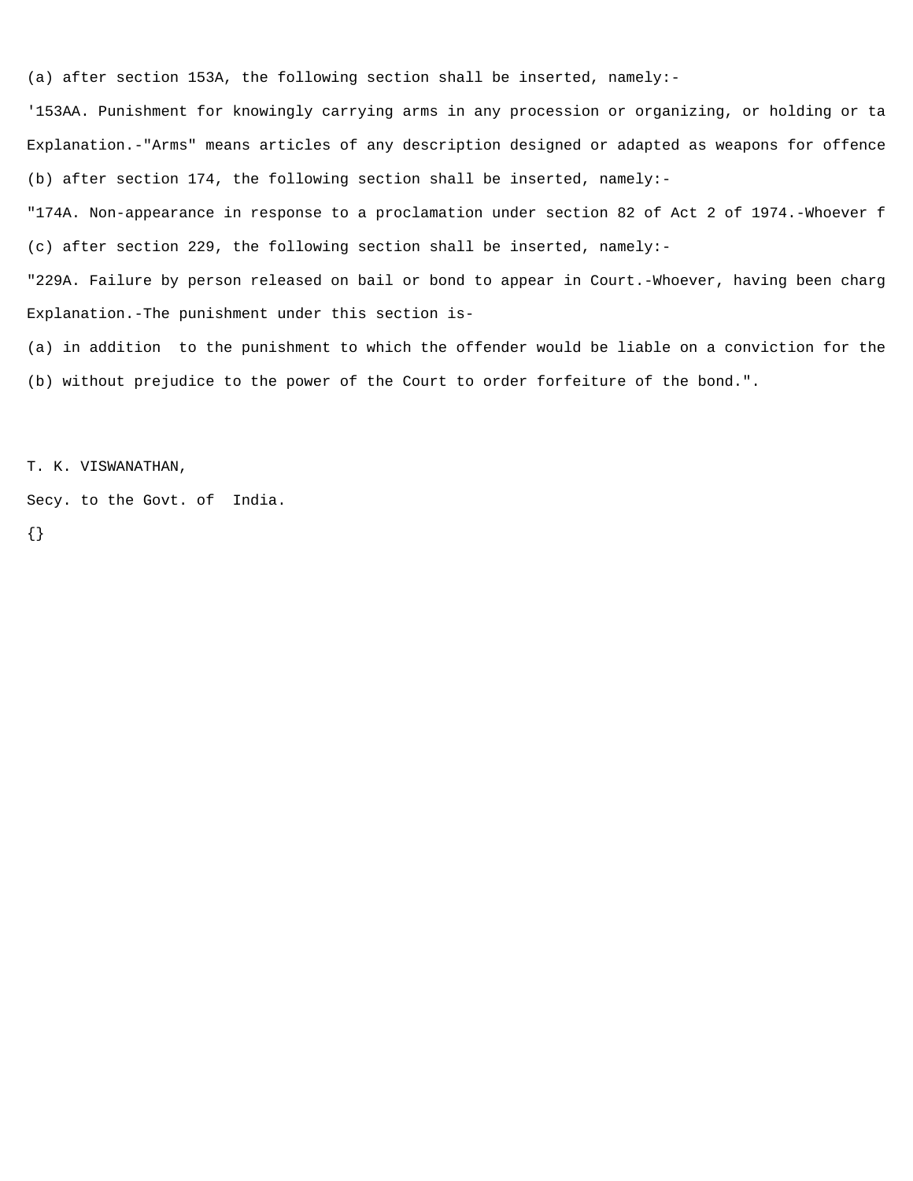(a) after section 153A, the following section shall be inserted, namely:-

'153AA. Punishment for knowingly carrying arms in any procession or organizing, or holding or ta

Explanation.-"Arms" means articles of any description designed or adapted as weapons for offence

(b) after section 174, the following section shall be inserted, namely:-

"174A. Non-appearance in response to a proclamation under section 82 of Act 2 of 1974.-Whoever f

(c) after section 229, the following section shall be inserted, namely:-

"229A. Failure by person released on bail or bond to appear in Court.-Whoever, having been charg

Explanation.-The punishment under this section is-

(a) in addition to the punishment to which the offender would be liable on a conviction for the

(b) without prejudice to the power of the Court to order forfeiture of the bond.".

T. K. VISWANATHAN,

Secy. to the Govt. of India.

{}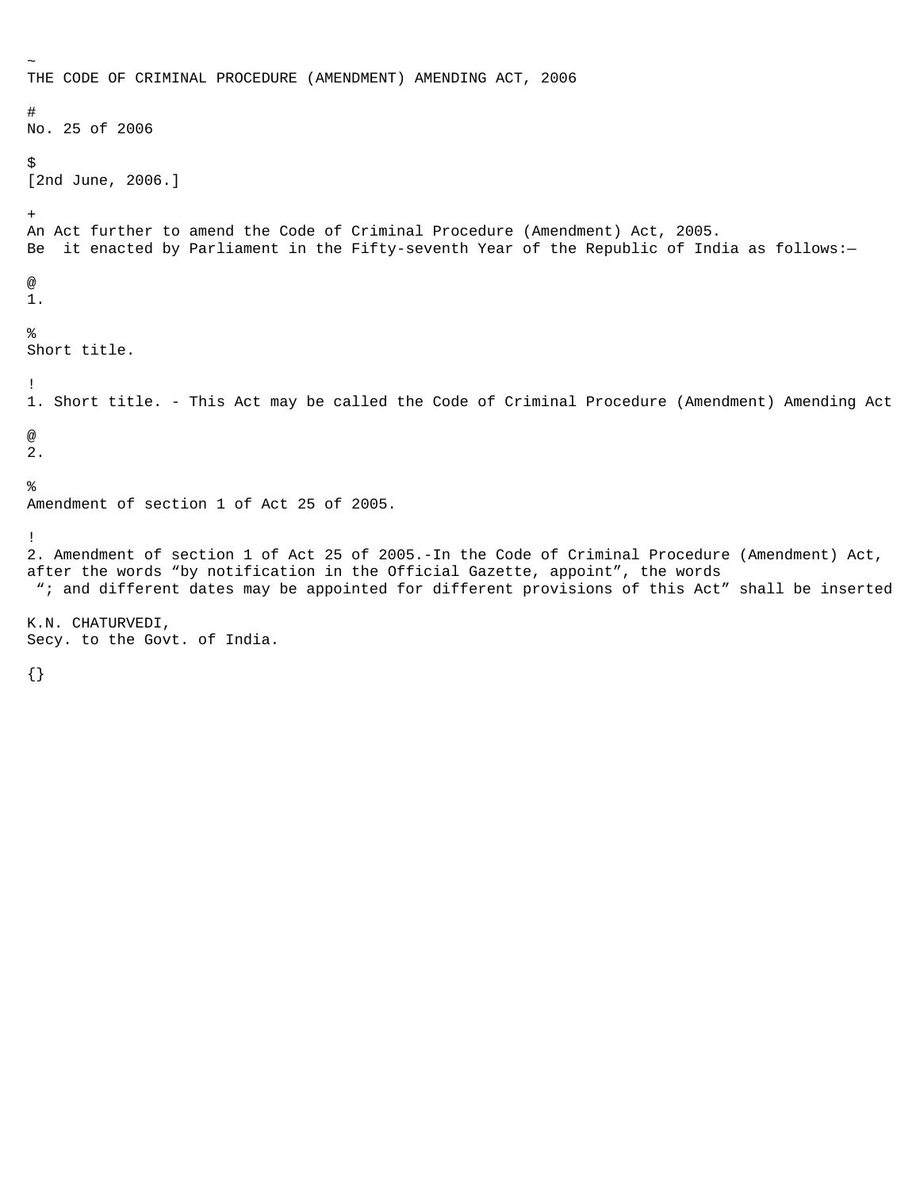~

# THE CODE OF CRIMINAL PROCEDURE (AMENDMENT) AMENDING ACT, 2006

#

No. 25 of 2006

$

[2nd June, 2006.]

+

An Act further to amend the Code of Criminal Procedure (Amendment) Act, 2005.

Be it enacted by Parliament in the Fifty-seventh Year of the Republic of India as follows:—

@

1.

%

Short title.

!

1. Short title. - This Act may be called the Code of Criminal Procedure (Amendment) Amending Act

@

2.

%

Amendment of section 1 of Act 25 of 2005.

!

2. Amendment of section 1 of Act 25 of 2005.-In the Code of Criminal Procedure (Amendment) Act, after the words "by notification in the Official Gazette, appoint", the words "; and different dates may be appointed for different provisions of this Act" shall be inserted

K.N. CHATURVEDI,
Secy. to the Govt. of India.

{}